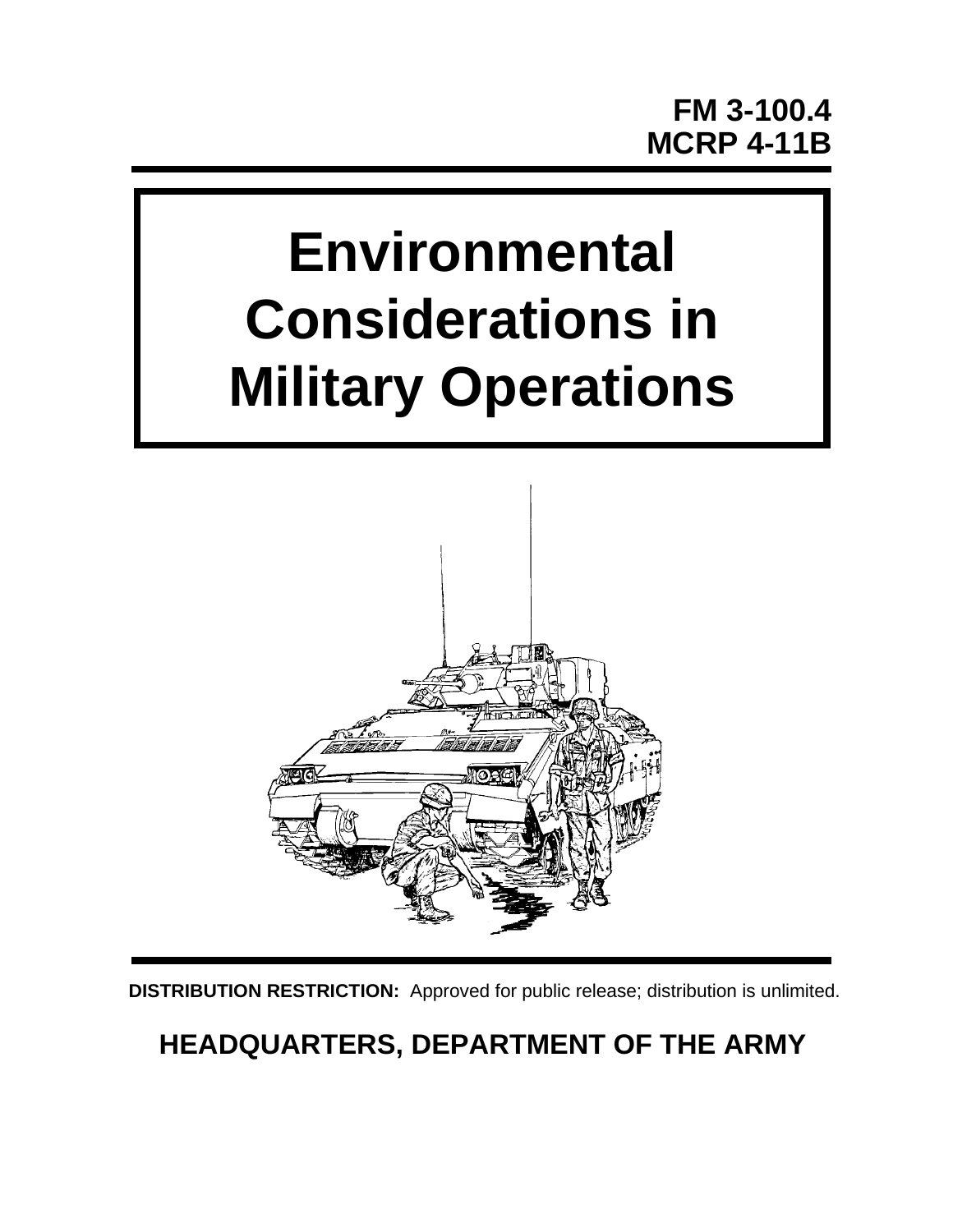**FM 3-100.4**
**MCRP 4-11B**

# Environmental Considerations in Military Operations

**DISTRIBUTION RESTRICTION:** Approved for public release; distribution is unlimited.

## HEADQUARTERS, DEPARTMENT OF THE ARMY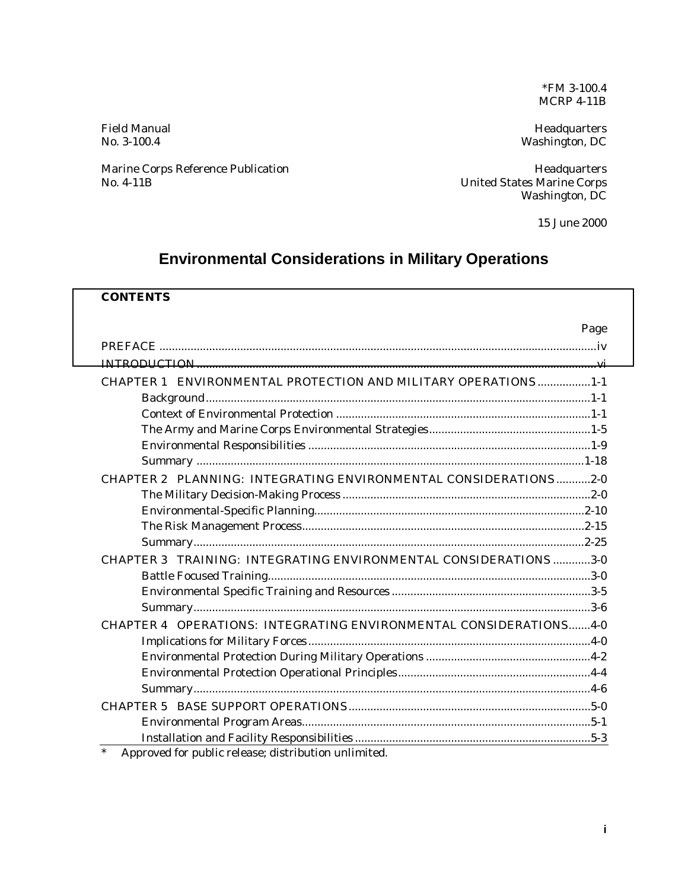*FM 3-100.4
MCRP 4-11B

Field Manual
No. 3-100.4

Headquarters
Washington, DC

Marine Corps Reference Publication
No. 4-11B

Headquarters
United States Marine Corps
Washington, DC

15 June 2000

# Environmental Considerations in Military Operations

**CONTENTS**

| | Page |
|---|---|
| PREFACE | iv |
| INTRODUCTION | vi |
| CHAPTER 1 ENVIRONMENTAL PROTECTION AND MILITARY OPERATIONS | 1-1 |
| Background | 1-1 |
| Context of Environmental Protection | 1-1 |
| The Army and Marine Corps Environmental Strategies | 1-5 |
| Environmental Responsibilities | 1-9 |
| Summary | 1-18 |
| CHAPTER 2 PLANNING: INTEGRATING ENVIRONMENTAL CONSIDERATIONS | 2-0 |
| The Military Decision-Making Process | 2-0 |
| Environmental-Specific Planning | 2-10 |
| The Risk Management Process | 2-15 |
| Summary | 2-25 |
| CHAPTER 3 TRAINING: INTEGRATING ENVIRONMENTAL CONSIDERATIONS | 3-0 |
| Battle Focused Training | 3-0 |
| Environmental Specific Training and Resources | 3-5 |
| Summary | 3-6 |
| CHAPTER 4 OPERATIONS: INTEGRATING ENVIRONMENTAL CONSIDERATIONS | 4-0 |
| Implications for Military Forces | 4-0 |
| Environmental Protection During Military Operations | 4-2 |
| Environmental Protection Operational Principles | 4-4 |
| Summary | 4-6 |
| CHAPTER 5 BASE SUPPORT OPERATIONS | 5-0 |
| Environmental Program Areas | 5-1 |
| Installation and Facility Responsibilities | 5-3 |

\* Approved for public release; distribution unlimited.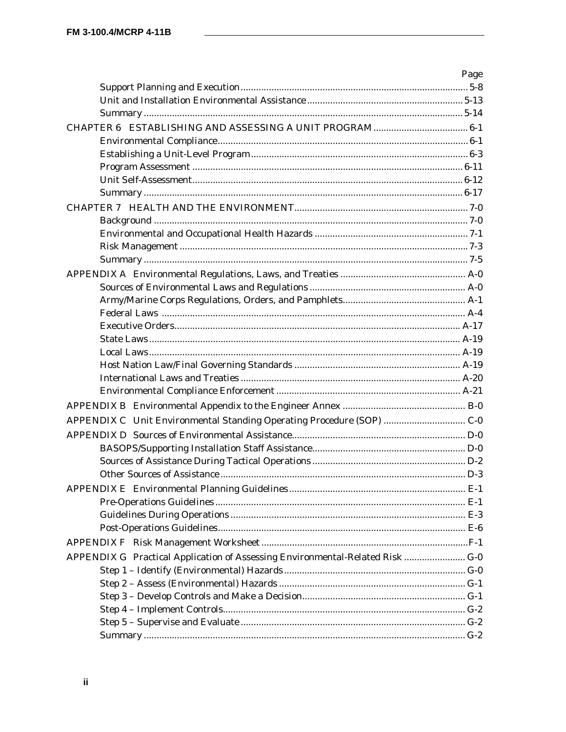| | Page |
|---|---|
| Support Planning and Execution | 5-8 |
| Unit and Installation Environmental Assistance | 5-13 |
| Summary | 5-14 |
| CHAPTER 6 ESTABLISHING AND ASSESSING A UNIT PROGRAM | 6-1 |
| Environmental Compliance | 6-1 |
| Establishing a Unit-Level Program | 6-3 |
| Program Assessment | 6-11 |
| Unit Self-Assessment | 6-12 |
| Summary | 6-17 |
| CHAPTER 7 HEALTH AND THE ENVIRONMENT | 7-0 |
| Background | 7-0 |
| Environmental and Occupational Health Hazards | 7-1 |
| Risk Management | 7-3 |
| Summary | 7-5 |
| APPENDIX A Environmental Regulations, Laws, and Treaties | A-0 |
| Sources of Environmental Laws and Regulations | A-0 |
| Army/Marine Corps Regulations, Orders, and Pamphlets | A-1 |
| Federal Laws | A-4 |
| Executive Orders | A-17 |
| State Laws | A-19 |
| Local Laws | A-19 |
| Host Nation Law/Final Governing Standards | A-19 |
| International Laws and Treaties | A-20 |
| Environmental Compliance Enforcement | A-21 |
| APPENDIX B Environmental Appendix to the Engineer Annex | B-0 |
| APPENDIX C Unit Environmental Standing Operating Procedure (SOP) | C-0 |
| APPENDIX D Sources of Environmental Assistance | D-0 |
| BASOPS/Supporting Installation Staff Assistance | D-0 |
| Sources of Assistance During Tactical Operations | D-2 |
| Other Sources of Assistance | D-3 |
| APPENDIX E Environmental Planning Guidelines | E-1 |
| Pre-Operations Guidelines | E-1 |
| Guidelines During Operations | E-3 |
| Post-Operations Guidelines | E-6 |
| APPENDIX F Risk Management Worksheet | F-1 |
| APPENDIX G Practical Application of Assessing Environmental-Related Risk | G-0 |
| Step 1 – Identify (Environmental) Hazards | G-0 |
| Step 2 – Assess (Environmental) Hazards | G-1 |
| Step 3 – Develop Controls and Make a Decision | G-1 |
| Step 4 – Implement Controls | G-2 |
| Step 5 – Supervise and Evaluate | G-2 |
| Summary | G-2 |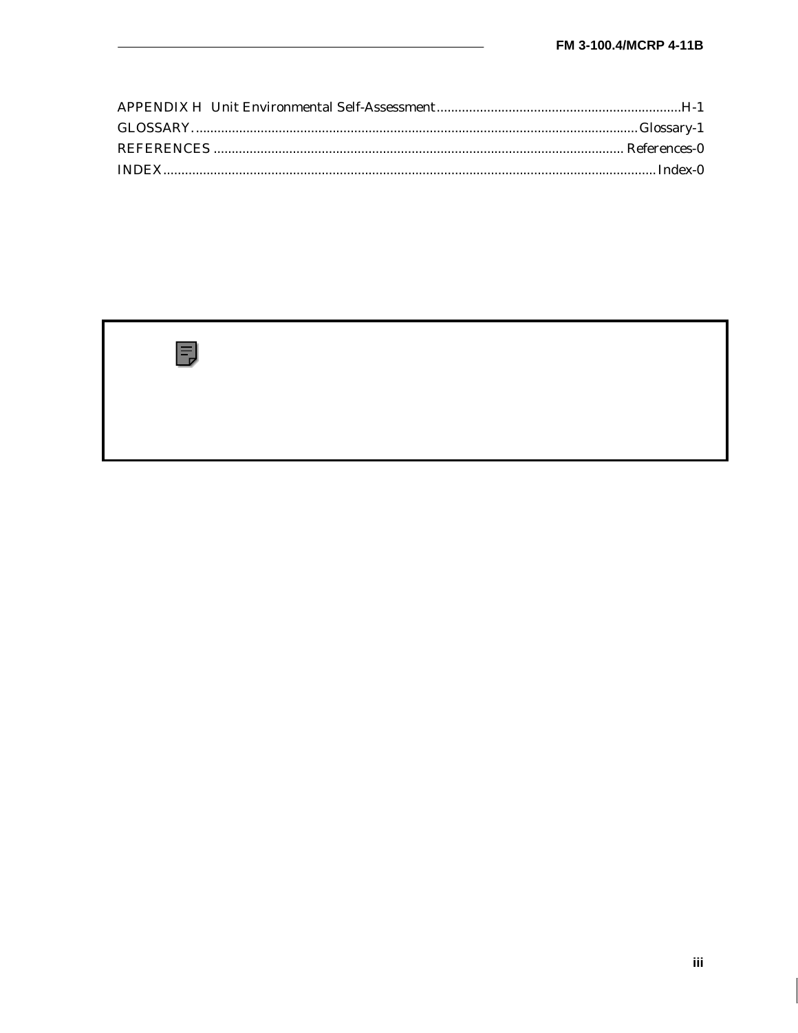APPENDIX H Unit Environmental Self-Assessment....................................................................H-1
GLOSSARY...........................................................................................................................Glossary-1
REFERENCES ................................................................................................................. References-0
INDEX........................................................................................................................................Index-0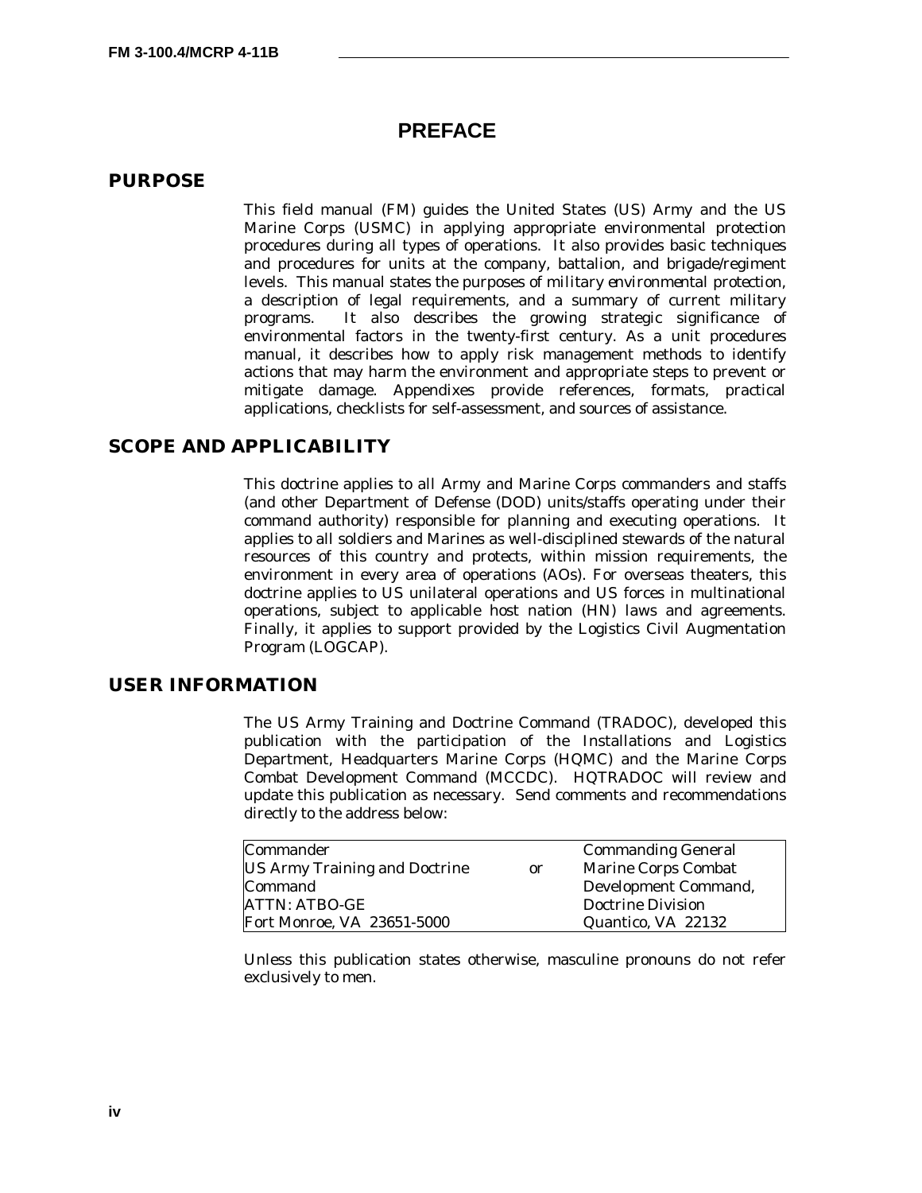# PREFACE

## PURPOSE

This field manual (FM) guides the United States (US) Army and the US Marine Corps (USMC) in applying appropriate environmental protection procedures during all types of operations. It also provides basic techniques and procedures for units at the company, battalion, and brigade/regiment levels. This manual states the purposes of military environmental protection, a description of legal requirements, and a summary of current military programs. It also describes the growing strategic significance of environmental factors in the twenty-first century. As a unit procedures manual, it describes how to apply risk management methods to identify actions that may harm the environment and appropriate steps to prevent or mitigate damage. Appendixes provide references, formats, practical applications, checklists for self-assessment, and sources of assistance.

## SCOPE AND APPLICABILITY

This doctrine applies to all Army and Marine Corps commanders and staffs (and other Department of Defense (DOD) units/staffs operating under their command authority) responsible for planning and executing operations. It applies to all soldiers and Marines as well-disciplined stewards of the natural resources of this country and protects, within mission requirements, the environment in every area of operations (AOs). For overseas theaters, this doctrine applies to US unilateral operations and US forces in multinational operations, subject to applicable host nation (HN) laws and agreements. Finally, it applies to support provided by the Logistics Civil Augmentation Program (LOGCAP).

## USER INFORMATION

The US Army Training and Doctrine Command (TRADOC), developed this publication with the participation of the Installations and Logistics Department, Headquarters Marine Corps (HQMC) and the Marine Corps Combat Development Command (MCCDC). HQTRADOC will review and update this publication as necessary. Send comments and recommendations directly to the address below:

| | | |
|---|---|---|
| Commander | | Commanding General |
| US Army Training and Doctrine | or | Marine Corps Combat |
| Command | | Development Command, |
| ATTN: ATBO-GE | | Doctrine Division |
| Fort Monroe, VA 23651-5000 | | Quantico, VA 22132 |

Unless this publication states otherwise, masculine pronouns do not refer exclusively to men.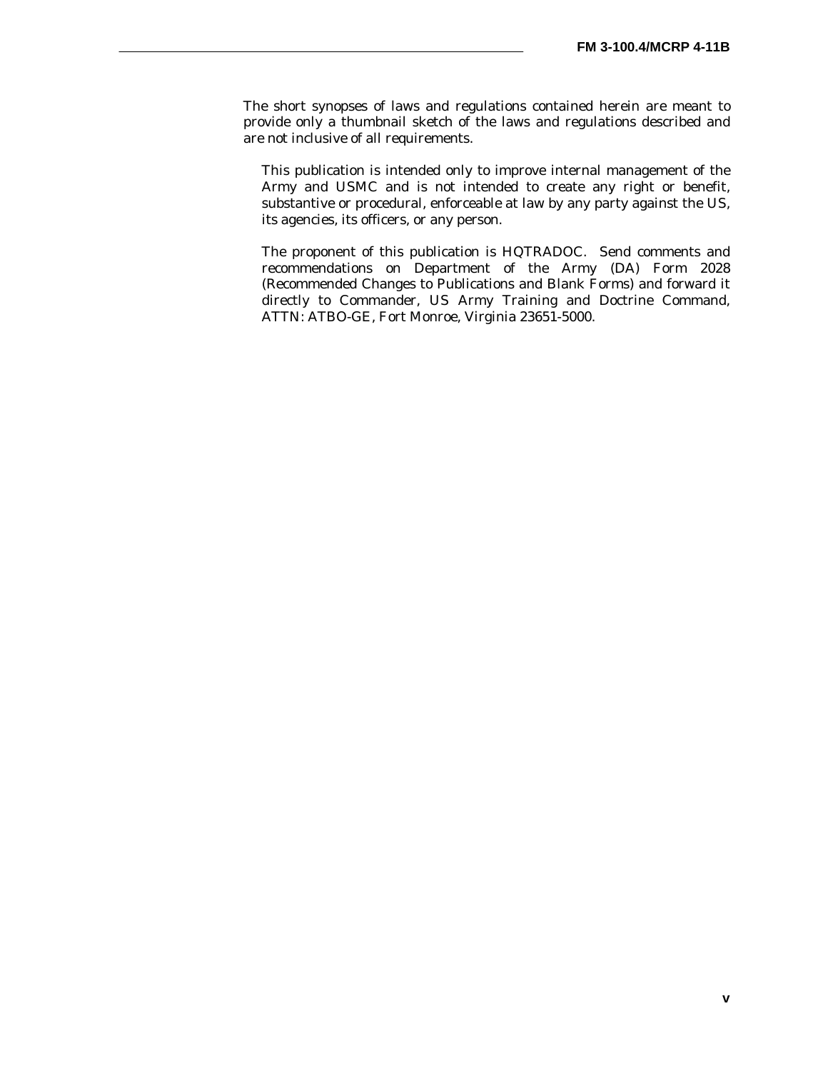The short synopses of laws and regulations contained herein are meant to provide only a thumbnail sketch of the laws and regulations described and are not inclusive of all requirements.

This publication is intended only to improve internal management of the Army and USMC and is not intended to create any right or benefit, substantive or procedural, enforceable at law by any party against the US, its agencies, its officers, or any person.

The proponent of this publication is HQTRADOC. Send comments and recommendations on Department of the Army (DA) Form 2028 (Recommended Changes to Publications and Blank Forms) and forward it directly to Commander, US Army Training and Doctrine Command, ATTN: ATBO-GE, Fort Monroe, Virginia 23651-5000.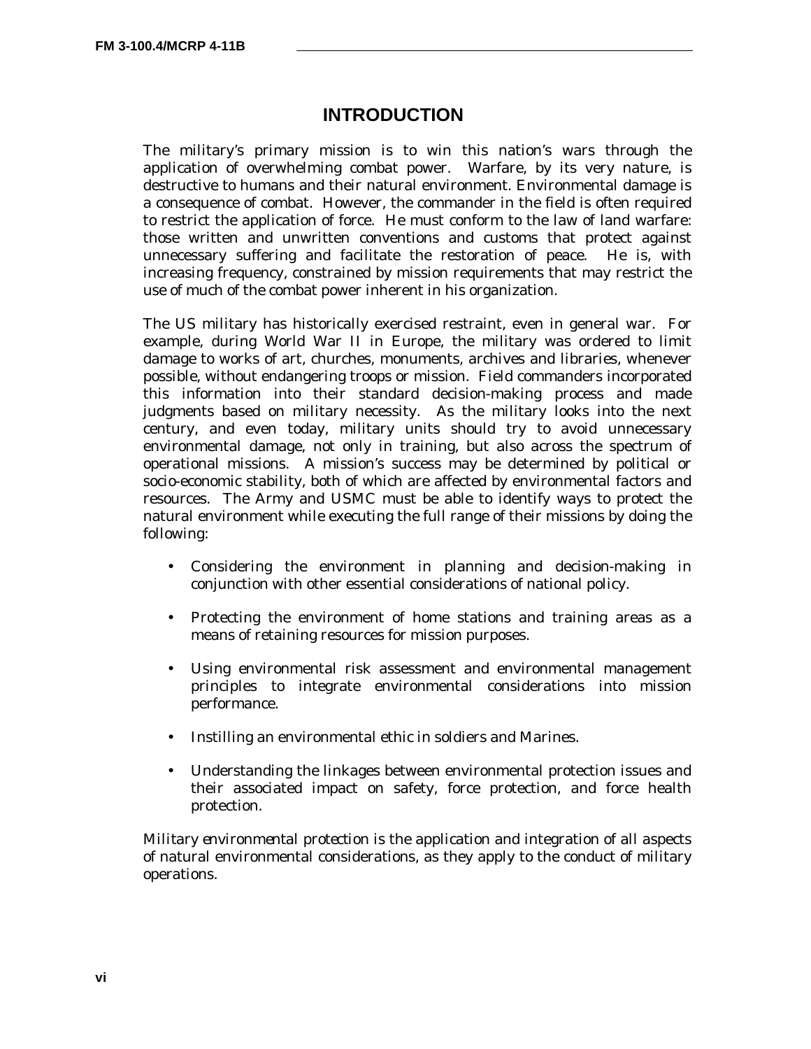# INTRODUCTION

The military's primary mission is to win this nation's wars through the application of overwhelming combat power. Warfare, by its very nature, is destructive to humans and their natural environment. Environmental damage is a consequence of combat. However, the commander in the field is often required to restrict the application of force. He must conform to the law of land warfare: those written and unwritten conventions and customs that protect against unnecessary suffering and facilitate the restoration of peace. He is, with increasing frequency, constrained by mission requirements that may restrict the use of much of the combat power inherent in his organization.

The US military has historically exercised restraint, even in general war. For example, during World War II in Europe, the military was ordered to limit damage to works of art, churches, monuments, archives and libraries, whenever possible, without endangering troops or mission. Field commanders incorporated this information into their standard decision-making process and made judgments based on military necessity. As the military looks into the next century, and even today, military units should try to avoid unnecessary environmental damage, not only in training, but also across the spectrum of operational missions. A mission's success may be determined by political or socio-economic stability, both of which are affected by environmental factors and resources. The Army and USMC must be able to identify ways to protect the natural environment while executing the full range of their missions by doing the following:

- Considering the environment in planning and decision-making in conjunction with other essential considerations of national policy.
- Protecting the environment of home stations and training areas as a means of retaining resources for mission purposes.
- Using environmental risk assessment and environmental management principles to integrate environmental considerations into mission performance.
- Instilling an environmental ethic in soldiers and Marines.
- Understanding the linkages between environmental protection issues and their associated impact on safety, force protection, and force health protection.

*Military environmental protection* is the application and integration of all aspects of natural environmental considerations, as they apply to the conduct of military operations.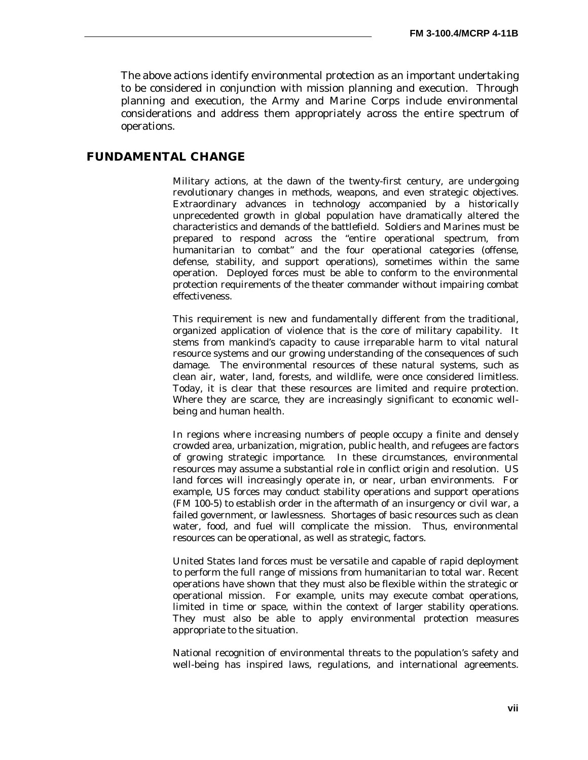The above actions identify environmental protection as an important undertaking to be considered in conjunction with mission planning and execution. Through planning and execution, the Army and Marine Corps include environmental considerations and address them appropriately across the entire spectrum of operations.

## FUNDAMENTAL CHANGE

Military actions, at the dawn of the twenty-first century, are undergoing revolutionary changes in methods, weapons, and even strategic objectives. Extraordinary advances in technology accompanied by a historically unprecedented growth in global population have dramatically altered the characteristics and demands of the battlefield. Soldiers and Marines must be prepared to respond across the "entire operational spectrum, from humanitarian to combat" and the four operational categories (offense, defense, stability, and support operations), sometimes within the same operation. Deployed forces must be able to conform to the environmental protection requirements of the theater commander without impairing combat effectiveness.

This requirement is new and fundamentally different from the traditional, organized application of violence that is the core of military capability. It stems from mankind's capacity to cause irreparable harm to vital natural resource systems and our growing understanding of the consequences of such damage. The environmental resources of these natural systems, such as clean air, water, land, forests, and wildlife, were once considered limitless. Today, it is clear that these resources are limited and require protection. Where they are scarce, they are increasingly significant to economic well-being and human health.

In regions where increasing numbers of people occupy a finite and densely crowded area, urbanization, migration, public health, and refugees are factors of growing strategic importance. In these circumstances, environmental resources may assume a substantial role in conflict origin and resolution. US land forces will increasingly operate in, or near, urban environments. For example, US forces may conduct stability operations and support operations (FM 100-5) to establish order in the aftermath of an insurgency or civil war, a failed government, or lawlessness. Shortages of basic resources such as clean water, food, and fuel will complicate the mission. Thus, environmental resources can be operational, as well as strategic, factors.

United States land forces must be versatile and capable of rapid deployment to perform the full range of missions from humanitarian to total war. Recent operations have shown that they must also be flexible within the strategic or operational mission. For example, units may execute combat operations, limited in time or space, within the context of larger stability operations. They must also be able to apply environmental protection measures appropriate to the situation.

National recognition of environmental threats to the population's safety and well-being has inspired laws, regulations, and international agreements.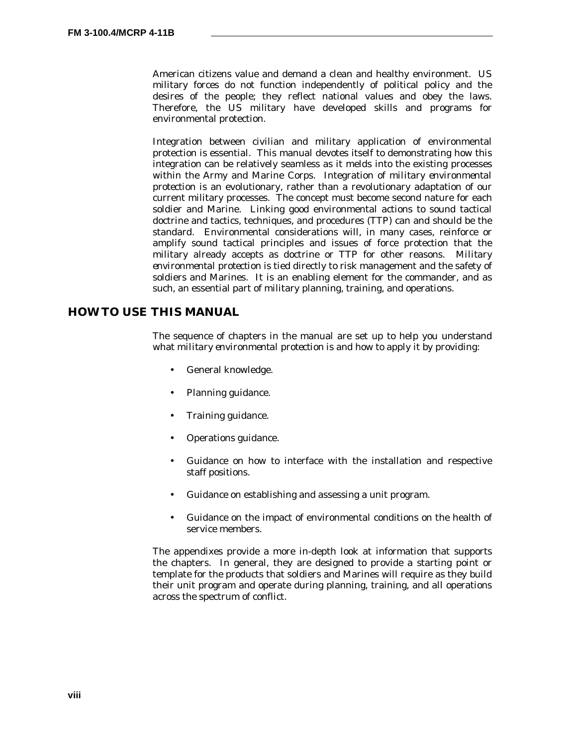American citizens value and demand a clean and healthy environment. US military forces do not function independently of political policy and the desires of the people; they reflect national values and obey the laws. Therefore, the US military have developed skills and programs for environmental protection.

Integration between civilian and military application of environmental protection is essential. This manual devotes itself to demonstrating how this integration can be relatively seamless as it melds into the existing processes within the Army and Marine Corps. Integration of *military environmental protection* is an evolutionary, rather than a revolutionary adaptation of our current military processes. The concept must become second nature for each soldier and Marine. Linking good environmental actions to sound tactical doctrine and tactics, techniques, and procedures (TTP) can and should be the standard. Environmental considerations will, in many cases, reinforce or amplify sound tactical principles and issues of force protection that the military already accepts as doctrine or TTP for other reasons. *Military environmental protection* is tied directly to risk management and the safety of soldiers and Marines. It is an enabling element for the commander, and as such, an essential part of military planning, training, and operations.

## HOW TO USE THIS MANUAL

The sequence of chapters in the manual are set up to help you understand what *military environmental protection* is and how to apply it by providing:

- General knowledge.
- Planning guidance.
- Training guidance.
- Operations guidance.
- Guidance on how to interface with the installation and respective staff positions.
- Guidance on establishing and assessing a unit program.
- Guidance on the impact of environmental conditions on the health of service members.

The appendixes provide a more in-depth look at information that supports the chapters. In general, they are designed to provide a starting point or template for the products that soldiers and Marines will require as they build their unit program and operate during planning, training, and all operations across the spectrum of conflict.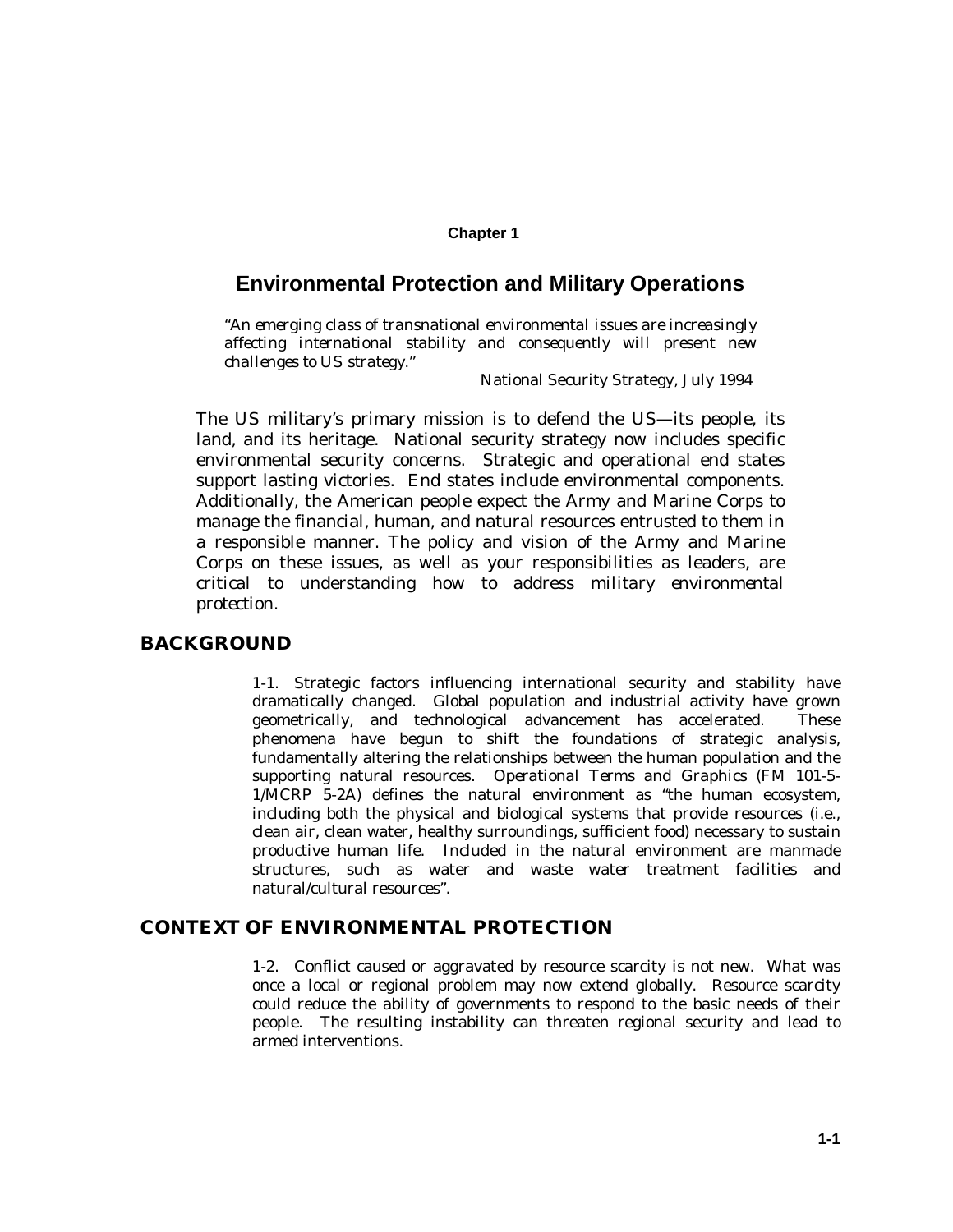**Chapter 1**

# Environmental Protection and Military Operations

*"An emerging class of transnational environmental issues are increasingly affecting international stability and consequently will present new challenges to US strategy."*

National Security Strategy, July 1994

The US military's primary mission is to defend the US—its people, its land, and its heritage. National security strategy now includes specific environmental security concerns. Strategic and operational end states support lasting victories. End states include environmental components. Additionally, the American people expect the Army and Marine Corps to manage the financial, human, and natural resources entrusted to them in a responsible manner. The policy and vision of the Army and Marine Corps on these issues, as well as your responsibilities as leaders, are critical to understanding how to address military environmental protection.

## BACKGROUND

1-1. Strategic factors influencing international security and stability have dramatically changed. Global population and industrial activity have grown geometrically, and technological advancement has accelerated. These phenomena have begun to shift the foundations of strategic analysis, fundamentally altering the relationships between the human population and the supporting natural resources. *Operational Terms and Graphics* (FM 101-5-1/MCRP 5-2A) defines the natural environment as "the human ecosystem, including both the physical and biological systems that provide resources (i.e., clean air, clean water, healthy surroundings, sufficient food) necessary to sustain productive human life. Included in the natural environment are manmade structures, such as water and waste water treatment facilities and natural/cultural resources".

## CONTEXT OF ENVIRONMENTAL PROTECTION

1-2. Conflict caused or aggravated by resource scarcity is not new. What was once a local or regional problem may now extend globally. Resource scarcity could reduce the ability of governments to respond to the basic needs of their people. The resulting instability can threaten regional security and lead to armed interventions.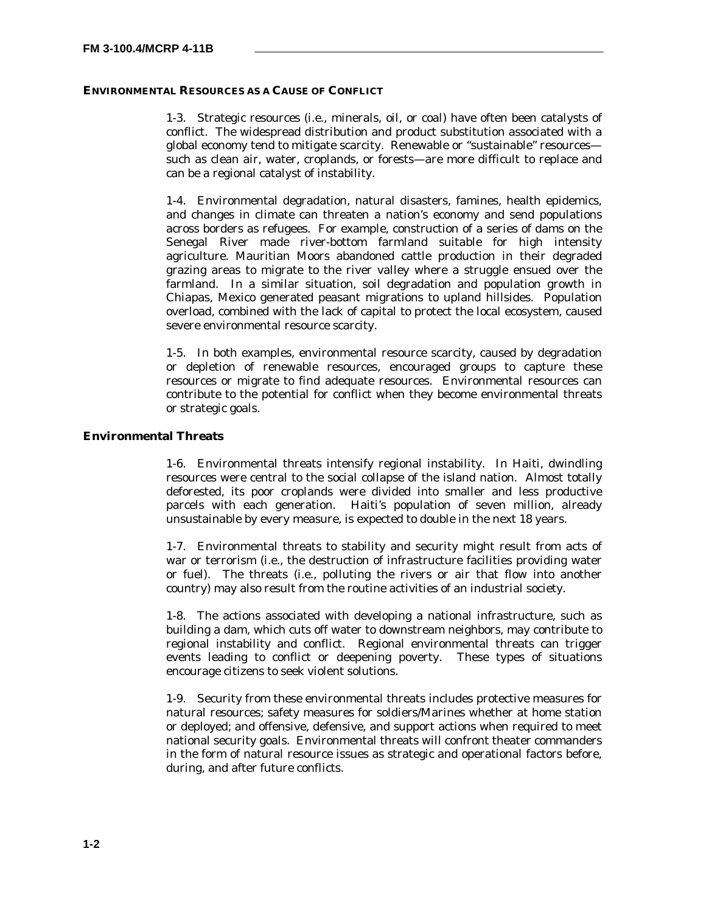## ENVIRONMENTAL RESOURCES AS A CAUSE OF CONFLICT

1-3. Strategic resources (i.e., minerals, oil, or coal) have often been catalysts of conflict. The widespread distribution and product substitution associated with a global economy tend to mitigate scarcity. Renewable or "sustainable" resources—such as clean air, water, croplands, or forests—are more difficult to replace and can be a regional catalyst of instability.

1-4. Environmental degradation, natural disasters, famines, health epidemics, and changes in climate can threaten a nation's economy and send populations across borders as refugees. For example, construction of a series of dams on the Senegal River made river-bottom farmland suitable for high intensity agriculture. Mauritian Moors abandoned cattle production in their degraded grazing areas to migrate to the river valley where a struggle ensued over the farmland. In a similar situation, soil degradation and population growth in Chiapas, Mexico generated peasant migrations to upland hillsides. Population overload, combined with the lack of capital to protect the local ecosystem, caused severe environmental resource scarcity.

1-5. In both examples, environmental resource scarcity, caused by degradation or depletion of renewable resources, encouraged groups to capture these resources or migrate to find adequate resources. Environmental resources can contribute to the potential for conflict when they become environmental threats or strategic goals.

### Environmental Threats

1-6. Environmental threats intensify regional instability. In Haiti, dwindling resources were central to the social collapse of the island nation. Almost totally deforested, its poor croplands were divided into smaller and less productive parcels with each generation. Haiti's population of seven million, already unsustainable by every measure, is expected to double in the next 18 years.

1-7. Environmental threats to stability and security might result from acts of war or terrorism (i.e., the destruction of infrastructure facilities providing water or fuel). The threats (i.e., polluting the rivers or air that flow into another country) may also result from the routine activities of an industrial society.

1-8. The actions associated with developing a national infrastructure, such as building a dam, which cuts off water to downstream neighbors, may contribute to regional instability and conflict. Regional environmental threats can trigger events leading to conflict or deepening poverty. These types of situations encourage citizens to seek violent solutions.

1-9. Security from these environmental threats includes protective measures for natural resources; safety measures for soldiers/Marines whether at home station or deployed; and offensive, defensive, and support actions when required to meet national security goals. Environmental threats will confront theater commanders in the form of natural resource issues as strategic and operational factors before, during, and after future conflicts.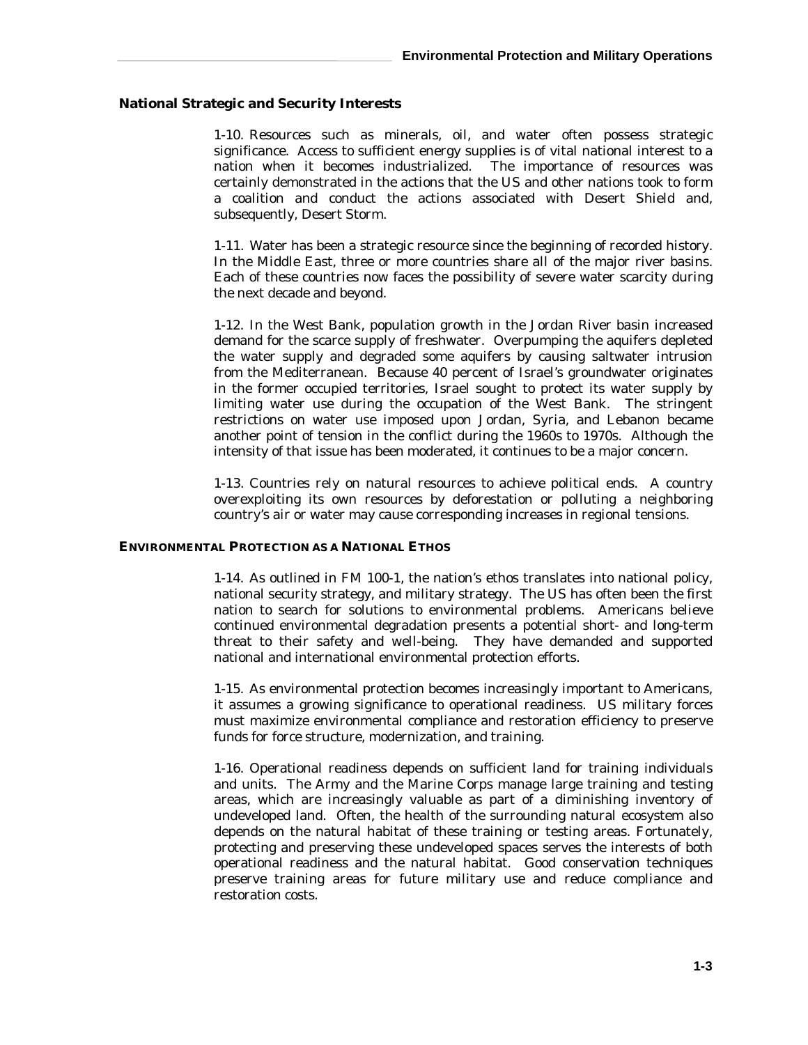### National Strategic and Security Interests

1-10. Resources such as minerals, oil, and water often possess strategic significance. Access to sufficient energy supplies is of vital national interest to a nation when it becomes industrialized. The importance of resources was certainly demonstrated in the actions that the US and other nations took to form a coalition and conduct the actions associated with Desert Shield and, subsequently, Desert Storm.

1-11. Water has been a strategic resource since the beginning of recorded history. In the Middle East, three or more countries share all of the major river basins. Each of these countries now faces the possibility of severe water scarcity during the next decade and beyond.

1-12. In the West Bank, population growth in the Jordan River basin increased demand for the scarce supply of freshwater. Overpumping the aquifers depleted the water supply and degraded some aquifers by causing saltwater intrusion from the Mediterranean. Because 40 percent of Israel's groundwater originates in the former occupied territories, Israel sought to protect its water supply by limiting water use during the occupation of the West Bank. The stringent restrictions on water use imposed upon Jordan, Syria, and Lebanon became another point of tension in the conflict during the 1960s to 1970s. Although the intensity of that issue has been moderated, it continues to be a major concern.

1-13. Countries rely on natural resources to achieve political ends. A country overexploiting its own resources by deforestation or polluting a neighboring country's air or water may cause corresponding increases in regional tensions.

## ENVIRONMENTAL PROTECTION AS A NATIONAL ETHOS

1-14. As outlined in FM 100-1, the nation's ethos translates into national policy, national security strategy, and military strategy. The US has often been the first nation to search for solutions to environmental problems. Americans believe continued environmental degradation presents a potential short- and long-term threat to their safety and well-being. They have demanded and supported national and international environmental protection efforts.

1-15. As environmental protection becomes increasingly important to Americans, it assumes a growing significance to operational readiness. US military forces must maximize environmental compliance and restoration efficiency to preserve funds for force structure, modernization, and training.

1-16. Operational readiness depends on sufficient land for training individuals and units. The Army and the Marine Corps manage large training and testing areas, which are increasingly valuable as part of a diminishing inventory of undeveloped land. Often, the health of the surrounding natural ecosystem also depends on the natural habitat of these training or testing areas. Fortunately, protecting and preserving these undeveloped spaces serves the interests of both operational readiness and the natural habitat. Good conservation techniques preserve training areas for future military use and reduce compliance and restoration costs.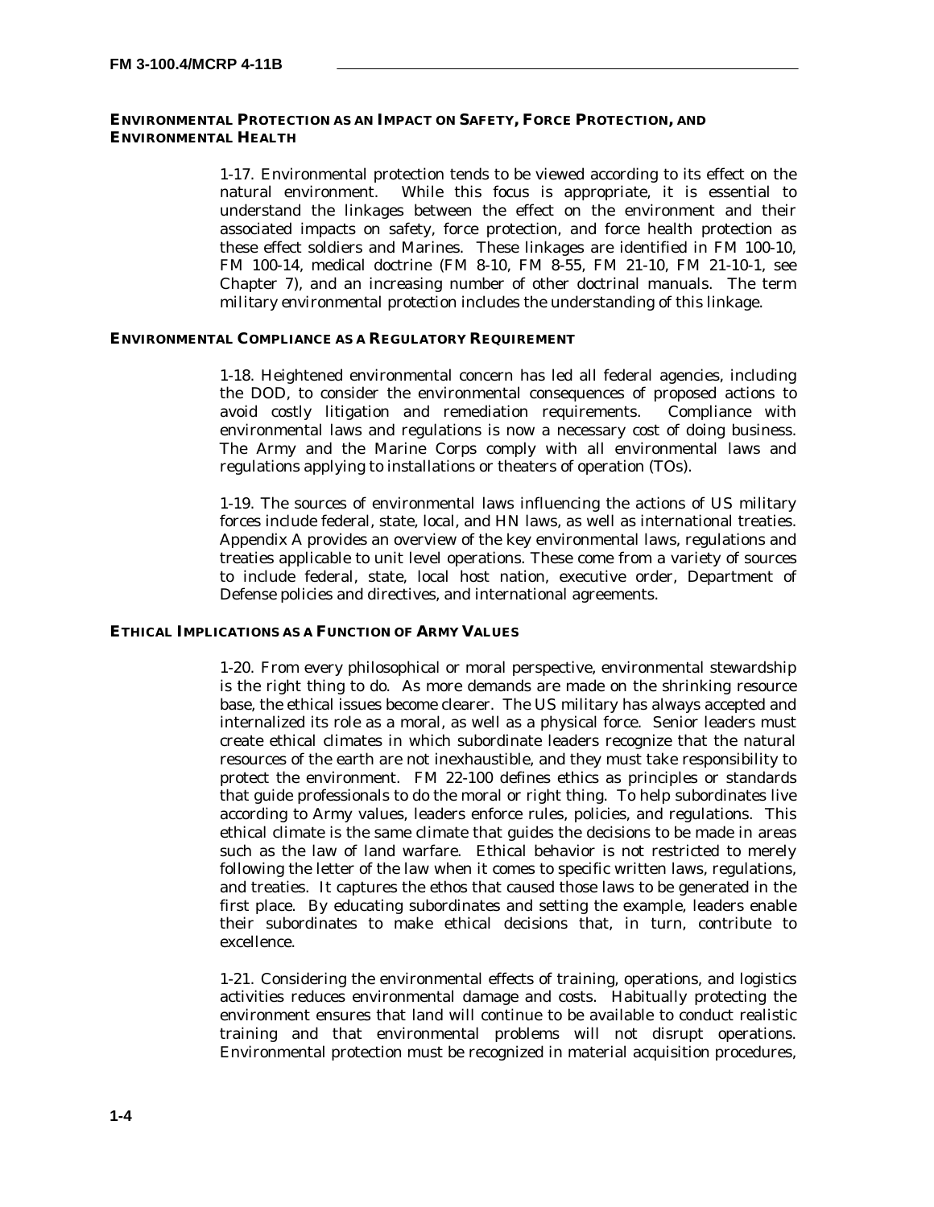## ENVIRONMENTAL PROTECTION AS AN IMPACT ON SAFETY, FORCE PROTECTION, AND ENVIRONMENTAL HEALTH

1-17. Environmental protection tends to be viewed according to its effect on the natural environment. While this focus is appropriate, it is essential to understand the linkages between the effect on the environment and their associated impacts on safety, force protection, and force health protection as these effect soldiers and Marines. These linkages are identified in FM 100-10, FM 100-14, medical doctrine (FM 8-10, FM 8-55, FM 21-10, FM 21-10-1, see Chapter 7), and an increasing number of other doctrinal manuals. The term *military environmental protection* includes the understanding of this linkage.

## ENVIRONMENTAL COMPLIANCE AS A REGULATORY REQUIREMENT

1-18. Heightened environmental concern has led all federal agencies, including the DOD, to consider the environmental consequences of proposed actions to avoid costly litigation and remediation requirements. Compliance with environmental laws and regulations is now a necessary cost of doing business. The Army and the Marine Corps comply with all environmental laws and regulations applying to installations or theaters of operation (TOs).

1-19. The sources of environmental laws influencing the actions of US military forces include federal, state, local, and HN laws, as well as international treaties. Appendix A provides an overview of the key environmental laws, regulations and treaties applicable to unit level operations. These come from a variety of sources to include federal, state, local host nation, executive order, Department of Defense policies and directives, and international agreements.

## ETHICAL IMPLICATIONS AS A FUNCTION OF ARMY VALUES

1-20. From every philosophical or moral perspective, environmental stewardship is the right thing to do. As more demands are made on the shrinking resource base, the ethical issues become clearer. The US military has always accepted and internalized its role as a moral, as well as a physical force. Senior leaders must create ethical climates in which subordinate leaders recognize that the natural resources of the earth are not inexhaustible, and they must take responsibility to protect the environment. FM 22-100 defines ethics as principles or standards that guide professionals to do the moral or right thing. To help subordinates live according to Army values, leaders enforce rules, policies, and regulations. This ethical climate is the same climate that guides the decisions to be made in areas such as the law of land warfare. Ethical behavior is not restricted to merely following the letter of the law when it comes to specific written laws, regulations, and treaties. It captures the ethos that caused those laws to be generated in the first place. By educating subordinates and setting the example, leaders enable their subordinates to make ethical decisions that, in turn, contribute to excellence.

1-21. Considering the environmental effects of training, operations, and logistics activities reduces environmental damage and costs. Habitually protecting the environment ensures that land will continue to be available to conduct realistic training and that environmental problems will not disrupt operations. Environmental protection must be recognized in material acquisition procedures,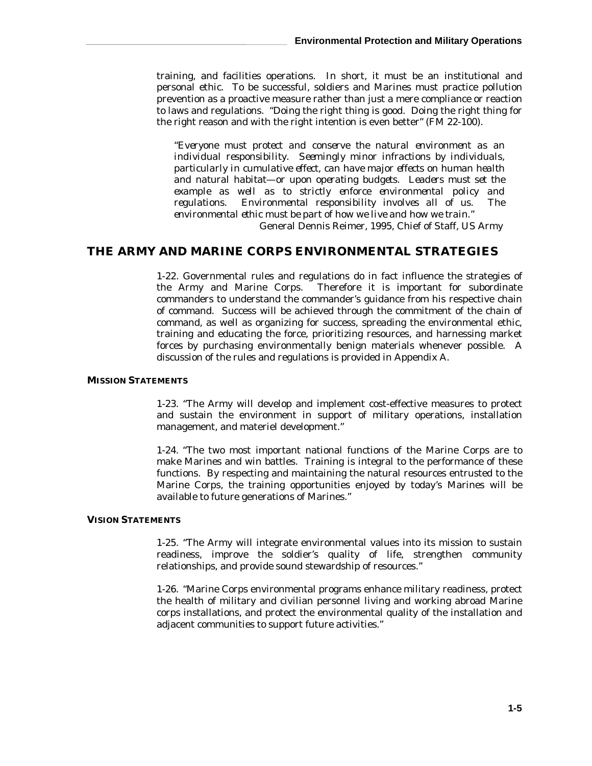training, and facilities operations. In short, it must be an institutional and personal ethic. To be successful, soldiers and Marines must practice pollution prevention as a proactive measure rather than just a mere compliance or reaction to laws and regulations. "Doing the right thing is good. Doing the right thing for the right reason and with the right intention is even better" (FM 22-100).

> *"Everyone must protect and conserve the natural environment as an individual responsibility. Seemingly minor infractions by individuals, particularly in cumulative effect, can have major effects on human health and natural habitat—or upon operating budgets. Leaders must set the example as well as to strictly enforce environmental policy and regulations. Environmental responsibility involves all of us. The environmental ethic must be part of how we live and how we train."*
>
> General Dennis Reimer, 1995, Chief of Staff, US Army

## THE ARMY AND MARINE CORPS ENVIRONMENTAL STRATEGIES

1-22. Governmental rules and regulations do in fact influence the strategies of the Army and Marine Corps. Therefore it is important for subordinate commanders to understand the commander's guidance from his respective chain of command. Success will be achieved through the commitment of the chain of command, as well as organizing for success, spreading the environmental ethic, training and educating the force, prioritizing resources, and harnessing market forces by purchasing environmentally benign materials whenever possible. A discussion of the rules and regulations is provided in Appendix A.

### MISSION STATEMENTS

1-23. "The Army will develop and implement cost-effective measures to protect and sustain the environment in support of military operations, installation management, and materiel development."

1-24. "The two most important national functions of the Marine Corps are to make Marines and win battles. Training is integral to the performance of these functions. By respecting and maintaining the natural resources entrusted to the Marine Corps, the training opportunities enjoyed by today's Marines will be available to future generations of Marines."

### VISION STATEMENTS

1-25. "The Army will integrate environmental values into its mission to sustain readiness, improve the soldier's quality of life, strengthen community relationships, and provide sound stewardship of resources."

1-26. "Marine Corps environmental programs enhance military readiness, protect the health of military and civilian personnel living and working abroad Marine corps installations, and protect the environmental quality of the installation and adjacent communities to support future activities."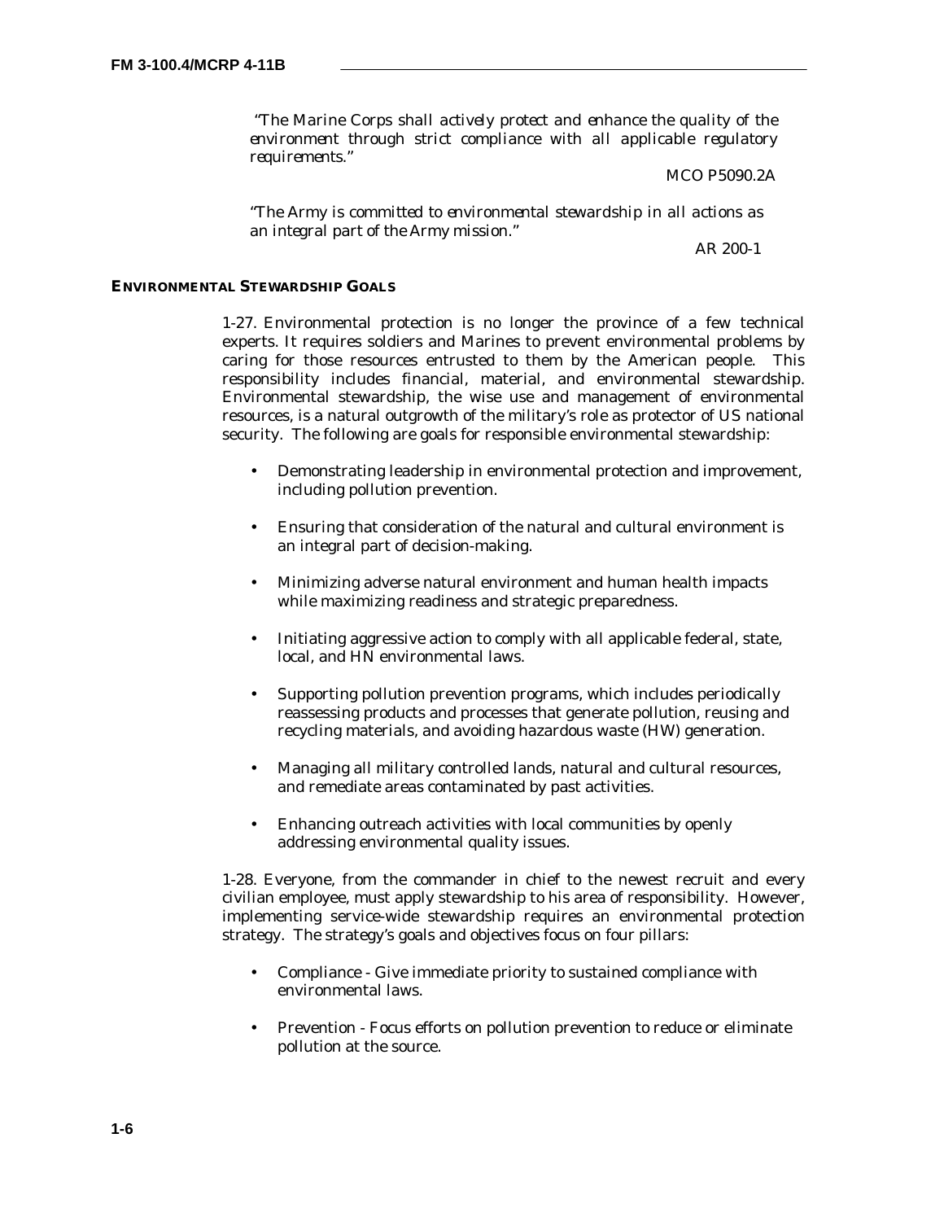*"The Marine Corps shall actively protect and enhance the quality of the environment through strict compliance with all applicable regulatory requirements."*

MCO P5090.2A

*"The Army is committed to environmental stewardship in all actions as an integral part of the Army mission."*

AR 200-1

#### ENVIRONMENTAL STEWARDSHIP GOALS

1-27. Environmental protection is no longer the province of a few technical experts. It requires soldiers and Marines to prevent environmental problems by caring for those resources entrusted to them by the American people. This responsibility includes financial, material, and environmental stewardship. Environmental stewardship, the wise use and management of environmental resources, is a natural outgrowth of the military's role as protector of US national security. The following are goals for responsible environmental stewardship:

- Demonstrating leadership in environmental protection and improvement, including pollution prevention.
- Ensuring that consideration of the natural and cultural environment is an integral part of decision-making.
- Minimizing adverse natural environment and human health impacts while maximizing readiness and strategic preparedness.
- Initiating aggressive action to comply with all applicable federal, state, local, and HN environmental laws.
- Supporting pollution prevention programs, which includes periodically reassessing products and processes that generate pollution, reusing and recycling materials, and avoiding hazardous waste (HW) generation.
- Managing all military controlled lands, natural and cultural resources, and remediate areas contaminated by past activities.
- Enhancing outreach activities with local communities by openly addressing environmental quality issues.

1-28. Everyone, from the commander in chief to the newest recruit and every civilian employee, must apply stewardship to his area of responsibility. However, implementing service-wide stewardship requires an environmental protection strategy. The strategy's goals and objectives focus on four pillars:

- Compliance - Give immediate priority to sustained compliance with environmental laws.
- Prevention - Focus efforts on pollution prevention to reduce or eliminate pollution at the source.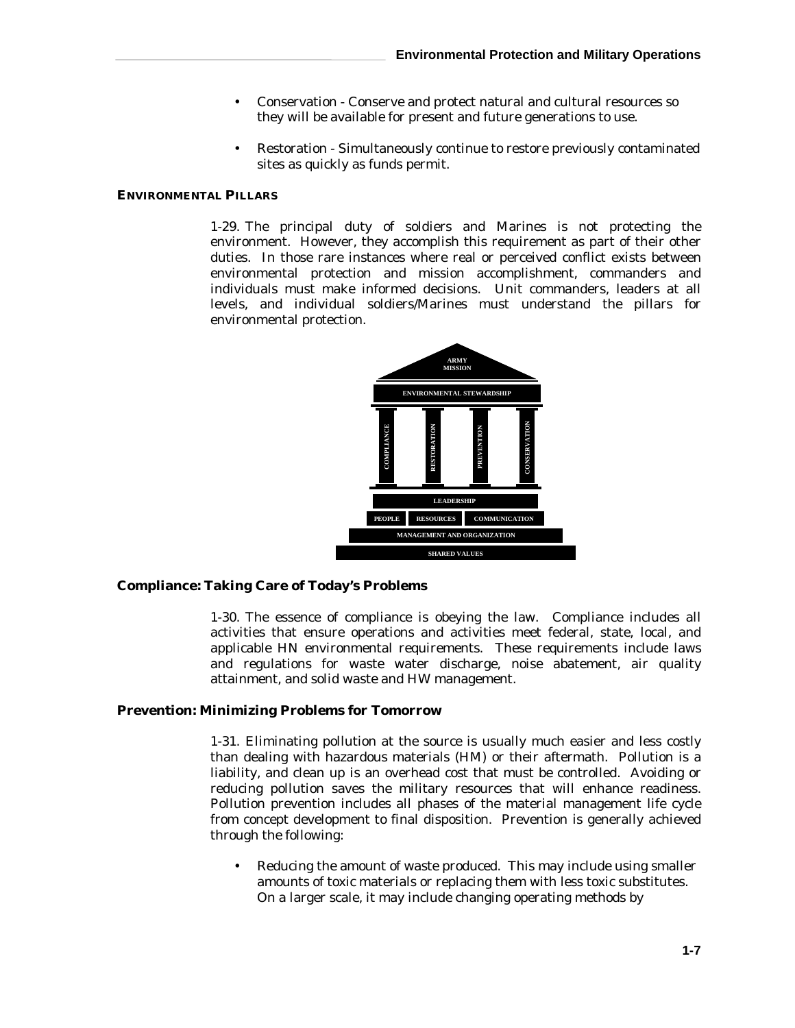- Conservation - Conserve and protect natural and cultural resources so they will be available for present and future generations to use.
- Restoration - Simultaneously continue to restore previously contaminated sites as quickly as funds permit.

## ENVIRONMENTAL PILLARS

1-29. The principal duty of soldiers and Marines is not protecting the environment. However, they accomplish this requirement as part of their other duties. In those rare instances where real or perceived conflict exists between environmental protection and mission accomplishment, commanders and individuals must make informed decisions. Unit commanders, leaders at all levels, and individual soldiers/Marines must understand the pillars for environmental protection.

ARMY MISSION

ENVIRONMENTAL STEWARDSHIP

COMPLIANCE | RESTORATION | PREVENTION | CONSERVATION

LEADERSHIP

PEOPLE | RESOURCES | COMMUNICATION

MANAGEMENT AND ORGANIZATION

SHARED VALUES

### Compliance: Taking Care of Today's Problems

1-30. The essence of compliance is obeying the law. Compliance includes all activities that ensure operations and activities meet federal, state, local, and applicable HN environmental requirements. These requirements include laws and regulations for waste water discharge, noise abatement, air quality attainment, and solid waste and HW management.

### Prevention: Minimizing Problems for Tomorrow

1-31. Eliminating pollution at the source is usually much easier and less costly than dealing with hazardous materials (HM) or their aftermath. Pollution is a liability, and clean up is an overhead cost that must be controlled. Avoiding or reducing pollution saves the military resources that will enhance readiness. Pollution prevention includes all phases of the material management life cycle from concept development to final disposition. Prevention is generally achieved through the following:

- Reducing the amount of waste produced. This may include using smaller amounts of toxic materials or replacing them with less toxic substitutes. On a larger scale, it may include changing operating methods by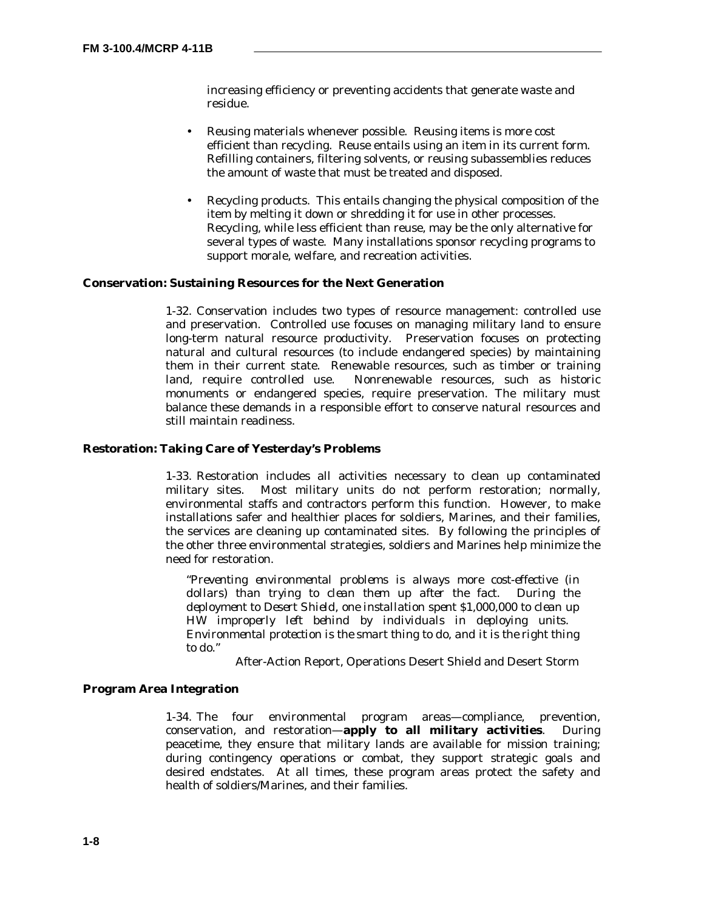increasing efficiency or preventing accidents that generate waste and residue.

- Reusing materials whenever possible. Reusing items is more cost efficient than recycling. Reuse entails using an item in its current form. Refilling containers, filtering solvents, or reusing subassemblies reduces the amount of waste that must be treated and disposed.
- Recycling products. This entails changing the physical composition of the item by melting it down or shredding it for use in other processes. Recycling, while less efficient than reuse, may be the only alternative for several types of waste. Many installations sponsor recycling programs to support morale, welfare, and recreation activities.

### Conservation: Sustaining Resources for the Next Generation

1-32. Conservation includes two types of resource management: controlled use and preservation. Controlled use focuses on managing military land to ensure long-term natural resource productivity. Preservation focuses on protecting natural and cultural resources (to include endangered species) by maintaining them in their current state. Renewable resources, such as timber or training land, require controlled use. Nonrenewable resources, such as historic monuments or endangered species, require preservation. The military must balance these demands in a responsible effort to conserve natural resources and still maintain readiness.

### Restoration: Taking Care of Yesterday's Problems

1-33. Restoration includes all activities necessary to clean up contaminated military sites. Most military units do not perform restoration; normally, environmental staffs and contractors perform this function. However, to make installations safer and healthier places for soldiers, Marines, and their families, the services are cleaning up contaminated sites. By following the principles of the other three environmental strategies, soldiers and Marines help minimize the need for restoration.

> *"Preventing environmental problems is always more cost-effective (in dollars) than trying to clean them up after the fact. During the deployment to Desert Shield, one installation spent $1,000,000 to clean up HW improperly left behind by individuals in deploying units. Environmental protection is the smart thing to do, and it is the right thing to do."*
>
> After-Action Report, Operations Desert Shield and Desert Storm

### Program Area Integration

1-34. The four environmental program areas—compliance, prevention, conservation, and restoration—**apply to all military activities**. During peacetime, they ensure that military lands are available for mission training; during contingency operations or combat, they support strategic goals and desired endstates. At all times, these program areas protect the safety and health of soldiers/Marines, and their families.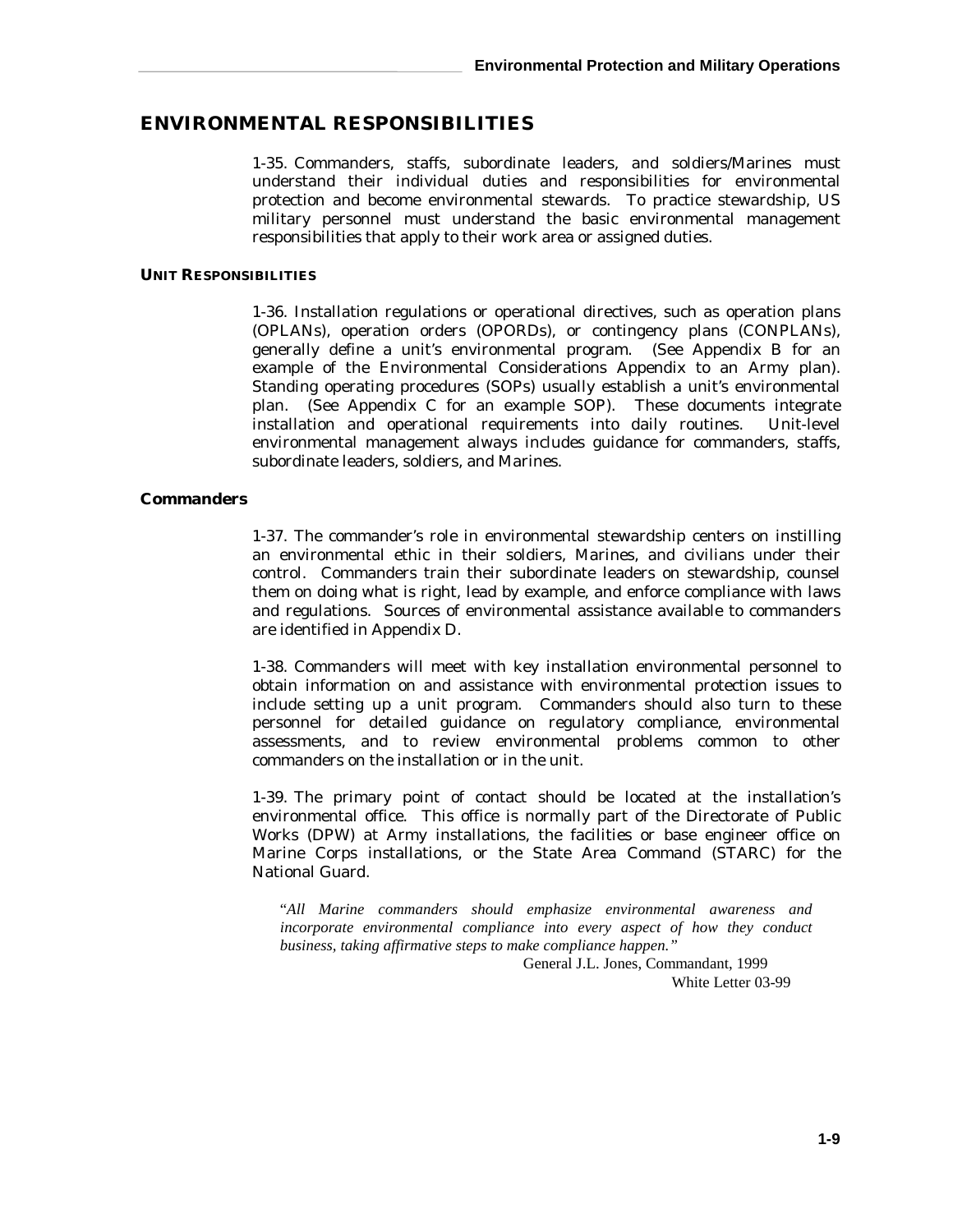## ENVIRONMENTAL RESPONSIBILITIES

1-35. Commanders, staffs, subordinate leaders, and soldiers/Marines must understand their individual duties and responsibilities for environmental protection and become environmental stewards. To practice stewardship, US military personnel must understand the basic environmental management responsibilities that apply to their work area or assigned duties.

### UNIT RESPONSIBILITIES

1-36. Installation regulations or operational directives, such as operation plans (OPLANs), operation orders (OPORDs), or contingency plans (CONPLANs), generally define a unit's environmental program. (See Appendix B for an example of the Environmental Considerations Appendix to an Army plan). Standing operating procedures (SOPs) usually establish a unit's environmental plan. (See Appendix C for an example SOP). These documents integrate installation and operational requirements into daily routines. Unit-level environmental management always includes guidance for commanders, staffs, subordinate leaders, soldiers, and Marines.

#### Commanders

1-37. The commander's role in environmental stewardship centers on instilling an environmental ethic in their soldiers, Marines, and civilians under their control. Commanders train their subordinate leaders on stewardship, counsel them on doing what is right, lead by example, and enforce compliance with laws and regulations. Sources of environmental assistance available to commanders are identified in Appendix D.

1-38. Commanders will meet with key installation environmental personnel to obtain information on and assistance with environmental protection issues to include setting up a unit program. Commanders should also turn to these personnel for detailed guidance on regulatory compliance, environmental assessments, and to review environmental problems common to other commanders on the installation or in the unit.

1-39. The primary point of contact should be located at the installation's environmental office. This office is normally part of the Directorate of Public Works (DPW) at Army installations, the facilities or base engineer office on Marine Corps installations, or the State Area Command (STARC) for the National Guard.

"*All Marine commanders should emphasize environmental awareness and incorporate environmental compliance into every aspect of how they conduct business, taking affirmative steps to make compliance happen."*

General J.L. Jones, Commandant, 1999
White Letter 03-99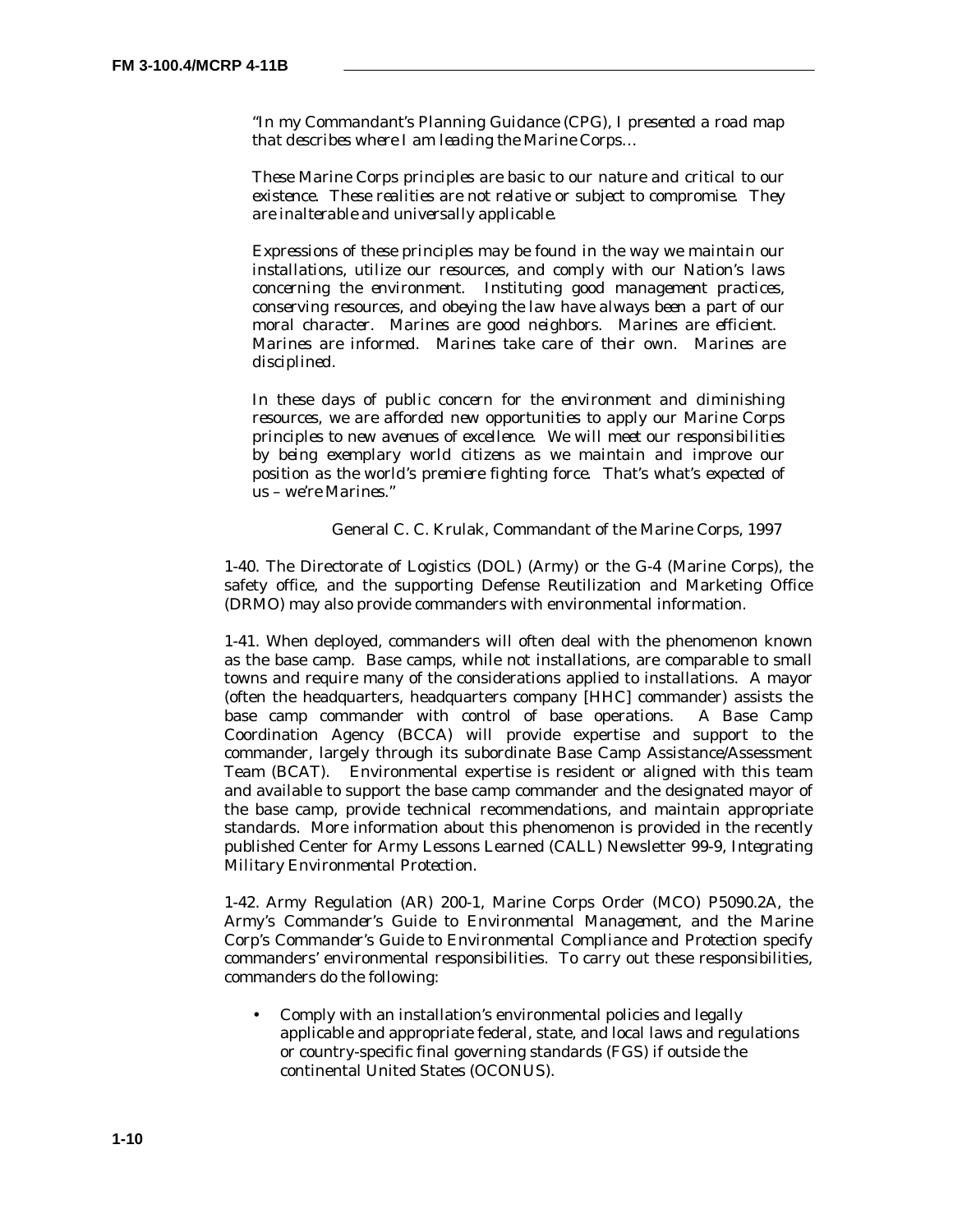*"In my Commandant's Planning Guidance (CPG), I presented a road map that describes where I am leading the Marine Corps…*

*These Marine Corps principles are basic to our nature and critical to our existence. These realities are not relative or subject to compromise. They are inalterable and universally applicable.*

*Expressions of these principles may be found in the way we maintain our installations, utilize our resources, and comply with our Nation's laws concerning the environment. Instituting good management practices, conserving resources, and obeying the law have always been a part of our moral character. Marines are good neighbors. Marines are efficient. Marines are informed. Marines take care of their own. Marines are disciplined.*

*In these days of public concern for the environment and diminishing resources, we are afforded new opportunities to apply our Marine Corps principles to new avenues of excellence. We will meet our responsibilities by being exemplary world citizens as we maintain and improve our position as the world's premiere fighting force. That's what's expected of us – we're Marines."*

General C. C. Krulak, Commandant of the Marine Corps, 1997

1-40. The Directorate of Logistics (DOL) (Army) or the G-4 (Marine Corps), the safety office, and the supporting Defense Reutilization and Marketing Office (DRMO) may also provide commanders with environmental information.

1-41. When deployed, commanders will often deal with the phenomenon known as the base camp. Base camps, while not installations, are comparable to small towns and require many of the considerations applied to installations. A mayor (often the headquarters, headquarters company [HHC] commander) assists the base camp commander with control of base operations. A Base Camp Coordination Agency (BCCA) will provide expertise and support to the commander, largely through its subordinate Base Camp Assistance/Assessment Team (BCAT). Environmental expertise is resident or aligned with this team and available to support the base camp commander and the designated mayor of the base camp, provide technical recommendations, and maintain appropriate standards. More information about this phenomenon is provided in the recently published Center for Army Lessons Learned (CALL) Newsletter 99-9, *Integrating Military Environmental Protection*.

1-42. Army Regulation (AR) 200-1, Marine Corps Order (MCO) P5090.2A, the Army's *Commander's Guide to Environmental Management*, and the Marine Corp's *Commander's Guide to Environmental Compliance and Protection* specify commanders' environmental responsibilities. To carry out these responsibilities, commanders do the following:

- Comply with an installation's environmental policies and legally applicable and appropriate federal, state, and local laws and regulations or country-specific final governing standards (FGS) if outside the continental United States (OCONUS).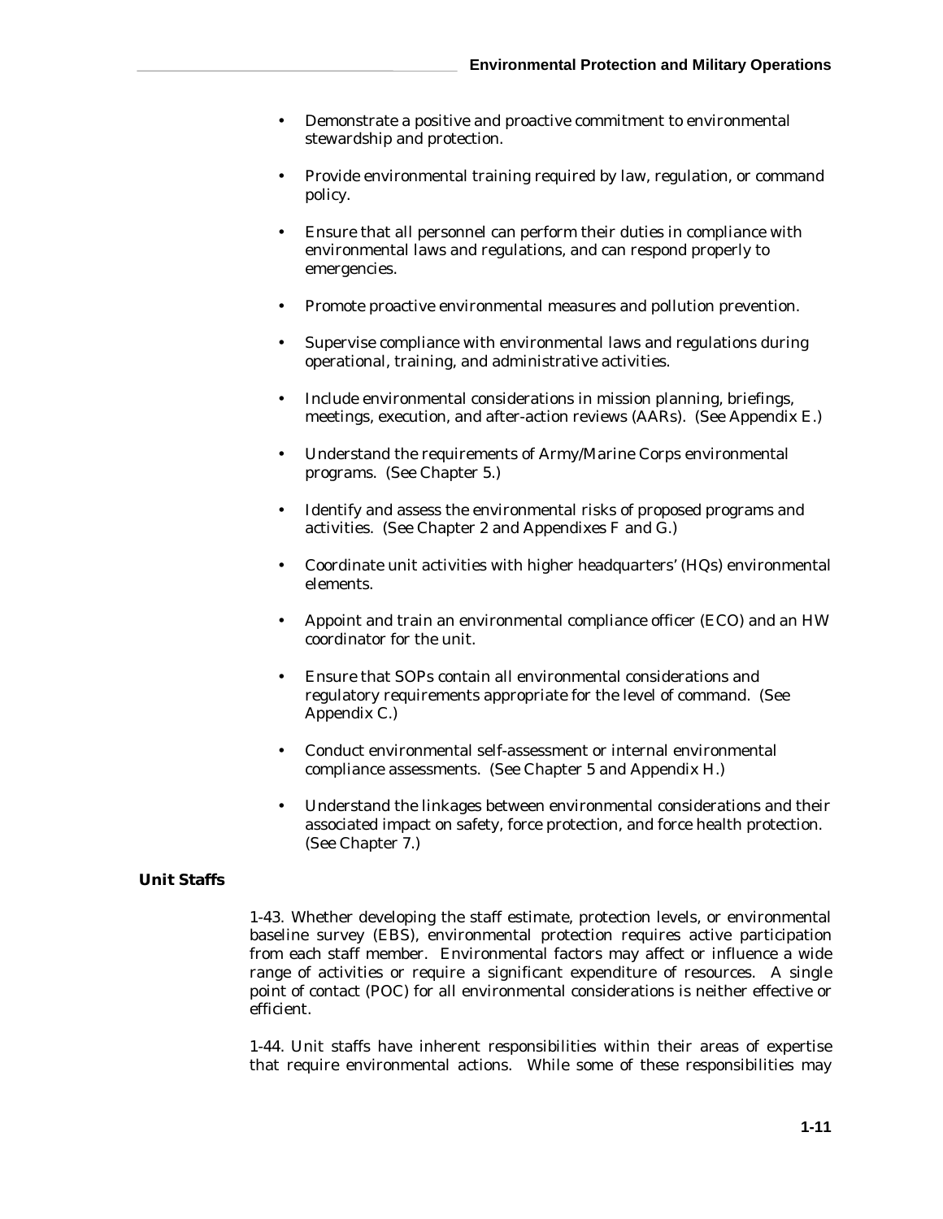- Demonstrate a positive and proactive commitment to environmental stewardship and protection.
- Provide environmental training required by law, regulation, or command policy.
- Ensure that all personnel can perform their duties in compliance with environmental laws and regulations, and can respond properly to emergencies.
- Promote proactive environmental measures and pollution prevention.
- Supervise compliance with environmental laws and regulations during operational, training, and administrative activities.
- Include environmental considerations in mission planning, briefings, meetings, execution, and after-action reviews (AARs). (See Appendix E.)
- Understand the requirements of Army/Marine Corps environmental programs. (See Chapter 5.)
- Identify and assess the environmental risks of proposed programs and activities. (See Chapter 2 and Appendixes F and G.)
- Coordinate unit activities with higher headquarters' (HQs) environmental elements.
- Appoint and train an environmental compliance officer (ECO) and an HW coordinator for the unit.
- Ensure that SOPs contain all environmental considerations and regulatory requirements appropriate for the level of command. (See Appendix C.)
- Conduct environmental self-assessment or internal environmental compliance assessments. (See Chapter 5 and Appendix H.)
- Understand the linkages between environmental considerations and their associated impact on safety, force protection, and force health protection. (See Chapter 7.)

### Unit Staffs

1-43. Whether developing the staff estimate, protection levels, or environmental baseline survey (EBS), environmental protection requires active participation from each staff member. Environmental factors may affect or influence a wide range of activities or require a significant expenditure of resources. A single point of contact (POC) for all environmental considerations is neither effective or efficient.

1-44. Unit staffs have inherent responsibilities within their areas of expertise that require environmental actions. While some of these responsibilities may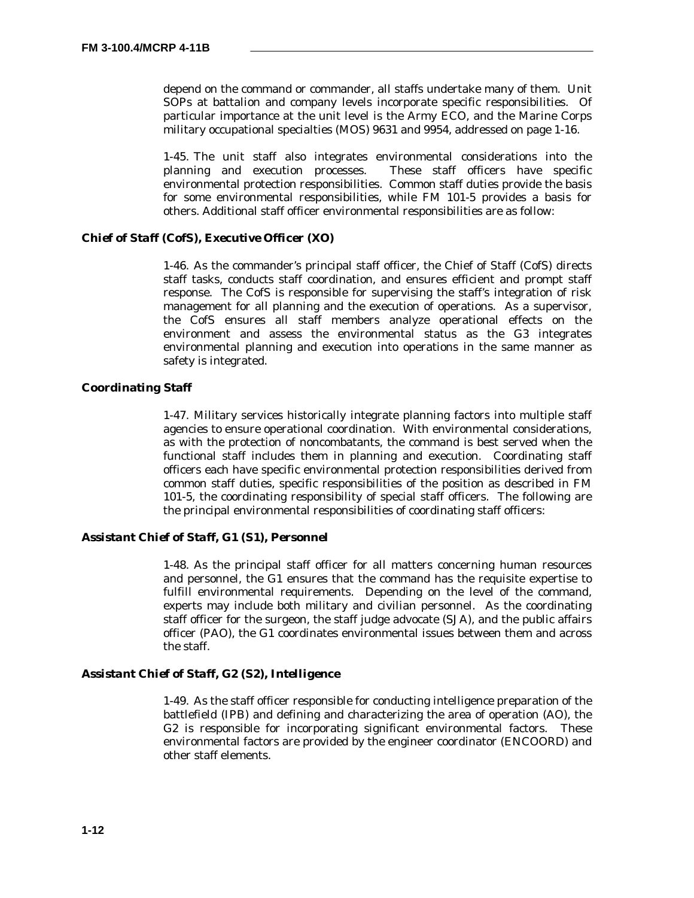depend on the command or commander, all staffs undertake many of them. Unit SOPs at battalion and company levels incorporate specific responsibilities. Of particular importance at the unit level is the Army ECO, and the Marine Corps military occupational specialties (MOS) 9631 and 9954, addressed on page 1-16.

1-45. The unit staff also integrates environmental considerations into the planning and execution processes. These staff officers have specific environmental protection responsibilities. Common staff duties provide the basis for some environmental responsibilities, while FM 101-5 provides a basis for others. Additional staff officer environmental responsibilities are as follow:

### *Chief of Staff (CofS), Executive Officer (XO)*

1-46. As the commander's principal staff officer, the Chief of Staff (CofS) directs staff tasks, conducts staff coordination, and ensures efficient and prompt staff response. The CofS is responsible for supervising the staff's integration of risk management for all planning and the execution of operations. As a supervisor, the CofS ensures all staff members analyze operational effects on the environment and assess the environmental status as the G3 integrates environmental planning and execution into operations in the same manner as safety is integrated.

### *Coordinating Staff*

1-47. Military services historically integrate planning factors into multiple staff agencies to ensure operational coordination. With environmental considerations, as with the protection of noncombatants, the command is best served when the functional staff includes them in planning and execution. Coordinating staff officers each have specific environmental protection responsibilities derived from common staff duties, specific responsibilities of the position as described in FM 101-5, the coordinating responsibility of special staff officers. The following are the principal environmental responsibilities of coordinating staff officers:

### *Assistant Chief of Staff, G1 (S1), Personnel*

1-48. As the principal staff officer for all matters concerning human resources and personnel, the G1 ensures that the command has the requisite expertise to fulfill environmental requirements. Depending on the level of the command, experts may include both military and civilian personnel. As the coordinating staff officer for the surgeon, the staff judge advocate (SJA), and the public affairs officer (PAO), the G1 coordinates environmental issues between them and across the staff.

### *Assistant Chief of Staff, G2 (S2), Intelligence*

1-49. As the staff officer responsible for conducting intelligence preparation of the battlefield (IPB) and defining and characterizing the area of operation (AO), the G2 is responsible for incorporating significant environmental factors. These environmental factors are provided by the engineer coordinator (ENCOORD) and other staff elements.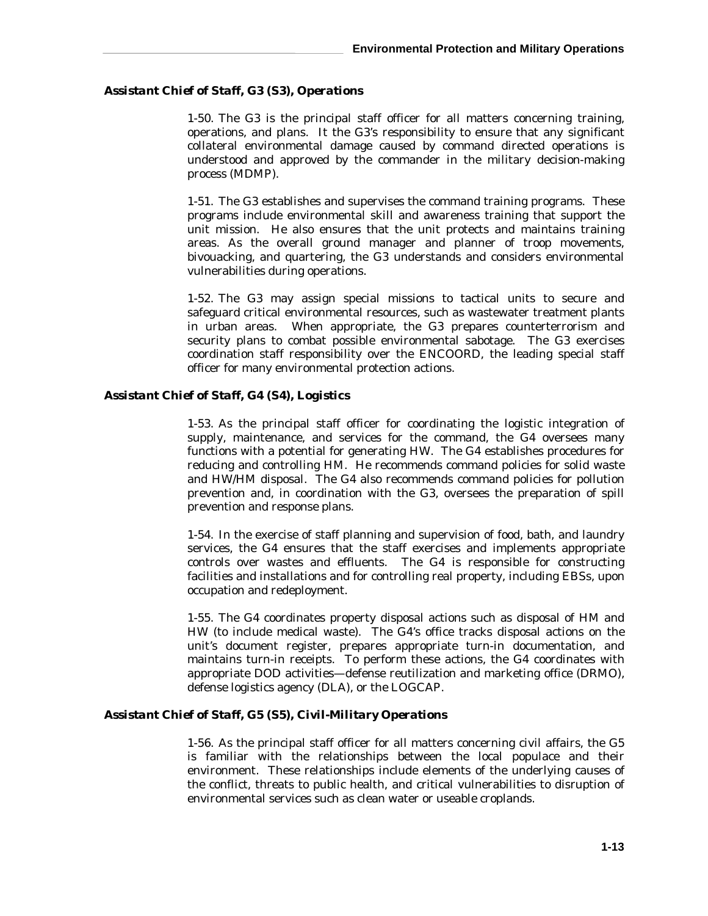### *Assistant Chief of Staff, G3 (S3), Operations*

1-50. The G3 is the principal staff officer for all matters concerning training, operations, and plans. It the G3's responsibility to ensure that any significant collateral environmental damage caused by command directed operations is understood and approved by the commander in the military decision-making process (MDMP).

1-51. The G3 establishes and supervises the command training programs. These programs include environmental skill and awareness training that support the unit mission. He also ensures that the unit protects and maintains training areas. As the overall ground manager and planner of troop movements, bivouacking, and quartering, the G3 understands and considers environmental vulnerabilities during operations.

1-52. The G3 may assign special missions to tactical units to secure and safeguard critical environmental resources, such as wastewater treatment plants in urban areas. When appropriate, the G3 prepares counterterrorism and security plans to combat possible environmental sabotage. The G3 exercises coordination staff responsibility over the ENCOORD, the leading special staff officer for many environmental protection actions.

### *Assistant Chief of Staff, G4 (S4), Logistics*

1-53. As the principal staff officer for coordinating the logistic integration of supply, maintenance, and services for the command, the G4 oversees many functions with a potential for generating HW. The G4 establishes procedures for reducing and controlling HM. He recommends command policies for solid waste and HW/HM disposal. The G4 also recommends command policies for pollution prevention and, in coordination with the G3, oversees the preparation of spill prevention and response plans.

1-54. In the exercise of staff planning and supervision of food, bath, and laundry services, the G4 ensures that the staff exercises and implements appropriate controls over wastes and effluents. The G4 is responsible for constructing facilities and installations and for controlling real property, including EBSs, upon occupation and redeployment.

1-55. The G4 coordinates property disposal actions such as disposal of HM and HW (to include medical waste). The G4's office tracks disposal actions on the unit's document register, prepares appropriate turn-in documentation, and maintains turn-in receipts. To perform these actions, the G4 coordinates with appropriate DOD activities—defense reutilization and marketing office (DRMO), defense logistics agency (DLA), or the LOGCAP.

### *Assistant Chief of Staff, G5 (S5), Civil-Military Operations*

1-56. As the principal staff officer for all matters concerning civil affairs, the G5 is familiar with the relationships between the local populace and their environment. These relationships include elements of the underlying causes of the conflict, threats to public health, and critical vulnerabilities to disruption of environmental services such as clean water or useable croplands.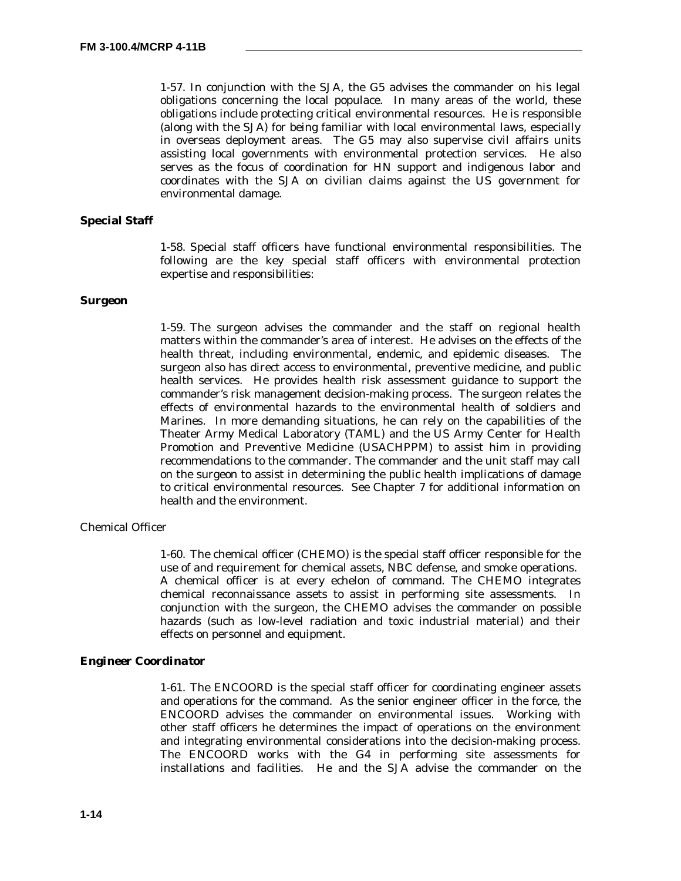1-57. In conjunction with the SJA, the G5 advises the commander on his legal obligations concerning the local populace. In many areas of the world, these obligations include protecting critical environmental resources. He is responsible (along with the SJA) for being familiar with local environmental laws, especially in overseas deployment areas. The G5 may also supervise civil affairs units assisting local governments with environmental protection services. He also serves as the focus of coordination for HN support and indigenous labor and coordinates with the SJA on civilian claims against the US government for environmental damage.

### Special Staff

1-58. Special staff officers have functional environmental responsibilities. The following are the key special staff officers with environmental protection expertise and responsibilities:

#### Surgeon

1-59. The surgeon advises the commander and the staff on regional health matters within the commander's area of interest. He advises on the effects of the health threat, including environmental, endemic, and epidemic diseases. The surgeon also has direct access to environmental, preventive medicine, and public health services. He provides health risk assessment guidance to support the commander's risk management decision-making process. The surgeon relates the effects of environmental hazards to the environmental health of soldiers and Marines. In more demanding situations, he can rely on the capabilities of the Theater Army Medical Laboratory (TAML) and the US Army Center for Health Promotion and Preventive Medicine (USACHPPM) to assist him in providing recommendations to the commander. The commander and the unit staff may call on the surgeon to assist in determining the public health implications of damage to critical environmental resources. See Chapter 7 for additional information on health and the environment.

#### Chemical Officer

1-60. The chemical officer (CHEMO) is the special staff officer responsible for the use of and requirement for chemical assets, NBC defense, and smoke operations. A chemical officer is at every echelon of command. The CHEMO integrates chemical reconnaissance assets to assist in performing site assessments. In conjunction with the surgeon, the CHEMO advises the commander on possible hazards (such as low-level radiation and toxic industrial material) and their effects on personnel and equipment.

#### Engineer Coordinator

1-61. The ENCOORD is the special staff officer for coordinating engineer assets and operations for the command. As the senior engineer officer in the force, the ENCOORD advises the commander on environmental issues. Working with other staff officers he determines the impact of operations on the environment and integrating environmental considerations into the decision-making process. The ENCOORD works with the G4 in performing site assessments for installations and facilities. He and the SJA advise the commander on the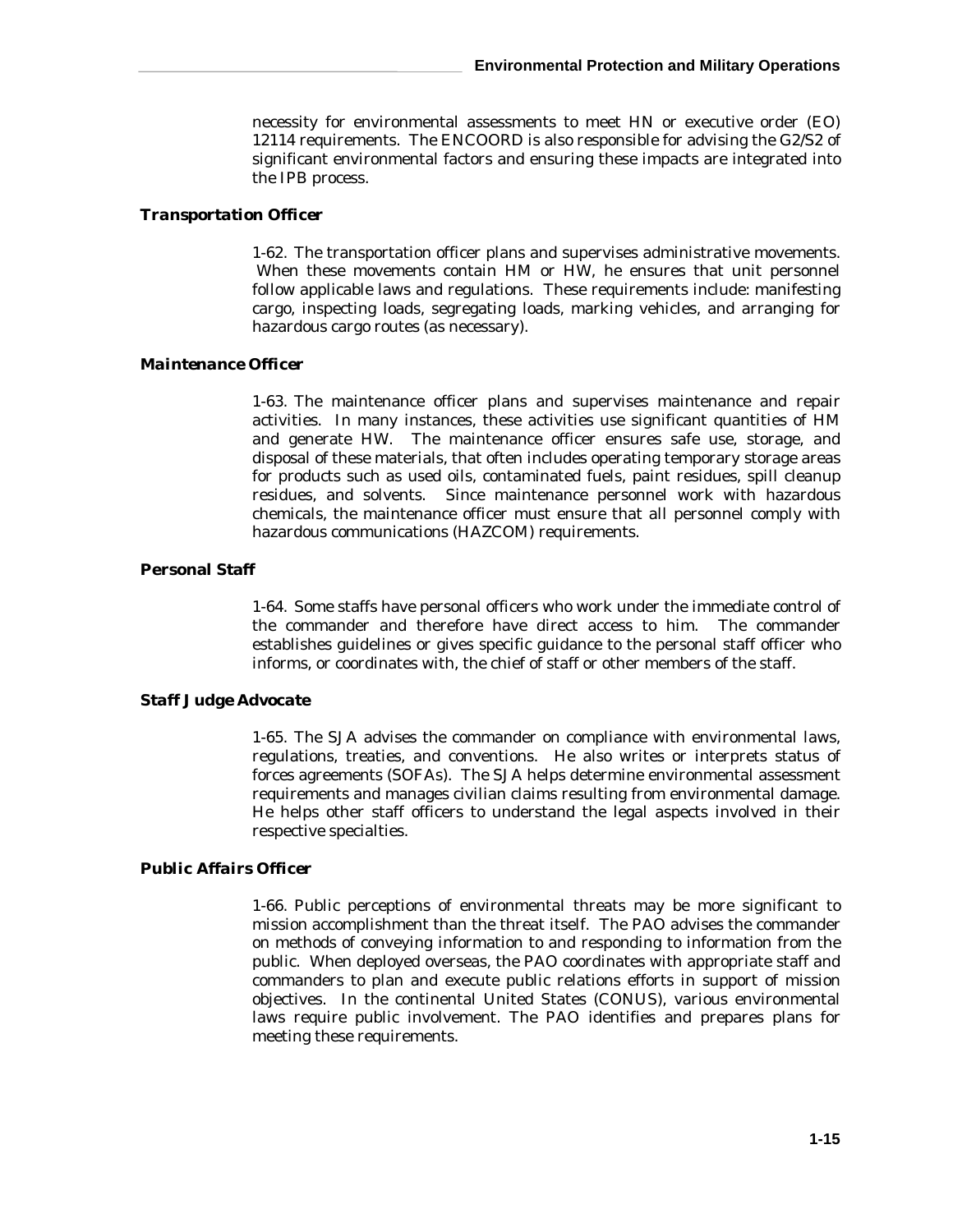necessity for environmental assessments to meet HN or executive order (EO) 12114 requirements. The ENCOORD is also responsible for advising the G2/S2 of significant environmental factors and ensuring these impacts are integrated into the IPB process.

### *Transportation Officer*

1-62. The transportation officer plans and supervises administrative movements. When these movements contain HM or HW, he ensures that unit personnel follow applicable laws and regulations. These requirements include: manifesting cargo, inspecting loads, segregating loads, marking vehicles, and arranging for hazardous cargo routes (as necessary).

### *Maintenance Officer*

1-63. The maintenance officer plans and supervises maintenance and repair activities. In many instances, these activities use significant quantities of HM and generate HW. The maintenance officer ensures safe use, storage, and disposal of these materials, that often includes operating temporary storage areas for products such as used oils, contaminated fuels, paint residues, spill cleanup residues, and solvents. Since maintenance personnel work with hazardous chemicals, the maintenance officer must ensure that all personnel comply with hazardous communications (HAZCOM) requirements.

### *Personal Staff*

1-64. Some staffs have personal officers who work under the immediate control of the commander and therefore have direct access to him. The commander establishes guidelines or gives specific guidance to the personal staff officer who informs, or coordinates with, the chief of staff or other members of the staff.

### *Staff Judge Advocate*

1-65. The SJA advises the commander on compliance with environmental laws, regulations, treaties, and conventions. He also writes or interprets status of forces agreements (SOFAs). The SJA helps determine environmental assessment requirements and manages civilian claims resulting from environmental damage. He helps other staff officers to understand the legal aspects involved in their respective specialties.

### *Public Affairs Officer*

1-66. Public perceptions of environmental threats may be more significant to mission accomplishment than the threat itself. The PAO advises the commander on methods of conveying information to and responding to information from the public. When deployed overseas, the PAO coordinates with appropriate staff and commanders to plan and execute public relations efforts in support of mission objectives. In the continental United States (CONUS), various environmental laws require public involvement. The PAO identifies and prepares plans for meeting these requirements.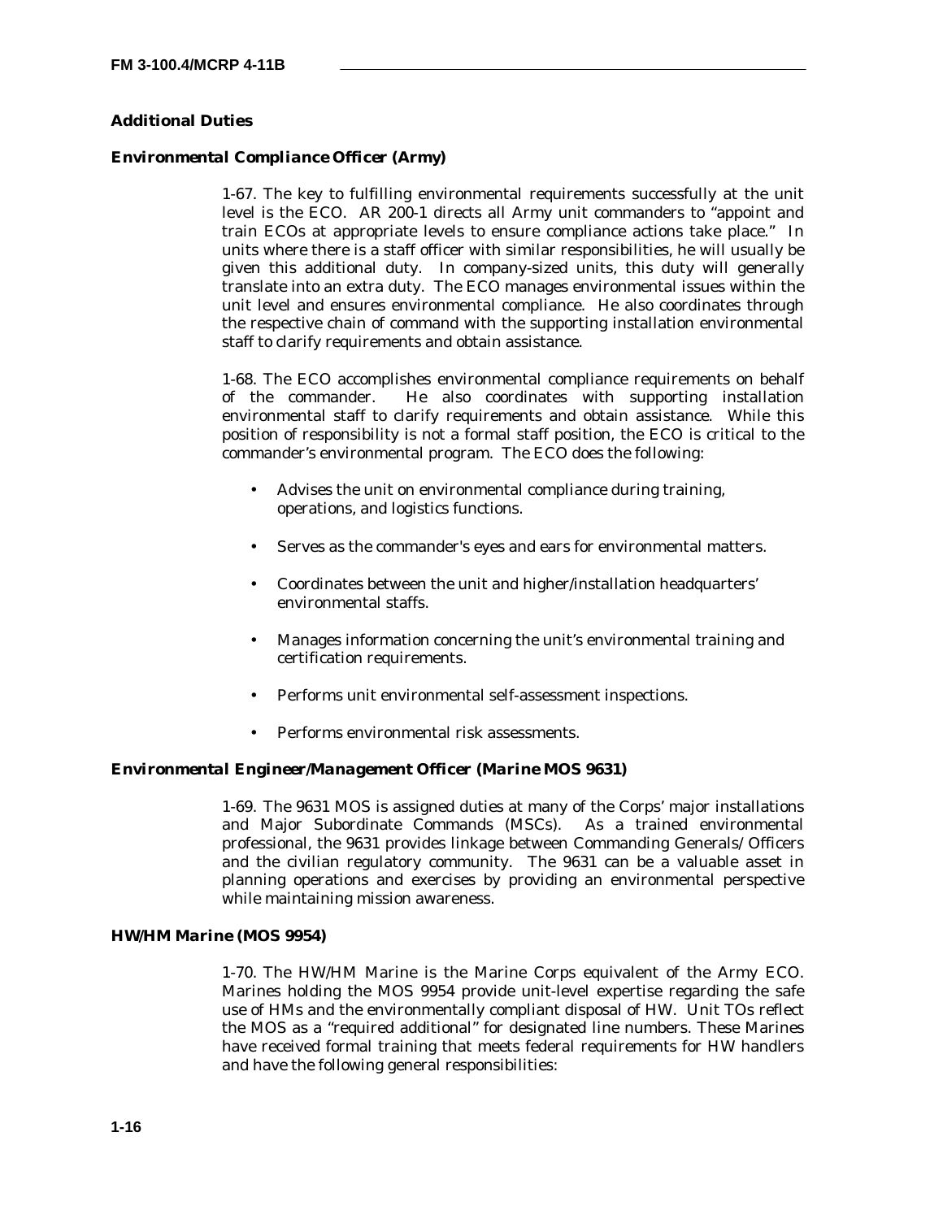### Additional Duties

#### *Environmental Compliance Officer (Army)*

1-67. The key to fulfilling environmental requirements successfully at the unit level is the ECO. AR 200-1 directs all Army unit commanders to "appoint and train ECOs at appropriate levels to ensure compliance actions take place." In units where there is a staff officer with similar responsibilities, he will usually be given this additional duty. In company-sized units, this duty will generally translate into an extra duty. The ECO manages environmental issues within the unit level and ensures environmental compliance. He also coordinates through the respective chain of command with the supporting installation environmental staff to clarify requirements and obtain assistance.

1-68. The ECO accomplishes environmental compliance requirements on behalf of the commander. He also coordinates with supporting installation environmental staff to clarify requirements and obtain assistance. While this position of responsibility is not a formal staff position, the ECO is critical to the commander's environmental program. The ECO does the following:

- Advises the unit on environmental compliance during training, operations, and logistics functions.
- Serves as the commander's eyes and ears for environmental matters.
- Coordinates between the unit and higher/installation headquarters' environmental staffs.
- Manages information concerning the unit's environmental training and certification requirements.
- Performs unit environmental self-assessment inspections.
- Performs environmental risk assessments.

#### *Environmental Engineer/Management Officer (Marine MOS 9631)*

1-69. The 9631 MOS is assigned duties at many of the Corps' major installations and Major Subordinate Commands (MSCs). As a trained environmental professional, the 9631 provides linkage between Commanding Generals/ Officers and the civilian regulatory community. The 9631 can be a valuable asset in planning operations and exercises by providing an environmental perspective while maintaining mission awareness.

#### HW/HM Marine (MOS 9954)

1-70. The HW/HM Marine is the Marine Corps equivalent of the Army ECO. Marines holding the MOS 9954 provide unit-level expertise regarding the safe use of HMs and the environmentally compliant disposal of HW. Unit TOs reflect the MOS as a "required additional" for designated line numbers. These Marines have received formal training that meets federal requirements for HW handlers and have the following general responsibilities: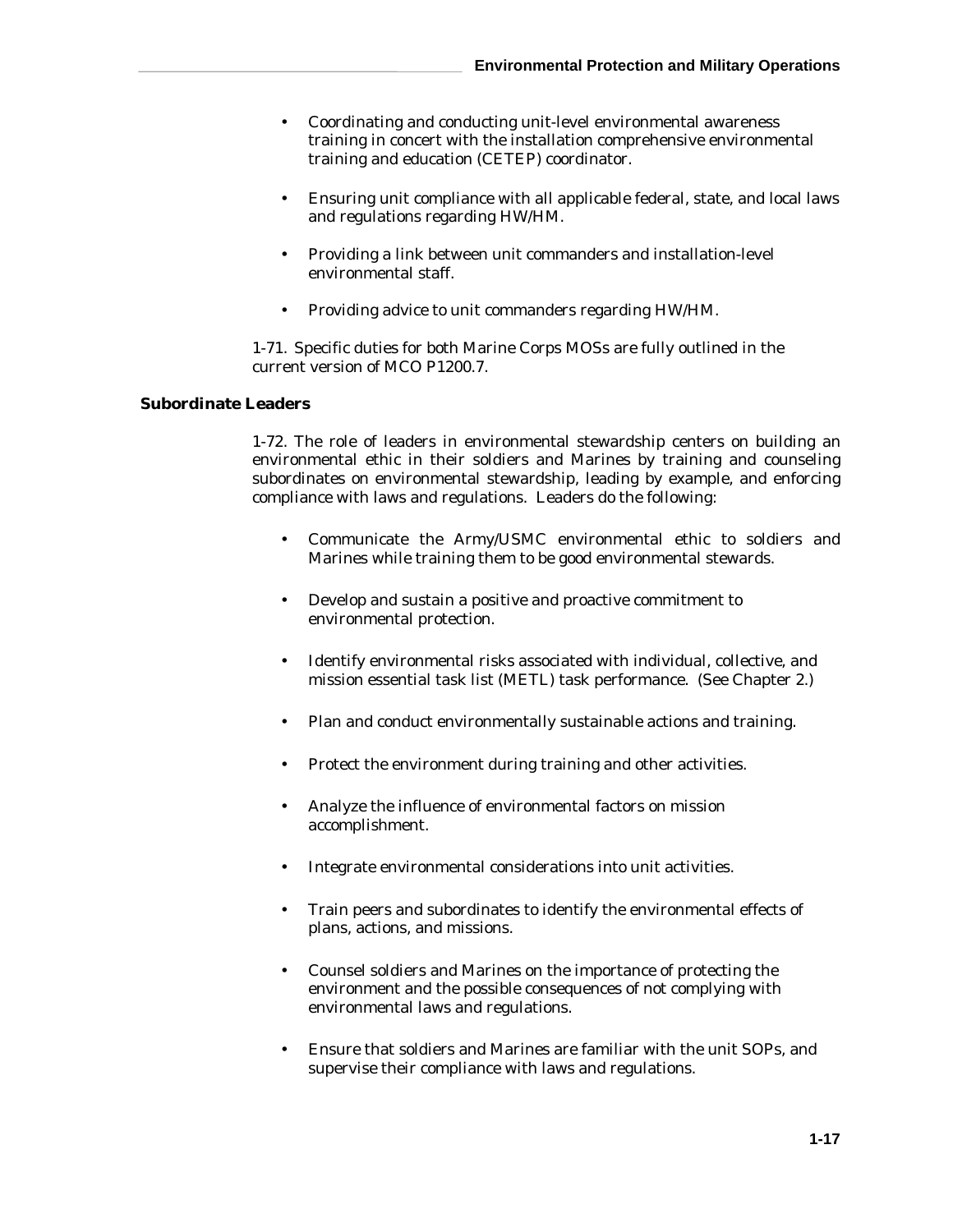- Coordinating and conducting unit-level environmental awareness training in concert with the installation comprehensive environmental training and education (CETEP) coordinator.

- Ensuring unit compliance with all applicable federal, state, and local laws and regulations regarding HW/HM.

- Providing a link between unit commanders and installation-level environmental staff.

- Providing advice to unit commanders regarding HW/HM.

1-71. Specific duties for both Marine Corps MOSs are fully outlined in the current version of MCO P1200.7.

### Subordinate Leaders

1-72. The role of leaders in environmental stewardship centers on building an environmental ethic in their soldiers and Marines by training and counseling subordinates on environmental stewardship, leading by example, and enforcing compliance with laws and regulations. Leaders do the following:

- Communicate the Army/USMC environmental ethic to soldiers and Marines while training them to be good environmental stewards.

- Develop and sustain a positive and proactive commitment to environmental protection.

- Identify environmental risks associated with individual, collective, and mission essential task list (METL) task performance. (See Chapter 2.)

- Plan and conduct environmentally sustainable actions and training.

- Protect the environment during training and other activities.

- Analyze the influence of environmental factors on mission accomplishment.

- Integrate environmental considerations into unit activities.

- Train peers and subordinates to identify the environmental effects of plans, actions, and missions.

- Counsel soldiers and Marines on the importance of protecting the environment and the possible consequences of not complying with environmental laws and regulations.

- Ensure that soldiers and Marines are familiar with the unit SOPs, and supervise their compliance with laws and regulations.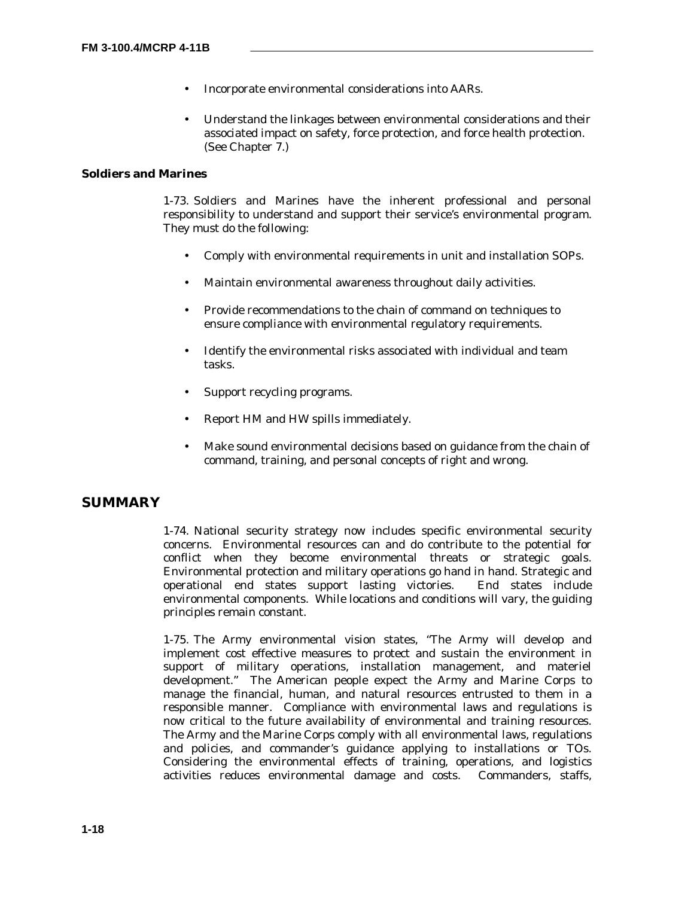- Incorporate environmental considerations into AARs.
- Understand the linkages between environmental considerations and their associated impact on safety, force protection, and force health protection. (See Chapter 7.)

### Soldiers and Marines

1-73. Soldiers and Marines have the inherent professional and personal responsibility to understand and support their service's environmental program. They must do the following:

- Comply with environmental requirements in unit and installation SOPs.
- Maintain environmental awareness throughout daily activities.
- Provide recommendations to the chain of command on techniques to ensure compliance with environmental regulatory requirements.
- Identify the environmental risks associated with individual and team tasks.
- Support recycling programs.
- Report HM and HW spills immediately.
- Make sound environmental decisions based on guidance from the chain of command, training, and personal concepts of right and wrong.

## SUMMARY

1-74. National security strategy now includes specific environmental security concerns. Environmental resources can and do contribute to the potential for conflict when they become environmental threats or strategic goals. Environmental protection and military operations go hand in hand. Strategic and operational end states support lasting victories. End states include environmental components. While locations and conditions will vary, the guiding principles remain constant.

1-75. The Army environmental vision states, "The Army will develop and implement cost effective measures to protect and sustain the environment in support of military operations, installation management, and materiel development." The American people expect the Army and Marine Corps to manage the financial, human, and natural resources entrusted to them in a responsible manner. Compliance with environmental laws and regulations is now critical to the future availability of environmental and training resources. The Army and the Marine Corps comply with all environmental laws, regulations and policies, and commander's guidance applying to installations or TOs. Considering the environmental effects of training, operations, and logistics activities reduces environmental damage and costs. Commanders, staffs,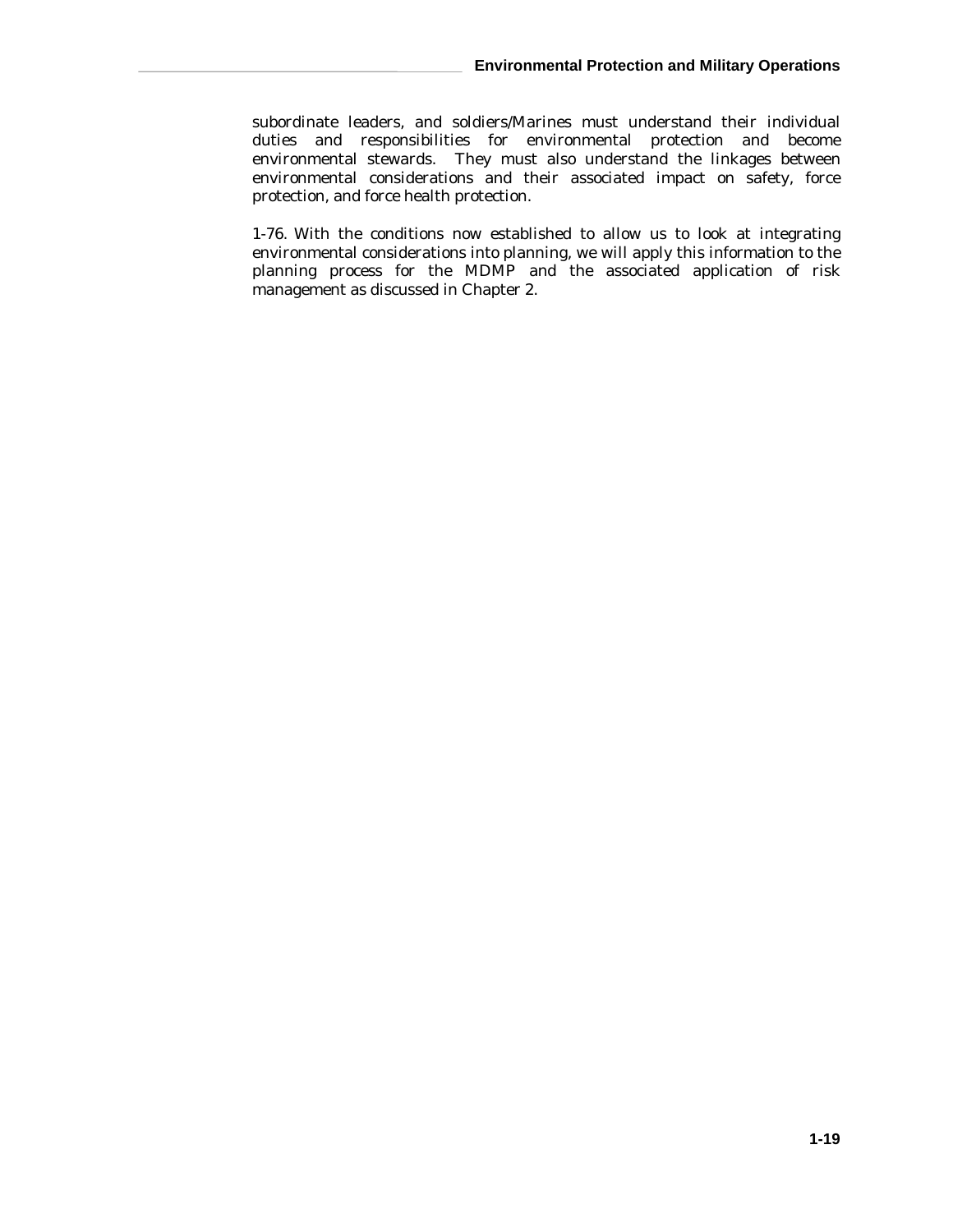subordinate leaders, and soldiers/Marines must understand their individual duties and responsibilities for environmental protection and become environmental stewards. They must also understand the linkages between environmental considerations and their associated impact on safety, force protection, and force health protection.

1-76. With the conditions now established to allow us to look at integrating environmental considerations into planning, we will apply this information to the planning process for the MDMP and the associated application of risk management as discussed in Chapter 2.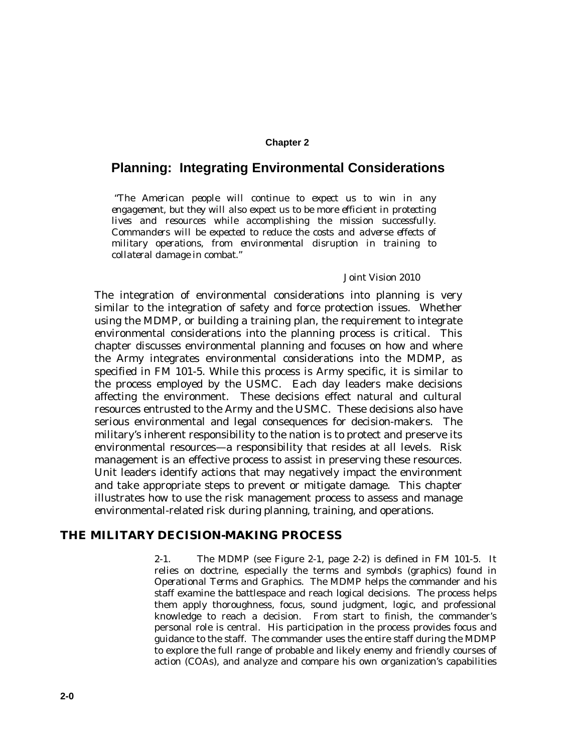# Chapter 2

## Planning: Integrating Environmental Considerations

*"The American people will continue to expect us to win in any engagement, but they will also expect us to be more efficient in protecting lives and resources while accomplishing the mission successfully. Commanders will be expected to reduce the costs and adverse effects of military operations, from environmental disruption in training to collateral damage in combat."*

*Joint Vision 2010*

The integration of environmental considerations into planning is very similar to the integration of safety and force protection issues. Whether using the MDMP, or building a training plan, the requirement to integrate environmental considerations into the planning process is critical. This chapter discusses environmental planning and focuses on how and where the Army integrates environmental considerations into the MDMP, as specified in FM 101-5. While this process is Army specific, it is similar to the process employed by the USMC. Each day leaders make decisions affecting the environment. These decisions effect natural and cultural resources entrusted to the Army and the USMC. These decisions also have serious environmental and legal consequences for decision-makers. The military's inherent responsibility to the nation is to protect and preserve its environmental resources—a responsibility that resides at all levels. Risk management is an effective process to assist in preserving these resources. Unit leaders identify actions that may negatively impact the environment and take appropriate steps to prevent or mitigate damage. This chapter illustrates how to use the risk management process to assess and manage environmental-related risk during planning, training, and operations.

### THE MILITARY DECISION-MAKING PROCESS

2-1. The MDMP (see Figure 2-1, page 2-2) is defined in FM 101-5. It relies on doctrine, especially the terms and symbols (graphics) found in *Operational Terms and Graphics*. The MDMP helps the commander and his staff examine the battlespace and reach logical decisions. The process helps them apply thoroughness, focus, sound judgment, logic, and professional knowledge to reach a decision. From start to finish, the commander's personal role is central. His participation in the process provides focus and guidance to the staff. The commander uses the entire staff during the MDMP to explore the full range of probable and likely enemy and friendly courses of action (COAs), and analyze and compare his own organization's capabilities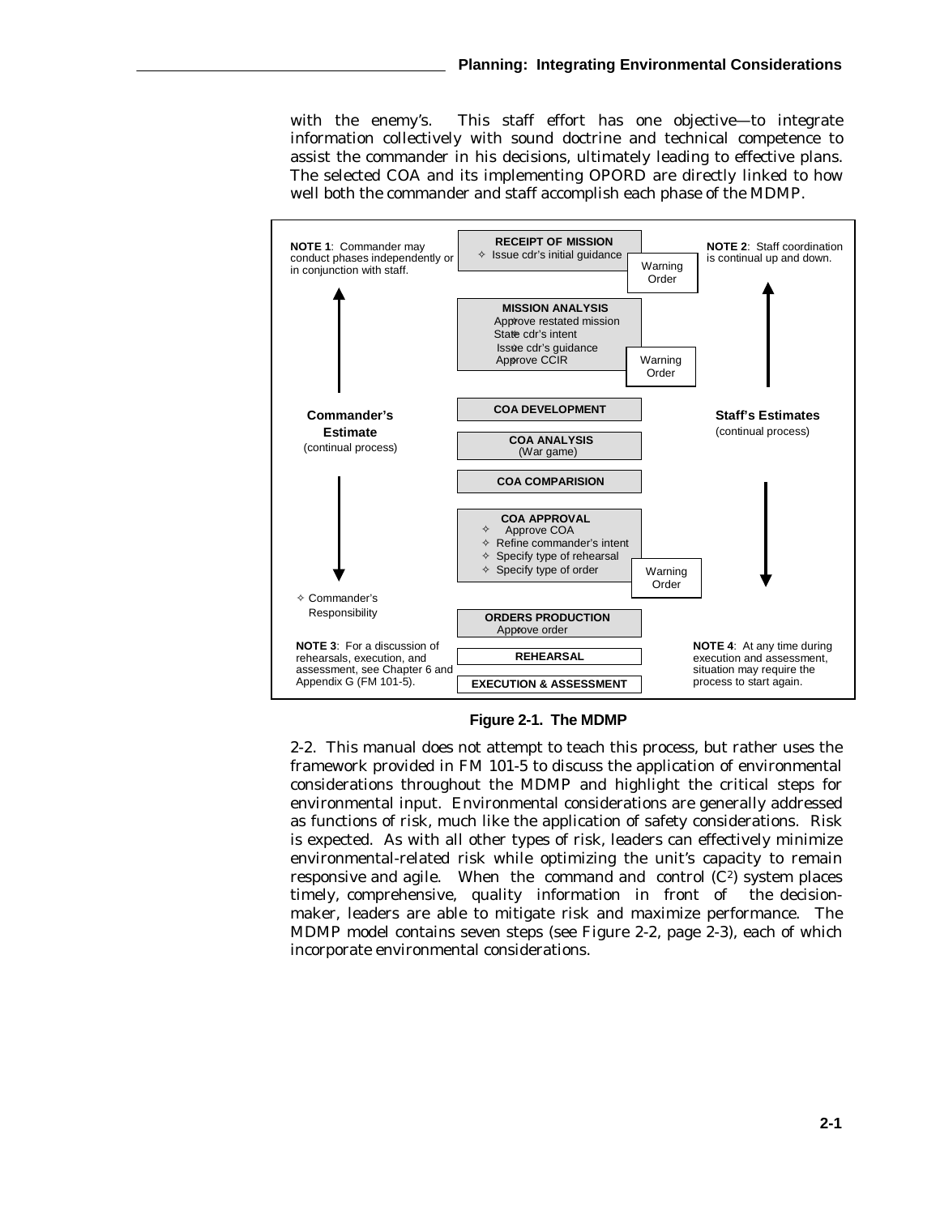with the enemy's. This staff effort has one objective—to integrate information collectively with sound doctrine and technical competence to assist the commander in his decisions, ultimately leading to effective plans. The selected COA and its implementing OPORD are directly linked to how well both the commander and staff accomplish each phase of the MDMP.

**NOTE 1**: Commander may conduct phases independently or in conjunction with staff.

**NOTE 2**: Staff coordination is continual up and down.

**RECEIPT OF MISSION**
- ✧ Issue cdr's initial guidance

Warning Order

**MISSION ANALYSIS**
- ✧ Approve restated mission
- ✧ State cdr's intent
- ✧ Issue cdr's guidance
- ✧ Approve CCIR

Warning Order

**Commander's Estimate** (continual process)

**COA DEVELOPMENT**

**COA ANALYSIS** (War game)

**COA COMPARISION**

**Staff's Estimates** (continual process)

**COA APPROVAL**
- ✧ Approve COA
- ✧ Refine commander's intent
- ✧ Specify type of rehearsal
- ✧ Specify type of order

Warning Order

✧ Commander's Responsibility

**ORDERS PRODUCTION**
- ✧ Approve order

**REHEARSAL**

**EXECUTION & ASSESSMENT**

**NOTE 3**: For a discussion of rehearsals, execution, and assessment, see Chapter 6 and Appendix G (FM 101-5).

**NOTE 4**: At any time during execution and assessment, situation may require the process to start again.

**Figure 2-1. The MDMP**

2-2. This manual does not attempt to teach this process, but rather uses the framework provided in FM 101-5 to discuss the application of environmental considerations throughout the MDMP and highlight the critical steps for environmental input. Environmental considerations are generally addressed as functions of risk, much like the application of safety considerations. Risk is expected. As with all other types of risk, leaders can effectively minimize environmental-related risk while optimizing the unit's capacity to remain responsive and agile. When the command and control ($C^2$) system places timely, comprehensive, quality information in front of the decision-maker, leaders are able to mitigate risk and maximize performance. The MDMP model contains seven steps (see Figure 2-2, page 2-3), each of which incorporate environmental considerations.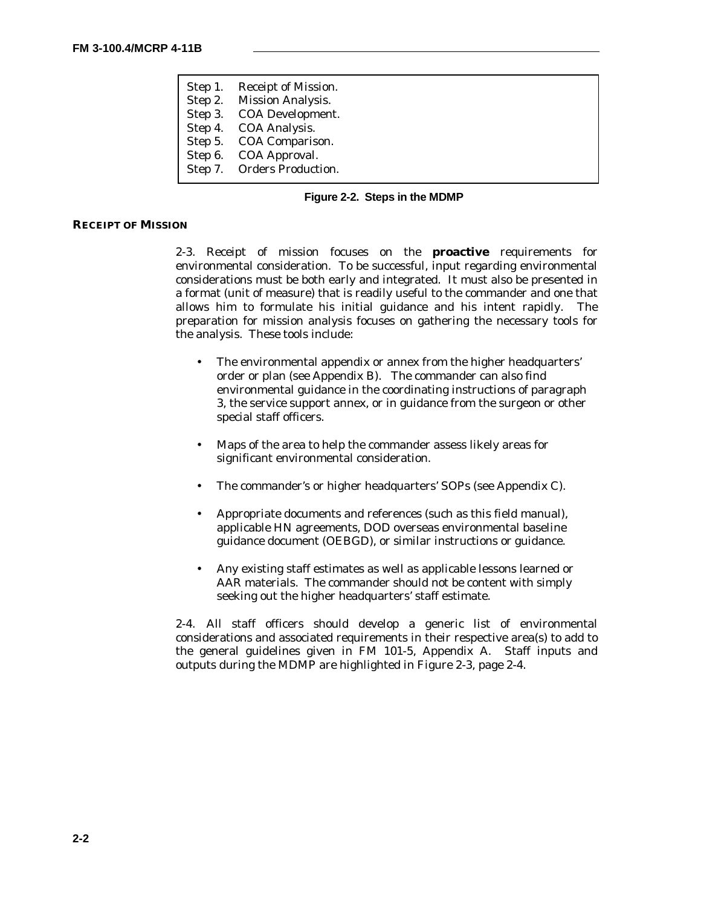Step 1. Receipt of Mission.
Step 2. Mission Analysis.
Step 3. COA Development.
Step 4. COA Analysis.
Step 5. COA Comparison.
Step 6. COA Approval.
Step 7. Orders Production.

**Figure 2-2. Steps in the MDMP**

## RECEIPT OF MISSION

2-3. Receipt of mission focuses on the **proactive** requirements for environmental consideration. To be successful, input regarding environmental considerations must be both early and integrated. It must also be presented in a format (unit of measure) that is readily useful to the commander and one that allows him to formulate his initial guidance and his intent rapidly. The preparation for mission analysis focuses on gathering the necessary tools for the analysis. These tools include:

- The environmental appendix or annex from the higher headquarters' order or plan (see Appendix B). The commander can also find environmental guidance in the coordinating instructions of paragraph 3, the service support annex, or in guidance from the surgeon or other special staff officers.
- Maps of the area to help the commander assess likely areas for significant environmental consideration.
- The commander's or higher headquarters' SOPs (see Appendix C).
- Appropriate documents and references (such as this field manual), applicable HN agreements, DOD overseas environmental baseline guidance document (OEBGD), or similar instructions or guidance.
- Any existing staff estimates as well as applicable lessons learned or AAR materials. The commander should not be content with simply seeking out the higher headquarters' staff estimate.

2-4. All staff officers should develop a generic list of environmental considerations and associated requirements in their respective area(s) to add to the general guidelines given in FM 101-5, Appendix A. Staff inputs and outputs during the MDMP are highlighted in Figure 2-3, page 2-4.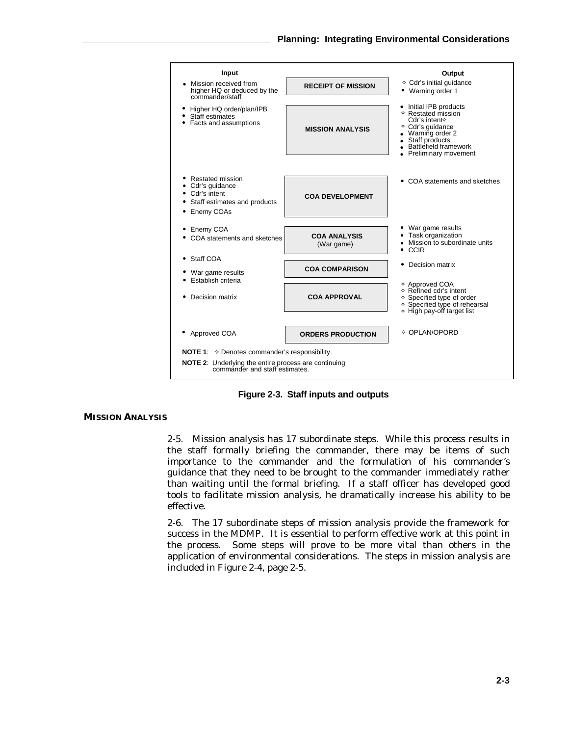| Input | | Output |
|---|---|---|
| • Mission received from higher HQ or deduced by the commander/staff | **RECEIPT OF MISSION** | ✧ Cdr's initial guidance<br>• Warning order 1 |
| • Higher HQ order/plan/IPB<br>• Staff estimates<br>• Facts and assumptions | **MISSION ANALYSIS** | • Initial IPB products<br>✧ Restated mission<br>Cdr's intent✧<br>✧ Cdr's guidance<br>• Warning order 2<br>• Staff products<br>• Battlefield framework<br>• Preliminary movement |
| • Restated mission<br>• Cdr's guidance<br>• Cdr's intent<br>• Staff estimates and products<br>• Enemy COAs | **COA DEVELOPMENT** | • COA statements and sketches |
| • Enemy COA<br>• COA statements and sketches | **COA ANALYSIS** (War game) | • War game results<br>• Task organization<br>• Mission to subordinate units<br>• CCIR |
| • Staff COA<br>• War game results<br>• Establish criteria | **COA COMPARISON** | • Decision matrix |
| • Decision matrix | **COA APPROVAL** | ✧ Approved COA<br>✧ Refined cdr's intent<br>✧ Specified type of order<br>✧ Specified type of rehearsal<br>✧ High pay-off target list |
| • Approved COA | **ORDERS PRODUCTION** | ✧ OPLAN/OPORD |

**NOTE 1**: ✧ Denotes commander's responsibility.

**NOTE 2**: Underlying the entire process are continuing commander and staff estimates.

**Figure 2-3. Staff inputs and outputs**

## MISSION ANALYSIS

2-5. Mission analysis has 17 subordinate steps. While this process results in the staff formally briefing the commander, there may be items of such importance to the commander and the formulation of his commander's guidance that they need to be brought to the commander immediately rather than waiting until the formal briefing. If a staff officer has developed good tools to facilitate mission analysis, he dramatically increase his ability to be effective.

2-6. The 17 subordinate steps of mission analysis provide the framework for success in the MDMP. It is essential to perform effective work at this point in the process. Some steps will prove to be more vital than others in the application of environmental considerations. The steps in mission analysis are included in Figure 2-4, page 2-5.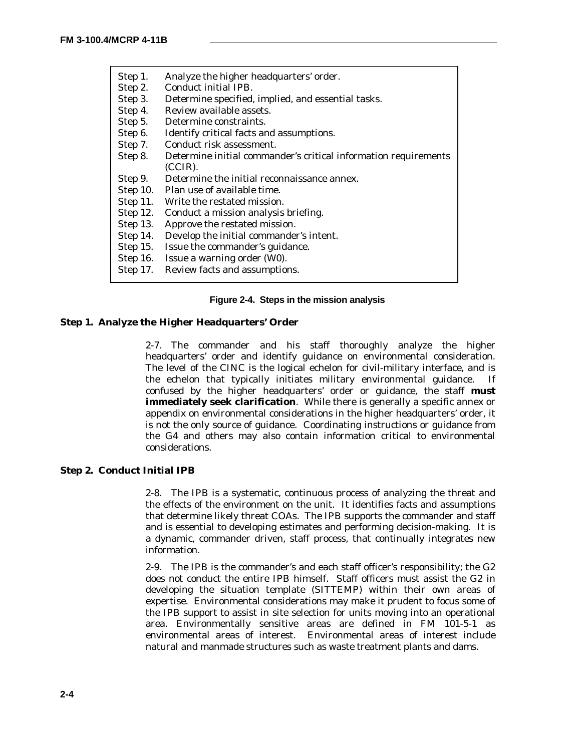Step 1. Analyze the higher headquarters' order.
Step 2. Conduct initial IPB.
Step 3. Determine specified, implied, and essential tasks.
Step 4. Review available assets.
Step 5. Determine constraints.
Step 6. Identify critical facts and assumptions.
Step 7. Conduct risk assessment.
Step 8. Determine initial commander's critical information requirements (CCIR).
Step 9. Determine the initial reconnaissance annex.
Step 10. Plan use of available time.
Step 11. Write the restated mission.
Step 12. Conduct a mission analysis briefing.
Step 13. Approve the restated mission.
Step 14. Develop the initial commander's intent.
Step 15. Issue the commander's guidance.
Step 16. Issue a warning order (W0).
Step 17. Review facts and assumptions.

**Figure 2-4. Steps in the mission analysis**

## Step 1. Analyze the Higher Headquarters' Order

2-7. The commander and his staff thoroughly analyze the higher headquarters' order and identify guidance on environmental consideration. The level of the CINC is the logical echelon for civil-military interface, and is the echelon that typically initiates military environmental guidance. If confused by the higher headquarters' order or guidance, the staff **must immediately seek clarification**. While there is generally a specific annex or appendix on environmental considerations in the higher headquarters' order, it is not the only source of guidance. Coordinating instructions or guidance from the G4 and others may also contain information critical to environmental considerations.

## Step 2. Conduct Initial IPB

2-8. The IPB is a systematic, continuous process of analyzing the threat and the effects of the environment on the unit. It identifies facts and assumptions that determine likely threat COAs. The IPB supports the commander and staff and is essential to developing estimates and performing decision-making. It is a dynamic, commander driven, staff process, that continually integrates new information.

2-9. The IPB is the commander's and each staff officer's responsibility; the G2 does not conduct the entire IPB himself. Staff officers must assist the G2 in developing the situation template (SITTEMP) within their own areas of expertise. Environmental considerations may make it prudent to focus some of the IPB support to assist in site selection for units moving into an operational area. Environmentally sensitive areas are defined in FM 101-5-1 as environmental areas of interest. Environmental areas of interest include natural and manmade structures such as waste treatment plants and dams.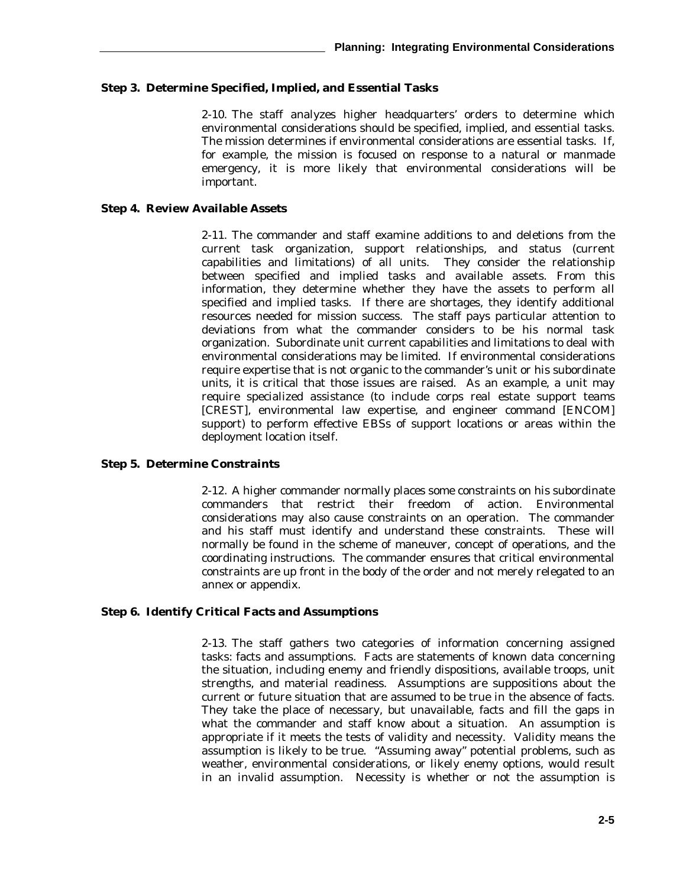### Step 3. Determine Specified, Implied, and Essential Tasks

2-10. The staff analyzes higher headquarters' orders to determine which environmental considerations should be specified, implied, and essential tasks. The mission determines if environmental considerations are essential tasks. If, for example, the mission is focused on response to a natural or manmade emergency, it is more likely that environmental considerations will be important.

### Step 4. Review Available Assets

2-11. The commander and staff examine additions to and deletions from the current task organization, support relationships, and status (current capabilities and limitations) of all units. They consider the relationship between specified and implied tasks and available assets. From this information, they determine whether they have the assets to perform all specified and implied tasks. If there are shortages, they identify additional resources needed for mission success. The staff pays particular attention to deviations from what the commander considers to be his normal task organization. Subordinate unit current capabilities and limitations to deal with environmental considerations may be limited. If environmental considerations require expertise that is not organic to the commander's unit or his subordinate units, it is critical that those issues are raised. As an example, a unit may require specialized assistance (to include corps real estate support teams [CREST], environmental law expertise, and engineer command [ENCOM] support) to perform effective EBSs of support locations or areas within the deployment location itself.

### Step 5. Determine Constraints

2-12. A higher commander normally places some constraints on his subordinate commanders that restrict their freedom of action. Environmental considerations may also cause constraints on an operation. The commander and his staff must identify and understand these constraints. These will normally be found in the scheme of maneuver, concept of operations, and the coordinating instructions. The commander ensures that critical environmental constraints are up front in the body of the order and not merely relegated to an annex or appendix.

### Step 6. Identify Critical Facts and Assumptions

2-13. The staff gathers two categories of information concerning assigned tasks: facts and assumptions. Facts are statements of known data concerning the situation, including enemy and friendly dispositions, available troops, unit strengths, and material readiness. Assumptions are suppositions about the current or future situation that are assumed to be true in the absence of facts. They take the place of necessary, but unavailable, facts and fill the gaps in what the commander and staff know about a situation. An assumption is appropriate if it meets the tests of validity and necessity. Validity means the assumption is likely to be true. "Assuming away" potential problems, such as weather, environmental considerations, or likely enemy options, would result in an invalid assumption. Necessity is whether or not the assumption is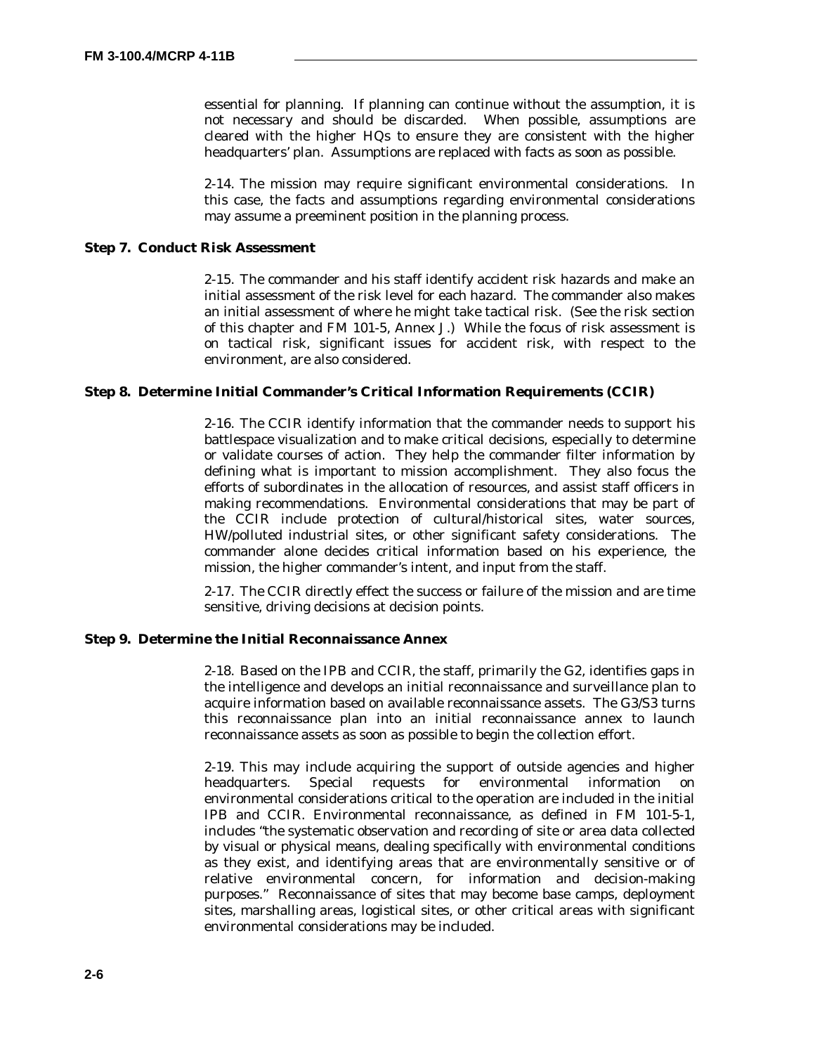essential for planning. If planning can continue without the assumption, it is not necessary and should be discarded. When possible, assumptions are cleared with the higher HQs to ensure they are consistent with the higher headquarters' plan. Assumptions are replaced with facts as soon as possible.

2-14. The mission may require significant environmental considerations. In this case, the facts and assumptions regarding environmental considerations may assume a preeminent position in the planning process.

**Step 7. Conduct Risk Assessment**

2-15. The commander and his staff identify accident risk hazards and make an initial assessment of the risk level for each hazard. The commander also makes an initial assessment of where he might take tactical risk. (See the risk section of this chapter and FM 101-5, Annex J.) While the focus of risk assessment is on tactical risk, significant issues for accident risk, with respect to the environment, are also considered.

**Step 8. Determine Initial Commander's Critical Information Requirements (CCIR)**

2-16. The CCIR identify information that the commander needs to support his battlespace visualization and to make critical decisions, especially to determine or validate courses of action. They help the commander filter information by defining what is important to mission accomplishment. They also focus the efforts of subordinates in the allocation of resources, and assist staff officers in making recommendations. Environmental considerations that may be part of the CCIR include protection of cultural/historical sites, water sources, HW/polluted industrial sites, or other significant safety considerations. The commander alone decides critical information based on his experience, the mission, the higher commander's intent, and input from the staff.

2-17. The CCIR directly effect the success or failure of the mission and are time sensitive, driving decisions at decision points.

**Step 9. Determine the Initial Reconnaissance Annex**

2-18. Based on the IPB and CCIR, the staff, primarily the G2, identifies gaps in the intelligence and develops an initial reconnaissance and surveillance plan to acquire information based on available reconnaissance assets. The G3/S3 turns this reconnaissance plan into an initial reconnaissance annex to launch reconnaissance assets as soon as possible to begin the collection effort.

2-19. This may include acquiring the support of outside agencies and higher headquarters. Special requests for environmental information on environmental considerations critical to the operation are included in the initial IPB and CCIR. Environmental reconnaissance, as defined in FM 101-5-1, includes "the systematic observation and recording of site or area data collected by visual or physical means, dealing specifically with environmental conditions as they exist, and identifying areas that are environmentally sensitive or of relative environmental concern, for information and decision-making purposes." Reconnaissance of sites that may become base camps, deployment sites, marshalling areas, logistical sites, or other critical areas with significant environmental considerations may be included.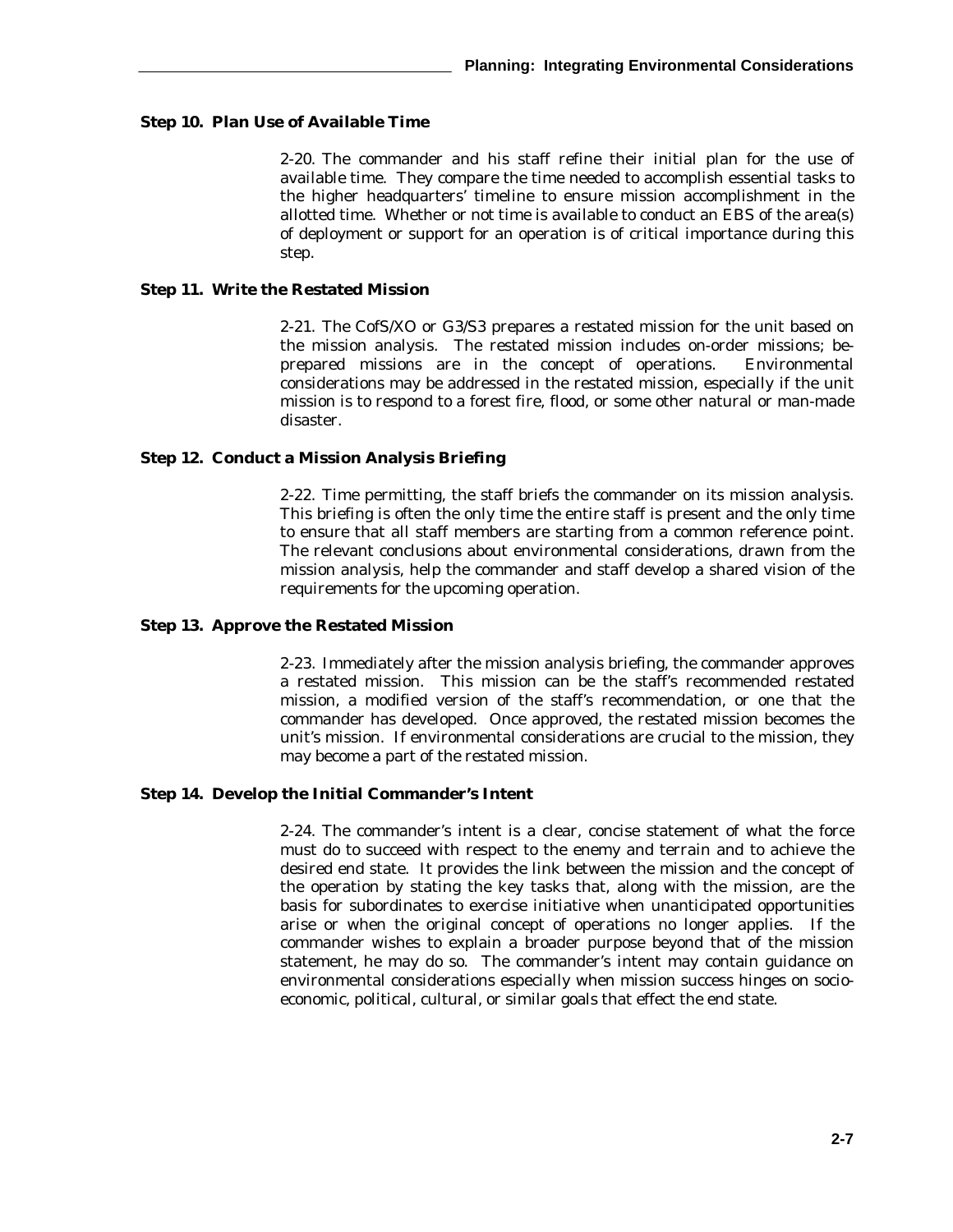### Step 10. Plan Use of Available Time

2-20. The commander and his staff refine their initial plan for the use of available time. They compare the time needed to accomplish essential tasks to the higher headquarters' timeline to ensure mission accomplishment in the allotted time. Whether or not time is available to conduct an EBS of the area(s) of deployment or support for an operation is of critical importance during this step.

### Step 11. Write the Restated Mission

2-21. The CofS/XO or G3/S3 prepares a restated mission for the unit based on the mission analysis. The restated mission includes on-order missions; be-prepared missions are in the concept of operations. Environmental considerations may be addressed in the restated mission, especially if the unit mission is to respond to a forest fire, flood, or some other natural or man-made disaster.

### Step 12. Conduct a Mission Analysis Briefing

2-22. Time permitting, the staff briefs the commander on its mission analysis. This briefing is often the only time the entire staff is present and the only time to ensure that all staff members are starting from a common reference point. The relevant conclusions about environmental considerations, drawn from the mission analysis, help the commander and staff develop a shared vision of the requirements for the upcoming operation.

### Step 13. Approve the Restated Mission

2-23. Immediately after the mission analysis briefing, the commander approves a restated mission. This mission can be the staff's recommended restated mission, a modified version of the staff's recommendation, or one that the commander has developed. Once approved, the restated mission becomes the unit's mission. If environmental considerations are crucial to the mission, they may become a part of the restated mission.

### Step 14. Develop the Initial Commander's Intent

2-24. The commander's intent is a clear, concise statement of what the force must do to succeed with respect to the enemy and terrain and to achieve the desired end state. It provides the link between the mission and the concept of the operation by stating the key tasks that, along with the mission, are the basis for subordinates to exercise initiative when unanticipated opportunities arise or when the original concept of operations no longer applies. If the commander wishes to explain a broader purpose beyond that of the mission statement, he may do so. The commander's intent may contain guidance on environmental considerations especially when mission success hinges on socio-economic, political, cultural, or similar goals that effect the end state.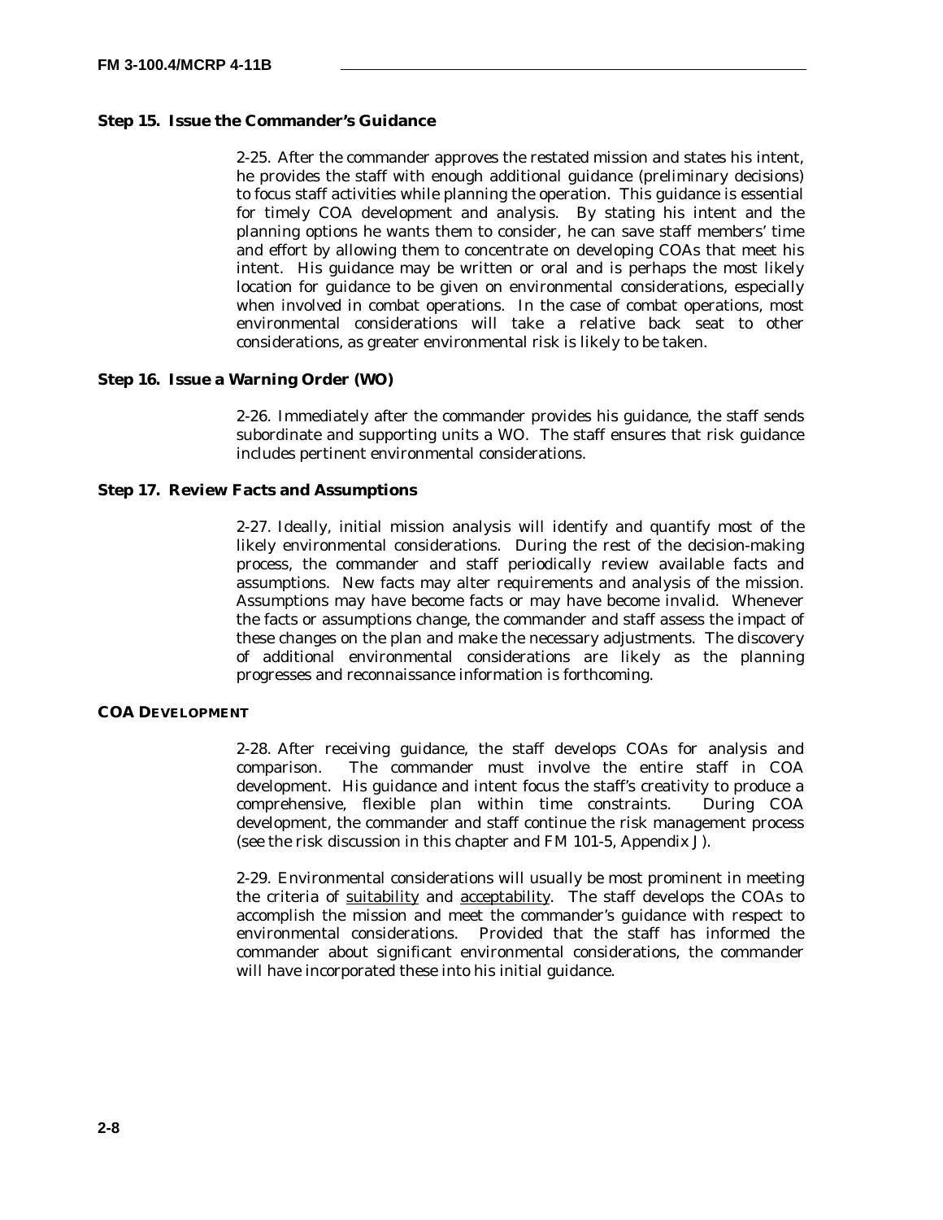### Step 15. Issue the Commander's Guidance

2-25. After the commander approves the restated mission and states his intent, he provides the staff with enough additional guidance (preliminary decisions) to focus staff activities while planning the operation. This guidance is essential for timely COA development and analysis. By stating his intent and the planning options he wants them to consider, he can save staff members' time and effort by allowing them to concentrate on developing COAs that meet his intent. His guidance may be written or oral and is perhaps the most likely location for guidance to be given on environmental considerations, especially when involved in combat operations. In the case of combat operations, most environmental considerations will take a relative back seat to other considerations, as greater environmental risk is likely to be taken.

### Step 16. Issue a Warning Order (WO)

2-26. Immediately after the commander provides his guidance, the staff sends subordinate and supporting units a WO. The staff ensures that risk guidance includes pertinent environmental considerations.

### Step 17. Review Facts and Assumptions

2-27. Ideally, initial mission analysis will identify and quantify most of the likely environmental considerations. During the rest of the decision-making process, the commander and staff periodically review available facts and assumptions. New facts may alter requirements and analysis of the mission. Assumptions may have become facts or may have become invalid. Whenever the facts or assumptions change, the commander and staff assess the impact of these changes on the plan and make the necessary adjustments. The discovery of additional environmental considerations are likely as the planning progresses and reconnaissance information is forthcoming.

## COA Development

2-28. After receiving guidance, the staff develops COAs for analysis and comparison. The commander must involve the entire staff in COA development. His guidance and intent focus the staff's creativity to produce a comprehensive, flexible plan within time constraints. During COA development, the commander and staff continue the risk management process (see the risk discussion in this chapter and FM 101-5, Appendix J).

2-29. Environmental considerations will usually be most prominent in meeting the criteria of <u>suitability</u> and <u>acceptability</u>. The staff develops the COAs to accomplish the mission and meet the commander's guidance with respect to environmental considerations. Provided that the staff has informed the commander about significant environmental considerations, the commander will have incorporated these into his initial guidance.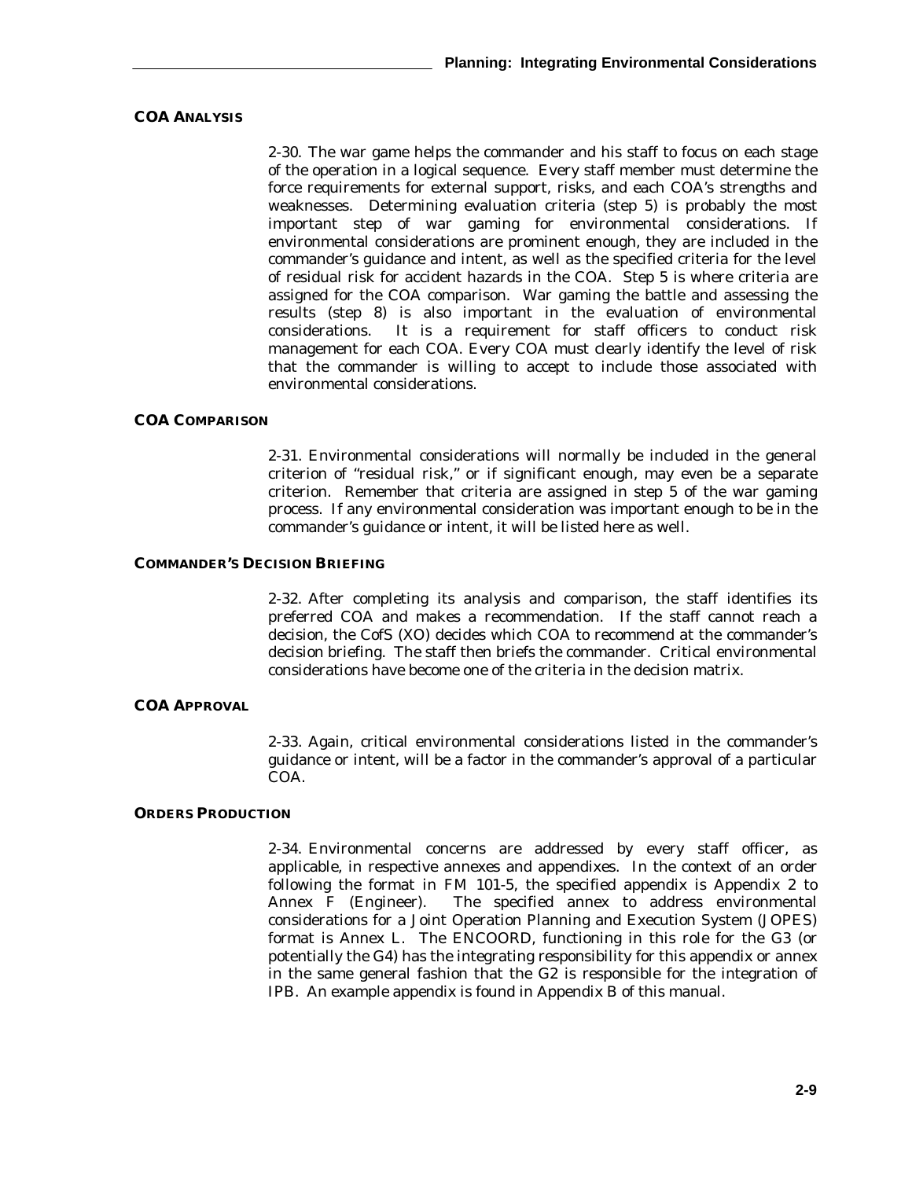### COA ANALYSIS

2-30. The war game helps the commander and his staff to focus on each stage of the operation in a logical sequence. Every staff member must determine the force requirements for external support, risks, and each COA's strengths and weaknesses. Determining evaluation criteria (step 5) is probably the most important step of war gaming for environmental considerations. If environmental considerations are prominent enough, they are included in the commander's guidance and intent, as well as the specified criteria for the level of residual risk for accident hazards in the COA. Step 5 is where criteria are assigned for the COA comparison. War gaming the battle and assessing the results (step 8) is also important in the evaluation of environmental considerations. It is a requirement for staff officers to conduct risk management for each COA. Every COA must clearly identify the level of risk that the commander is willing to accept to include those associated with environmental considerations.

### COA COMPARISON

2-31. Environmental considerations will normally be included in the general criterion of "residual risk," or if significant enough, may even be a separate criterion. Remember that criteria are assigned in step 5 of the war gaming process. If any environmental consideration was important enough to be in the commander's guidance or intent, it will be listed here as well.

### COMMANDER'S DECISION BRIEFING

2-32. After completing its analysis and comparison, the staff identifies its preferred COA and makes a recommendation. If the staff cannot reach a decision, the CofS (XO) decides which COA to recommend at the commander's decision briefing. The staff then briefs the commander. Critical environmental considerations have become one of the criteria in the decision matrix.

### COA APPROVAL

2-33. Again, critical environmental considerations listed in the commander's guidance or intent, will be a factor in the commander's approval of a particular COA.

### ORDERS PRODUCTION

2-34. Environmental concerns are addressed by every staff officer, as applicable, in respective annexes and appendixes. In the context of an order following the format in FM 101-5, the specified appendix is Appendix 2 to Annex F (Engineer). The specified annex to address environmental considerations for a Joint Operation Planning and Execution System (JOPES) format is Annex L. The ENCOORD, functioning in this role for the G3 (or potentially the G4) has the integrating responsibility for this appendix or annex in the same general fashion that the G2 is responsible for the integration of IPB. An example appendix is found in Appendix B of this manual.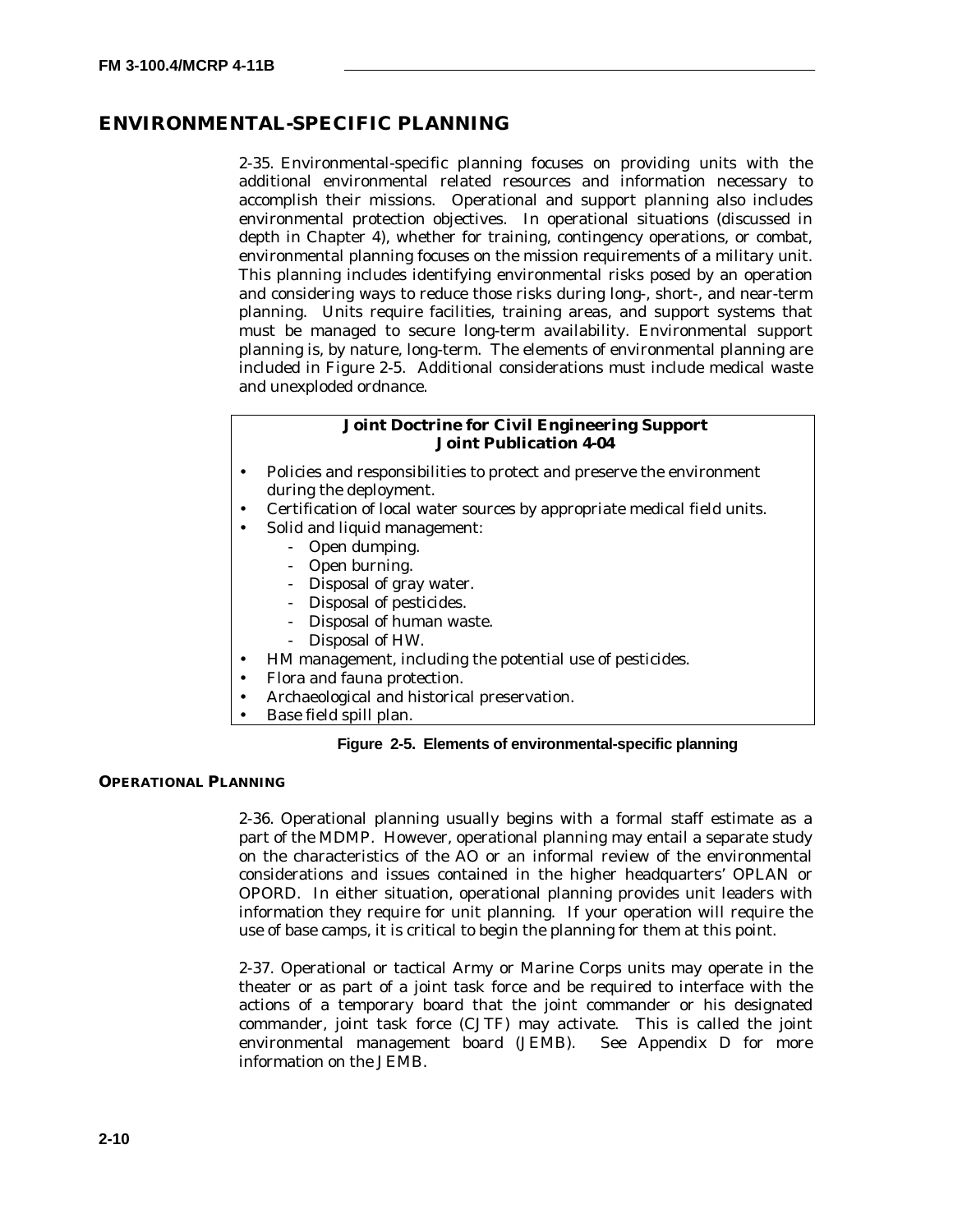## ENVIRONMENTAL-SPECIFIC PLANNING

2-35. Environmental-specific planning focuses on providing units with the additional environmental related resources and information necessary to accomplish their missions. Operational and support planning also includes environmental protection objectives. In operational situations (discussed in depth in Chapter 4), whether for training, contingency operations, or combat, environmental planning focuses on the mission requirements of a military unit. This planning includes identifying environmental risks posed by an operation and considering ways to reduce those risks during long-, short-, and near-term planning. Units require facilities, training areas, and support systems that must be managed to secure long-term availability. Environmental support planning is, by nature, long-term. The elements of environmental planning are included in Figure 2-5. Additional considerations must include medical waste and unexploded ordnance.

**Joint Doctrine for Civil Engineering Support**
**Joint Publication 4-04**

- Policies and responsibilities to protect and preserve the environment during the deployment.
- Certification of local water sources by appropriate medical field units.
- Solid and liquid management:
  - Open dumping.
  - Open burning.
  - Disposal of gray water.
  - Disposal of pesticides.
  - Disposal of human waste.
  - Disposal of HW.
- HM management, including the potential use of pesticides.
- Flora and fauna protection.
- Archaeological and historical preservation.
- Base field spill plan.

**Figure 2-5. Elements of environmental-specific planning**

### OPERATIONAL PLANNING

2-36. Operational planning usually begins with a formal staff estimate as a part of the MDMP. However, operational planning may entail a separate study on the characteristics of the AO or an informal review of the environmental considerations and issues contained in the higher headquarters' OPLAN or OPORD. In either situation, operational planning provides unit leaders with information they require for unit planning. If your operation will require the use of base camps, it is critical to begin the planning for them at this point.

2-37. Operational or tactical Army or Marine Corps units may operate in the theater or as part of a joint task force and be required to interface with the actions of a temporary board that the joint commander or his designated commander, joint task force (CJTF) may activate. This is called the joint environmental management board (JEMB). See Appendix D for more information on the JEMB.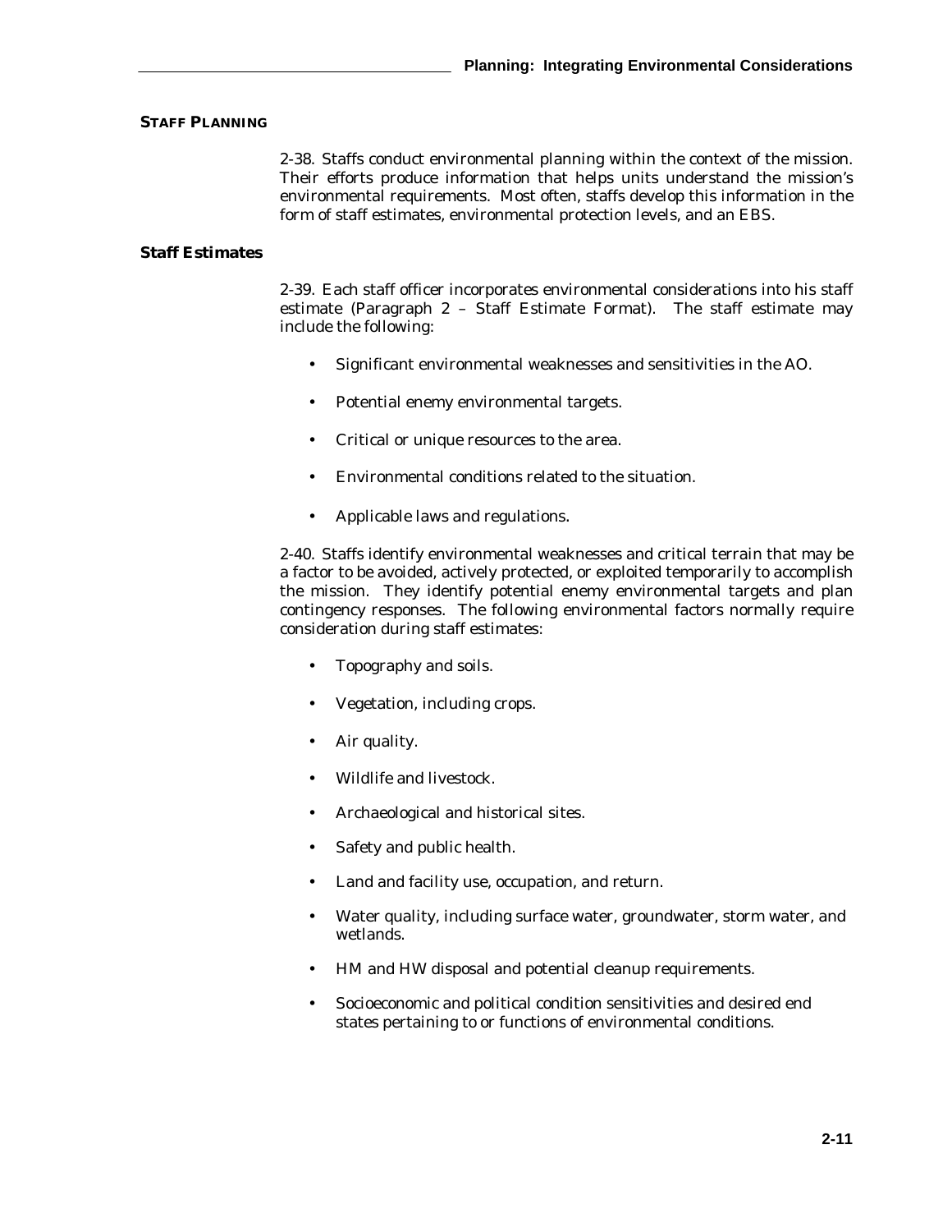## STAFF PLANNING

2-38. Staffs conduct environmental planning within the context of the mission. Their efforts produce information that helps units understand the mission's environmental requirements. Most often, staffs develop this information in the form of staff estimates, environmental protection levels, and an EBS.

### Staff Estimates

2-39. Each staff officer incorporates environmental considerations into his staff estimate (Paragraph 2 – Staff Estimate Format). The staff estimate may include the following:

- Significant environmental weaknesses and sensitivities in the AO.
- Potential enemy environmental targets.
- Critical or unique resources to the area.
- Environmental conditions related to the situation.
- Applicable laws and regulations.

2-40. Staffs identify environmental weaknesses and critical terrain that may be a factor to be avoided, actively protected, or exploited temporarily to accomplish the mission. They identify potential enemy environmental targets and plan contingency responses. The following environmental factors normally require consideration during staff estimates:

- Topography and soils.
- Vegetation, including crops.
- Air quality.
- Wildlife and livestock.
- Archaeological and historical sites.
- Safety and public health.
- Land and facility use, occupation, and return.
- Water quality, including surface water, groundwater, storm water, and wetlands.
- HM and HW disposal and potential cleanup requirements.
- Socioeconomic and political condition sensitivities and desired end states pertaining to or functions of environmental conditions.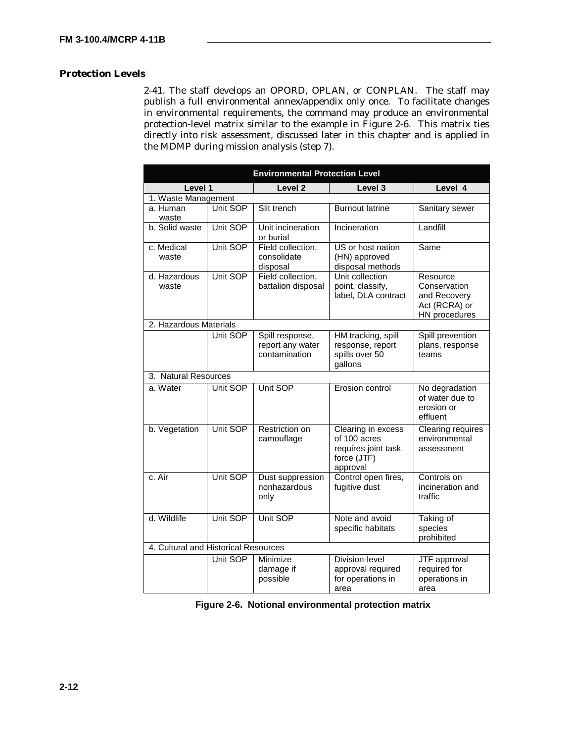## Protection Levels

2-41. The staff develops an OPORD, OPLAN, or CONPLAN. The staff may publish a full environmental annex/appendix only once. To facilitate changes in environmental requirements, the command may produce an environmental protection-level matrix similar to the example in Figure 2-6. This matrix ties directly into risk assessment, discussed later in this chapter and is applied in the MDMP during mission analysis (step 7).

| Environmental Protection Level | | | | |
|---|---|---|---|---|
| Level 1 | | Level 2 | Level 3 | Level 4 |
| 1. Waste Management | | | | |
| a. Human waste | Unit SOP | Slit trench | Burnout latrine | Sanitary sewer |
| b. Solid waste | Unit SOP | Unit incineration or burial | Incineration | Landfill |
| c. Medical waste | Unit SOP | Field collection, consolidate disposal | US or host nation (HN) approved disposal methods | Same |
| d. Hazardous waste | Unit SOP | Field collection, battalion disposal | Unit collection point, classify, label, DLA contract | Resource Conservation and Recovery Act (RCRA) or HN procedures |
| 2. Hazardous Materials | | | | |
| | Unit SOP | Spill response, report any water contamination | HM tracking, spill response, report spills over 50 gallons | Spill prevention plans, response teams |
| 3. Natural Resources | | | | |
| a. Water | Unit SOP | Unit SOP | Erosion control | No degradation of water due to erosion or effluent |
| b. Vegetation | Unit SOP | Restriction on camouflage | Clearing in excess of 100 acres requires joint task force (JTF) approval | Clearing requires environmental assessment |
| c. Air | Unit SOP | Dust suppression nonhazardous only | Control open fires, fugitive dust | Controls on incineration and traffic |
| d. Wildlife | Unit SOP | Unit SOP | Note and avoid specific habitats | Taking of species prohibited |
| 4. Cultural and Historical Resources | | | | |
| | Unit SOP | Minimize damage if possible | Division-level approval required for operations in area | JTF approval required for operations in area |

**Figure 2-6. Notional environmental protection matrix**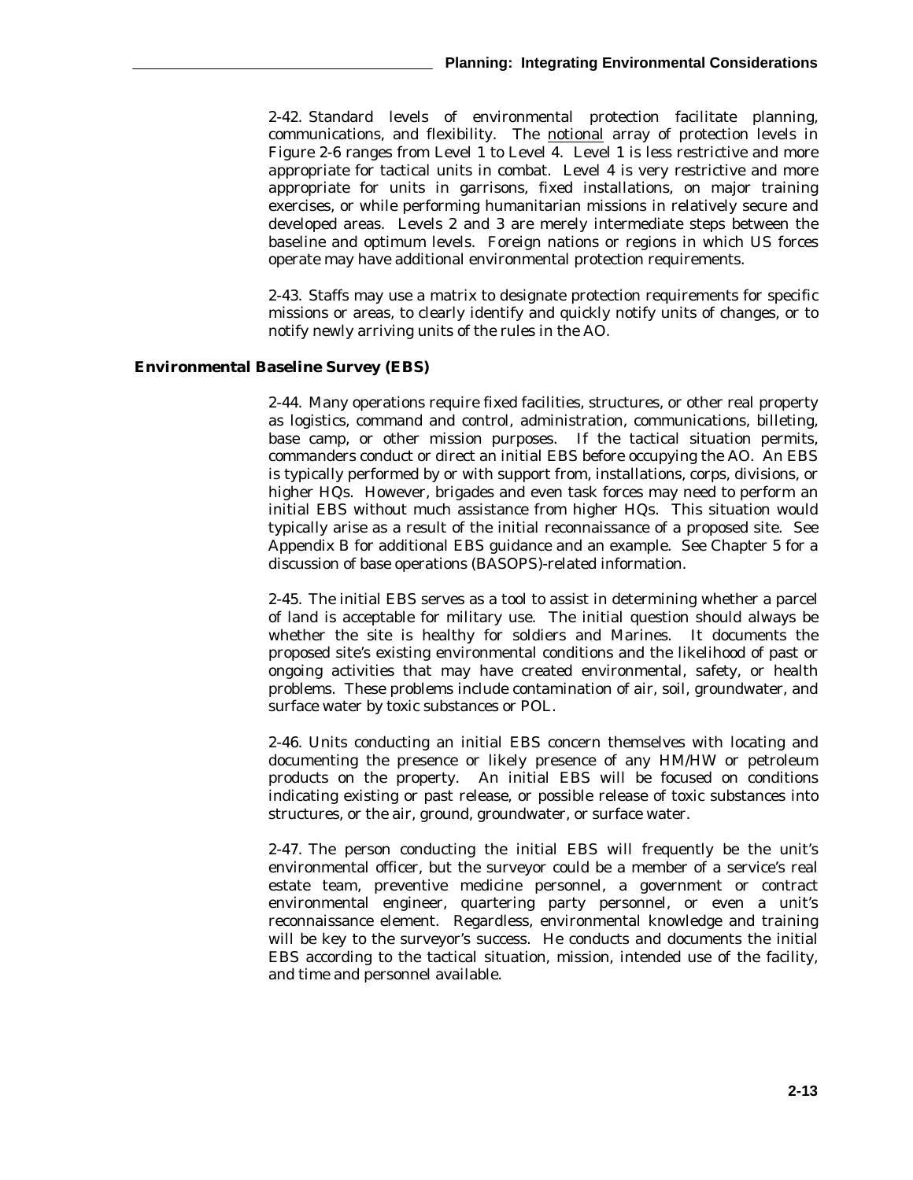2-42. Standard levels of environmental protection facilitate planning, communications, and flexibility. The notional array of protection levels in Figure 2-6 ranges from Level 1 to Level 4. Level 1 is less restrictive and more appropriate for tactical units in combat. Level 4 is very restrictive and more appropriate for units in garrisons, fixed installations, on major training exercises, or while performing humanitarian missions in relatively secure and developed areas. Levels 2 and 3 are merely intermediate steps between the baseline and optimum levels. Foreign nations or regions in which US forces operate may have additional environmental protection requirements.

2-43. Staffs may use a matrix to designate protection requirements for specific missions or areas, to clearly identify and quickly notify units of changes, or to notify newly arriving units of the rules in the AO.

### Environmental Baseline Survey (EBS)

2-44. Many operations require fixed facilities, structures, or other real property as logistics, command and control, administration, communications, billeting, base camp, or other mission purposes. If the tactical situation permits, commanders conduct or direct an initial EBS before occupying the AO. An EBS is typically performed by or with support from, installations, corps, divisions, or higher HQs. However, brigades and even task forces may need to perform an initial EBS without much assistance from higher HQs. This situation would typically arise as a result of the initial reconnaissance of a proposed site. See Appendix B for additional EBS guidance and an example. See Chapter 5 for a discussion of base operations (BASOPS)-related information.

2-45. The initial EBS serves as a tool to assist in determining whether a parcel of land is acceptable for military use. The initial question should always be whether the site is healthy for soldiers and Marines. It documents the proposed site's existing environmental conditions and the likelihood of past or ongoing activities that may have created environmental, safety, or health problems. These problems include contamination of air, soil, groundwater, and surface water by toxic substances or POL.

2-46. Units conducting an initial EBS concern themselves with locating and documenting the presence or likely presence of any HM/HW or petroleum products on the property. An initial EBS will be focused on conditions indicating existing or past release, or possible release of toxic substances into structures, or the air, ground, groundwater, or surface water.

2-47. The person conducting the initial EBS will frequently be the unit's environmental officer, but the surveyor could be a member of a service's real estate team, preventive medicine personnel, a government or contract environmental engineer, quartering party personnel, or even a unit's reconnaissance element. Regardless, environmental knowledge and training will be key to the surveyor's success. He conducts and documents the initial EBS according to the tactical situation, mission, intended use of the facility, and time and personnel available.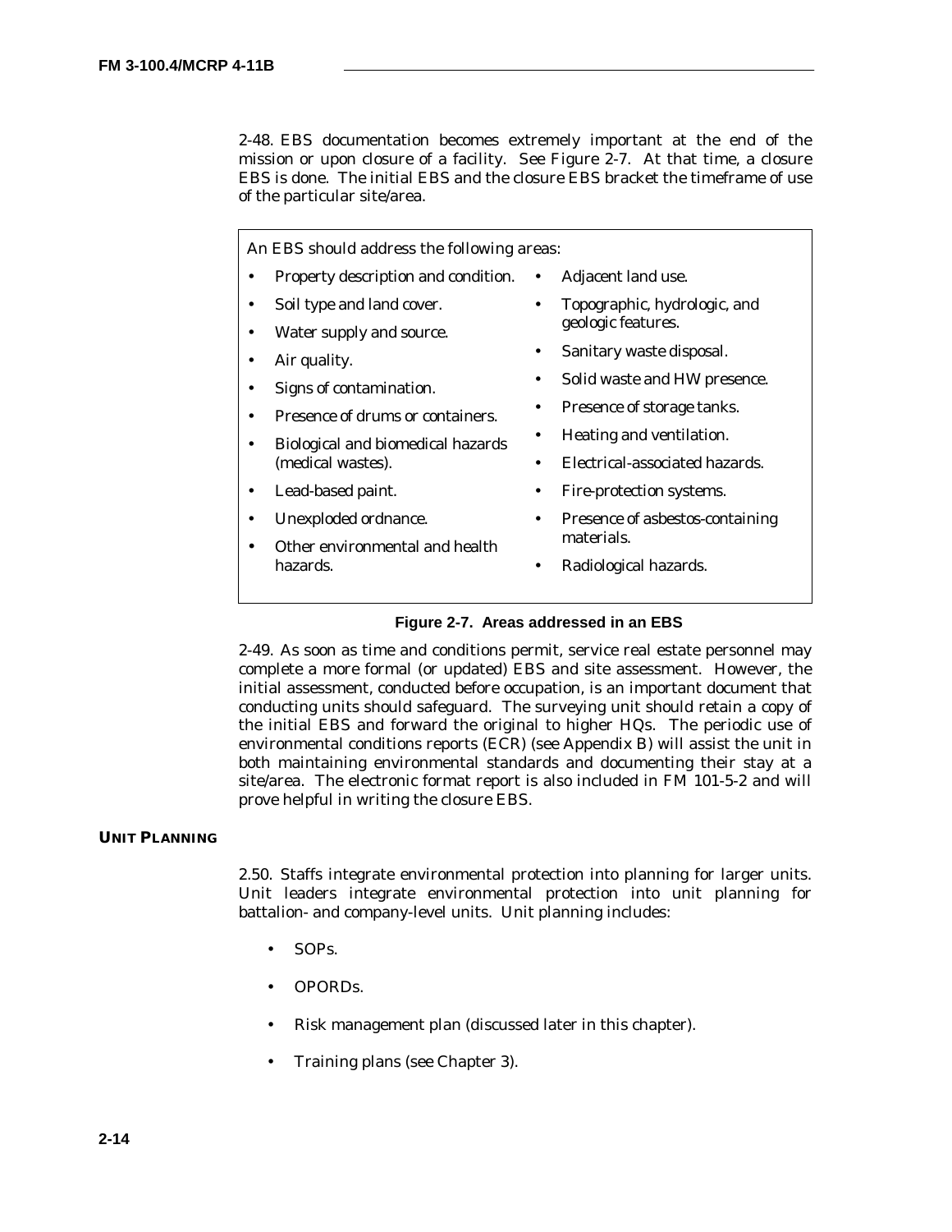2-48. EBS documentation becomes extremely important at the end of the mission or upon closure of a facility. See Figure 2-7. At that time, a closure EBS is done. The initial EBS and the closure EBS bracket the timeframe of use of the particular site/area.

An EBS should address the following areas:

- Property description and condition.
- Soil type and land cover.
- Water supply and source.
- Air quality.
- Signs of contamination.
- Presence of drums or containers.
- Biological and biomedical hazards (medical wastes).
- Lead-based paint.
- Unexploded ordnance.
- Other environmental and health hazards.
- Adjacent land use.
- Topographic, hydrologic, and geologic features.
- Sanitary waste disposal.
- Solid waste and HW presence.
- Presence of storage tanks.
- Heating and ventilation.
- Electrical-associated hazards.
- Fire-protection systems.
- Presence of asbestos-containing materials.
- Radiological hazards.

**Figure 2-7. Areas addressed in an EBS**

2-49. As soon as time and conditions permit, service real estate personnel may complete a more formal (or updated) EBS and site assessment. However, the initial assessment, conducted before occupation, is an important document that conducting units should safeguard. The surveying unit should retain a copy of the initial EBS and forward the original to higher HQs. The periodic use of environmental conditions reports (ECR) (see Appendix B) will assist the unit in both maintaining environmental standards and documenting their stay at a site/area. The electronic format report is also included in FM 101-5-2 and will prove helpful in writing the closure EBS.

## UNIT PLANNING

2.50. Staffs integrate environmental protection into planning for larger units. Unit leaders integrate environmental protection into unit planning for battalion- and company-level units. Unit planning includes:

- SOPs.
- OPORDs.
- Risk management plan (discussed later in this chapter).
- Training plans (see Chapter 3).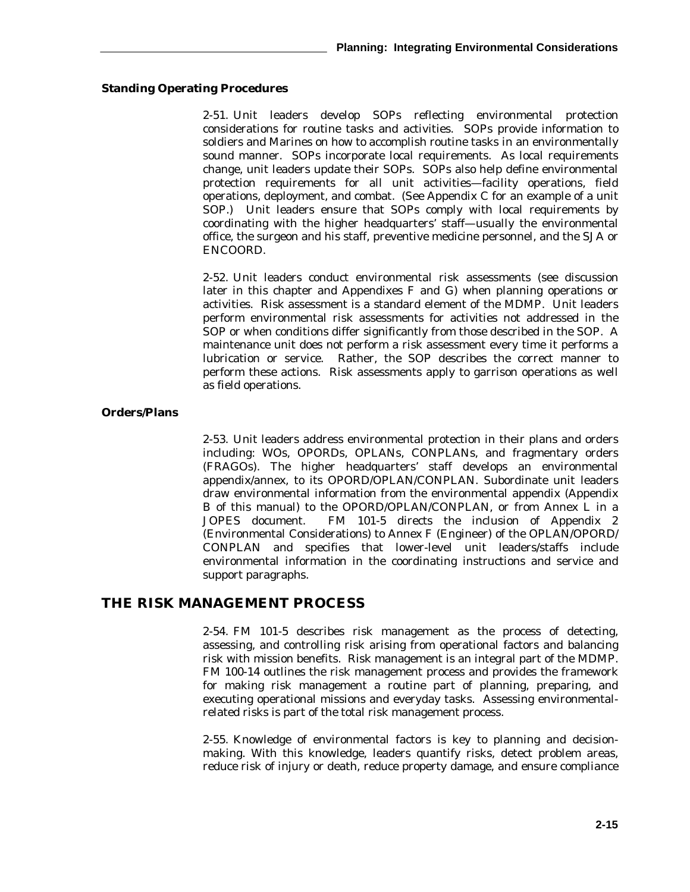### Standing Operating Procedures

2-51. Unit leaders develop SOPs reflecting environmental protection considerations for routine tasks and activities. SOPs provide information to soldiers and Marines on how to accomplish routine tasks in an environmentally sound manner. SOPs incorporate local requirements. As local requirements change, unit leaders update their SOPs. SOPs also help define environmental protection requirements for all unit activities—facility operations, field operations, deployment, and combat. (See Appendix C for an example of a unit SOP.) Unit leaders ensure that SOPs comply with local requirements by coordinating with the higher headquarters' staff—usually the environmental office, the surgeon and his staff, preventive medicine personnel, and the SJA or ENCOORD.

2-52. Unit leaders conduct environmental risk assessments (see discussion later in this chapter and Appendixes F and G) when planning operations or activities. Risk assessment is a standard element of the MDMP. Unit leaders perform environmental risk assessments for activities not addressed in the SOP or when conditions differ significantly from those described in the SOP. A maintenance unit does not perform a risk assessment every time it performs a lubrication or service. Rather, the SOP describes the correct manner to perform these actions. Risk assessments apply to garrison operations as well as field operations.

### Orders/Plans

2-53. Unit leaders address environmental protection in their plans and orders including: WOs, OPORDs, OPLANs, CONPLANs, and fragmentary orders (FRAGOs). The higher headquarters' staff develops an environmental appendix/annex, to its OPORD/OPLAN/CONPLAN. Subordinate unit leaders draw environmental information from the environmental appendix (Appendix B of this manual) to the OPORD/OPLAN/CONPLAN, or from Annex L in a JOPES document. FM 101-5 directs the inclusion of Appendix 2 (Environmental Considerations) to Annex F (Engineer) of the OPLAN/OPORD/CONPLAN and specifies that lower-level unit leaders/staffs include environmental information in the coordinating instructions and service and support paragraphs.

## THE RISK MANAGEMENT PROCESS

2-54. FM 101-5 describes risk management as the process of detecting, assessing, and controlling risk arising from operational factors and balancing risk with mission benefits. Risk management is an integral part of the MDMP. FM 100-14 outlines the risk management process and provides the framework for making risk management a routine part of planning, preparing, and executing operational missions and everyday tasks. Assessing environmental-related risks is part of the total risk management process.

2-55. Knowledge of environmental factors is key to planning and decision-making. With this knowledge, leaders quantify risks, detect problem areas, reduce risk of injury or death, reduce property damage, and ensure compliance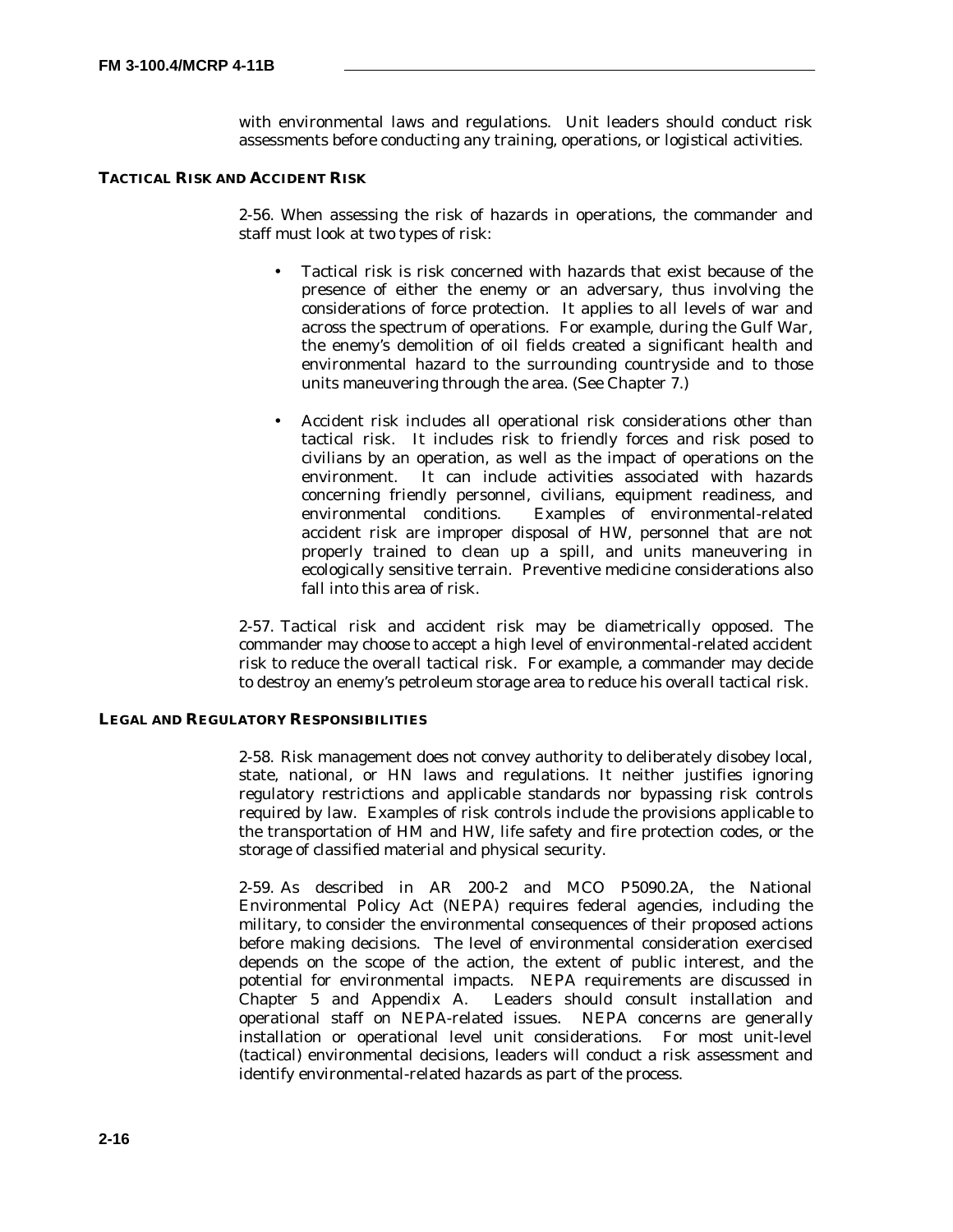with environmental laws and regulations. Unit leaders should conduct risk assessments before conducting any training, operations, or logistical activities.

### TACTICAL RISK AND ACCIDENT RISK

2-56. When assessing the risk of hazards in operations, the commander and staff must look at two types of risk:

- Tactical risk is risk concerned with hazards that exist because of the presence of either the enemy or an adversary, thus involving the considerations of force protection. It applies to all levels of war and across the spectrum of operations. For example, during the Gulf War, the enemy's demolition of oil fields created a significant health and environmental hazard to the surrounding countryside and to those units maneuvering through the area. (See Chapter 7.)
- Accident risk includes all operational risk considerations other than tactical risk. It includes risk to friendly forces and risk posed to civilians by an operation, as well as the impact of operations on the environment. It can include activities associated with hazards concerning friendly personnel, civilians, equipment readiness, and environmental conditions. Examples of environmental-related accident risk are improper disposal of HW, personnel that are not properly trained to clean up a spill, and units maneuvering in ecologically sensitive terrain. Preventive medicine considerations also fall into this area of risk.

2-57. Tactical risk and accident risk may be diametrically opposed. The commander may choose to accept a high level of environmental-related accident risk to reduce the overall tactical risk. For example, a commander may decide to destroy an enemy's petroleum storage area to reduce his overall tactical risk.

### LEGAL AND REGULATORY RESPONSIBILITIES

2-58. Risk management does not convey authority to deliberately disobey local, state, national, or HN laws and regulations. It neither justifies ignoring regulatory restrictions and applicable standards nor bypassing risk controls required by law. Examples of risk controls include the provisions applicable to the transportation of HM and HW, life safety and fire protection codes, or the storage of classified material and physical security.

2-59. As described in AR 200-2 and MCO P5090.2A, the National Environmental Policy Act (NEPA) requires federal agencies, including the military, to consider the environmental consequences of their proposed actions before making decisions. The level of environmental consideration exercised depends on the scope of the action, the extent of public interest, and the potential for environmental impacts. NEPA requirements are discussed in Chapter 5 and Appendix A. Leaders should consult installation and operational staff on NEPA-related issues. NEPA concerns are generally installation or operational level unit considerations. For most unit-level (tactical) environmental decisions, leaders will conduct a risk assessment and identify environmental-related hazards as part of the process.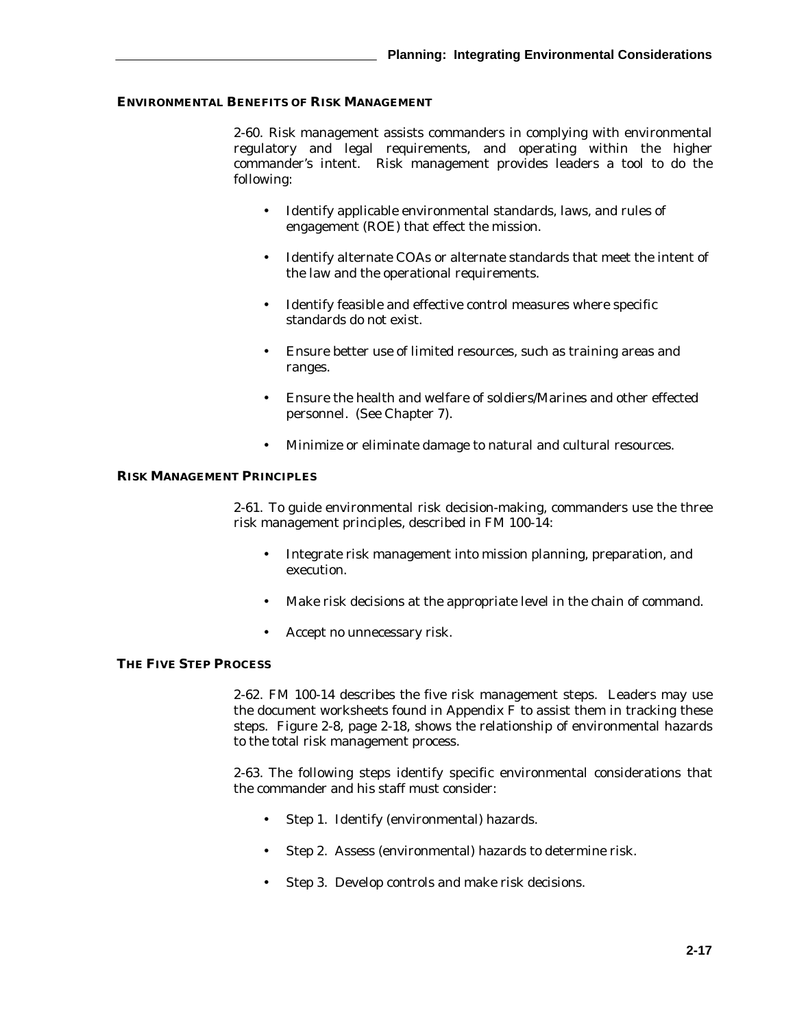### ENVIRONMENTAL BENEFITS OF RISK MANAGEMENT

2-60. Risk management assists commanders in complying with environmental regulatory and legal requirements, and operating within the higher commander's intent. Risk management provides leaders a tool to do the following:

- Identify applicable environmental standards, laws, and rules of engagement (ROE) that effect the mission.
- Identify alternate COAs or alternate standards that meet the intent of the law and the operational requirements.
- Identify feasible and effective control measures where specific standards do not exist.
- Ensure better use of limited resources, such as training areas and ranges.
- Ensure the health and welfare of soldiers/Marines and other effected personnel. (See Chapter 7).
- Minimize or eliminate damage to natural and cultural resources.

### RISK MANAGEMENT PRINCIPLES

2-61. To guide environmental risk decision-making, commanders use the three risk management principles, described in FM 100-14:

- Integrate risk management into mission planning, preparation, and execution.
- Make risk decisions at the appropriate level in the chain of command.
- Accept no unnecessary risk.

### THE FIVE STEP PROCESS

2-62. FM 100-14 describes the five risk management steps. Leaders may use the document worksheets found in Appendix F to assist them in tracking these steps. Figure 2-8, page 2-18, shows the relationship of environmental hazards to the total risk management process.

2-63. The following steps identify specific environmental considerations that the commander and his staff must consider:

- Step 1. Identify (environmental) hazards.
- Step 2. Assess (environmental) hazards to determine risk.
- Step 3. Develop controls and make risk decisions.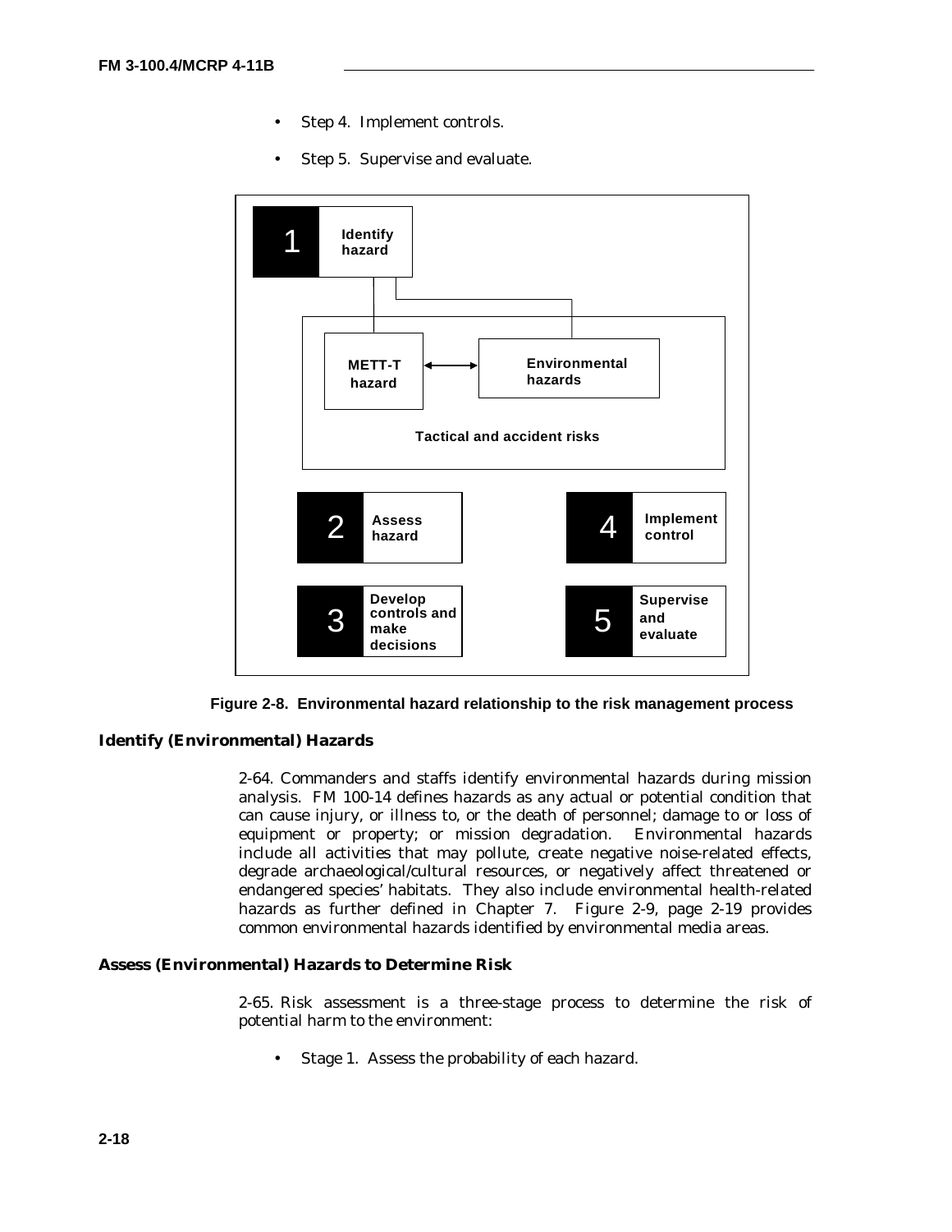- Step 4. Implement controls.
- Step 5. Supervise and evaluate.

**Figure 2-8. Environmental hazard relationship to the risk management process**

### Identify (Environmental) Hazards

2-64. Commanders and staffs identify environmental hazards during mission analysis. FM 100-14 defines hazards as any actual or potential condition that can cause injury, or illness to, or the death of personnel; damage to or loss of equipment or property; or mission degradation. Environmental hazards include all activities that may pollute, create negative noise-related effects, degrade archaeological/cultural resources, or negatively affect threatened or endangered species' habitats. They also include environmental health-related hazards as further defined in Chapter 7. Figure 2-9, page 2-19 provides common environmental hazards identified by environmental media areas.

### Assess (Environmental) Hazards to Determine Risk

2-65. Risk assessment is a three-stage process to determine the risk of potential harm to the environment:

- Stage 1. Assess the probability of each hazard.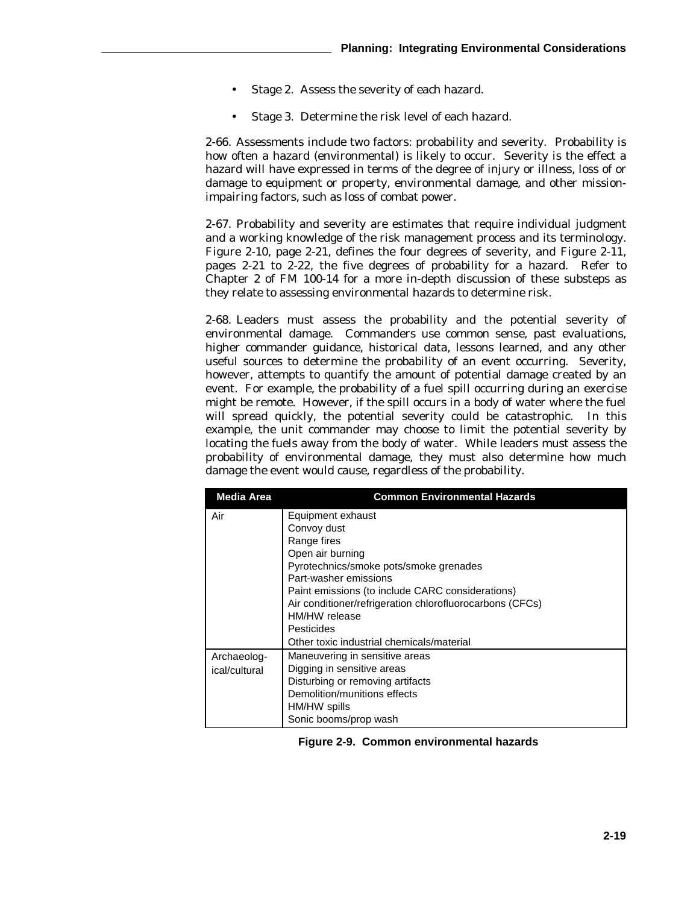- Stage 2. Assess the severity of each hazard.
- Stage 3. Determine the risk level of each hazard.

2-66. Assessments include two factors: probability and severity. Probability is how often a hazard (environmental) is likely to occur. Severity is the effect a hazard will have expressed in terms of the degree of injury or illness, loss of or damage to equipment or property, environmental damage, and other mission-impairing factors, such as loss of combat power.

2-67. Probability and severity are estimates that require individual judgment and a working knowledge of the risk management process and its terminology. Figure 2-10, page 2-21, defines the four degrees of severity, and Figure 2-11, pages 2-21 to 2-22, the five degrees of probability for a hazard. Refer to Chapter 2 of FM 100-14 for a more in-depth discussion of these substeps as they relate to assessing environmental hazards to determine risk.

2-68. Leaders must assess the probability and the potential severity of environmental damage. Commanders use common sense, past evaluations, higher commander guidance, historical data, lessons learned, and any other useful sources to determine the probability of an event occurring. Severity, however, attempts to quantify the amount of potential damage created by an event. For example, the probability of a fuel spill occurring during an exercise might be remote. However, if the spill occurs in a body of water where the fuel will spread quickly, the potential severity could be catastrophic. In this example, the unit commander may choose to limit the potential severity by locating the fuels away from the body of water. While leaders must assess the probability of environmental damage, they must also determine how much damage the event would cause, regardless of the probability.

| Media Area | Common Environmental Hazards |
|---|---|
| Air | Equipment exhaust<br>Convoy dust<br>Range fires<br>Open air burning<br>Pyrotechnics/smoke pots/smoke grenades<br>Part-washer emissions<br>Paint emissions (to include CARC considerations)<br>Air conditioner/refrigeration chlorofluorocarbons (CFCs)<br>HM/HW release<br>Pesticides<br>Other toxic industrial chemicals/material |
| Archaeological/cultural | Maneuvering in sensitive areas<br>Digging in sensitive areas<br>Disturbing or removing artifacts<br>Demolition/munitions effects<br>HM/HW spills<br>Sonic booms/prop wash |

**Figure 2-9. Common environmental hazards**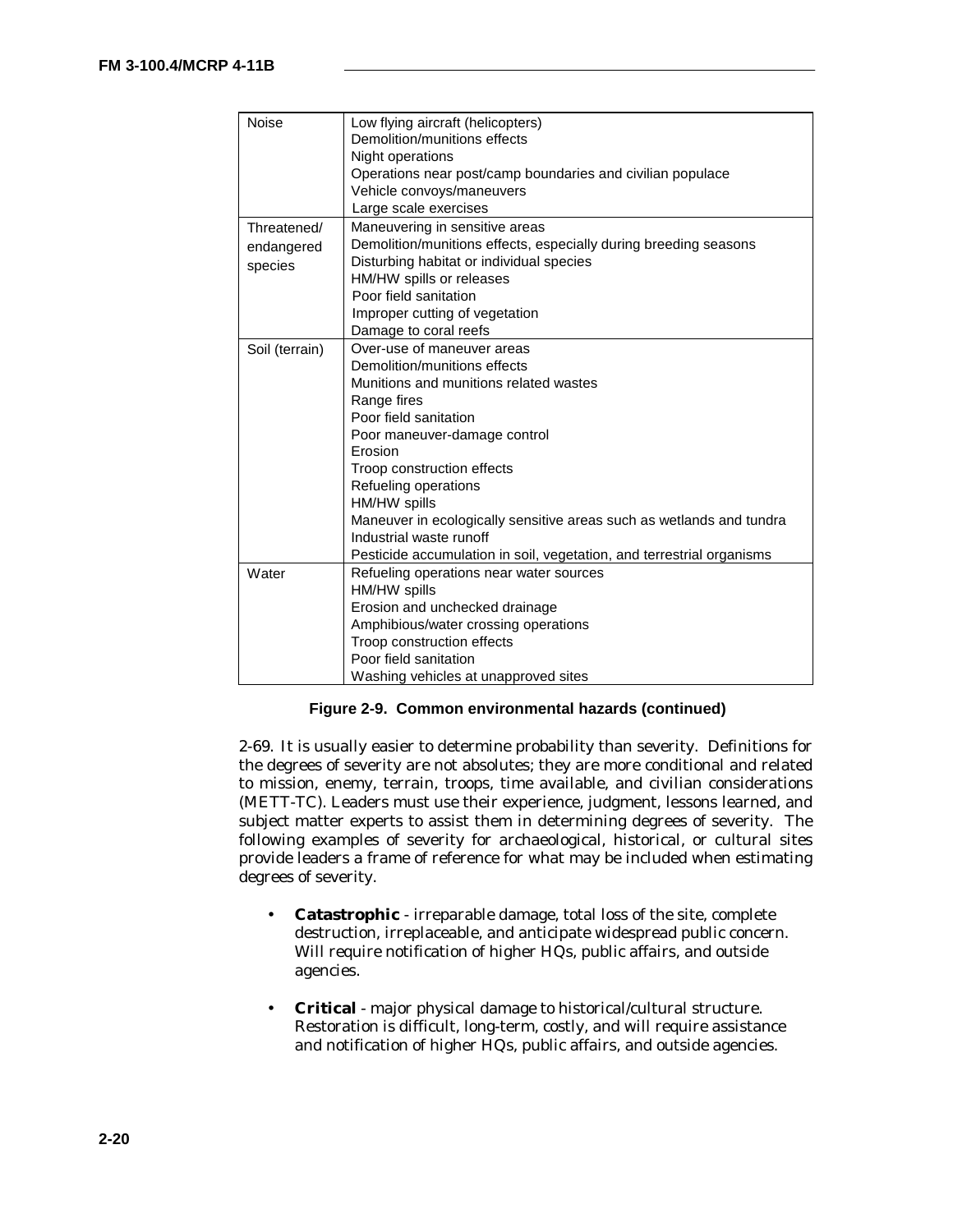| | |
|---|---|
| Noise | Low flying aircraft (helicopters)<br>Demolition/munitions effects<br>Night operations<br>Operations near post/camp boundaries and civilian populace<br>Vehicle convoys/maneuvers<br>Large scale exercises |
| Threatened/ endangered species | Maneuvering in sensitive areas<br>Demolition/munitions effects, especially during breeding seasons<br>Disturbing habitat or individual species<br>HM/HW spills or releases<br>Poor field sanitation<br>Improper cutting of vegetation<br>Damage to coral reefs |
| Soil (terrain) | Over-use of maneuver areas<br>Demolition/munitions effects<br>Munitions and munitions related wastes<br>Range fires<br>Poor field sanitation<br>Poor maneuver-damage control<br>Erosion<br>Troop construction effects<br>Refueling operations<br>HM/HW spills<br>Maneuver in ecologically sensitive areas such as wetlands and tundra<br>Industrial waste runoff<br>Pesticide accumulation in soil, vegetation, and terrestrial organisms |
| Water | Refueling operations near water sources<br>HM/HW spills<br>Erosion and unchecked drainage<br>Amphibious/water crossing operations<br>Troop construction effects<br>Poor field sanitation<br>Washing vehicles at unapproved sites |

**Figure 2-9. Common environmental hazards (continued)**

2-69. It is usually easier to determine probability than severity. Definitions for the degrees of severity are not absolutes; they are more conditional and related to mission, enemy, terrain, troops, time available, and civilian considerations (METT-TC). Leaders must use their experience, judgment, lessons learned, and subject matter experts to assist them in determining degrees of severity. The following examples of severity for archaeological, historical, or cultural sites provide leaders a frame of reference for what may be included when estimating degrees of severity.

- **Catastrophic** - irreparable damage, total loss of the site, complete destruction, irreplaceable, and anticipate widespread public concern. Will require notification of higher HQs, public affairs, and outside agencies.
- **Critical** - major physical damage to historical/cultural structure. Restoration is difficult, long-term, costly, and will require assistance and notification of higher HQs, public affairs, and outside agencies.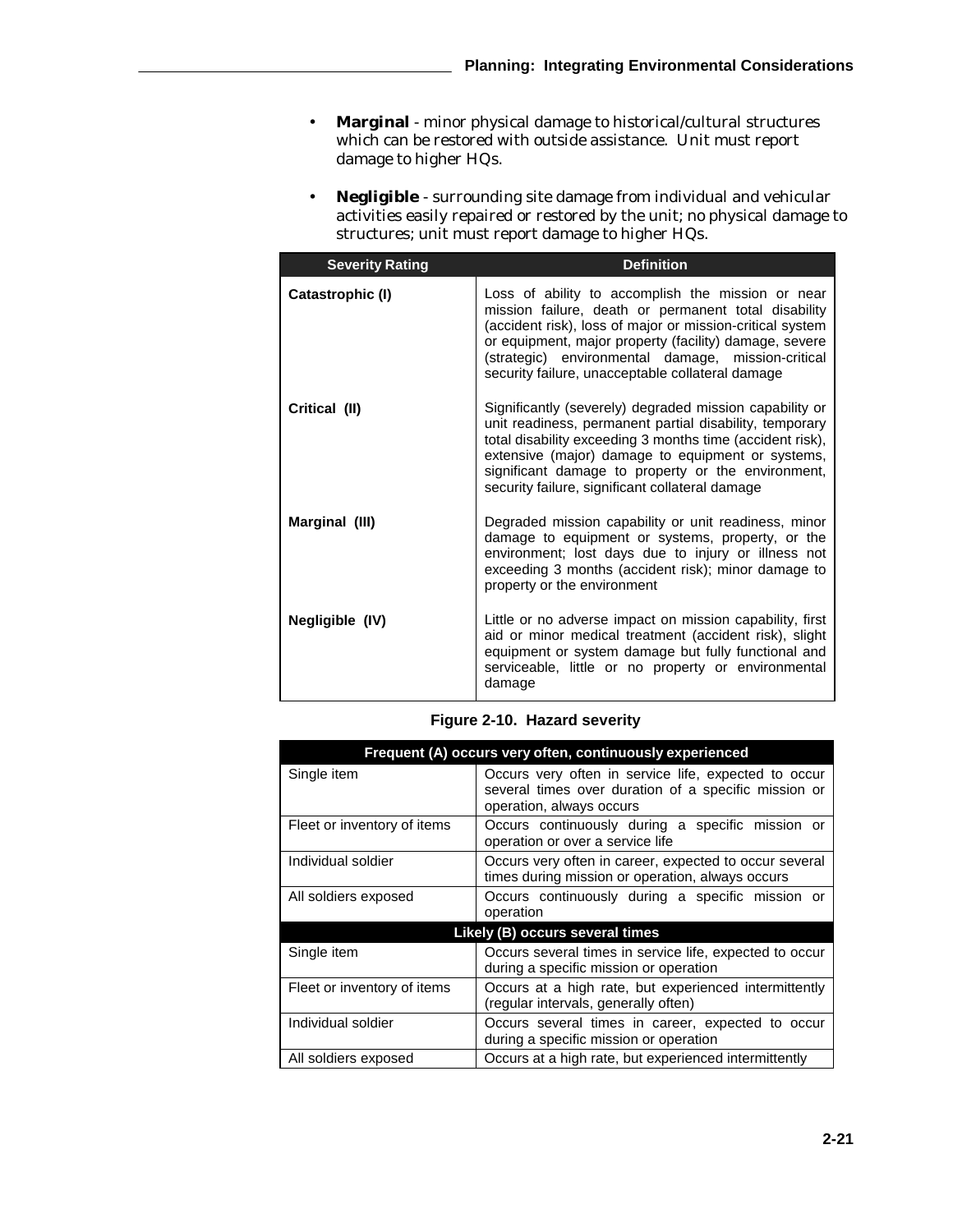- **Marginal** - minor physical damage to historical/cultural structures which can be restored with outside assistance. Unit must report damage to higher HQs.

- **Negligible** - surrounding site damage from individual and vehicular activities easily repaired or restored by the unit; no physical damage to structures; unit must report damage to higher HQs.

| Severity Rating | Definition |
|---|---|
| **Catastrophic (I)** | Loss of ability to accomplish the mission or near mission failure, death or permanent total disability (accident risk), loss of major or mission-critical system or equipment, major property (facility) damage, severe (strategic) environmental damage, mission-critical security failure, unacceptable collateral damage |
| **Critical (II)** | Significantly (severely) degraded mission capability or unit readiness, permanent partial disability, temporary total disability exceeding 3 months time (accident risk), extensive (major) damage to equipment or systems, significant damage to property or the environment, security failure, significant collateral damage |
| **Marginal (III)** | Degraded mission capability or unit readiness, minor damage to equipment or systems, property, or the environment; lost days due to injury or illness not exceeding 3 months (accident risk); minor damage to property or the environment |
| **Negligible (IV)** | Little or no adverse impact on mission capability, first aid or minor medical treatment (accident risk), slight equipment or system damage but fully functional and serviceable, little or no property or environmental damage |

**Figure 2-10. Hazard severity**

| **Frequent (A) occurs very often, continuously experienced** | |
|---|---|
| Single item | Occurs very often in service life, expected to occur several times over duration of a specific mission or operation, always occurs |
| Fleet or inventory of items | Occurs continuously during a specific mission or operation or over a service life |
| Individual soldier | Occurs very often in career, expected to occur several times during mission or operation, always occurs |
| All soldiers exposed | Occurs continuously during a specific mission or operation |
| **Likely (B) occurs several times** | |
| Single item | Occurs several times in service life, expected to occur during a specific mission or operation |
| Fleet or inventory of items | Occurs at a high rate, but experienced intermittently (regular intervals, generally often) |
| Individual soldier | Occurs several times in career, expected to occur during a specific mission or operation |
| All soldiers exposed | Occurs at a high rate, but experienced intermittently |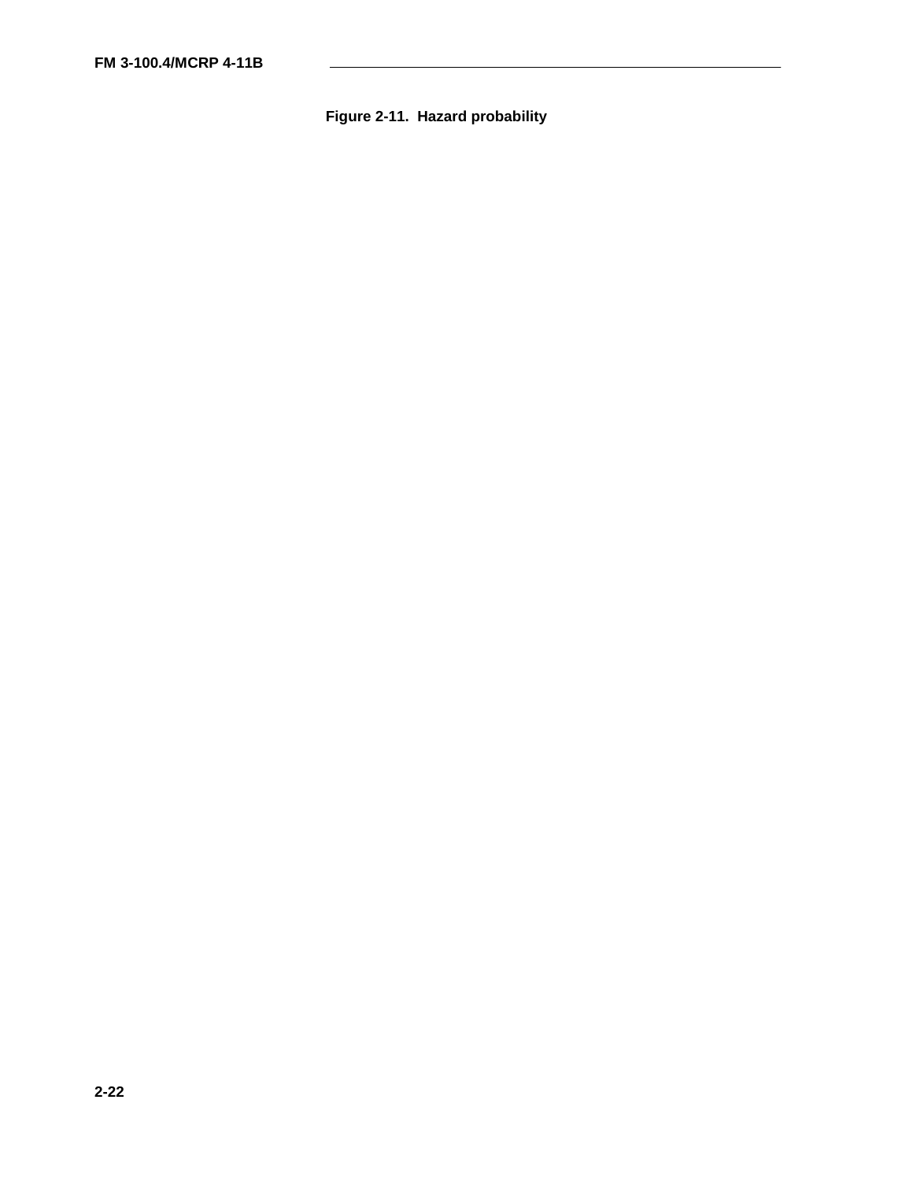**Figure 2-11. Hazard probability**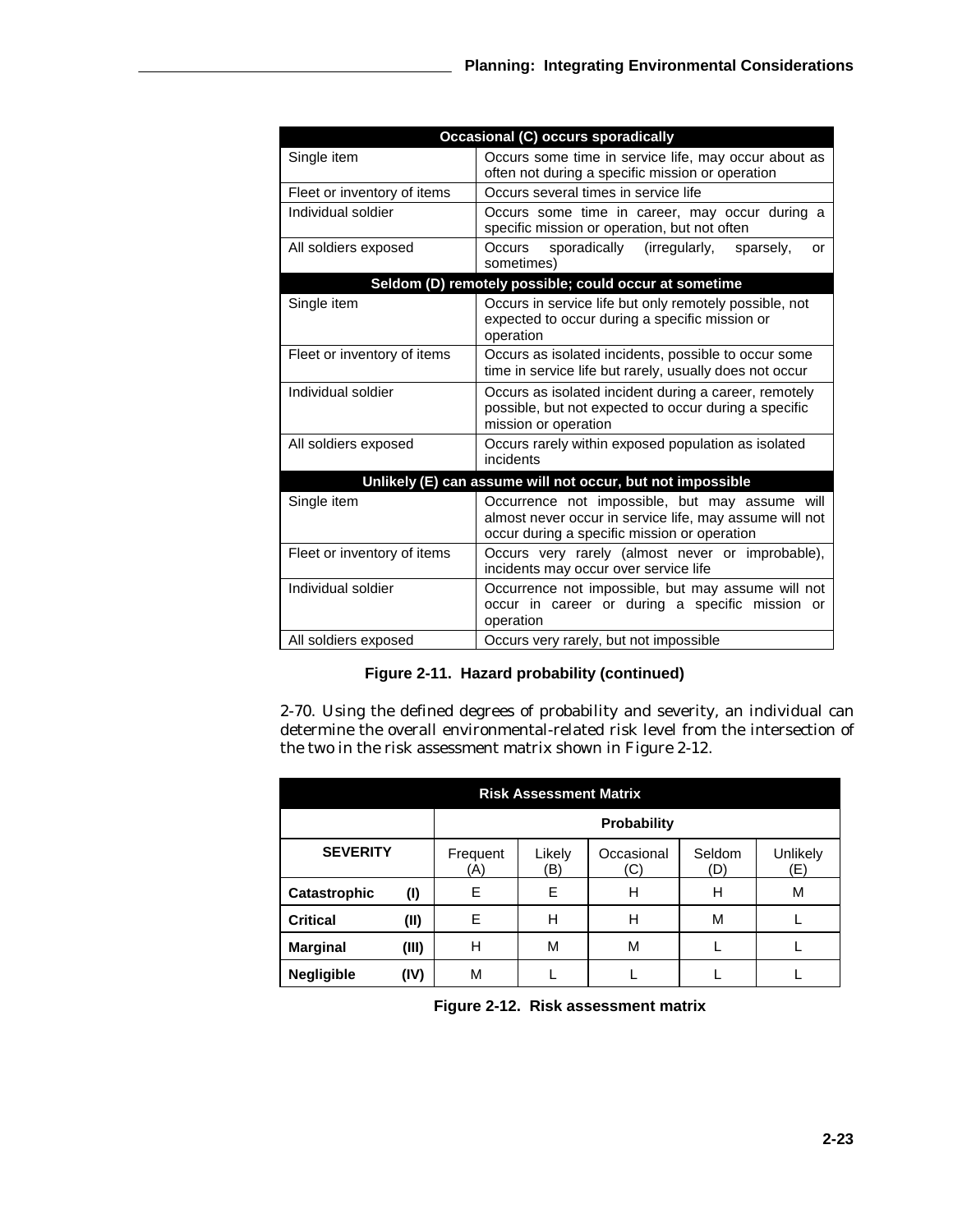| Occasional (C) occurs sporadically | |
|---|---|
| Single item | Occurs some time in service life, may occur about as often not during a specific mission or operation |
| Fleet or inventory of items | Occurs several times in service life |
| Individual soldier | Occurs some time in career, may occur during a specific mission or operation, but not often |
| All soldiers exposed | Occurs sporadically (irregularly, sparsely, or sometimes) |
| **Seldom (D) remotely possible; could occur at sometime** | |
| Single item | Occurs in service life but only remotely possible, not expected to occur during a specific mission or operation |
| Fleet or inventory of items | Occurs as isolated incidents, possible to occur some time in service life but rarely, usually does not occur |
| Individual soldier | Occurs as isolated incident during a career, remotely possible, but not expected to occur during a specific mission or operation |
| All soldiers exposed | Occurs rarely within exposed population as isolated incidents |
| **Unlikely (E) can assume will not occur, but not impossible** | |
| Single item | Occurrence not impossible, but may assume will almost never occur in service life, may assume will not occur during a specific mission or operation |
| Fleet or inventory of items | Occurs very rarely (almost never or improbable), incidents may occur over service life |
| Individual soldier | Occurrence not impossible, but may assume will not occur in career or during a specific mission or operation |
| All soldiers exposed | Occurs very rarely, but not impossible |

**Figure 2-11. Hazard probability (continued)**

2-70. Using the defined degrees of probability and severity, an individual can determine the overall environmental-related risk level from the intersection of the two in the risk assessment matrix shown in Figure 2-12.

| Risk Assessment Matrix | | | | | | |
|---|---|---|---|---|---|---|
| | | Probability | | | | |
| SEVERITY | | Frequent (A) | Likely (B) | Occasional (C) | Seldom (D) | Unlikely (E) |
| **Catastrophic** | **(I)** | E | E | H | H | M |
| **Critical** | **(II)** | E | H | H | M | L |
| **Marginal** | **(III)** | H | M | M | L | L |
| **Negligible** | **(IV)** | M | L | L | L | L |

**Figure 2-12. Risk assessment matrix**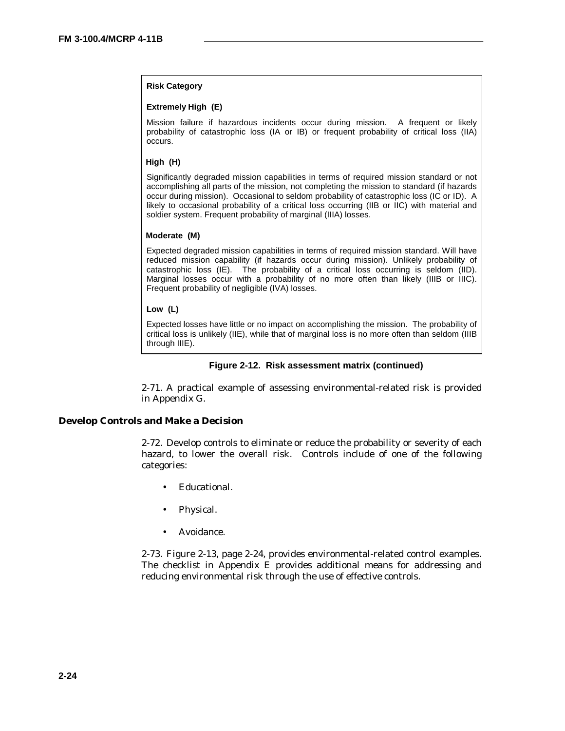**Risk Category**

**Extremely High (E)**

Mission failure if hazardous incidents occur during mission. A frequent or likely probability of catastrophic loss (IA or IB) or frequent probability of critical loss (IIA) occurs.

**High (H)**

Significantly degraded mission capabilities in terms of required mission standard or not accomplishing all parts of the mission, not completing the mission to standard (if hazards occur during mission). Occasional to seldom probability of catastrophic loss (IC or ID). A likely to occasional probability of a critical loss occurring (IIB or IIC) with material and soldier system. Frequent probability of marginal (IIIA) losses.

**Moderate (M)**

Expected degraded mission capabilities in terms of required mission standard. Will have reduced mission capability (if hazards occur during mission). Unlikely probability of catastrophic loss (IE). The probability of a critical loss occurring is seldom (IID). Marginal losses occur with a probability of no more often than likely (IIIB or IIIC). Frequent probability of negligible (IVA) losses.

**Low (L)**

Expected losses have little or no impact on accomplishing the mission. The probability of critical loss is unlikely (IIE), while that of marginal loss is no more often than seldom (IIIB through IIIE).

**Figure 2-12. Risk assessment matrix (continued)**

2-71. A practical example of assessing environmental-related risk is provided in Appendix G.

### Develop Controls and Make a Decision

2-72. Develop controls to eliminate or reduce the probability or severity of each hazard, to lower the overall risk. Controls include of one of the following categories:

- Educational.
- Physical.
- Avoidance.

2-73. Figure 2-13, page 2-24, provides environmental-related control examples. The checklist in Appendix E provides additional means for addressing and reducing environmental risk through the use of effective controls.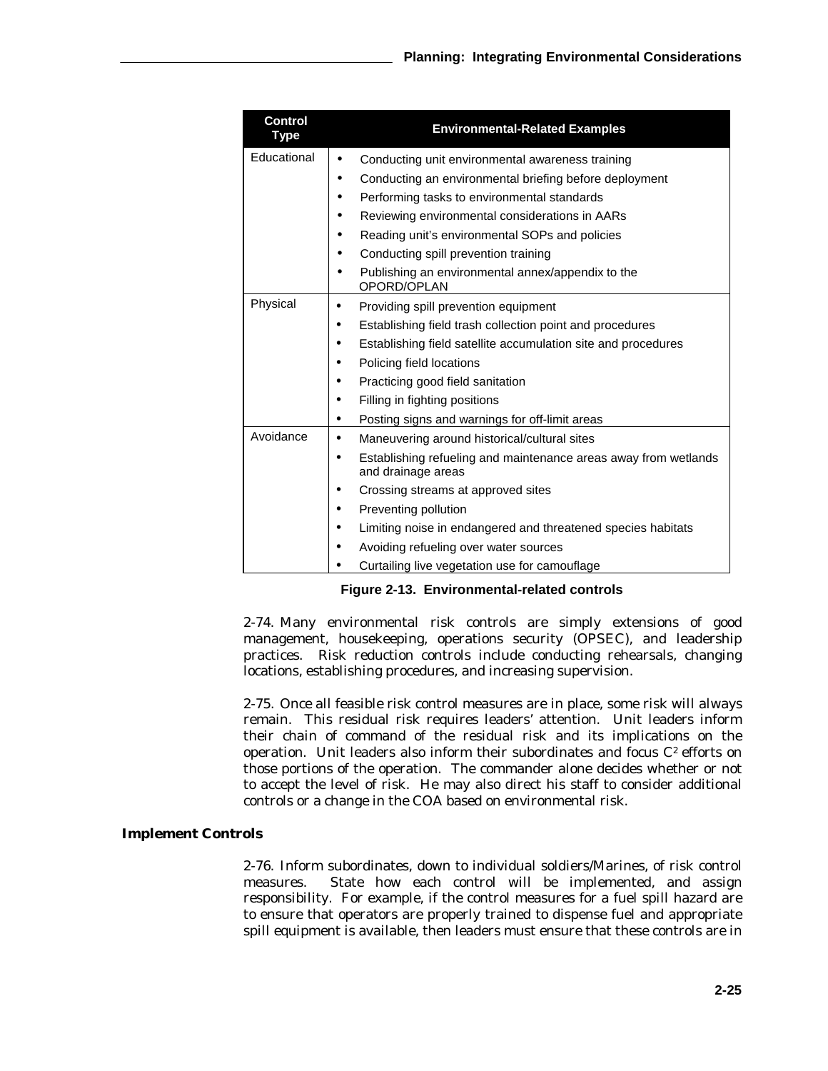| Control Type | Environmental-Related Examples |
|---|---|
| Educational | • Conducting unit environmental awareness training<br>• Conducting an environmental briefing before deployment<br>• Performing tasks to environmental standards<br>• Reviewing environmental considerations in AARs<br>• Reading unit's environmental SOPs and policies<br>• Conducting spill prevention training<br>• Publishing an environmental annex/appendix to the OPORD/OPLAN |
| Physical | • Providing spill prevention equipment<br>• Establishing field trash collection point and procedures<br>• Establishing field satellite accumulation site and procedures<br>• Policing field locations<br>• Practicing good field sanitation<br>• Filling in fighting positions<br>• Posting signs and warnings for off-limit areas |
| Avoidance | • Maneuvering around historical/cultural sites<br>• Establishing refueling and maintenance areas away from wetlands and drainage areas<br>• Crossing streams at approved sites<br>• Preventing pollution<br>• Limiting noise in endangered and threatened species habitats<br>• Avoiding refueling over water sources<br>• Curtailing live vegetation use for camouflage |

**Figure 2-13. Environmental-related controls**

2-74. Many environmental risk controls are simply extensions of good management, housekeeping, operations security (OPSEC), and leadership practices. Risk reduction controls include conducting rehearsals, changing locations, establishing procedures, and increasing supervision.

2-75. Once all feasible risk control measures are in place, some risk will always remain. This residual risk requires leaders' attention. Unit leaders inform their chain of command of the residual risk and its implications on the operation. Unit leaders also inform their subordinates and focus $C^2$ efforts on those portions of the operation. The commander alone decides whether or not to accept the level of risk. He may also direct his staff to consider additional controls or a change in the COA based on environmental risk.

### Implement Controls

2-76. Inform subordinates, down to individual soldiers/Marines, of risk control measures. State how each control will be implemented, and assign responsibility. For example, if the control measures for a fuel spill hazard are to ensure that operators are properly trained to dispense fuel and appropriate spill equipment is available, then leaders must ensure that these controls are in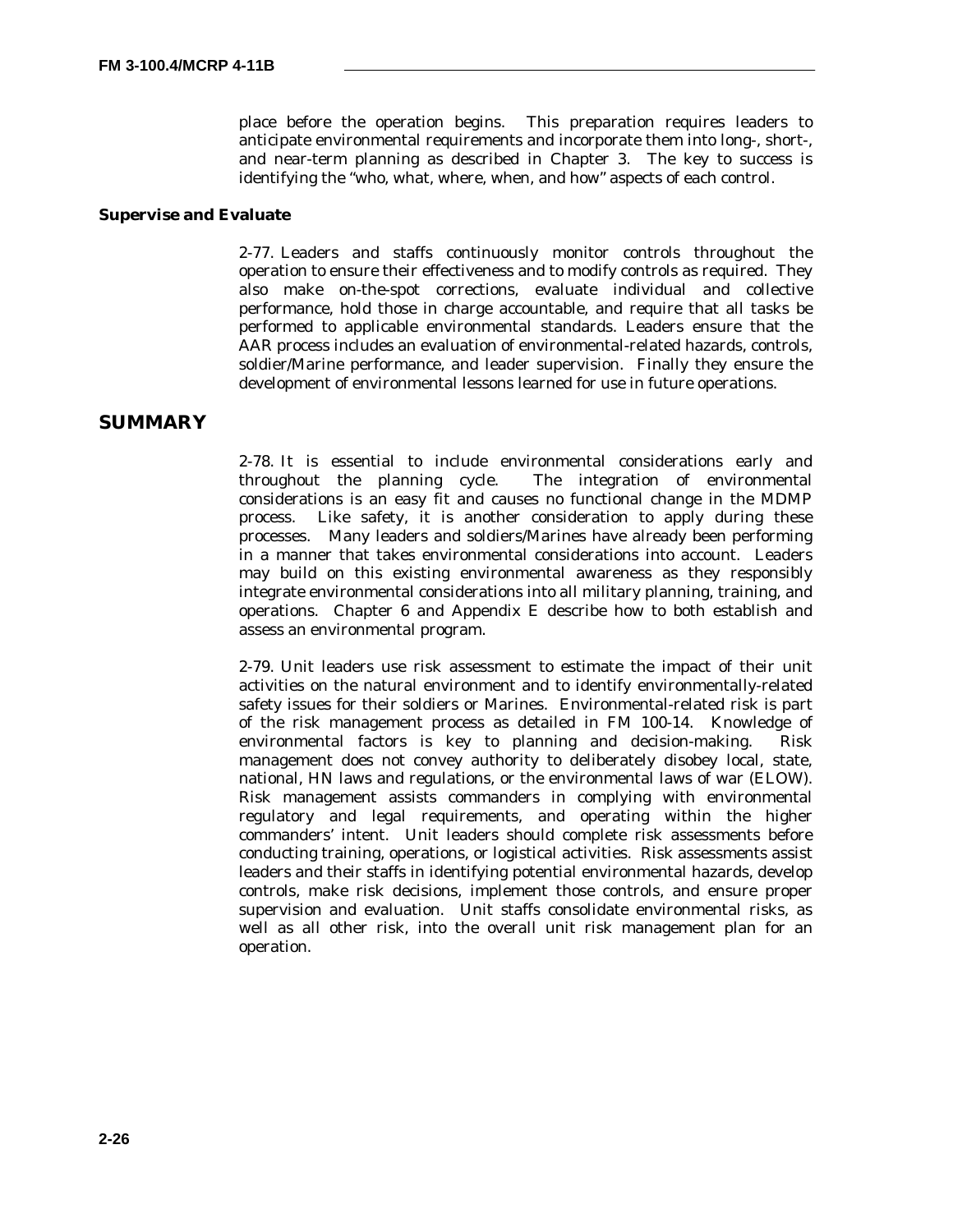place before the operation begins. This preparation requires leaders to anticipate environmental requirements and incorporate them into long-, short-, and near-term planning as described in Chapter 3. The key to success is identifying the "who, what, where, when, and how" aspects of each control.

### Supervise and Evaluate

2-77. Leaders and staffs continuously monitor controls throughout the operation to ensure their effectiveness and to modify controls as required. They also make on-the-spot corrections, evaluate individual and collective performance, hold those in charge accountable, and require that all tasks be performed to applicable environmental standards. Leaders ensure that the AAR process includes an evaluation of environmental-related hazards, controls, soldier/Marine performance, and leader supervision. Finally they ensure the development of environmental lessons learned for use in future operations.

## SUMMARY

2-78. It is essential to include environmental considerations early and throughout the planning cycle. The integration of environmental considerations is an easy fit and causes no functional change in the MDMP process. Like safety, it is another consideration to apply during these processes. Many leaders and soldiers/Marines have already been performing in a manner that takes environmental considerations into account. Leaders may build on this existing environmental awareness as they responsibly integrate environmental considerations into all military planning, training, and operations. Chapter 6 and Appendix E describe how to both establish and assess an environmental program.

2-79. Unit leaders use risk assessment to estimate the impact of their unit activities on the natural environment and to identify environmentally-related safety issues for their soldiers or Marines. Environmental-related risk is part of the risk management process as detailed in FM 100-14. Knowledge of environmental factors is key to planning and decision-making. Risk management does not convey authority to deliberately disobey local, state, national, HN laws and regulations, or the environmental laws of war (ELOW). Risk management assists commanders in complying with environmental regulatory and legal requirements, and operating within the higher commanders' intent. Unit leaders should complete risk assessments before conducting training, operations, or logistical activities. Risk assessments assist leaders and their staffs in identifying potential environmental hazards, develop controls, make risk decisions, implement those controls, and ensure proper supervision and evaluation. Unit staffs consolidate environmental risks, as well as all other risk, into the overall unit risk management plan for an operation.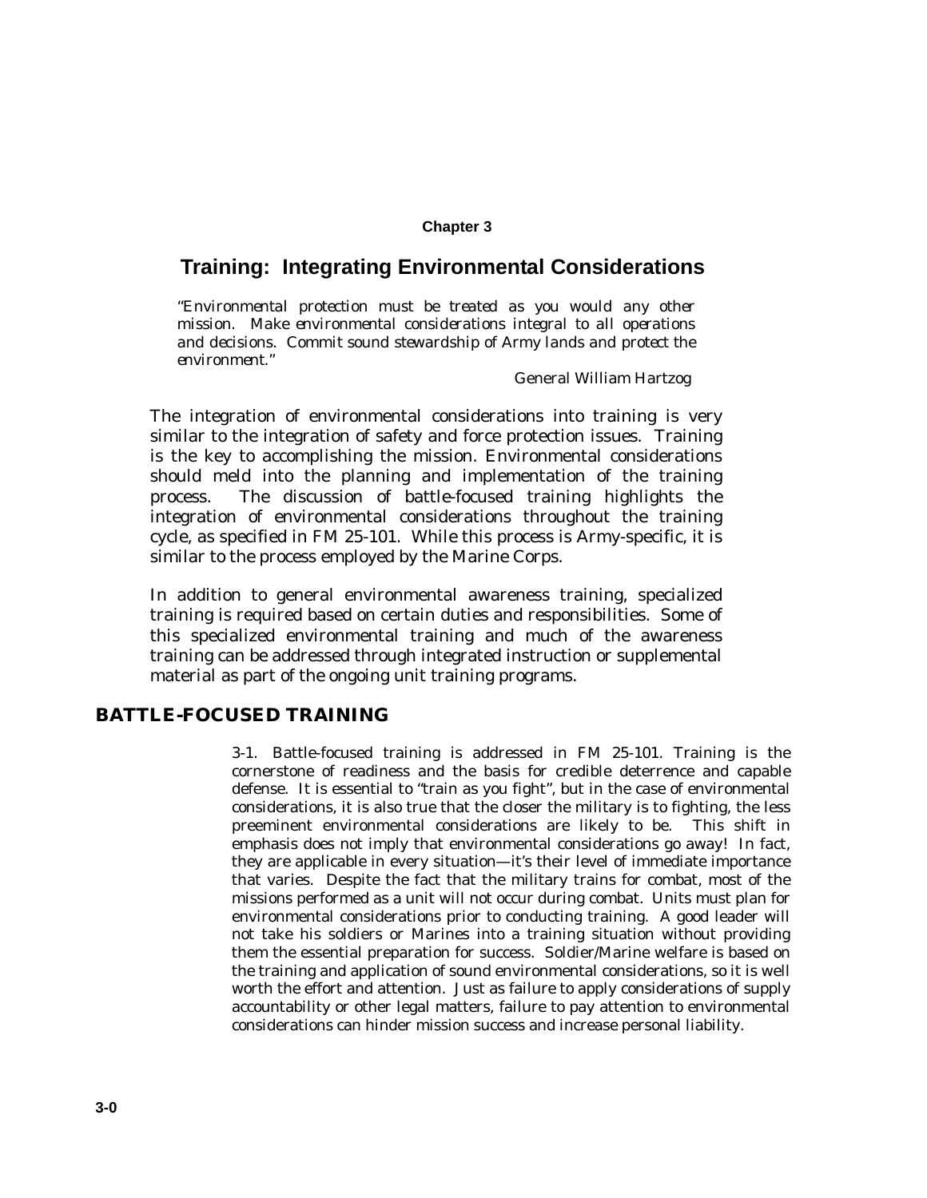Chapter 3

# Training: Integrating Environmental Considerations

*"Environmental protection must be treated as you would any other mission. Make environmental considerations integral to all operations and decisions. Commit sound stewardship of Army lands and protect the environment."*

General William Hartzog

The integration of environmental considerations into training is very similar to the integration of safety and force protection issues. Training is the key to accomplishing the mission. Environmental considerations should meld into the planning and implementation of the training process. The discussion of battle-focused training highlights the integration of environmental considerations throughout the training cycle, as specified in FM 25-101. While this process is Army-specific, it is similar to the process employed by the Marine Corps.

In addition to general environmental awareness training, specialized training is required based on certain duties and responsibilities. Some of this specialized environmental training and much of the awareness training can be addressed through integrated instruction or supplemental material as part of the ongoing unit training programs.

## BATTLE-FOCUSED TRAINING

3-1. Battle-focused training is addressed in FM 25-101. Training is the cornerstone of readiness and the basis for credible deterrence and capable defense. It is essential to "train as you fight", but in the case of environmental considerations, it is also true that the closer the military is to fighting, the less preeminent environmental considerations are likely to be. This shift in emphasis does not imply that environmental considerations go away! In fact, they are applicable in every situation—it's their level of immediate importance that varies. Despite the fact that the military trains for combat, most of the missions performed as a unit will not occur during combat. Units must plan for environmental considerations prior to conducting training. A good leader will not take his soldiers or Marines into a training situation without providing them the essential preparation for success. Soldier/Marine welfare is based on the training and application of sound environmental considerations, so it is well worth the effort and attention. Just as failure to apply considerations of supply accountability or other legal matters, failure to pay attention to environmental considerations can hinder mission success and increase personal liability.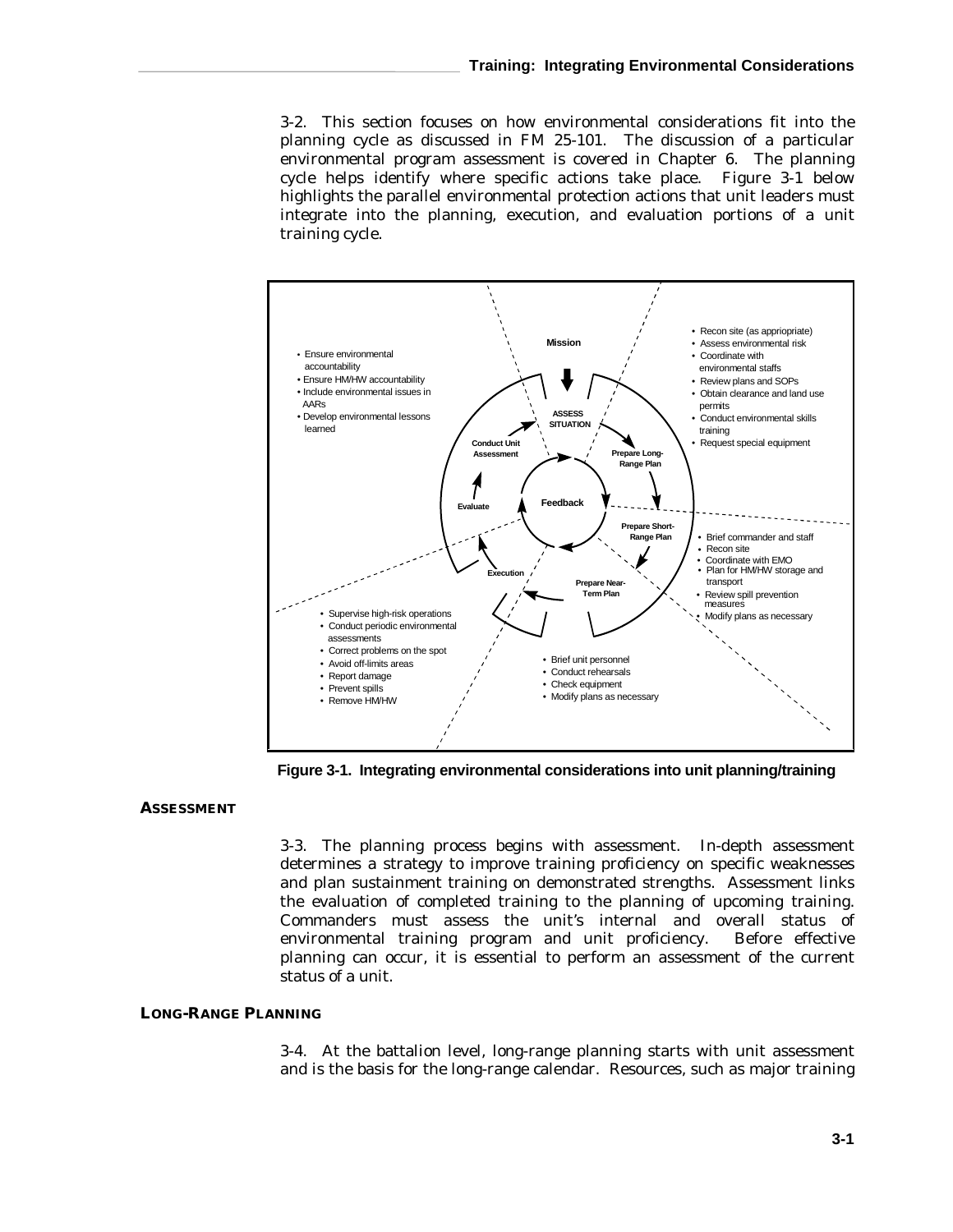3-2. This section focuses on how environmental considerations fit into the planning cycle as discussed in FM 25-101. The discussion of a particular environmental program assessment is covered in Chapter 6. The planning cycle helps identify where specific actions take place. Figure 3-1 below highlights the parallel environmental protection actions that unit leaders must integrate into the planning, execution, and evaluation portions of a unit training cycle.

Mission

ASSESS SITUATION → Prepare Long-Range Plan → Prepare Short-Range Plan → Prepare Near-Term Plan → Execution → Evaluate → Conduct Unit Assessment → ASSESS SITUATION

Feedback

- Recon site (as appriopriate)
- Assess environmental risk
- Coordinate with environmental staffs
- Review plans and SOPs
- Obtain clearance and land use permits
- Conduct environmental skills training
- Request special equipment

- Brief commander and staff
- Recon site
- Coordinate with EMO
- Plan for HM/HW storage and transport
- Review spill prevention measures
- Modify plans as necessary

- Brief unit personnel
- Conduct rehearsals
- Check equipment
- Modify plans as necessary

- Supervise high-risk operations
- Conduct periodic environmental assessments
- Correct problems on the spot
- Avoid off-limits areas
- Report damage
- Prevent spills
- Remove HM/HW

- Ensure environmental accountability
- Ensure HM/HW accountability
- Include environmental issues in AARs
- Develop environmental lessons learned

**Figure 3-1. Integrating environmental considerations into unit planning/training**

## ASSESSMENT

3-3. The planning process begins with assessment. In-depth assessment determines a strategy to improve training proficiency on specific weaknesses and plan sustainment training on demonstrated strengths. Assessment links the evaluation of completed training to the planning of upcoming training. Commanders must assess the unit's internal and overall status of environmental training program and unit proficiency. Before effective planning can occur, it is essential to perform an assessment of the current status of a unit.

## LONG-RANGE PLANNING

3-4. At the battalion level, long-range planning starts with unit assessment and is the basis for the long-range calendar. Resources, such as major training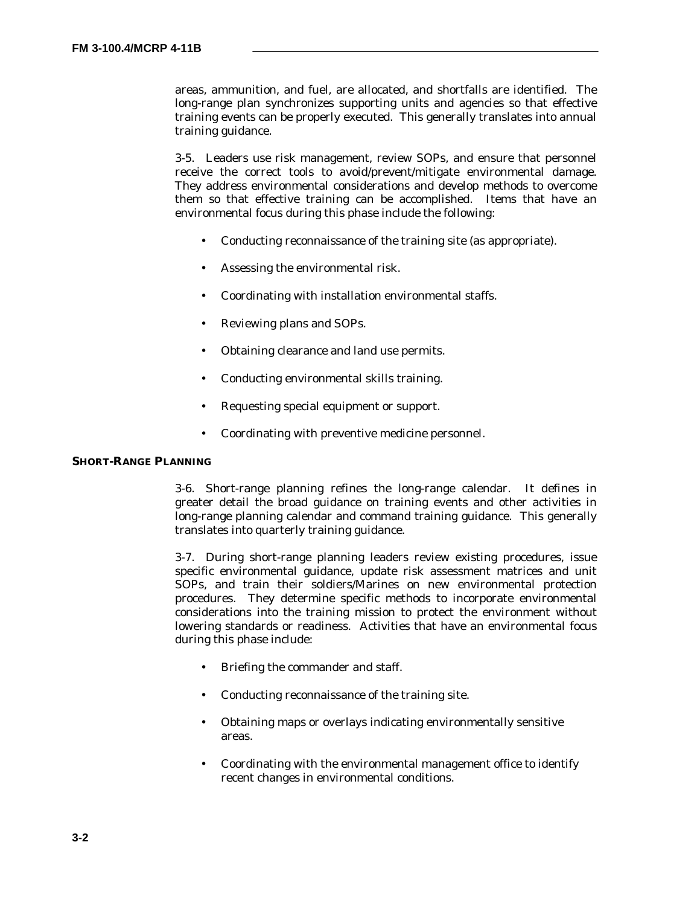areas, ammunition, and fuel, are allocated, and shortfalls are identified. The long-range plan synchronizes supporting units and agencies so that effective training events can be properly executed. This generally translates into annual training guidance.

3-5. Leaders use risk management, review SOPs, and ensure that personnel receive the correct tools to avoid/prevent/mitigate environmental damage. They address environmental considerations and develop methods to overcome them so that effective training can be accomplished. Items that have an environmental focus during this phase include the following:

- Conducting reconnaissance of the training site (as appropriate).
- Assessing the environmental risk.
- Coordinating with installation environmental staffs.
- Reviewing plans and SOPs.
- Obtaining clearance and land use permits.
- Conducting environmental skills training.
- Requesting special equipment or support.
- Coordinating with preventive medicine personnel.

## SHORT-RANGE PLANNING

3-6. Short-range planning refines the long-range calendar. It defines in greater detail the broad guidance on training events and other activities in long-range planning calendar and command training guidance. This generally translates into quarterly training guidance.

3-7. During short-range planning leaders review existing procedures, issue specific environmental guidance, update risk assessment matrices and unit SOPs, and train their soldiers/Marines on new environmental protection procedures. They determine specific methods to incorporate environmental considerations into the training mission to protect the environment without lowering standards or readiness. Activities that have an environmental focus during this phase include:

- Briefing the commander and staff.
- Conducting reconnaissance of the training site.
- Obtaining maps or overlays indicating environmentally sensitive areas.
- Coordinating with the environmental management office to identify recent changes in environmental conditions.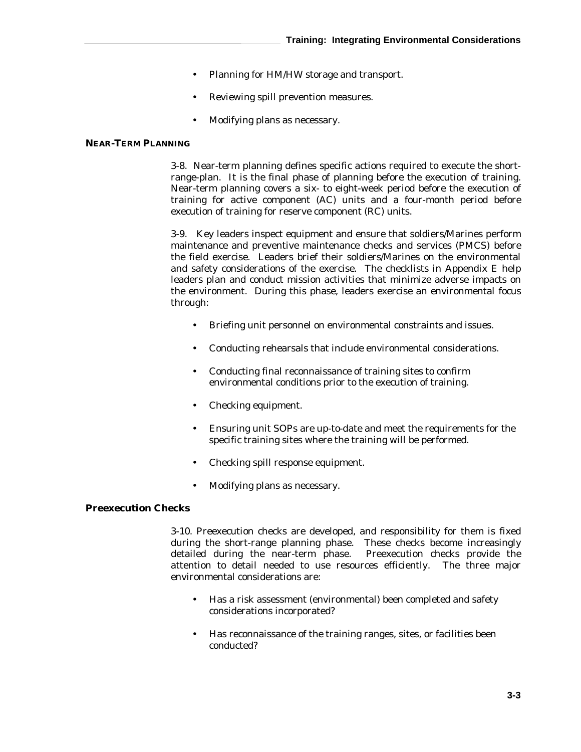- Planning for HM/HW storage and transport.
- Reviewing spill prevention measures.
- Modifying plans as necessary.

## NEAR-TERM PLANNING

3-8. Near-term planning defines specific actions required to execute the short-range-plan. It is the final phase of planning before the execution of training. Near-term planning covers a six- to eight-week period before the execution of training for active component (AC) units and a four-month period before execution of training for reserve component (RC) units.

3-9. Key leaders inspect equipment and ensure that soldiers/Marines perform maintenance and preventive maintenance checks and services (PMCS) before the field exercise. Leaders brief their soldiers/Marines on the environmental and safety considerations of the exercise. The checklists in Appendix E help leaders plan and conduct mission activities that minimize adverse impacts on the environment. During this phase, leaders exercise an environmental focus through:

- Briefing unit personnel on environmental constraints and issues.
- Conducting rehearsals that include environmental considerations.
- Conducting final reconnaissance of training sites to confirm environmental conditions prior to the execution of training.
- Checking equipment.
- Ensuring unit SOPs are up-to-date and meet the requirements for the specific training sites where the training will be performed.
- Checking spill response equipment.
- Modifying plans as necessary.

### Preexecution Checks

3-10. Preexecution checks are developed, and responsibility for them is fixed during the short-range planning phase. These checks become increasingly detailed during the near-term phase. Preexecution checks provide the attention to detail needed to use resources efficiently. The three major environmental considerations are:

- Has a risk assessment (environmental) been completed and safety considerations incorporated?
- Has reconnaissance of the training ranges, sites, or facilities been conducted?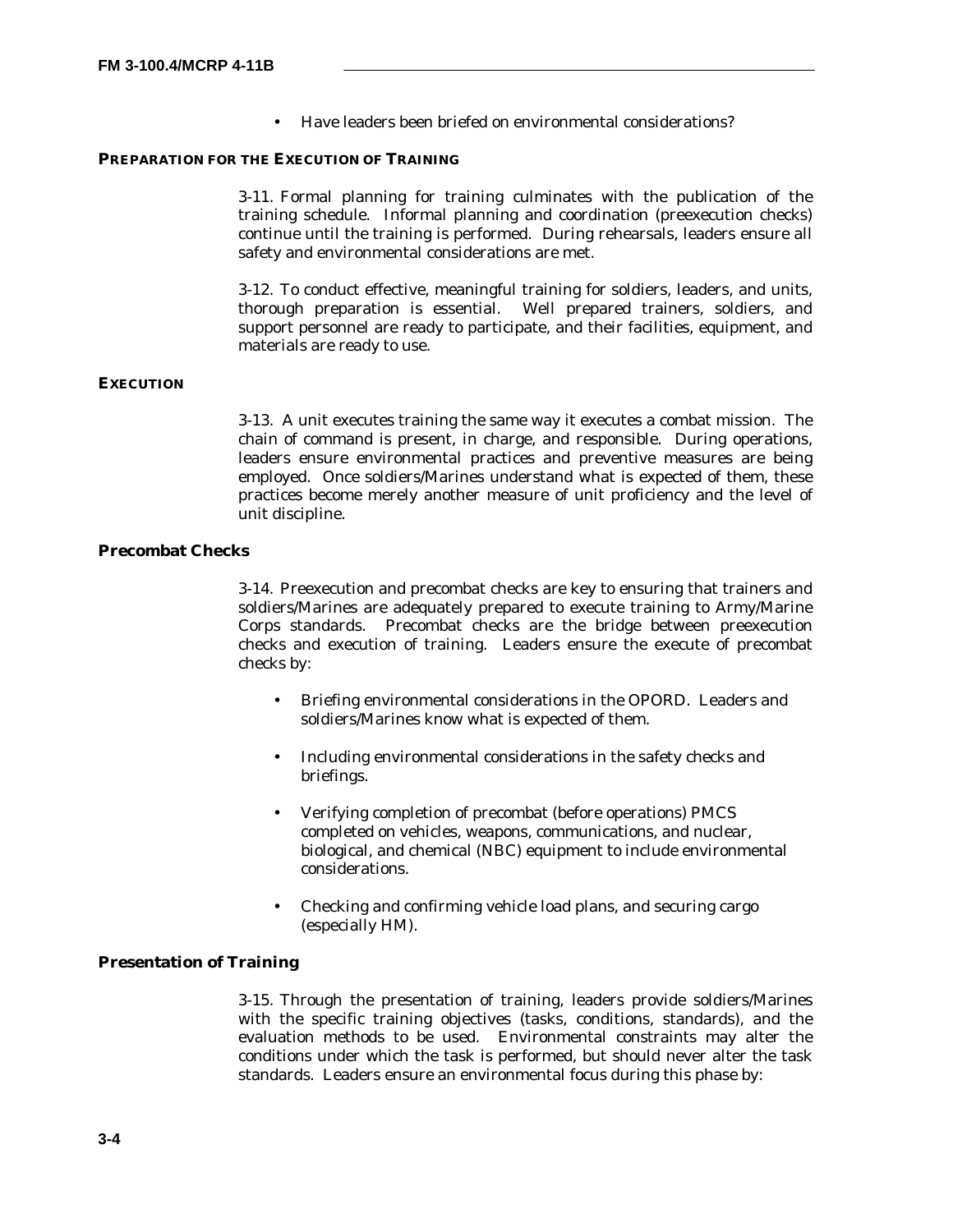- Have leaders been briefed on environmental considerations?

### PREPARATION FOR THE EXECUTION OF TRAINING

3-11. Formal planning for training culminates with the publication of the training schedule. Informal planning and coordination (preexecution checks) continue until the training is performed. During rehearsals, leaders ensure all safety and environmental considerations are met.

3-12. To conduct effective, meaningful training for soldiers, leaders, and units, thorough preparation is essential. Well prepared trainers, soldiers, and support personnel are ready to participate, and their facilities, equipment, and materials are ready to use.

### EXECUTION

3-13. A unit executes training the same way it executes a combat mission. The chain of command is present, in charge, and responsible. During operations, leaders ensure environmental practices and preventive measures are being employed. Once soldiers/Marines understand what is expected of them, these practices become merely another measure of unit proficiency and the level of unit discipline.

#### Precombat Checks

3-14. Preexecution and precombat checks are key to ensuring that trainers and soldiers/Marines are adequately prepared to execute training to Army/Marine Corps standards. Precombat checks are the bridge between preexecution checks and execution of training. Leaders ensure the execute of precombat checks by:

- Briefing environmental considerations in the OPORD. Leaders and soldiers/Marines know what is expected of them.
- Including environmental considerations in the safety checks and briefings.
- Verifying completion of precombat (before operations) PMCS completed on vehicles, weapons, communications, and nuclear, biological, and chemical (NBC) equipment to include environmental considerations.
- Checking and confirming vehicle load plans, and securing cargo (especially HM).

#### Presentation of Training

3-15. Through the presentation of training, leaders provide soldiers/Marines with the specific training objectives (tasks, conditions, standards), and the evaluation methods to be used. Environmental constraints may alter the conditions under which the task is performed, but should never alter the task standards. Leaders ensure an environmental focus during this phase by: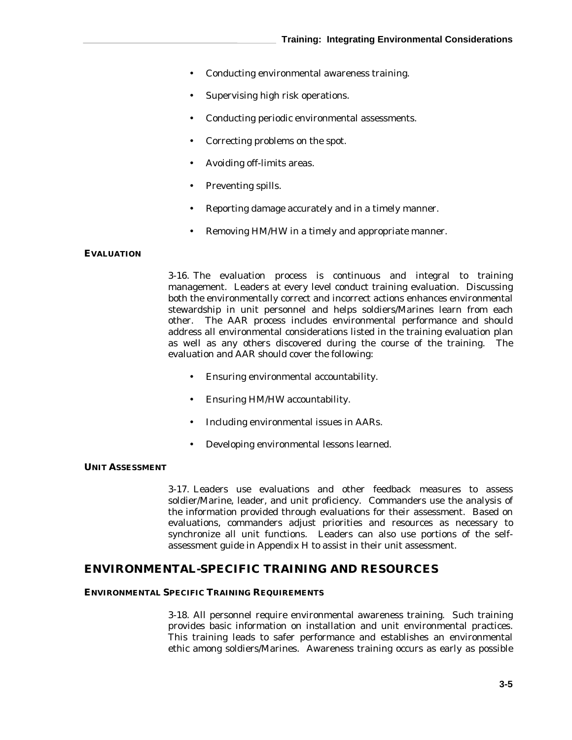- Conducting environmental awareness training.
- Supervising high risk operations.
- Conducting periodic environmental assessments.
- Correcting problems on the spot.
- Avoiding off-limits areas.
- Preventing spills.
- Reporting damage accurately and in a timely manner.
- Removing HM/HW in a timely and appropriate manner.

### EVALUATION

3-16. The evaluation process is continuous and integral to training management. Leaders at every level conduct training evaluation. Discussing both the environmentally correct and incorrect actions enhances environmental stewardship in unit personnel and helps soldiers/Marines learn from each other. The AAR process includes environmental performance and should address all environmental considerations listed in the training evaluation plan as well as any others discovered during the course of the training. The evaluation and AAR should cover the following:

- Ensuring environmental accountability.
- Ensuring HM/HW accountability.
- Including environmental issues in AARs.
- Developing environmental lessons learned.

### UNIT ASSESSMENT

3-17. Leaders use evaluations and other feedback measures to assess soldier/Marine, leader, and unit proficiency. Commanders use the analysis of the information provided through evaluations for their assessment. Based on evaluations, commanders adjust priorities and resources as necessary to synchronize all unit functions. Leaders can also use portions of the self-assessment guide in Appendix H to assist in their unit assessment.

## ENVIRONMENTAL-SPECIFIC TRAINING AND RESOURCES

### ENVIRONMENTAL SPECIFIC TRAINING REQUIREMENTS

3-18. All personnel require environmental awareness training. Such training provides basic information on installation and unit environmental practices. This training leads to safer performance and establishes an environmental ethic among soldiers/Marines. Awareness training occurs as early as possible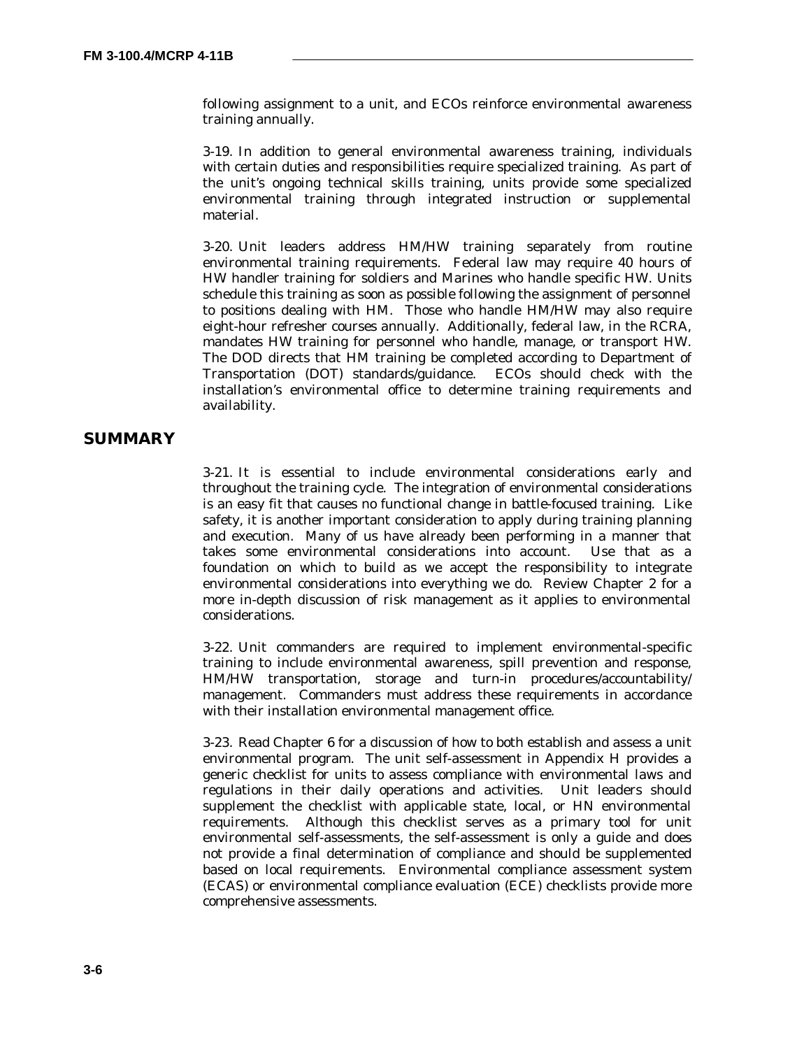following assignment to a unit, and ECOs reinforce environmental awareness training annually.

3-19. In addition to general environmental awareness training, individuals with certain duties and responsibilities require specialized training. As part of the unit's ongoing technical skills training, units provide some specialized environmental training through integrated instruction or supplemental material.

3-20. Unit leaders address HM/HW training separately from routine environmental training requirements. Federal law may require 40 hours of HW handler training for soldiers and Marines who handle specific HW. Units schedule this training as soon as possible following the assignment of personnel to positions dealing with HM. Those who handle HM/HW may also require eight-hour refresher courses annually. Additionally, federal law, in the RCRA, mandates HW training for personnel who handle, manage, or transport HW. The DOD directs that HM training be completed according to Department of Transportation (DOT) standards/guidance. ECOs should check with the installation's environmental office to determine training requirements and availability.

## SUMMARY

3-21. It is essential to include environmental considerations early and throughout the training cycle. The integration of environmental considerations is an easy fit that causes no functional change in battle-focused training. Like safety, it is another important consideration to apply during training planning and execution. Many of us have already been performing in a manner that takes some environmental considerations into account. Use that as a foundation on which to build as we accept the responsibility to integrate environmental considerations into everything we do. Review Chapter 2 for a more in-depth discussion of risk management as it applies to environmental considerations.

3-22. Unit commanders are required to implement environmental-specific training to include environmental awareness, spill prevention and response, HM/HW transportation, storage and turn-in procedures/accountability/management. Commanders must address these requirements in accordance with their installation environmental management office.

3-23. Read Chapter 6 for a discussion of how to both establish and assess a unit environmental program. The unit self-assessment in Appendix H provides a generic checklist for units to assess compliance with environmental laws and regulations in their daily operations and activities. Unit leaders should supplement the checklist with applicable state, local, or HN environmental requirements. Although this checklist serves as a primary tool for unit environmental self-assessments, the self-assessment is only a guide and does not provide a final determination of compliance and should be supplemented based on local requirements. Environmental compliance assessment system (ECAS) or environmental compliance evaluation (ECE) checklists provide more comprehensive assessments.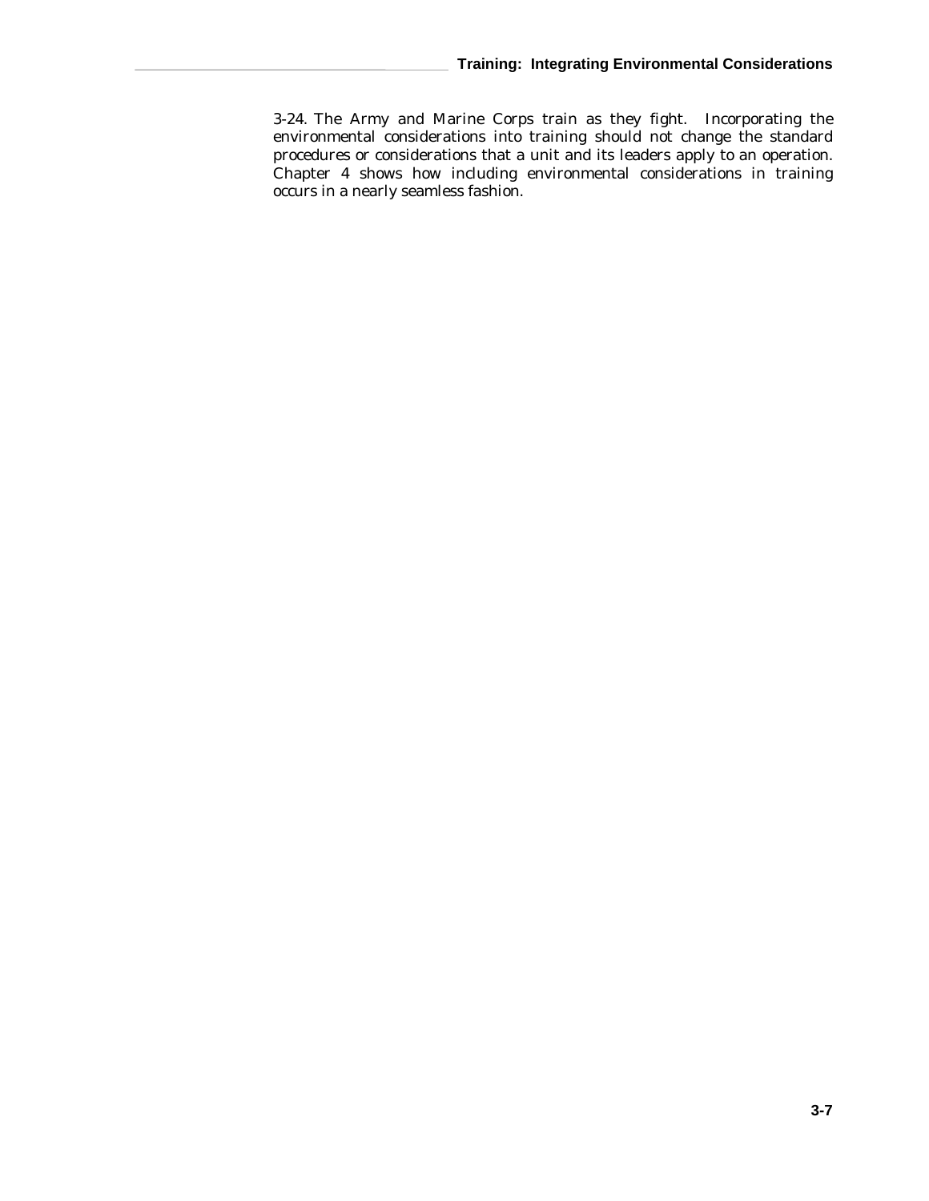3-24. The Army and Marine Corps train as they fight. Incorporating the environmental considerations into training should not change the standard procedures or considerations that a unit and its leaders apply to an operation. Chapter 4 shows how including environmental considerations in training occurs in a nearly seamless fashion.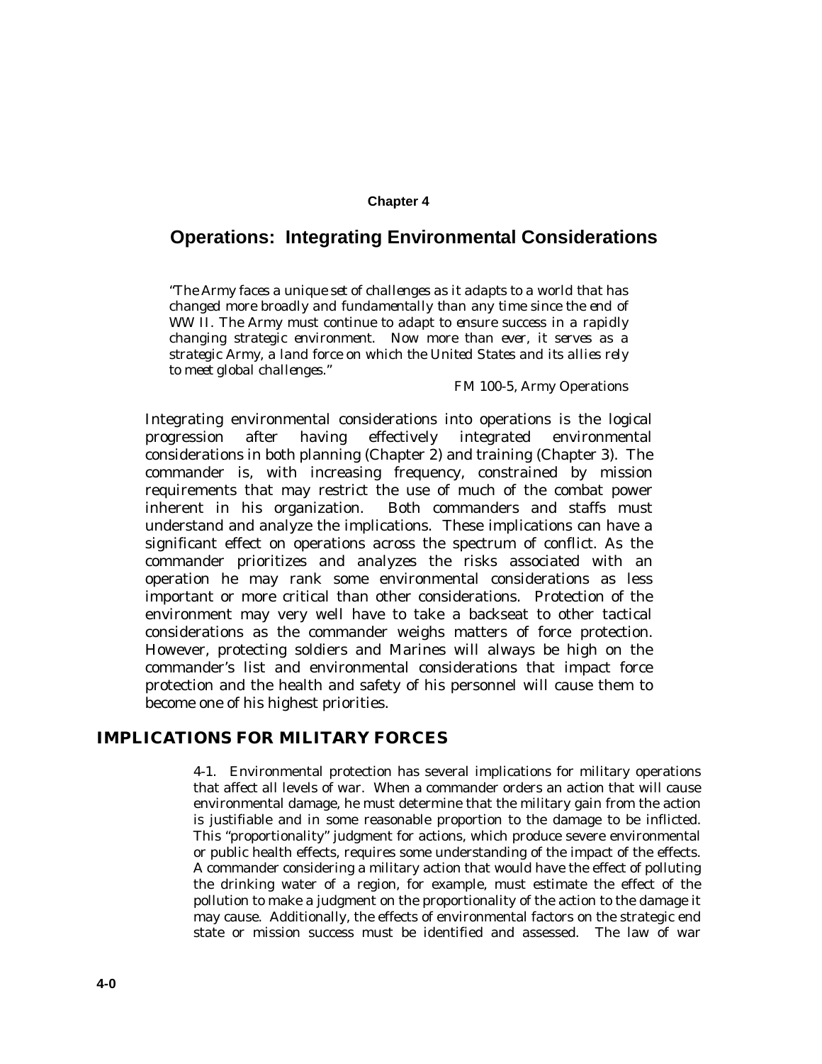# Chapter 4

## Operations: Integrating Environmental Considerations

> *"The Army faces a unique set of challenges as it adapts to a world that has changed more broadly and fundamentally than any time since the end of WW II. The Army must continue to adapt to ensure success in a rapidly changing strategic environment. Now more than ever, it serves as a strategic Army, a land force on which the United States and its allies rely to meet global challenges."*
>
> FM 100-5, Army Operations

Integrating environmental considerations into operations is the logical progression after having effectively integrated environmental considerations in both planning (Chapter 2) and training (Chapter 3). The commander is, with increasing frequency, constrained by mission requirements that may restrict the use of much of the combat power inherent in his organization. Both commanders and staffs must understand and analyze the implications. These implications can have a significant effect on operations across the spectrum of conflict. As the commander prioritizes and analyzes the risks associated with an operation he may rank some environmental considerations as less important or more critical than other considerations. Protection of the environment may very well have to take a backseat to other tactical considerations as the commander weighs matters of force protection. However, protecting soldiers and Marines will always be high on the commander's list and environmental considerations that impact force protection and the health and safety of his personnel will cause them to become one of his highest priorities.

## IMPLICATIONS FOR MILITARY FORCES

4-1. Environmental protection has several implications for military operations that affect all levels of war. When a commander orders an action that will cause environmental damage, he must determine that the military gain from the action is justifiable and in some reasonable proportion to the damage to be inflicted. This "proportionality" judgment for actions, which produce severe environmental or public health effects, requires some understanding of the impact of the effects. A commander considering a military action that would have the effect of polluting the drinking water of a region, for example, must estimate the effect of the pollution to make a judgment on the proportionality of the action to the damage it may cause. Additionally, the effects of environmental factors on the strategic end state or mission success must be identified and assessed. The law of war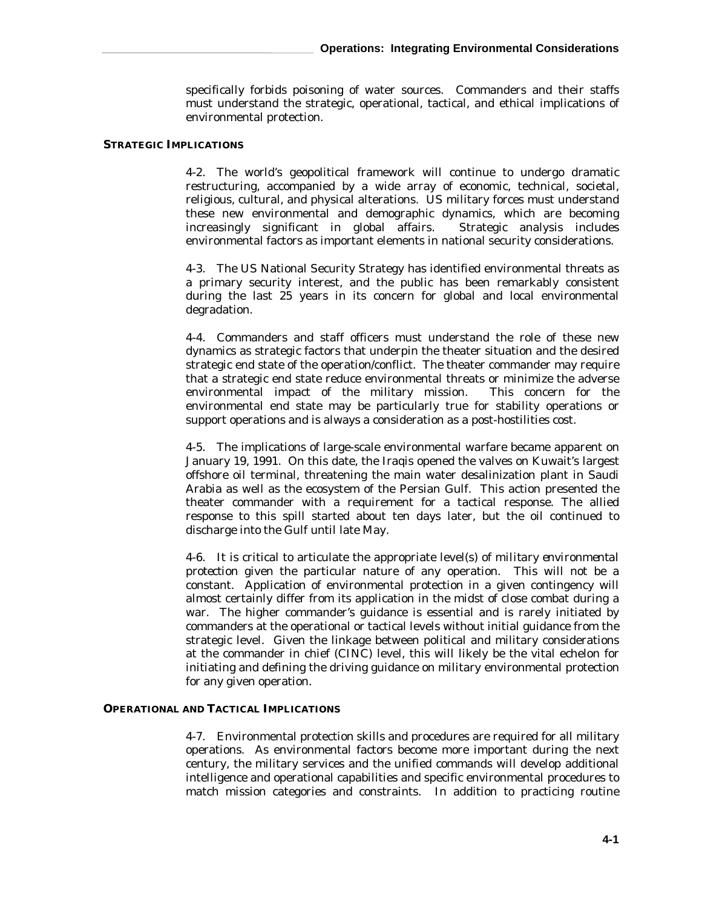specifically forbids poisoning of water sources. Commanders and their staffs must understand the strategic, operational, tactical, and ethical implications of environmental protection.

### STRATEGIC IMPLICATIONS

4-2. The world's geopolitical framework will continue to undergo dramatic restructuring, accompanied by a wide array of economic, technical, societal, religious, cultural, and physical alterations. US military forces must understand these new environmental and demographic dynamics, which are becoming increasingly significant in global affairs. Strategic analysis includes environmental factors as important elements in national security considerations.

4-3. The US National Security Strategy has identified environmental threats as a primary security interest, and the public has been remarkably consistent during the last 25 years in its concern for global and local environmental degradation.

4-4. Commanders and staff officers must understand the role of these new dynamics as strategic factors that underpin the theater situation and the desired strategic end state of the operation/conflict. The theater commander may require that a strategic end state reduce environmental threats or minimize the adverse environmental impact of the military mission. This concern for the environmental end state may be particularly true for stability operations or support operations and is always a consideration as a post-hostilities cost.

4-5. The implications of large-scale environmental warfare became apparent on January 19, 1991. On this date, the Iraqis opened the valves on Kuwait's largest offshore oil terminal, threatening the main water desalinization plant in Saudi Arabia as well as the ecosystem of the Persian Gulf. This action presented the theater commander with a requirement for a tactical response. The allied response to this spill started about ten days later, but the oil continued to discharge into the Gulf until late May.

4-6. It is critical to articulate the appropriate level(s) of *military environmental protection* given the particular nature of any operation. This will not be a constant. Application of environmental protection in a given contingency will almost certainly differ from its application in the midst of close combat during a war. The higher commander's guidance is essential and is rarely initiated by commanders at the operational or tactical levels without initial guidance from the strategic level. Given the linkage between political and military considerations at the commander in chief (CINC) level, this will likely be the vital echelon for initiating and defining the driving guidance on military environmental protection for any given operation.

### OPERATIONAL AND TACTICAL IMPLICATIONS

4-7. Environmental protection skills and procedures are required for all military operations. As environmental factors become more important during the next century, the military services and the unified commands will develop additional intelligence and operational capabilities and specific environmental procedures to match mission categories and constraints. In addition to practicing routine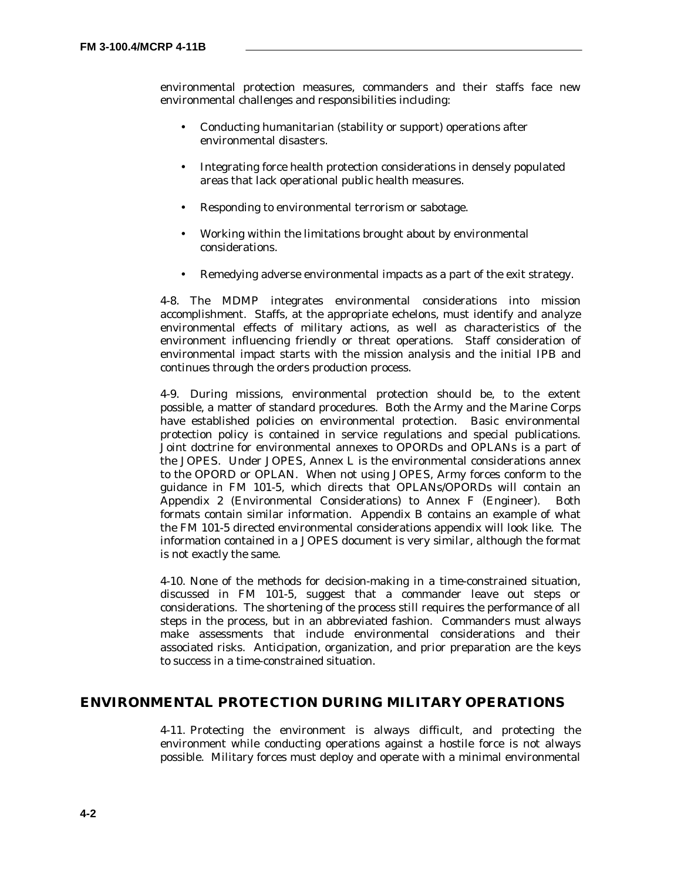environmental protection measures, commanders and their staffs face new environmental challenges and responsibilities including:

- Conducting humanitarian (stability or support) operations after environmental disasters.
- Integrating force health protection considerations in densely populated areas that lack operational public health measures.
- Responding to environmental terrorism or sabotage.
- Working within the limitations brought about by environmental considerations.
- Remedying adverse environmental impacts as a part of the exit strategy.

4-8. The MDMP integrates environmental considerations into mission accomplishment. Staffs, at the appropriate echelons, must identify and analyze environmental effects of military actions, as well as characteristics of the environment influencing friendly or threat operations. Staff consideration of environmental impact starts with the mission analysis and the initial IPB and continues through the orders production process.

4-9. During missions, environmental protection should be, to the extent possible, a matter of standard procedures. Both the Army and the Marine Corps have established policies on environmental protection. Basic environmental protection policy is contained in service regulations and special publications. Joint doctrine for environmental annexes to OPORDs and OPLANs is a part of the JOPES. Under JOPES, Annex L is the environmental considerations annex to the OPORD or OPLAN. When not using JOPES, Army forces conform to the guidance in FM 101-5, which directs that OPLANs/OPORDs will contain an Appendix 2 (Environmental Considerations) to Annex F (Engineer). Both formats contain similar information. Appendix B contains an example of what the FM 101-5 directed environmental considerations appendix will look like. The information contained in a JOPES document is very similar, although the format is not exactly the same.

4-10. None of the methods for decision-making in a time-constrained situation, discussed in FM 101-5, suggest that a commander leave out steps or considerations. The shortening of the process still requires the performance of all steps in the process, but in an abbreviated fashion. Commanders must always make assessments that include environmental considerations and their associated risks. Anticipation, organization, and prior preparation are the keys to success in a time-constrained situation.

## ENVIRONMENTAL PROTECTION DURING MILITARY OPERATIONS

4-11. Protecting the environment is always difficult, and protecting the environment while conducting operations against a hostile force is not always possible. Military forces must deploy and operate with a minimal environmental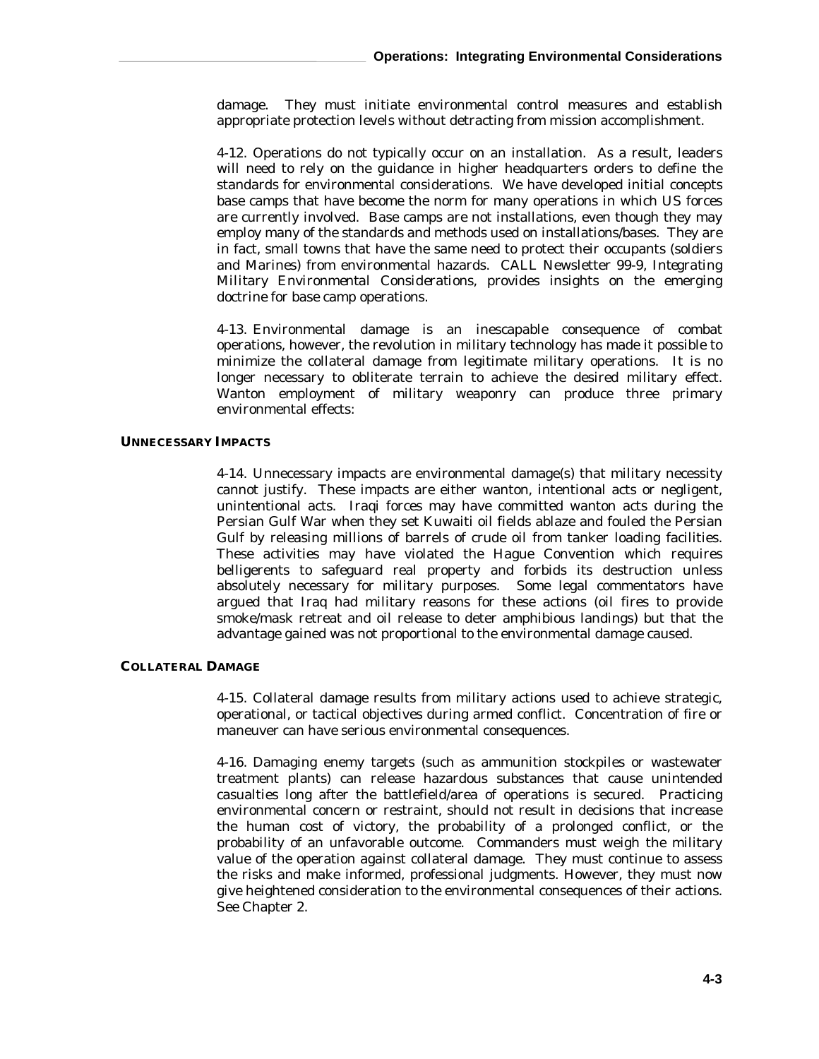damage. They must initiate environmental control measures and establish appropriate protection levels without detracting from mission accomplishment.

4-12. Operations do not typically occur on an installation. As a result, leaders will need to rely on the guidance in higher headquarters orders to define the standards for environmental considerations. We have developed initial concepts base camps that have become the norm for many operations in which US forces are currently involved. Base camps are not installations, even though they may employ many of the standards and methods used on installations/bases. They are in fact, small towns that have the same need to protect their occupants (soldiers and Marines) from environmental hazards. CALL Newsletter 99-9, *Integrating Military Environmental Considerations*, provides insights on the emerging doctrine for base camp operations.

4-13. Environmental damage is an inescapable consequence of combat operations, however, the revolution in military technology has made it possible to minimize the collateral damage from legitimate military operations. It is no longer necessary to obliterate terrain to achieve the desired military effect. Wanton employment of military weaponry can produce three primary environmental effects:

#### UNNECESSARY IMPACTS

4-14. Unnecessary impacts are environmental damage(s) that military necessity cannot justify. These impacts are either wanton, intentional acts or negligent, unintentional acts. Iraqi forces may have committed wanton acts during the Persian Gulf War when they set Kuwaiti oil fields ablaze and fouled the Persian Gulf by releasing millions of barrels of crude oil from tanker loading facilities. These activities may have violated the Hague Convention which requires belligerents to safeguard real property and forbids its destruction unless absolutely necessary for military purposes. Some legal commentators have argued that Iraq had military reasons for these actions (oil fires to provide smoke/mask retreat and oil release to deter amphibious landings) but that the advantage gained was not proportional to the environmental damage caused.

#### COLLATERAL DAMAGE

4-15. Collateral damage results from military actions used to achieve strategic, operational, or tactical objectives during armed conflict. Concentration of fire or maneuver can have serious environmental consequences.

4-16. Damaging enemy targets (such as ammunition stockpiles or wastewater treatment plants) can release hazardous substances that cause unintended casualties long after the battlefield/area of operations is secured. Practicing environmental concern or restraint, should not result in decisions that increase the human cost of victory, the probability of a prolonged conflict, or the probability of an unfavorable outcome. Commanders must weigh the military value of the operation against collateral damage. They must continue to assess the risks and make informed, professional judgments. However, they must now give heightened consideration to the environmental consequences of their actions. See Chapter 2.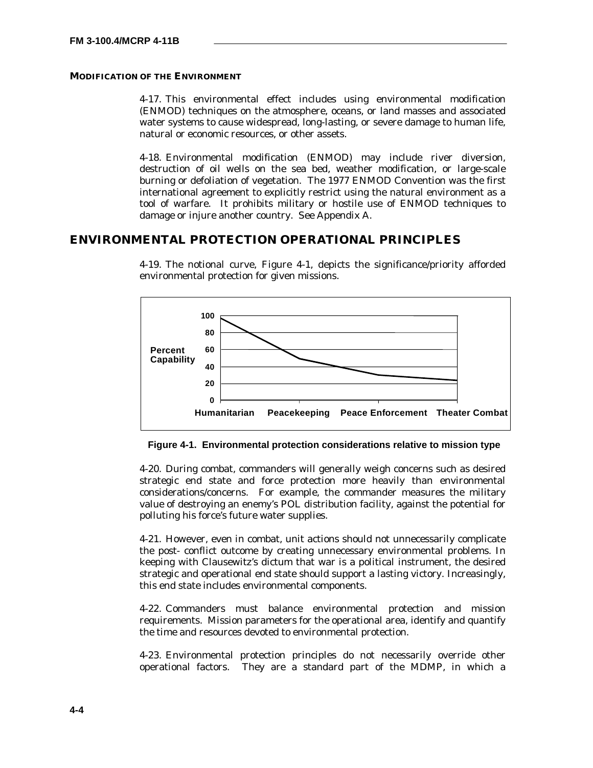### MODIFICATION OF THE ENVIRONMENT

4-17. This environmental effect includes using environmental modification (ENMOD) techniques on the atmosphere, oceans, or land masses and associated water systems to cause widespread, long-lasting, or severe damage to human life, natural or economic resources, or other assets.

4-18. Environmental modification (ENMOD) may include river diversion, destruction of oil wells on the sea bed, weather modification, or large-scale burning or defoliation of vegetation. The 1977 ENMOD Convention was the first international agreement to explicitly restrict using the natural environment as a tool of warfare. It prohibits military or hostile use of ENMOD techniques to damage or injure another country. See Appendix A.

## ENVIRONMENTAL PROTECTION OPERATIONAL PRINCIPLES

4-19. The notional curve, Figure 4-1, depicts the significance/priority afforded environmental protection for given missions.

**Figure 4-1. Environmental protection considerations relative to mission type**

4-20. During combat, commanders will generally weigh concerns such as desired strategic end state and force protection more heavily than environmental considerations/concerns. For example, the commander measures the military value of destroying an enemy's POL distribution facility, against the potential for polluting his force's future water supplies.

4-21. However, even in combat, unit actions should not unnecessarily complicate the post- conflict outcome by creating unnecessary environmental problems. In keeping with Clausewitz's dictum that war is a political instrument, the desired strategic and operational end state should support a lasting victory. Increasingly, this end state includes environmental components.

4-22. Commanders must balance environmental protection and mission requirements. Mission parameters for the operational area, identify and quantify the time and resources devoted to environmental protection.

4-23. Environmental protection principles do not necessarily override other operational factors. They are a standard part of the MDMP, in which a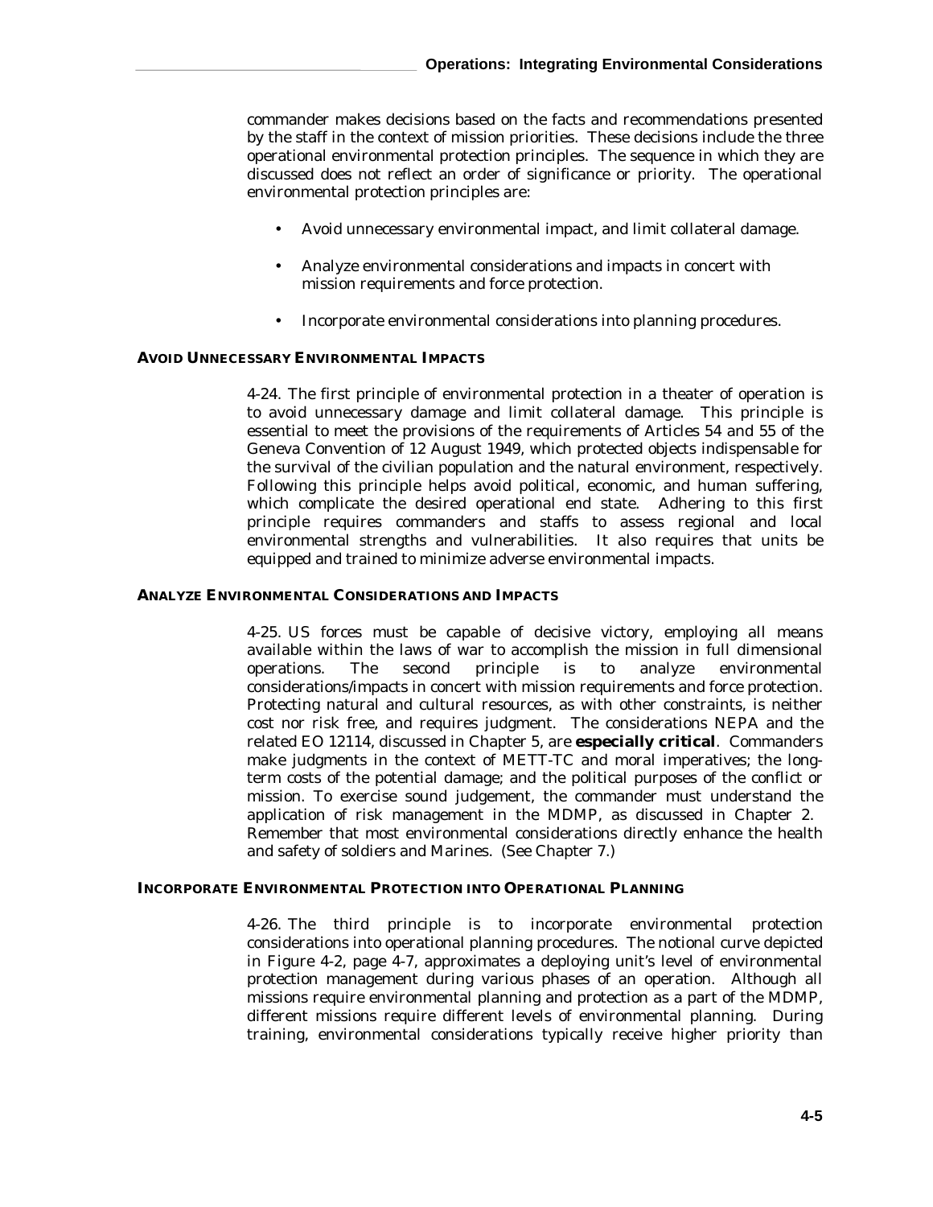commander makes decisions based on the facts and recommendations presented by the staff in the context of mission priorities. These decisions include the three operational environmental protection principles. The sequence in which they are discussed does not reflect an order of significance or priority. The operational environmental protection principles are:

- Avoid unnecessary environmental impact, and limit collateral damage.
- Analyze environmental considerations and impacts in concert with mission requirements and force protection.
- Incorporate environmental considerations into planning procedures.

#### AVOID UNNECESSARY ENVIRONMENTAL IMPACTS

4-24. The first principle of environmental protection in a theater of operation is to avoid unnecessary damage and limit collateral damage. This principle is essential to meet the provisions of the requirements of Articles 54 and 55 of the Geneva Convention of 12 August 1949, which protected objects indispensable for the survival of the civilian population and the natural environment, respectively. Following this principle helps avoid political, economic, and human suffering, which complicate the desired operational end state. Adhering to this first principle requires commanders and staffs to assess regional and local environmental strengths and vulnerabilities. It also requires that units be equipped and trained to minimize adverse environmental impacts.

#### ANALYZE ENVIRONMENTAL CONSIDERATIONS AND IMPACTS

4-25. US forces must be capable of decisive victory, employing all means available within the laws of war to accomplish the mission in full dimensional operations. The second principle is to analyze environmental considerations/impacts in concert with mission requirements and force protection. Protecting natural and cultural resources, as with other constraints, is neither cost nor risk free, and requires judgment. The considerations NEPA and the related EO 12114, discussed in Chapter 5, are **especially critical**. Commanders make judgments in the context of METT-TC and moral imperatives; the long-term costs of the potential damage; and the political purposes of the conflict or mission. To exercise sound judgement, the commander must understand the application of risk management in the MDMP, as discussed in Chapter 2. Remember that most environmental considerations directly enhance the health and safety of soldiers and Marines. (See Chapter 7.)

#### INCORPORATE ENVIRONMENTAL PROTECTION INTO OPERATIONAL PLANNING

4-26. The third principle is to incorporate environmental protection considerations into operational planning procedures. The notional curve depicted in Figure 4-2, page 4-7, approximates a deploying unit's level of environmental protection management during various phases of an operation. Although all missions require environmental planning and protection as a part of the MDMP, different missions require different levels of environmental planning. During training, environmental considerations typically receive higher priority than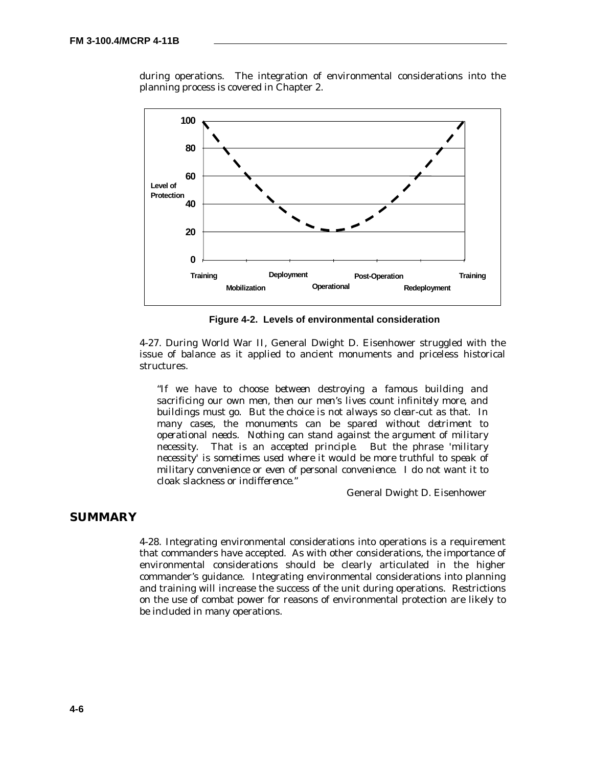during operations. The integration of environmental considerations into the planning process is covered in Chapter 2.

Figure 4-2. Levels of environmental consideration

4-27. During World War II, General Dwight D. Eisenhower struggled with the issue of balance as it applied to ancient monuments and priceless historical structures.

> *"If we have to choose between destroying a famous building and sacrificing our own men, then our men's lives count infinitely more, and buildings must go. But the choice is not always so clear-cut as that. In many cases, the monuments can be spared without detriment to operational needs. Nothing can stand against the argument of military necessity. That is an accepted principle. But the phrase 'military necessity' is sometimes used where it would be more truthful to speak of military convenience or even of personal convenience. I do not want it to cloak slackness or indifference."*
>
> General Dwight D. Eisenhower

## SUMMARY

4-28. Integrating environmental considerations into operations is a requirement that commanders have accepted. As with other considerations, the importance of environmental considerations should be clearly articulated in the higher commander's guidance. Integrating environmental considerations into planning and training will increase the success of the unit during operations. Restrictions on the use of combat power for reasons of environmental protection are likely to be included in many operations.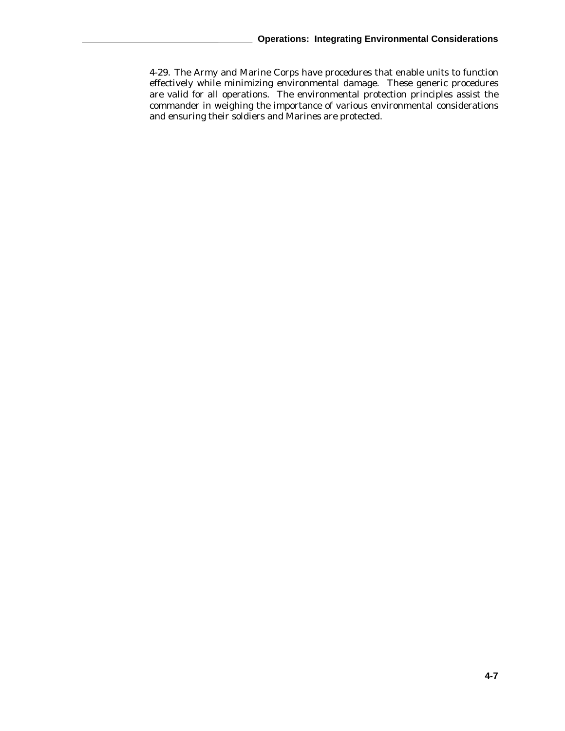4-29. The Army and Marine Corps have procedures that enable units to function effectively while minimizing environmental damage. These generic procedures are valid for all operations. The environmental protection principles assist the commander in weighing the importance of various environmental considerations and ensuring their soldiers and Marines are protected.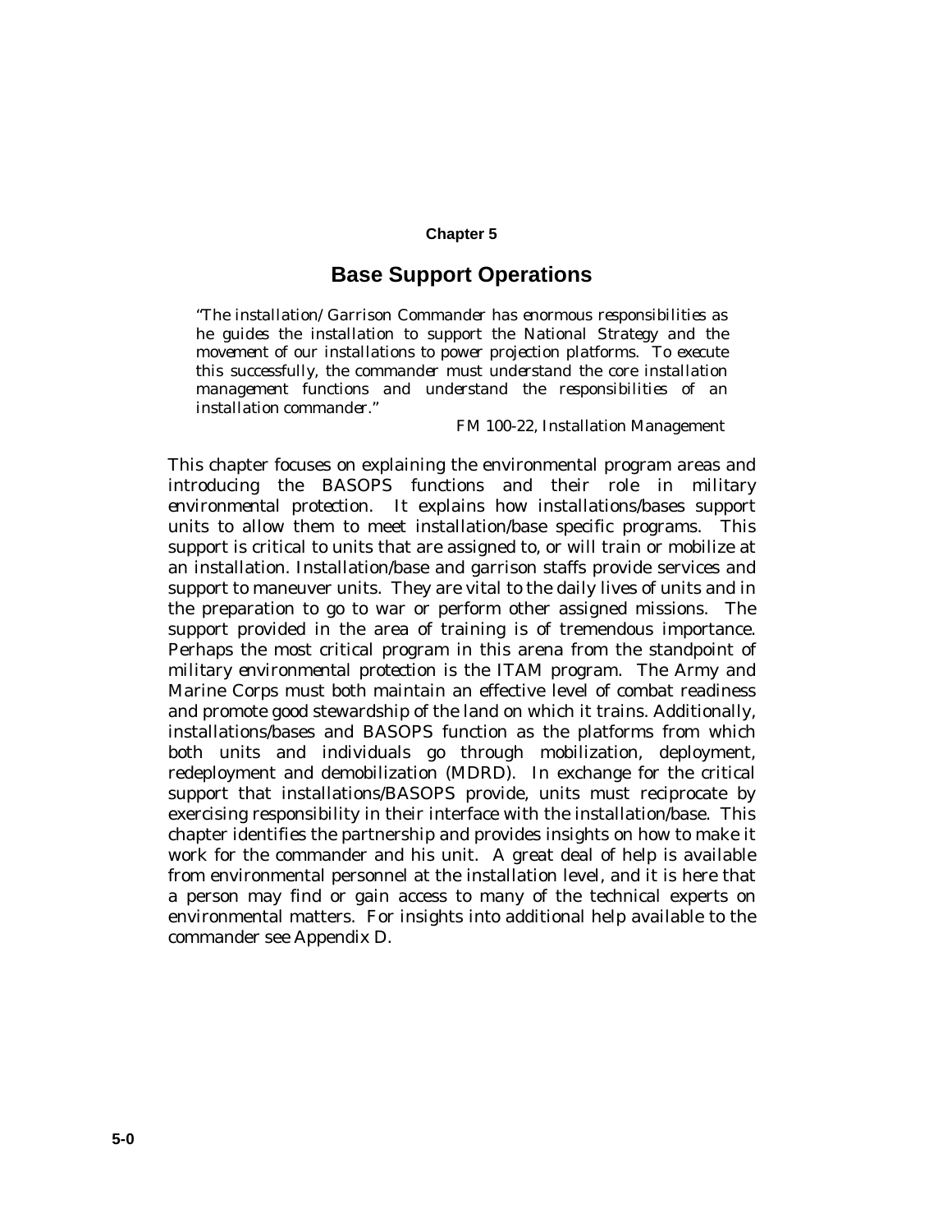# Chapter 5

## Base Support Operations

> *"The installation/ Garrison Commander has enormous responsibilities as he guides the installation to support the National Strategy and the movement of our installations to power projection platforms. To execute this successfully, the commander must understand the core installation management functions and understand the responsibilities of an installation commander."*
>
> FM 100-22, Installation Management

This chapter focuses on explaining the environmental program areas and introducing the BASOPS functions and their role in military environmental protection. It explains how installations/bases support units to allow them to meet installation/base specific programs. This support is critical to units that are assigned to, or will train or mobilize at an installation. Installation/base and garrison staffs provide services and support to maneuver units. They are vital to the daily lives of units and in the preparation to go to war or perform other assigned missions. The support provided in the area of training is of tremendous importance. Perhaps the most critical program in this arena from the standpoint of military environmental protection is the ITAM program. The Army and Marine Corps must both maintain an effective level of combat readiness and promote good stewardship of the land on which it trains. Additionally, installations/bases and BASOPS function as the platforms from which both units and individuals go through mobilization, deployment, redeployment and demobilization (MDRD). In exchange for the critical support that installations/BASOPS provide, units must reciprocate by exercising responsibility in their interface with the installation/base. This chapter identifies the partnership and provides insights on how to make it work for the commander and his unit. A great deal of help is available from environmental personnel at the installation level, and it is here that a person may find or gain access to many of the technical experts on environmental matters. For insights into additional help available to the commander see Appendix D.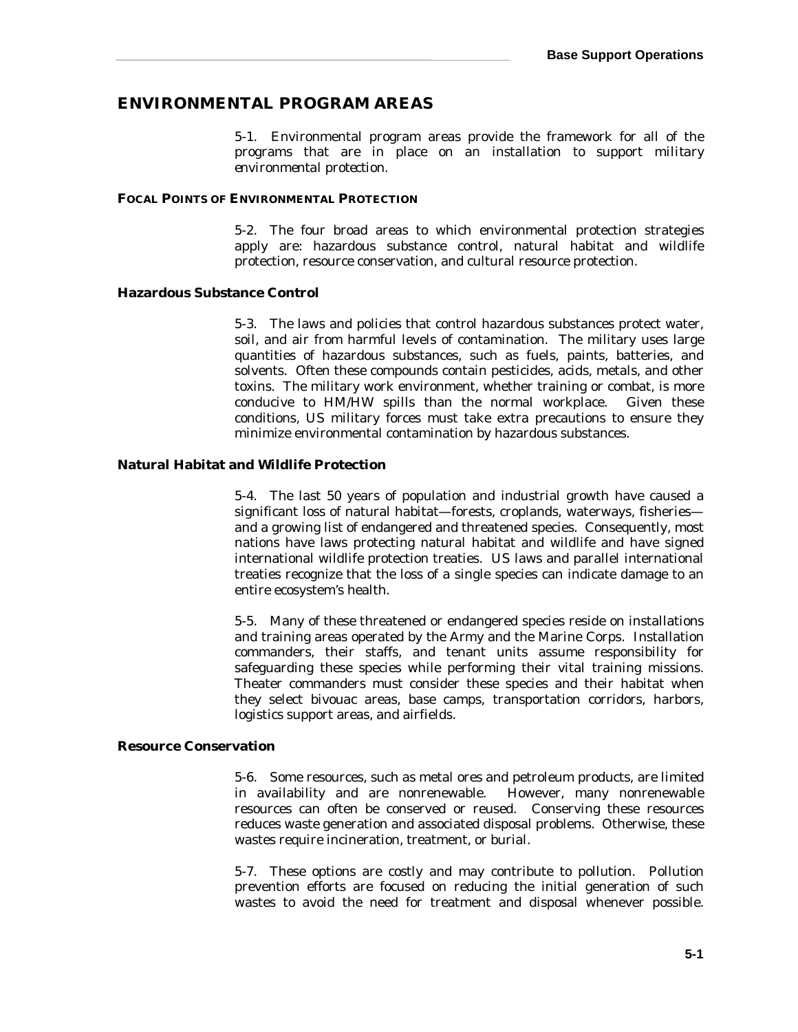## ENVIRONMENTAL PROGRAM AREAS

5-1. Environmental program areas provide the framework for all of the programs that are in place on an installation to support military environmental protection.

### FOCAL POINTS OF ENVIRONMENTAL PROTECTION

5-2. The four broad areas to which environmental protection strategies apply are: hazardous substance control, natural habitat and wildlife protection, resource conservation, and cultural resource protection.

#### Hazardous Substance Control

5-3. The laws and policies that control hazardous substances protect water, soil, and air from harmful levels of contamination. The military uses large quantities of hazardous substances, such as fuels, paints, batteries, and solvents. Often these compounds contain pesticides, acids, metals, and other toxins. The military work environment, whether training or combat, is more conducive to HM/HW spills than the normal workplace. Given these conditions, US military forces must take extra precautions to ensure they minimize environmental contamination by hazardous substances.

#### Natural Habitat and Wildlife Protection

5-4. The last 50 years of population and industrial growth have caused a significant loss of natural habitat—forests, croplands, waterways, fisheries—and a growing list of endangered and threatened species. Consequently, most nations have laws protecting natural habitat and wildlife and have signed international wildlife protection treaties. US laws and parallel international treaties recognize that the loss of a single species can indicate damage to an entire ecosystem's health.

5-5. Many of these threatened or endangered species reside on installations and training areas operated by the Army and the Marine Corps. Installation commanders, their staffs, and tenant units assume responsibility for safeguarding these species while performing their vital training missions. Theater commanders must consider these species and their habitat when they select bivouac areas, base camps, transportation corridors, harbors, logistics support areas, and airfields.

#### Resource Conservation

5-6. Some resources, such as metal ores and petroleum products, are limited in availability and are nonrenewable. However, many nonrenewable resources can often be conserved or reused. Conserving these resources reduces waste generation and associated disposal problems. Otherwise, these wastes require incineration, treatment, or burial.

5-7. These options are costly and may contribute to pollution. Pollution prevention efforts are focused on reducing the initial generation of such wastes to avoid the need for treatment and disposal whenever possible.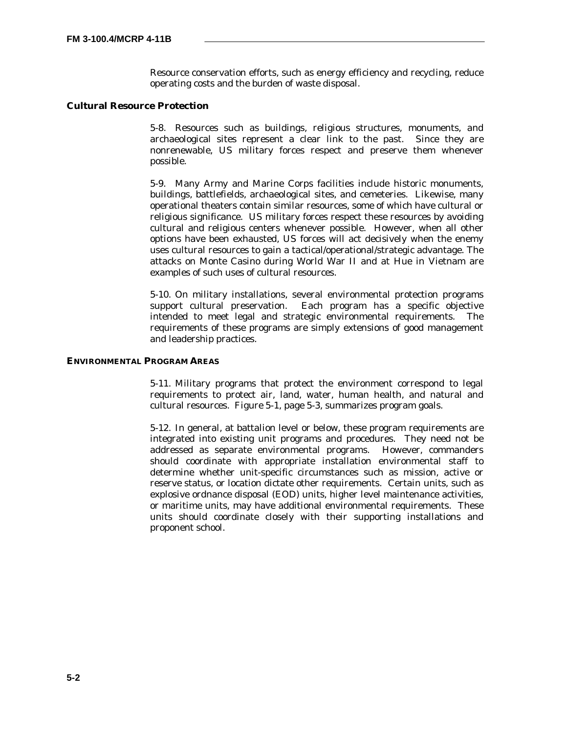Resource conservation efforts, such as energy efficiency and recycling, reduce operating costs and the burden of waste disposal.

### Cultural Resource Protection

5-8. Resources such as buildings, religious structures, monuments, and archaeological sites represent a clear link to the past. Since they are nonrenewable, US military forces respect and preserve them whenever possible.

5-9. Many Army and Marine Corps facilities include historic monuments, buildings, battlefields, archaeological sites, and cemeteries. Likewise, many operational theaters contain similar resources, some of which have cultural or religious significance. US military forces respect these resources by avoiding cultural and religious centers whenever possible. However, when all other options have been exhausted, US forces will act decisively when the enemy uses cultural resources to gain a tactical/operational/strategic advantage. The attacks on Monte Casino during World War II and at Hue in Vietnam are examples of such uses of cultural resources.

5-10. On military installations, several environmental protection programs support cultural preservation. Each program has a specific objective intended to meet legal and strategic environmental requirements. The requirements of these programs are simply extensions of good management and leadership practices.

## ENVIRONMENTAL PROGRAM AREAS

5-11. Military programs that protect the environment correspond to legal requirements to protect air, land, water, human health, and natural and cultural resources. Figure 5-1, page 5-3, summarizes program goals.

5-12. In general, at battalion level or below, these program requirements are integrated into existing unit programs and procedures. They need not be addressed as separate environmental programs. However, commanders should coordinate with appropriate installation environmental staff to determine whether unit-specific circumstances such as mission, active or reserve status, or location dictate other requirements. Certain units, such as explosive ordnance disposal (EOD) units, higher level maintenance activities, or maritime units, may have additional environmental requirements. These units should coordinate closely with their supporting installations and proponent school.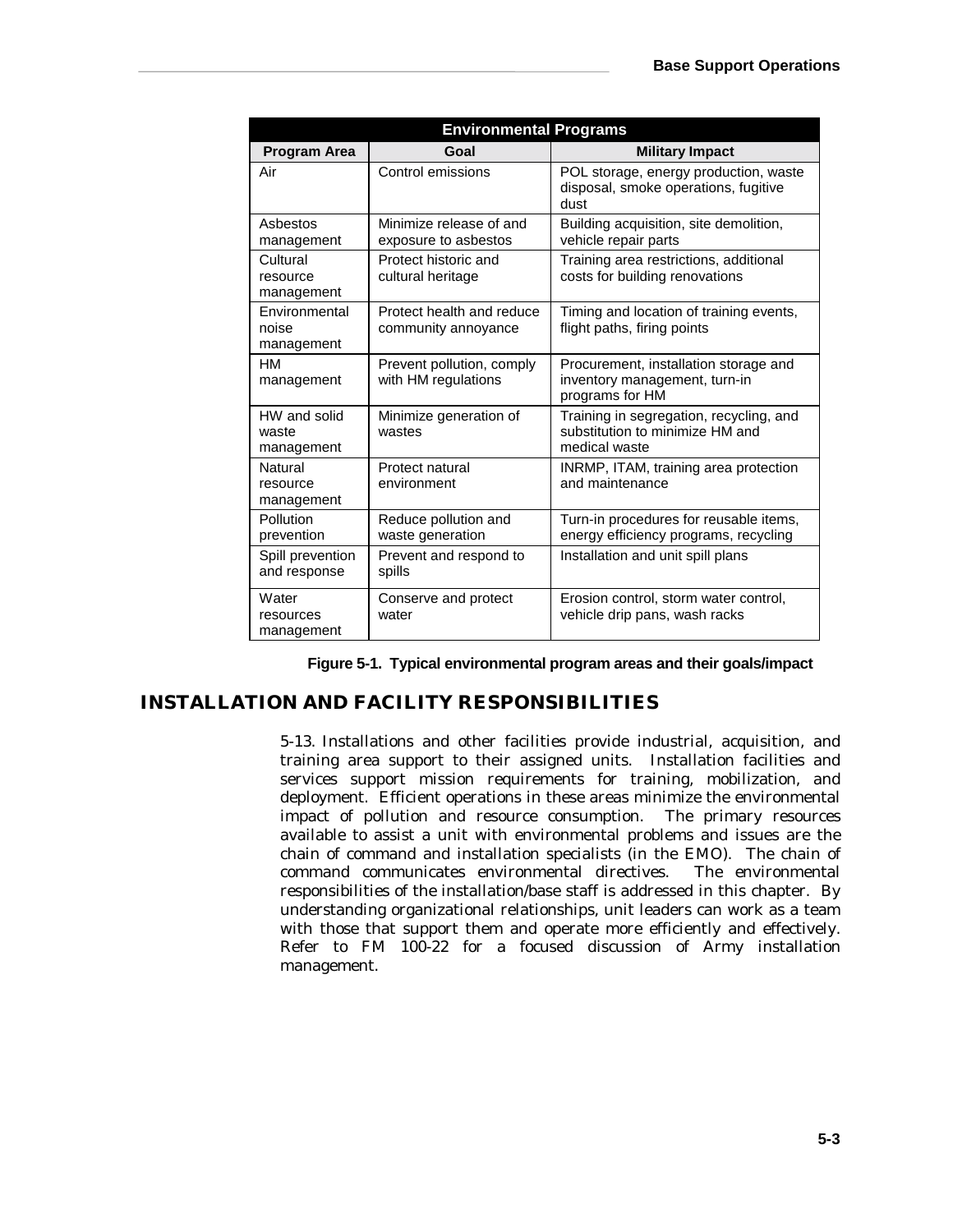| Environmental Programs | | |
|---|---|---|
| **Program Area** | **Goal** | **Military Impact** |
| Air | Control emissions | POL storage, energy production, waste disposal, smoke operations, fugitive dust |
| Asbestos management | Minimize release of and exposure to asbestos | Building acquisition, site demolition, vehicle repair parts |
| Cultural resource management | Protect historic and cultural heritage | Training area restrictions, additional costs for building renovations |
| Environmental noise management | Protect health and reduce community annoyance | Timing and location of training events, flight paths, firing points |
| HM management | Prevent pollution, comply with HM regulations | Procurement, installation storage and inventory management, turn-in programs for HM |
| HW and solid waste management | Minimize generation of wastes | Training in segregation, recycling, and substitution to minimize HM and medical waste |
| Natural resource management | Protect natural environment | INRMP, ITAM, training area protection and maintenance |
| Pollution prevention | Reduce pollution and waste generation | Turn-in procedures for reusable items, energy efficiency programs, recycling |
| Spill prevention and response | Prevent and respond to spills | Installation and unit spill plans |
| Water resources management | Conserve and protect water | Erosion control, storm water control, vehicle drip pans, wash racks |

**Figure 5-1. Typical environmental program areas and their goals/impact**

## INSTALLATION AND FACILITY RESPONSIBILITIES

5-13. Installations and other facilities provide industrial, acquisition, and training area support to their assigned units. Installation facilities and services support mission requirements for training, mobilization, and deployment. Efficient operations in these areas minimize the environmental impact of pollution and resource consumption. The primary resources available to assist a unit with environmental problems and issues are the chain of command and installation specialists (in the EMO). The chain of command communicates environmental directives. The environmental responsibilities of the installation/base staff is addressed in this chapter. By understanding organizational relationships, unit leaders can work as a team with those that support them and operate more efficiently and effectively. Refer to FM 100-22 for a focused discussion of Army installation management.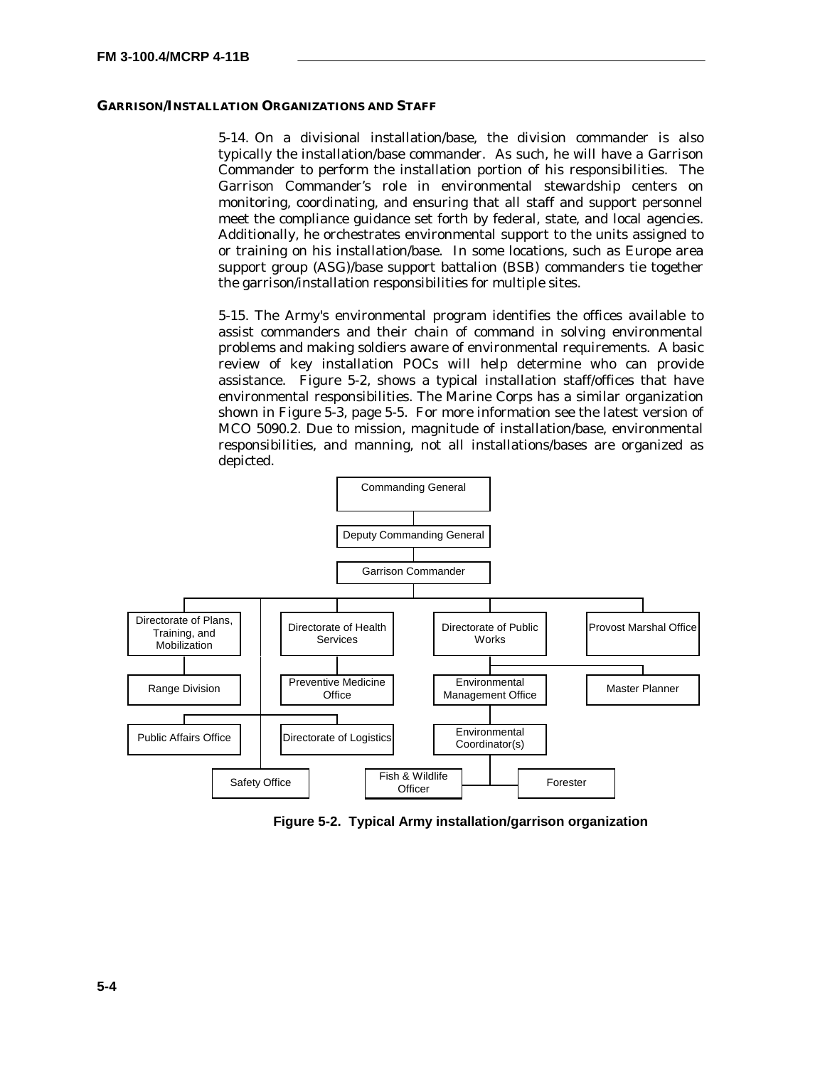## GARRISON/INSTALLATION ORGANIZATIONS AND STAFF

5-14. On a divisional installation/base, the division commander is also typically the installation/base commander. As such, he will have a Garrison Commander to perform the installation portion of his responsibilities. The Garrison Commander's role in environmental stewardship centers on monitoring, coordinating, and ensuring that all staff and support personnel meet the compliance guidance set forth by federal, state, and local agencies. Additionally, he orchestrates environmental support to the units assigned to or training on his installation/base. In some locations, such as Europe area support group (ASG)/base support battalion (BSB) commanders tie together the garrison/installation responsibilities for multiple sites.

5-15. The Army's environmental program identifies the offices available to assist commanders and their chain of command in solving environmental problems and making soldiers aware of environmental requirements. A basic review of key installation POCs will help determine who can provide assistance. Figure 5-2, shows a typical installation staff/offices that have environmental responsibilities. The Marine Corps has a similar organization shown in Figure 5-3, page 5-5. For more information see the latest version of MCO 5090.2. Due to mission, magnitude of installation/base, environmental responsibilities, and manning, not all installations/bases are organized as depicted.

- Commanding General
  - Deputy Commanding General
    - Garrison Commander
      - Directorate of Plans, Training, and Mobilization
        - Range Division
      - Public Affairs Office
      - Directorate of Logistics
      - Safety Office
      - Directorate of Health Services
        - Preventive Medicine Office
      - Directorate of Public Works
        - Environmental Management Office
          - Environmental Coordinator(s)
            - Fish & Wildlife Officer
            - Forester
        - Master Planner
      - Provost Marshal Office

**Figure 5-2. Typical Army installation/garrison organization**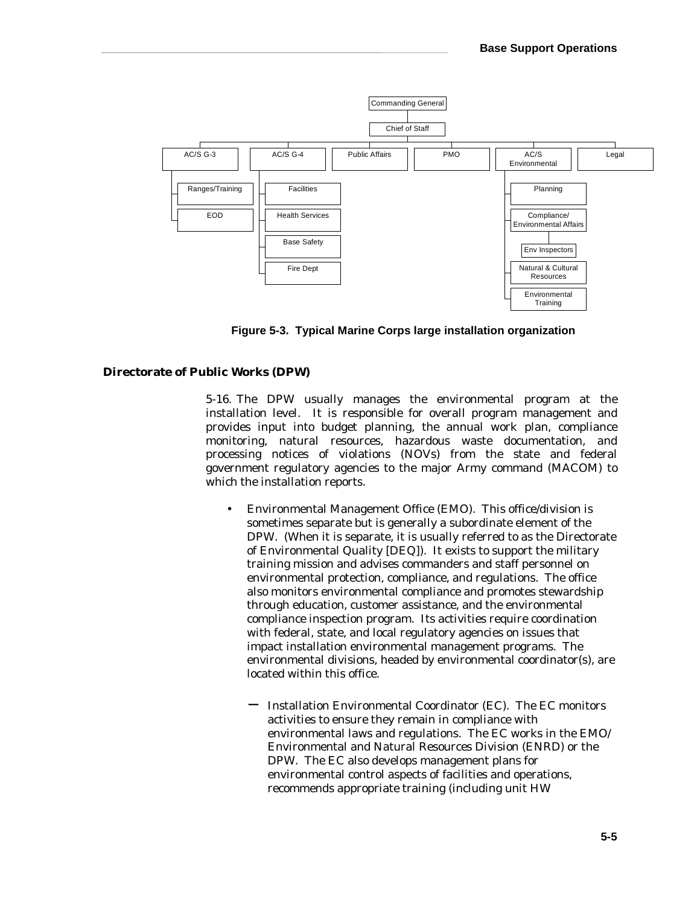Commanding General

Chief of Staff

AC/S G-3 | AC/S G-4 | Public Affairs | PMO | AC/S Environmental | Legal

- AC/S G-3
  - Ranges/Training
  - EOD
- AC/S G-4
  - Facilities
  - Health Services
  - Base Safety
  - Fire Dept
- AC/S Environmental
  - Planning
  - Compliance/ Environmental Affairs
    - Env Inspectors
  - Natural & Cultural Resources
  - Environmental Training

**Figure 5-3. Typical Marine Corps large installation organization**

## Directorate of Public Works (DPW)

5-16. The DPW usually manages the environmental program at the installation level. It is responsible for overall program management and provides input into budget planning, the annual work plan, compliance monitoring, natural resources, hazardous waste documentation, and processing notices of violations (NOVs) from the state and federal government regulatory agencies to the major Army command (MACOM) to which the installation reports.

- Environmental Management Office (EMO). This office/division is sometimes separate but is generally a subordinate element of the DPW. (When it is separate, it is usually referred to as the Directorate of Environmental Quality [DEQ]). It exists to support the military training mission and advises commanders and staff personnel on environmental protection, compliance, and regulations. The office also monitors environmental compliance and promotes stewardship through education, customer assistance, and the environmental compliance inspection program. Its activities require coordination with federal, state, and local regulatory agencies on issues that impact installation environmental management programs. The environmental divisions, headed by environmental coordinator(s), are located within this office.
  - Installation Environmental Coordinator (EC). The EC monitors activities to ensure they remain in compliance with environmental laws and regulations. The EC works in the EMO/ Environmental and Natural Resources Division (ENRD) or the DPW. The EC also develops management plans for environmental control aspects of facilities and operations, recommends appropriate training (including unit HW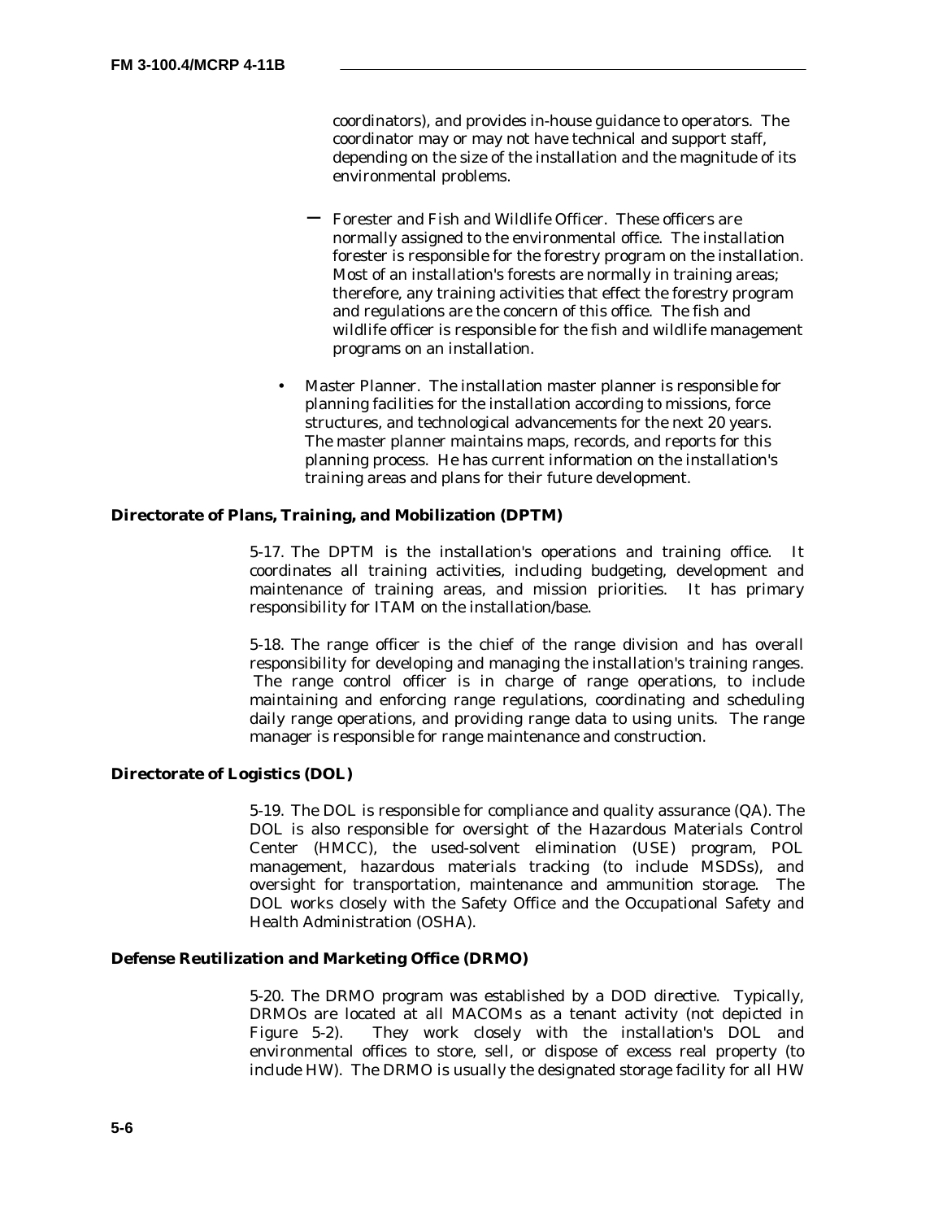coordinators), and provides in-house guidance to operators. The coordinator may or may not have technical and support staff, depending on the size of the installation and the magnitude of its environmental problems.

  - Forester and Fish and Wildlife Officer. These officers are normally assigned to the environmental office. The installation forester is responsible for the forestry program on the installation. Most of an installation's forests are normally in training areas; therefore, any training activities that effect the forestry program and regulations are the concern of this office. The fish and wildlife officer is responsible for the fish and wildlife management programs on an installation.

- Master Planner. The installation master planner is responsible for planning facilities for the installation according to missions, force structures, and technological advancements for the next 20 years. The master planner maintains maps, records, and reports for this planning process. He has current information on the installation's training areas and plans for their future development.

### Directorate of Plans, Training, and Mobilization (DPTM)

5-17. The DPTM is the installation's operations and training office. It coordinates all training activities, including budgeting, development and maintenance of training areas, and mission priorities. It has primary responsibility for ITAM on the installation/base.

5-18. The range officer is the chief of the range division and has overall responsibility for developing and managing the installation's training ranges. The range control officer is in charge of range operations, to include maintaining and enforcing range regulations, coordinating and scheduling daily range operations, and providing range data to using units. The range manager is responsible for range maintenance and construction.

### Directorate of Logistics (DOL)

5-19. The DOL is responsible for compliance and quality assurance (QA). The DOL is also responsible for oversight of the Hazardous Materials Control Center (HMCC), the used-solvent elimination (USE) program, POL management, hazardous materials tracking (to include MSDSs), and oversight for transportation, maintenance and ammunition storage. The DOL works closely with the Safety Office and the Occupational Safety and Health Administration (OSHA).

### Defense Reutilization and Marketing Office (DRMO)

5-20. The DRMO program was established by a DOD directive. Typically, DRMOs are located at all MACOMs as a tenant activity (not depicted in Figure 5-2). They work closely with the installation's DOL and environmental offices to store, sell, or dispose of excess real property (to include HW). The DRMO is usually the designated storage facility for all HW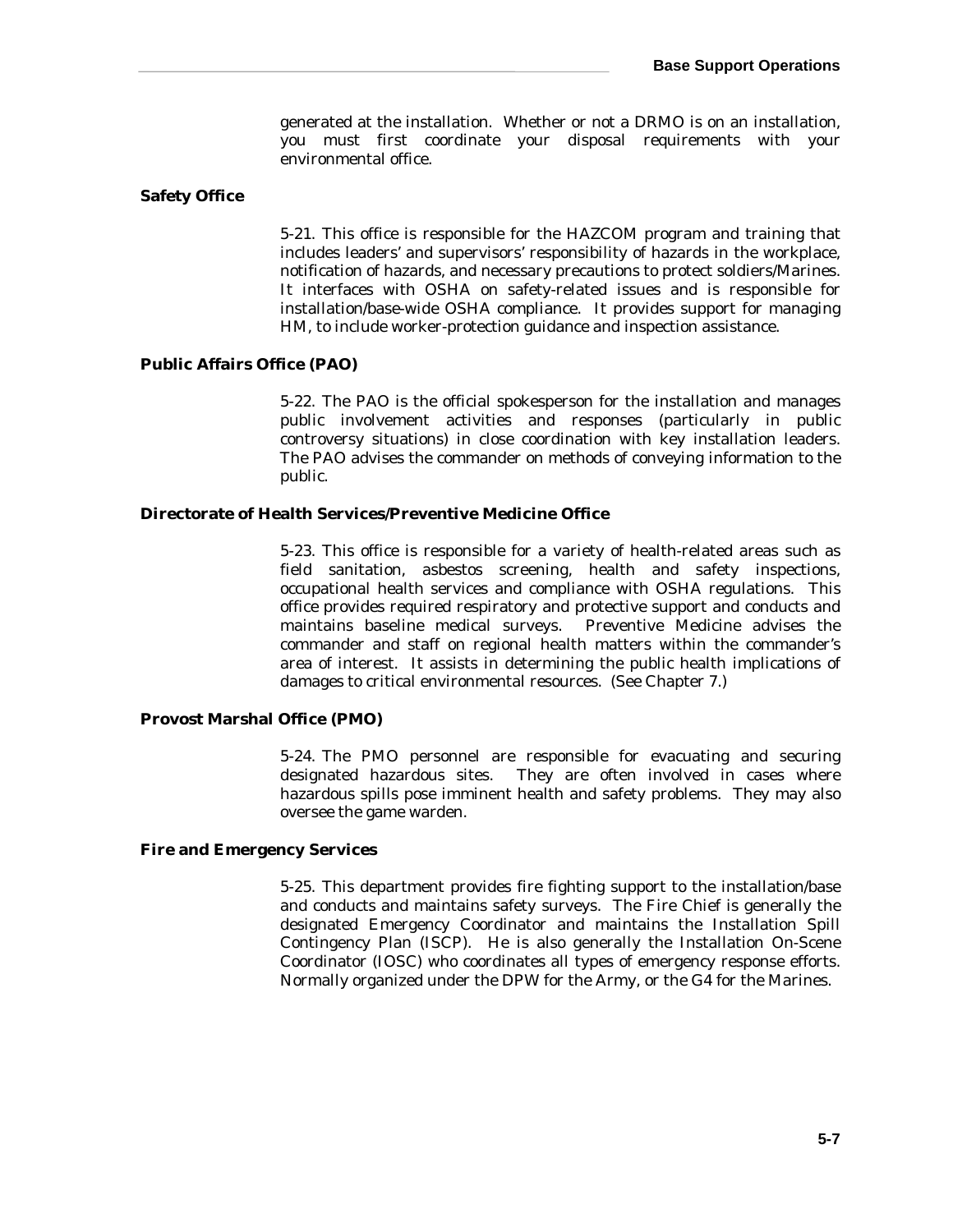generated at the installation. Whether or not a DRMO is on an installation, you must first coordinate your disposal requirements with your environmental office.

### Safety Office

5-21. This office is responsible for the HAZCOM program and training that includes leaders' and supervisors' responsibility of hazards in the workplace, notification of hazards, and necessary precautions to protect soldiers/Marines. It interfaces with OSHA on safety-related issues and is responsible for installation/base-wide OSHA compliance. It provides support for managing HM, to include worker-protection guidance and inspection assistance.

### Public Affairs Office (PAO)

5-22. The PAO is the official spokesperson for the installation and manages public involvement activities and responses (particularly in public controversy situations) in close coordination with key installation leaders. The PAO advises the commander on methods of conveying information to the public.

### Directorate of Health Services/Preventive Medicine Office

5-23. This office is responsible for a variety of health-related areas such as field sanitation, asbestos screening, health and safety inspections, occupational health services and compliance with OSHA regulations. This office provides required respiratory and protective support and conducts and maintains baseline medical surveys. Preventive Medicine advises the commander and staff on regional health matters within the commander's area of interest. It assists in determining the public health implications of damages to critical environmental resources. (See Chapter 7.)

### Provost Marshal Office (PMO)

5-24. The PMO personnel are responsible for evacuating and securing designated hazardous sites. They are often involved in cases where hazardous spills pose imminent health and safety problems. They may also oversee the game warden.

### Fire and Emergency Services

5-25. This department provides fire fighting support to the installation/base and conducts and maintains safety surveys. The Fire Chief is generally the designated Emergency Coordinator and maintains the Installation Spill Contingency Plan (ISCP). He is also generally the Installation On-Scene Coordinator (IOSC) who coordinates all types of emergency response efforts. Normally organized under the DPW for the Army, or the G4 for the Marines.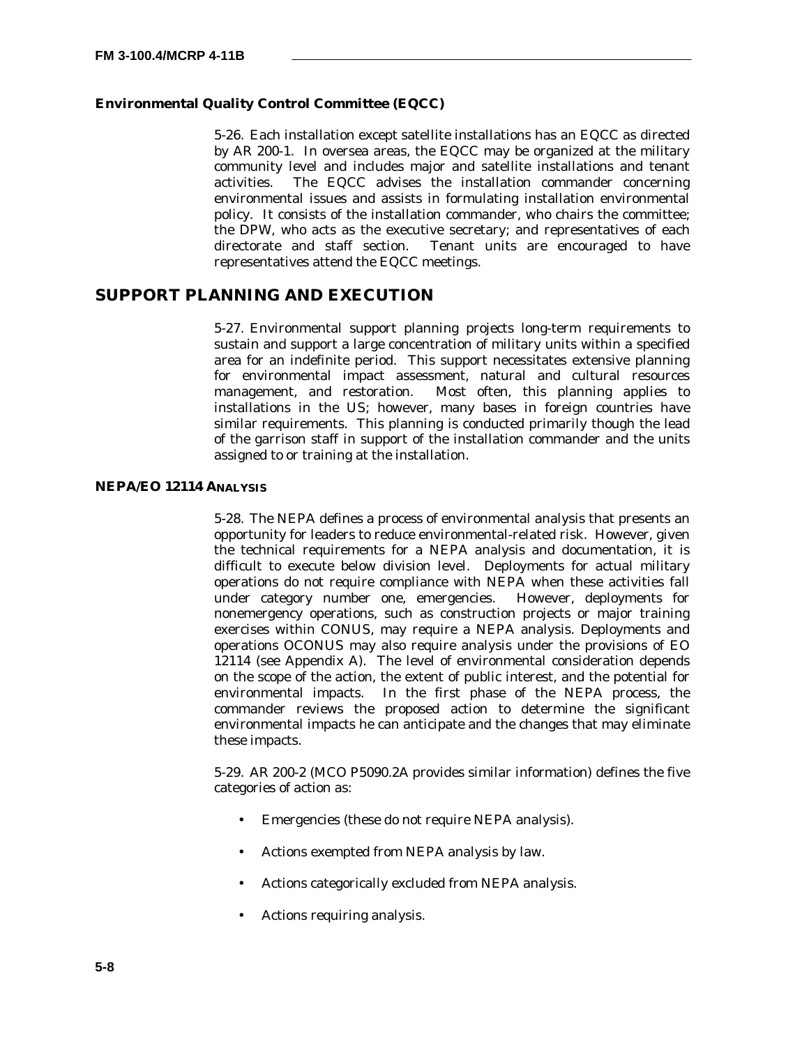### Environmental Quality Control Committee (EQCC)

5-26. Each installation except satellite installations has an EQCC as directed by AR 200-1. In oversea areas, the EQCC may be organized at the military community level and includes major and satellite installations and tenant activities. The EQCC advises the installation commander concerning environmental issues and assists in formulating installation environmental policy. It consists of the installation commander, who chairs the committee; the DPW, who acts as the executive secretary; and representatives of each directorate and staff section. Tenant units are encouraged to have representatives attend the EQCC meetings.

## SUPPORT PLANNING AND EXECUTION

5-27. Environmental support planning projects long-term requirements to sustain and support a large concentration of military units within a specified area for an indefinite period. This support necessitates extensive planning for environmental impact assessment, natural and cultural resources management, and restoration. Most often, this planning applies to installations in the US; however, many bases in foreign countries have similar requirements. This planning is conducted primarily though the lead of the garrison staff in support of the installation commander and the units assigned to or training at the installation.

### NEPA/EO 12114 Analysis

5-28. The NEPA defines a process of environmental analysis that presents an opportunity for leaders to reduce environmental-related risk. However, given the technical requirements for a NEPA analysis and documentation, it is difficult to execute below division level. Deployments for actual military operations do not require compliance with NEPA when these activities fall under category number one, emergencies. However, deployments for nonemergency operations, such as construction projects or major training exercises within CONUS, may require a NEPA analysis. Deployments and operations OCONUS may also require analysis under the provisions of EO 12114 (see Appendix A). The level of environmental consideration depends on the scope of the action, the extent of public interest, and the potential for environmental impacts. In the first phase of the NEPA process, the commander reviews the proposed action to determine the significant environmental impacts he can anticipate and the changes that may eliminate these impacts.

5-29. AR 200-2 (MCO P5090.2A provides similar information) defines the five categories of action as:

- Emergencies (these do not require NEPA analysis).
- Actions exempted from NEPA analysis by law.
- Actions categorically excluded from NEPA analysis.
- Actions requiring analysis.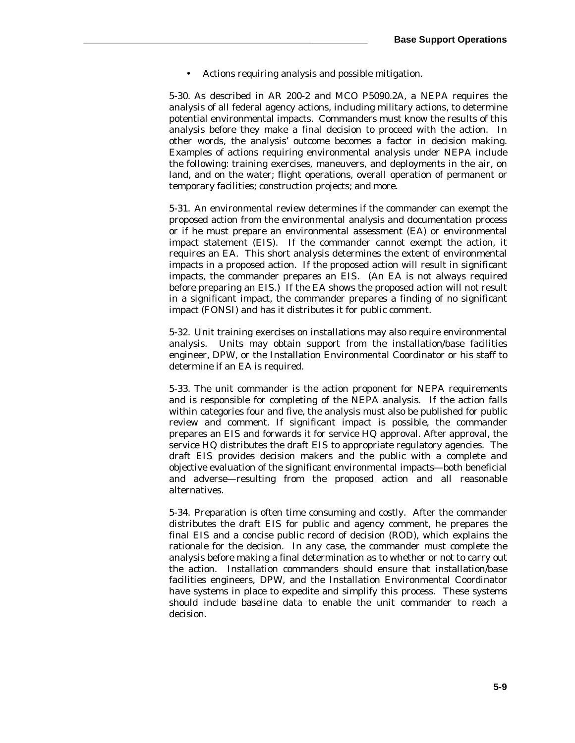- Actions requiring analysis and possible mitigation.

5-30. As described in AR 200-2 and MCO P5090.2A, a NEPA requires the analysis of all federal agency actions, including military actions, to determine potential environmental impacts. Commanders must know the results of this analysis before they make a final decision to proceed with the action. In other words, the analysis' outcome becomes a factor in decision making. Examples of actions requiring environmental analysis under NEPA include the following: training exercises, maneuvers, and deployments in the air, on land, and on the water; flight operations, overall operation of permanent or temporary facilities; construction projects; and more.

5-31. An environmental review determines if the commander can exempt the proposed action from the environmental analysis and documentation process or if he must prepare an environmental assessment (EA) or environmental impact statement (EIS). If the commander cannot exempt the action, it requires an EA. This short analysis determines the extent of environmental impacts in a proposed action. If the proposed action will result in significant impacts, the commander prepares an EIS. (An EA is not always required before preparing an EIS.) If the EA shows the proposed action will not result in a significant impact, the commander prepares a finding of no significant impact (FONSI) and has it distributes it for public comment.

5-32. Unit training exercises on installations may also require environmental analysis. Units may obtain support from the installation/base facilities engineer, DPW, or the Installation Environmental Coordinator or his staff to determine if an EA is required.

5-33. The unit commander is the action proponent for NEPA requirements and is responsible for completing of the NEPA analysis. If the action falls within categories four and five, the analysis must also be published for public review and comment. If significant impact is possible, the commander prepares an EIS and forwards it for service HQ approval. After approval, the service HQ distributes the draft EIS to appropriate regulatory agencies. The draft EIS provides decision makers and the public with a complete and objective evaluation of the significant environmental impacts—both beneficial and adverse—resulting from the proposed action and all reasonable alternatives.

5-34. Preparation is often time consuming and costly. After the commander distributes the draft EIS for public and agency comment, he prepares the final EIS and a concise public record of decision (ROD), which explains the rationale for the decision. In any case, the commander must complete the analysis before making a final determination as to whether or not to carry out the action. Installation commanders should ensure that installation/base facilities engineers, DPW, and the Installation Environmental Coordinator have systems in place to expedite and simplify this process. These systems should include baseline data to enable the unit commander to reach a decision.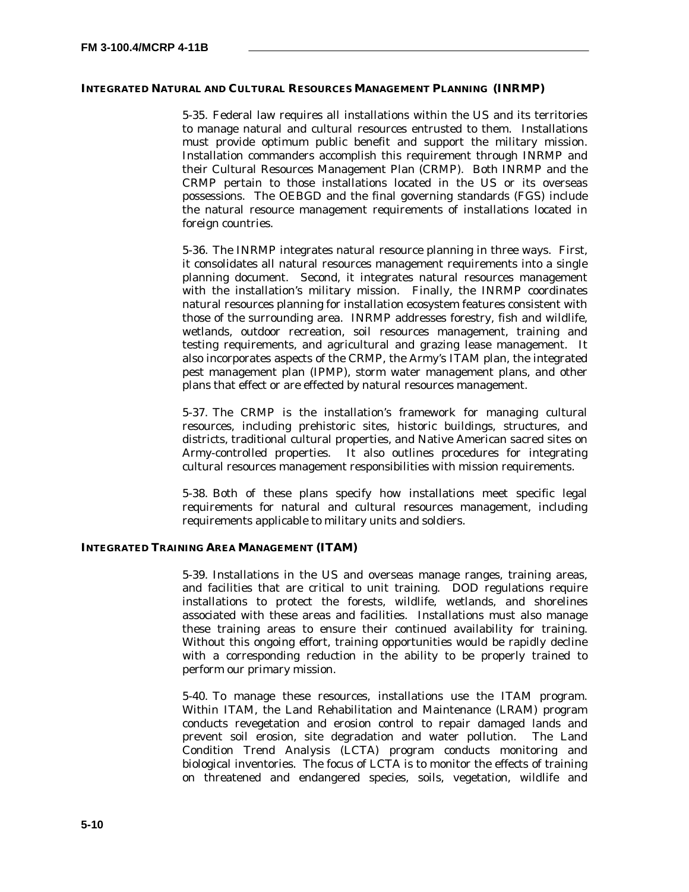### INTEGRATED NATURAL AND CULTURAL RESOURCES MANAGEMENT PLANNING (INRMP)

5-35. Federal law requires all installations within the US and its territories to manage natural and cultural resources entrusted to them. Installations must provide optimum public benefit and support the military mission. Installation commanders accomplish this requirement through INRMP and their Cultural Resources Management Plan (CRMP). Both INRMP and the CRMP pertain to those installations located in the US or its overseas possessions. The OEBGD and the final governing standards (FGS) include the natural resource management requirements of installations located in foreign countries.

5-36. The INRMP integrates natural resource planning in three ways. First, it consolidates all natural resources management requirements into a single planning document. Second, it integrates natural resources management with the installation's military mission. Finally, the INRMP coordinates natural resources planning for installation ecosystem features consistent with those of the surrounding area. INRMP addresses forestry, fish and wildlife, wetlands, outdoor recreation, soil resources management, training and testing requirements, and agricultural and grazing lease management. It also incorporates aspects of the CRMP, the Army's ITAM plan, the integrated pest management plan (IPMP), storm water management plans, and other plans that effect or are effected by natural resources management.

5-37. The CRMP is the installation's framework for managing cultural resources, including prehistoric sites, historic buildings, structures, and districts, traditional cultural properties, and Native American sacred sites on Army-controlled properties. It also outlines procedures for integrating cultural resources management responsibilities with mission requirements.

5-38. Both of these plans specify how installations meet specific legal requirements for natural and cultural resources management, including requirements applicable to military units and soldiers.

### INTEGRATED TRAINING AREA MANAGEMENT (ITAM)

5-39. Installations in the US and overseas manage ranges, training areas, and facilities that are critical to unit training. DOD regulations require installations to protect the forests, wildlife, wetlands, and shorelines associated with these areas and facilities. Installations must also manage these training areas to ensure their continued availability for training. Without this ongoing effort, training opportunities would be rapidly decline with a corresponding reduction in the ability to be properly trained to perform our primary mission.

5-40. To manage these resources, installations use the ITAM program. Within ITAM, the Land Rehabilitation and Maintenance (LRAM) program conducts revegetation and erosion control to repair damaged lands and prevent soil erosion, site degradation and water pollution. The Land Condition Trend Analysis (LCTA) program conducts monitoring and biological inventories. The focus of LCTA is to monitor the effects of training on threatened and endangered species, soils, vegetation, wildlife and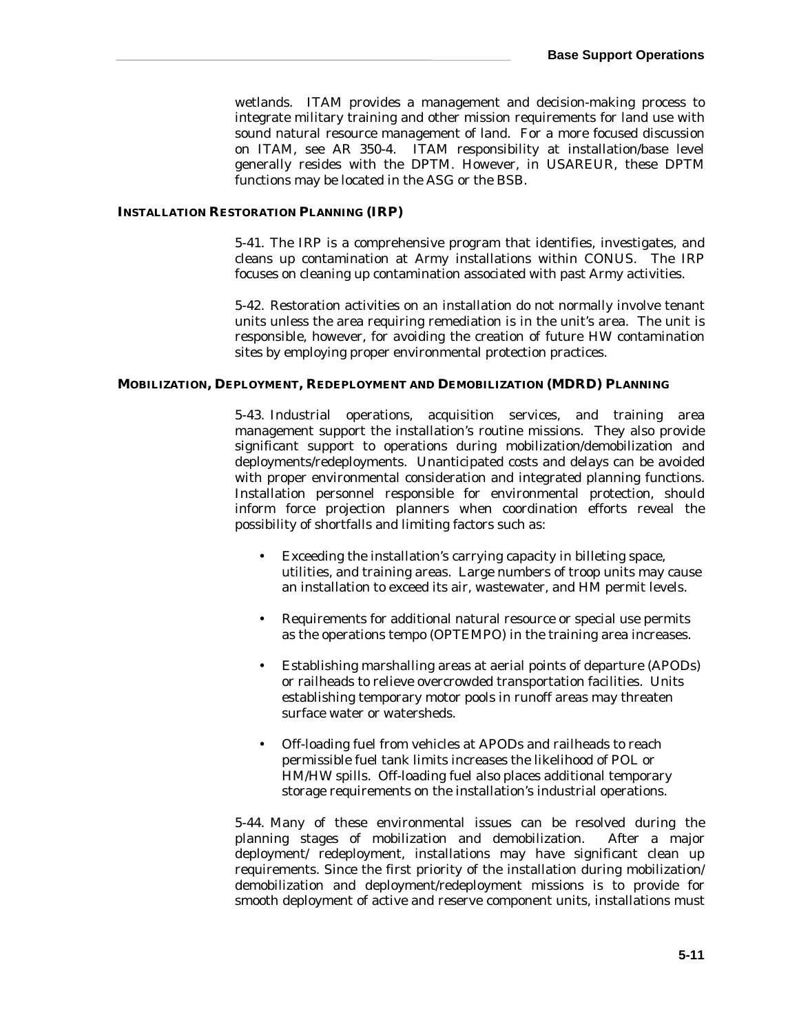wetlands. ITAM provides a management and decision-making process to integrate military training and other mission requirements for land use with sound natural resource management of land. For a more focused discussion on ITAM, see AR 350-4. ITAM responsibility at installation/base level generally resides with the DPTM. However, in USAREUR, these DPTM functions may be located in the ASG or the BSB.

### INSTALLATION RESTORATION PLANNING (IRP)

5-41. The IRP is a comprehensive program that identifies, investigates, and cleans up contamination at Army installations within CONUS. The IRP focuses on cleaning up contamination associated with past Army activities.

5-42. Restoration activities on an installation do not normally involve tenant units unless the area requiring remediation is in the unit's area. The unit is responsible, however, for avoiding the creation of future HW contamination sites by employing proper environmental protection practices.

### MOBILIZATION, DEPLOYMENT, REDEPLOYMENT AND DEMOBILIZATION (MDRD) PLANNING

5-43. Industrial operations, acquisition services, and training area management support the installation's routine missions. They also provide significant support to operations during mobilization/demobilization and deployments/redeployments. Unanticipated costs and delays can be avoided with proper environmental consideration and integrated planning functions. Installation personnel responsible for environmental protection, should inform force projection planners when coordination efforts reveal the possibility of shortfalls and limiting factors such as:

- Exceeding the installation's carrying capacity in billeting space, utilities, and training areas. Large numbers of troop units may cause an installation to exceed its air, wastewater, and HM permit levels.
- Requirements for additional natural resource or special use permits as the operations tempo (OPTEMPO) in the training area increases.
- Establishing marshalling areas at aerial points of departure (APODs) or railheads to relieve overcrowded transportation facilities. Units establishing temporary motor pools in runoff areas may threaten surface water or watersheds.
- Off-loading fuel from vehicles at APODs and railheads to reach permissible fuel tank limits increases the likelihood of POL or HM/HW spills. Off-loading fuel also places additional temporary storage requirements on the installation's industrial operations.

5-44. Many of these environmental issues can be resolved during the planning stages of mobilization and demobilization. After a major deployment/ redeployment, installations may have significant clean up requirements. Since the first priority of the installation during mobilization/ demobilization and deployment/redeployment missions is to provide for smooth deployment of active and reserve component units, installations must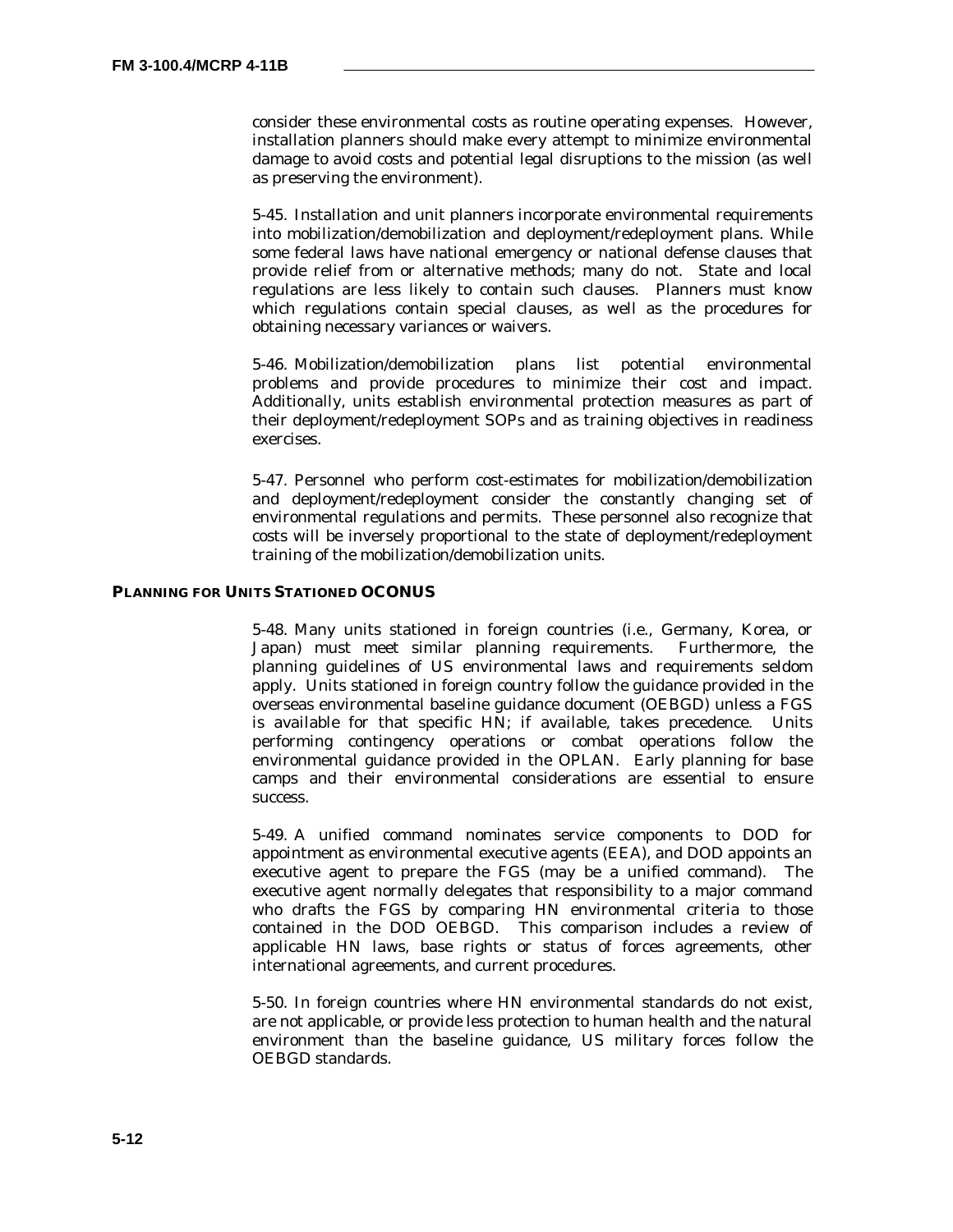consider these environmental costs as routine operating expenses. However, installation planners should make every attempt to minimize environmental damage to avoid costs and potential legal disruptions to the mission (as well as preserving the environment).

5-45. Installation and unit planners incorporate environmental requirements into mobilization/demobilization and deployment/redeployment plans. While some federal laws have national emergency or national defense clauses that provide relief from or alternative methods; many do not. State and local regulations are less likely to contain such clauses. Planners must know which regulations contain special clauses, as well as the procedures for obtaining necessary variances or waivers.

5-46. Mobilization/demobilization plans list potential environmental problems and provide procedures to minimize their cost and impact. Additionally, units establish environmental protection measures as part of their deployment/redeployment SOPs and as training objectives in readiness exercises.

5-47. Personnel who perform cost-estimates for mobilization/demobilization and deployment/redeployment consider the constantly changing set of environmental regulations and permits. These personnel also recognize that costs will be inversely proportional to the state of deployment/redeployment training of the mobilization/demobilization units.

## PLANNING FOR UNITS STATIONED OCONUS

5-48. Many units stationed in foreign countries (i.e., Germany, Korea, or Japan) must meet similar planning requirements. Furthermore, the planning guidelines of US environmental laws and requirements seldom apply. Units stationed in foreign country follow the guidance provided in the overseas environmental baseline guidance document (OEBGD) unless a FGS is available for that specific HN; if available, takes precedence. Units performing contingency operations or combat operations follow the environmental guidance provided in the OPLAN. Early planning for base camps and their environmental considerations are essential to ensure success.

5-49. A unified command nominates service components to DOD for appointment as environmental executive agents (EEA), and DOD appoints an executive agent to prepare the FGS (may be a unified command). The executive agent normally delegates that responsibility to a major command who drafts the FGS by comparing HN environmental criteria to those contained in the DOD OEBGD. This comparison includes a review of applicable HN laws, base rights or status of forces agreements, other international agreements, and current procedures.

5-50. In foreign countries where HN environmental standards do not exist, are not applicable, or provide less protection to human health and the natural environment than the baseline guidance, US military forces follow the OEBGD standards.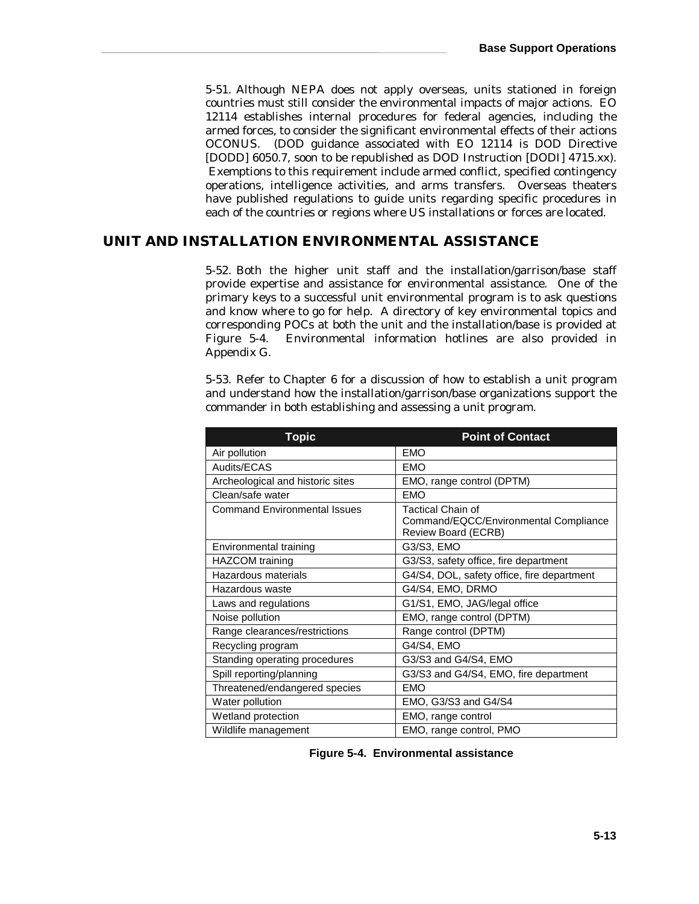5-51. Although NEPA does not apply overseas, units stationed in foreign countries must still consider the environmental impacts of major actions. EO 12114 establishes internal procedures for federal agencies, including the armed forces, to consider the significant environmental effects of their actions OCONUS. (DOD guidance associated with EO 12114 is DOD Directive [DODD] 6050.7, soon to be republished as DOD Instruction [DODI] 4715.xx). Exemptions to this requirement include armed conflict, specified contingency operations, intelligence activities, and arms transfers. Overseas theaters have published regulations to guide units regarding specific procedures in each of the countries or regions where US installations or forces are located.

## UNIT AND INSTALLATION ENVIRONMENTAL ASSISTANCE

5-52. Both the higher unit staff and the installation/garrison/base staff provide expertise and assistance for environmental assistance. One of the primary keys to a successful unit environmental program is to ask questions and know where to go for help. A directory of key environmental topics and corresponding POCs at both the unit and the installation/base is provided at Figure 5-4. Environmental information hotlines are also provided in Appendix G.

5-53. Refer to Chapter 6 for a discussion of how to establish a unit program and understand how the installation/garrison/base organizations support the commander in both establishing and assessing a unit program.

| Topic | Point of Contact |
|---|---|
| Air pollution | EMO |
| Audits/ECAS | EMO |
| Archeological and historic sites | EMO, range control (DPTM) |
| Clean/safe water | EMO |
| Command Environmental Issues | Tactical Chain of Command/EQCC/Environmental Compliance Review Board (ECRB) |
| Environmental training | G3/S3, EMO |
| HAZCOM training | G3/S3, safety office, fire department |
| Hazardous materials | G4/S4, DOL, safety office, fire department |
| Hazardous waste | G4/S4, EMO, DRMO |
| Laws and regulations | G1/S1, EMO, JAG/legal office |
| Noise pollution | EMO, range control (DPTM) |
| Range clearances/restrictions | Range control (DPTM) |
| Recycling program | G4/S4, EMO |
| Standing operating procedures | G3/S3 and G4/S4, EMO |
| Spill reporting/planning | G3/S3 and G4/S4, EMO, fire department |
| Threatened/endangered species | EMO |
| Water pollution | EMO, G3/S3 and G4/S4 |
| Wetland protection | EMO, range control |
| Wildlife management | EMO, range control, PMO |

**Figure 5-4. Environmental assistance**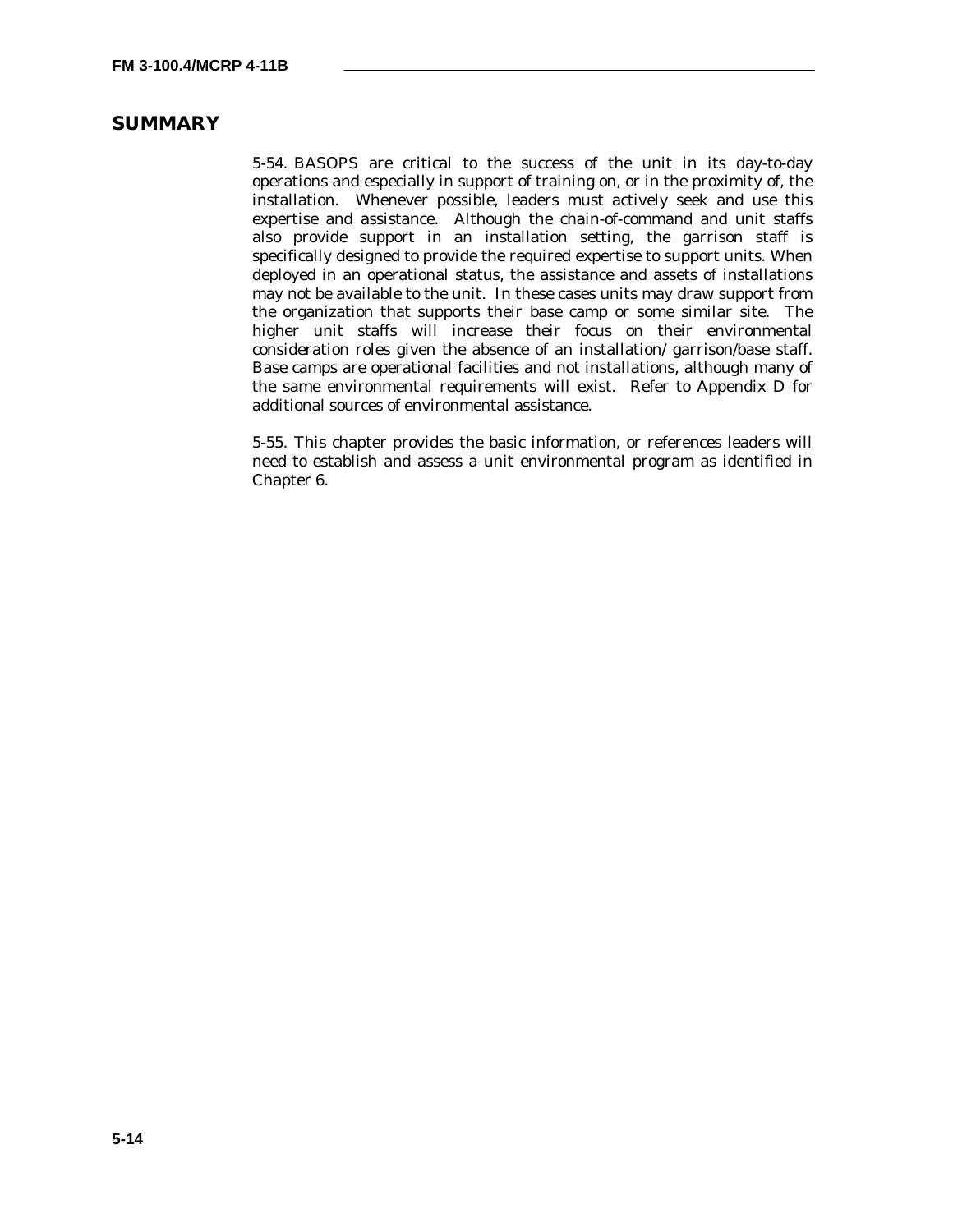## SUMMARY

5-54. BASOPS are critical to the success of the unit in its day-to-day operations and especially in support of training on, or in the proximity of, the installation. Whenever possible, leaders must actively seek and use this expertise and assistance. Although the chain-of-command and unit staffs also provide support in an installation setting, the garrison staff is specifically designed to provide the required expertise to support units. When deployed in an operational status, the assistance and assets of installations may not be available to the unit. In these cases units may draw support from the organization that supports their base camp or some similar site. The higher unit staffs will increase their focus on their environmental consideration roles given the absence of an installation/ garrison/base staff. Base camps are operational facilities and not installations, although many of the same environmental requirements will exist. Refer to Appendix D for additional sources of environmental assistance.

5-55. This chapter provides the basic information, or references leaders will need to establish and assess a unit environmental program as identified in Chapter 6.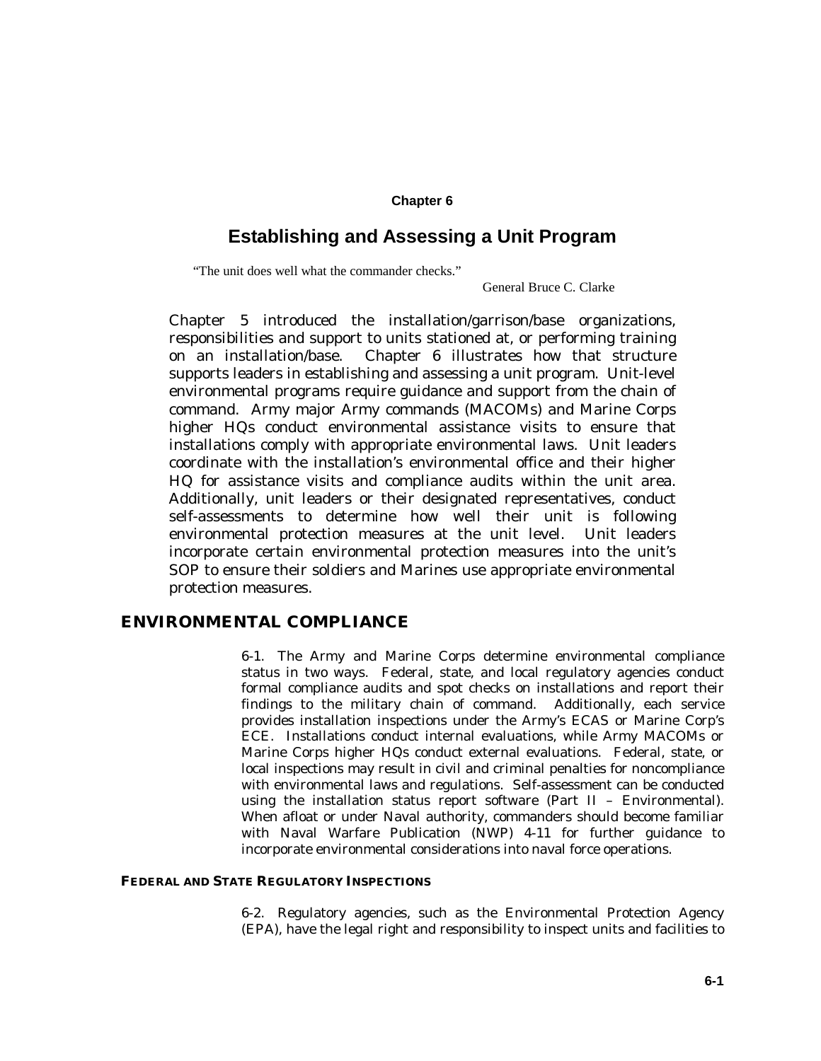# Chapter 6

# Establishing and Assessing a Unit Program

"The unit does well what the commander checks."

General Bruce C. Clarke

Chapter 5 introduced the installation/garrison/base organizations, responsibilities and support to units stationed at, or performing training on an installation/base. Chapter 6 illustrates how that structure supports leaders in establishing and assessing a unit program. Unit-level environmental programs require guidance and support from the chain of command. Army major Army commands (MACOMs) and Marine Corps higher HQs conduct environmental assistance visits to ensure that installations comply with appropriate environmental laws. Unit leaders coordinate with the installation's environmental office and their higher HQ for assistance visits and compliance audits within the unit area. Additionally, unit leaders or their designated representatives, conduct self-assessments to determine how well their unit is following environmental protection measures at the unit level. Unit leaders incorporate certain environmental protection measures into the unit's SOP to ensure their soldiers and Marines use appropriate environmental protection measures.

## ENVIRONMENTAL COMPLIANCE

6-1. The Army and Marine Corps determine environmental compliance status in two ways. Federal, state, and local regulatory agencies conduct formal compliance audits and spot checks on installations and report their findings to the military chain of command. Additionally, each service provides installation inspections under the Army's ECAS or Marine Corp's ECE. Installations conduct internal evaluations, while Army MACOMs or Marine Corps higher HQs conduct external evaluations. Federal, state, or local inspections may result in civil and criminal penalties for noncompliance with environmental laws and regulations. Self-assessment can be conducted using the installation status report software (Part II – Environmental). When afloat or under Naval authority, commanders should become familiar with Naval Warfare Publication (NWP) 4-11 for further guidance to incorporate environmental considerations into naval force operations.

### FEDERAL AND STATE REGULATORY INSPECTIONS

6-2. Regulatory agencies, such as the Environmental Protection Agency (EPA), have the legal right and responsibility to inspect units and facilities to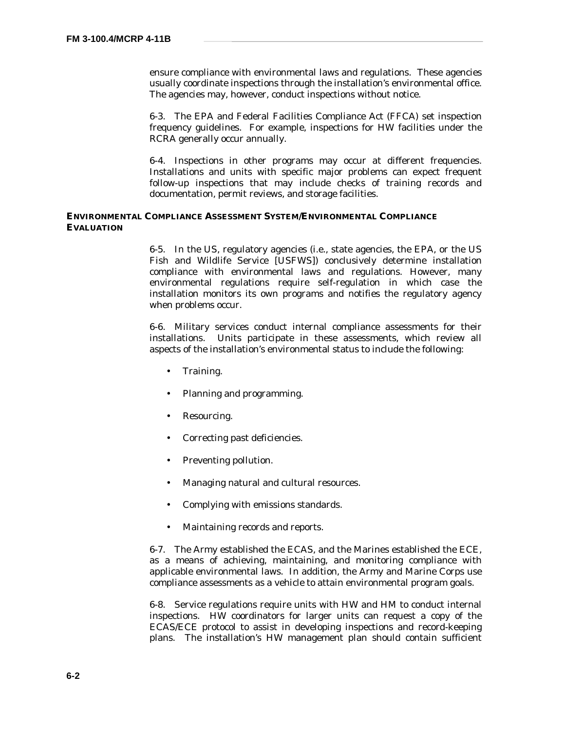ensure compliance with environmental laws and regulations. These agencies usually coordinate inspections through the installation's environmental office. The agencies may, however, conduct inspections without notice.

6-3. The EPA and Federal Facilities Compliance Act (FFCA) set inspection frequency guidelines. For example, inspections for HW facilities under the RCRA generally occur annually.

6-4. Inspections in other programs may occur at different frequencies. Installations and units with specific major problems can expect frequent follow-up inspections that may include checks of training records and documentation, permit reviews, and storage facilities.

### ENVIRONMENTAL COMPLIANCE ASSESSMENT SYSTEM/ENVIRONMENTAL COMPLIANCE EVALUATION

6-5. In the US, regulatory agencies (i.e., state agencies, the EPA, or the US Fish and Wildlife Service [USFWS]) conclusively determine installation compliance with environmental laws and regulations. However, many environmental regulations require self-regulation in which case the installation monitors its own programs and notifies the regulatory agency when problems occur.

6-6. Military services conduct internal compliance assessments for their installations. Units participate in these assessments, which review all aspects of the installation's environmental status to include the following:

- Training.
- Planning and programming.
- Resourcing.
- Correcting past deficiencies.
- Preventing pollution.
- Managing natural and cultural resources.
- Complying with emissions standards.
- Maintaining records and reports.

6-7. The Army established the ECAS, and the Marines established the ECE, as a means of achieving, maintaining, and monitoring compliance with applicable environmental laws. In addition, the Army and Marine Corps use compliance assessments as a vehicle to attain environmental program goals.

6-8. Service regulations require units with HW and HM to conduct internal inspections. HW coordinators for larger units can request a copy of the ECAS/ECE protocol to assist in developing inspections and record-keeping plans. The installation's HW management plan should contain sufficient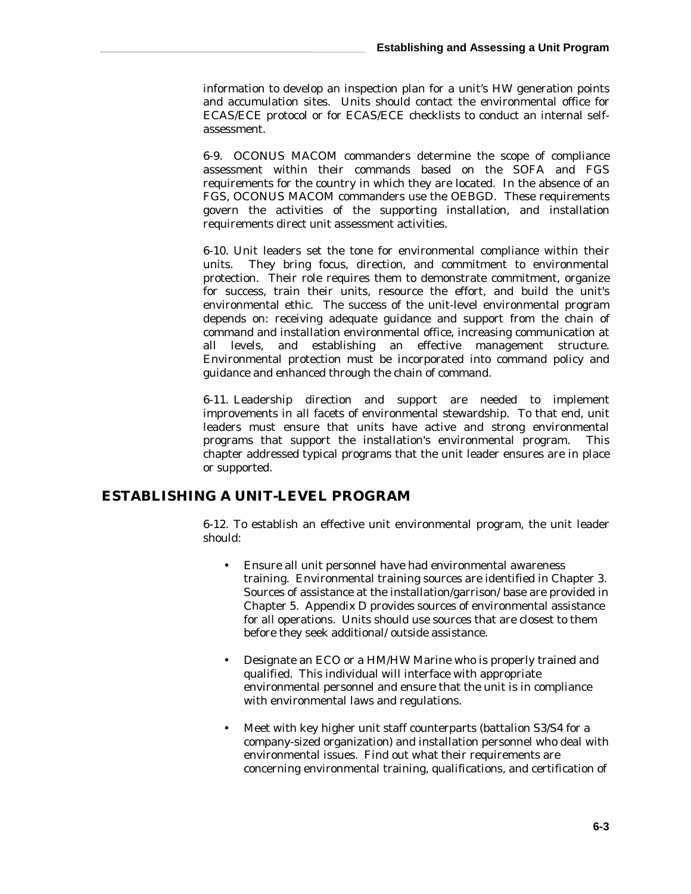information to develop an inspection plan for a unit's HW generation points and accumulation sites. Units should contact the environmental office for ECAS/ECE protocol or for ECAS/ECE checklists to conduct an internal self-assessment.

6-9. OCONUS MACOM commanders determine the scope of compliance assessment within their commands based on the SOFA and FGS requirements for the country in which they are located. In the absence of an FGS, OCONUS MACOM commanders use the OEBGD. These requirements govern the activities of the supporting installation, and installation requirements direct unit assessment activities.

6-10. Unit leaders set the tone for environmental compliance within their units. They bring focus, direction, and commitment to environmental protection. Their role requires them to demonstrate commitment, organize for success, train their units, resource the effort, and build the unit's environmental ethic. The success of the unit-level environmental program depends on: receiving adequate guidance and support from the chain of command and installation environmental office, increasing communication at all levels, and establishing an effective management structure. Environmental protection must be incorporated into command policy and guidance and enhanced through the chain of command.

6-11. Leadership direction and support are needed to implement improvements in all facets of environmental stewardship. To that end, unit leaders must ensure that units have active and strong environmental programs that support the installation's environmental program. This chapter addressed typical programs that the unit leader ensures are in place or supported.

## ESTABLISHING A UNIT-LEVEL PROGRAM

6-12. To establish an effective unit environmental program, the unit leader should:

- Ensure all unit personnel have had environmental awareness training. Environmental training sources are identified in Chapter 3. Sources of assistance at the installation/garrison/base are provided in Chapter 5. Appendix D provides sources of environmental assistance for all operations. Units should use sources that are closest to them before they seek additional/outside assistance.
- Designate an ECO or a HM/HW Marine who is properly trained and qualified. This individual will interface with appropriate environmental personnel and ensure that the unit is in compliance with environmental laws and regulations.
- Meet with key higher unit staff counterparts (battalion S3/S4 for a company-sized organization) and installation personnel who deal with environmental issues. Find out what their requirements are concerning environmental training, qualifications, and certification of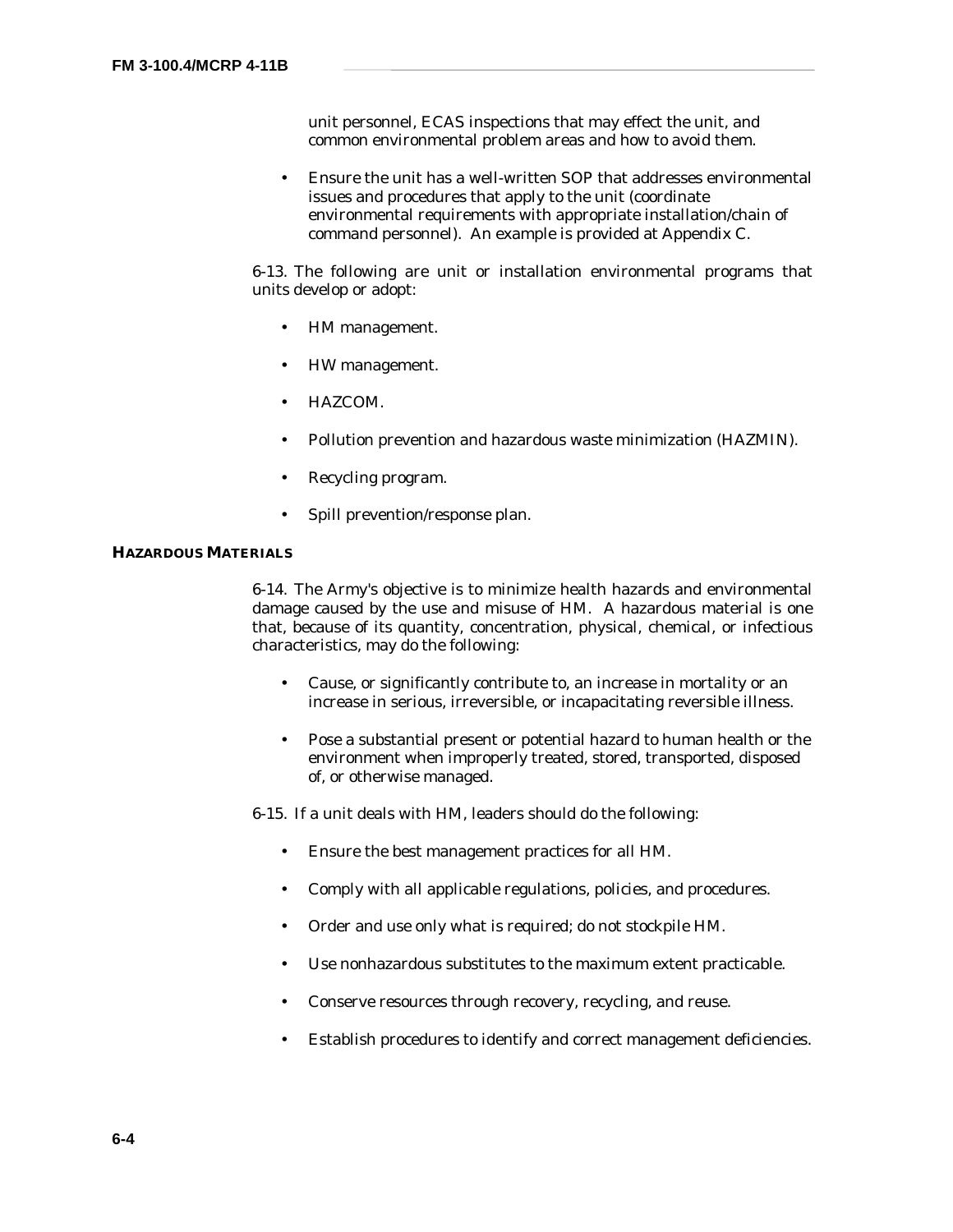unit personnel, ECAS inspections that may effect the unit, and common environmental problem areas and how to avoid them.

- Ensure the unit has a well-written SOP that addresses environmental issues and procedures that apply to the unit (coordinate environmental requirements with appropriate installation/chain of command personnel). An example is provided at Appendix C.

6-13. The following are unit or installation environmental programs that units develop or adopt:

- HM management.
- HW management.
- HAZCOM.
- Pollution prevention and hazardous waste minimization (HAZMIN).
- Recycling program.
- Spill prevention/response plan.

## HAZARDOUS MATERIALS

6-14. The Army's objective is to minimize health hazards and environmental damage caused by the use and misuse of HM. A hazardous material is one that, because of its quantity, concentration, physical, chemical, or infectious characteristics, may do the following:

- Cause, or significantly contribute to, an increase in mortality or an increase in serious, irreversible, or incapacitating reversible illness.
- Pose a substantial present or potential hazard to human health or the environment when improperly treated, stored, transported, disposed of, or otherwise managed.

6-15. If a unit deals with HM, leaders should do the following:

- Ensure the best management practices for all HM.
- Comply with all applicable regulations, policies, and procedures.
- Order and use only what is required; do not stockpile HM.
- Use nonhazardous substitutes to the maximum extent practicable.
- Conserve resources through recovery, recycling, and reuse.
- Establish procedures to identify and correct management deficiencies.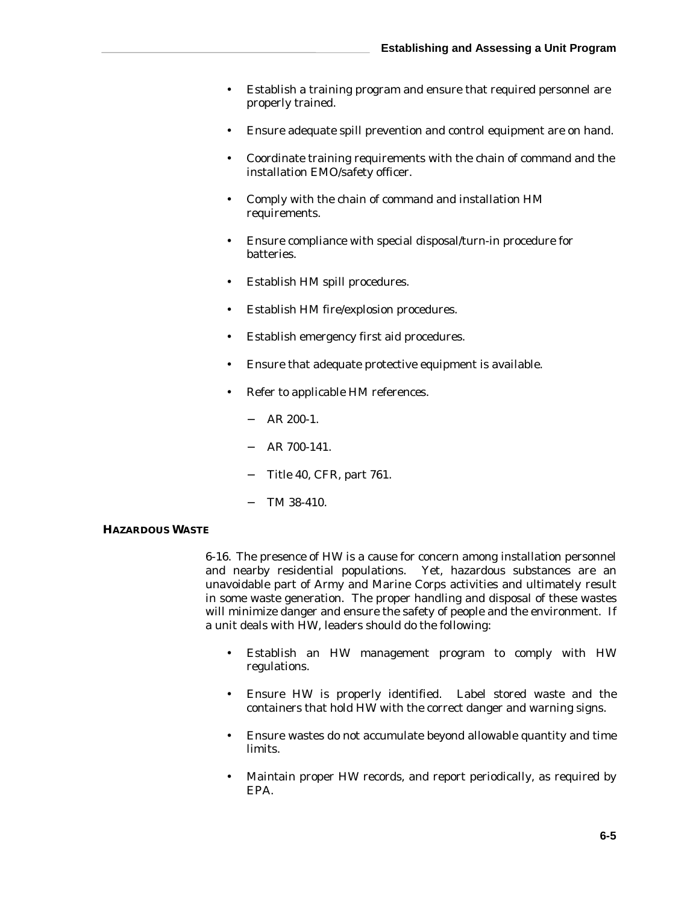- Establish a training program and ensure that required personnel are properly trained.
- Ensure adequate spill prevention and control equipment are on hand.
- Coordinate training requirements with the chain of command and the installation EMO/safety officer.
- Comply with the chain of command and installation HM requirements.
- Ensure compliance with special disposal/turn-in procedure for batteries.
- Establish HM spill procedures.
- Establish HM fire/explosion procedures.
- Establish emergency first aid procedures.
- Ensure that adequate protective equipment is available.
- Refer to applicable HM references.
  - AR 200-1.
  - AR 700-141.
  - Title 40, CFR, part 761.
  - TM 38-410.

## HAZARDOUS WASTE

6-16. The presence of HW is a cause for concern among installation personnel and nearby residential populations. Yet, hazardous substances are an unavoidable part of Army and Marine Corps activities and ultimately result in some waste generation. The proper handling and disposal of these wastes will minimize danger and ensure the safety of people and the environment. If a unit deals with HW, leaders should do the following:

- Establish an HW management program to comply with HW regulations.
- Ensure HW is properly identified. Label stored waste and the containers that hold HW with the correct danger and warning signs.
- Ensure wastes do not accumulate beyond allowable quantity and time limits.
- Maintain proper HW records, and report periodically, as required by EPA.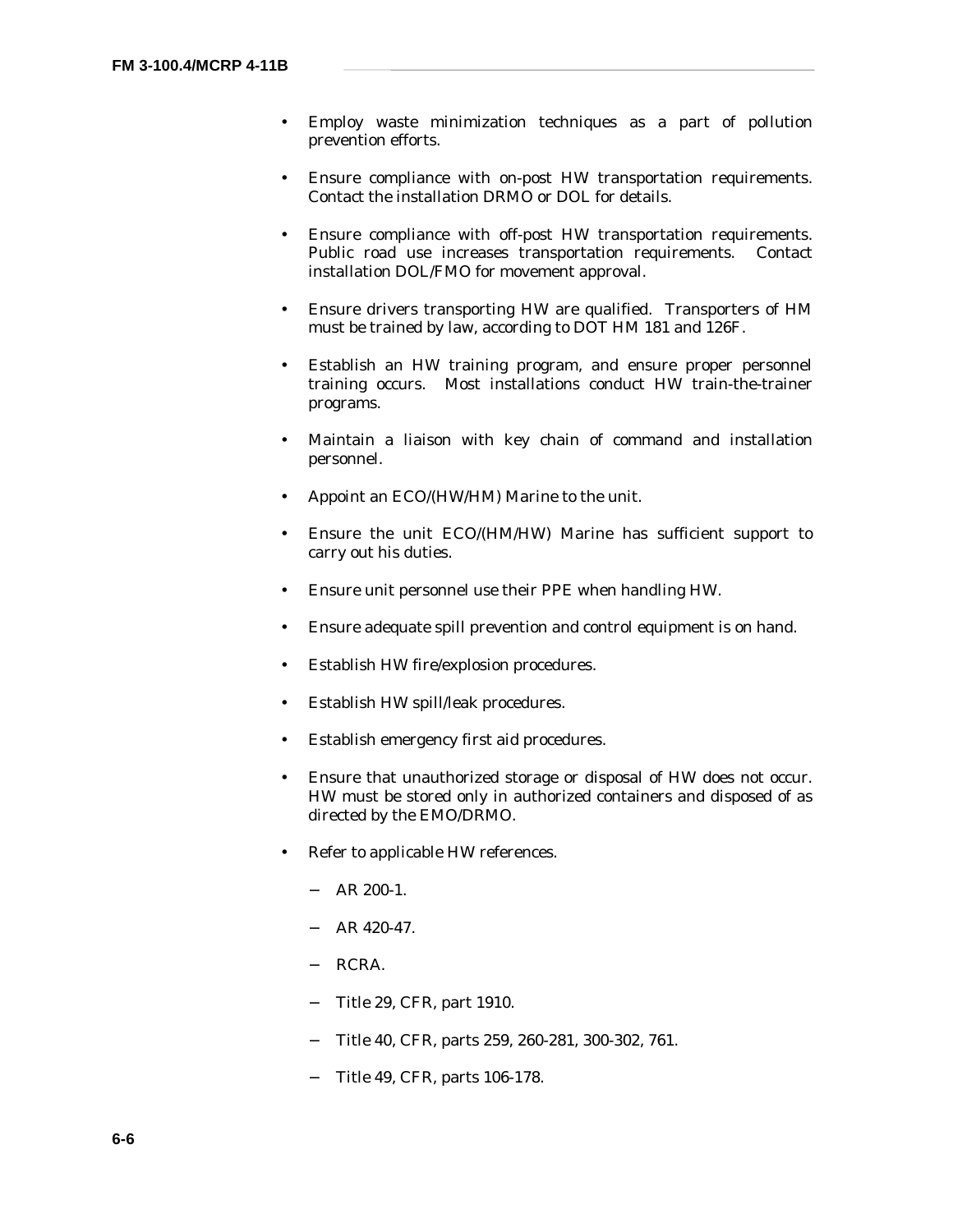- Employ waste minimization techniques as a part of pollution prevention efforts.

- Ensure compliance with on-post HW transportation requirements. Contact the installation DRMO or DOL for details.

- Ensure compliance with off-post HW transportation requirements. Public road use increases transportation requirements. Contact installation DOL/FMO for movement approval.

- Ensure drivers transporting HW are qualified. Transporters of HM must be trained by law, according to DOT HM 181 and 126F.

- Establish an HW training program, and ensure proper personnel training occurs. Most installations conduct HW train-the-trainer programs.

- Maintain a liaison with key chain of command and installation personnel.

- Appoint an ECO/(HW/HM) Marine to the unit.

- Ensure the unit ECO/(HM/HW) Marine has sufficient support to carry out his duties.

- Ensure unit personnel use their PPE when handling HW.

- Ensure adequate spill prevention and control equipment is on hand.

- Establish HW fire/explosion procedures.

- Establish HW spill/leak procedures.

- Establish emergency first aid procedures.

- Ensure that unauthorized storage or disposal of HW does not occur. HW must be stored only in authorized containers and disposed of as directed by the EMO/DRMO.

- Refer to applicable HW references.

  - AR 200-1.

  - AR 420-47.

  - RCRA.

  - Title 29, CFR, part 1910.

  - Title 40, CFR, parts 259, 260-281, 300-302, 761.

  - Title 49, CFR, parts 106-178.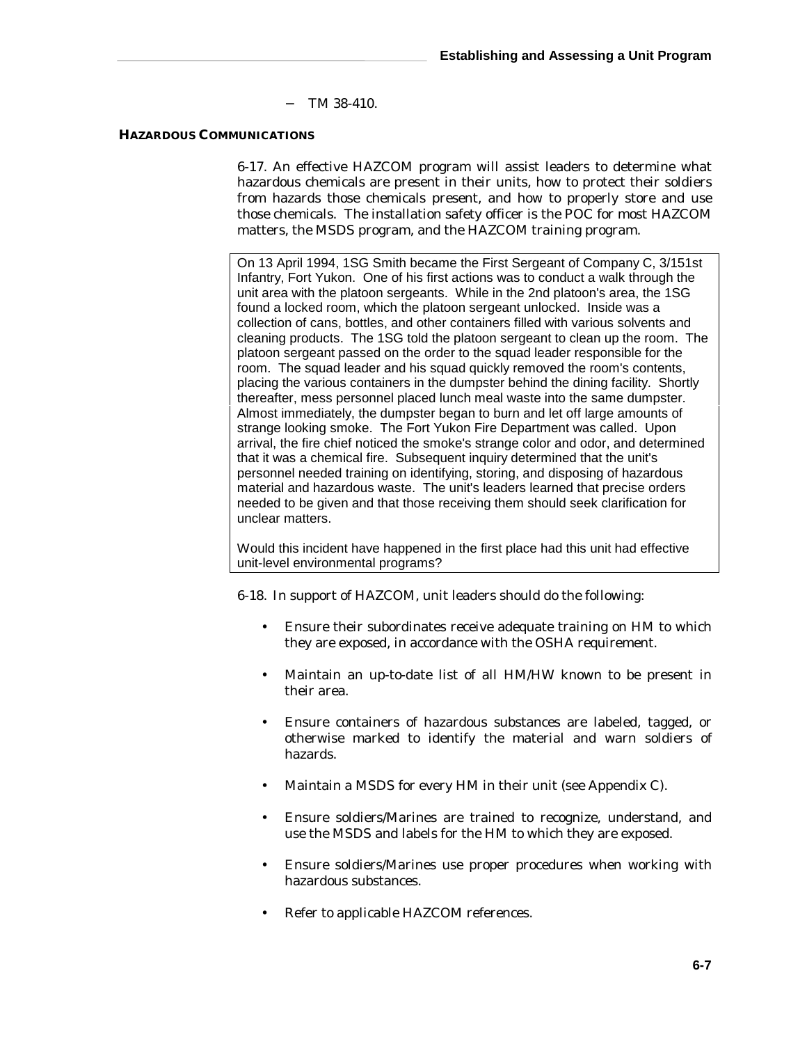- TM 38-410.

### HAZARDOUS COMMUNICATIONS

6-17. An effective HAZCOM program will assist leaders to determine what hazardous chemicals are present in their units, how to protect their soldiers from hazards those chemicals present, and how to properly store and use those chemicals. The installation safety officer is the POC for most HAZCOM matters, the MSDS program, and the HAZCOM training program.

> On 13 April 1994, 1SG Smith became the First Sergeant of Company C, 3/151st Infantry, Fort Yukon. One of his first actions was to conduct a walk through the unit area with the platoon sergeants. While in the 2nd platoon's area, the 1SG found a locked room, which the platoon sergeant unlocked. Inside was a collection of cans, bottles, and other containers filled with various solvents and cleaning products. The 1SG told the platoon sergeant to clean up the room. The platoon sergeant passed on the order to the squad leader responsible for the room. The squad leader and his squad quickly removed the room's contents, placing the various containers in the dumpster behind the dining facility. Shortly thereafter, mess personnel placed lunch meal waste into the same dumpster. Almost immediately, the dumpster began to burn and let off large amounts of strange looking smoke. The Fort Yukon Fire Department was called. Upon arrival, the fire chief noticed the smoke's strange color and odor, and determined that it was a chemical fire. Subsequent inquiry determined that the unit's personnel needed training on identifying, storing, and disposing of hazardous material and hazardous waste. The unit's leaders learned that precise orders needed to be given and that those receiving them should seek clarification for unclear matters.
>
> Would this incident have happened in the first place had this unit had effective unit-level environmental programs?

6-18. In support of HAZCOM, unit leaders should do the following:

- Ensure their subordinates receive adequate training on HM to which they are exposed, in accordance with the OSHA requirement.
- Maintain an up-to-date list of all HM/HW known to be present in their area.
- Ensure containers of hazardous substances are labeled, tagged, or otherwise marked to identify the material and warn soldiers of hazards.
- Maintain a MSDS for every HM in their unit (see Appendix C).
- Ensure soldiers/Marines are trained to recognize, understand, and use the MSDS and labels for the HM to which they are exposed.
- Ensure soldiers/Marines use proper procedures when working with hazardous substances.
- Refer to applicable HAZCOM references.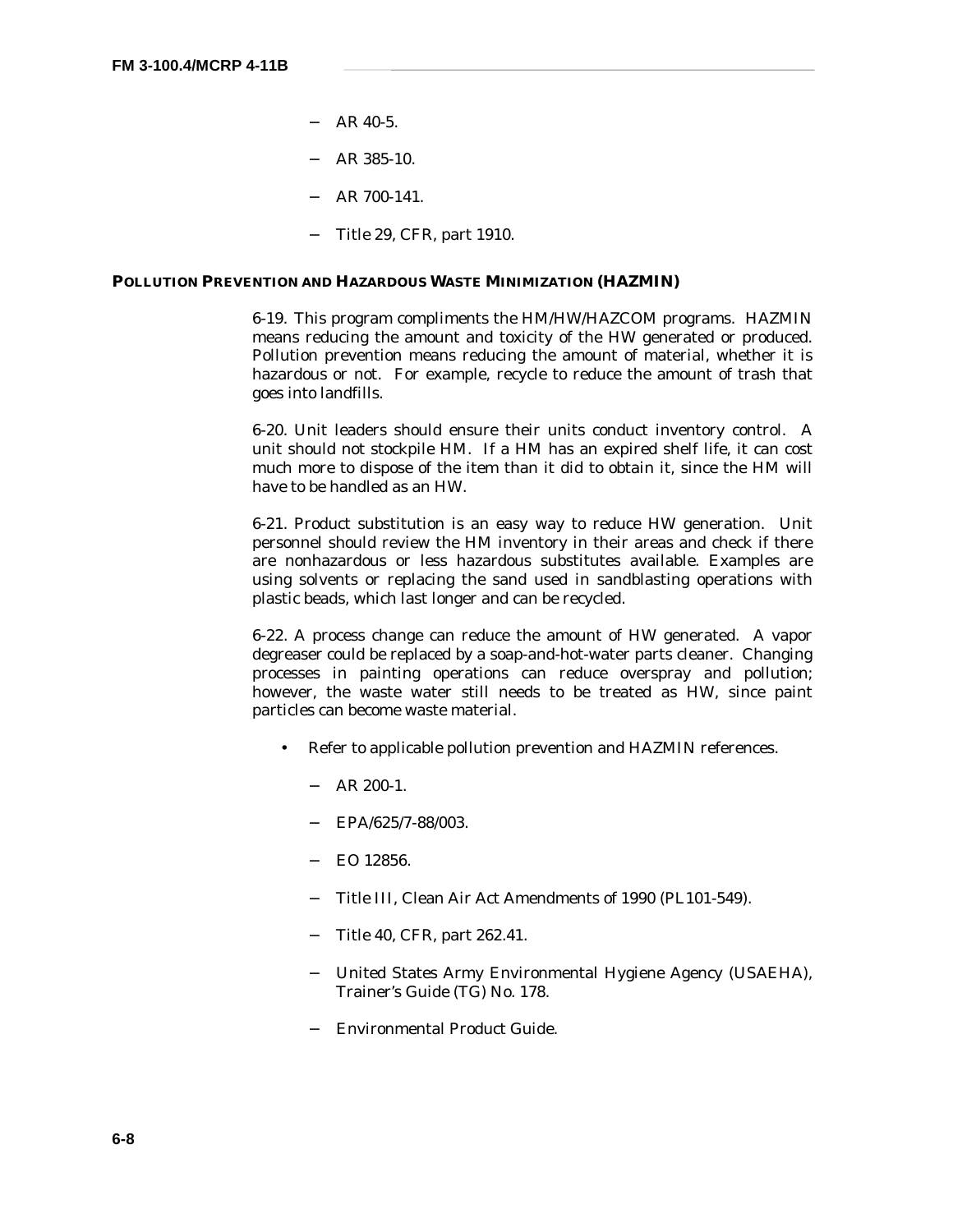- AR 40-5.
- AR 385-10.
- AR 700-141.
- Title 29, CFR, part 1910.

## POLLUTION PREVENTION AND HAZARDOUS WASTE MINIMIZATION (HAZMIN)

6-19. This program compliments the HM/HW/HAZCOM programs. HAZMIN means reducing the amount and toxicity of the HW generated or produced. Pollution prevention means reducing the amount of material, whether it is hazardous or not. For example, recycle to reduce the amount of trash that goes into landfills.

6-20. Unit leaders should ensure their units conduct inventory control. A unit should not stockpile HM. If a HM has an expired shelf life, it can cost much more to dispose of the item than it did to obtain it, since the HM will have to be handled as an HW.

6-21. Product substitution is an easy way to reduce HW generation. Unit personnel should review the HM inventory in their areas and check if there are nonhazardous or less hazardous substitutes available. Examples are using solvents or replacing the sand used in sandblasting operations with plastic beads, which last longer and can be recycled.

6-22. A process change can reduce the amount of HW generated. A vapor degreaser could be replaced by a soap-and-hot-water parts cleaner. Changing processes in painting operations can reduce overspray and pollution; however, the waste water still needs to be treated as HW, since paint particles can become waste material.

- Refer to applicable pollution prevention and HAZMIN references.
  - AR 200-1.
  - EPA/625/7-88/003.
  - EO 12856.
  - Title III, Clean Air Act Amendments of 1990 (PL 101-549).
  - Title 40, CFR, part 262.41.
  - United States Army Environmental Hygiene Agency (USAEHA), Trainer's Guide (TG) No. 178.
  - Environmental Product Guide.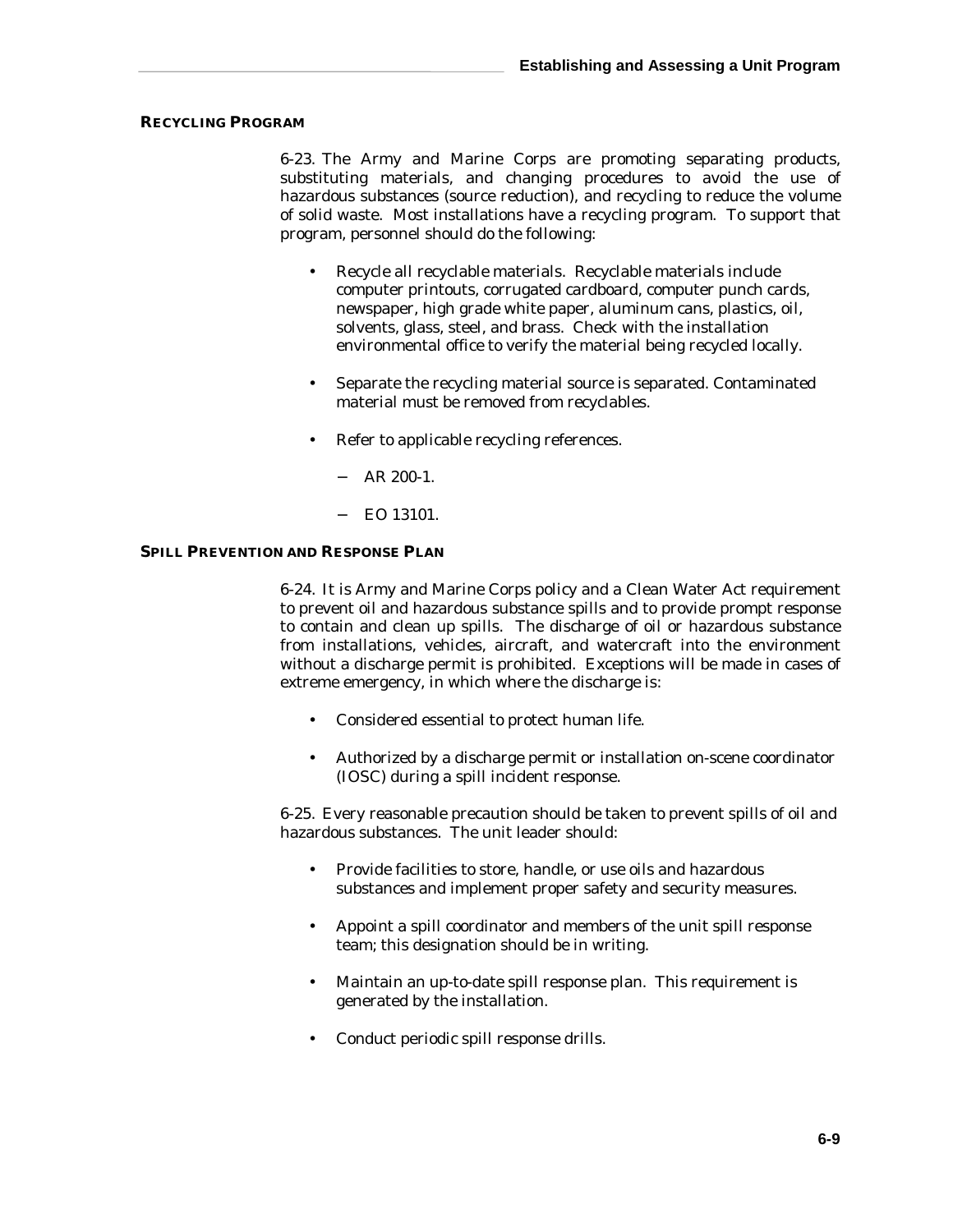### RECYCLING PROGRAM

6-23. The Army and Marine Corps are promoting separating products, substituting materials, and changing procedures to avoid the use of hazardous substances (source reduction), and recycling to reduce the volume of solid waste. Most installations have a recycling program. To support that program, personnel should do the following:

- Recycle all recyclable materials. Recyclable materials include computer printouts, corrugated cardboard, computer punch cards, newspaper, high grade white paper, aluminum cans, plastics, oil, solvents, glass, steel, and brass. Check with the installation environmental office to verify the material being recycled locally.
- Separate the recycling material source is separated. Contaminated material must be removed from recyclables.
- Refer to applicable recycling references.
  - AR 200-1.
  - EO 13101.

### SPILL PREVENTION AND RESPONSE PLAN

6-24. It is Army and Marine Corps policy and a Clean Water Act requirement to prevent oil and hazardous substance spills and to provide prompt response to contain and clean up spills. The discharge of oil or hazardous substance from installations, vehicles, aircraft, and watercraft into the environment without a discharge permit is prohibited. Exceptions will be made in cases of extreme emergency, in which where the discharge is:

- Considered essential to protect human life.
- Authorized by a discharge permit or installation on-scene coordinator (IOSC) during a spill incident response.

6-25. Every reasonable precaution should be taken to prevent spills of oil and hazardous substances. The unit leader should:

- Provide facilities to store, handle, or use oils and hazardous substances and implement proper safety and security measures.
- Appoint a spill coordinator and members of the unit spill response team; this designation should be in writing.
- Maintain an up-to-date spill response plan. This requirement is generated by the installation.
- Conduct periodic spill response drills.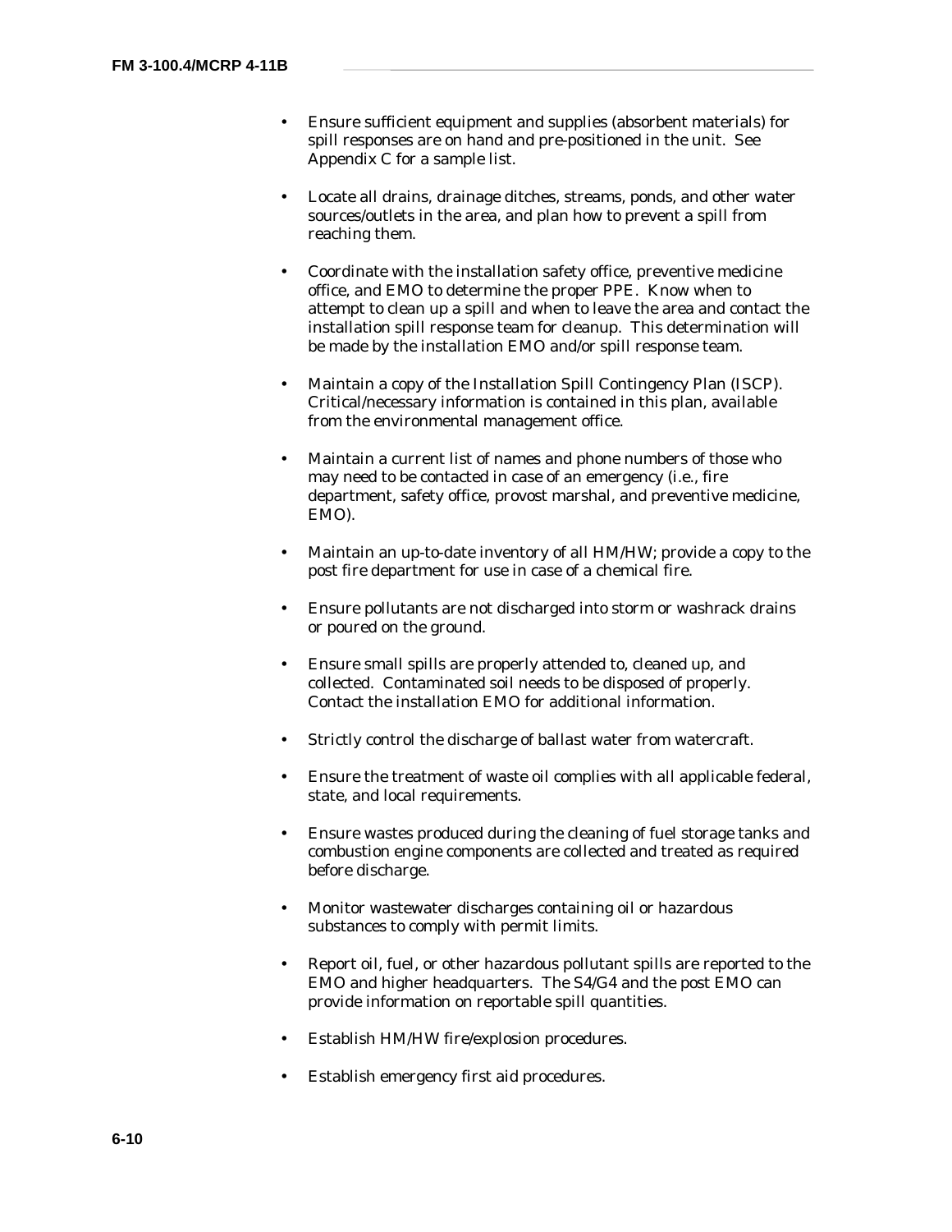- Ensure sufficient equipment and supplies (absorbent materials) for spill responses are on hand and pre-positioned in the unit. See Appendix C for a sample list.

- Locate all drains, drainage ditches, streams, ponds, and other water sources/outlets in the area, and plan how to prevent a spill from reaching them.

- Coordinate with the installation safety office, preventive medicine office, and EMO to determine the proper PPE. Know when to attempt to clean up a spill and when to leave the area and contact the installation spill response team for cleanup. This determination will be made by the installation EMO and/or spill response team.

- Maintain a copy of the Installation Spill Contingency Plan (ISCP). Critical/necessary information is contained in this plan, available from the environmental management office.

- Maintain a current list of names and phone numbers of those who may need to be contacted in case of an emergency (i.e., fire department, safety office, provost marshal, and preventive medicine, EMO).

- Maintain an up-to-date inventory of all HM/HW; provide a copy to the post fire department for use in case of a chemical fire.

- Ensure pollutants are not discharged into storm or washrack drains or poured on the ground.

- Ensure small spills are properly attended to, cleaned up, and collected. Contaminated soil needs to be disposed of properly. Contact the installation EMO for additional information.

- Strictly control the discharge of ballast water from watercraft.

- Ensure the treatment of waste oil complies with all applicable federal, state, and local requirements.

- Ensure wastes produced during the cleaning of fuel storage tanks and combustion engine components are collected and treated as required before discharge.

- Monitor wastewater discharges containing oil or hazardous substances to comply with permit limits.

- Report oil, fuel, or other hazardous pollutant spills are reported to the EMO and higher headquarters. The S4/G4 and the post EMO can provide information on reportable spill quantities.

- Establish HM/HW fire/explosion procedures.

- Establish emergency first aid procedures.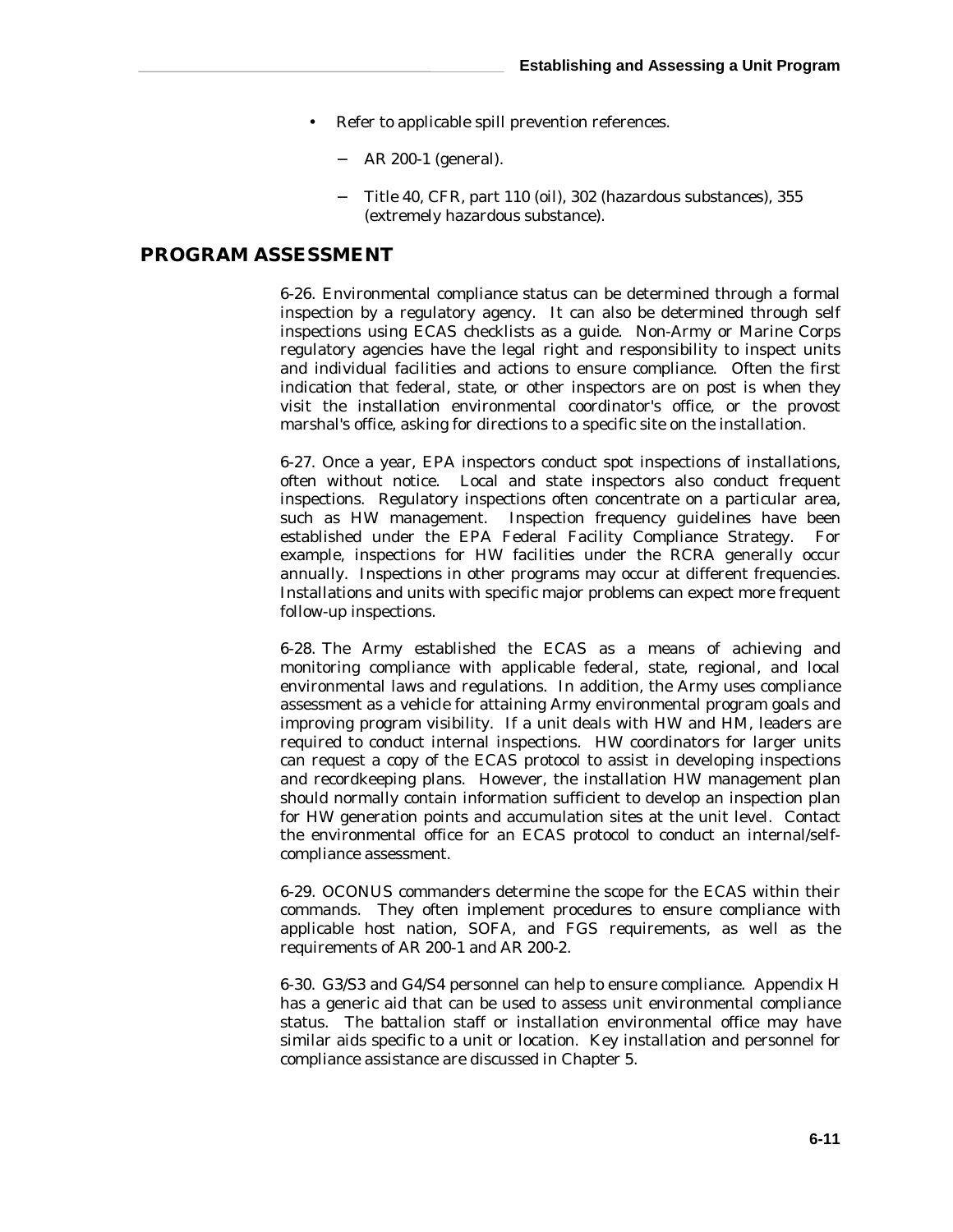- Refer to applicable spill prevention references.
  - AR 200-1 (general).
  - Title 40, CFR, part 110 (oil), 302 (hazardous substances), 355 (extremely hazardous substance).

## PROGRAM ASSESSMENT

6-26. Environmental compliance status can be determined through a formal inspection by a regulatory agency. It can also be determined through self inspections using ECAS checklists as a guide. Non-Army or Marine Corps regulatory agencies have the legal right and responsibility to inspect units and individual facilities and actions to ensure compliance. Often the first indication that federal, state, or other inspectors are on post is when they visit the installation environmental coordinator's office, or the provost marshal's office, asking for directions to a specific site on the installation.

6-27. Once a year, EPA inspectors conduct spot inspections of installations, often without notice. Local and state inspectors also conduct frequent inspections. Regulatory inspections often concentrate on a particular area, such as HW management. Inspection frequency guidelines have been established under the EPA Federal Facility Compliance Strategy. For example, inspections for HW facilities under the RCRA generally occur annually. Inspections in other programs may occur at different frequencies. Installations and units with specific major problems can expect more frequent follow-up inspections.

6-28. The Army established the ECAS as a means of achieving and monitoring compliance with applicable federal, state, regional, and local environmental laws and regulations. In addition, the Army uses compliance assessment as a vehicle for attaining Army environmental program goals and improving program visibility. If a unit deals with HW and HM, leaders are required to conduct internal inspections. HW coordinators for larger units can request a copy of the ECAS protocol to assist in developing inspections and recordkeeping plans. However, the installation HW management plan should normally contain information sufficient to develop an inspection plan for HW generation points and accumulation sites at the unit level. Contact the environmental office for an ECAS protocol to conduct an internal/self-compliance assessment.

6-29. OCONUS commanders determine the scope for the ECAS within their commands. They often implement procedures to ensure compliance with applicable host nation, SOFA, and FGS requirements, as well as the requirements of AR 200-1 and AR 200-2.

6-30. G3/S3 and G4/S4 personnel can help to ensure compliance. Appendix H has a generic aid that can be used to assess unit environmental compliance status. The battalion staff or installation environmental office may have similar aids specific to a unit or location. Key installation and personnel for compliance assistance are discussed in Chapter 5.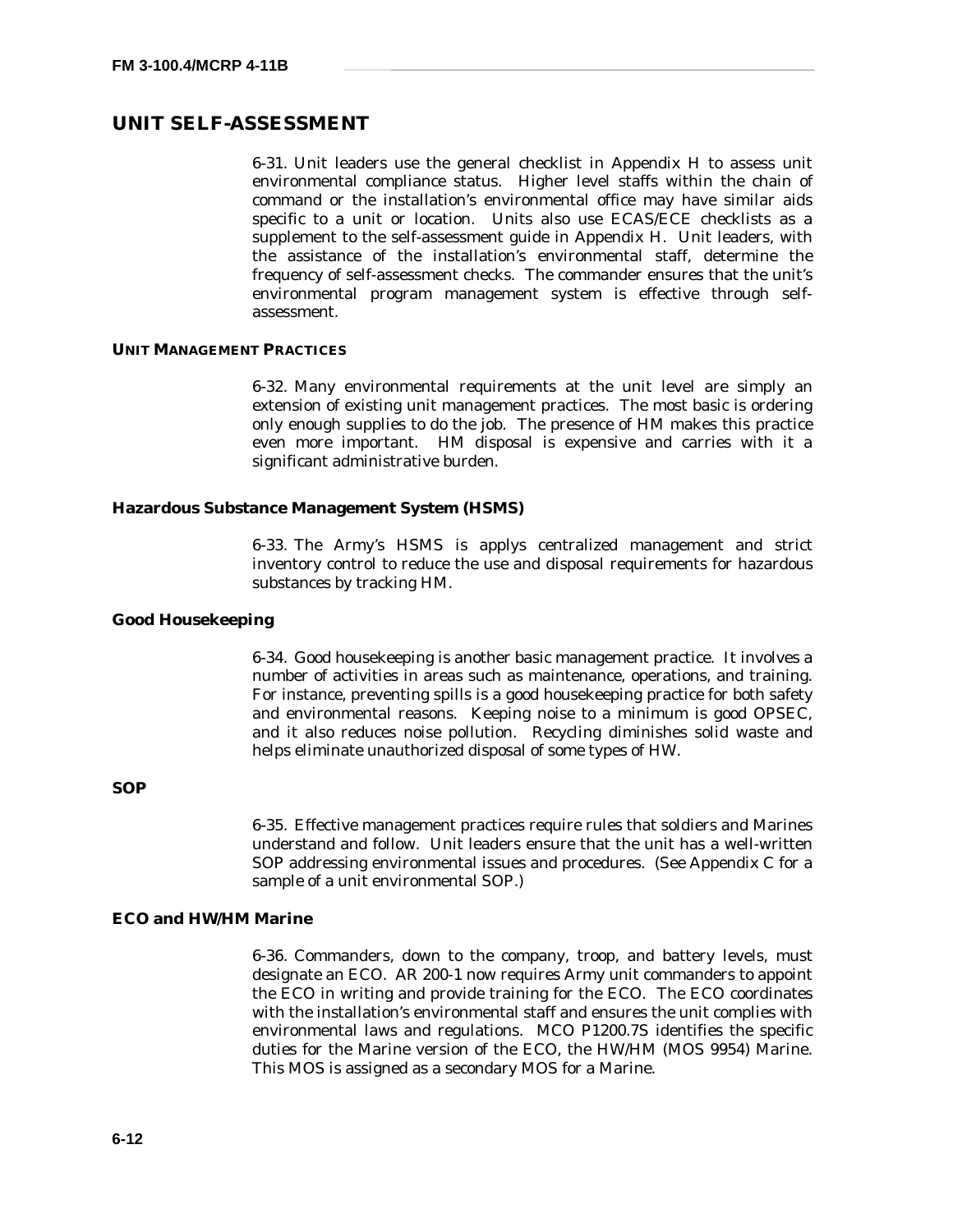## UNIT SELF-ASSESSMENT

6-31. Unit leaders use the general checklist in Appendix H to assess unit environmental compliance status. Higher level staffs within the chain of command or the installation's environmental office may have similar aids specific to a unit or location. Units also use ECAS/ECE checklists as a supplement to the self-assessment guide in Appendix H. Unit leaders, with the assistance of the installation's environmental staff, determine the frequency of self-assessment checks. The commander ensures that the unit's environmental program management system is effective through self-assessment.

### UNIT MANAGEMENT PRACTICES

6-32. Many environmental requirements at the unit level are simply an extension of existing unit management practices. The most basic is ordering only enough supplies to do the job. The presence of HM makes this practice even more important. HM disposal is expensive and carries with it a significant administrative burden.

#### Hazardous Substance Management System (HSMS)

6-33. The Army's HSMS is applys centralized management and strict inventory control to reduce the use and disposal requirements for hazardous substances by tracking HM.

#### Good Housekeeping

6-34. Good housekeeping is another basic management practice. It involves a number of activities in areas such as maintenance, operations, and training. For instance, preventing spills is a good housekeeping practice for both safety and environmental reasons. Keeping noise to a minimum is good OPSEC, and it also reduces noise pollution. Recycling diminishes solid waste and helps eliminate unauthorized disposal of some types of HW.

#### SOP

6-35. Effective management practices require rules that soldiers and Marines understand and follow. Unit leaders ensure that the unit has a well-written SOP addressing environmental issues and procedures. (See Appendix C for a sample of a unit environmental SOP.)

#### ECO and HW/HM Marine

6-36. Commanders, down to the company, troop, and battery levels, must designate an ECO. AR 200-1 now requires Army unit commanders to appoint the ECO in writing and provide training for the ECO. The ECO coordinates with the installation's environmental staff and ensures the unit complies with environmental laws and regulations. MCO P1200.7S identifies the specific duties for the Marine version of the ECO, the HW/HM (MOS 9954) Marine. This MOS is assigned as a secondary MOS for a Marine.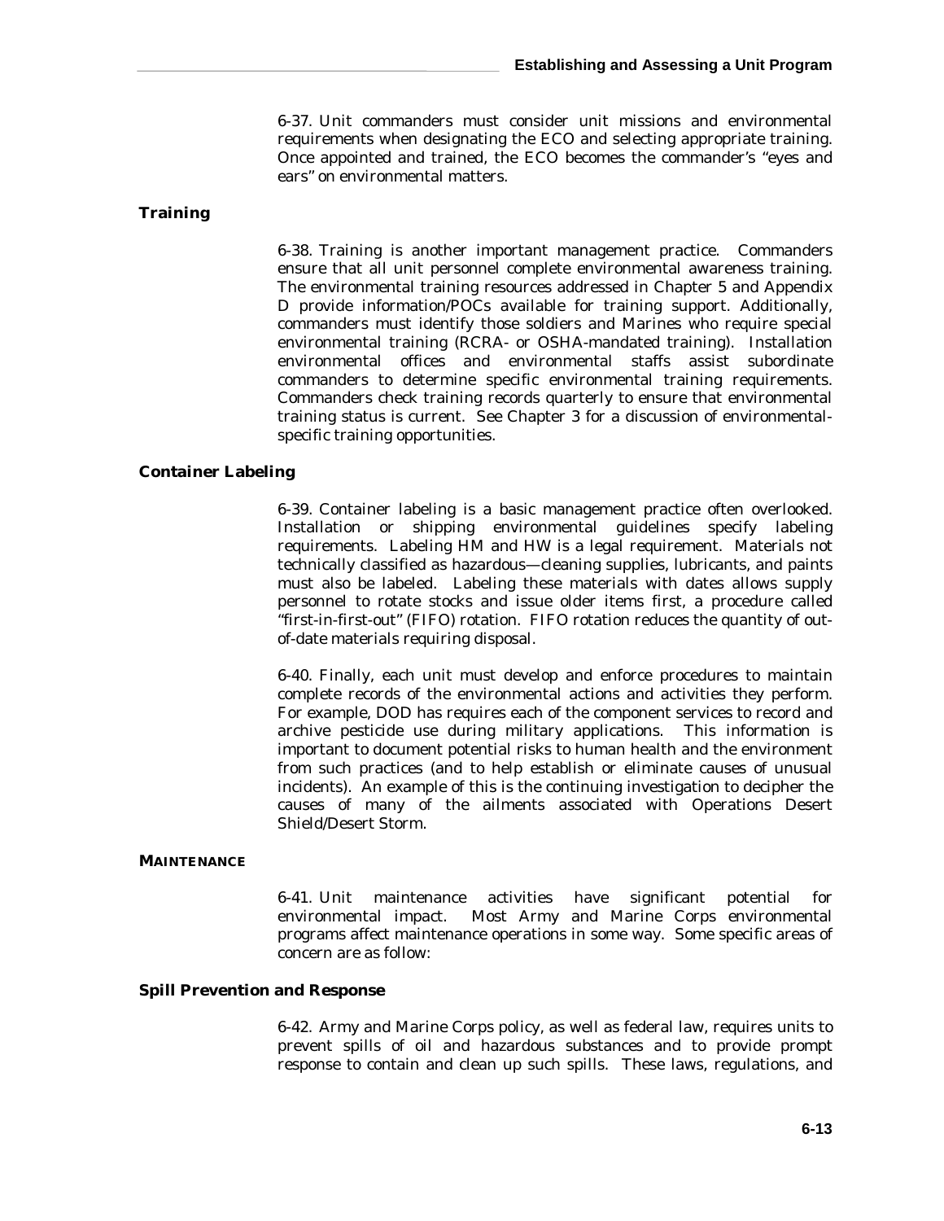6-37. Unit commanders must consider unit missions and environmental requirements when designating the ECO and selecting appropriate training. Once appointed and trained, the ECO becomes the commander's "eyes and ears" on environmental matters.

### Training

6-38. Training is another important management practice. Commanders ensure that all unit personnel complete environmental awareness training. The environmental training resources addressed in Chapter 5 and Appendix D provide information/POCs available for training support. Additionally, commanders must identify those soldiers and Marines who require special environmental training (RCRA- or OSHA-mandated training). Installation environmental offices and environmental staffs assist subordinate commanders to determine specific environmental training requirements. Commanders check training records quarterly to ensure that environmental training status is current. See Chapter 3 for a discussion of environmental-specific training opportunities.

### Container Labeling

6-39. Container labeling is a basic management practice often overlooked. Installation or shipping environmental guidelines specify labeling requirements. Labeling HM and HW is a legal requirement. Materials not technically classified as hazardous—cleaning supplies, lubricants, and paints must also be labeled. Labeling these materials with dates allows supply personnel to rotate stocks and issue older items first, a procedure called "first-in-first-out" (FIFO) rotation. FIFO rotation reduces the quantity of out-of-date materials requiring disposal.

6-40. Finally, each unit must develop and enforce procedures to maintain complete records of the environmental actions and activities they perform. For example, DOD has requires each of the component services to record and archive pesticide use during military applications. This information is important to document potential risks to human health and the environment from such practices (and to help establish or eliminate causes of unusual incidents). An example of this is the continuing investigation to decipher the causes of many of the ailments associated with Operations Desert Shield/Desert Storm.

## MAINTENANCE

6-41. Unit maintenance activities have significant potential for environmental impact. Most Army and Marine Corps environmental programs affect maintenance operations in some way. Some specific areas of concern are as follow:

### Spill Prevention and Response

6-42. Army and Marine Corps policy, as well as federal law, requires units to prevent spills of oil and hazardous substances and to provide prompt response to contain and clean up such spills. These laws, regulations, and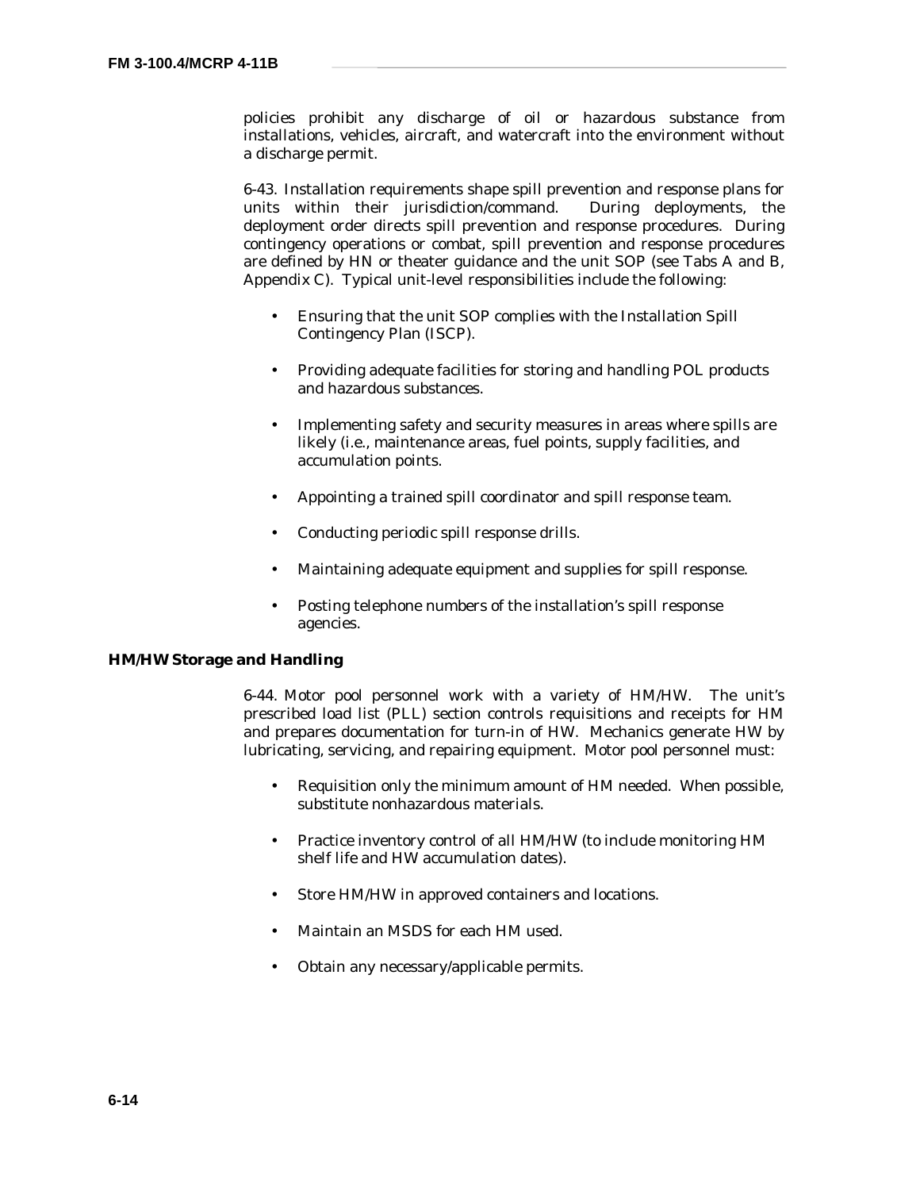policies prohibit any discharge of oil or hazardous substance from installations, vehicles, aircraft, and watercraft into the environment without a discharge permit.

6-43. Installation requirements shape spill prevention and response plans for units within their jurisdiction/command. During deployments, the deployment order directs spill prevention and response procedures. During contingency operations or combat, spill prevention and response procedures are defined by HN or theater guidance and the unit SOP (see Tabs A and B, Appendix C). Typical unit-level responsibilities include the following:

- Ensuring that the unit SOP complies with the Installation Spill Contingency Plan (ISCP).
- Providing adequate facilities for storing and handling POL products and hazardous substances.
- Implementing safety and security measures in areas where spills are likely (i.e., maintenance areas, fuel points, supply facilities, and accumulation points.
- Appointing a trained spill coordinator and spill response team.
- Conducting periodic spill response drills.
- Maintaining adequate equipment and supplies for spill response.
- Posting telephone numbers of the installation's spill response agencies.

### HM/HW Storage and Handling

6-44. Motor pool personnel work with a variety of HM/HW. The unit's prescribed load list (PLL) section controls requisitions and receipts for HM and prepares documentation for turn-in of HW. Mechanics generate HW by lubricating, servicing, and repairing equipment. Motor pool personnel must:

- Requisition only the minimum amount of HM needed. When possible, substitute nonhazardous materials.
- Practice inventory control of all HM/HW (to include monitoring HM shelf life and HW accumulation dates).
- Store HM/HW in approved containers and locations.
- Maintain an MSDS for each HM used.
- Obtain any necessary/applicable permits.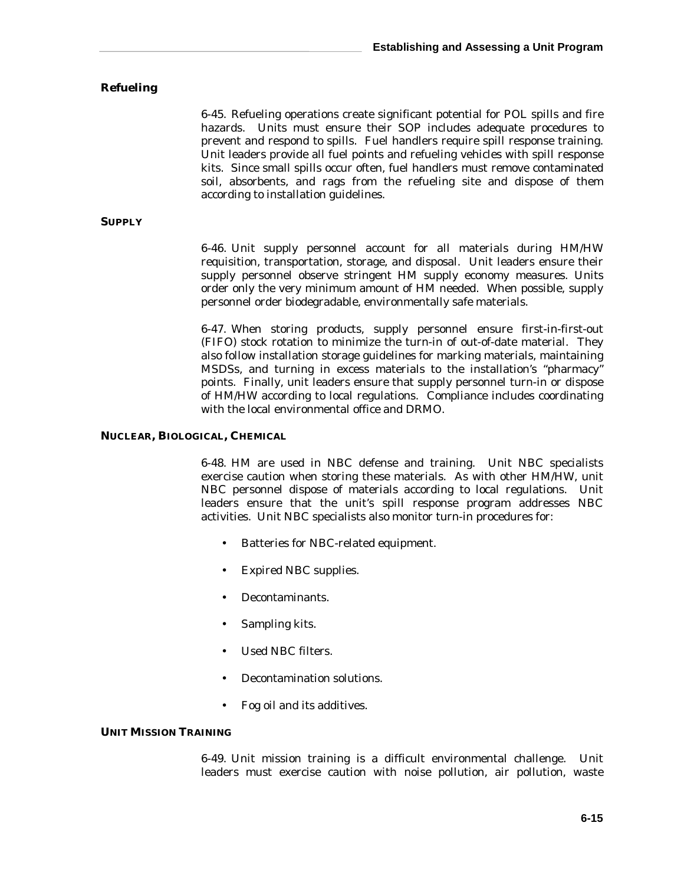### Refueling

6-45. Refueling operations create significant potential for POL spills and fire hazards. Units must ensure their SOP includes adequate procedures to prevent and respond to spills. Fuel handlers require spill response training. Unit leaders provide all fuel points and refueling vehicles with spill response kits. Since small spills occur often, fuel handlers must remove contaminated soil, absorbents, and rags from the refueling site and dispose of them according to installation guidelines.

#### SUPPLY

6-46. Unit supply personnel account for all materials during HM/HW requisition, transportation, storage, and disposal. Unit leaders ensure their supply personnel observe stringent HM supply economy measures. Units order only the very minimum amount of HM needed. When possible, supply personnel order biodegradable, environmentally safe materials.

6-47. When storing products, supply personnel ensure first-in-first-out (FIFO) stock rotation to minimize the turn-in of out-of-date material. They also follow installation storage guidelines for marking materials, maintaining MSDSs, and turning in excess materials to the installation's "pharmacy" points. Finally, unit leaders ensure that supply personnel turn-in or dispose of HM/HW according to local regulations. Compliance includes coordinating with the local environmental office and DRMO.

#### NUCLEAR, BIOLOGICAL, CHEMICAL

6-48. HM are used in NBC defense and training. Unit NBC specialists exercise caution when storing these materials. As with other HM/HW, unit NBC personnel dispose of materials according to local regulations. Unit leaders ensure that the unit's spill response program addresses NBC activities. Unit NBC specialists also monitor turn-in procedures for:

- Batteries for NBC-related equipment.
- Expired NBC supplies.
- Decontaminants.
- Sampling kits.
- Used NBC filters.
- Decontamination solutions.
- Fog oil and its additives.

#### UNIT MISSION TRAINING

6-49. Unit mission training is a difficult environmental challenge. Unit leaders must exercise caution with noise pollution, air pollution, waste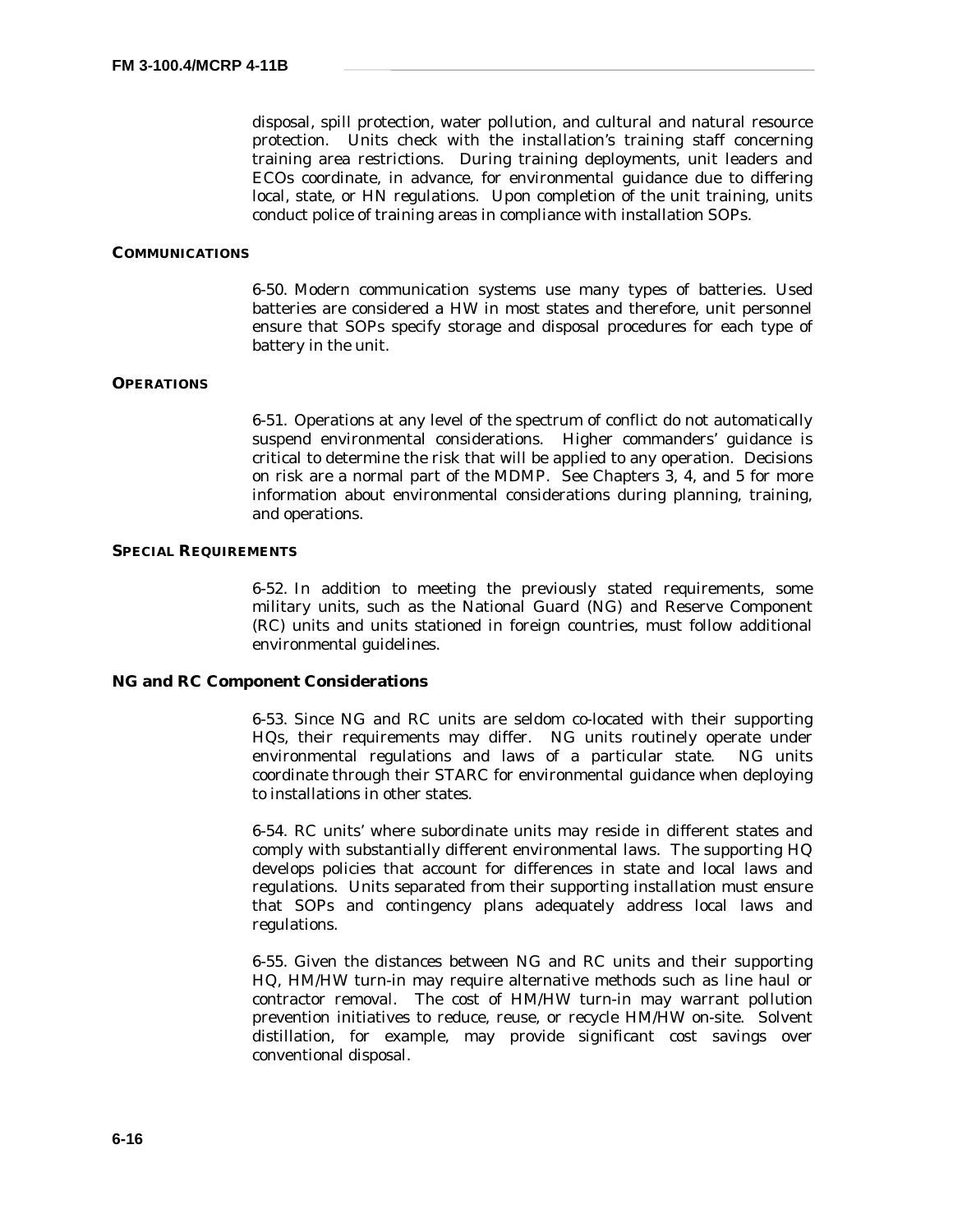disposal, spill protection, water pollution, and cultural and natural resource protection. Units check with the installation's training staff concerning training area restrictions. During training deployments, unit leaders and ECOs coordinate, in advance, for environmental guidance due to differing local, state, or HN regulations. Upon completion of the unit training, units conduct police of training areas in compliance with installation SOPs.

### COMMUNICATIONS

6-50. Modern communication systems use many types of batteries. Used batteries are considered a HW in most states and therefore, unit personnel ensure that SOPs specify storage and disposal procedures for each type of battery in the unit.

### OPERATIONS

6-51. Operations at any level of the spectrum of conflict do not automatically suspend environmental considerations. Higher commanders' guidance is critical to determine the risk that will be applied to any operation. Decisions on risk are a normal part of the MDMP. See Chapters 3, 4, and 5 for more information about environmental considerations during planning, training, and operations.

### SPECIAL REQUIREMENTS

6-52. In addition to meeting the previously stated requirements, some military units, such as the National Guard (NG) and Reserve Component (RC) units and units stationed in foreign countries, must follow additional environmental guidelines.

#### NG and RC Component Considerations

6-53. Since NG and RC units are seldom co-located with their supporting HQs, their requirements may differ. NG units routinely operate under environmental regulations and laws of a particular state. NG units coordinate through their STARC for environmental guidance when deploying to installations in other states.

6-54. RC units' where subordinate units may reside in different states and comply with substantially different environmental laws. The supporting HQ develops policies that account for differences in state and local laws and regulations. Units separated from their supporting installation must ensure that SOPs and contingency plans adequately address local laws and regulations.

6-55. Given the distances between NG and RC units and their supporting HQ, HM/HW turn-in may require alternative methods such as line haul or contractor removal. The cost of HM/HW turn-in may warrant pollution prevention initiatives to reduce, reuse, or recycle HM/HW on-site. Solvent distillation, for example, may provide significant cost savings over conventional disposal.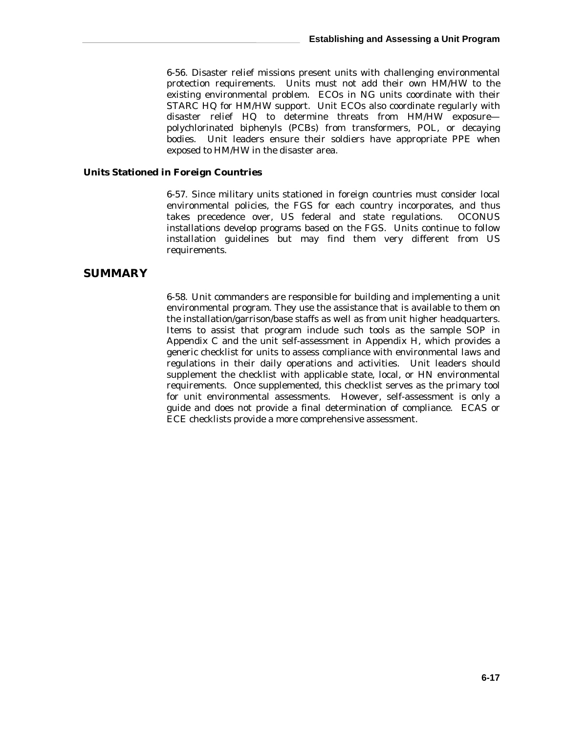6-56. Disaster relief missions present units with challenging environmental protection requirements. Units must not add their own HM/HW to the existing environmental problem. ECOs in NG units coordinate with their STARC HQ for HM/HW support. Unit ECOs also coordinate regularly with disaster relief HQ to determine threats from HM/HW exposure—polychlorinated biphenyls (PCBs) from transformers, POL, or decaying bodies. Unit leaders ensure their soldiers have appropriate PPE when exposed to HM/HW in the disaster area.

### Units Stationed in Foreign Countries

6-57. Since military units stationed in foreign countries must consider local environmental policies, the FGS for each country incorporates, and thus takes precedence over, US federal and state regulations. OCONUS installations develop programs based on the FGS. Units continue to follow installation guidelines but may find them very different from US requirements.

## SUMMARY

6-58. Unit commanders are responsible for building and implementing a unit environmental program. They use the assistance that is available to them on the installation/garrison/base staffs as well as from unit higher headquarters. Items to assist that program include such tools as the sample SOP in Appendix C and the unit self-assessment in Appendix H, which provides a generic checklist for units to assess compliance with environmental laws and regulations in their daily operations and activities. Unit leaders should supplement the checklist with applicable state, local, or HN environmental requirements. Once supplemented, this checklist serves as the primary tool for unit environmental assessments. However, self-assessment is only a guide and does not provide a final determination of compliance. ECAS or ECE checklists provide a more comprehensive assessment.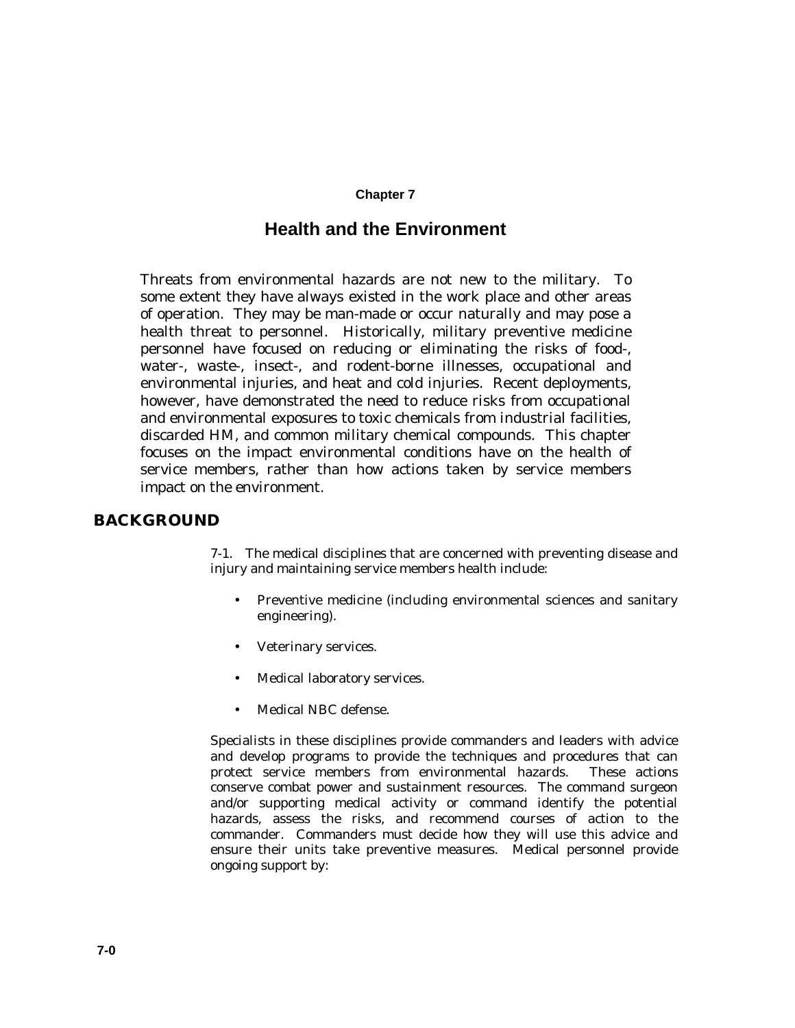# Chapter 7

# Health and the Environment

Threats from environmental hazards are not new to the military. To some extent they have always existed in the work place and other areas of operation. They may be man-made or occur naturally and may pose a health threat to personnel. Historically, military preventive medicine personnel have focused on reducing or eliminating the risks of food-, water-, waste-, insect-, and rodent-borne illnesses, occupational and environmental injuries, and heat and cold injuries. Recent deployments, however, have demonstrated the need to reduce risks from occupational and environmental exposures to toxic chemicals from industrial facilities, discarded HM, and common military chemical compounds. This chapter focuses on the impact environmental conditions have on the health of service members, rather than how actions taken by service members impact on the environment.

## BACKGROUND

7-1. The medical disciplines that are concerned with preventing disease and injury and maintaining service members health include:

- Preventive medicine (including environmental sciences and sanitary engineering).
- Veterinary services.
- Medical laboratory services.
- Medical NBC defense.

Specialists in these disciplines provide commanders and leaders with advice and develop programs to provide the techniques and procedures that can protect service members from environmental hazards. These actions conserve combat power and sustainment resources. The command surgeon and/or supporting medical activity or command identify the potential hazards, assess the risks, and recommend courses of action to the commander. Commanders must decide how they will use this advice and ensure their units take preventive measures. Medical personnel provide ongoing support by: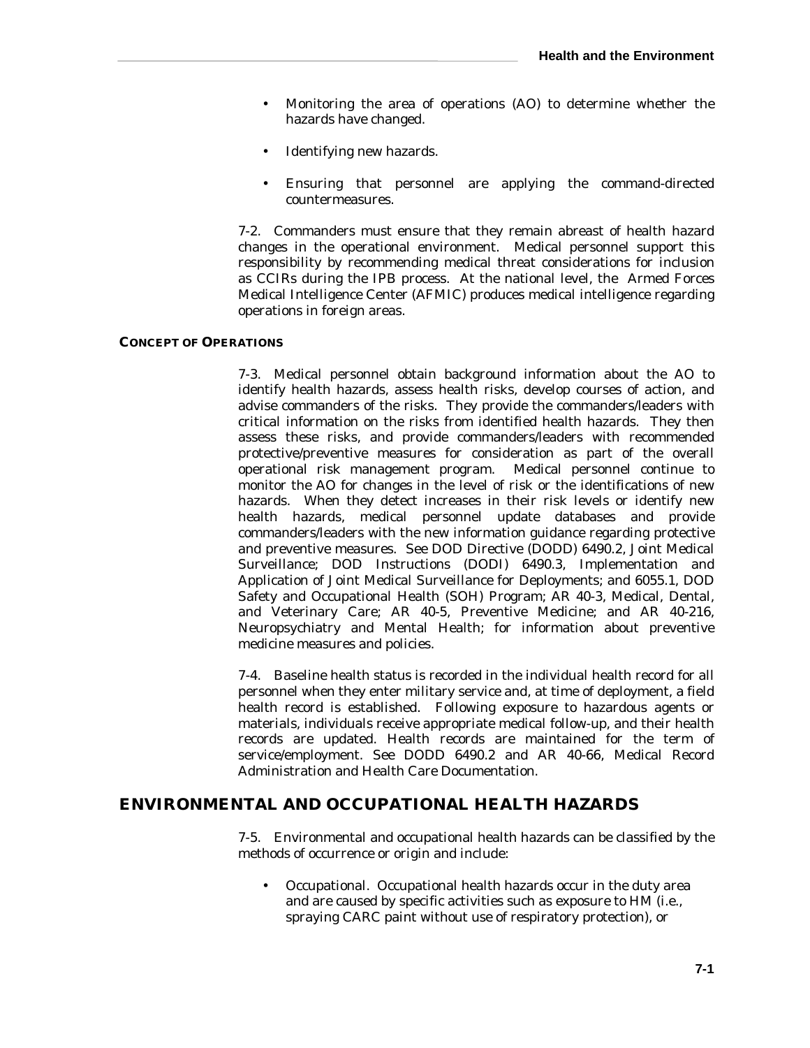- Monitoring the area of operations (AO) to determine whether the hazards have changed.
- Identifying new hazards.
- Ensuring that personnel are applying the command-directed countermeasures.

7-2. Commanders must ensure that they remain abreast of health hazard changes in the operational environment. Medical personnel support this responsibility by recommending medical threat considerations for inclusion as CCIRs during the IPB process. At the national level, the Armed Forces Medical Intelligence Center (AFMIC) produces medical intelligence regarding operations in foreign areas.

### CONCEPT OF OPERATIONS

7-3. Medical personnel obtain background information about the AO to identify health hazards, assess health risks, develop courses of action, and advise commanders of the risks. They provide the commanders/leaders with critical information on the risks from identified health hazards. They then assess these risks, and provide commanders/leaders with recommended protective/preventive measures for consideration as part of the overall operational risk management program. Medical personnel continue to monitor the AO for changes in the level of risk or the identifications of new hazards. When they detect increases in their risk levels or identify new health hazards, medical personnel update databases and provide commanders/leaders with the new information guidance regarding protective and preventive measures. See DOD Directive (DODD) 6490.2, Joint Medical Surveillance; DOD Instructions (DODI) 6490.3, Implementation and Application of Joint Medical Surveillance for Deployments; and 6055.1, DOD Safety and Occupational Health (SOH) Program; AR 40-3, Medical, Dental, and Veterinary Care; AR 40-5, Preventive Medicine; and AR 40-216, Neuropsychiatry and Mental Health; for information about preventive medicine measures and policies.

7-4. Baseline health status is recorded in the individual health record for all personnel when they enter military service and, at time of deployment, a field health record is established. Following exposure to hazardous agents or materials, individuals receive appropriate medical follow-up, and their health records are updated. Health records are maintained for the term of service/employment. See DODD 6490.2 and AR 40-66, Medical Record Administration and Health Care Documentation.

## ENVIRONMENTAL AND OCCUPATIONAL HEALTH HAZARDS

7-5. Environmental and occupational health hazards can be classified by the methods of occurrence or origin and include:

- Occupational. Occupational health hazards occur in the duty area and are caused by specific activities such as exposure to HM (i.e., spraying CARC paint without use of respiratory protection), or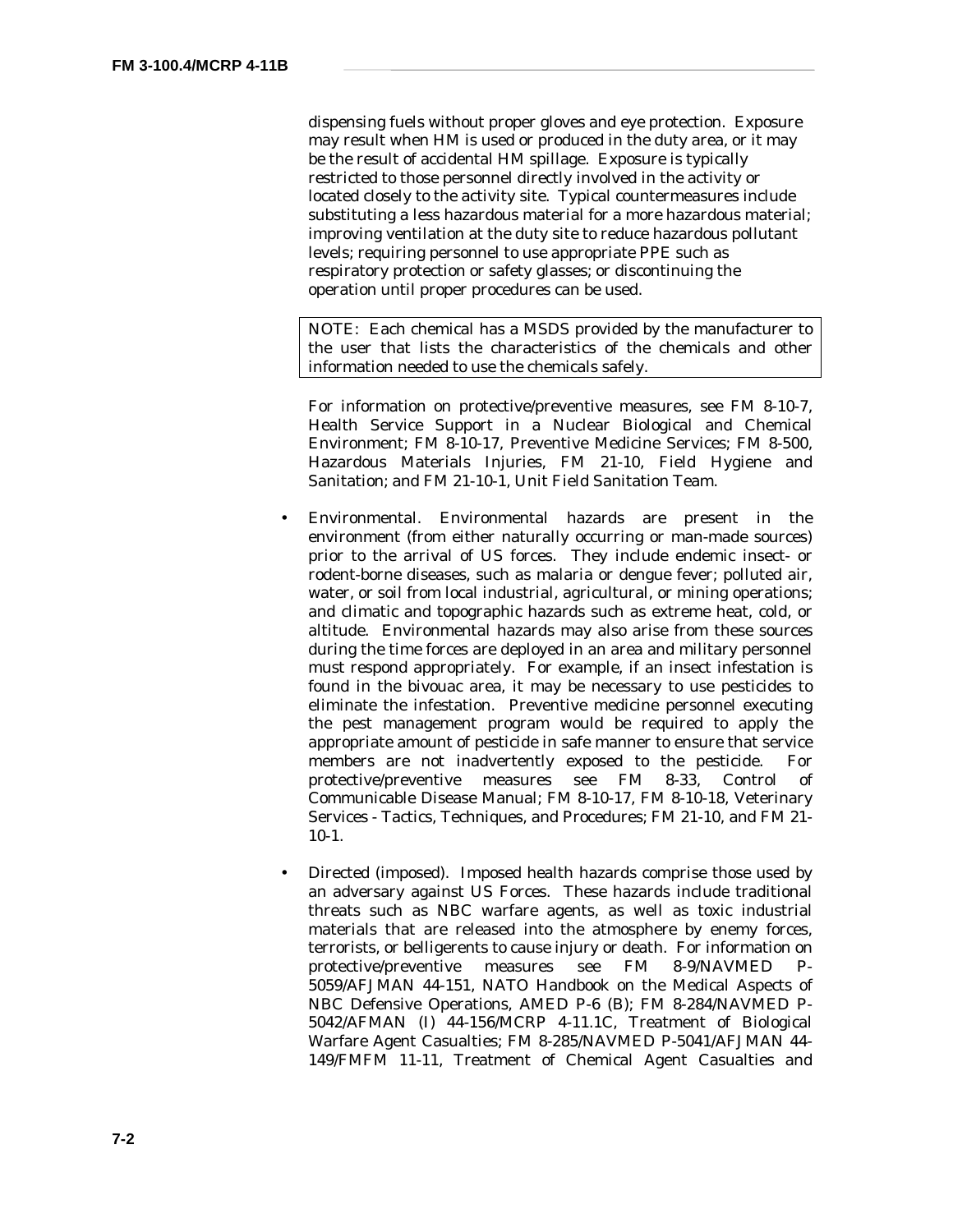dispensing fuels without proper gloves and eye protection. Exposure may result when HM is used or produced in the duty area, or it may be the result of accidental HM spillage. Exposure is typically restricted to those personnel directly involved in the activity or located closely to the activity site. Typical countermeasures include substituting a less hazardous material for a more hazardous material; improving ventilation at the duty site to reduce hazardous pollutant levels; requiring personnel to use appropriate PPE such as respiratory protection or safety glasses; or discontinuing the operation until proper procedures can be used.

| NOTE: Each chemical has a MSDS provided by the manufacturer to the user that lists the characteristics of the chemicals and other information needed to use the chemicals safely. |
|---|

For information on protective/preventive measures, see FM 8-10-7, Health Service Support in a Nuclear Biological and Chemical Environment; FM 8-10-17, Preventive Medicine Services; FM 8-500, Hazardous Materials Injuries, FM 21-10, Field Hygiene and Sanitation; and FM 21-10-1, Unit Field Sanitation Team.

- Environmental. Environmental hazards are present in the environment (from either naturally occurring or man-made sources) prior to the arrival of US forces. They include endemic insect- or rodent-borne diseases, such as malaria or dengue fever; polluted air, water, or soil from local industrial, agricultural, or mining operations; and climatic and topographic hazards such as extreme heat, cold, or altitude. Environmental hazards may also arise from these sources during the time forces are deployed in an area and military personnel must respond appropriately. For example, if an insect infestation is found in the bivouac area, it may be necessary to use pesticides to eliminate the infestation. Preventive medicine personnel executing the pest management program would be required to apply the appropriate amount of pesticide in safe manner to ensure that service members are not inadvertently exposed to the pesticide. For protective/preventive measures see FM 8-33, Control of Communicable Disease Manual; FM 8-10-17, FM 8-10-18, Veterinary Services - Tactics, Techniques, and Procedures; FM 21-10, and FM 21-10-1.

- Directed (imposed). Imposed health hazards comprise those used by an adversary against US Forces. These hazards include traditional threats such as NBC warfare agents, as well as toxic industrial materials that are released into the atmosphere by enemy forces, terrorists, or belligerents to cause injury or death. For information on protective/preventive measures see FM 8-9/NAVMED P-5059/AFJMAN 44-151, NATO Handbook on the Medical Aspects of NBC Defensive Operations, AMED P-6 (B); FM 8-284/NAVMED P-5042/AFMAN (I) 44-156/MCRP 4-11.1C, Treatment of Biological Warfare Agent Casualties; FM 8-285/NAVMED P-5041/AFJMAN 44-149/FMFM 11-11, Treatment of Chemical Agent Casualties and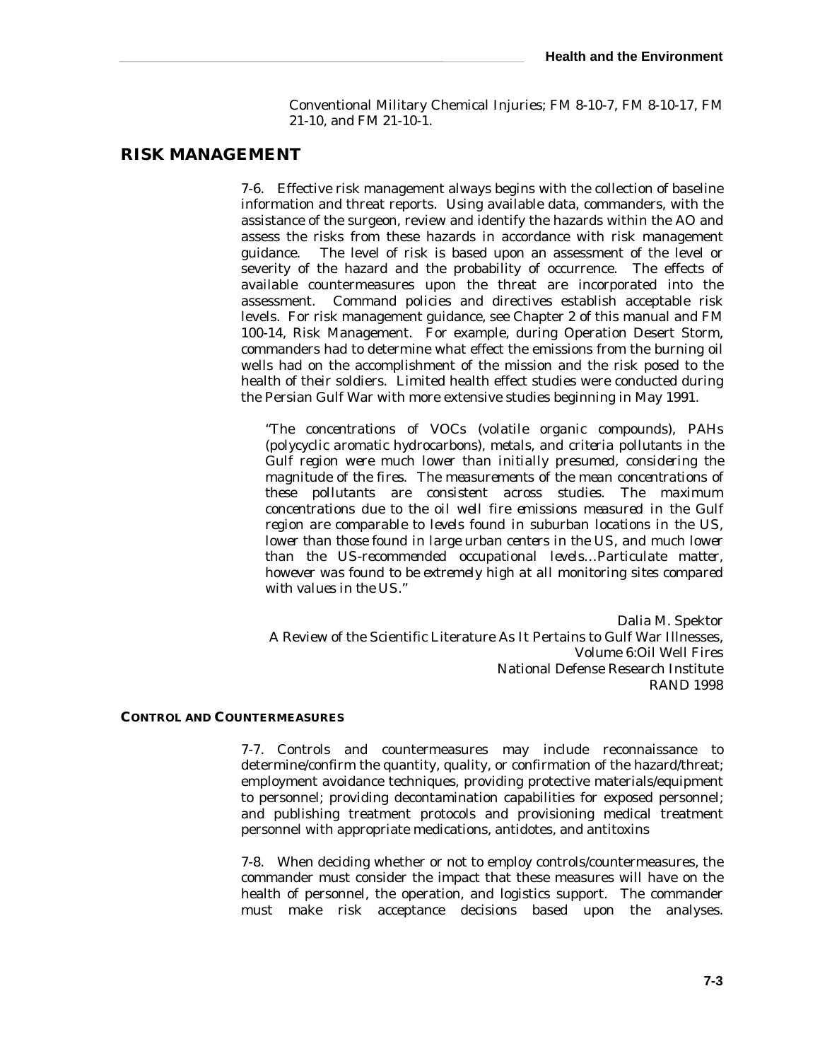Conventional Military Chemical Injuries; FM 8-10-7, FM 8-10-17, FM 21-10, and FM 21-10-1.

## RISK MANAGEMENT

7-6. Effective risk management always begins with the collection of baseline information and threat reports. Using available data, commanders, with the assistance of the surgeon, review and identify the hazards within the AO and assess the risks from these hazards in accordance with risk management guidance. The level of risk is based upon an assessment of the level or severity of the hazard and the probability of occurrence. The effects of available countermeasures upon the threat are incorporated into the assessment. Command policies and directives establish acceptable risk levels. For risk management guidance, see Chapter 2 of this manual and FM 100-14, Risk Management. For example, during Operation Desert Storm, commanders had to determine what effect the emissions from the burning oil wells had on the accomplishment of the mission and the risk posed to the health of their soldiers. Limited health effect studies were conducted during the Persian Gulf War with more extensive studies beginning in May 1991.

> *"The concentrations of VOCs (volatile organic compounds), PAHs (polycyclic aromatic hydrocarbons), metals, and criteria pollutants in the Gulf region were much lower than initially presumed, considering the magnitude of the fires. The measurements of the mean concentrations of these pollutants are consistent across studies. The maximum concentrations due to the oil well fire emissions measured in the Gulf region are comparable to levels found in suburban locations in the US, lower than those found in large urban centers in the US, and much lower than the US-recommended occupational levels…Particulate matter, however was found to be extremely high at all monitoring sites compared with values in the US."*
>
> Dalia M. Spektor
> A Review of the Scientific Literature As It Pertains to Gulf War Illnesses, Volume 6:Oil Well Fires
> National Defense Research Institute
> RAND 1998

### CONTROL AND COUNTERMEASURES

7-7. Controls and countermeasures may include reconnaissance to determine/confirm the quantity, quality, or confirmation of the hazard/threat; employment avoidance techniques, providing protective materials/equipment to personnel; providing decontamination capabilities for exposed personnel; and publishing treatment protocols and provisioning medical treatment personnel with appropriate medications, antidotes, and antitoxins

7-8. When deciding whether or not to employ controls/countermeasures, the commander must consider the impact that these measures will have on the health of personnel, the operation, and logistics support. The commander must make risk acceptance decisions based upon the analyses.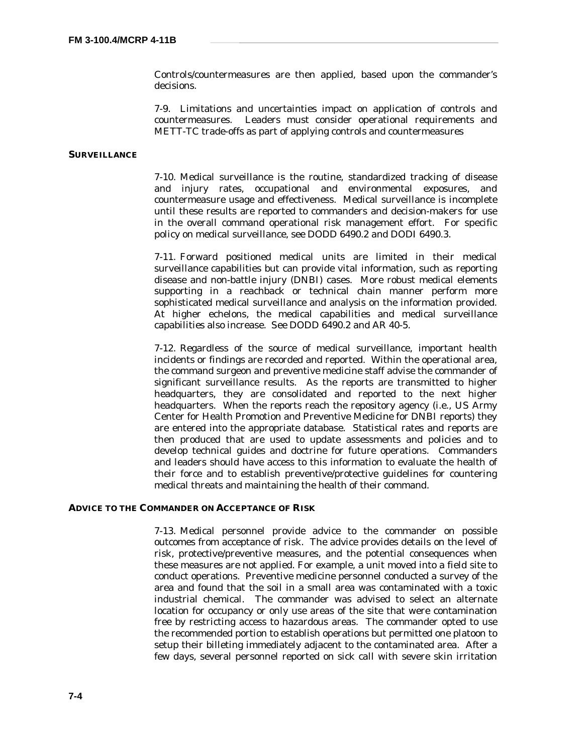Controls/countermeasures are then applied, based upon the commander's decisions.

7-9. Limitations and uncertainties impact on application of controls and countermeasures. Leaders must consider operational requirements and METT-TC trade-offs as part of applying controls and countermeasures

### SURVEILLANCE

7-10. Medical surveillance is the routine, standardized tracking of disease and injury rates, occupational and environmental exposures, and countermeasure usage and effectiveness. Medical surveillance is incomplete until these results are reported to commanders and decision-makers for use in the overall command operational risk management effort. For specific policy on medical surveillance, see DODD 6490.2 and DODI 6490.3.

7-11. Forward positioned medical units are limited in their medical surveillance capabilities but can provide vital information, such as reporting disease and non-battle injury (DNBI) cases. More robust medical elements supporting in a reachback or technical chain manner perform more sophisticated medical surveillance and analysis on the information provided. At higher echelons, the medical capabilities and medical surveillance capabilities also increase. See DODD 6490.2 and AR 40-5.

7-12. Regardless of the source of medical surveillance, important health incidents or findings are recorded and reported. Within the operational area, the command surgeon and preventive medicine staff advise the commander of significant surveillance results. As the reports are transmitted to higher headquarters, they are consolidated and reported to the next higher headquarters. When the reports reach the repository agency (i.e., US Army Center for Health Promotion and Preventive Medicine for DNBI reports) they are entered into the appropriate database. Statistical rates and reports are then produced that are used to update assessments and policies and to develop technical guides and doctrine for future operations. Commanders and leaders should have access to this information to evaluate the health of their force and to establish preventive/protective guidelines for countering medical threats and maintaining the health of their command.

### ADVICE TO THE COMMANDER ON ACCEPTANCE OF RISK

7-13. Medical personnel provide advice to the commander on possible outcomes from acceptance of risk. The advice provides details on the level of risk, protective/preventive measures, and the potential consequences when these measures are not applied. For example, a unit moved into a field site to conduct operations. Preventive medicine personnel conducted a survey of the area and found that the soil in a small area was contaminated with a toxic industrial chemical. The commander was advised to select an alternate location for occupancy or only use areas of the site that were contamination free by restricting access to hazardous areas. The commander opted to use the recommended portion to establish operations but permitted one platoon to setup their billeting immediately adjacent to the contaminated area. After a few days, several personnel reported on sick call with severe skin irritation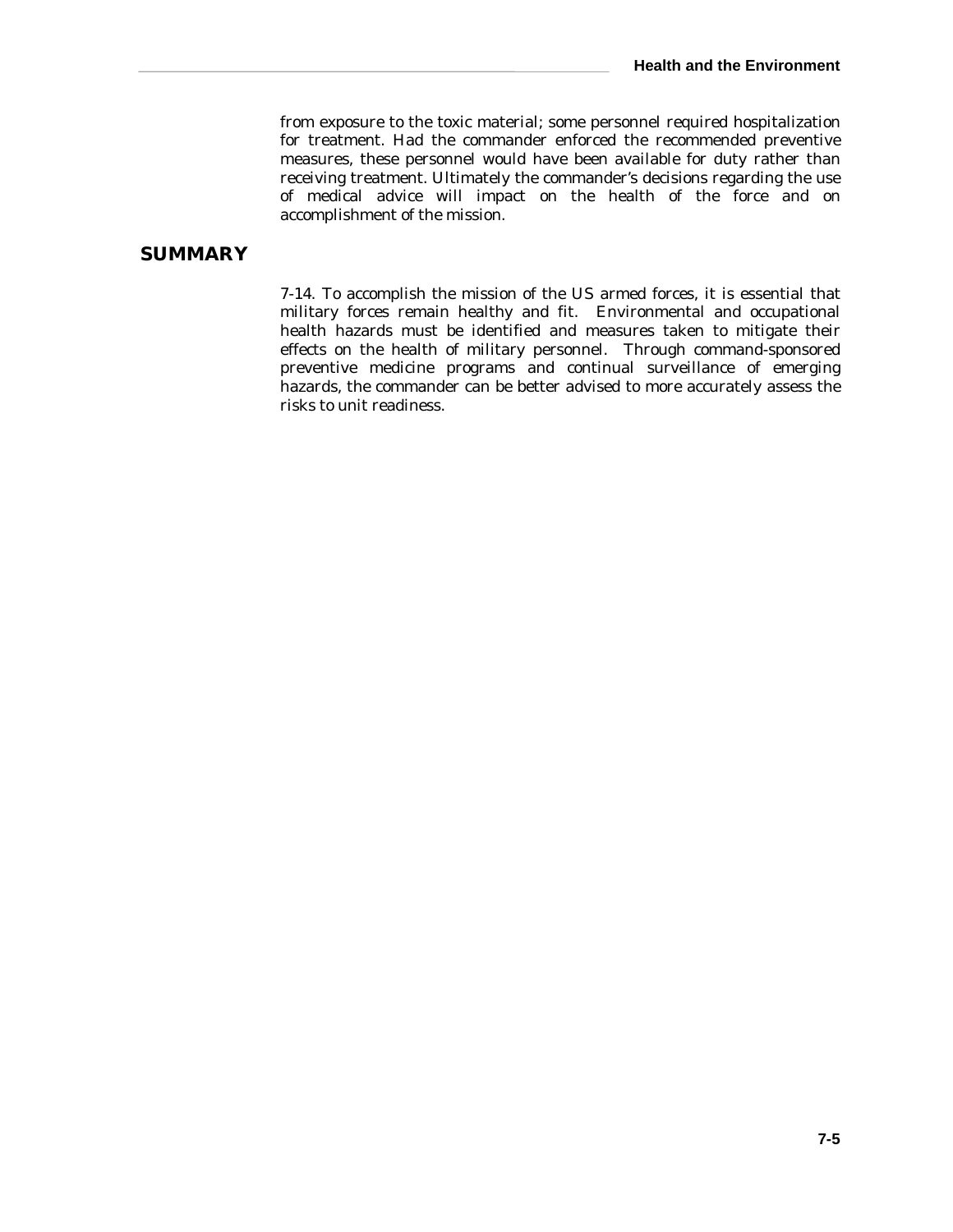from exposure to the toxic material; some personnel required hospitalization for treatment. Had the commander enforced the recommended preventive measures, these personnel would have been available for duty rather than receiving treatment. Ultimately the commander's decisions regarding the use of medical advice will impact on the health of the force and on accomplishment of the mission.

## SUMMARY

7-14. To accomplish the mission of the US armed forces, it is essential that military forces remain healthy and fit. Environmental and occupational health hazards must be identified and measures taken to mitigate their effects on the health of military personnel. Through command-sponsored preventive medicine programs and continual surveillance of emerging hazards, the commander can be better advised to more accurately assess the risks to unit readiness.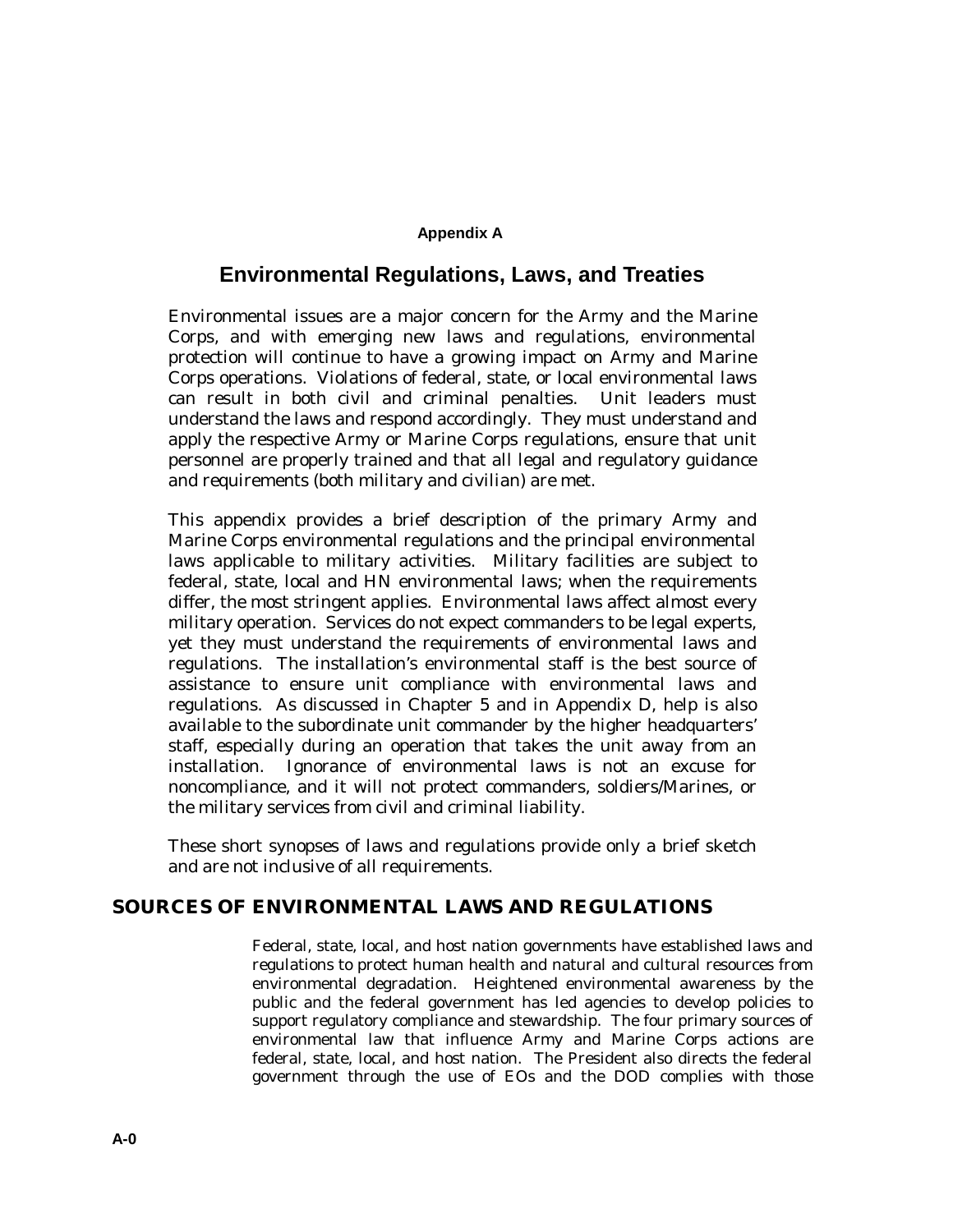## Appendix A

# Environmental Regulations, Laws, and Treaties

Environmental issues are a major concern for the Army and the Marine Corps, and with emerging new laws and regulations, environmental protection will continue to have a growing impact on Army and Marine Corps operations. Violations of federal, state, or local environmental laws can result in both civil and criminal penalties. Unit leaders must understand the laws and respond accordingly. They must understand and apply the respective Army or Marine Corps regulations, ensure that unit personnel are properly trained and that all legal and regulatory guidance and requirements (both military and civilian) are met.

This appendix provides a brief description of the primary Army and Marine Corps environmental regulations and the principal environmental laws applicable to military activities. Military facilities are subject to federal, state, local and HN environmental laws; when the requirements differ, the most stringent applies. Environmental laws affect almost every military operation. Services do not expect commanders to be legal experts, yet they must understand the requirements of environmental laws and regulations. The installation's environmental staff is the best source of assistance to ensure unit compliance with environmental laws and regulations. As discussed in Chapter 5 and in Appendix D, help is also available to the subordinate unit commander by the higher headquarters' staff, especially during an operation that takes the unit away from an installation. Ignorance of environmental laws is not an excuse for noncompliance, and it will not protect commanders, soldiers/Marines, or the military services from civil and criminal liability.

These short synopses of laws and regulations provide only a brief sketch and are not inclusive of all requirements.

## SOURCES OF ENVIRONMENTAL LAWS AND REGULATIONS

Federal, state, local, and host nation governments have established laws and regulations to protect human health and natural and cultural resources from environmental degradation. Heightened environmental awareness by the public and the federal government has led agencies to develop policies to support regulatory compliance and stewardship. The four primary sources of environmental law that influence Army and Marine Corps actions are federal, state, local, and host nation. The President also directs the federal government through the use of EOs and the DOD complies with those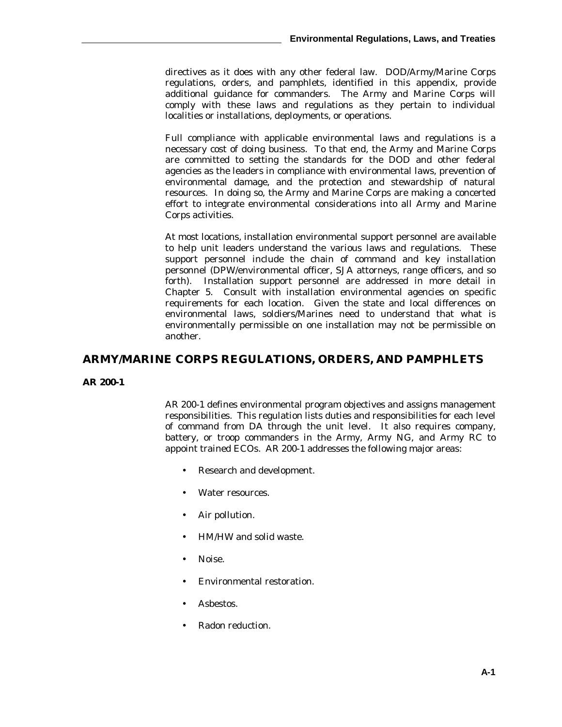directives as it does with any other federal law. DOD/Army/Marine Corps regulations, orders, and pamphlets, identified in this appendix, provide additional guidance for commanders. The Army and Marine Corps will comply with these laws and regulations as they pertain to individual localities or installations, deployments, or operations.

Full compliance with applicable environmental laws and regulations is a necessary cost of doing business. To that end, the Army and Marine Corps are committed to setting the standards for the DOD and other federal agencies as the leaders in compliance with environmental laws, prevention of environmental damage, and the protection and stewardship of natural resources. In doing so, the Army and Marine Corps are making a concerted effort to integrate environmental considerations into all Army and Marine Corps activities.

At most locations, installation environmental support personnel are available to help unit leaders understand the various laws and regulations. These support personnel include the chain of command and key installation personnel (DPW/environmental officer, SJA attorneys, range officers, and so forth). Installation support personnel are addressed in more detail in Chapter 5. Consult with installation environmental agencies on specific requirements for each location. Given the state and local differences on environmental laws, soldiers/Marines need to understand that what is environmentally permissible on one installation may not be permissible on another.

## ARMY/MARINE CORPS REGULATIONS, ORDERS, AND PAMPHLETS

### AR 200-1

AR 200-1 defines environmental program objectives and assigns management responsibilities. This regulation lists duties and responsibilities for each level of command from DA through the unit level. It also requires company, battery, or troop commanders in the Army, Army NG, and Army RC to appoint trained ECOs. AR 200-1 addresses the following major areas:

- Research and development.
- Water resources.
- Air pollution.
- HM/HW and solid waste.
- Noise.
- Environmental restoration.
- Asbestos.
- Radon reduction.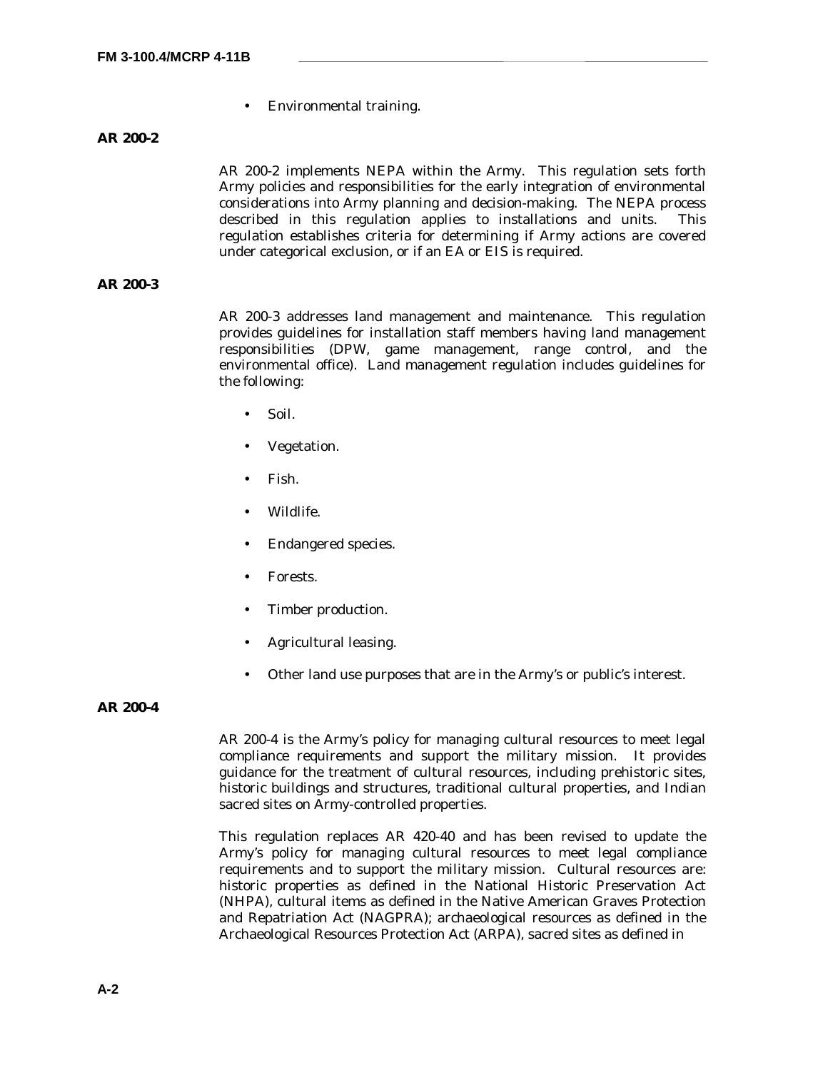- Environmental training.

## AR 200-2

AR 200-2 implements NEPA within the Army. This regulation sets forth Army policies and responsibilities for the early integration of environmental considerations into Army planning and decision-making. The NEPA process described in this regulation applies to installations and units. This regulation establishes criteria for determining if Army actions are covered under categorical exclusion, or if an EA or EIS is required.

## AR 200-3

AR 200-3 addresses land management and maintenance. This regulation provides guidelines for installation staff members having land management responsibilities (DPW, game management, range control, and the environmental office). Land management regulation includes guidelines for the following:

- Soil.
- Vegetation.
- Fish.
- Wildlife.
- Endangered species.
- Forests.
- Timber production.
- Agricultural leasing.
- Other land use purposes that are in the Army's or public's interest.

## AR 200-4

AR 200-4 is the Army's policy for managing cultural resources to meet legal compliance requirements and support the military mission. It provides guidance for the treatment of cultural resources, including prehistoric sites, historic buildings and structures, traditional cultural properties, and Indian sacred sites on Army-controlled properties.

This regulation replaces AR 420-40 and has been revised to update the Army's policy for managing cultural resources to meet legal compliance requirements and to support the military mission. Cultural resources are: historic properties as defined in the National Historic Preservation Act (NHPA), cultural items as defined in the Native American Graves Protection and Repatriation Act (NAGPRA); archaeological resources as defined in the Archaeological Resources Protection Act (ARPA), sacred sites as defined in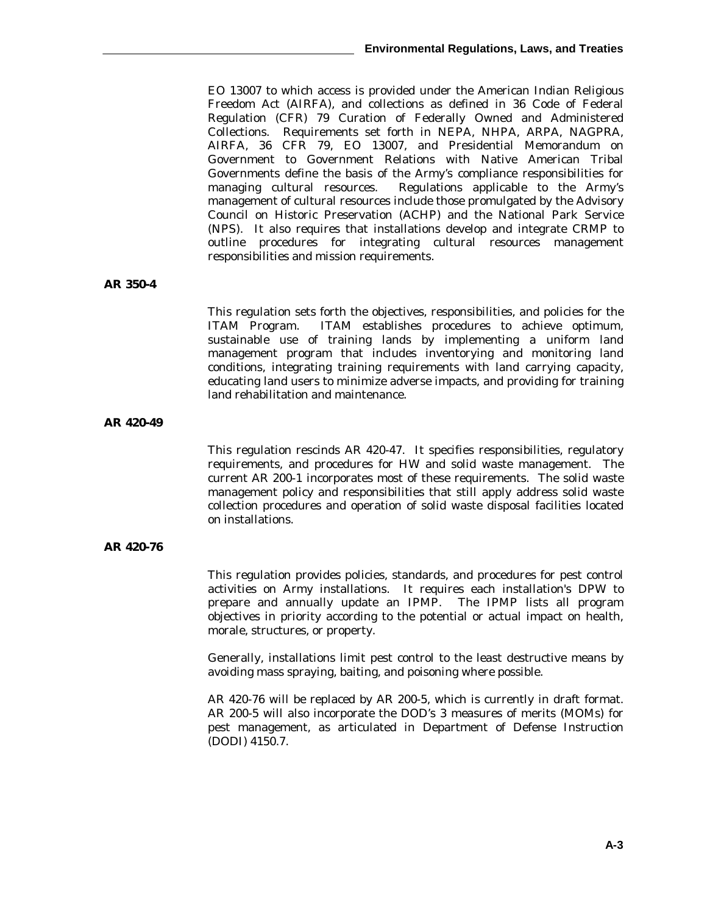EO 13007 to which access is provided under the American Indian Religious Freedom Act (AIRFA), and collections as defined in 36 Code of Federal Regulation (CFR) 79 Curation of Federally Owned and Administered Collections. Requirements set forth in NEPA, NHPA, ARPA, NAGPRA, AIRFA, 36 CFR 79, EO 13007, and Presidential Memorandum on Government to Government Relations with Native American Tribal Governments define the basis of the Army's compliance responsibilities for managing cultural resources. Regulations applicable to the Army's management of cultural resources include those promulgated by the Advisory Council on Historic Preservation (ACHP) and the National Park Service (NPS). It also requires that installations develop and integrate CRMP to outline procedures for integrating cultural resources management responsibilities and mission requirements.

**AR 350-4**

This regulation sets forth the objectives, responsibilities, and policies for the ITAM Program. ITAM establishes procedures to achieve optimum, sustainable use of training lands by implementing a uniform land management program that includes inventorying and monitoring land conditions, integrating training requirements with land carrying capacity, educating land users to minimize adverse impacts, and providing for training land rehabilitation and maintenance.

**AR 420-49**

This regulation rescinds AR 420-47. It specifies responsibilities, regulatory requirements, and procedures for HW and solid waste management. The current AR 200-1 incorporates most of these requirements. The solid waste management policy and responsibilities that still apply address solid waste collection procedures and operation of solid waste disposal facilities located on installations.

**AR 420-76**

This regulation provides policies, standards, and procedures for pest control activities on Army installations. It requires each installation's DPW to prepare and annually update an IPMP. The IPMP lists all program objectives in priority according to the potential or actual impact on health, morale, structures, or property.

Generally, installations limit pest control to the least destructive means by avoiding mass spraying, baiting, and poisoning where possible.

AR 420-76 will be replaced by AR 200-5, which is currently in draft format. AR 200-5 will also incorporate the DOD's 3 measures of merits (MOMs) for pest management, as articulated in Department of Defense Instruction (DODI) 4150.7.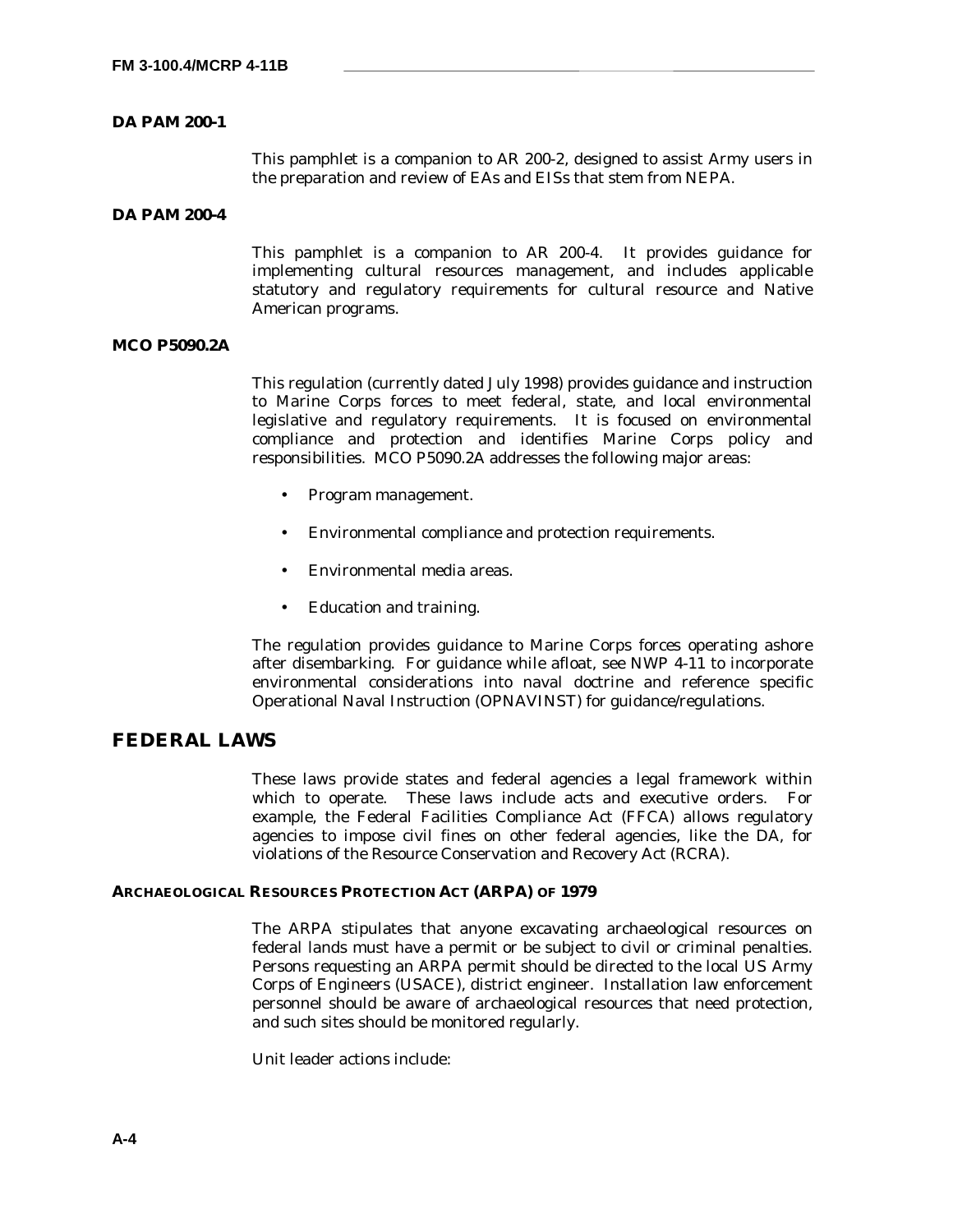### DA PAM 200-1

This pamphlet is a companion to AR 200-2, designed to assist Army users in the preparation and review of EAs and EISs that stem from NEPA.

### DA PAM 200-4

This pamphlet is a companion to AR 200-4. It provides guidance for implementing cultural resources management, and includes applicable statutory and regulatory requirements for cultural resource and Native American programs.

### MCO P5090.2A

This regulation (currently dated July 1998) provides guidance and instruction to Marine Corps forces to meet federal, state, and local environmental legislative and regulatory requirements. It is focused on environmental compliance and protection and identifies Marine Corps policy and responsibilities. MCO P5090.2A addresses the following major areas:

- Program management.
- Environmental compliance and protection requirements.
- Environmental media areas.
- Education and training.

The regulation provides guidance to Marine Corps forces operating ashore after disembarking. For guidance while afloat, see NWP 4-11 to incorporate environmental considerations into naval doctrine and reference specific Operational Naval Instruction (OPNAVINST) for guidance/regulations.

## FEDERAL LAWS

These laws provide states and federal agencies a legal framework within which to operate. These laws include acts and executive orders. For example, the Federal Facilities Compliance Act (FFCA) allows regulatory agencies to impose civil fines on other federal agencies, like the DA, for violations of the Resource Conservation and Recovery Act (RCRA).

### ARCHAEOLOGICAL RESOURCES PROTECTION ACT (ARPA) OF 1979

The ARPA stipulates that anyone excavating archaeological resources on federal lands must have a permit or be subject to civil or criminal penalties. Persons requesting an ARPA permit should be directed to the local US Army Corps of Engineers (USACE), district engineer. Installation law enforcement personnel should be aware of archaeological resources that need protection, and such sites should be monitored regularly.

Unit leader actions include: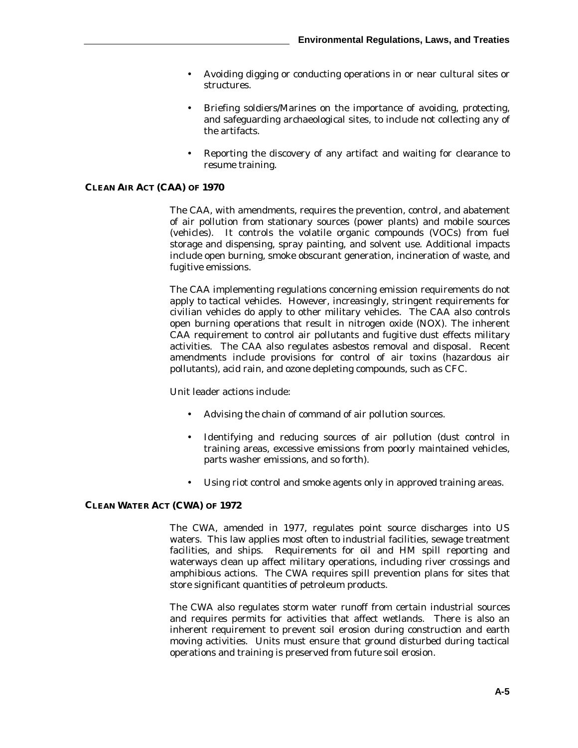- Avoiding digging or conducting operations in or near cultural sites or structures.

- Briefing soldiers/Marines on the importance of avoiding, protecting, and safeguarding archaeological sites, to include not collecting any of the artifacts.

- Reporting the discovery of any artifact and waiting for clearance to resume training.

### CLEAN AIR ACT (CAA) OF 1970

The CAA, with amendments, requires the prevention, control, and abatement of air pollution from stationary sources (power plants) and mobile sources (vehicles). It controls the volatile organic compounds (VOCs) from fuel storage and dispensing, spray painting, and solvent use. Additional impacts include open burning, smoke obscurant generation, incineration of waste, and fugitive emissions.

The CAA implementing regulations concerning emission requirements do not apply to tactical vehicles. However, increasingly, stringent requirements for civilian vehicles do apply to other military vehicles. The CAA also controls open burning operations that result in nitrogen oxide (NOX). The inherent CAA requirement to control air pollutants and fugitive dust effects military activities. The CAA also regulates asbestos removal and disposal. Recent amendments include provisions for control of air toxins (hazardous air pollutants), acid rain, and ozone depleting compounds, such as CFC.

Unit leader actions include:

- Advising the chain of command of air pollution sources.

- Identifying and reducing sources of air pollution (dust control in training areas, excessive emissions from poorly maintained vehicles, parts washer emissions, and so forth).

- Using riot control and smoke agents only in approved training areas.

### CLEAN WATER ACT (CWA) OF 1972

The CWA, amended in 1977, regulates point source discharges into US waters. This law applies most often to industrial facilities, sewage treatment facilities, and ships. Requirements for oil and HM spill reporting and waterways clean up affect military operations, including river crossings and amphibious actions. The CWA requires spill prevention plans for sites that store significant quantities of petroleum products.

The CWA also regulates storm water runoff from certain industrial sources and requires permits for activities that affect wetlands. There is also an inherent requirement to prevent soil erosion during construction and earth moving activities. Units must ensure that ground disturbed during tactical operations and training is preserved from future soil erosion.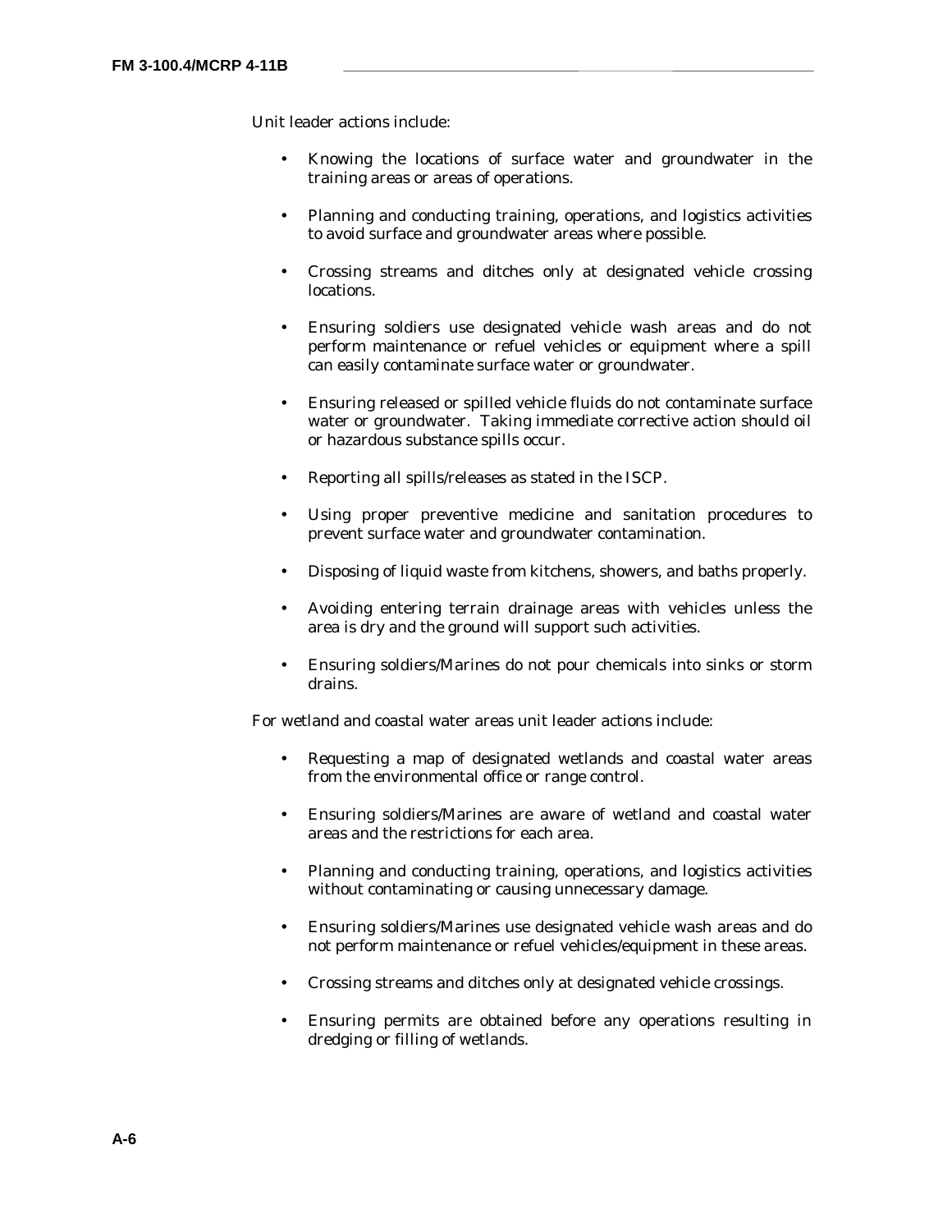Unit leader actions include:

- Knowing the locations of surface water and groundwater in the training areas or areas of operations.
- Planning and conducting training, operations, and logistics activities to avoid surface and groundwater areas where possible.
- Crossing streams and ditches only at designated vehicle crossing locations.
- Ensuring soldiers use designated vehicle wash areas and do not perform maintenance or refuel vehicles or equipment where a spill can easily contaminate surface water or groundwater.
- Ensuring released or spilled vehicle fluids do not contaminate surface water or groundwater. Taking immediate corrective action should oil or hazardous substance spills occur.
- Reporting all spills/releases as stated in the ISCP.
- Using proper preventive medicine and sanitation procedures to prevent surface water and groundwater contamination.
- Disposing of liquid waste from kitchens, showers, and baths properly.
- Avoiding entering terrain drainage areas with vehicles unless the area is dry and the ground will support such activities.
- Ensuring soldiers/Marines do not pour chemicals into sinks or storm drains.

For wetland and coastal water areas unit leader actions include:

- Requesting a map of designated wetlands and coastal water areas from the environmental office or range control.
- Ensuring soldiers/Marines are aware of wetland and coastal water areas and the restrictions for each area.
- Planning and conducting training, operations, and logistics activities without contaminating or causing unnecessary damage.
- Ensuring soldiers/Marines use designated vehicle wash areas and do not perform maintenance or refuel vehicles/equipment in these areas.
- Crossing streams and ditches only at designated vehicle crossings.
- Ensuring permits are obtained before any operations resulting in dredging or filling of wetlands.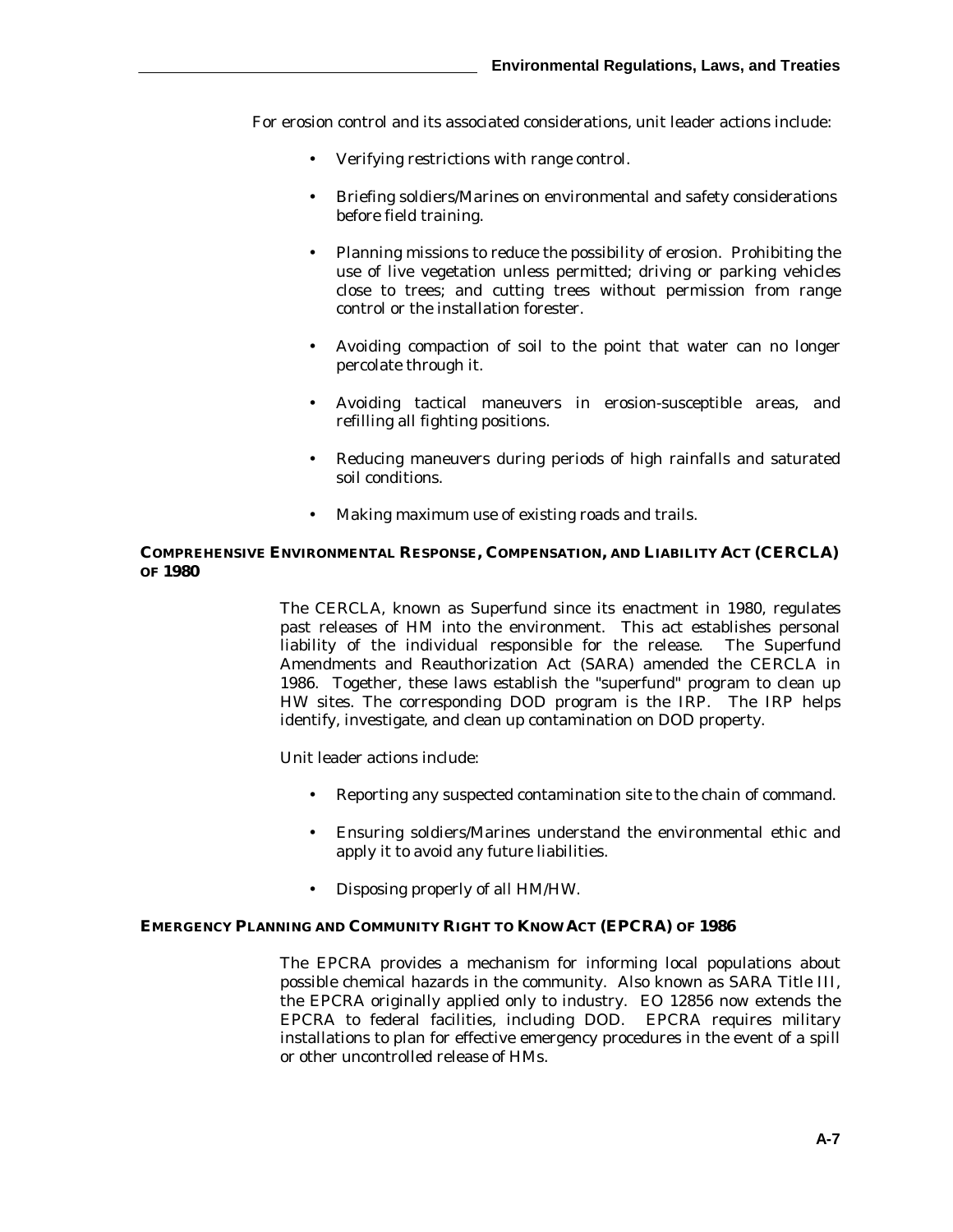For erosion control and its associated considerations, unit leader actions include:

- Verifying restrictions with range control.
- Briefing soldiers/Marines on environmental and safety considerations before field training.
- Planning missions to reduce the possibility of erosion. Prohibiting the use of live vegetation unless permitted; driving or parking vehicles close to trees; and cutting trees without permission from range control or the installation forester.
- Avoiding compaction of soil to the point that water can no longer percolate through it.
- Avoiding tactical maneuvers in erosion-susceptible areas, and refilling all fighting positions.
- Reducing maneuvers during periods of high rainfalls and saturated soil conditions.
- Making maximum use of existing roads and trails.

### COMPREHENSIVE ENVIRONMENTAL RESPONSE, COMPENSATION, AND LIABILITY ACT (CERCLA) OF 1980

The CERCLA, known as Superfund since its enactment in 1980, regulates past releases of HM into the environment. This act establishes personal liability of the individual responsible for the release. The Superfund Amendments and Reauthorization Act (SARA) amended the CERCLA in 1986. Together, these laws establish the "superfund" program to clean up HW sites. The corresponding DOD program is the IRP. The IRP helps identify, investigate, and clean up contamination on DOD property.

Unit leader actions include:

- Reporting any suspected contamination site to the chain of command.
- Ensuring soldiers/Marines understand the environmental ethic and apply it to avoid any future liabilities.
- Disposing properly of all HM/HW.

### EMERGENCY PLANNING AND COMMUNITY RIGHT TO KNOW ACT (EPCRA) OF 1986

The EPCRA provides a mechanism for informing local populations about possible chemical hazards in the community. Also known as SARA Title III, the EPCRA originally applied only to industry. EO 12856 now extends the EPCRA to federal facilities, including DOD. EPCRA requires military installations to plan for effective emergency procedures in the event of a spill or other uncontrolled release of HMs.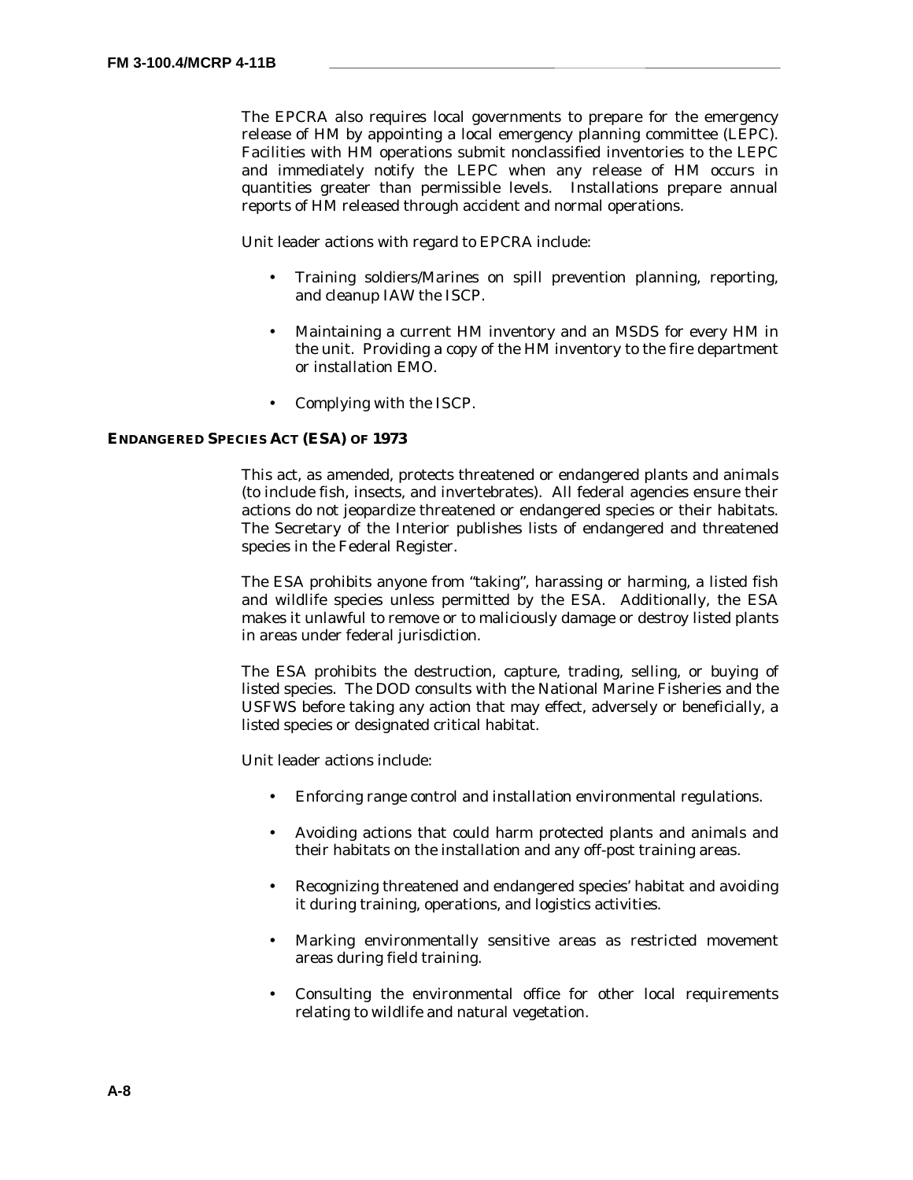The EPCRA also requires local governments to prepare for the emergency release of HM by appointing a local emergency planning committee (LEPC). Facilities with HM operations submit nonclassified inventories to the LEPC and immediately notify the LEPC when any release of HM occurs in quantities greater than permissible levels. Installations prepare annual reports of HM released through accident and normal operations.

Unit leader actions with regard to EPCRA include:

- Training soldiers/Marines on spill prevention planning, reporting, and cleanup IAW the ISCP.
- Maintaining a current HM inventory and an MSDS for every HM in the unit. Providing a copy of the HM inventory to the fire department or installation EMO.
- Complying with the ISCP.

## ENDANGERED SPECIES ACT (ESA) OF 1973

This act, as amended, protects threatened or endangered plants and animals (to include fish, insects, and invertebrates). All federal agencies ensure their actions do not jeopardize threatened or endangered species or their habitats. The Secretary of the Interior publishes lists of endangered and threatened species in the Federal Register.

The ESA prohibits anyone from "taking", harassing or harming, a listed fish and wildlife species unless permitted by the ESA. Additionally, the ESA makes it unlawful to remove or to maliciously damage or destroy listed plants in areas under federal jurisdiction.

The ESA prohibits the destruction, capture, trading, selling, or buying of listed species. The DOD consults with the National Marine Fisheries and the USFWS before taking any action that may effect, adversely or beneficially, a listed species or designated critical habitat.

Unit leader actions include:

- Enforcing range control and installation environmental regulations.
- Avoiding actions that could harm protected plants and animals and their habitats on the installation and any off-post training areas.
- Recognizing threatened and endangered species' habitat and avoiding it during training, operations, and logistics activities.
- Marking environmentally sensitive areas as restricted movement areas during field training.
- Consulting the environmental office for other local requirements relating to wildlife and natural vegetation.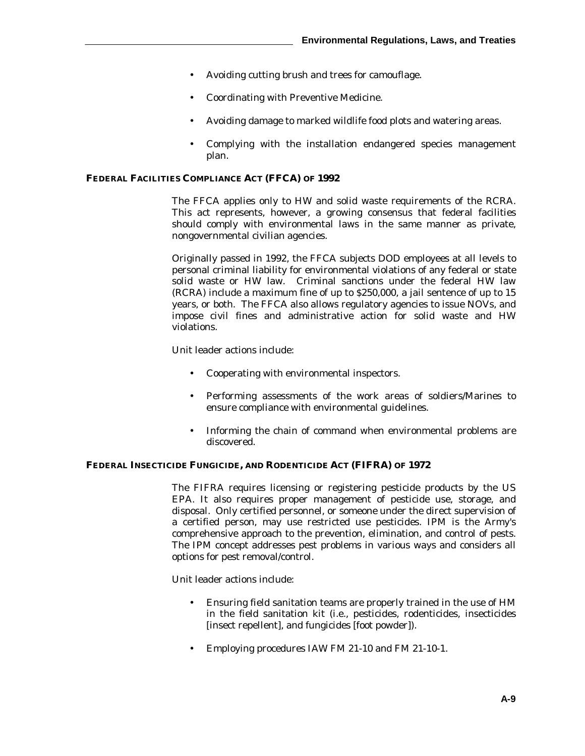- Avoiding cutting brush and trees for camouflage.
- Coordinating with Preventive Medicine.
- Avoiding damage to marked wildlife food plots and watering areas.
- Complying with the installation endangered species management plan.

## FEDERAL FACILITIES COMPLIANCE ACT (FFCA) OF 1992

The FFCA applies only to HW and solid waste requirements of the RCRA. This act represents, however, a growing consensus that federal facilities should comply with environmental laws in the same manner as private, nongovernmental civilian agencies.

Originally passed in 1992, the FFCA subjects DOD employees at all levels to personal criminal liability for environmental violations of any federal or state solid waste or HW law. Criminal sanctions under the federal HW law (RCRA) include a maximum fine of up to $250,000, a jail sentence of up to 15 years, or both. The FFCA also allows regulatory agencies to issue NOVs, and impose civil fines and administrative action for solid waste and HW violations.

Unit leader actions include:

- Cooperating with environmental inspectors.
- Performing assessments of the work areas of soldiers/Marines to ensure compliance with environmental guidelines.
- Informing the chain of command when environmental problems are discovered.

## FEDERAL INSECTICIDE FUNGICIDE, AND RODENTICIDE ACT (FIFRA) OF 1972

The FIFRA requires licensing or registering pesticide products by the US EPA. It also requires proper management of pesticide use, storage, and disposal. Only certified personnel, or someone under the direct supervision of a certified person, may use restricted use pesticides. IPM is the Army's comprehensive approach to the prevention, elimination, and control of pests. The IPM concept addresses pest problems in various ways and considers all options for pest removal/control.

Unit leader actions include:

- Ensuring field sanitation teams are properly trained in the use of HM in the field sanitation kit (i.e., pesticides, rodenticides, insecticides [insect repellent], and fungicides [foot powder]).
- Employing procedures IAW FM 21-10 and FM 21-10-1.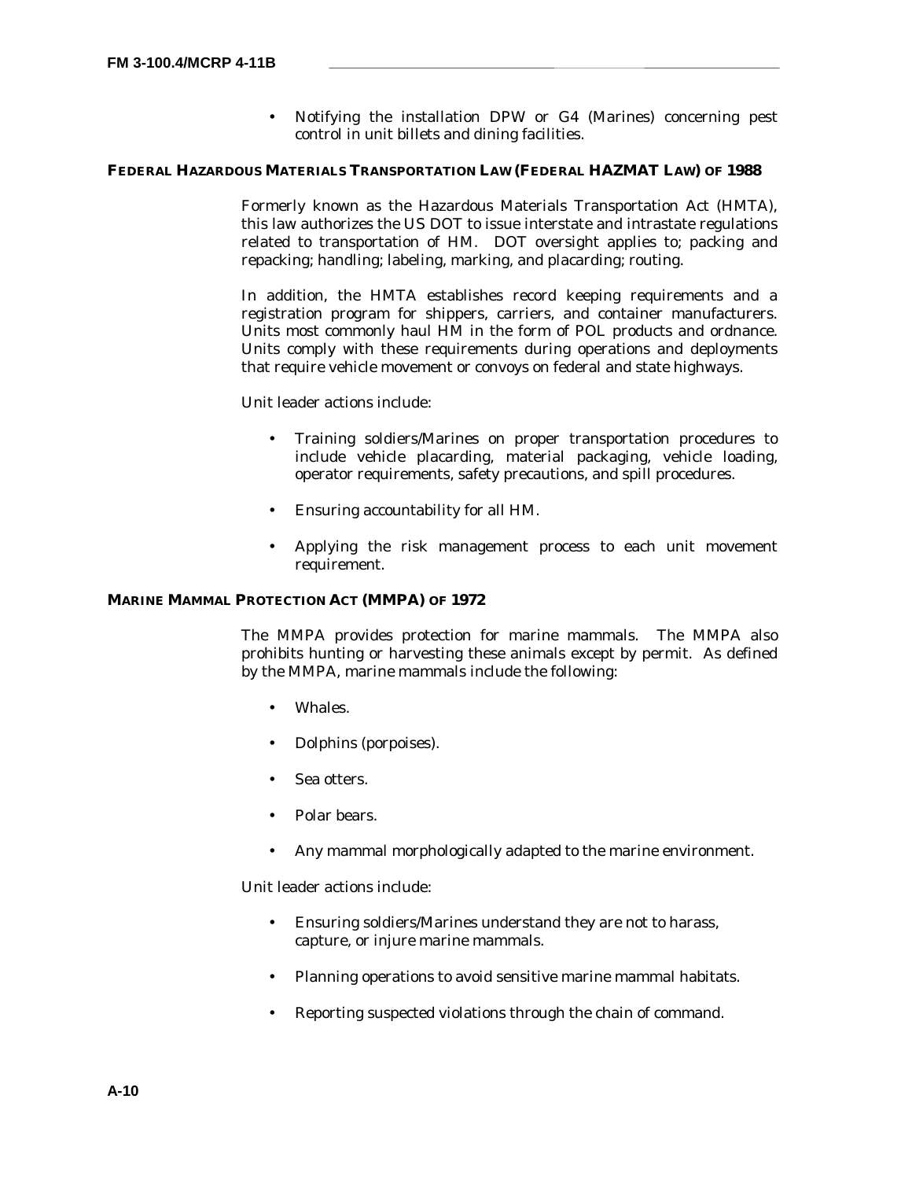- Notifying the installation DPW or G4 (Marines) concerning pest control in unit billets and dining facilities.

### FEDERAL HAZARDOUS MATERIALS TRANSPORTATION LAW (FEDERAL HAZMAT LAW) OF 1988

Formerly known as the Hazardous Materials Transportation Act (HMTA), this law authorizes the US DOT to issue interstate and intrastate regulations related to transportation of HM. DOT oversight applies to; packing and repacking; handling; labeling, marking, and placarding; routing.

In addition, the HMTA establishes record keeping requirements and a registration program for shippers, carriers, and container manufacturers. Units most commonly haul HM in the form of POL products and ordnance. Units comply with these requirements during operations and deployments that require vehicle movement or convoys on federal and state highways.

Unit leader actions include:

- Training soldiers/Marines on proper transportation procedures to include vehicle placarding, material packaging, vehicle loading, operator requirements, safety precautions, and spill procedures.
- Ensuring accountability for all HM.
- Applying the risk management process to each unit movement requirement.

### MARINE MAMMAL PROTECTION ACT (MMPA) OF 1972

The MMPA provides protection for marine mammals. The MMPA also prohibits hunting or harvesting these animals except by permit. As defined by the MMPA, marine mammals include the following:

- Whales.
- Dolphins (porpoises).
- Sea otters.
- Polar bears.
- Any mammal morphologically adapted to the marine environment.

Unit leader actions include:

- Ensuring soldiers/Marines understand they are not to harass, capture, or injure marine mammals.
- Planning operations to avoid sensitive marine mammal habitats.
- Reporting suspected violations through the chain of command.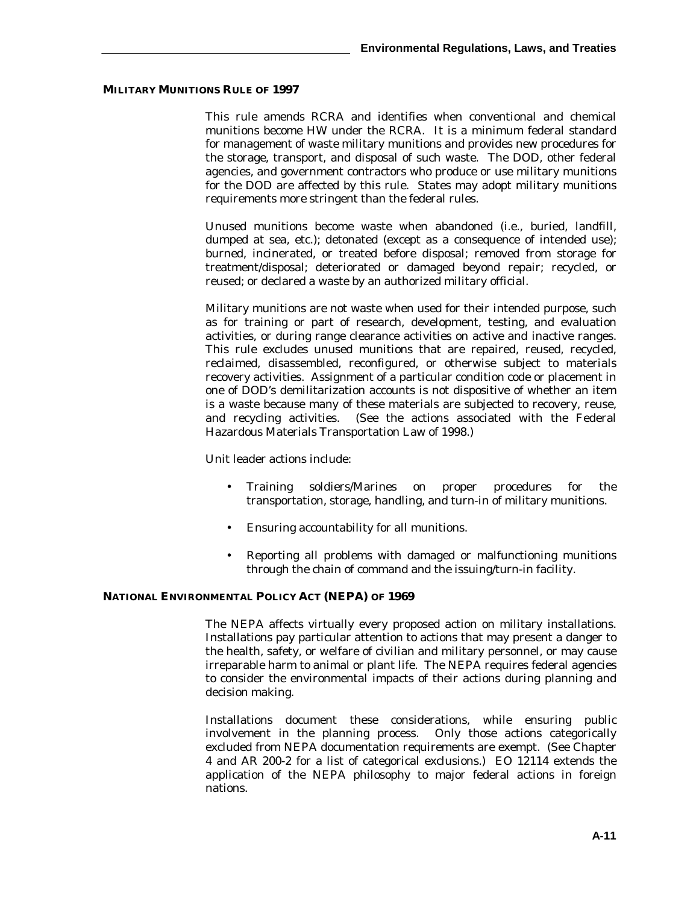## MILITARY MUNITIONS RULE OF 1997

This rule amends RCRA and identifies when conventional and chemical munitions become HW under the RCRA. It is a minimum federal standard for management of waste military munitions and provides new procedures for the storage, transport, and disposal of such waste. The DOD, other federal agencies, and government contractors who produce or use military munitions for the DOD are affected by this rule. States may adopt military munitions requirements more stringent than the federal rules.

Unused munitions become waste when abandoned (i.e., buried, landfill, dumped at sea, etc.); detonated (except as a consequence of intended use); burned, incinerated, or treated before disposal; removed from storage for treatment/disposal; deteriorated or damaged beyond repair; recycled, or reused; or declared a waste by an authorized military official.

Military munitions are not waste when used for their intended purpose, such as for training or part of research, development, testing, and evaluation activities, or during range clearance activities on active and inactive ranges. This rule excludes unused munitions that are repaired, reused, recycled, reclaimed, disassembled, reconfigured, or otherwise subject to materials recovery activities. Assignment of a particular condition code or placement in one of DOD's demilitarization accounts is not dispositive of whether an item is a waste because many of these materials are subjected to recovery, reuse, and recycling activities. (See the actions associated with the Federal Hazardous Materials Transportation Law of 1998.)

Unit leader actions include:

- Training soldiers/Marines on proper procedures for the transportation, storage, handling, and turn-in of military munitions.
- Ensuring accountability for all munitions.
- Reporting all problems with damaged or malfunctioning munitions through the chain of command and the issuing/turn-in facility.

## NATIONAL ENVIRONMENTAL POLICY ACT (NEPA) OF 1969

The NEPA affects virtually every proposed action on military installations. Installations pay particular attention to actions that may present a danger to the health, safety, or welfare of civilian and military personnel, or may cause irreparable harm to animal or plant life. The NEPA requires federal agencies to consider the environmental impacts of their actions during planning and decision making.

Installations document these considerations, while ensuring public involvement in the planning process. Only those actions categorically excluded from NEPA documentation requirements are exempt. (See Chapter 4 and AR 200-2 for a list of categorical exclusions.) EO 12114 extends the application of the NEPA philosophy to major federal actions in foreign nations.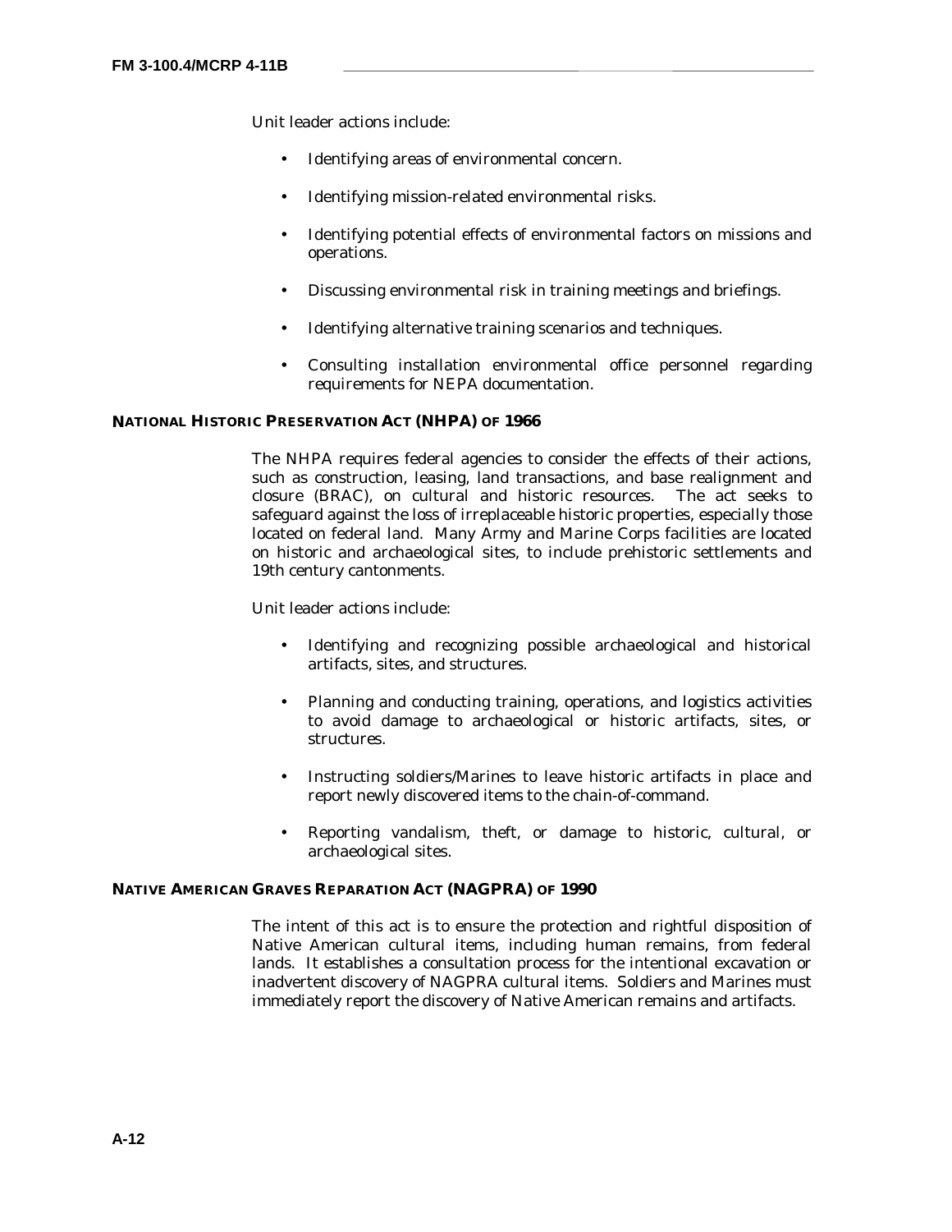Unit leader actions include:

- Identifying areas of environmental concern.
- Identifying mission-related environmental risks.
- Identifying potential effects of environmental factors on missions and operations.
- Discussing environmental risk in training meetings and briefings.
- Identifying alternative training scenarios and techniques.
- Consulting installation environmental office personnel regarding requirements for NEPA documentation.

### NATIONAL HISTORIC PRESERVATION ACT (NHPA) OF 1966

The NHPA requires federal agencies to consider the effects of their actions, such as construction, leasing, land transactions, and base realignment and closure (BRAC), on cultural and historic resources. The act seeks to safeguard against the loss of irreplaceable historic properties, especially those located on federal land. Many Army and Marine Corps facilities are located on historic and archaeological sites, to include prehistoric settlements and 19th century cantonments.

Unit leader actions include:

- Identifying and recognizing possible archaeological and historical artifacts, sites, and structures.
- Planning and conducting training, operations, and logistics activities to avoid damage to archaeological or historic artifacts, sites, or structures.
- Instructing soldiers/Marines to leave historic artifacts in place and report newly discovered items to the chain-of-command.
- Reporting vandalism, theft, or damage to historic, cultural, or archaeological sites.

### NATIVE AMERICAN GRAVES REPARATION ACT (NAGPRA) OF 1990

The intent of this act is to ensure the protection and rightful disposition of Native American cultural items, including human remains, from federal lands. It establishes a consultation process for the intentional excavation or inadvertent discovery of NAGPRA cultural items. Soldiers and Marines must immediately report the discovery of Native American remains and artifacts.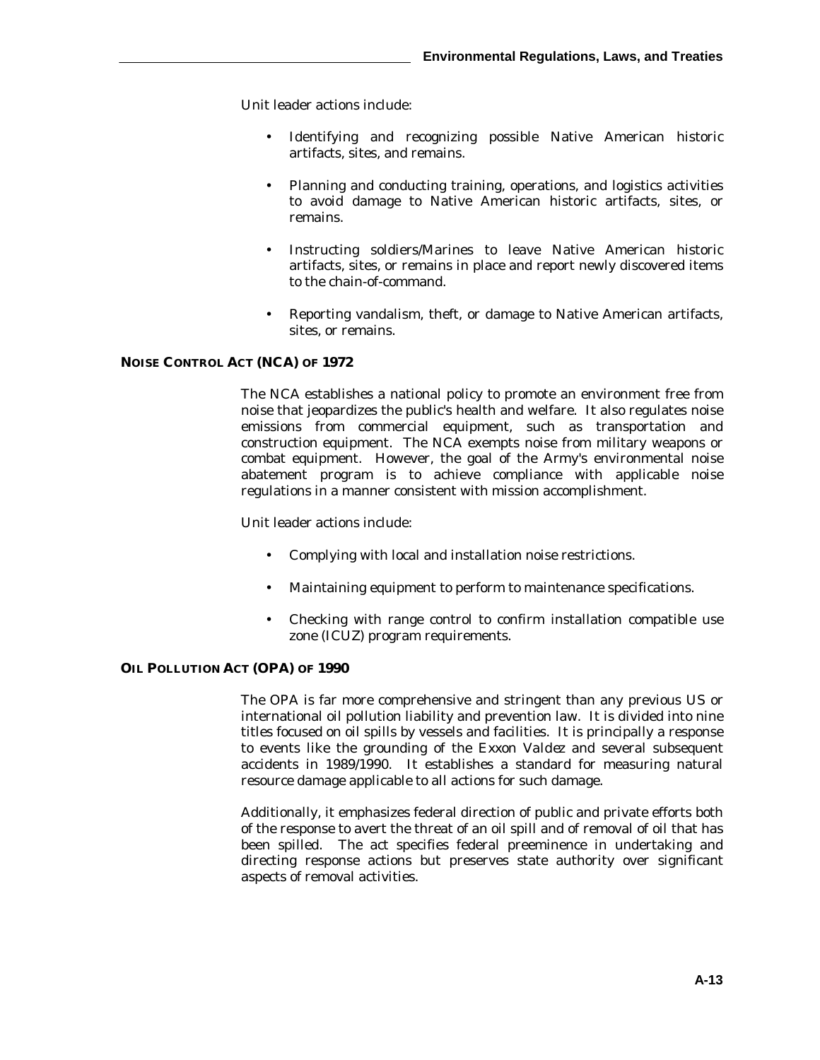Unit leader actions include:

- Identifying and recognizing possible Native American historic artifacts, sites, and remains.
- Planning and conducting training, operations, and logistics activities to avoid damage to Native American historic artifacts, sites, or remains.
- Instructing soldiers/Marines to leave Native American historic artifacts, sites, or remains in place and report newly discovered items to the chain-of-command.
- Reporting vandalism, theft, or damage to Native American artifacts, sites, or remains.

## NOISE CONTROL ACT (NCA) OF 1972

The NCA establishes a national policy to promote an environment free from noise that jeopardizes the public's health and welfare. It also regulates noise emissions from commercial equipment, such as transportation and construction equipment. The NCA exempts noise from military weapons or combat equipment. However, the goal of the Army's environmental noise abatement program is to achieve compliance with applicable noise regulations in a manner consistent with mission accomplishment.

Unit leader actions include:

- Complying with local and installation noise restrictions.
- Maintaining equipment to perform to maintenance specifications.
- Checking with range control to confirm installation compatible use zone (ICUZ) program requirements.

## OIL POLLUTION ACT (OPA) OF 1990

The OPA is far more comprehensive and stringent than any previous US or international oil pollution liability and prevention law. It is divided into nine titles focused on oil spills by vessels and facilities. It is principally a response to events like the grounding of the *Exxon Valdez* and several subsequent accidents in 1989/1990. It establishes a standard for measuring natural resource damage applicable to all actions for such damage.

Additionally, it emphasizes federal direction of public and private efforts both of the response to avert the threat of an oil spill and of removal of oil that has been spilled. The act specifies federal preeminence in undertaking and directing response actions but preserves state authority over significant aspects of removal activities.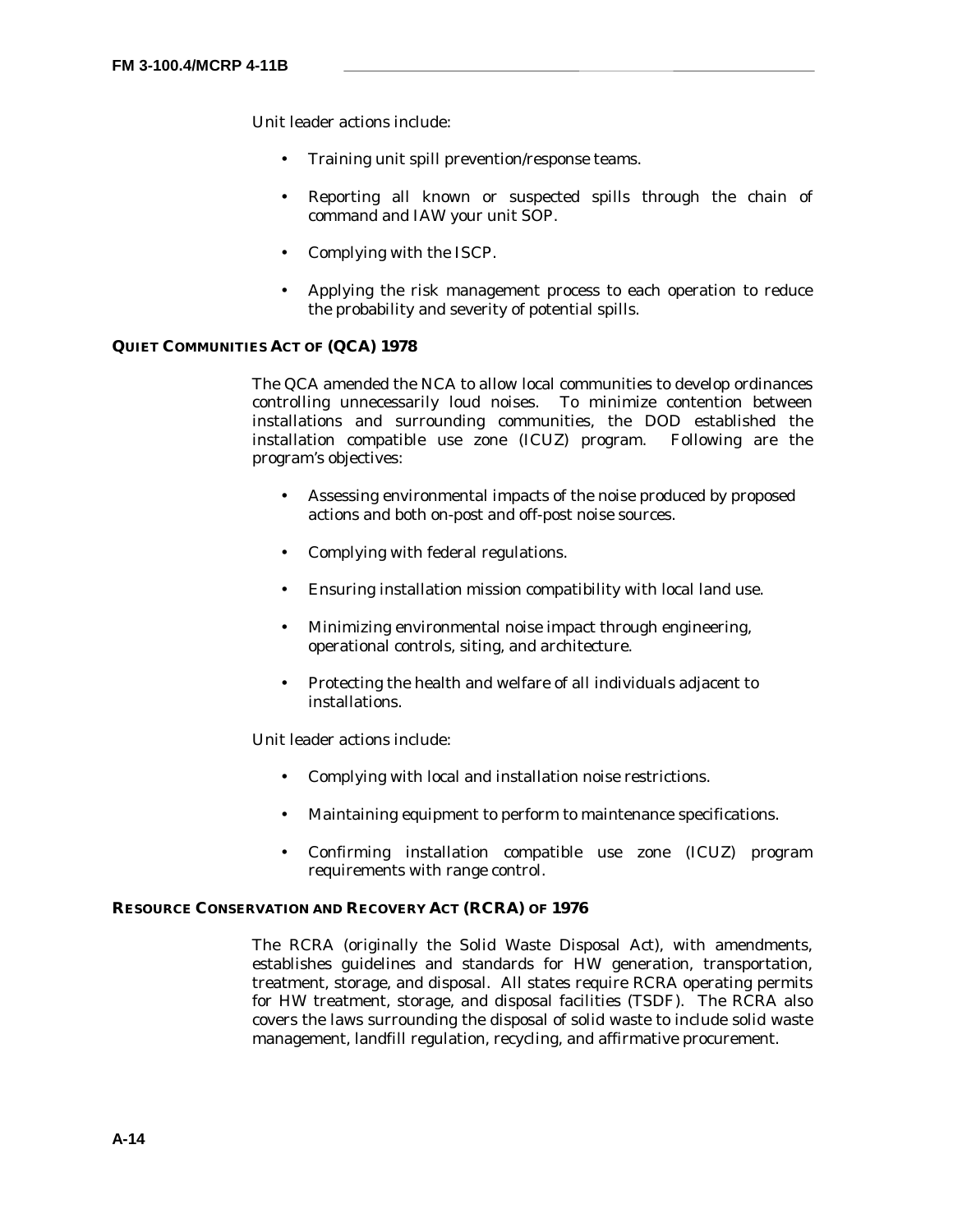Unit leader actions include:

- Training unit spill prevention/response teams.
- Reporting all known or suspected spills through the chain of command and IAW your unit SOP.
- Complying with the ISCP.
- Applying the risk management process to each operation to reduce the probability and severity of potential spills.

### QUIET COMMUNITIES ACT OF (QCA) 1978

The QCA amended the NCA to allow local communities to develop ordinances controlling unnecessarily loud noises. To minimize contention between installations and surrounding communities, the DOD established the installation compatible use zone (ICUZ) program. Following are the program's objectives:

- Assessing environmental impacts of the noise produced by proposed actions and both on-post and off-post noise sources.
- Complying with federal regulations.
- Ensuring installation mission compatibility with local land use.
- Minimizing environmental noise impact through engineering, operational controls, siting, and architecture.
- Protecting the health and welfare of all individuals adjacent to installations.

Unit leader actions include:

- Complying with local and installation noise restrictions.
- Maintaining equipment to perform to maintenance specifications.
- Confirming installation compatible use zone (ICUZ) program requirements with range control.

### RESOURCE CONSERVATION AND RECOVERY ACT (RCRA) OF 1976

The RCRA (originally the Solid Waste Disposal Act), with amendments, establishes guidelines and standards for HW generation, transportation, treatment, storage, and disposal. All states require RCRA operating permits for HW treatment, storage, and disposal facilities (TSDF). The RCRA also covers the laws surrounding the disposal of solid waste to include solid waste management, landfill regulation, recycling, and affirmative procurement.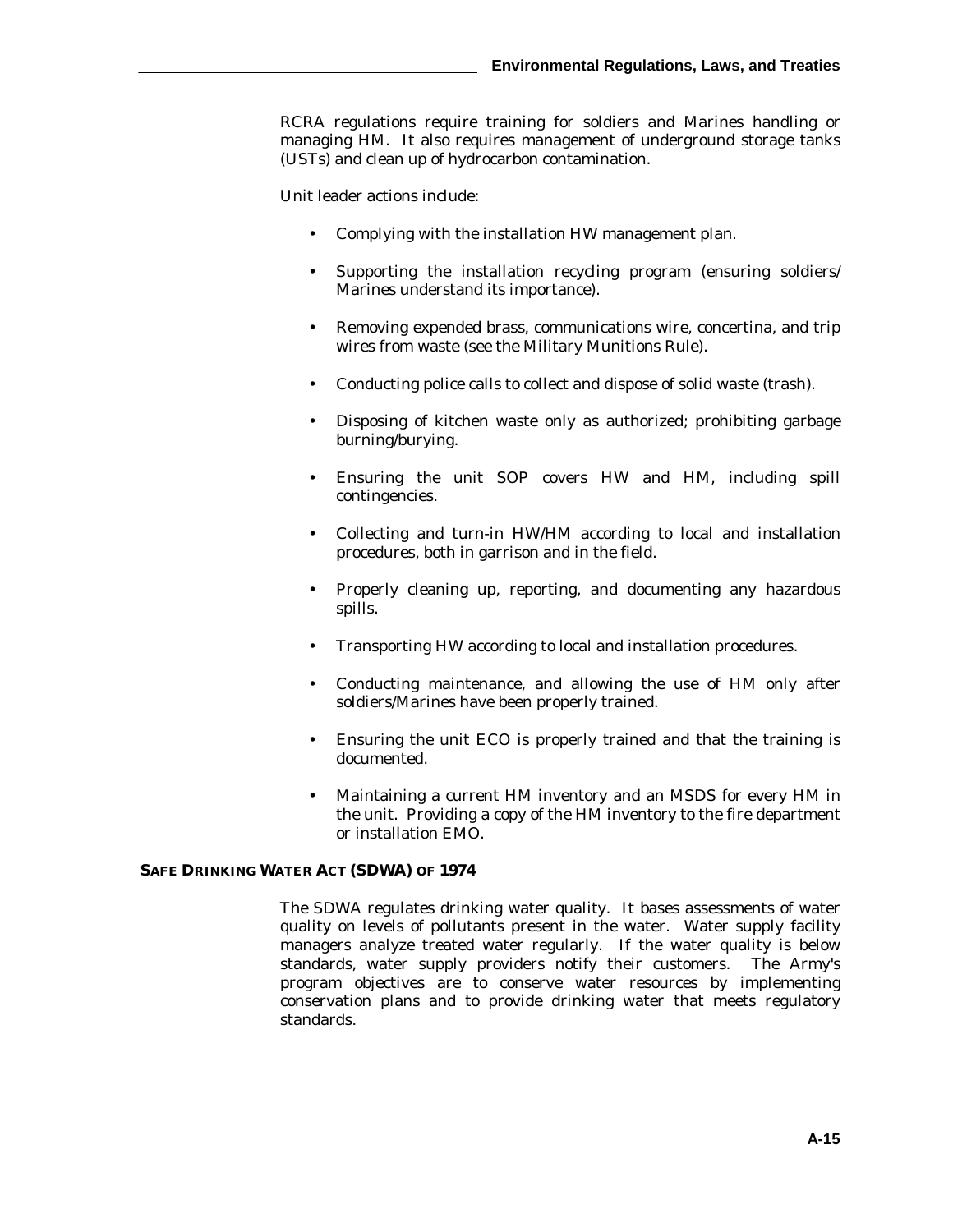RCRA regulations require training for soldiers and Marines handling or managing HM. It also requires management of underground storage tanks (USTs) and clean up of hydrocarbon contamination.

Unit leader actions include:

- Complying with the installation HW management plan.
- Supporting the installation recycling program (ensuring soldiers/ Marines understand its importance).
- Removing expended brass, communications wire, concertina, and trip wires from waste (see the Military Munitions Rule).
- Conducting police calls to collect and dispose of solid waste (trash).
- Disposing of kitchen waste only as authorized; prohibiting garbage burning/burying.
- Ensuring the unit SOP covers HW and HM, including spill contingencies.
- Collecting and turn-in HW/HM according to local and installation procedures, both in garrison and in the field.
- Properly cleaning up, reporting, and documenting any hazardous spills.
- Transporting HW according to local and installation procedures.
- Conducting maintenance, and allowing the use of HM only after soldiers/Marines have been properly trained.
- Ensuring the unit ECO is properly trained and that the training is documented.
- Maintaining a current HM inventory and an MSDS for every HM in the unit. Providing a copy of the HM inventory to the fire department or installation EMO.

## SAFE DRINKING WATER ACT (SDWA) OF 1974

The SDWA regulates drinking water quality. It bases assessments of water quality on levels of pollutants present in the water. Water supply facility managers analyze treated water regularly. If the water quality is below standards, water supply providers notify their customers. The Army's program objectives are to conserve water resources by implementing conservation plans and to provide drinking water that meets regulatory standards.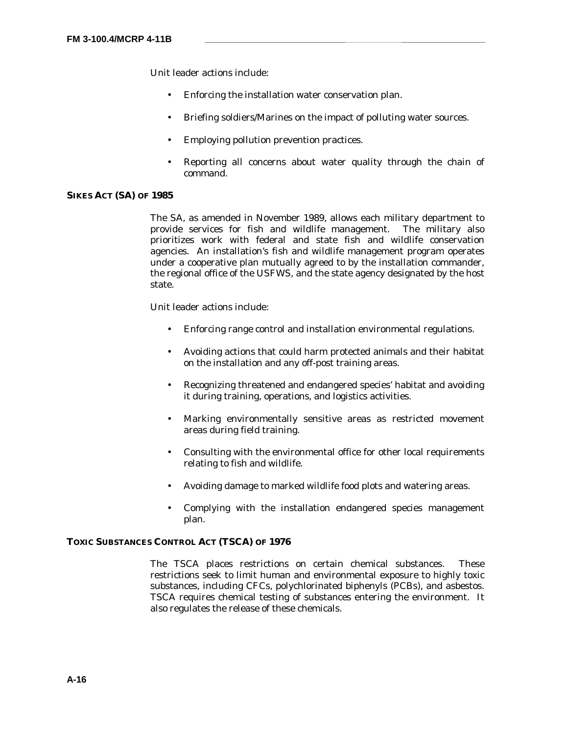Unit leader actions include:

- Enforcing the installation water conservation plan.
- Briefing soldiers/Marines on the impact of polluting water sources.
- Employing pollution prevention practices.
- Reporting all concerns about water quality through the chain of command.

## SIKES ACT (SA) OF 1985

The SA, as amended in November 1989, allows each military department to provide services for fish and wildlife management. The military also prioritizes work with federal and state fish and wildlife conservation agencies. An installation's fish and wildlife management program operates under a cooperative plan mutually agreed to by the installation commander, the regional office of the USFWS, and the state agency designated by the host state.

Unit leader actions include:

- Enforcing range control and installation environmental regulations.
- Avoiding actions that could harm protected animals and their habitat on the installation and any off-post training areas.
- Recognizing threatened and endangered species' habitat and avoiding it during training, operations, and logistics activities.
- Marking environmentally sensitive areas as restricted movement areas during field training.
- Consulting with the environmental office for other local requirements relating to fish and wildlife.
- Avoiding damage to marked wildlife food plots and watering areas.
- Complying with the installation endangered species management plan.

## TOXIC SUBSTANCES CONTROL ACT (TSCA) OF 1976

The TSCA places restrictions on certain chemical substances. These restrictions seek to limit human and environmental exposure to highly toxic substances, including CFCs, polychlorinated biphenyls (PCBs), and asbestos. TSCA requires chemical testing of substances entering the environment. It also regulates the release of these chemicals.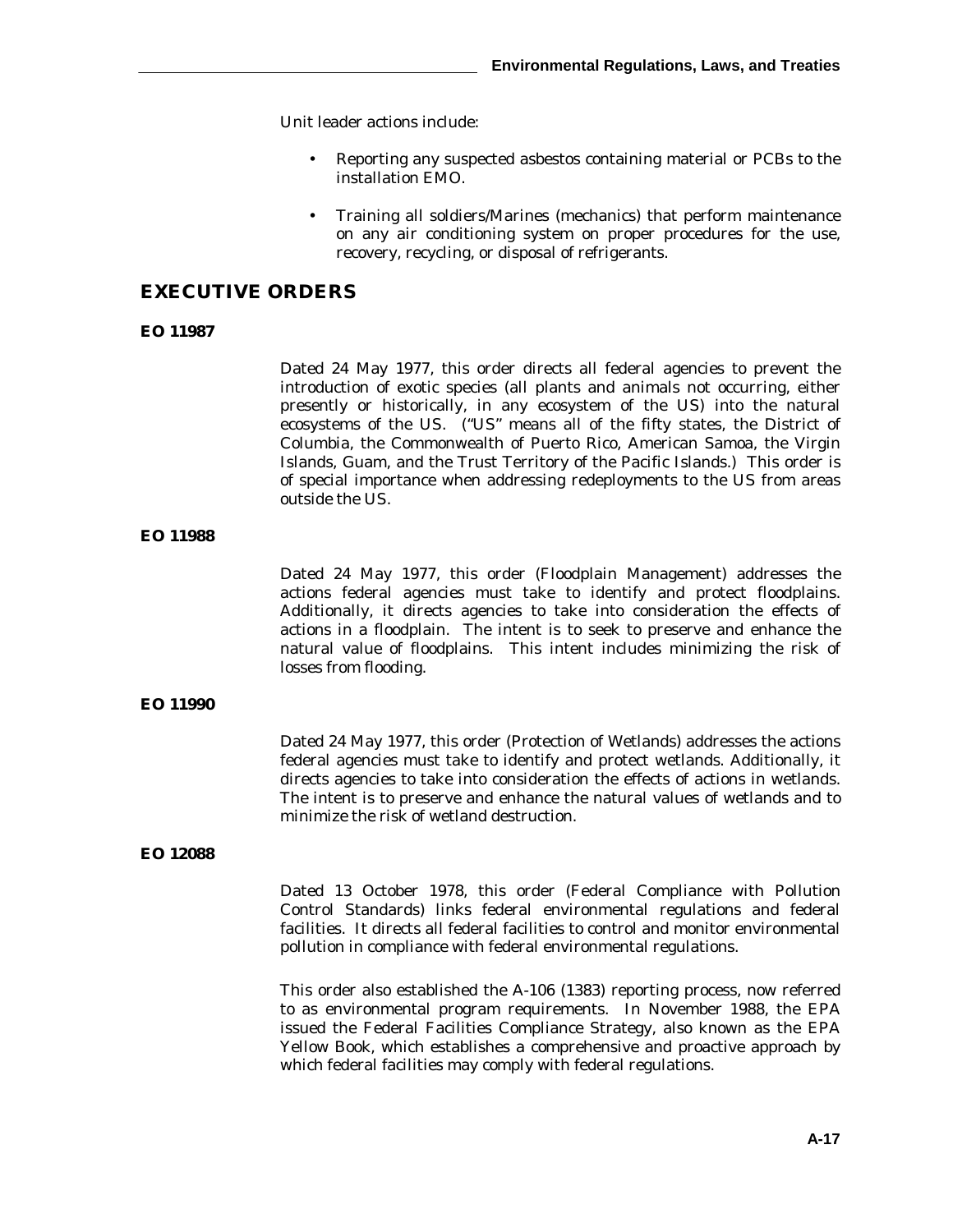Unit leader actions include:

- Reporting any suspected asbestos containing material or PCBs to the installation EMO.
- Training all soldiers/Marines (mechanics) that perform maintenance on any air conditioning system on proper procedures for the use, recovery, recycling, or disposal of refrigerants.

## EXECUTIVE ORDERS

### EO 11987

Dated 24 May 1977, this order directs all federal agencies to prevent the introduction of exotic species (all plants and animals not occurring, either presently or historically, in any ecosystem of the US) into the natural ecosystems of the US. ("US" means all of the fifty states, the District of Columbia, the Commonwealth of Puerto Rico, American Samoa, the Virgin Islands, Guam, and the Trust Territory of the Pacific Islands.) This order is of special importance when addressing redeployments to the US from areas outside the US.

### EO 11988

Dated 24 May 1977, this order (Floodplain Management) addresses the actions federal agencies must take to identify and protect floodplains. Additionally, it directs agencies to take into consideration the effects of actions in a floodplain. The intent is to seek to preserve and enhance the natural value of floodplains. This intent includes minimizing the risk of losses from flooding.

### EO 11990

Dated 24 May 1977, this order (Protection of Wetlands) addresses the actions federal agencies must take to identify and protect wetlands. Additionally, it directs agencies to take into consideration the effects of actions in wetlands. The intent is to preserve and enhance the natural values of wetlands and to minimize the risk of wetland destruction.

### EO 12088

Dated 13 October 1978, this order (Federal Compliance with Pollution Control Standards) links federal environmental regulations and federal facilities. It directs all federal facilities to control and monitor environmental pollution in compliance with federal environmental regulations.

This order also established the A-106 (1383) reporting process, now referred to as environmental program requirements. In November 1988, the EPA issued the Federal Facilities Compliance Strategy, also known as the EPA Yellow Book, which establishes a comprehensive and proactive approach by which federal facilities may comply with federal regulations.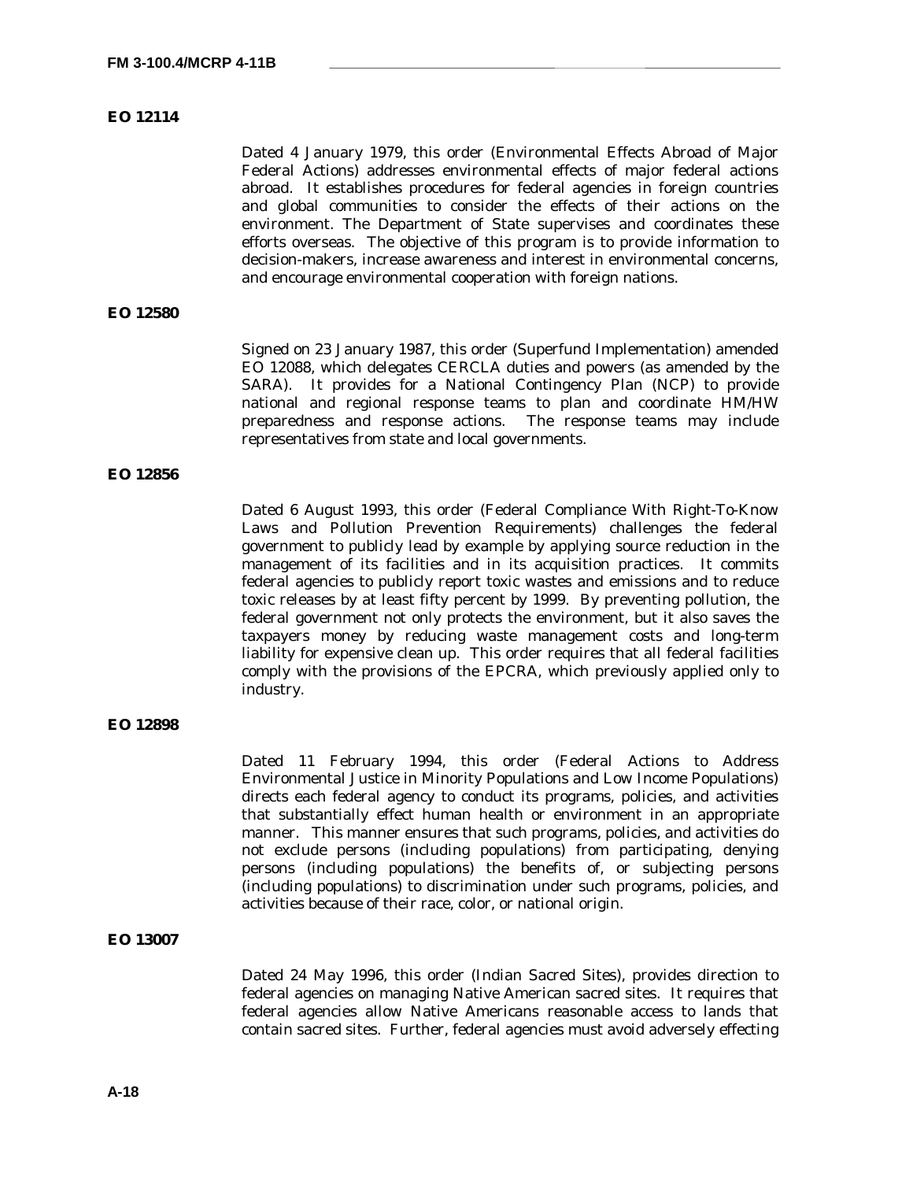### EO 12114

Dated 4 January 1979, this order (Environmental Effects Abroad of Major Federal Actions) addresses environmental effects of major federal actions abroad. It establishes procedures for federal agencies in foreign countries and global communities to consider the effects of their actions on the environment. The Department of State supervises and coordinates these efforts overseas. The objective of this program is to provide information to decision-makers, increase awareness and interest in environmental concerns, and encourage environmental cooperation with foreign nations.

### EO 12580

Signed on 23 January 1987, this order (Superfund Implementation) amended EO 12088, which delegates CERCLA duties and powers (as amended by the SARA). It provides for a National Contingency Plan (NCP) to provide national and regional response teams to plan and coordinate HM/HW preparedness and response actions. The response teams may include representatives from state and local governments.

### EO 12856

Dated 6 August 1993, this order (Federal Compliance With Right-To-Know Laws and Pollution Prevention Requirements) challenges the federal government to publicly lead by example by applying source reduction in the management of its facilities and in its acquisition practices. It commits federal agencies to publicly report toxic wastes and emissions and to reduce toxic releases by at least fifty percent by 1999. By preventing pollution, the federal government not only protects the environment, but it also saves the taxpayers money by reducing waste management costs and long-term liability for expensive clean up. This order requires that all federal facilities comply with the provisions of the EPCRA, which previously applied only to industry.

### EO 12898

Dated 11 February 1994, this order (Federal Actions to Address Environmental Justice in Minority Populations and Low Income Populations) directs each federal agency to conduct its programs, policies, and activities that substantially effect human health or environment in an appropriate manner. This manner ensures that such programs, policies, and activities do not exclude persons (including populations) from participating, denying persons (including populations) the benefits of, or subjecting persons (including populations) to discrimination under such programs, policies, and activities because of their race, color, or national origin.

### EO 13007

Dated 24 May 1996, this order (Indian Sacred Sites), provides direction to federal agencies on managing Native American sacred sites. It requires that federal agencies allow Native Americans reasonable access to lands that contain sacred sites. Further, federal agencies must avoid adversely effecting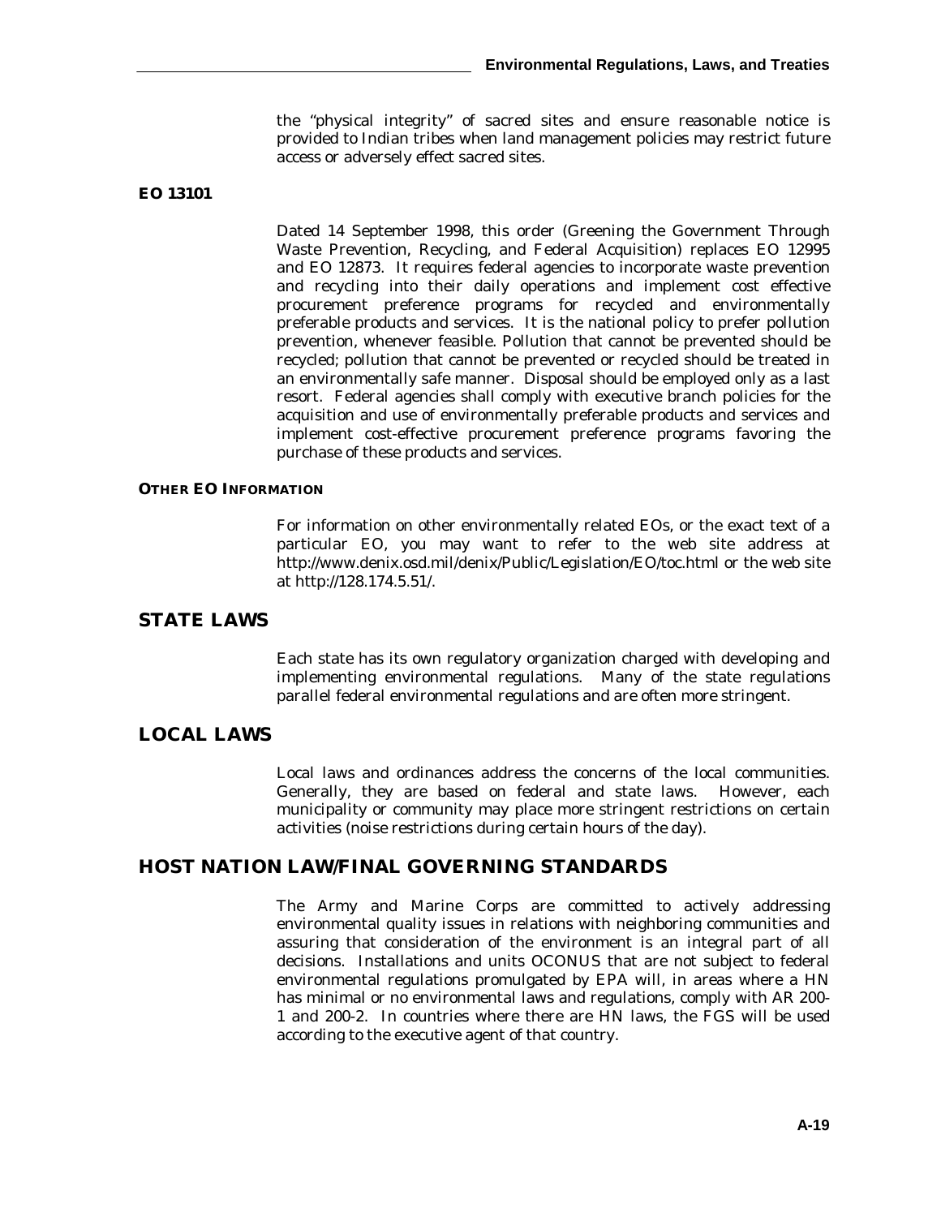the "physical integrity" of sacred sites and ensure reasonable notice is provided to Indian tribes when land management policies may restrict future access or adversely effect sacred sites.

### EO 13101

Dated 14 September 1998, this order (Greening the Government Through Waste Prevention, Recycling, and Federal Acquisition) replaces EO 12995 and EO 12873. It requires federal agencies to incorporate waste prevention and recycling into their daily operations and implement cost effective procurement preference programs for recycled and environmentally preferable products and services. It is the national policy to prefer pollution prevention, whenever feasible. Pollution that cannot be prevented should be recycled; pollution that cannot be prevented or recycled should be treated in an environmentally safe manner. Disposal should be employed only as a last resort. Federal agencies shall comply with executive branch policies for the acquisition and use of environmentally preferable products and services and implement cost-effective procurement preference programs favoring the purchase of these products and services.

#### OTHER EO INFORMATION

For information on other environmentally related EOs, or the exact text of a particular EO, you may want to refer to the web site address at http://www.denix.osd.mil/denix/Public/Legislation/EO/toc.html or the web site at http://128.174.5.51/.

## STATE LAWS

Each state has its own regulatory organization charged with developing and implementing environmental regulations. Many of the state regulations parallel federal environmental regulations and are often more stringent.

## LOCAL LAWS

Local laws and ordinances address the concerns of the local communities. Generally, they are based on federal and state laws. However, each municipality or community may place more stringent restrictions on certain activities (noise restrictions during certain hours of the day).

## HOST NATION LAW/FINAL GOVERNING STANDARDS

The Army and Marine Corps are committed to actively addressing environmental quality issues in relations with neighboring communities and assuring that consideration of the environment is an integral part of all decisions. Installations and units OCONUS that are not subject to federal environmental regulations promulgated by EPA will, in areas where a HN has minimal or no environmental laws and regulations, comply with AR 200-1 and 200-2. In countries where there are HN laws, the FGS will be used according to the executive agent of that country.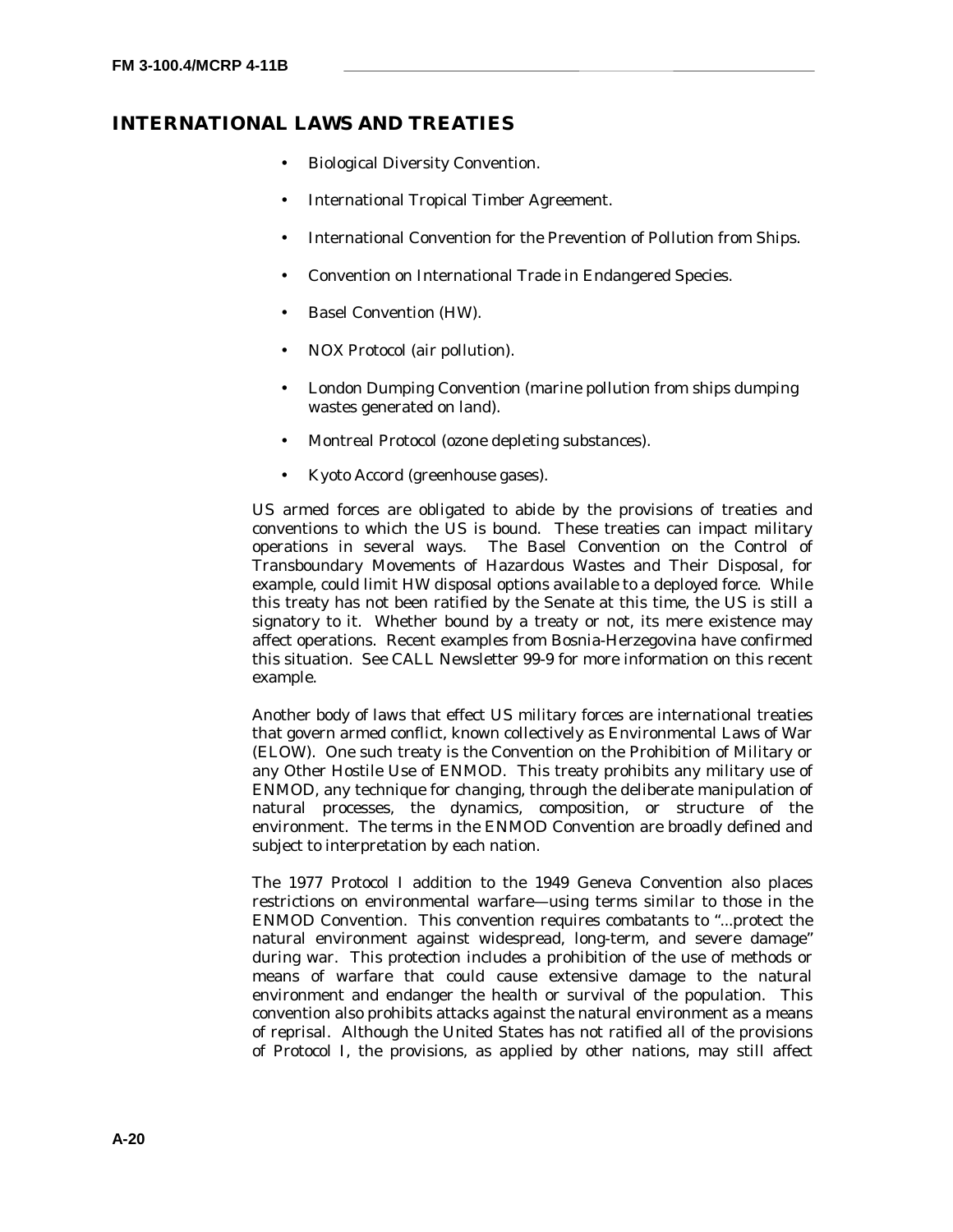## INTERNATIONAL LAWS AND TREATIES

- Biological Diversity Convention.
- International Tropical Timber Agreement.
- International Convention for the Prevention of Pollution from Ships.
- Convention on International Trade in Endangered Species.
- Basel Convention (HW).
- NOX Protocol (air pollution).
- London Dumping Convention (marine pollution from ships dumping wastes generated on land).
- Montreal Protocol (ozone depleting substances).
- Kyoto Accord (greenhouse gases).

US armed forces are obligated to abide by the provisions of treaties and conventions to which the US is bound. These treaties can impact military operations in several ways. The Basel Convention on the Control of Transboundary Movements of Hazardous Wastes and Their Disposal, for example, could limit HW disposal options available to a deployed force. While this treaty has not been ratified by the Senate at this time, the US is still a signatory to it. Whether bound by a treaty or not, its mere existence may affect operations. Recent examples from Bosnia-Herzegovina have confirmed this situation. See CALL Newsletter 99-9 for more information on this recent example.

Another body of laws that effect US military forces are international treaties that govern armed conflict, known collectively as Environmental Laws of War (ELOW). One such treaty is the Convention on the Prohibition of Military or any Other Hostile Use of ENMOD. This treaty prohibits any military use of ENMOD, any technique for changing, through the deliberate manipulation of natural processes, the dynamics, composition, or structure of the environment. The terms in the ENMOD Convention are broadly defined and subject to interpretation by each nation.

The 1977 Protocol I addition to the 1949 Geneva Convention also places restrictions on environmental warfare—using terms similar to those in the ENMOD Convention. This convention requires combatants to "...protect the natural environment against widespread, long-term, and severe damage" during war. This protection includes a prohibition of the use of methods or means of warfare that could cause extensive damage to the natural environment and endanger the health or survival of the population. This convention also prohibits attacks against the natural environment as a means of reprisal. Although the United States has not ratified all of the provisions of Protocol I, the provisions, as applied by other nations, may still affect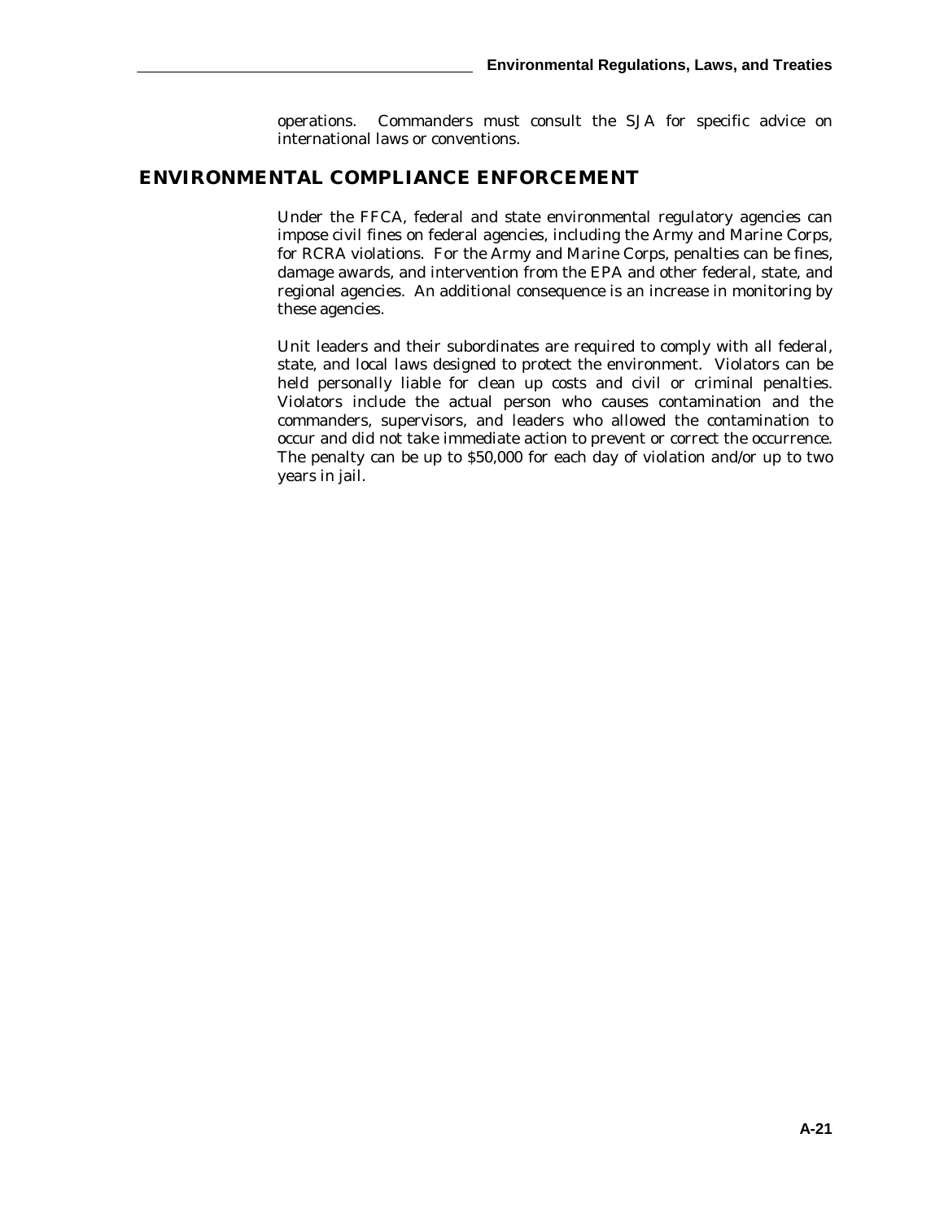operations. Commanders must consult the SJA for specific advice on international laws or conventions.

## ENVIRONMENTAL COMPLIANCE ENFORCEMENT

Under the FFCA, federal and state environmental regulatory agencies can impose civil fines on federal agencies, including the Army and Marine Corps, for RCRA violations. For the Army and Marine Corps, penalties can be fines, damage awards, and intervention from the EPA and other federal, state, and regional agencies. An additional consequence is an increase in monitoring by these agencies.

Unit leaders and their subordinates are required to comply with all federal, state, and local laws designed to protect the environment. Violators can be held personally liable for clean up costs and civil or criminal penalties. Violators include the actual person who causes contamination and the commanders, supervisors, and leaders who allowed the contamination to occur and did not take immediate action to prevent or correct the occurrence. The penalty can be up to $50,000 for each day of violation and/or up to two years in jail.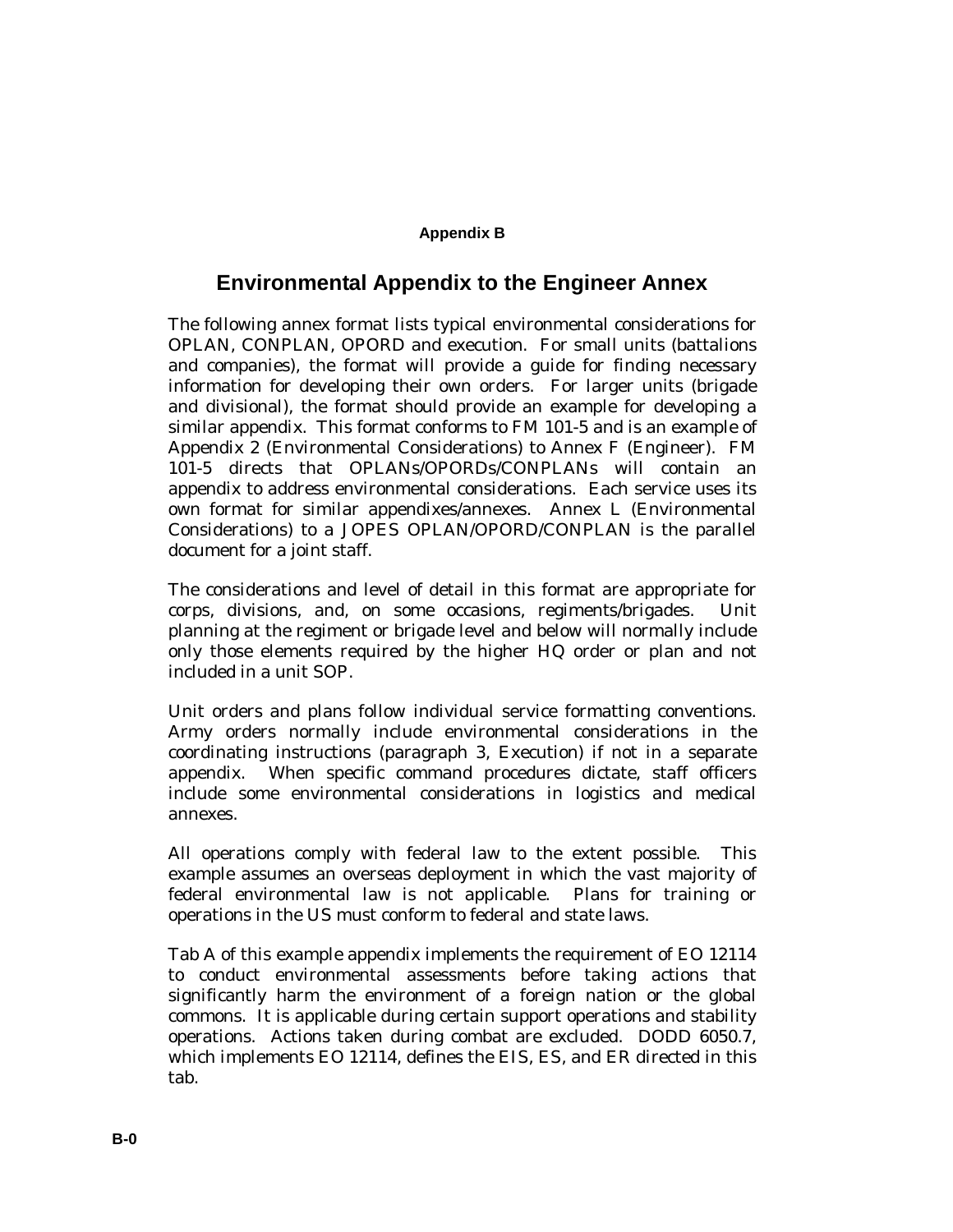**Appendix B**

# Environmental Appendix to the Engineer Annex

The following annex format lists typical environmental considerations for OPLAN, CONPLAN, OPORD and execution. For small units (battalions and companies), the format will provide a guide for finding necessary information for developing their own orders. For larger units (brigade and divisional), the format should provide an example for developing a similar appendix. This format conforms to FM 101-5 and is an example of Appendix 2 (Environmental Considerations) to Annex F (Engineer). FM 101-5 directs that OPLANs/OPORDs/CONPLANs will contain an appendix to address environmental considerations. Each service uses its own format for similar appendixes/annexes. Annex L (Environmental Considerations) to a JOPES OPLAN/OPORD/CONPLAN is the parallel document for a joint staff.

The considerations and level of detail in this format are appropriate for corps, divisions, and, on some occasions, regiments/brigades. Unit planning at the regiment or brigade level and below will normally include only those elements required by the higher HQ order or plan and not included in a unit SOP.

Unit orders and plans follow individual service formatting conventions. Army orders normally include environmental considerations in the coordinating instructions (paragraph 3, Execution) if not in a separate appendix. When specific command procedures dictate, staff officers include some environmental considerations in logistics and medical annexes.

All operations comply with federal law to the extent possible. This example assumes an overseas deployment in which the vast majority of federal environmental law is not applicable. Plans for training or operations in the US must conform to federal and state laws.

Tab A of this example appendix implements the requirement of EO 12114 to conduct environmental assessments before taking actions that significantly harm the environment of a foreign nation or the global commons. It is applicable during certain support operations and stability operations. Actions taken during combat are excluded. DODD 6050.7, which implements EO 12114, defines the EIS, ES, and ER directed in this tab.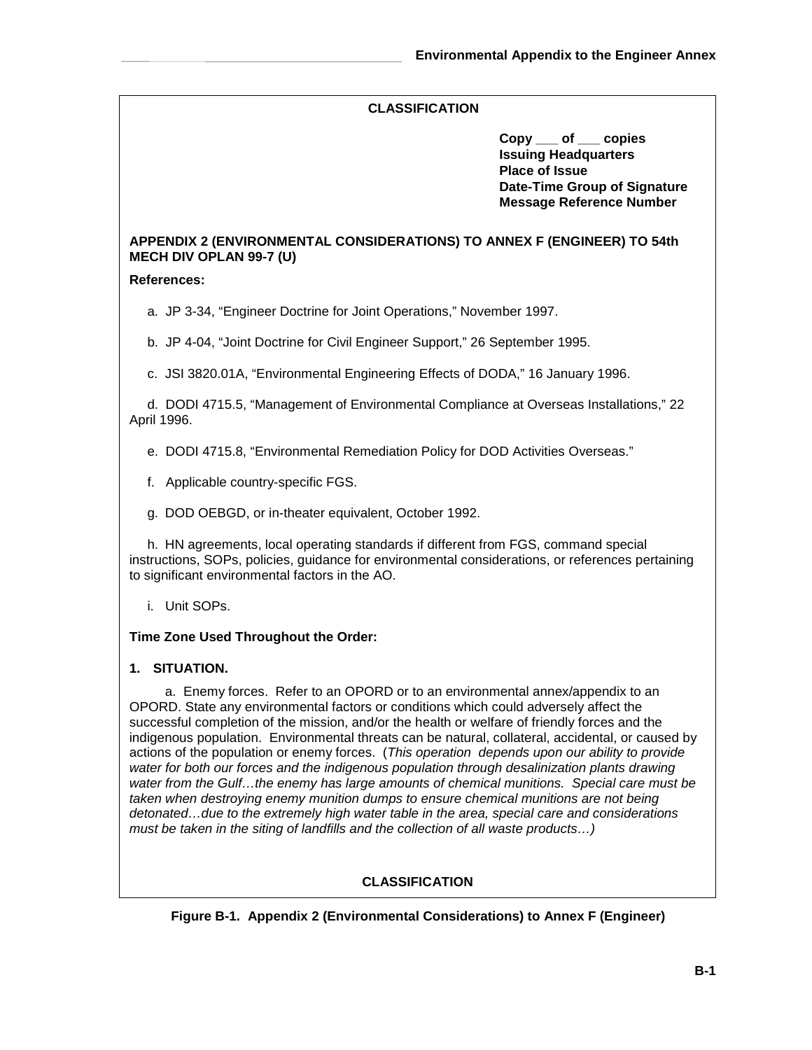**CLASSIFICATION**

**Copy ___ of ___ copies**
**Issuing Headquarters**
**Place of Issue**
**Date-Time Group of Signature**
**Message Reference Number**

**APPENDIX 2 (ENVIRONMENTAL CONSIDERATIONS) TO ANNEX F (ENGINEER) TO 54th MECH DIV OPLAN 99-7 (U)**

**References:**

a. JP 3-34, "Engineer Doctrine for Joint Operations," November 1997.

b. JP 4-04, "Joint Doctrine for Civil Engineer Support," 26 September 1995.

c. JSI 3820.01A, "Environmental Engineering Effects of DODA," 16 January 1996.

d. DODI 4715.5, "Management of Environmental Compliance at Overseas Installations," 22 April 1996.

e. DODI 4715.8, "Environmental Remediation Policy for DOD Activities Overseas."

f. Applicable country-specific FGS.

g. DOD OEBGD, or in-theater equivalent, October 1992.

h. HN agreements, local operating standards if different from FGS, command special instructions, SOPs, policies, guidance for environmental considerations, or references pertaining to significant environmental factors in the AO.

i. Unit SOPs.

**Time Zone Used Throughout the Order:**

**1. SITUATION.**

a. Enemy forces. Refer to an OPORD or to an environmental annex/appendix to an OPORD. State any environmental factors or conditions which could adversely affect the successful completion of the mission, and/or the health or welfare of friendly forces and the indigenous population. Environmental threats can be natural, collateral, accidental, or caused by actions of the population or enemy forces. (*This operation depends upon our ability to provide water for both our forces and the indigenous population through desalinization plants drawing water from the Gulf…the enemy has large amounts of chemical munitions. Special care must be taken when destroying enemy munition dumps to ensure chemical munitions are not being detonated…due to the extremely high water table in the area, special care and considerations must be taken in the siting of landfills and the collection of all waste products…)*

**CLASSIFICATION**

**Figure B-1. Appendix 2 (Environmental Considerations) to Annex F (Engineer)**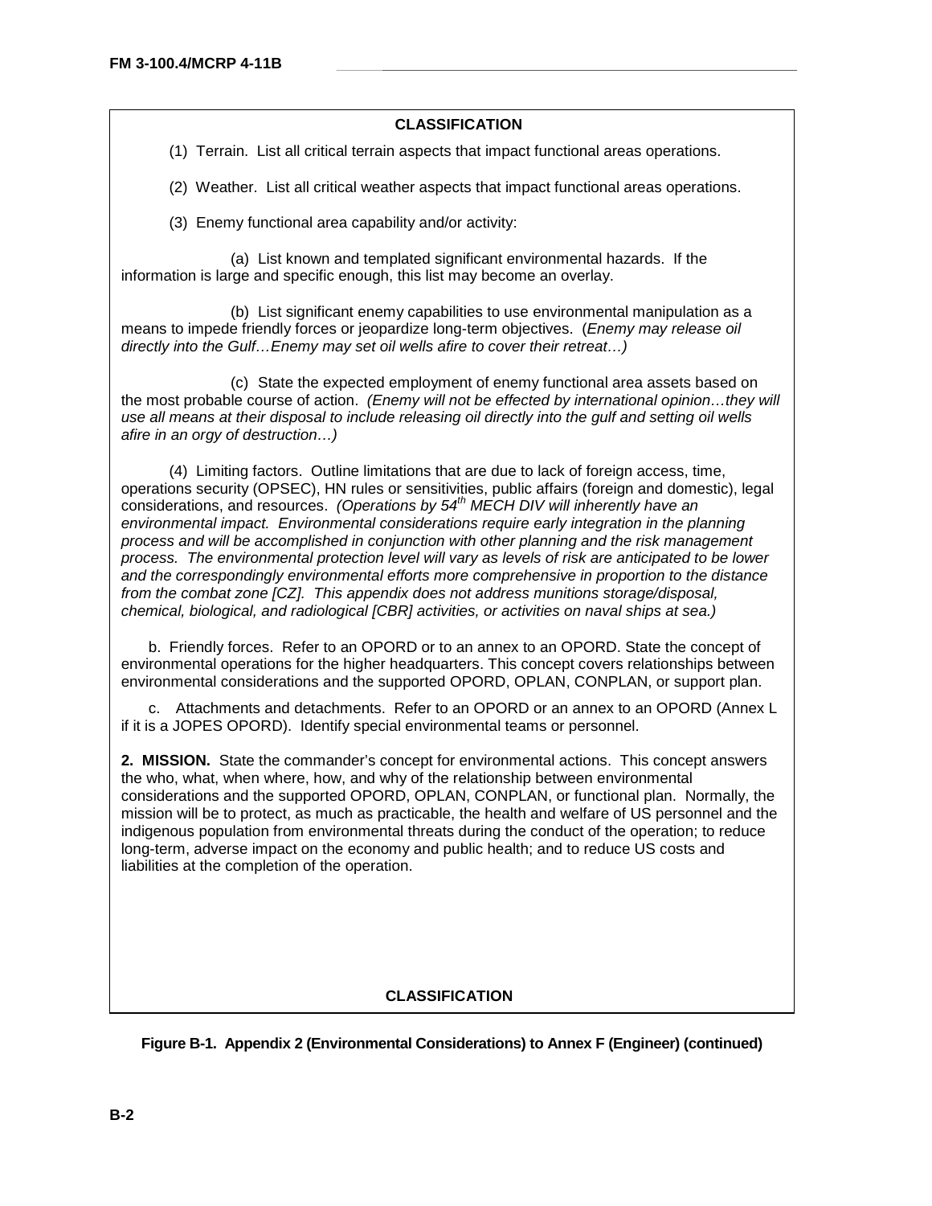**CLASSIFICATION**

(1) Terrain. List all critical terrain aspects that impact functional areas operations.

(2) Weather. List all critical weather aspects that impact functional areas operations.

(3) Enemy functional area capability and/or activity:

(a) List known and templated significant environmental hazards. If the information is large and specific enough, this list may become an overlay.

(b) List significant enemy capabilities to use environmental manipulation as a means to impede friendly forces or jeopardize long-term objectives. (*Enemy may release oil directly into the Gulf…Enemy may set oil wells afire to cover their retreat…)*

(c) State the expected employment of enemy functional area assets based on the most probable course of action. *(Enemy will not be effected by international opinion…they will use all means at their disposal to include releasing oil directly into the gulf and setting oil wells afire in an orgy of destruction…)*

(4) Limiting factors. Outline limitations that are due to lack of foreign access, time, operations security (OPSEC), HN rules or sensitivities, public affairs (foreign and domestic), legal considerations, and resources. *(Operations by 54th MECH DIV will inherently have an environmental impact. Environmental considerations require early integration in the planning process and will be accomplished in conjunction with other planning and the risk management process. The environmental protection level will vary as levels of risk are anticipated to be lower and the correspondingly environmental efforts more comprehensive in proportion to the distance from the combat zone [CZ]. This appendix does not address munitions storage/disposal, chemical, biological, and radiological [CBR] activities, or activities on naval ships at sea.)*

b. Friendly forces. Refer to an OPORD or to an annex to an OPORD. State the concept of environmental operations for the higher headquarters. This concept covers relationships between environmental considerations and the supported OPORD, OPLAN, CONPLAN, or support plan.

c. Attachments and detachments. Refer to an OPORD or an annex to an OPORD (Annex L if it is a JOPES OPORD). Identify special environmental teams or personnel.

**2. MISSION.** State the commander's concept for environmental actions. This concept answers the who, what, when where, how, and why of the relationship between environmental considerations and the supported OPORD, OPLAN, CONPLAN, or functional plan. Normally, the mission will be to protect, as much as practicable, the health and welfare of US personnel and the indigenous population from environmental threats during the conduct of the operation; to reduce long-term, adverse impact on the economy and public health; and to reduce US costs and liabilities at the completion of the operation.

**CLASSIFICATION**

**Figure B-1. Appendix 2 (Environmental Considerations) to Annex F (Engineer) (continued)**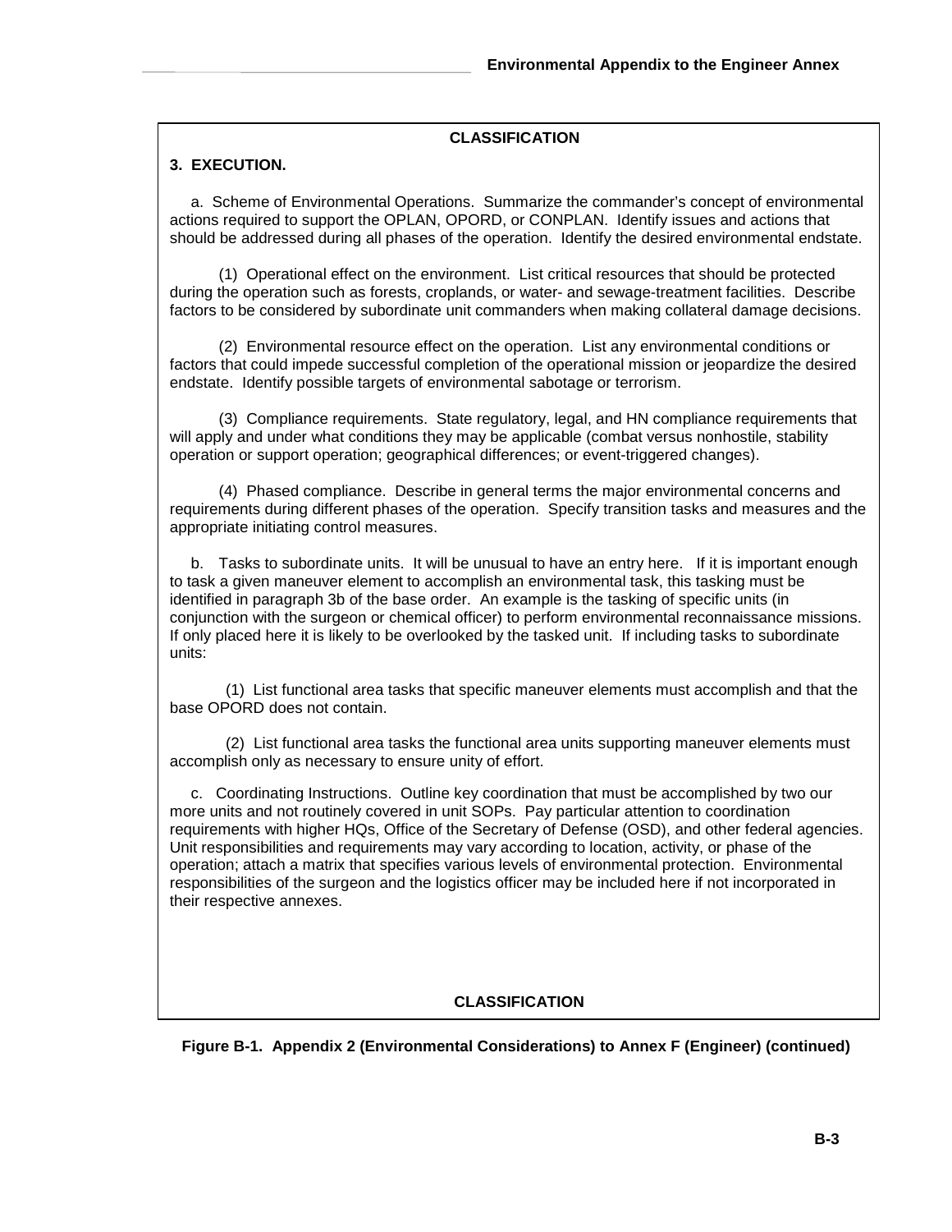CLASSIFICATION

**3. EXECUTION.**

a. Scheme of Environmental Operations. Summarize the commander's concept of environmental actions required to support the OPLAN, OPORD, or CONPLAN. Identify issues and actions that should be addressed during all phases of the operation. Identify the desired environmental endstate.

(1) Operational effect on the environment. List critical resources that should be protected during the operation such as forests, croplands, or water- and sewage-treatment facilities. Describe factors to be considered by subordinate unit commanders when making collateral damage decisions.

(2) Environmental resource effect on the operation. List any environmental conditions or factors that could impede successful completion of the operational mission or jeopardize the desired endstate. Identify possible targets of environmental sabotage or terrorism.

(3) Compliance requirements. State regulatory, legal, and HN compliance requirements that will apply and under what conditions they may be applicable (combat versus nonhostile, stability operation or support operation; geographical differences; or event-triggered changes).

(4) Phased compliance. Describe in general terms the major environmental concerns and requirements during different phases of the operation. Specify transition tasks and measures and the appropriate initiating control measures.

b. Tasks to subordinate units. It will be unusual to have an entry here. If it is important enough to task a given maneuver element to accomplish an environmental task, this tasking must be identified in paragraph 3b of the base order. An example is the tasking of specific units (in conjunction with the surgeon or chemical officer) to perform environmental reconnaissance missions. If only placed here it is likely to be overlooked by the tasked unit. If including tasks to subordinate units:

(1) List functional area tasks that specific maneuver elements must accomplish and that the base OPORD does not contain.

(2) List functional area tasks the functional area units supporting maneuver elements must accomplish only as necessary to ensure unity of effort.

c. Coordinating Instructions. Outline key coordination that must be accomplished by two our more units and not routinely covered in unit SOPs. Pay particular attention to coordination requirements with higher HQs, Office of the Secretary of Defense (OSD), and other federal agencies. Unit responsibilities and requirements may vary according to location, activity, or phase of the operation; attach a matrix that specifies various levels of environmental protection. Environmental responsibilities of the surgeon and the logistics officer may be included here if not incorporated in their respective annexes.

CLASSIFICATION

**Figure B-1. Appendix 2 (Environmental Considerations) to Annex F (Engineer) (continued)**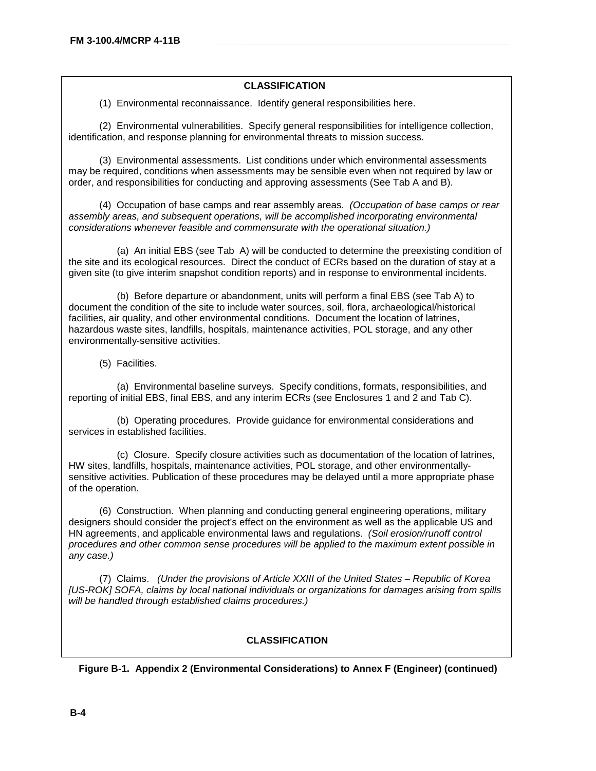**CLASSIFICATION**

(1) Environmental reconnaissance. Identify general responsibilities here.

(2) Environmental vulnerabilities. Specify general responsibilities for intelligence collection, identification, and response planning for environmental threats to mission success.

(3) Environmental assessments. List conditions under which environmental assessments may be required, conditions when assessments may be sensible even when not required by law or order, and responsibilities for conducting and approving assessments (See Tab A and B).

(4) Occupation of base camps and rear assembly areas. *(Occupation of base camps or rear assembly areas, and subsequent operations, will be accomplished incorporating environmental considerations whenever feasible and commensurate with the operational situation.)*

(a) An initial EBS (see Tab A) will be conducted to determine the preexisting condition of the site and its ecological resources. Direct the conduct of ECRs based on the duration of stay at a given site (to give interim snapshot condition reports) and in response to environmental incidents.

(b) Before departure or abandonment, units will perform a final EBS (see Tab A) to document the condition of the site to include water sources, soil, flora, archaeological/historical facilities, air quality, and other environmental conditions. Document the location of latrines, hazardous waste sites, landfills, hospitals, maintenance activities, POL storage, and any other environmentally-sensitive activities.

(5) Facilities.

(a) Environmental baseline surveys. Specify conditions, formats, responsibilities, and reporting of initial EBS, final EBS, and any interim ECRs (see Enclosures 1 and 2 and Tab C).

(b) Operating procedures. Provide guidance for environmental considerations and services in established facilities.

(c) Closure. Specify closure activities such as documentation of the location of latrines, HW sites, landfills, hospitals, maintenance activities, POL storage, and other environmentally-sensitive activities. Publication of these procedures may be delayed until a more appropriate phase of the operation.

(6) Construction. When planning and conducting general engineering operations, military designers should consider the project's effect on the environment as well as the applicable US and HN agreements, and applicable environmental laws and regulations. *(Soil erosion/runoff control procedures and other common sense procedures will be applied to the maximum extent possible in any case.)*

(7) Claims. *(Under the provisions of Article XXIII of the United States – Republic of Korea [US-ROK] SOFA, claims by local national individuals or organizations for damages arising from spills will be handled through established claims procedures.)*

**CLASSIFICATION**

**Figure B-1. Appendix 2 (Environmental Considerations) to Annex F (Engineer) (continued)**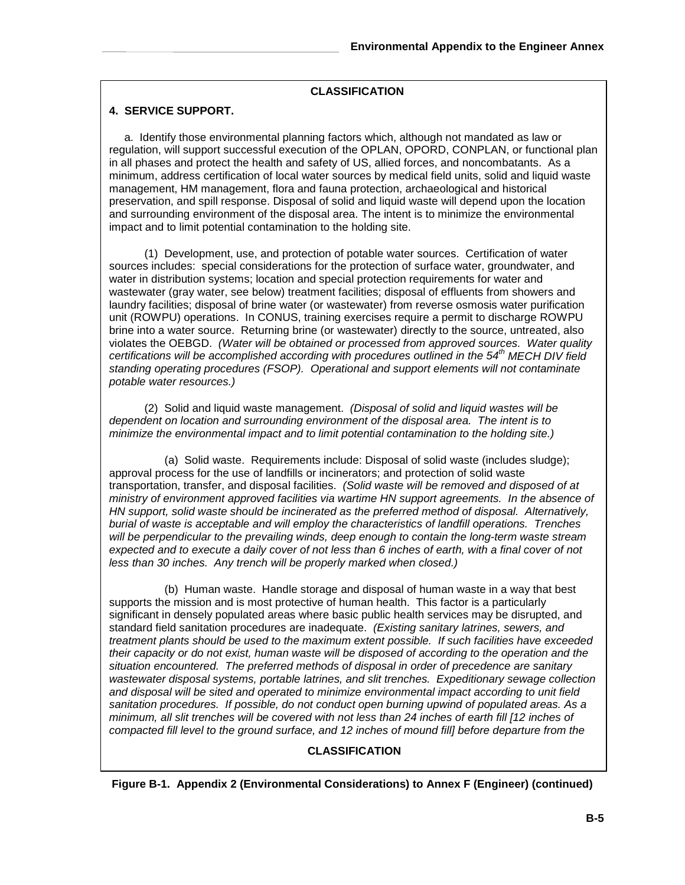**CLASSIFICATION**

**4. SERVICE SUPPORT.**

a. Identify those environmental planning factors which, although not mandated as law or regulation, will support successful execution of the OPLAN, OPORD, CONPLAN, or functional plan in all phases and protect the health and safety of US, allied forces, and noncombatants. As a minimum, address certification of local water sources by medical field units, solid and liquid waste management, HM management, flora and fauna protection, archaeological and historical preservation, and spill response. Disposal of solid and liquid waste will depend upon the location and surrounding environment of the disposal area. The intent is to minimize the environmental impact and to limit potential contamination to the holding site.

(1) Development, use, and protection of potable water sources. Certification of water sources includes: special considerations for the protection of surface water, groundwater, and water in distribution systems; location and special protection requirements for water and wastewater (gray water, see below) treatment facilities; disposal of effluents from showers and laundry facilities; disposal of brine water (or wastewater) from reverse osmosis water purification unit (ROWPU) operations. In CONUS, training exercises require a permit to discharge ROWPU brine into a water source. Returning brine (or wastewater) directly to the source, untreated, also violates the OEBGD. *(Water will be obtained or processed from approved sources. Water quality certifications will be accomplished according with procedures outlined in the 54th MECH DIV field standing operating procedures (FSOP). Operational and support elements will not contaminate potable water resources.)*

(2) Solid and liquid waste management. *(Disposal of solid and liquid wastes will be dependent on location and surrounding environment of the disposal area. The intent is to minimize the environmental impact and to limit potential contamination to the holding site.)*

(a) Solid waste. Requirements include: Disposal of solid waste (includes sludge); approval process for the use of landfills or incinerators; and protection of solid waste transportation, transfer, and disposal facilities. *(Solid waste will be removed and disposed of at ministry of environment approved facilities via wartime HN support agreements. In the absence of HN support, solid waste should be incinerated as the preferred method of disposal. Alternatively, burial of waste is acceptable and will employ the characteristics of landfill operations. Trenches will be perpendicular to the prevailing winds, deep enough to contain the long-term waste stream expected and to execute a daily cover of not less than 6 inches of earth, with a final cover of not less than 30 inches. Any trench will be properly marked when closed.)*

(b) Human waste. Handle storage and disposal of human waste in a way that best supports the mission and is most protective of human health. This factor is a particularly significant in densely populated areas where basic public health services may be disrupted, and standard field sanitation procedures are inadequate. *(Existing sanitary latrines, sewers, and treatment plants should be used to the maximum extent possible. If such facilities have exceeded their capacity or do not exist, human waste will be disposed of according to the operation and the situation encountered. The preferred methods of disposal in order of precedence are sanitary wastewater disposal systems, portable latrines, and slit trenches. Expeditionary sewage collection and disposal will be sited and operated to minimize environmental impact according to unit field sanitation procedures. If possible, do not conduct open burning upwind of populated areas. As a minimum, all slit trenches will be covered with not less than 24 inches of earth fill [12 inches of compacted fill level to the ground surface, and 12 inches of mound fill] before departure from the*

**CLASSIFICATION**

**Figure B-1. Appendix 2 (Environmental Considerations) to Annex F (Engineer) (continued)**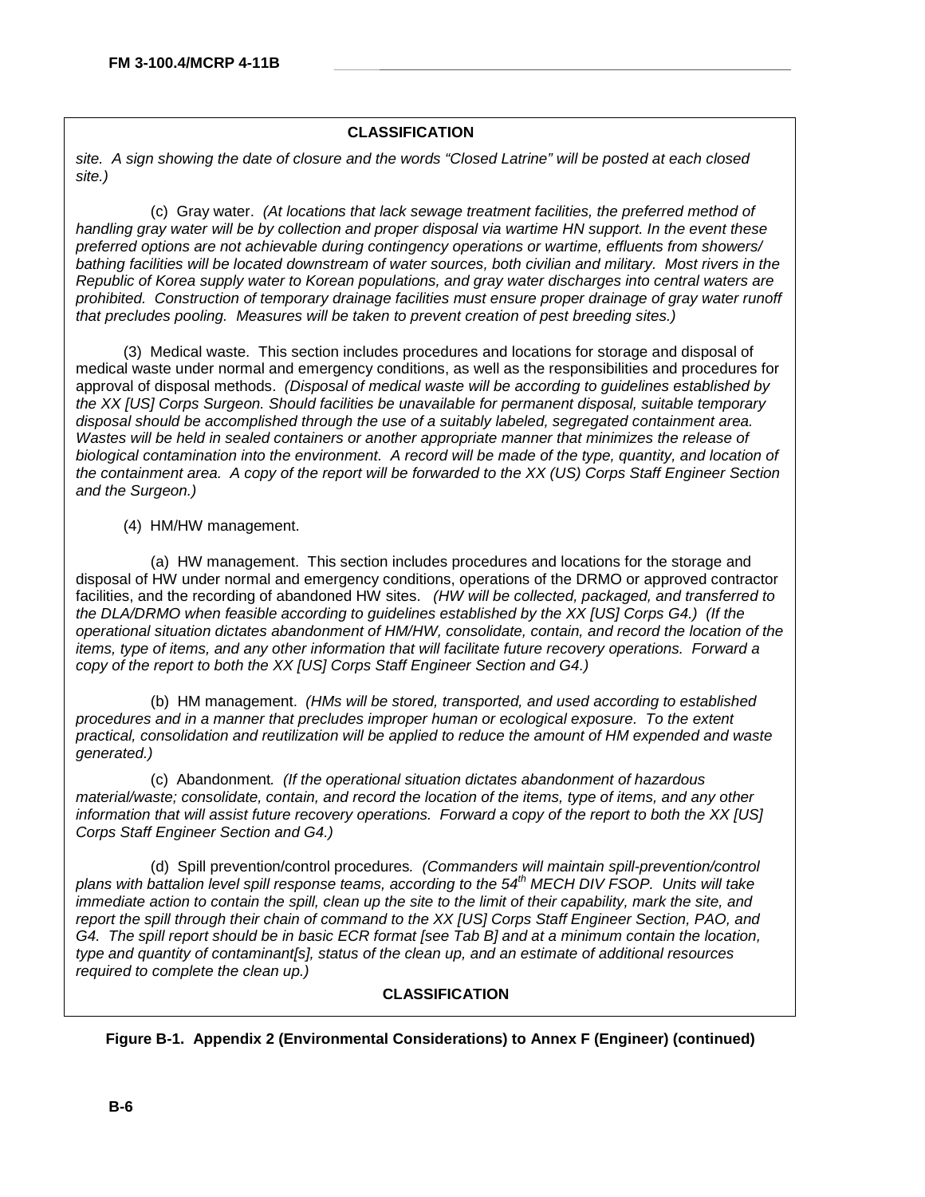**CLASSIFICATION**

*site. A sign showing the date of closure and the words "Closed Latrine" will be posted at each closed site.)*

(c) Gray water. *(At locations that lack sewage treatment facilities, the preferred method of handling gray water will be by collection and proper disposal via wartime HN support. In the event these preferred options are not achievable during contingency operations or wartime, effluents from showers/ bathing facilities will be located downstream of water sources, both civilian and military. Most rivers in the Republic of Korea supply water to Korean populations, and gray water discharges into central waters are prohibited. Construction of temporary drainage facilities must ensure proper drainage of gray water runoff that precludes pooling. Measures will be taken to prevent creation of pest breeding sites.)*

(3) Medical waste. This section includes procedures and locations for storage and disposal of medical waste under normal and emergency conditions, as well as the responsibilities and procedures for approval of disposal methods. *(Disposal of medical waste will be according to guidelines established by the XX [US] Corps Surgeon. Should facilities be unavailable for permanent disposal, suitable temporary disposal should be accomplished through the use of a suitably labeled, segregated containment area. Wastes will be held in sealed containers or another appropriate manner that minimizes the release of biological contamination into the environment. A record will be made of the type, quantity, and location of the containment area. A copy of the report will be forwarded to the XX (US) Corps Staff Engineer Section and the Surgeon.)*

(4) HM/HW management.

(a) HW management. This section includes procedures and locations for the storage and disposal of HW under normal and emergency conditions, operations of the DRMO or approved contractor facilities, and the recording of abandoned HW sites. *(HW will be collected, packaged, and transferred to the DLA/DRMO when feasible according to guidelines established by the XX [US] Corps G4.) (If the operational situation dictates abandonment of HM/HW, consolidate, contain, and record the location of the items, type of items, and any other information that will facilitate future recovery operations. Forward a copy of the report to both the XX [US] Corps Staff Engineer Section and G4.)*

(b) HM management. *(HMs will be stored, transported, and used according to established procedures and in a manner that precludes improper human or ecological exposure. To the extent practical, consolidation and reutilization will be applied to reduce the amount of HM expended and waste generated.)*

(c) Abandonment*. (If the operational situation dictates abandonment of hazardous material/waste; consolidate, contain, and record the location of the items, type of items, and any other information that will assist future recovery operations. Forward a copy of the report to both the XX [US] Corps Staff Engineer Section and G4.)*

(d) Spill prevention/control procedures*. (Commanders will maintain spill-prevention/control plans with battalion level spill response teams, according to the 54th MECH DIV FSOP. Units will take immediate action to contain the spill, clean up the site to the limit of their capability, mark the site, and report the spill through their chain of command to the XX [US] Corps Staff Engineer Section, PAO, and G4. The spill report should be in basic ECR format [see Tab B] and at a minimum contain the location, type and quantity of contaminant[s], status of the clean up, and an estimate of additional resources required to complete the clean up.)*

**CLASSIFICATION**

**Figure B-1. Appendix 2 (Environmental Considerations) to Annex F (Engineer) (continued)**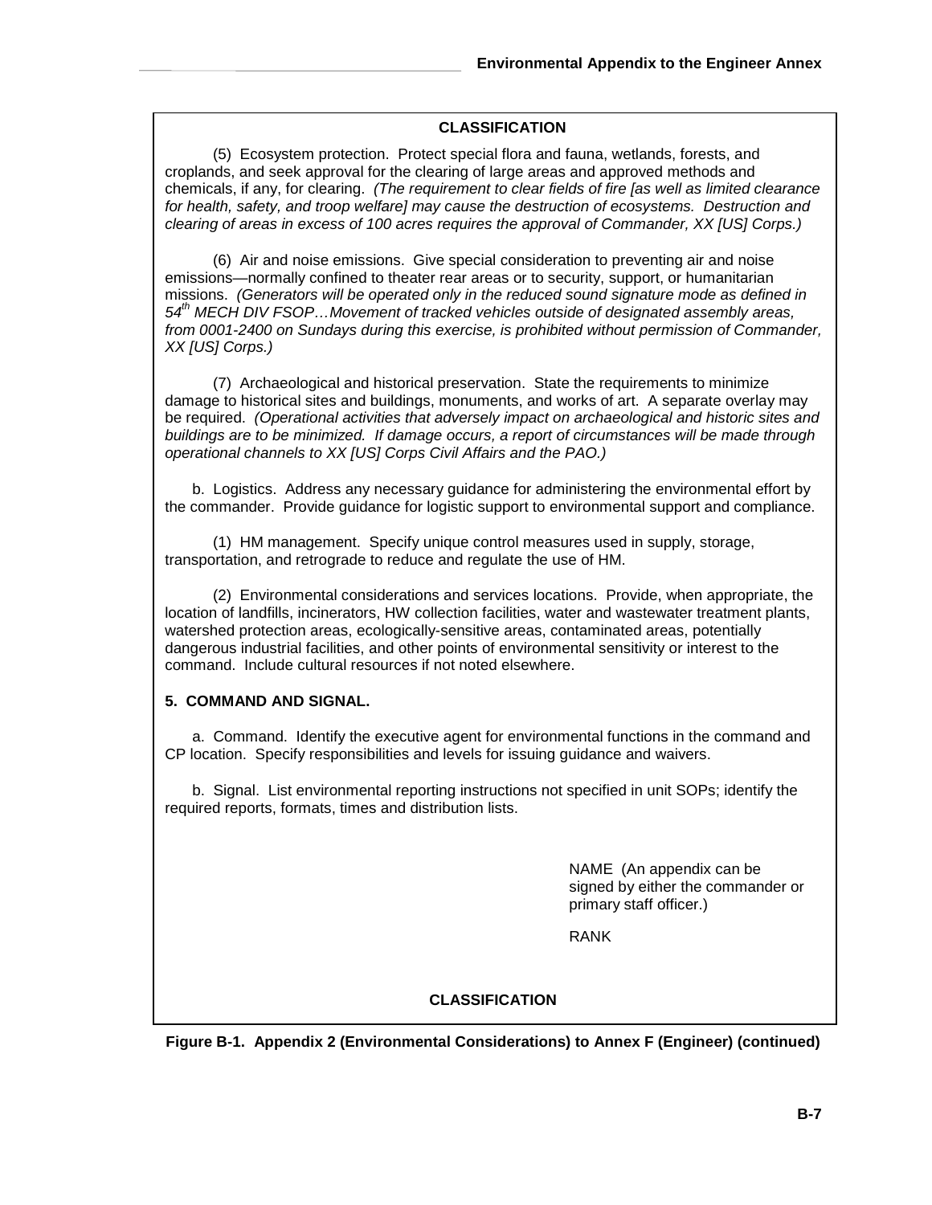**CLASSIFICATION**

(5) Ecosystem protection. Protect special flora and fauna, wetlands, forests, and croplands, and seek approval for the clearing of large areas and approved methods and chemicals, if any, for clearing. *(The requirement to clear fields of fire [as well as limited clearance for health, safety, and troop welfare] may cause the destruction of ecosystems. Destruction and clearing of areas in excess of 100 acres requires the approval of Commander, XX [US] Corps.)*

(6) Air and noise emissions. Give special consideration to preventing air and noise emissions—normally confined to theater rear areas or to security, support, or humanitarian missions. *(Generators will be operated only in the reduced sound signature mode as defined in 54th MECH DIV FSOP…Movement of tracked vehicles outside of designated assembly areas, from 0001-2400 on Sundays during this exercise, is prohibited without permission of Commander, XX [US] Corps.)*

(7) Archaeological and historical preservation. State the requirements to minimize damage to historical sites and buildings, monuments, and works of art. A separate overlay may be required. *(Operational activities that adversely impact on archaeological and historic sites and buildings are to be minimized. If damage occurs, a report of circumstances will be made through operational channels to XX [US] Corps Civil Affairs and the PAO.)*

b. Logistics. Address any necessary guidance for administering the environmental effort by the commander. Provide guidance for logistic support to environmental support and compliance.

(1) HM management. Specify unique control measures used in supply, storage, transportation, and retrograde to reduce and regulate the use of HM.

(2) Environmental considerations and services locations. Provide, when appropriate, the location of landfills, incinerators, HW collection facilities, water and wastewater treatment plants, watershed protection areas, ecologically-sensitive areas, contaminated areas, potentially dangerous industrial facilities, and other points of environmental sensitivity or interest to the command. Include cultural resources if not noted elsewhere.

**5. COMMAND AND SIGNAL.**

a. Command. Identify the executive agent for environmental functions in the command and CP location. Specify responsibilities and levels for issuing guidance and waivers.

b. Signal. List environmental reporting instructions not specified in unit SOPs; identify the required reports, formats, times and distribution lists.

NAME (An appendix can be signed by either the commander or primary staff officer.)

RANK

**CLASSIFICATION**

**Figure B-1. Appendix 2 (Environmental Considerations) to Annex F (Engineer) (continued)**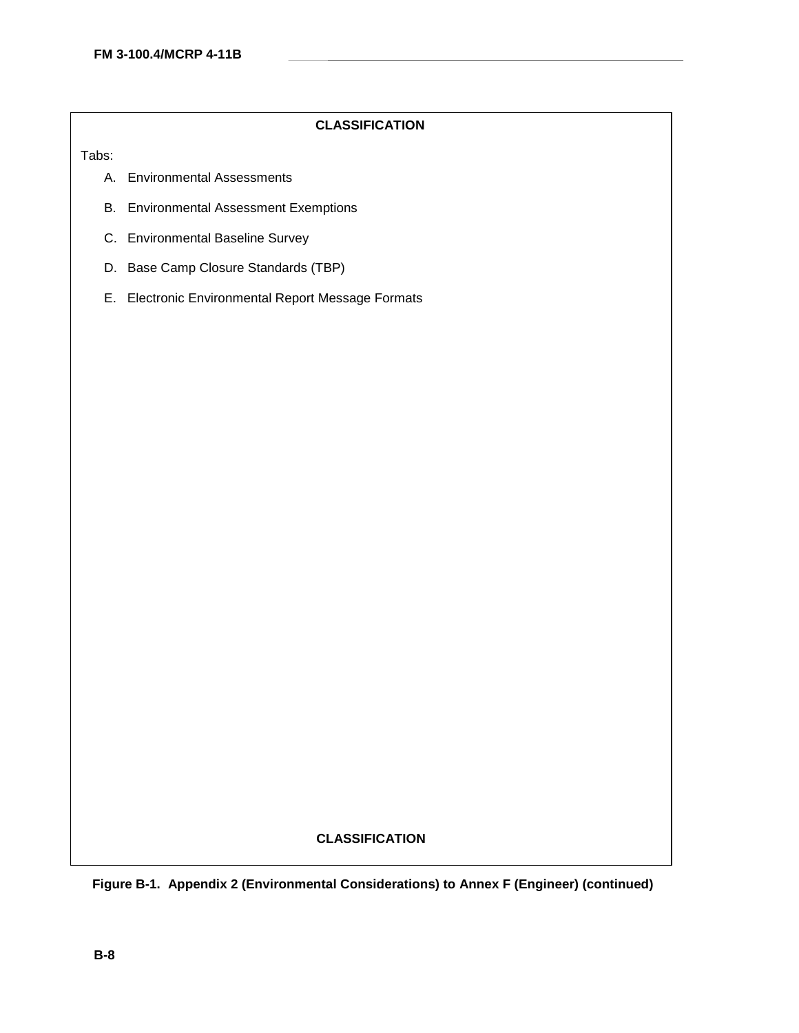**CLASSIFICATION**

Tabs:

A. Environmental Assessments

B. Environmental Assessment Exemptions

C. Environmental Baseline Survey

D. Base Camp Closure Standards (TBP)

E. Electronic Environmental Report Message Formats

**CLASSIFICATION**

**Figure B-1. Appendix 2 (Environmental Considerations) to Annex F (Engineer) (continued)**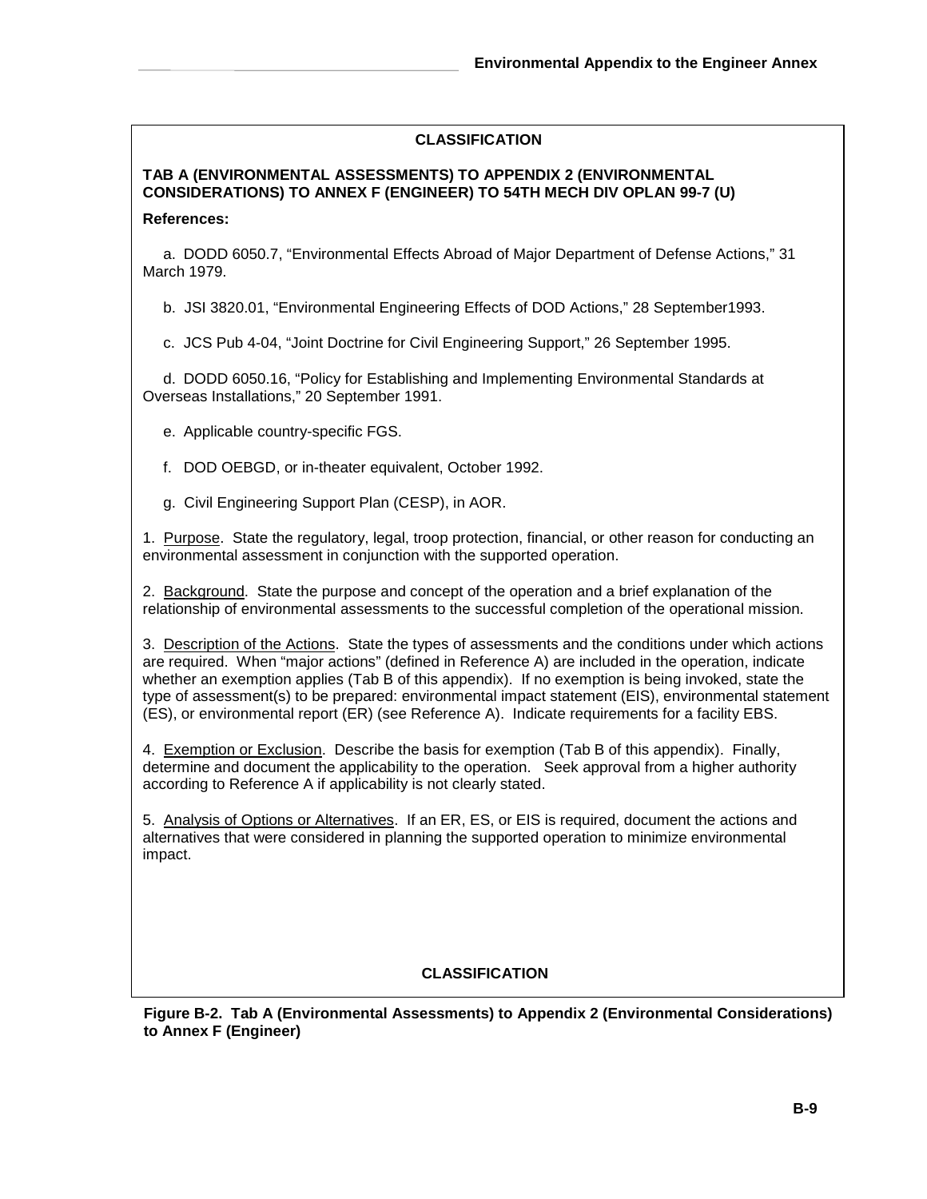**CLASSIFICATION**

**TAB A (ENVIRONMENTAL ASSESSMENTS) TO APPENDIX 2 (ENVIRONMENTAL CONSIDERATIONS) TO ANNEX F (ENGINEER) TO 54TH MECH DIV OPLAN 99-7 (U)**

**References:**

a. DODD 6050.7, "Environmental Effects Abroad of Major Department of Defense Actions," 31 March 1979.

b. JSI 3820.01, "Environmental Engineering Effects of DOD Actions," 28 September1993.

c. JCS Pub 4-04, "Joint Doctrine for Civil Engineering Support," 26 September 1995.

d. DODD 6050.16, "Policy for Establishing and Implementing Environmental Standards at Overseas Installations," 20 September 1991.

e. Applicable country-specific FGS.

f. DOD OEBGD, or in-theater equivalent, October 1992.

g. Civil Engineering Support Plan (CESP), in AOR.

1. Purpose. State the regulatory, legal, troop protection, financial, or other reason for conducting an environmental assessment in conjunction with the supported operation.

2. Background. State the purpose and concept of the operation and a brief explanation of the relationship of environmental assessments to the successful completion of the operational mission.

3. Description of the Actions. State the types of assessments and the conditions under which actions are required. When "major actions" (defined in Reference A) are included in the operation, indicate whether an exemption applies (Tab B of this appendix). If no exemption is being invoked, state the type of assessment(s) to be prepared: environmental impact statement (EIS), environmental statement (ES), or environmental report (ER) (see Reference A). Indicate requirements for a facility EBS.

4. Exemption or Exclusion. Describe the basis for exemption (Tab B of this appendix). Finally, determine and document the applicability to the operation. Seek approval from a higher authority according to Reference A if applicability is not clearly stated.

5. Analysis of Options or Alternatives. If an ER, ES, or EIS is required, document the actions and alternatives that were considered in planning the supported operation to minimize environmental impact.

**CLASSIFICATION**

**Figure B-2. Tab A (Environmental Assessments) to Appendix 2 (Environmental Considerations) to Annex F (Engineer)**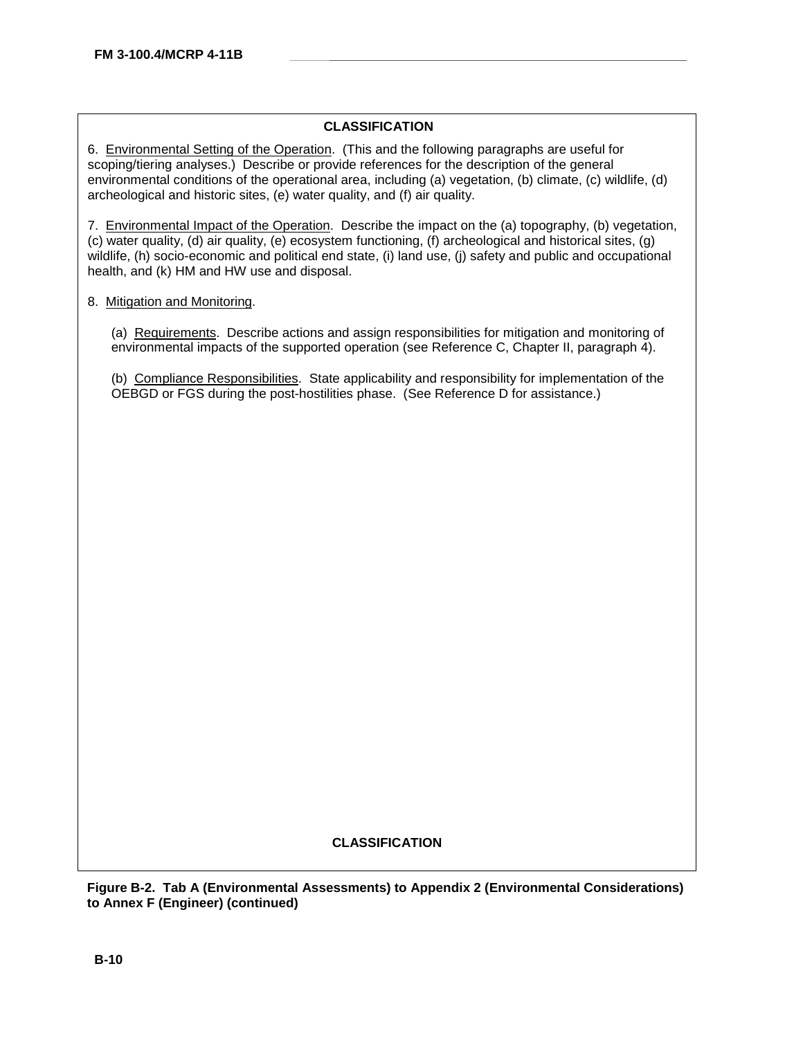**CLASSIFICATION**

6. Environmental Setting of the Operation. (This and the following paragraphs are useful for scoping/tiering analyses.) Describe or provide references for the description of the general environmental conditions of the operational area, including (a) vegetation, (b) climate, (c) wildlife, (d) archeological and historic sites, (e) water quality, and (f) air quality.

7. Environmental Impact of the Operation. Describe the impact on the (a) topography, (b) vegetation, (c) water quality, (d) air quality, (e) ecosystem functioning, (f) archeological and historical sites, (g) wildlife, (h) socio-economic and political end state, (i) land use, (j) safety and public and occupational health, and (k) HM and HW use and disposal.

8. Mitigation and Monitoring.

(a) Requirements. Describe actions and assign responsibilities for mitigation and monitoring of environmental impacts of the supported operation (see Reference C, Chapter II, paragraph 4).

(b) Compliance Responsibilities. State applicability and responsibility for implementation of the OEBGD or FGS during the post-hostilities phase. (See Reference D for assistance.)

**CLASSIFICATION**

**Figure B-2. Tab A (Environmental Assessments) to Appendix 2 (Environmental Considerations) to Annex F (Engineer) (continued)**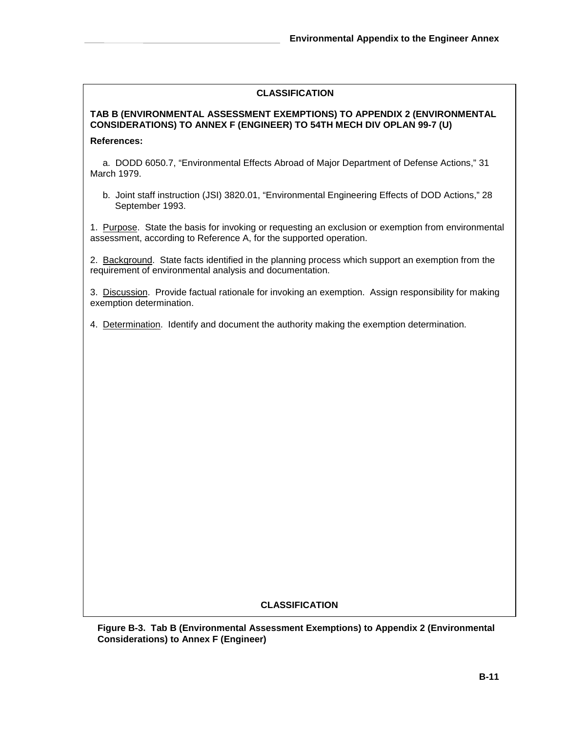**CLASSIFICATION**

**TAB B (ENVIRONMENTAL ASSESSMENT EXEMPTIONS) TO APPENDIX 2 (ENVIRONMENTAL CONSIDERATIONS) TO ANNEX F (ENGINEER) TO 54TH MECH DIV OPLAN 99-7 (U)**

**References:**

a. DODD 6050.7, "Environmental Effects Abroad of Major Department of Defense Actions," 31 March 1979.

b. Joint staff instruction (JSI) 3820.01, "Environmental Engineering Effects of DOD Actions," 28 September 1993.

1. Purpose. State the basis for invoking or requesting an exclusion or exemption from environmental assessment, according to Reference A, for the supported operation.

2. Background. State facts identified in the planning process which support an exemption from the requirement of environmental analysis and documentation.

3. Discussion. Provide factual rationale for invoking an exemption. Assign responsibility for making exemption determination.

4. Determination. Identify and document the authority making the exemption determination.

**CLASSIFICATION**

**Figure B-3. Tab B (Environmental Assessment Exemptions) to Appendix 2 (Environmental Considerations) to Annex F (Engineer)**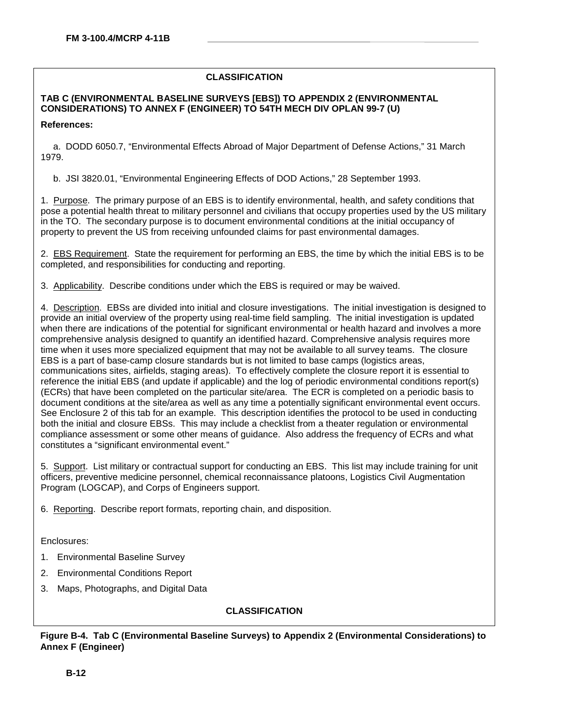**CLASSIFICATION**

**TAB C (ENVIRONMENTAL BASELINE SURVEYS [EBS]) TO APPENDIX 2 (ENVIRONMENTAL CONSIDERATIONS) TO ANNEX F (ENGINEER) TO 54TH MECH DIV OPLAN 99-7 (U)**

**References:**

a. DODD 6050.7, "Environmental Effects Abroad of Major Department of Defense Actions," 31 March 1979.

b. JSI 3820.01, "Environmental Engineering Effects of DOD Actions," 28 September 1993.

1. Purpose. The primary purpose of an EBS is to identify environmental, health, and safety conditions that pose a potential health threat to military personnel and civilians that occupy properties used by the US military in the TO. The secondary purpose is to document environmental conditions at the initial occupancy of property to prevent the US from receiving unfounded claims for past environmental damages.

2. EBS Requirement. State the requirement for performing an EBS, the time by which the initial EBS is to be completed, and responsibilities for conducting and reporting.

3. Applicability. Describe conditions under which the EBS is required or may be waived.

4. Description. EBSs are divided into initial and closure investigations. The initial investigation is designed to provide an initial overview of the property using real-time field sampling. The initial investigation is updated when there are indications of the potential for significant environmental or health hazard and involves a more comprehensive analysis designed to quantify an identified hazard. Comprehensive analysis requires more time when it uses more specialized equipment that may not be available to all survey teams. The closure EBS is a part of base-camp closure standards but is not limited to base camps (logistics areas, communications sites, airfields, staging areas). To effectively complete the closure report it is essential to reference the initial EBS (and update if applicable) and the log of periodic environmental conditions report(s) (ECRs) that have been completed on the particular site/area. The ECR is completed on a periodic basis to document conditions at the site/area as well as any time a potentially significant environmental event occurs. See Enclosure 2 of this tab for an example. This description identifies the protocol to be used in conducting both the initial and closure EBSs. This may include a checklist from a theater regulation or environmental compliance assessment or some other means of guidance. Also address the frequency of ECRs and what constitutes a "significant environmental event."

5. Support. List military or contractual support for conducting an EBS. This list may include training for unit officers, preventive medicine personnel, chemical reconnaissance platoons, Logistics Civil Augmentation Program (LOGCAP), and Corps of Engineers support.

6. Reporting. Describe report formats, reporting chain, and disposition.

Enclosures:

1. Environmental Baseline Survey
2. Environmental Conditions Report
3. Maps, Photographs, and Digital Data

**CLASSIFICATION**

**Figure B-4. Tab C (Environmental Baseline Surveys) to Appendix 2 (Environmental Considerations) to Annex F (Engineer)**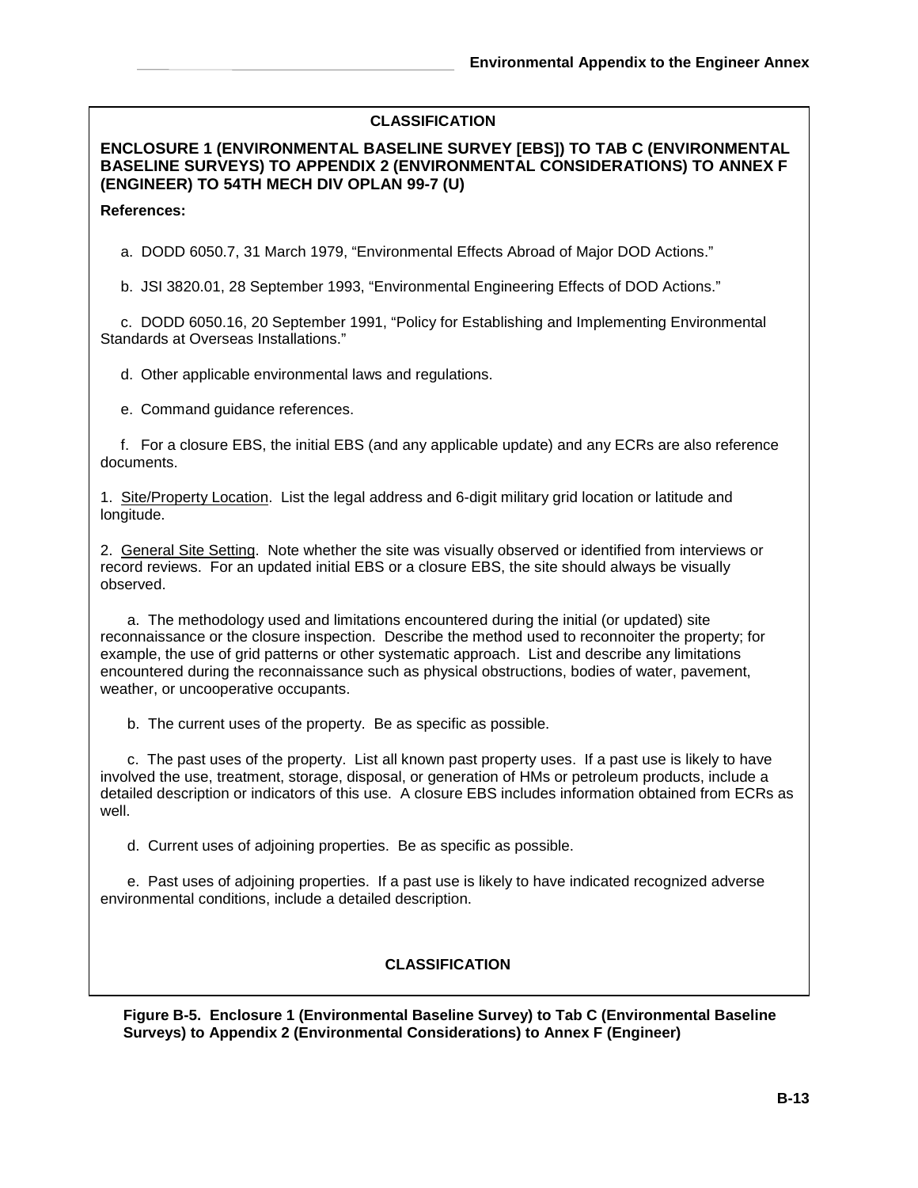**CLASSIFICATION**

**ENCLOSURE 1 (ENVIRONMENTAL BASELINE SURVEY [EBS]) TO TAB C (ENVIRONMENTAL BASELINE SURVEYS) TO APPENDIX 2 (ENVIRONMENTAL CONSIDERATIONS) TO ANNEX F (ENGINEER) TO 54TH MECH DIV OPLAN 99-7 (U)**

**References:**

a. DODD 6050.7, 31 March 1979, "Environmental Effects Abroad of Major DOD Actions."

b. JSI 3820.01, 28 September 1993, "Environmental Engineering Effects of DOD Actions."

c. DODD 6050.16, 20 September 1991, "Policy for Establishing and Implementing Environmental Standards at Overseas Installations."

d. Other applicable environmental laws and regulations.

e. Command guidance references.

f. For a closure EBS, the initial EBS (and any applicable update) and any ECRs are also reference documents.

1. Site/Property Location. List the legal address and 6-digit military grid location or latitude and longitude.

2. General Site Setting. Note whether the site was visually observed or identified from interviews or record reviews. For an updated initial EBS or a closure EBS, the site should always be visually observed.

a. The methodology used and limitations encountered during the initial (or updated) site reconnaissance or the closure inspection. Describe the method used to reconnoiter the property; for example, the use of grid patterns or other systematic approach. List and describe any limitations encountered during the reconnaissance such as physical obstructions, bodies of water, pavement, weather, or uncooperative occupants.

b. The current uses of the property. Be as specific as possible.

c. The past uses of the property. List all known past property uses. If a past use is likely to have involved the use, treatment, storage, disposal, or generation of HMs or petroleum products, include a detailed description or indicators of this use. A closure EBS includes information obtained from ECRs as well.

d. Current uses of adjoining properties. Be as specific as possible.

e. Past uses of adjoining properties. If a past use is likely to have indicated recognized adverse environmental conditions, include a detailed description.

**CLASSIFICATION**

**Figure B-5. Enclosure 1 (Environmental Baseline Survey) to Tab C (Environmental Baseline Surveys) to Appendix 2 (Environmental Considerations) to Annex F (Engineer)**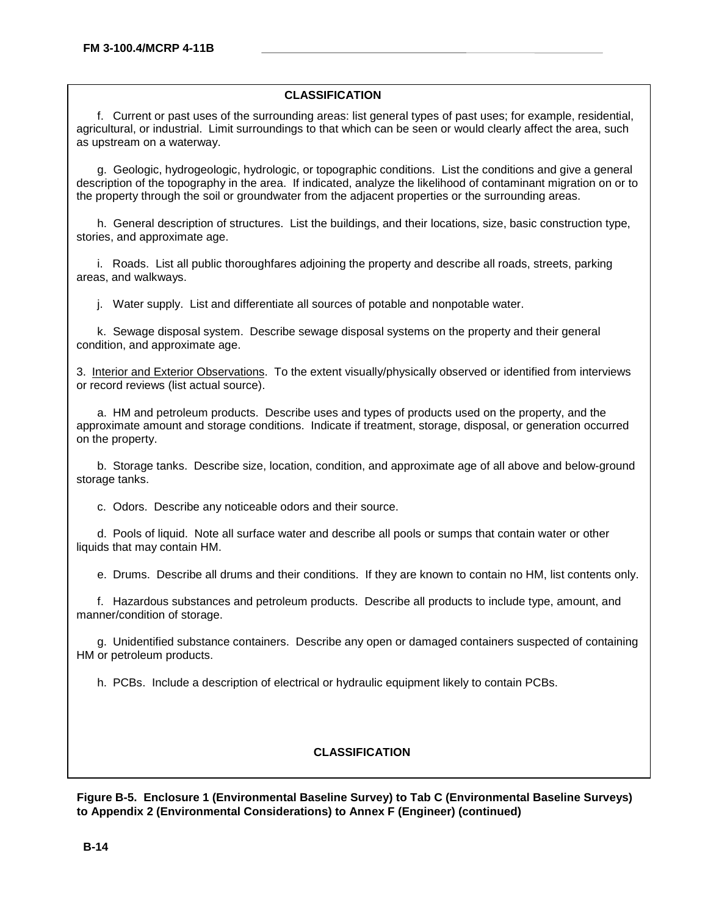**CLASSIFICATION**

f. Current or past uses of the surrounding areas: list general types of past uses; for example, residential, agricultural, or industrial. Limit surroundings to that which can be seen or would clearly affect the area, such as upstream on a waterway.

g. Geologic, hydrogeologic, hydrologic, or topographic conditions. List the conditions and give a general description of the topography in the area. If indicated, analyze the likelihood of contaminant migration on or to the property through the soil or groundwater from the adjacent properties or the surrounding areas.

h. General description of structures. List the buildings, and their locations, size, basic construction type, stories, and approximate age.

i. Roads. List all public thoroughfares adjoining the property and describe all roads, streets, parking areas, and walkways.

j. Water supply. List and differentiate all sources of potable and nonpotable water.

k. Sewage disposal system. Describe sewage disposal systems on the property and their general condition, and approximate age.

3. Interior and Exterior Observations. To the extent visually/physically observed or identified from interviews or record reviews (list actual source).

a. HM and petroleum products. Describe uses and types of products used on the property, and the approximate amount and storage conditions. Indicate if treatment, storage, disposal, or generation occurred on the property.

b. Storage tanks. Describe size, location, condition, and approximate age of all above and below-ground storage tanks.

c. Odors. Describe any noticeable odors and their source.

d. Pools of liquid. Note all surface water and describe all pools or sumps that contain water or other liquids that may contain HM.

e. Drums. Describe all drums and their conditions. If they are known to contain no HM, list contents only.

f. Hazardous substances and petroleum products. Describe all products to include type, amount, and manner/condition of storage.

g. Unidentified substance containers. Describe any open or damaged containers suspected of containing HM or petroleum products.

h. PCBs. Include a description of electrical or hydraulic equipment likely to contain PCBs.

**CLASSIFICATION**

**Figure B-5. Enclosure 1 (Environmental Baseline Survey) to Tab C (Environmental Baseline Surveys) to Appendix 2 (Environmental Considerations) to Annex F (Engineer) (continued)**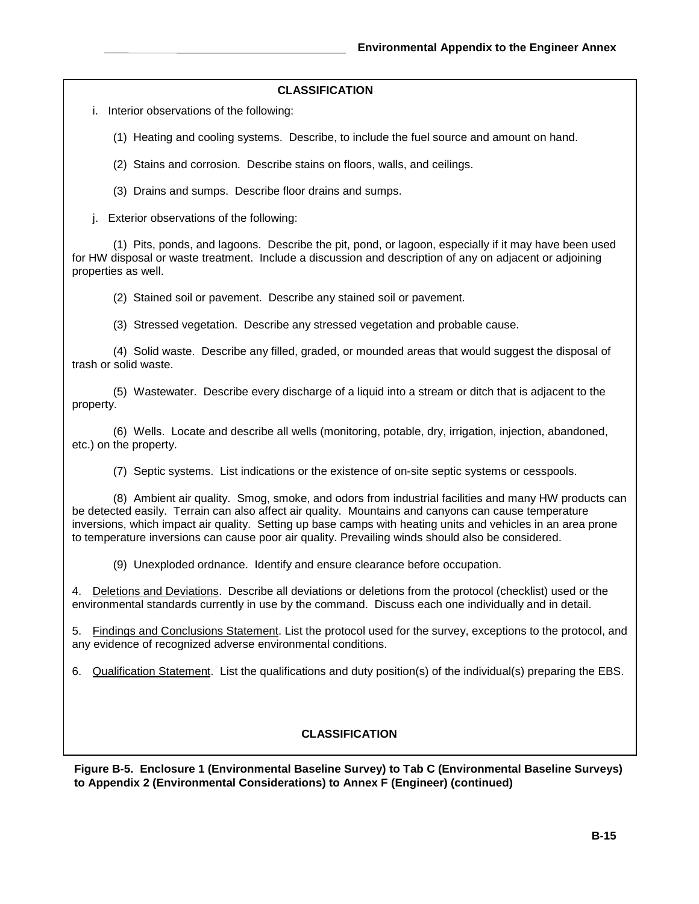**CLASSIFICATION**

i. Interior observations of the following:

(1) Heating and cooling systems. Describe, to include the fuel source and amount on hand.

(2) Stains and corrosion. Describe stains on floors, walls, and ceilings.

(3) Drains and sumps. Describe floor drains and sumps.

j. Exterior observations of the following:

(1) Pits, ponds, and lagoons. Describe the pit, pond, or lagoon, especially if it may have been used for HW disposal or waste treatment. Include a discussion and description of any on adjacent or adjoining properties as well.

(2) Stained soil or pavement. Describe any stained soil or pavement.

(3) Stressed vegetation. Describe any stressed vegetation and probable cause.

(4) Solid waste. Describe any filled, graded, or mounded areas that would suggest the disposal of trash or solid waste.

(5) Wastewater. Describe every discharge of a liquid into a stream or ditch that is adjacent to the property.

(6) Wells. Locate and describe all wells (monitoring, potable, dry, irrigation, injection, abandoned, etc.) on the property.

(7) Septic systems. List indications or the existence of on-site septic systems or cesspools.

(8) Ambient air quality. Smog, smoke, and odors from industrial facilities and many HW products can be detected easily. Terrain can also affect air quality. Mountains and canyons can cause temperature inversions, which impact air quality. Setting up base camps with heating units and vehicles in an area prone to temperature inversions can cause poor air quality. Prevailing winds should also be considered.

(9) Unexploded ordnance. Identify and ensure clearance before occupation.

4. Deletions and Deviations. Describe all deviations or deletions from the protocol (checklist) used or the environmental standards currently in use by the command. Discuss each one individually and in detail.

5. Findings and Conclusions Statement. List the protocol used for the survey, exceptions to the protocol, and any evidence of recognized adverse environmental conditions.

6. Qualification Statement. List the qualifications and duty position(s) of the individual(s) preparing the EBS.

**CLASSIFICATION**

**Figure B-5. Enclosure 1 (Environmental Baseline Survey) to Tab C (Environmental Baseline Surveys) to Appendix 2 (Environmental Considerations) to Annex F (Engineer) (continued)**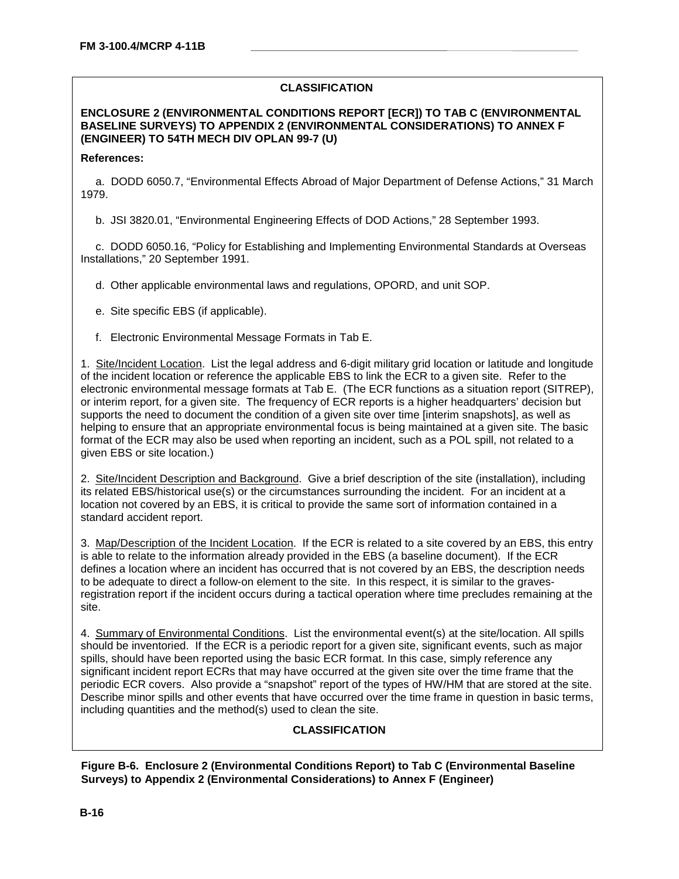**CLASSIFICATION**

**ENCLOSURE 2 (ENVIRONMENTAL CONDITIONS REPORT [ECR]) TO TAB C (ENVIRONMENTAL BASELINE SURVEYS) TO APPENDIX 2 (ENVIRONMENTAL CONSIDERATIONS) TO ANNEX F (ENGINEER) TO 54TH MECH DIV OPLAN 99-7 (U)**

**References:**

a. DODD 6050.7, "Environmental Effects Abroad of Major Department of Defense Actions," 31 March 1979.

b. JSI 3820.01, "Environmental Engineering Effects of DOD Actions," 28 September 1993.

c. DODD 6050.16, "Policy for Establishing and Implementing Environmental Standards at Overseas Installations," 20 September 1991.

d. Other applicable environmental laws and regulations, OPORD, and unit SOP.

e. Site specific EBS (if applicable).

f. Electronic Environmental Message Formats in Tab E.

1. Site/Incident Location. List the legal address and 6-digit military grid location or latitude and longitude of the incident location or reference the applicable EBS to link the ECR to a given site. Refer to the electronic environmental message formats at Tab E. (The ECR functions as a situation report (SITREP), or interim report, for a given site. The frequency of ECR reports is a higher headquarters' decision but supports the need to document the condition of a given site over time [interim snapshots], as well as helping to ensure that an appropriate environmental focus is being maintained at a given site. The basic format of the ECR may also be used when reporting an incident, such as a POL spill, not related to a given EBS or site location.)

2. Site/Incident Description and Background. Give a brief description of the site (installation), including its related EBS/historical use(s) or the circumstances surrounding the incident. For an incident at a location not covered by an EBS, it is critical to provide the same sort of information contained in a standard accident report.

3. Map/Description of the Incident Location. If the ECR is related to a site covered by an EBS, this entry is able to relate to the information already provided in the EBS (a baseline document). If the ECR defines a location where an incident has occurred that is not covered by an EBS, the description needs to be adequate to direct a follow-on element to the site. In this respect, it is similar to the graves-registration report if the incident occurs during a tactical operation where time precludes remaining at the site.

4. Summary of Environmental Conditions. List the environmental event(s) at the site/location. All spills should be inventoried. If the ECR is a periodic report for a given site, significant events, such as major spills, should have been reported using the basic ECR format. In this case, simply reference any significant incident report ECRs that may have occurred at the given site over the time frame that the periodic ECR covers. Also provide a "snapshot" report of the types of HW/HM that are stored at the site. Describe minor spills and other events that have occurred over the time frame in question in basic terms, including quantities and the method(s) used to clean the site.

**CLASSIFICATION**

**Figure B-6. Enclosure 2 (Environmental Conditions Report) to Tab C (Environmental Baseline Surveys) to Appendix 2 (Environmental Considerations) to Annex F (Engineer)**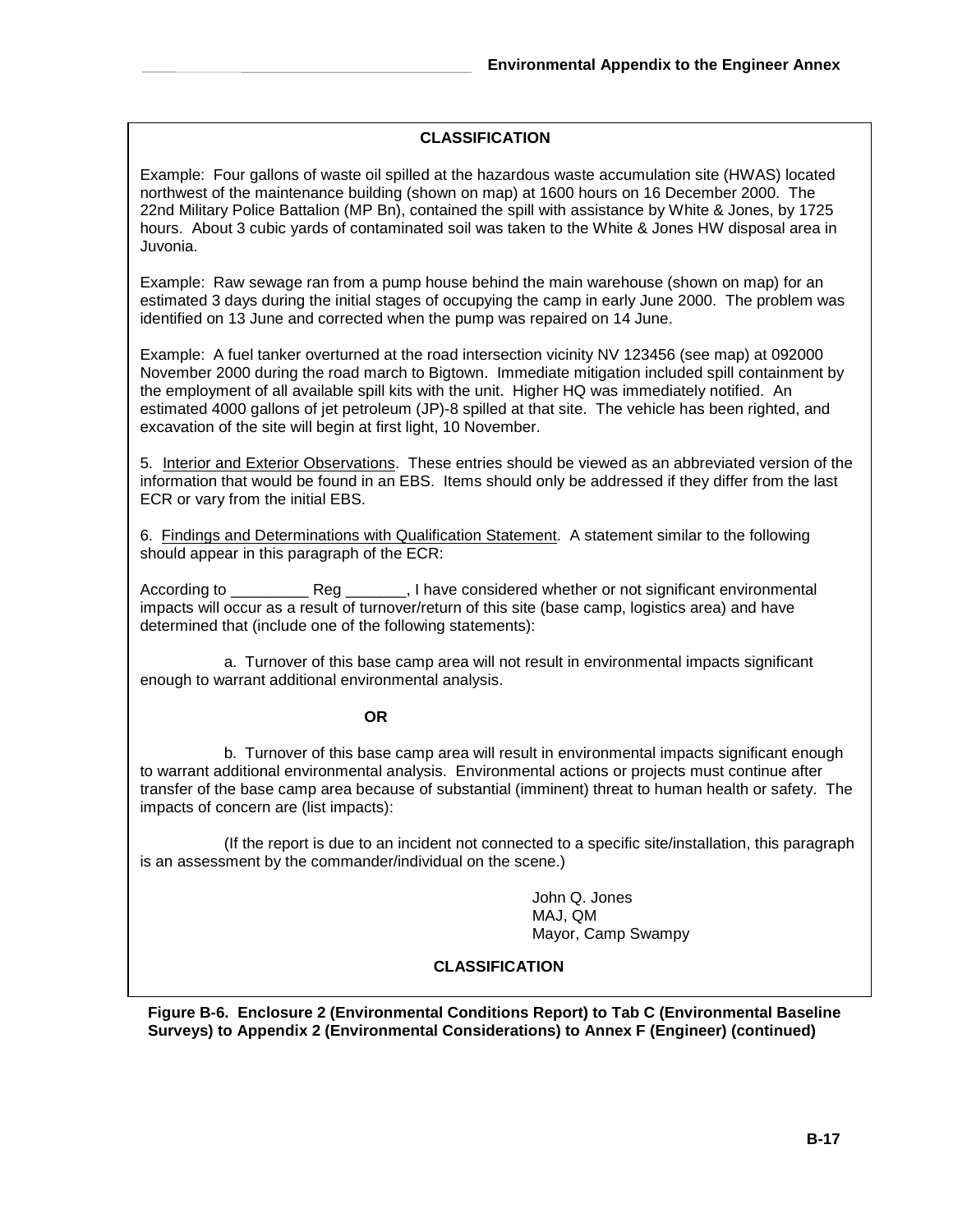**CLASSIFICATION**

Example: Four gallons of waste oil spilled at the hazardous waste accumulation site (HWAS) located northwest of the maintenance building (shown on map) at 1600 hours on 16 December 2000. The 22nd Military Police Battalion (MP Bn), contained the spill with assistance by White & Jones, by 1725 hours. About 3 cubic yards of contaminated soil was taken to the White & Jones HW disposal area in Juvonia.

Example: Raw sewage ran from a pump house behind the main warehouse (shown on map) for an estimated 3 days during the initial stages of occupying the camp in early June 2000. The problem was identified on 13 June and corrected when the pump was repaired on 14 June.

Example: A fuel tanker overturned at the road intersection vicinity NV 123456 (see map) at 092000 November 2000 during the road march to Bigtown. Immediate mitigation included spill containment by the employment of all available spill kits with the unit. Higher HQ was immediately notified. An estimated 4000 gallons of jet petroleum (JP)-8 spilled at that site. The vehicle has been righted, and excavation of the site will begin at first light, 10 November.

5. Interior and Exterior Observations. These entries should be viewed as an abbreviated version of the information that would be found in an EBS. Items should only be addressed if they differ from the last ECR or vary from the initial EBS.

6. Findings and Determinations with Qualification Statement. A statement similar to the following should appear in this paragraph of the ECR:

According to _________ Reg _______, I have considered whether or not significant environmental impacts will occur as a result of turnover/return of this site (base camp, logistics area) and have determined that (include one of the following statements):

a. Turnover of this base camp area will not result in environmental impacts significant enough to warrant additional environmental analysis.

**OR**

b. Turnover of this base camp area will result in environmental impacts significant enough to warrant additional environmental analysis. Environmental actions or projects must continue after transfer of the base camp area because of substantial (imminent) threat to human health or safety. The impacts of concern are (list impacts):

(If the report is due to an incident not connected to a specific site/installation, this paragraph is an assessment by the commander/individual on the scene.)

John Q. Jones
MAJ, QM
Mayor, Camp Swampy

**CLASSIFICATION**

**Figure B-6. Enclosure 2 (Environmental Conditions Report) to Tab C (Environmental Baseline Surveys) to Appendix 2 (Environmental Considerations) to Annex F (Engineer) (continued)**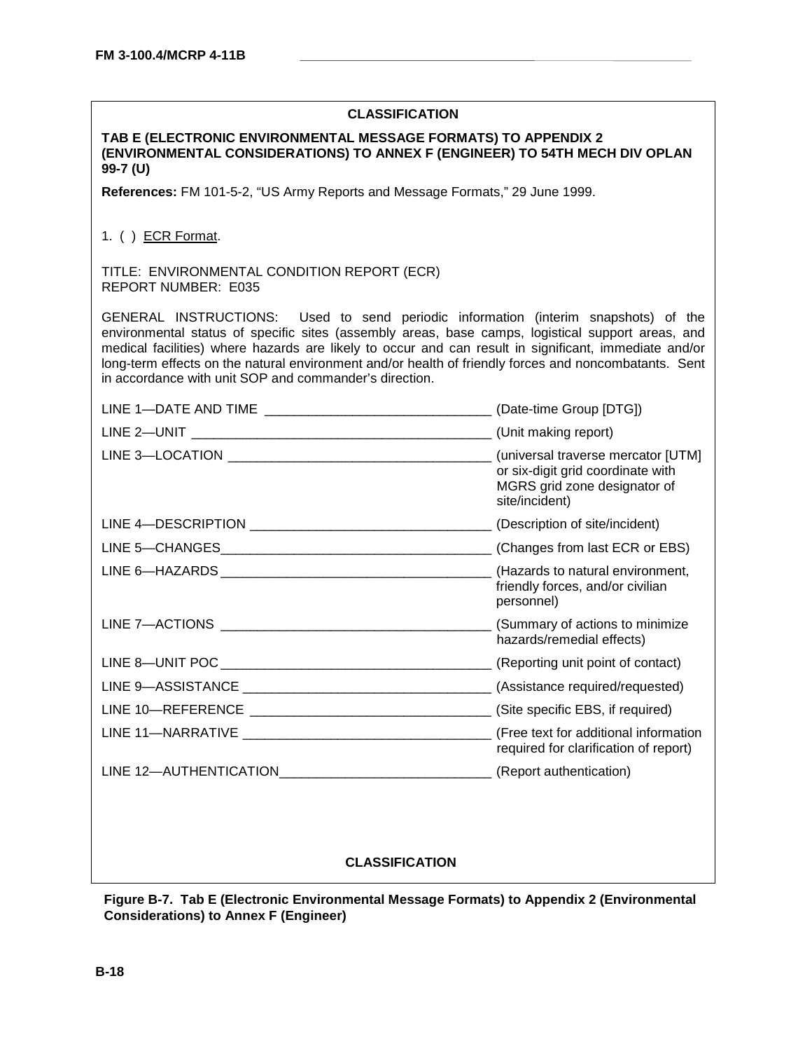**CLASSIFICATION**

**TAB E (ELECTRONIC ENVIRONMENTAL MESSAGE FORMATS) TO APPENDIX 2 (ENVIRONMENTAL CONSIDERATIONS) TO ANNEX F (ENGINEER) TO 54TH MECH DIV OPLAN 99-7 (U)**

**References:** FM 101-5-2, "US Army Reports and Message Formats," 29 June 1999.

1. ( ) ECR Format.

TITLE: ENVIRONMENTAL CONDITION REPORT (ECR)
REPORT NUMBER: E035

GENERAL INSTRUCTIONS: Used to send periodic information (interim snapshots) of the environmental status of specific sites (assembly areas, base camps, logistical support areas, and medical facilities) where hazards are likely to occur and can result in significant, immediate and/or long-term effects on the natural environment and/or health of friendly forces and noncombatants. Sent in accordance with unit SOP and commander's direction.

| | |
|---|---|
| LINE 1—DATE AND TIME ______________________________ | (Date-time Group [DTG]) |
| LINE 2—UNIT ______________________________ | (Unit making report) |
| LINE 3—LOCATION ______________________________ | (universal traverse mercator [UTM] or six-digit grid coordinate with MGRS grid zone designator of site/incident) |
| LINE 4—DESCRIPTION ______________________________ | (Description of site/incident) |
| LINE 5—CHANGES______________________________ | (Changes from last ECR or EBS) |
| LINE 6—HAZARDS______________________________ | (Hazards to natural environment, friendly forces, and/or civilian personnel) |
| LINE 7—ACTIONS ______________________________ | (Summary of actions to minimize hazards/remedial effects) |
| LINE 8—UNIT POC______________________________ | (Reporting unit point of contact) |
| LINE 9—ASSISTANCE ______________________________ | (Assistance required/requested) |
| LINE 10—REFERENCE ______________________________ | (Site specific EBS, if required) |
| LINE 11—NARRATIVE ______________________________ | (Free text for additional information required for clarification of report) |
| LINE 12—AUTHENTICATION______________________________ | (Report authentication) |

**CLASSIFICATION**

**Figure B-7. Tab E (Electronic Environmental Message Formats) to Appendix 2 (Environmental Considerations) to Annex F (Engineer)**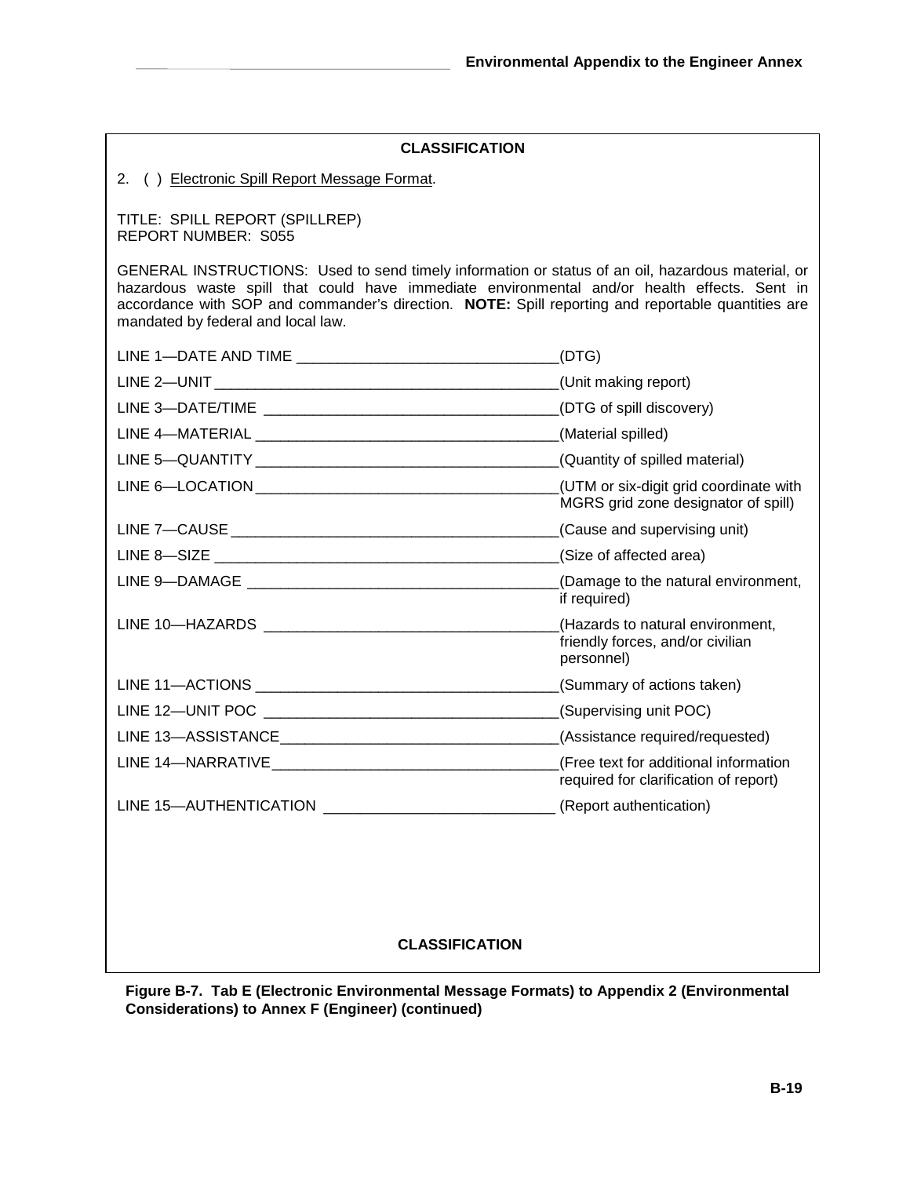**CLASSIFICATION**

2. ( ) Electronic Spill Report Message Format.

TITLE: SPILL REPORT (SPILLREP)
REPORT NUMBER: S055

GENERAL INSTRUCTIONS: Used to send timely information or status of an oil, hazardous material, or hazardous waste spill that could have immediate environmental and/or health effects. Sent in accordance with SOP and commander's direction. **NOTE:** Spill reporting and reportable quantities are mandated by federal and local law.

LINE 1—DATE AND TIME ________________________________(DTG)

LINE 2—UNIT ____________________________________________(Unit making report)

LINE 3—DATE/TIME ____________________________________(DTG of spill discovery)

LINE 4—MATERIAL _____________________________________(Material spilled)

LINE 5—QUANTITY _____________________________________(Quantity of spilled material)

LINE 6—LOCATION _____________________________________(UTM or six-digit grid coordinate with MGRS grid zone designator of spill)

LINE 7—CAUSE ________________________________________(Cause and supervising unit)

LINE 8—SIZE __________________________________________(Size of affected area)

LINE 9—DAMAGE ______________________________________(Damage to the natural environment, if required)

LINE 10—HAZARDS ____________________________________(Hazards to natural environment, friendly forces, and/or civilian personnel)

LINE 11—ACTIONS _____________________________________(Summary of actions taken)

LINE 12—UNIT POC ____________________________________(Supervising unit POC)

LINE 13—ASSISTANCE__________________________________(Assistance required/requested)

LINE 14—NARRATIVE___________________________________(Free text for additional information required for clarification of report)

LINE 15—AUTHENTICATION ____________________________ (Report authentication)

**CLASSIFICATION**

**Figure B-7. Tab E (Electronic Environmental Message Formats) to Appendix 2 (Environmental Considerations) to Annex F (Engineer) (continued)**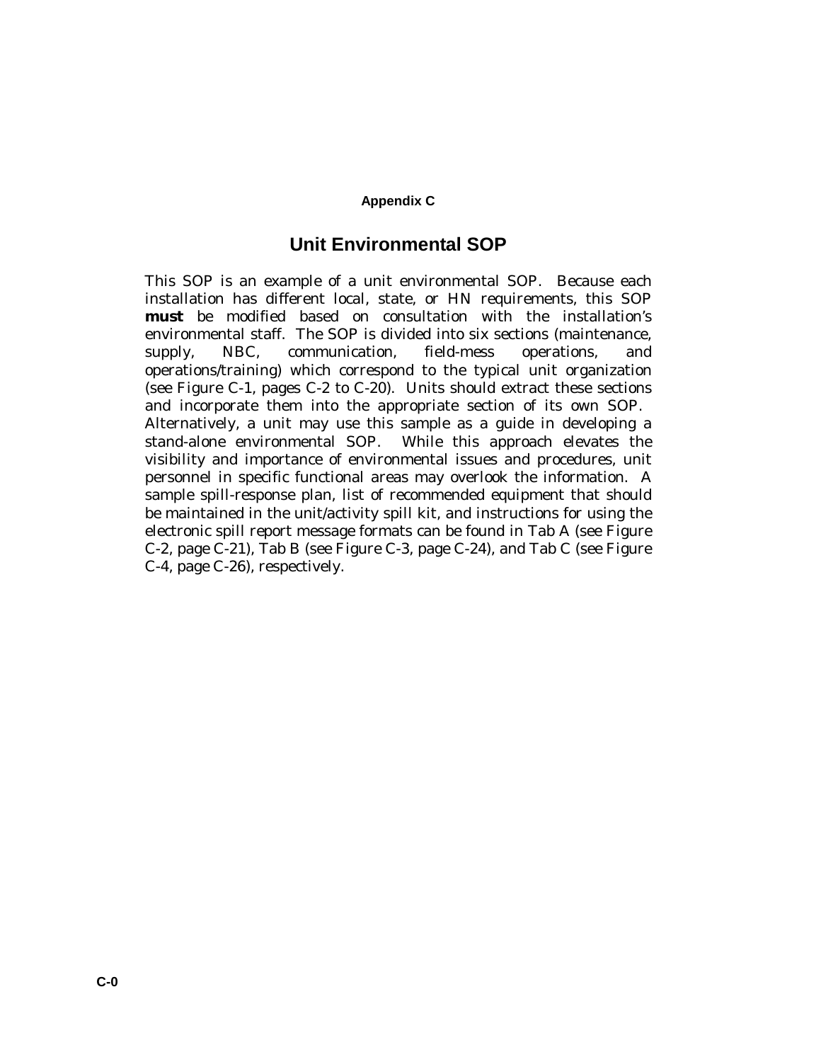# Appendix C

## Unit Environmental SOP

This SOP is an example of a unit environmental SOP. Because each installation has different local, state, or HN requirements, this SOP **must** be modified based on consultation with the installation's environmental staff. The SOP is divided into six sections (maintenance, supply, NBC, communication, field-mess operations, and operations/training) which correspond to the typical unit organization (see Figure C-1, pages C-2 to C-20). Units should extract these sections and incorporate them into the appropriate section of its own SOP. Alternatively, a unit may use this sample as a guide in developing a stand-alone environmental SOP. While this approach elevates the visibility and importance of environmental issues and procedures, unit personnel in specific functional areas may overlook the information. A sample spill-response plan, list of recommended equipment that should be maintained in the unit/activity spill kit, and instructions for using the electronic spill report message formats can be found in Tab A (see Figure C-2, page C-21), Tab B (see Figure C-3, page C-24), and Tab C (see Figure C-4, page C-26), respectively.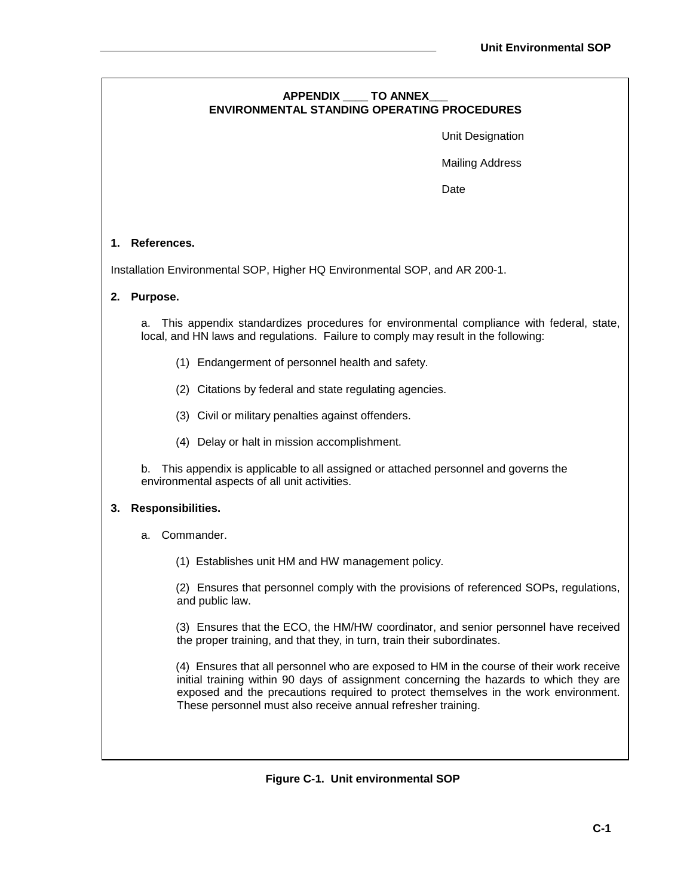**APPENDIX ____ TO ANNEX___**
**ENVIRONMENTAL STANDING OPERATING PROCEDURES**

Unit Designation

Mailing Address

Date

**1. References.**

Installation Environmental SOP, Higher HQ Environmental SOP, and AR 200-1.

**2. Purpose.**

a. This appendix standardizes procedures for environmental compliance with federal, state, local, and HN laws and regulations. Failure to comply may result in the following:

(1) Endangerment of personnel health and safety.

(2) Citations by federal and state regulating agencies.

(3) Civil or military penalties against offenders.

(4) Delay or halt in mission accomplishment.

b. This appendix is applicable to all assigned or attached personnel and governs the environmental aspects of all unit activities.

**3. Responsibilities.**

a. Commander.

(1) Establishes unit HM and HW management policy.

(2) Ensures that personnel comply with the provisions of referenced SOPs, regulations, and public law.

(3) Ensures that the ECO, the HM/HW coordinator, and senior personnel have received the proper training, and that they, in turn, train their subordinates.

(4) Ensures that all personnel who are exposed to HM in the course of their work receive initial training within 90 days of assignment concerning the hazards to which they are exposed and the precautions required to protect themselves in the work environment. These personnel must also receive annual refresher training.

**Figure C-1. Unit environmental SOP**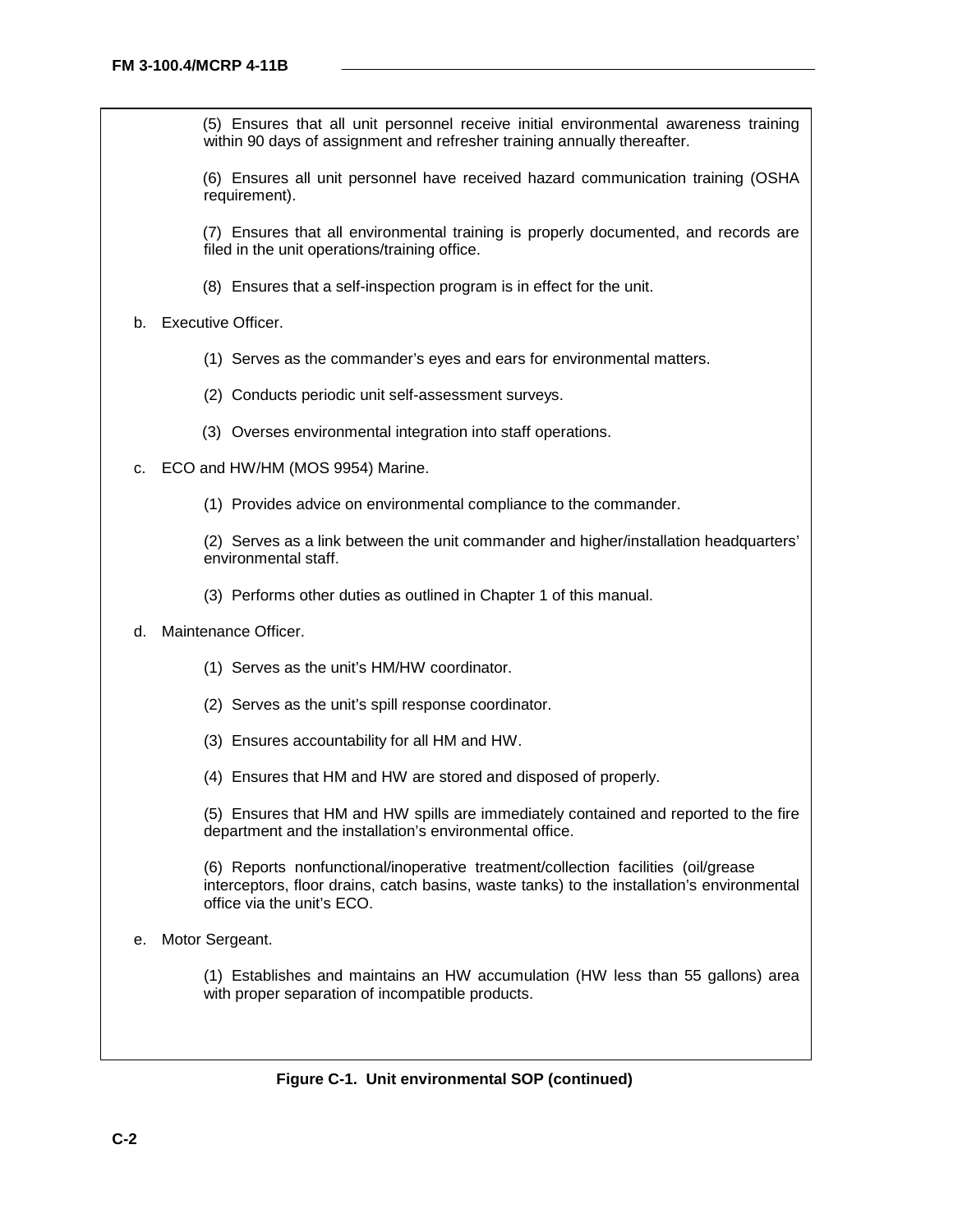(5) Ensures that all unit personnel receive initial environmental awareness training within 90 days of assignment and refresher training annually thereafter.

(6) Ensures all unit personnel have received hazard communication training (OSHA requirement).

(7) Ensures that all environmental training is properly documented, and records are filed in the unit operations/training office.

(8) Ensures that a self-inspection program is in effect for the unit.

b. Executive Officer.

(1) Serves as the commander's eyes and ears for environmental matters.

(2) Conducts periodic unit self-assessment surveys.

(3) Overses environmental integration into staff operations.

c. ECO and HW/HM (MOS 9954) Marine.

(1) Provides advice on environmental compliance to the commander.

(2) Serves as a link between the unit commander and higher/installation headquarters' environmental staff.

(3) Performs other duties as outlined in Chapter 1 of this manual.

d. Maintenance Officer.

(1) Serves as the unit's HM/HW coordinator.

(2) Serves as the unit's spill response coordinator.

(3) Ensures accountability for all HM and HW.

(4) Ensures that HM and HW are stored and disposed of properly.

(5) Ensures that HM and HW spills are immediately contained and reported to the fire department and the installation's environmental office.

(6) Reports nonfunctional/inoperative treatment/collection facilities (oil/grease interceptors, floor drains, catch basins, waste tanks) to the installation's environmental office via the unit's ECO.

e. Motor Sergeant.

(1) Establishes and maintains an HW accumulation (HW less than 55 gallons) area with proper separation of incompatible products.

**Figure C-1. Unit environmental SOP (continued)**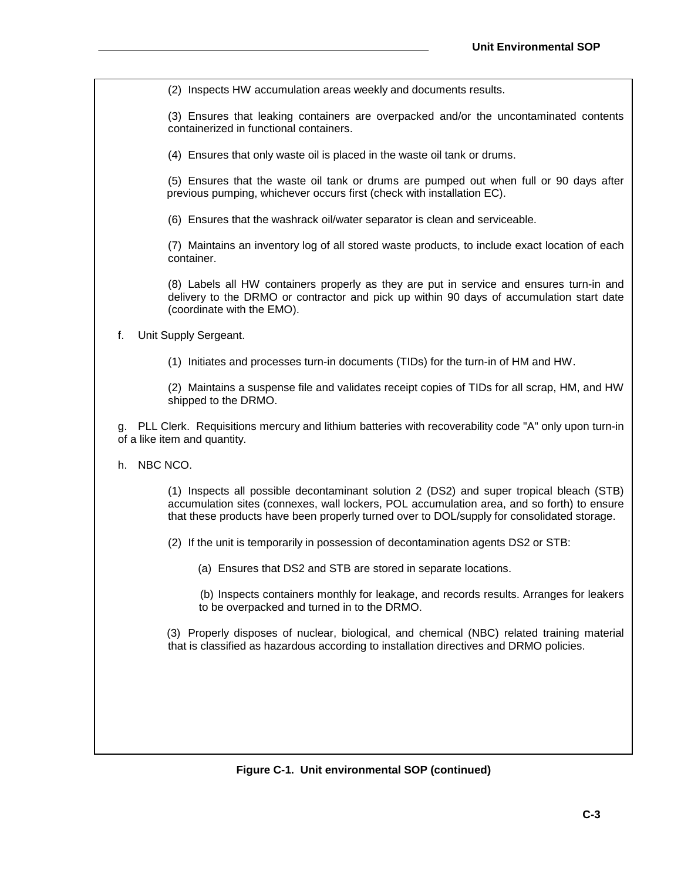(2) Inspects HW accumulation areas weekly and documents results.

(3) Ensures that leaking containers are overpacked and/or the uncontaminated contents containerized in functional containers.

(4) Ensures that only waste oil is placed in the waste oil tank or drums.

(5) Ensures that the waste oil tank or drums are pumped out when full or 90 days after previous pumping, whichever occurs first (check with installation EC).

(6) Ensures that the washrack oil/water separator is clean and serviceable.

(7) Maintains an inventory log of all stored waste products, to include exact location of each container.

(8) Labels all HW containers properly as they are put in service and ensures turn-in and delivery to the DRMO or contractor and pick up within 90 days of accumulation start date (coordinate with the EMO).

f. Unit Supply Sergeant.

(1) Initiates and processes turn-in documents (TIDs) for the turn-in of HM and HW.

(2) Maintains a suspense file and validates receipt copies of TIDs for all scrap, HM, and HW shipped to the DRMO.

g. PLL Clerk. Requisitions mercury and lithium batteries with recoverability code "A" only upon turn-in of a like item and quantity.

h. NBC NCO.

(1) Inspects all possible decontaminant solution 2 (DS2) and super tropical bleach (STB) accumulation sites (connexes, wall lockers, POL accumulation area, and so forth) to ensure that these products have been properly turned over to DOL/supply for consolidated storage.

(2) If the unit is temporarily in possession of decontamination agents DS2 or STB:

(a) Ensures that DS2 and STB are stored in separate locations.

(b) Inspects containers monthly for leakage, and records results. Arranges for leakers to be overpacked and turned in to the DRMO.

(3) Properly disposes of nuclear, biological, and chemical (NBC) related training material that is classified as hazardous according to installation directives and DRMO policies.

**Figure C-1. Unit environmental SOP (continued)**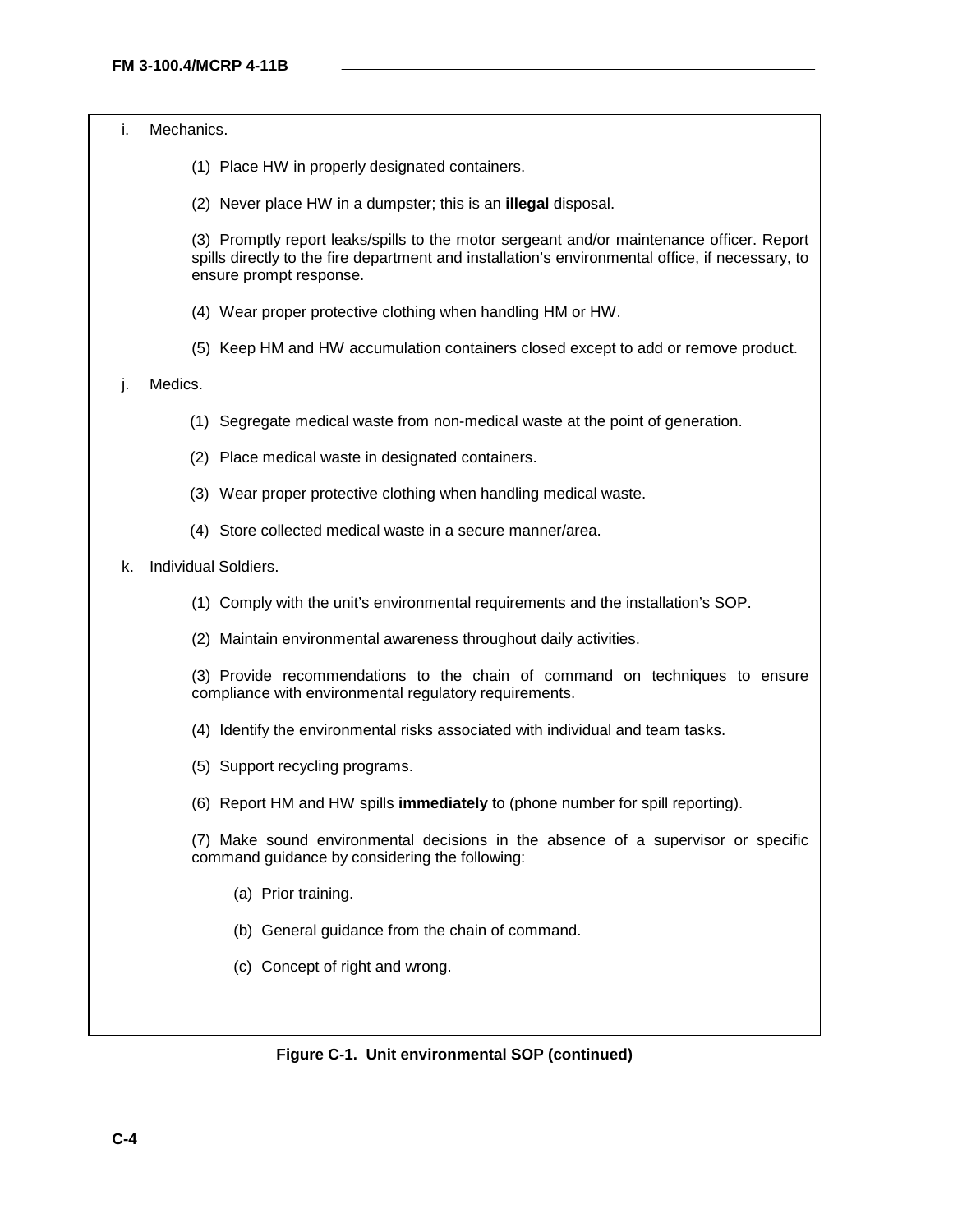i. Mechanics.

(1) Place HW in properly designated containers.

(2) Never place HW in a dumpster; this is an **illegal** disposal.

(3) Promptly report leaks/spills to the motor sergeant and/or maintenance officer. Report spills directly to the fire department and installation's environmental office, if necessary, to ensure prompt response.

(4) Wear proper protective clothing when handling HM or HW.

(5) Keep HM and HW accumulation containers closed except to add or remove product.

j. Medics.

(1) Segregate medical waste from non-medical waste at the point of generation.

(2) Place medical waste in designated containers.

(3) Wear proper protective clothing when handling medical waste.

(4) Store collected medical waste in a secure manner/area.

k. Individual Soldiers.

(1) Comply with the unit's environmental requirements and the installation's SOP.

(2) Maintain environmental awareness throughout daily activities.

(3) Provide recommendations to the chain of command on techniques to ensure compliance with environmental regulatory requirements.

(4) Identify the environmental risks associated with individual and team tasks.

(5) Support recycling programs.

(6) Report HM and HW spills **immediately** to (phone number for spill reporting).

(7) Make sound environmental decisions in the absence of a supervisor or specific command guidance by considering the following:

(a) Prior training.

(b) General guidance from the chain of command.

(c) Concept of right and wrong.

**Figure C-1. Unit environmental SOP (continued)**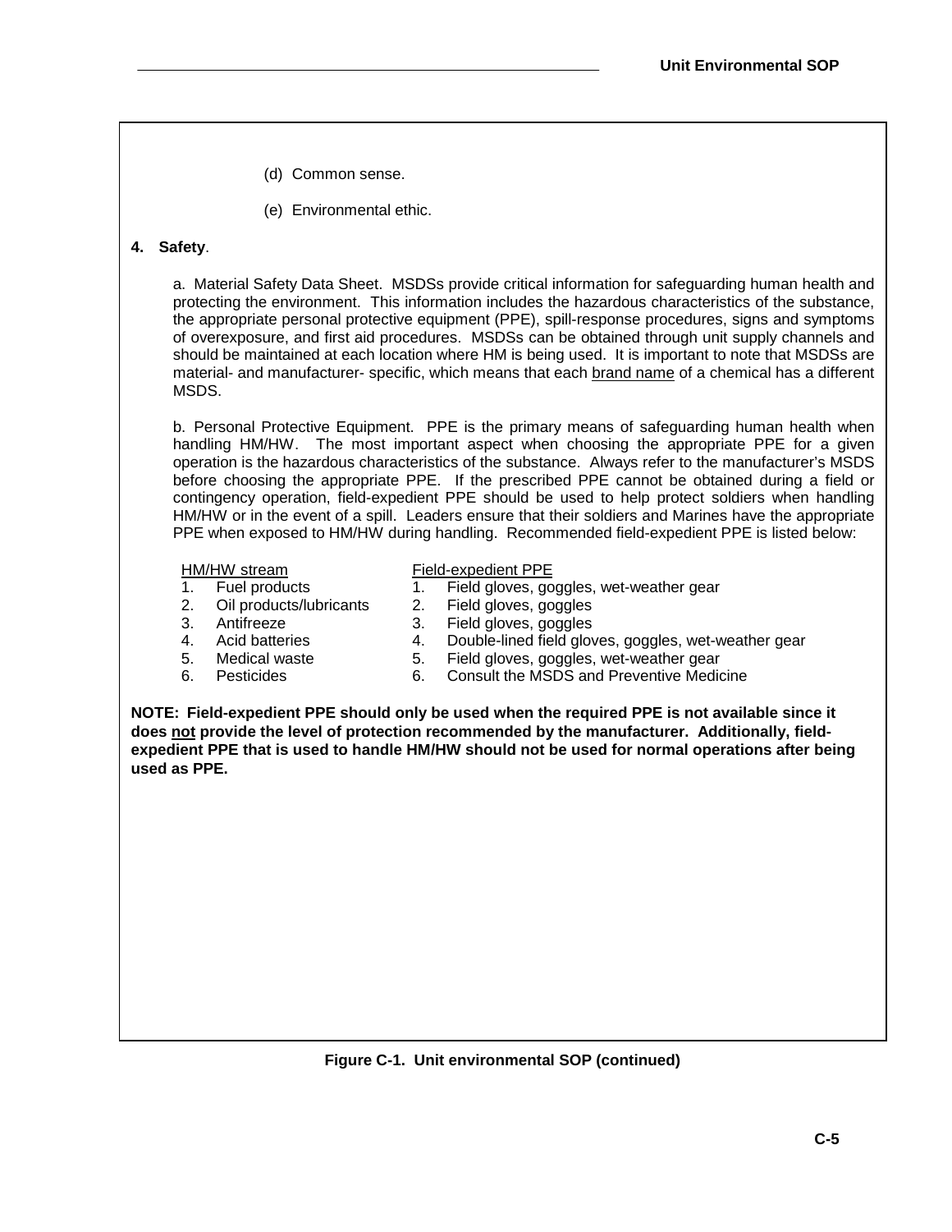(d) Common sense.

(e) Environmental ethic.

**4. Safety**.

a. Material Safety Data Sheet. MSDSs provide critical information for safeguarding human health and protecting the environment. This information includes the hazardous characteristics of the substance, the appropriate personal protective equipment (PPE), spill-response procedures, signs and symptoms of overexposure, and first aid procedures. MSDSs can be obtained through unit supply channels and should be maintained at each location where HM is being used. It is important to note that MSDSs are material- and manufacturer- specific, which means that each brand name of a chemical has a different MSDS.

b. Personal Protective Equipment. PPE is the primary means of safeguarding human health when handling HM/HW. The most important aspect when choosing the appropriate PPE for a given operation is the hazardous characteristics of the substance. Always refer to the manufacturer's MSDS before choosing the appropriate PPE. If the prescribed PPE cannot be obtained during a field or contingency operation, field-expedient PPE should be used to help protect soldiers when handling HM/HW or in the event of a spill. Leaders ensure that their soldiers and Marines have the appropriate PPE when exposed to HM/HW during handling. Recommended field-expedient PPE is listed below:

| HM/HW stream | Field-expedient PPE |
|---|---|
| 1. Fuel products | 1. Field gloves, goggles, wet-weather gear |
| 2. Oil products/lubricants | 2. Field gloves, goggles |
| 3. Antifreeze | 3. Field gloves, goggles |
| 4. Acid batteries | 4. Double-lined field gloves, goggles, wet-weather gear |
| 5. Medical waste | 5. Field gloves, goggles, wet-weather gear |
| 6. Pesticides | 6. Consult the MSDS and Preventive Medicine |

**NOTE: Field-expedient PPE should only be used when the required PPE is not available since it does not provide the level of protection recommended by the manufacturer. Additionally, field-expedient PPE that is used to handle HM/HW should not be used for normal operations after being used as PPE.**

**Figure C-1. Unit environmental SOP (continued)**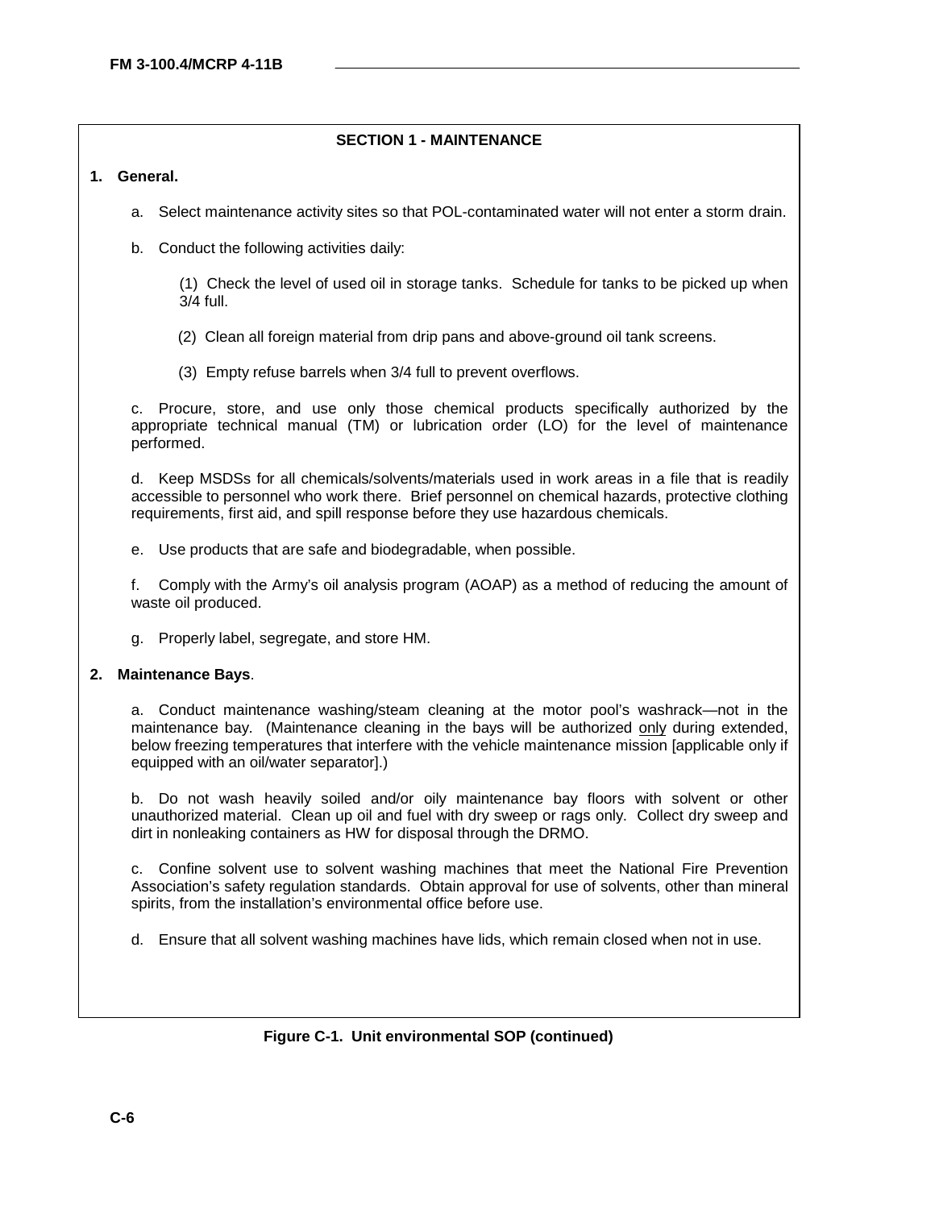## SECTION 1 - MAINTENANCE

**1. General.**

a. Select maintenance activity sites so that POL-contaminated water will not enter a storm drain.

b. Conduct the following activities daily:

(1) Check the level of used oil in storage tanks. Schedule for tanks to be picked up when 3/4 full.

(2) Clean all foreign material from drip pans and above-ground oil tank screens.

(3) Empty refuse barrels when 3/4 full to prevent overflows.

c. Procure, store, and use only those chemical products specifically authorized by the appropriate technical manual (TM) or lubrication order (LO) for the level of maintenance performed.

d. Keep MSDSs for all chemicals/solvents/materials used in work areas in a file that is readily accessible to personnel who work there. Brief personnel on chemical hazards, protective clothing requirements, first aid, and spill response before they use hazardous chemicals.

e. Use products that are safe and biodegradable, when possible.

f. Comply with the Army's oil analysis program (AOAP) as a method of reducing the amount of waste oil produced.

g. Properly label, segregate, and store HM.

**2. Maintenance Bays**.

a. Conduct maintenance washing/steam cleaning at the motor pool's washrack—not in the maintenance bay. (Maintenance cleaning in the bays will be authorized <u>only</u> during extended, below freezing temperatures that interfere with the vehicle maintenance mission [applicable only if equipped with an oil/water separator].)

b. Do not wash heavily soiled and/or oily maintenance bay floors with solvent or other unauthorized material. Clean up oil and fuel with dry sweep or rags only. Collect dry sweep and dirt in nonleaking containers as HW for disposal through the DRMO.

c. Confine solvent use to solvent washing machines that meet the National Fire Prevention Association's safety regulation standards. Obtain approval for use of solvents, other than mineral spirits, from the installation's environmental office before use.

d. Ensure that all solvent washing machines have lids, which remain closed when not in use.

**Figure C-1. Unit environmental SOP (continued)**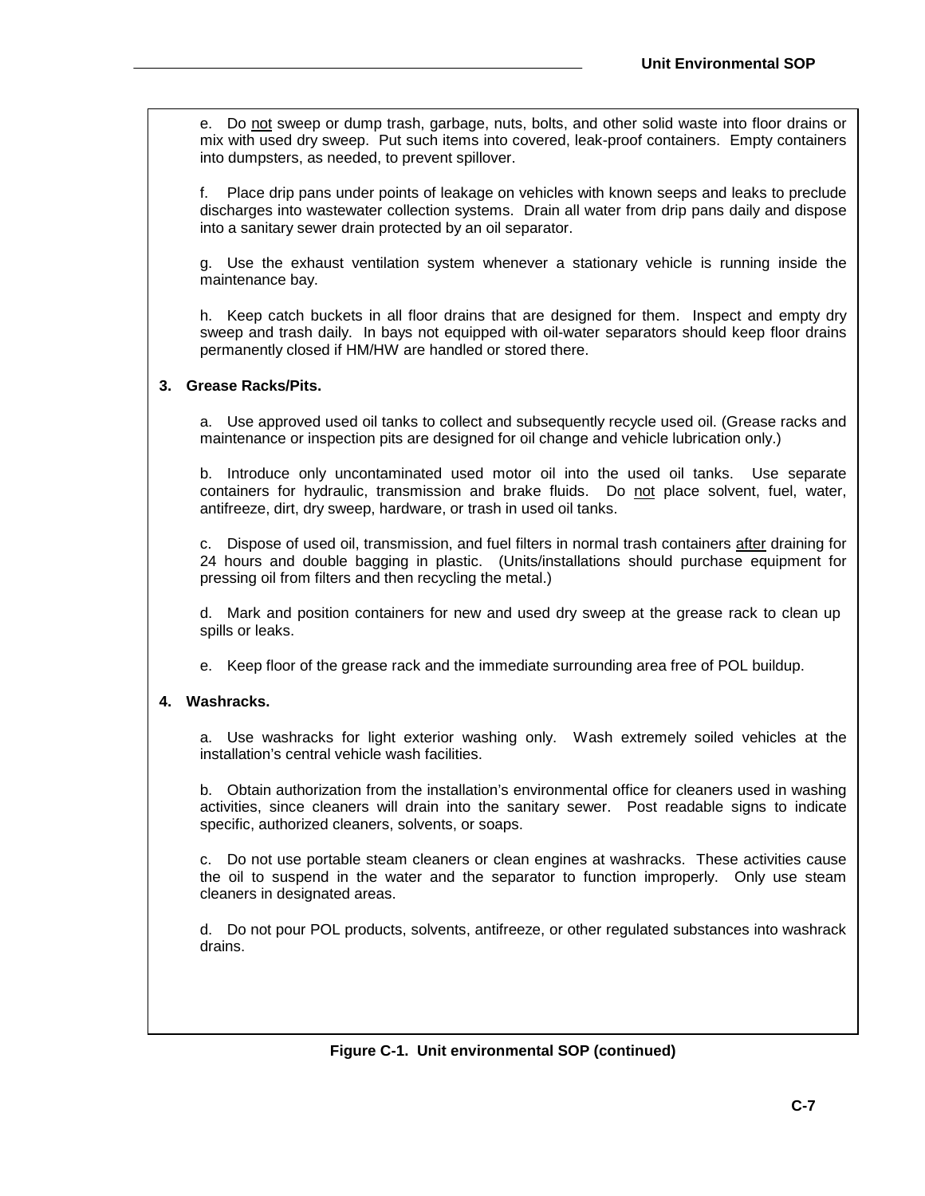e. Do not sweep or dump trash, garbage, nuts, bolts, and other solid waste into floor drains or mix with used dry sweep. Put such items into covered, leak-proof containers. Empty containers into dumpsters, as needed, to prevent spillover.

f. Place drip pans under points of leakage on vehicles with known seeps and leaks to preclude discharges into wastewater collection systems. Drain all water from drip pans daily and dispose into a sanitary sewer drain protected by an oil separator.

g. Use the exhaust ventilation system whenever a stationary vehicle is running inside the maintenance bay.

h. Keep catch buckets in all floor drains that are designed for them. Inspect and empty dry sweep and trash daily. In bays not equipped with oil-water separators should keep floor drains permanently closed if HM/HW are handled or stored there.

**3. Grease Racks/Pits.**

a. Use approved used oil tanks to collect and subsequently recycle used oil. (Grease racks and maintenance or inspection pits are designed for oil change and vehicle lubrication only.)

b. Introduce only uncontaminated used motor oil into the used oil tanks. Use separate containers for hydraulic, transmission and brake fluids. Do not place solvent, fuel, water, antifreeze, dirt, dry sweep, hardware, or trash in used oil tanks.

c. Dispose of used oil, transmission, and fuel filters in normal trash containers after draining for 24 hours and double bagging in plastic. (Units/installations should purchase equipment for pressing oil from filters and then recycling the metal.)

d. Mark and position containers for new and used dry sweep at the grease rack to clean up spills or leaks.

e. Keep floor of the grease rack and the immediate surrounding area free of POL buildup.

**4. Washracks.**

a. Use washracks for light exterior washing only. Wash extremely soiled vehicles at the installation's central vehicle wash facilities.

b. Obtain authorization from the installation's environmental office for cleaners used in washing activities, since cleaners will drain into the sanitary sewer. Post readable signs to indicate specific, authorized cleaners, solvents, or soaps.

c. Do not use portable steam cleaners or clean engines at washracks. These activities cause the oil to suspend in the water and the separator to function improperly. Only use steam cleaners in designated areas.

d. Do not pour POL products, solvents, antifreeze, or other regulated substances into washrack drains.

**Figure C-1. Unit environmental SOP (continued)**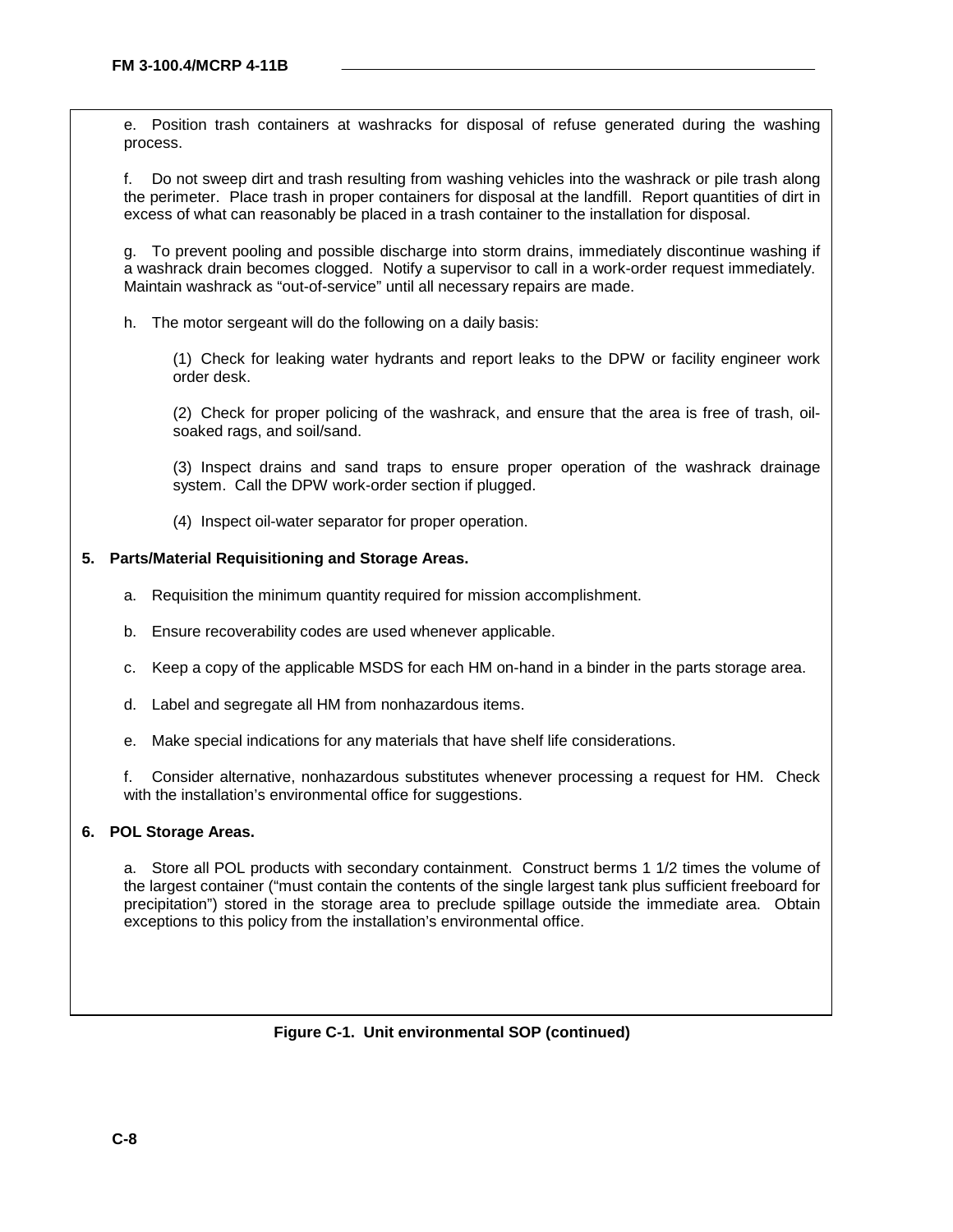e. Position trash containers at washracks for disposal of refuse generated during the washing process.

f. Do not sweep dirt and trash resulting from washing vehicles into the washrack or pile trash along the perimeter. Place trash in proper containers for disposal at the landfill. Report quantities of dirt in excess of what can reasonably be placed in a trash container to the installation for disposal.

g. To prevent pooling and possible discharge into storm drains, immediately discontinue washing if a washrack drain becomes clogged. Notify a supervisor to call in a work-order request immediately. Maintain washrack as "out-of-service" until all necessary repairs are made.

h. The motor sergeant will do the following on a daily basis:

(1) Check for leaking water hydrants and report leaks to the DPW or facility engineer work order desk.

(2) Check for proper policing of the washrack, and ensure that the area is free of trash, oil-soaked rags, and soil/sand.

(3) Inspect drains and sand traps to ensure proper operation of the washrack drainage system. Call the DPW work-order section if plugged.

(4) Inspect oil-water separator for proper operation.

**5. Parts/Material Requisitioning and Storage Areas.**

a. Requisition the minimum quantity required for mission accomplishment.

b. Ensure recoverability codes are used whenever applicable.

c. Keep a copy of the applicable MSDS for each HM on-hand in a binder in the parts storage area.

d. Label and segregate all HM from nonhazardous items.

e. Make special indications for any materials that have shelf life considerations.

f. Consider alternative, nonhazardous substitutes whenever processing a request for HM. Check with the installation's environmental office for suggestions.

**6. POL Storage Areas.**

a. Store all POL products with secondary containment. Construct berms 1 1/2 times the volume of the largest container ("must contain the contents of the single largest tank plus sufficient freeboard for precipitation") stored in the storage area to preclude spillage outside the immediate area. Obtain exceptions to this policy from the installation's environmental office.

**Figure C-1. Unit environmental SOP (continued)**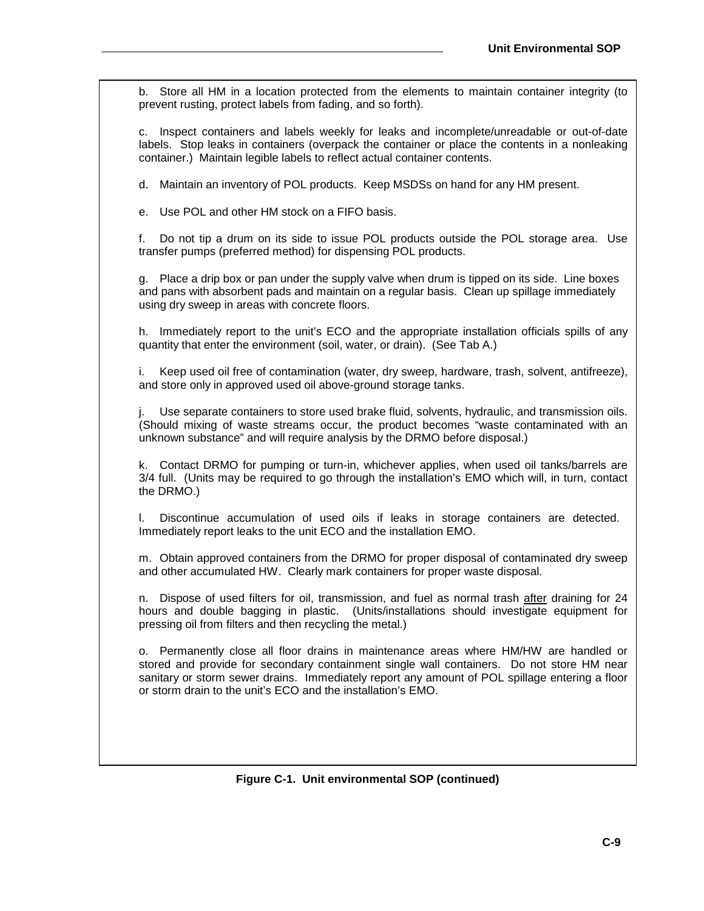b. Store all HM in a location protected from the elements to maintain container integrity (to prevent rusting, protect labels from fading, and so forth).

c. Inspect containers and labels weekly for leaks and incomplete/unreadable or out-of-date labels. Stop leaks in containers (overpack the container or place the contents in a nonleaking container.) Maintain legible labels to reflect actual container contents.

d. Maintain an inventory of POL products. Keep MSDSs on hand for any HM present.

e. Use POL and other HM stock on a FIFO basis.

f. Do not tip a drum on its side to issue POL products outside the POL storage area. Use transfer pumps (preferred method) for dispensing POL products.

g. Place a drip box or pan under the supply valve when drum is tipped on its side. Line boxes and pans with absorbent pads and maintain on a regular basis. Clean up spillage immediately using dry sweep in areas with concrete floors.

h. Immediately report to the unit's ECO and the appropriate installation officials spills of any quantity that enter the environment (soil, water, or drain). (See Tab A.)

i. Keep used oil free of contamination (water, dry sweep, hardware, trash, solvent, antifreeze), and store only in approved used oil above-ground storage tanks.

j. Use separate containers to store used brake fluid, solvents, hydraulic, and transmission oils. (Should mixing of waste streams occur, the product becomes "waste contaminated with an unknown substance" and will require analysis by the DRMO before disposal.)

k. Contact DRMO for pumping or turn-in, whichever applies, when used oil tanks/barrels are 3/4 full. (Units may be required to go through the installation's EMO which will, in turn, contact the DRMO.)

l. Discontinue accumulation of used oils if leaks in storage containers are detected. Immediately report leaks to the unit ECO and the installation EMO.

m. Obtain approved containers from the DRMO for proper disposal of contaminated dry sweep and other accumulated HW. Clearly mark containers for proper waste disposal.

n. Dispose of used filters for oil, transmission, and fuel as normal trash after draining for 24 hours and double bagging in plastic. (Units/installations should investigate equipment for pressing oil from filters and then recycling the metal.)

o. Permanently close all floor drains in maintenance areas where HM/HW are handled or stored and provide for secondary containment single wall containers. Do not store HM near sanitary or storm sewer drains. Immediately report any amount of POL spillage entering a floor or storm drain to the unit's ECO and the installation's EMO.

**Figure C-1. Unit environmental SOP (continued)**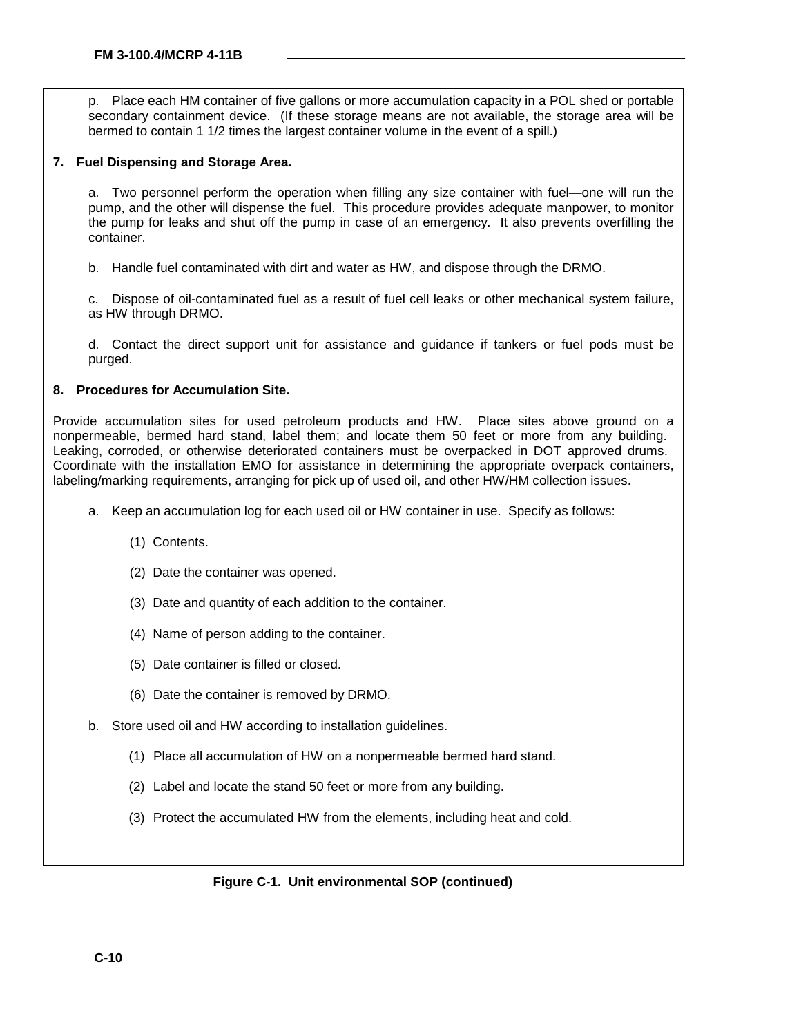p. Place each HM container of five gallons or more accumulation capacity in a POL shed or portable secondary containment device. (If these storage means are not available, the storage area will be bermed to contain 1 1/2 times the largest container volume in the event of a spill.)

**7. Fuel Dispensing and Storage Area.**

a. Two personnel perform the operation when filling any size container with fuel—one will run the pump, and the other will dispense the fuel. This procedure provides adequate manpower, to monitor the pump for leaks and shut off the pump in case of an emergency. It also prevents overfilling the container.

b. Handle fuel contaminated with dirt and water as HW, and dispose through the DRMO.

c. Dispose of oil-contaminated fuel as a result of fuel cell leaks or other mechanical system failure, as HW through DRMO.

d. Contact the direct support unit for assistance and guidance if tankers or fuel pods must be purged.

**8. Procedures for Accumulation Site.**

Provide accumulation sites for used petroleum products and HW. Place sites above ground on a nonpermeable, bermed hard stand, label them; and locate them 50 feet or more from any building. Leaking, corroded, or otherwise deteriorated containers must be overpacked in DOT approved drums. Coordinate with the installation EMO for assistance in determining the appropriate overpack containers, labeling/marking requirements, arranging for pick up of used oil, and other HW/HM collection issues.

a. Keep an accumulation log for each used oil or HW container in use. Specify as follows:

(1) Contents.

(2) Date the container was opened.

(3) Date and quantity of each addition to the container.

(4) Name of person adding to the container.

(5) Date container is filled or closed.

(6) Date the container is removed by DRMO.

b. Store used oil and HW according to installation guidelines.

(1) Place all accumulation of HW on a nonpermeable bermed hard stand.

(2) Label and locate the stand 50 feet or more from any building.

(3) Protect the accumulated HW from the elements, including heat and cold.

**Figure C-1. Unit environmental SOP (continued)**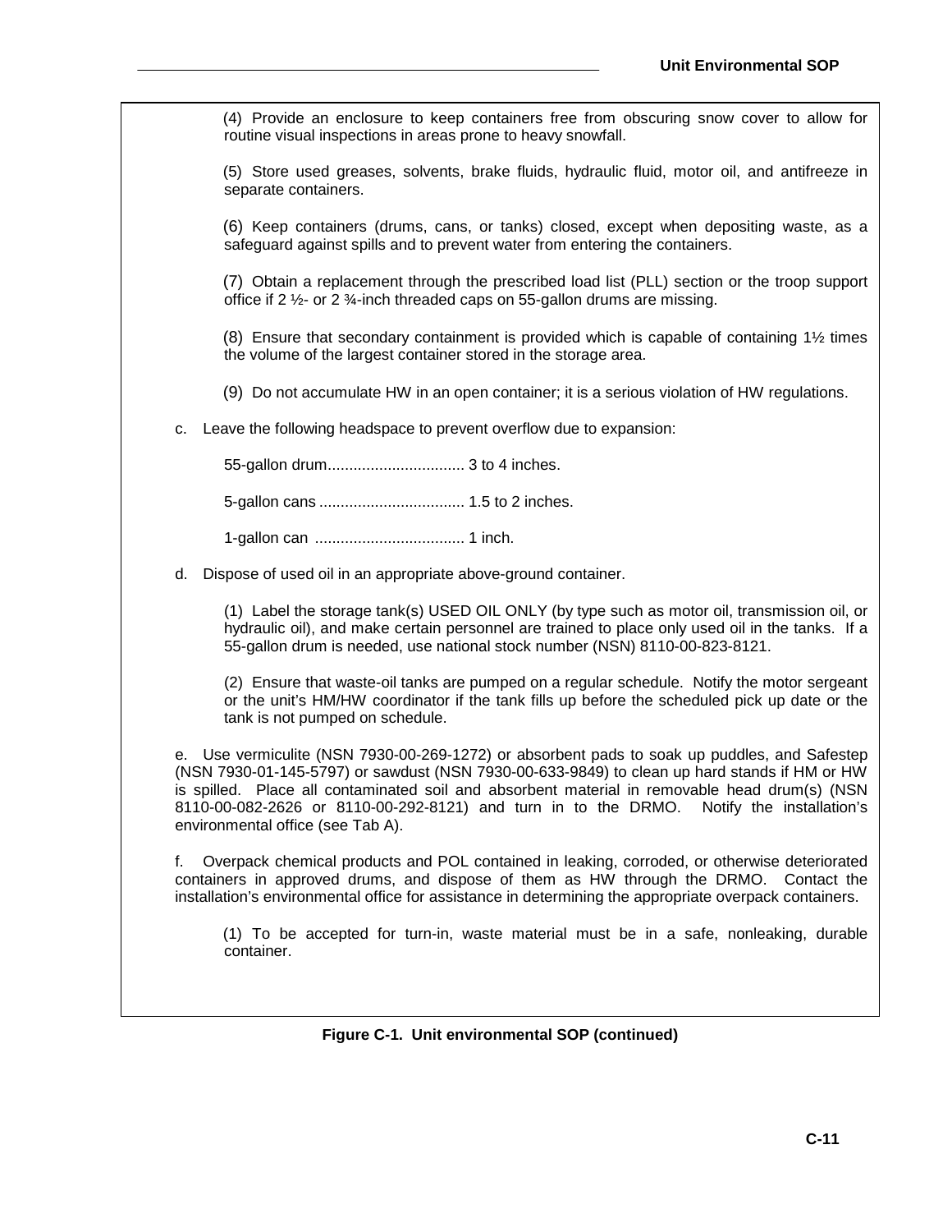(4) Provide an enclosure to keep containers free from obscuring snow cover to allow for routine visual inspections in areas prone to heavy snowfall.

(5) Store used greases, solvents, brake fluids, hydraulic fluid, motor oil, and antifreeze in separate containers.

(6) Keep containers (drums, cans, or tanks) closed, except when depositing waste, as a safeguard against spills and to prevent water from entering the containers.

(7) Obtain a replacement through the prescribed load list (PLL) section or the troop support office if 2 ½- or 2 ¾-inch threaded caps on 55-gallon drums are missing.

(8) Ensure that secondary containment is provided which is capable of containing 1½ times the volume of the largest container stored in the storage area.

(9) Do not accumulate HW in an open container; it is a serious violation of HW regulations.

c. Leave the following headspace to prevent overflow due to expansion:

55-gallon drum................................ 3 to 4 inches.

5-gallon cans ................................. 1.5 to 2 inches.

1-gallon can .................................. 1 inch.

d. Dispose of used oil in an appropriate above-ground container.

(1) Label the storage tank(s) USED OIL ONLY (by type such as motor oil, transmission oil, or hydraulic oil), and make certain personnel are trained to place only used oil in the tanks. If a 55-gallon drum is needed, use national stock number (NSN) 8110-00-823-8121.

(2) Ensure that waste-oil tanks are pumped on a regular schedule. Notify the motor sergeant or the unit's HM/HW coordinator if the tank fills up before the scheduled pick up date or the tank is not pumped on schedule.

e. Use vermiculite (NSN 7930-00-269-1272) or absorbent pads to soak up puddles, and Safestep (NSN 7930-01-145-5797) or sawdust (NSN 7930-00-633-9849) to clean up hard stands if HM or HW is spilled. Place all contaminated soil and absorbent material in removable head drum(s) (NSN 8110-00-082-2626 or 8110-00-292-8121) and turn in to the DRMO. Notify the installation's environmental office (see Tab A).

f. Overpack chemical products and POL contained in leaking, corroded, or otherwise deteriorated containers in approved drums, and dispose of them as HW through the DRMO. Contact the installation's environmental office for assistance in determining the appropriate overpack containers.

(1) To be accepted for turn-in, waste material must be in a safe, nonleaking, durable container.

**Figure C-1. Unit environmental SOP (continued)**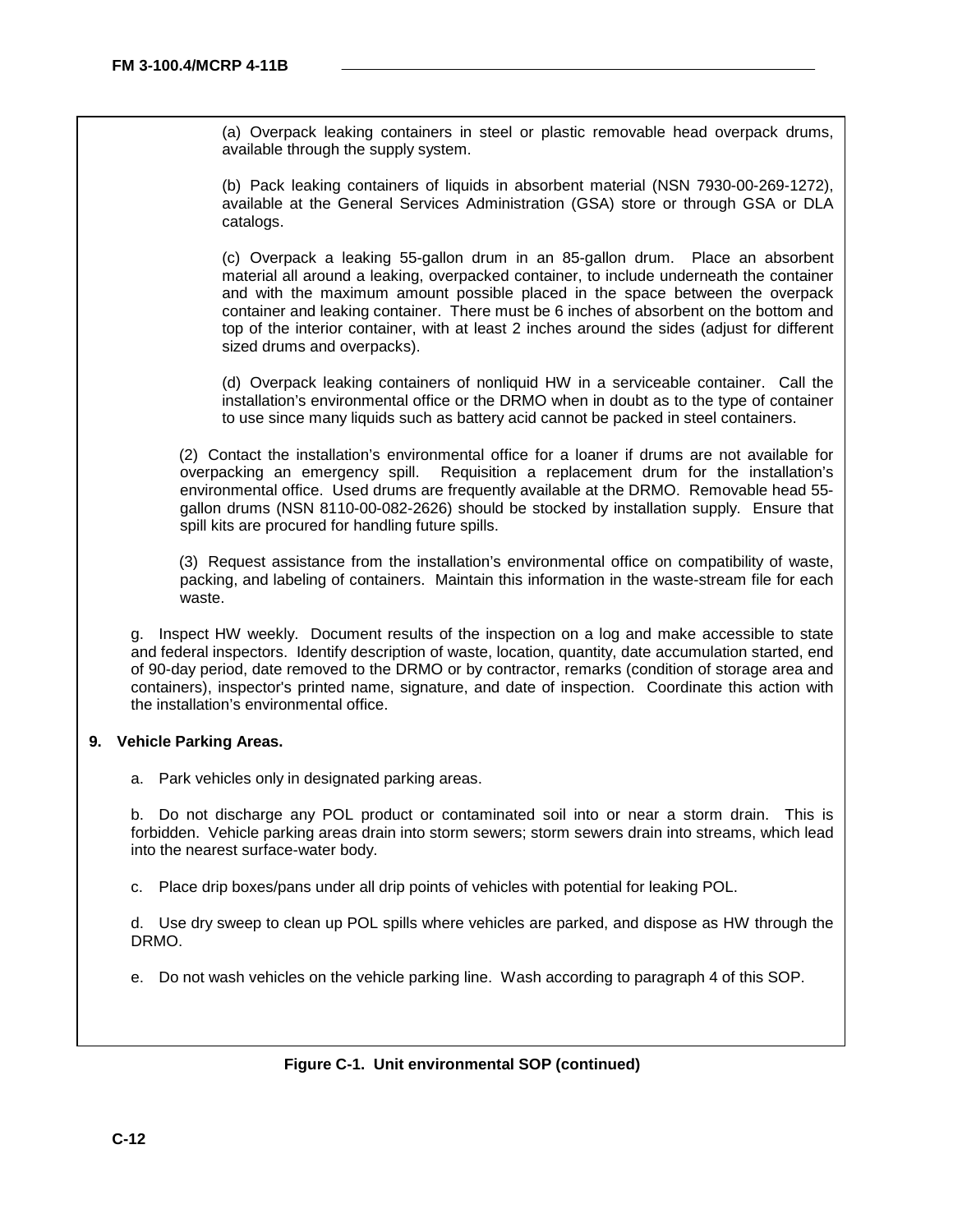(a) Overpack leaking containers in steel or plastic removable head overpack drums, available through the supply system.

(b) Pack leaking containers of liquids in absorbent material (NSN 7930-00-269-1272), available at the General Services Administration (GSA) store or through GSA or DLA catalogs.

(c) Overpack a leaking 55-gallon drum in an 85-gallon drum. Place an absorbent material all around a leaking, overpacked container, to include underneath the container and with the maximum amount possible placed in the space between the overpack container and leaking container. There must be 6 inches of absorbent on the bottom and top of the interior container, with at least 2 inches around the sides (adjust for different sized drums and overpacks).

(d) Overpack leaking containers of nonliquid HW in a serviceable container. Call the installation's environmental office or the DRMO when in doubt as to the type of container to use since many liquids such as battery acid cannot be packed in steel containers.

(2) Contact the installation's environmental office for a loaner if drums are not available for overpacking an emergency spill. Requisition a replacement drum for the installation's environmental office. Used drums are frequently available at the DRMO. Removable head 55-gallon drums (NSN 8110-00-082-2626) should be stocked by installation supply. Ensure that spill kits are procured for handling future spills.

(3) Request assistance from the installation's environmental office on compatibility of waste, packing, and labeling of containers. Maintain this information in the waste-stream file for each waste.

g. Inspect HW weekly. Document results of the inspection on a log and make accessible to state and federal inspectors. Identify description of waste, location, quantity, date accumulation started, end of 90-day period, date removed to the DRMO or by contractor, remarks (condition of storage area and containers), inspector's printed name, signature, and date of inspection. Coordinate this action with the installation's environmental office.

**9. Vehicle Parking Areas.**

a. Park vehicles only in designated parking areas.

b. Do not discharge any POL product or contaminated soil into or near a storm drain. This is forbidden. Vehicle parking areas drain into storm sewers; storm sewers drain into streams, which lead into the nearest surface-water body.

c. Place drip boxes/pans under all drip points of vehicles with potential for leaking POL.

d. Use dry sweep to clean up POL spills where vehicles are parked, and dispose as HW through the DRMO.

e. Do not wash vehicles on the vehicle parking line. Wash according to paragraph 4 of this SOP.

**Figure C-1. Unit environmental SOP (continued)**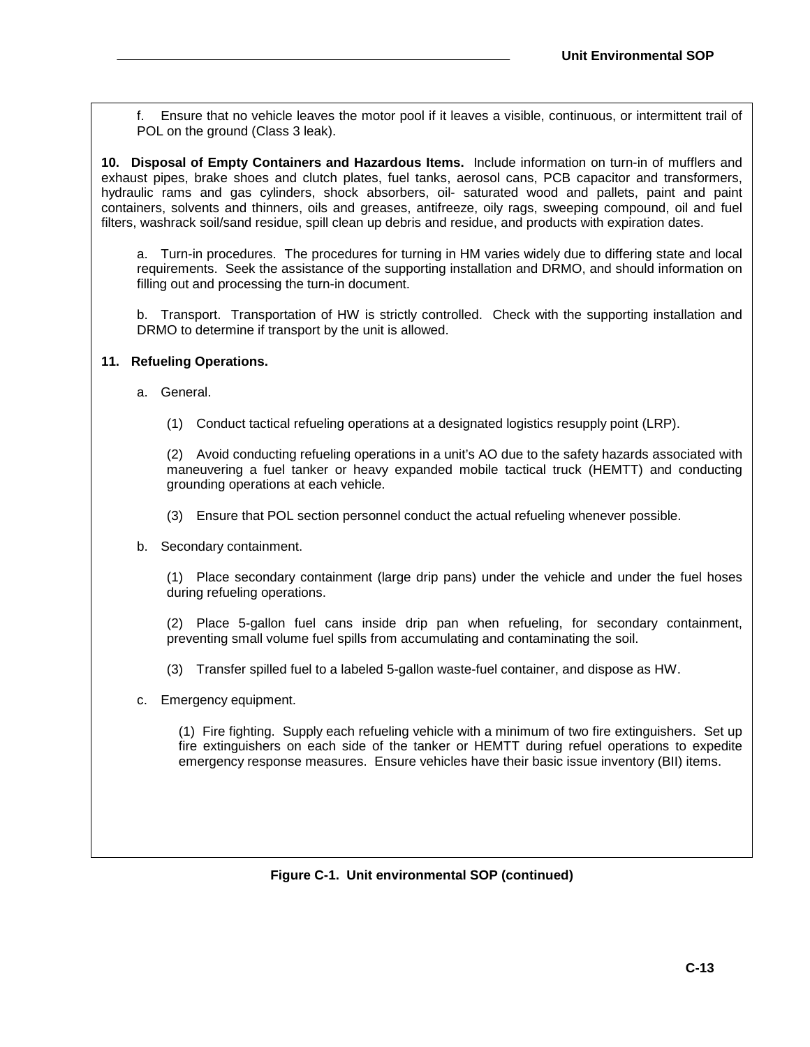f. Ensure that no vehicle leaves the motor pool if it leaves a visible, continuous, or intermittent trail of POL on the ground (Class 3 leak).

**10. Disposal of Empty Containers and Hazardous Items.** Include information on turn-in of mufflers and exhaust pipes, brake shoes and clutch plates, fuel tanks, aerosol cans, PCB capacitor and transformers, hydraulic rams and gas cylinders, shock absorbers, oil- saturated wood and pallets, paint and paint containers, solvents and thinners, oils and greases, antifreeze, oily rags, sweeping compound, oil and fuel filters, washrack soil/sand residue, spill clean up debris and residue, and products with expiration dates.

a. Turn-in procedures. The procedures for turning in HM varies widely due to differing state and local requirements. Seek the assistance of the supporting installation and DRMO, and should information on filling out and processing the turn-in document.

b. Transport. Transportation of HW is strictly controlled. Check with the supporting installation and DRMO to determine if transport by the unit is allowed.

**11. Refueling Operations.**

a. General.

(1) Conduct tactical refueling operations at a designated logistics resupply point (LRP).

(2) Avoid conducting refueling operations in a unit's AO due to the safety hazards associated with maneuvering a fuel tanker or heavy expanded mobile tactical truck (HEMTT) and conducting grounding operations at each vehicle.

(3) Ensure that POL section personnel conduct the actual refueling whenever possible.

b. Secondary containment.

(1) Place secondary containment (large drip pans) under the vehicle and under the fuel hoses during refueling operations.

(2) Place 5-gallon fuel cans inside drip pan when refueling, for secondary containment, preventing small volume fuel spills from accumulating and contaminating the soil.

(3) Transfer spilled fuel to a labeled 5-gallon waste-fuel container, and dispose as HW.

c. Emergency equipment.

(1) Fire fighting. Supply each refueling vehicle with a minimum of two fire extinguishers. Set up fire extinguishers on each side of the tanker or HEMTT during refuel operations to expedite emergency response measures. Ensure vehicles have their basic issue inventory (BII) items.

**Figure C-1. Unit environmental SOP (continued)**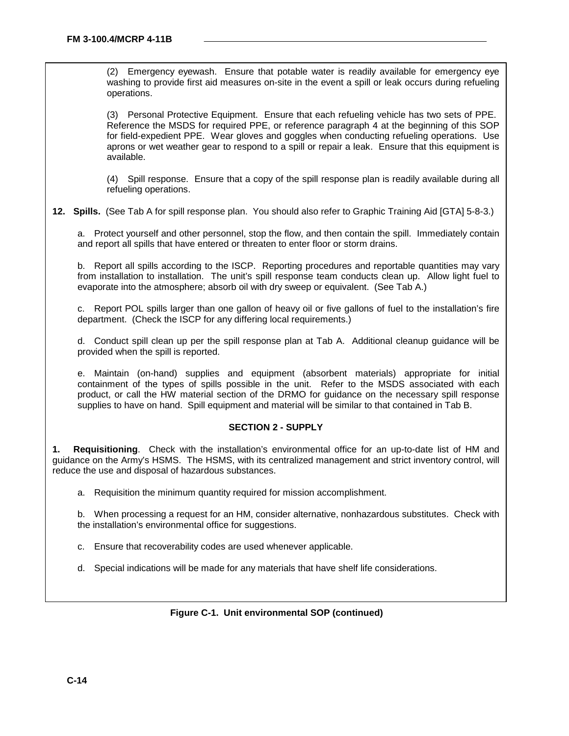(2) Emergency eyewash. Ensure that potable water is readily available for emergency eye washing to provide first aid measures on-site in the event a spill or leak occurs during refueling operations.

(3) Personal Protective Equipment. Ensure that each refueling vehicle has two sets of PPE. Reference the MSDS for required PPE, or reference paragraph 4 at the beginning of this SOP for field-expedient PPE. Wear gloves and goggles when conducting refueling operations. Use aprons or wet weather gear to respond to a spill or repair a leak. Ensure that this equipment is available.

(4) Spill response. Ensure that a copy of the spill response plan is readily available during all refueling operations.

**12. Spills.** (See Tab A for spill response plan. You should also refer to Graphic Training Aid [GTA] 5-8-3.)

a. Protect yourself and other personnel, stop the flow, and then contain the spill. Immediately contain and report all spills that have entered or threaten to enter floor or storm drains.

b. Report all spills according to the ISCP. Reporting procedures and reportable quantities may vary from installation to installation. The unit's spill response team conducts clean up. Allow light fuel to evaporate into the atmosphere; absorb oil with dry sweep or equivalent. (See Tab A.)

c. Report POL spills larger than one gallon of heavy oil or five gallons of fuel to the installation's fire department. (Check the ISCP for any differing local requirements.)

d. Conduct spill clean up per the spill response plan at Tab A. Additional cleanup guidance will be provided when the spill is reported.

e. Maintain (on-hand) supplies and equipment (absorbent materials) appropriate for initial containment of the types of spills possible in the unit. Refer to the MSDS associated with each product, or call the HW material section of the DRMO for guidance on the necessary spill response supplies to have on hand. Spill equipment and material will be similar to that contained in Tab B.

## SECTION 2 - SUPPLY

**1. Requisitioning**. Check with the installation's environmental office for an up-to-date list of HM and guidance on the Army's HSMS. The HSMS, with its centralized management and strict inventory control, will reduce the use and disposal of hazardous substances.

a. Requisition the minimum quantity required for mission accomplishment.

b. When processing a request for an HM, consider alternative, nonhazardous substitutes. Check with the installation's environmental office for suggestions.

c. Ensure that recoverability codes are used whenever applicable.

d. Special indications will be made for any materials that have shelf life considerations.

**Figure C-1. Unit environmental SOP (continued)**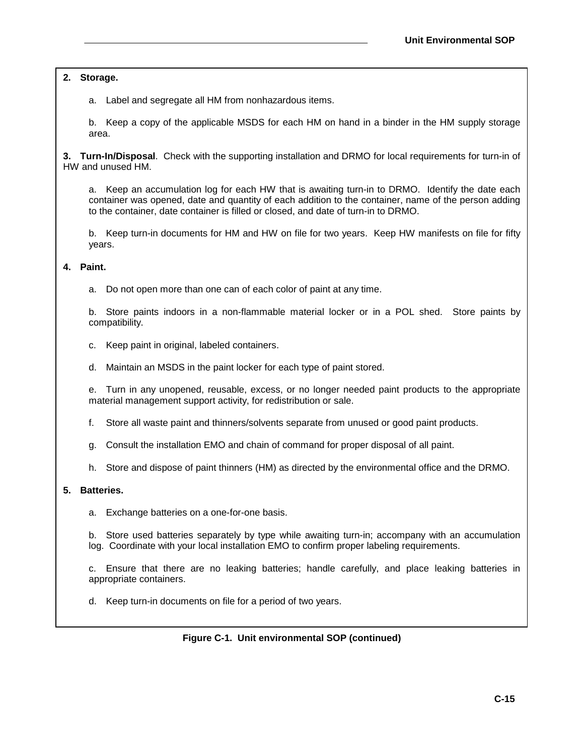**2. Storage.**

a. Label and segregate all HM from nonhazardous items.

b. Keep a copy of the applicable MSDS for each HM on hand in a binder in the HM supply storage area.

**3. Turn-In/Disposal**. Check with the supporting installation and DRMO for local requirements for turn-in of HW and unused HM.

a. Keep an accumulation log for each HW that is awaiting turn-in to DRMO. Identify the date each container was opened, date and quantity of each addition to the container, name of the person adding to the container, date container is filled or closed, and date of turn-in to DRMO.

b. Keep turn-in documents for HM and HW on file for two years. Keep HW manifests on file for fifty years.

**4. Paint.**

a. Do not open more than one can of each color of paint at any time.

b. Store paints indoors in a non-flammable material locker or in a POL shed. Store paints by compatibility.

c. Keep paint in original, labeled containers.

d. Maintain an MSDS in the paint locker for each type of paint stored.

e. Turn in any unopened, reusable, excess, or no longer needed paint products to the appropriate material management support activity, for redistribution or sale.

f. Store all waste paint and thinners/solvents separate from unused or good paint products.

g. Consult the installation EMO and chain of command for proper disposal of all paint.

h. Store and dispose of paint thinners (HM) as directed by the environmental office and the DRMO.

**5. Batteries.**

a. Exchange batteries on a one-for-one basis.

b. Store used batteries separately by type while awaiting turn-in; accompany with an accumulation log. Coordinate with your local installation EMO to confirm proper labeling requirements.

c. Ensure that there are no leaking batteries; handle carefully, and place leaking batteries in appropriate containers.

d. Keep turn-in documents on file for a period of two years.

**Figure C-1. Unit environmental SOP (continued)**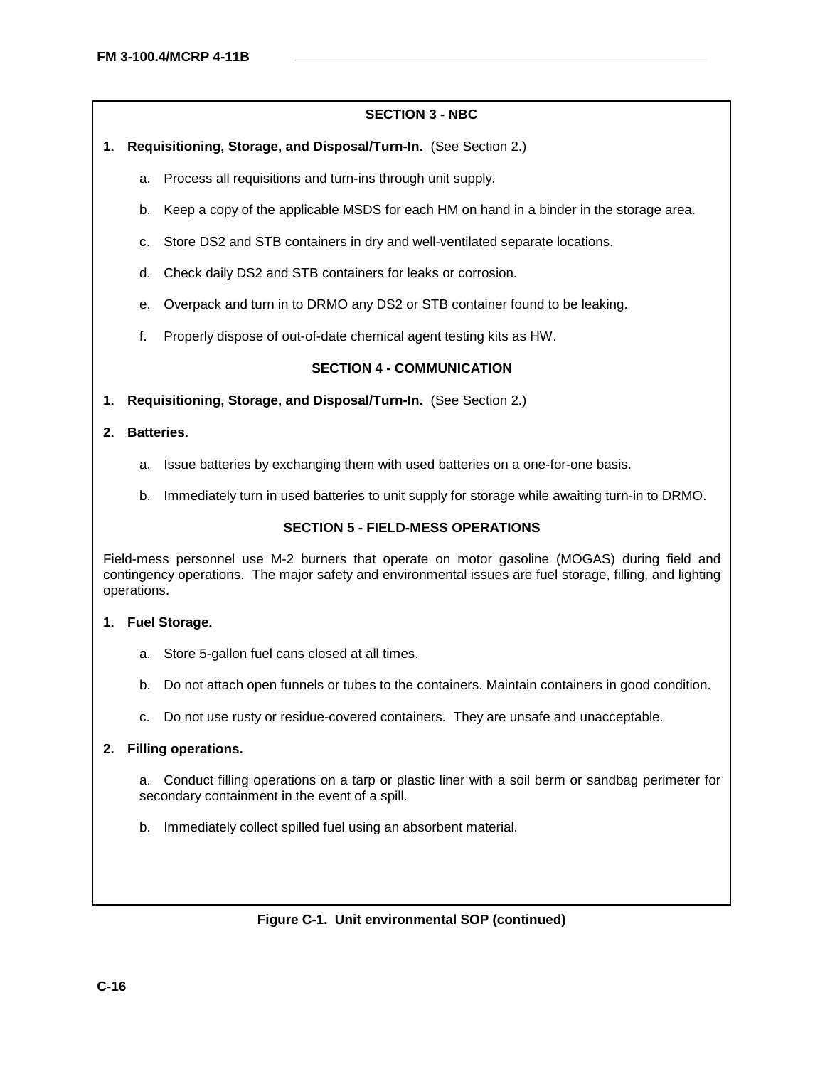### SECTION 3 - NBC

**1. Requisitioning, Storage, and Disposal/Turn-In.** (See Section 2.)

a. Process all requisitions and turn-ins through unit supply.

b. Keep a copy of the applicable MSDS for each HM on hand in a binder in the storage area.

c. Store DS2 and STB containers in dry and well-ventilated separate locations.

d. Check daily DS2 and STB containers for leaks or corrosion.

e. Overpack and turn in to DRMO any DS2 or STB container found to be leaking.

f. Properly dispose of out-of-date chemical agent testing kits as HW.

### SECTION 4 - COMMUNICATION

**1. Requisitioning, Storage, and Disposal/Turn-In.** (See Section 2.)

**2. Batteries.**

a. Issue batteries by exchanging them with used batteries on a one-for-one basis.

b. Immediately turn in used batteries to unit supply for storage while awaiting turn-in to DRMO.

### SECTION 5 - FIELD-MESS OPERATIONS

Field-mess personnel use M-2 burners that operate on motor gasoline (MOGAS) during field and contingency operations. The major safety and environmental issues are fuel storage, filling, and lighting operations.

**1. Fuel Storage.**

a. Store 5-gallon fuel cans closed at all times.

b. Do not attach open funnels or tubes to the containers. Maintain containers in good condition.

c. Do not use rusty or residue-covered containers. They are unsafe and unacceptable.

**2. Filling operations.**

a. Conduct filling operations on a tarp or plastic liner with a soil berm or sandbag perimeter for secondary containment in the event of a spill.

b. Immediately collect spilled fuel using an absorbent material.

**Figure C-1. Unit environmental SOP (continued)**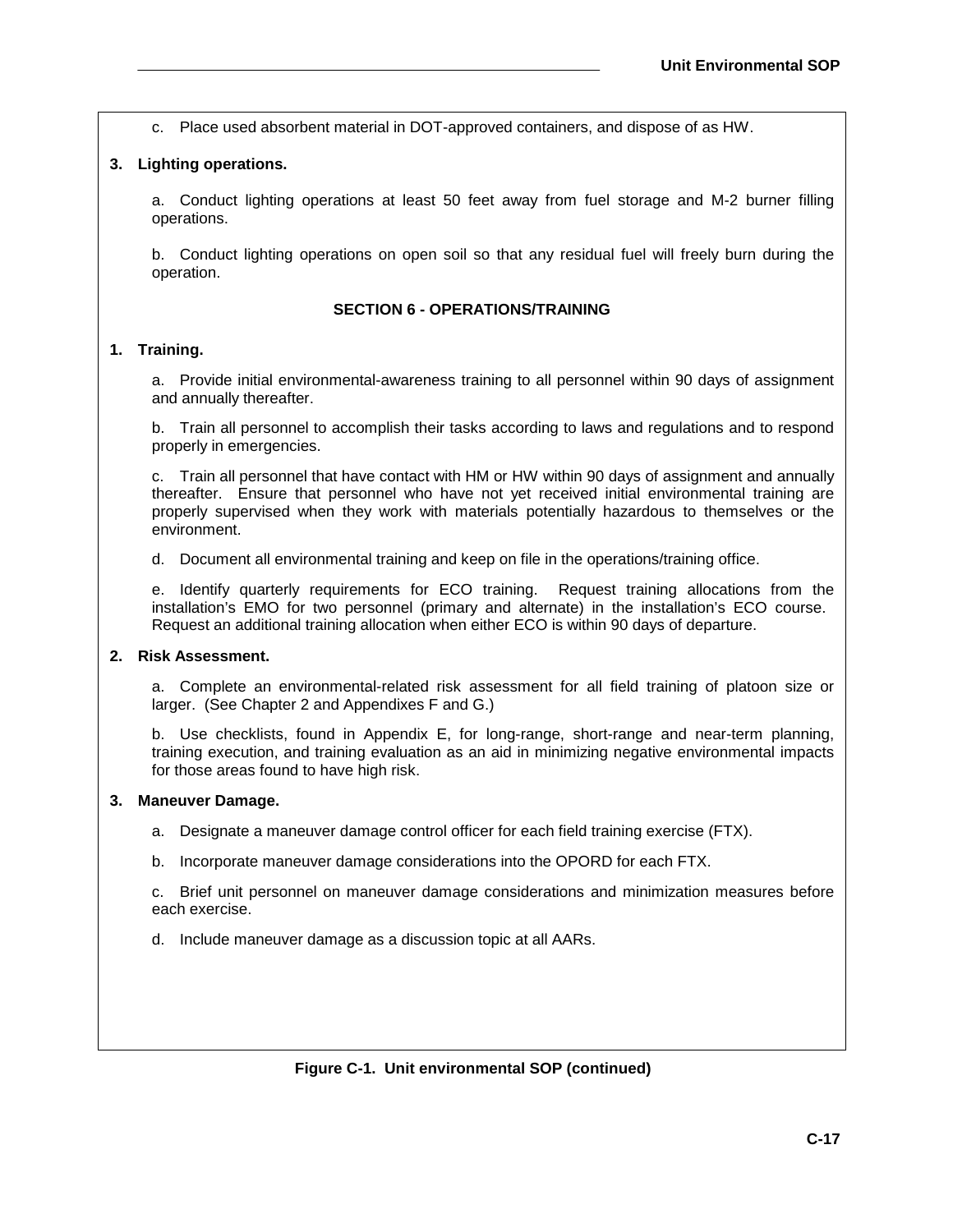c. Place used absorbent material in DOT-approved containers, and dispose of as HW.

**3. Lighting operations.**

a. Conduct lighting operations at least 50 feet away from fuel storage and M-2 burner filling operations.

b. Conduct lighting operations on open soil so that any residual fuel will freely burn during the operation.

## SECTION 6 - OPERATIONS/TRAINING

**1. Training.**

a. Provide initial environmental-awareness training to all personnel within 90 days of assignment and annually thereafter.

b. Train all personnel to accomplish their tasks according to laws and regulations and to respond properly in emergencies.

c. Train all personnel that have contact with HM or HW within 90 days of assignment and annually thereafter. Ensure that personnel who have not yet received initial environmental training are properly supervised when they work with materials potentially hazardous to themselves or the environment.

d. Document all environmental training and keep on file in the operations/training office.

e. Identify quarterly requirements for ECO training. Request training allocations from the installation's EMO for two personnel (primary and alternate) in the installation's ECO course. Request an additional training allocation when either ECO is within 90 days of departure.

**2. Risk Assessment.**

a. Complete an environmental-related risk assessment for all field training of platoon size or larger. (See Chapter 2 and Appendixes F and G.)

b. Use checklists, found in Appendix E, for long-range, short-range and near-term planning, training execution, and training evaluation as an aid in minimizing negative environmental impacts for those areas found to have high risk.

**3. Maneuver Damage.**

a. Designate a maneuver damage control officer for each field training exercise (FTX).

b. Incorporate maneuver damage considerations into the OPORD for each FTX.

c. Brief unit personnel on maneuver damage considerations and minimization measures before each exercise.

d. Include maneuver damage as a discussion topic at all AARs.

**Figure C-1. Unit environmental SOP (continued)**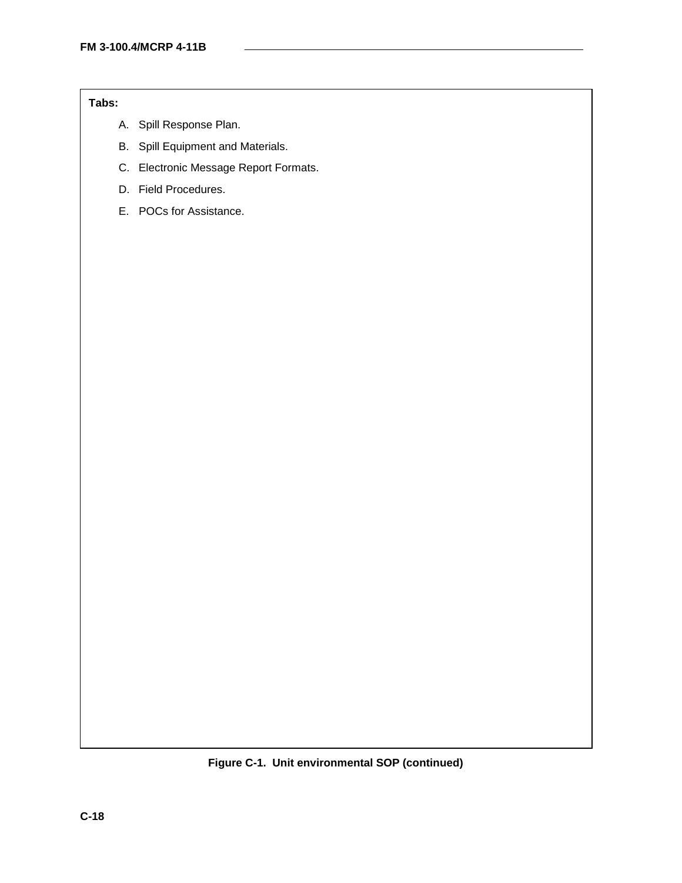**Tabs:**

A. Spill Response Plan.

B. Spill Equipment and Materials.

C. Electronic Message Report Formats.

D. Field Procedures.

E. POCs for Assistance.

**Figure C-1. Unit environmental SOP (continued)**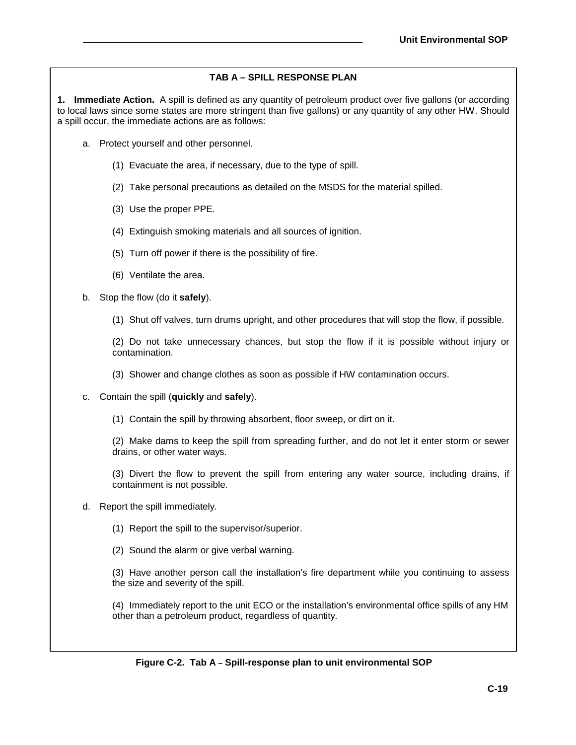## TAB A – SPILL RESPONSE PLAN

**1. Immediate Action.** A spill is defined as any quantity of petroleum product over five gallons (or according to local laws since some states are more stringent than five gallons) or any quantity of any other HW. Should a spill occur, the immediate actions are as follows:

a. Protect yourself and other personnel.

(1) Evacuate the area, if necessary, due to the type of spill.

(2) Take personal precautions as detailed on the MSDS for the material spilled.

(3) Use the proper PPE.

(4) Extinguish smoking materials and all sources of ignition.

(5) Turn off power if there is the possibility of fire.

(6) Ventilate the area.

b. Stop the flow (do it **safely**).

(1) Shut off valves, turn drums upright, and other procedures that will stop the flow, if possible.

(2) Do not take unnecessary chances, but stop the flow if it is possible without injury or contamination.

(3) Shower and change clothes as soon as possible if HW contamination occurs.

c. Contain the spill (**quickly** and **safely**).

(1) Contain the spill by throwing absorbent, floor sweep, or dirt on it.

(2) Make dams to keep the spill from spreading further, and do not let it enter storm or sewer drains, or other water ways.

(3) Divert the flow to prevent the spill from entering any water source, including drains, if containment is not possible.

d. Report the spill immediately.

(1) Report the spill to the supervisor/superior.

(2) Sound the alarm or give verbal warning.

(3) Have another person call the installation's fire department while you continuing to assess the size and severity of the spill.

(4) Immediately report to the unit ECO or the installation's environmental office spills of any HM other than a petroleum product, regardless of quantity.

**Figure C-2. Tab A – Spill-response plan to unit environmental SOP**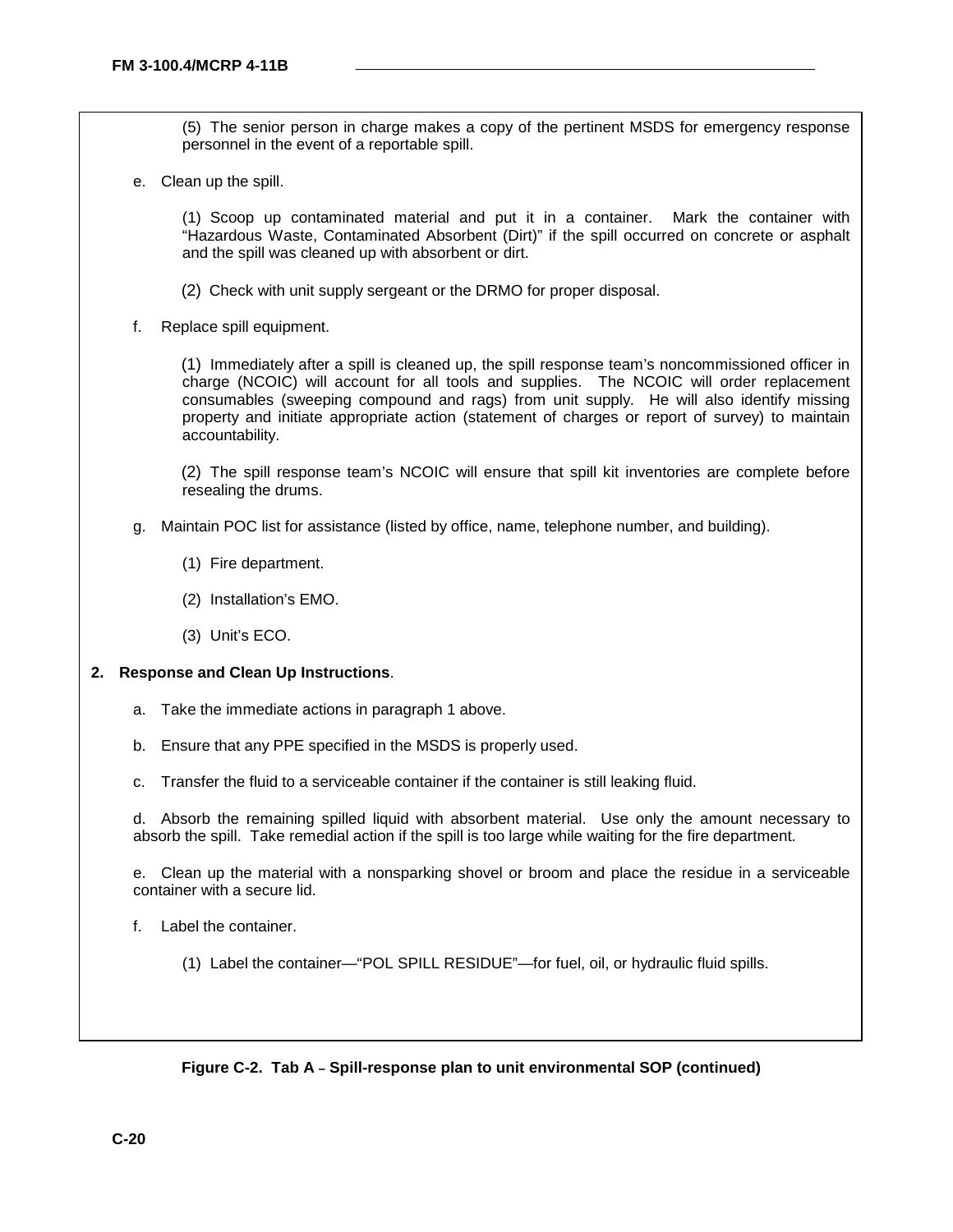(5) The senior person in charge makes a copy of the pertinent MSDS for emergency response personnel in the event of a reportable spill.

e. Clean up the spill.

(1) Scoop up contaminated material and put it in a container. Mark the container with "Hazardous Waste, Contaminated Absorbent (Dirt)" if the spill occurred on concrete or asphalt and the spill was cleaned up with absorbent or dirt.

(2) Check with unit supply sergeant or the DRMO for proper disposal.

f. Replace spill equipment.

(1) Immediately after a spill is cleaned up, the spill response team's noncommissioned officer in charge (NCOIC) will account for all tools and supplies. The NCOIC will order replacement consumables (sweeping compound and rags) from unit supply. He will also identify missing property and initiate appropriate action (statement of charges or report of survey) to maintain accountability.

(2) The spill response team's NCOIC will ensure that spill kit inventories are complete before resealing the drums.

g. Maintain POC list for assistance (listed by office, name, telephone number, and building).

(1) Fire department.

(2) Installation's EMO.

(3) Unit's ECO.

**2. Response and Clean Up Instructions**.

a. Take the immediate actions in paragraph 1 above.

b. Ensure that any PPE specified in the MSDS is properly used.

c. Transfer the fluid to a serviceable container if the container is still leaking fluid.

d. Absorb the remaining spilled liquid with absorbent material. Use only the amount necessary to absorb the spill. Take remedial action if the spill is too large while waiting for the fire department.

e. Clean up the material with a nonsparking shovel or broom and place the residue in a serviceable container with a secure lid.

f. Label the container.

(1) Label the container—"POL SPILL RESIDUE"—for fuel, oil, or hydraulic fluid spills.

**Figure C-2. Tab A – Spill-response plan to unit environmental SOP (continued)**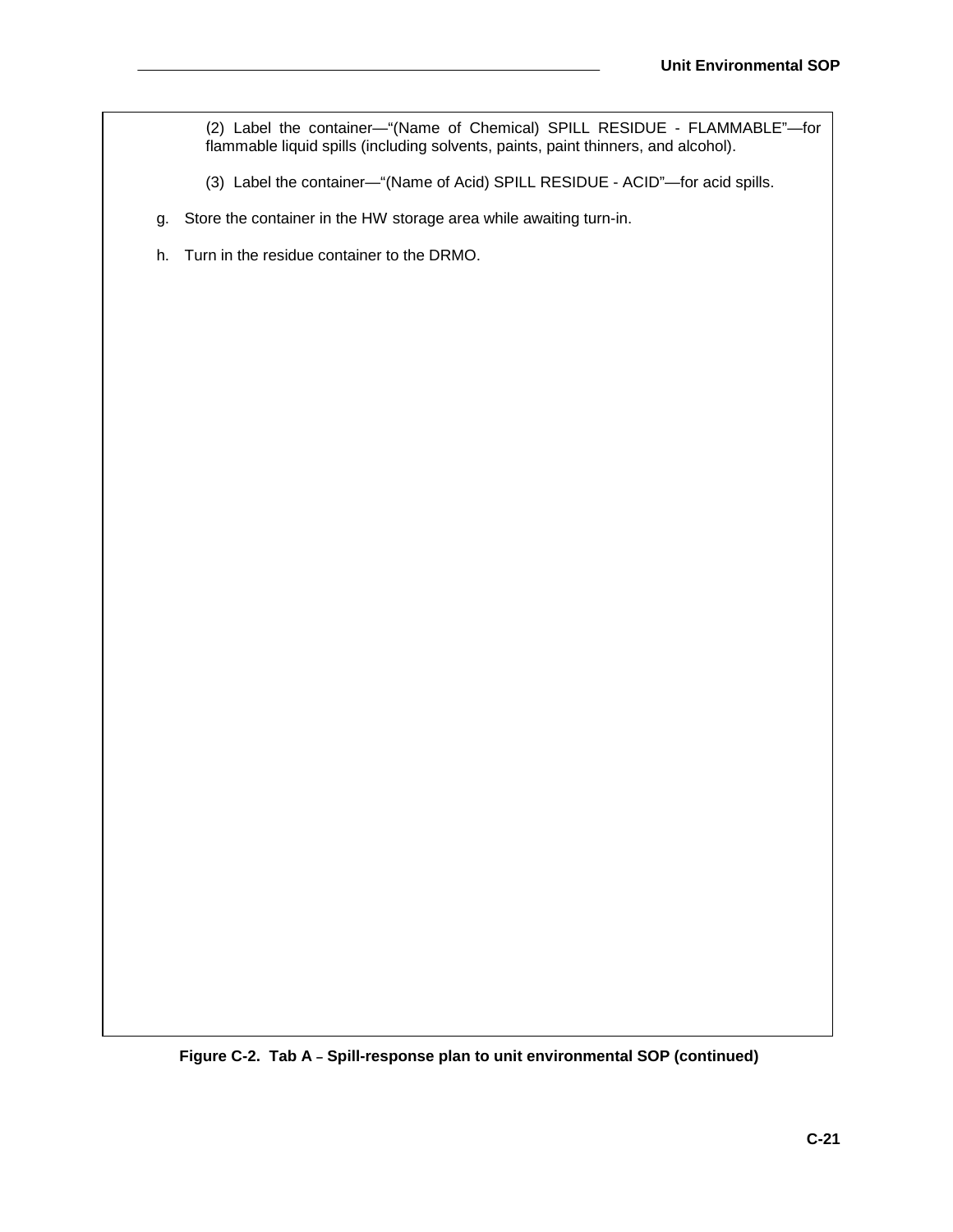(2) Label the container—"(Name of Chemical) SPILL RESIDUE - FLAMMABLE"—for flammable liquid spills (including solvents, paints, paint thinners, and alcohol).

(3) Label the container—"(Name of Acid) SPILL RESIDUE - ACID"—for acid spills.

g. Store the container in the HW storage area while awaiting turn-in.

h. Turn in the residue container to the DRMO.

**Figure C-2. Tab A – Spill-response plan to unit environmental SOP (continued)**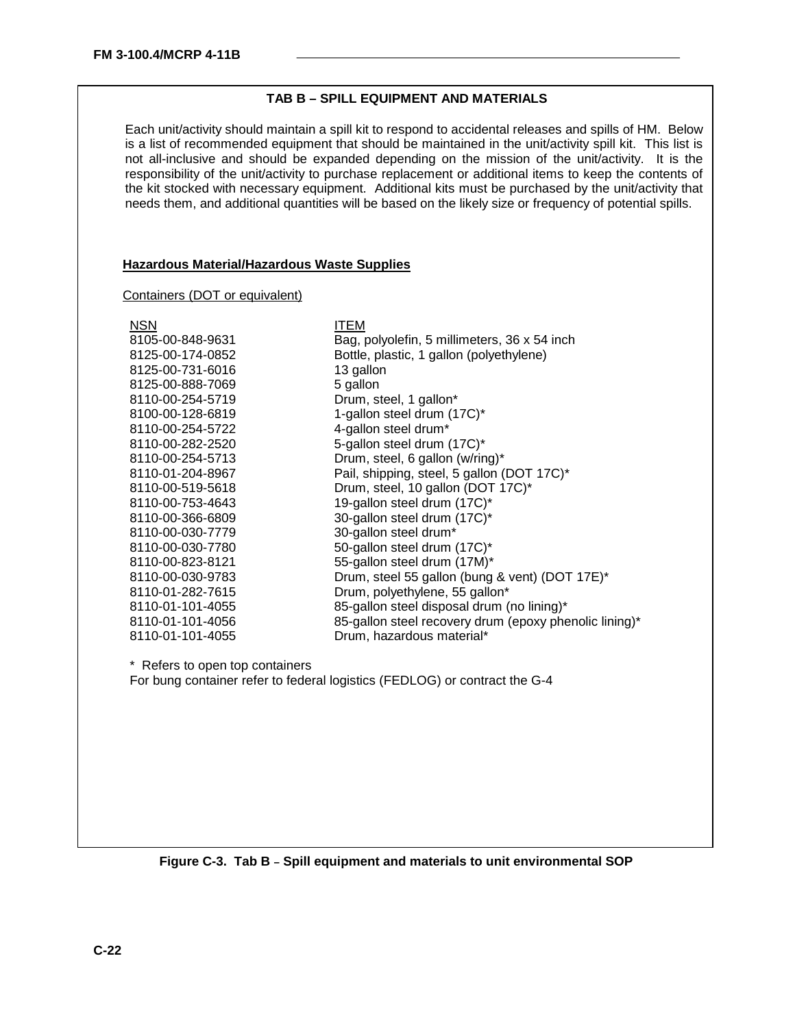## TAB B – SPILL EQUIPMENT AND MATERIALS

Each unit/activity should maintain a spill kit to respond to accidental releases and spills of HM. Below is a list of recommended equipment that should be maintained in the unit/activity spill kit. This list is not all-inclusive and should be expanded depending on the mission of the unit/activity. It is the responsibility of the unit/activity to purchase replacement or additional items to keep the contents of the kit stocked with necessary equipment. Additional kits must be purchased by the unit/activity that needs them, and additional quantities will be based on the likely size or frequency of potential spills.

**Hazardous Material/Hazardous Waste Supplies**

Containers (DOT or equivalent)

| NSN | ITEM |
|---|---|
| 8105-00-848-9631 | Bag, polyolefin, 5 millimeters, 36 x 54 inch |
| 8125-00-174-0852 | Bottle, plastic, 1 gallon (polyethylene) |
| 8125-00-731-6016 | 13 gallon |
| 8125-00-888-7069 | 5 gallon |
| 8110-00-254-5719 | Drum, steel, 1 gallon* |
| 8100-00-128-6819 | 1-gallon steel drum (17C)* |
| 8110-00-254-5722 | 4-gallon steel drum* |
| 8110-00-282-2520 | 5-gallon steel drum (17C)* |
| 8110-00-254-5713 | Drum, steel, 6 gallon (w/ring)* |
| 8110-01-204-8967 | Pail, shipping, steel, 5 gallon (DOT 17C)* |
| 8110-00-519-5618 | Drum, steel, 10 gallon (DOT 17C)* |
| 8110-00-753-4643 | 19-gallon steel drum (17C)* |
| 8110-00-366-6809 | 30-gallon steel drum (17C)* |
| 8110-00-030-7779 | 30-gallon steel drum* |
| 8110-00-030-7780 | 50-gallon steel drum (17C)* |
| 8110-00-823-8121 | 55-gallon steel drum (17M)* |
| 8110-00-030-9783 | Drum, steel 55 gallon (bung & vent) (DOT 17E)* |
| 8110-01-282-7615 | Drum, polyethylene, 55 gallon* |
| 8110-01-101-4055 | 85-gallon steel disposal drum (no lining)* |
| 8110-01-101-4056 | 85-gallon steel recovery drum (epoxy phenolic lining)* |
| 8110-01-101-4055 | Drum, hazardous material* |

* Refers to open top containers
For bung container refer to federal logistics (FEDLOG) or contract the G-4

**Figure C-3. Tab B – Spill equipment and materials to unit environmental SOP**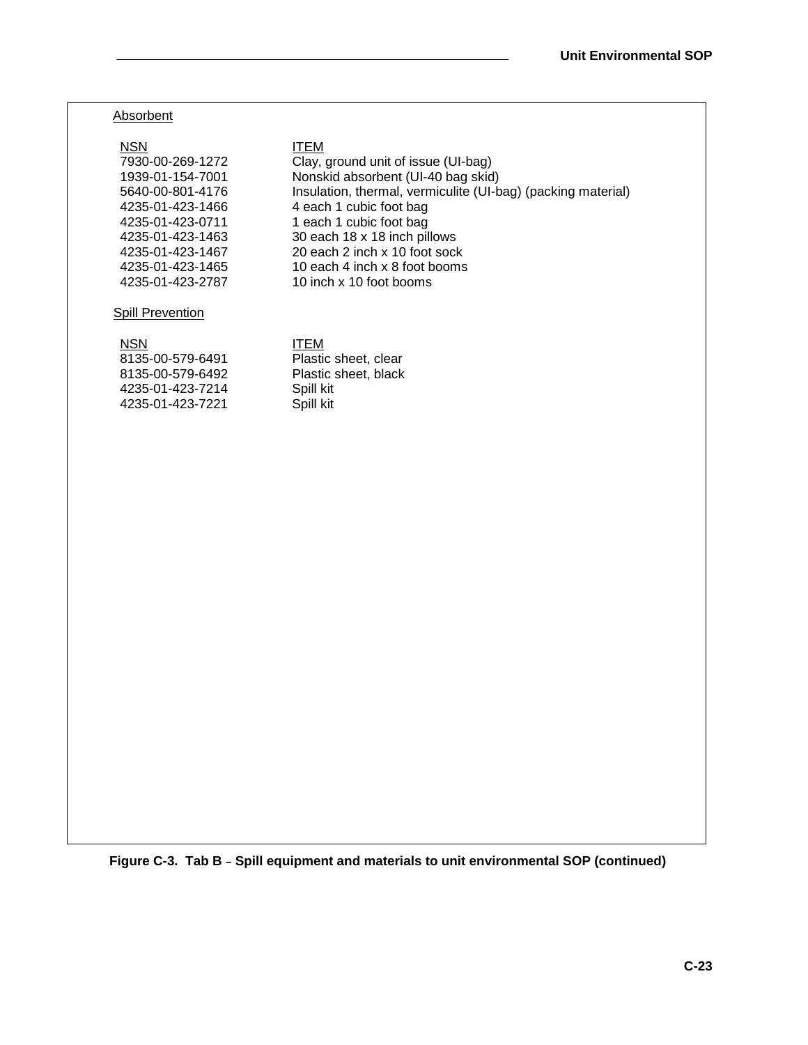Absorbent

| NSN | ITEM |
|---|---|
| 7930-00-269-1272 | Clay, ground unit of issue (UI-bag) |
| 1939-01-154-7001 | Nonskid absorbent (UI-40 bag skid) |
| 5640-00-801-4176 | Insulation, thermal, vermiculite (UI-bag) (packing material) |
| 4235-01-423-1466 | 4 each 1 cubic foot bag |
| 4235-01-423-0711 | 1 each 1 cubic foot bag |
| 4235-01-423-1463 | 30 each 18 x 18 inch pillows |
| 4235-01-423-1467 | 20 each 2 inch x 10 foot sock |
| 4235-01-423-1465 | 10 each 4 inch x 8 foot booms |
| 4235-01-423-2787 | 10 inch x 10 foot booms |

Spill Prevention

| NSN | ITEM |
|---|---|
| 8135-00-579-6491 | Plastic sheet, clear |
| 8135-00-579-6492 | Plastic sheet, black |
| 4235-01-423-7214 | Spill kit |
| 4235-01-423-7221 | Spill kit |

**Figure C-3. Tab B – Spill equipment and materials to unit environmental SOP (continued)**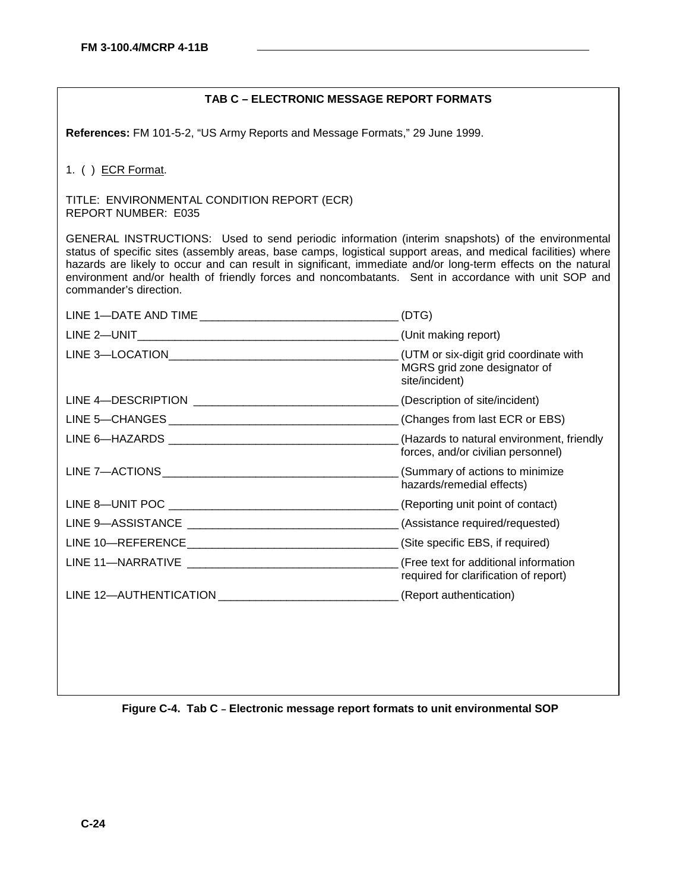## TAB C – ELECTRONIC MESSAGE REPORT FORMATS

**References:** FM 101-5-2, "US Army Reports and Message Formats," 29 June 1999.

1. ( ) ECR Format.

TITLE: ENVIRONMENTAL CONDITION REPORT (ECR)
REPORT NUMBER: E035

GENERAL INSTRUCTIONS: Used to send periodic information (interim snapshots) of the environmental status of specific sites (assembly areas, base camps, logistical support areas, and medical facilities) where hazards are likely to occur and can result in significant, immediate and/or long-term effects on the natural environment and/or health of friendly forces and noncombatants. Sent in accordance with unit SOP and commander's direction.

LINE 1—DATE AND TIME ________________________________ (DTG)

LINE 2—UNIT__________________________________________ (Unit making report)

LINE 3—LOCATION_____________________________________ (UTM or six-digit grid coordinate with MGRS grid zone designator of site/incident)

LINE 4—DESCRIPTION ________________________________ (Description of site/incident)

LINE 5—CHANGES _____________________________________ (Changes from last ECR or EBS)

LINE 6—HAZARDS _____________________________________ (Hazards to natural environment, friendly forces, and/or civilian personnel)

LINE 7—ACTIONS______________________________________ (Summary of actions to minimize hazards/remedial effects)

LINE 8—UNIT POC _____________________________________ (Reporting unit point of contact)

LINE 9—ASSISTANCE __________________________________ (Assistance required/requested)

LINE 10—REFERENCE__________________________________ (Site specific EBS, if required)

LINE 11—NARRATIVE __________________________________ (Free text for additional information required for clarification of report)

LINE 12—AUTHENTICATION ____________________________ (Report authentication)

**Figure C-4. Tab C – Electronic message report formats to unit environmental SOP**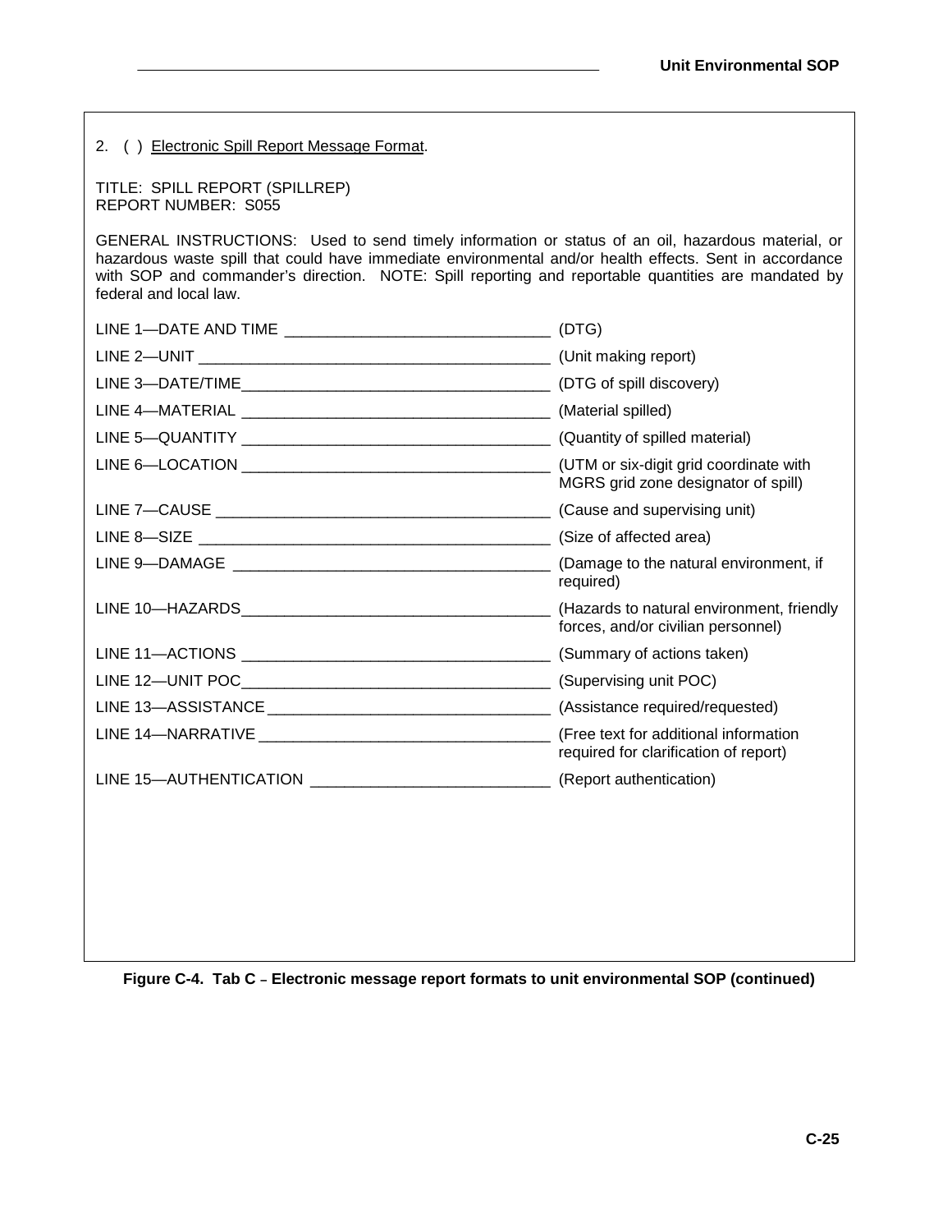2. ( ) Electronic Spill Report Message Format.

TITLE: SPILL REPORT (SPILLREP)
REPORT NUMBER: S055

GENERAL INSTRUCTIONS: Used to send timely information or status of an oil, hazardous material, or hazardous waste spill that could have immediate environmental and/or health effects. Sent in accordance with SOP and commander's direction. NOTE: Spill reporting and reportable quantities are mandated by federal and local law.

LINE 1—DATE AND TIME ______________________________ (DTG)

LINE 2—UNIT ________________________________________ (Unit making report)

LINE 3—DATE/TIME___________________________________ (DTG of spill discovery)

LINE 4—MATERIAL ___________________________________ (Material spilled)

LINE 5—QUANTITY ___________________________________ (Quantity of spilled material)

LINE 6—LOCATION ___________________________________ (UTM or six-digit grid coordinate with MGRS grid zone designator of spill)

LINE 7—CAUSE ______________________________________ (Cause and supervising unit)

LINE 8—SIZE ________________________________________ (Size of affected area)

LINE 9—DAMAGE ____________________________________ (Damage to the natural environment, if required)

LINE 10—HAZARDS___________________________________ (Hazards to natural environment, friendly forces, and/or civilian personnel)

LINE 11—ACTIONS ___________________________________ (Summary of actions taken)

LINE 12—UNIT POC___________________________________ (Supervising unit POC)

LINE 13—ASSISTANCE ________________________________ (Assistance required/requested)

LINE 14—NARRATIVE _________________________________ (Free text for additional information required for clarification of report)

LINE 15—AUTHENTICATION ___________________________ (Report authentication)

**Figure C-4. Tab C – Electronic message report formats to unit environmental SOP (continued)**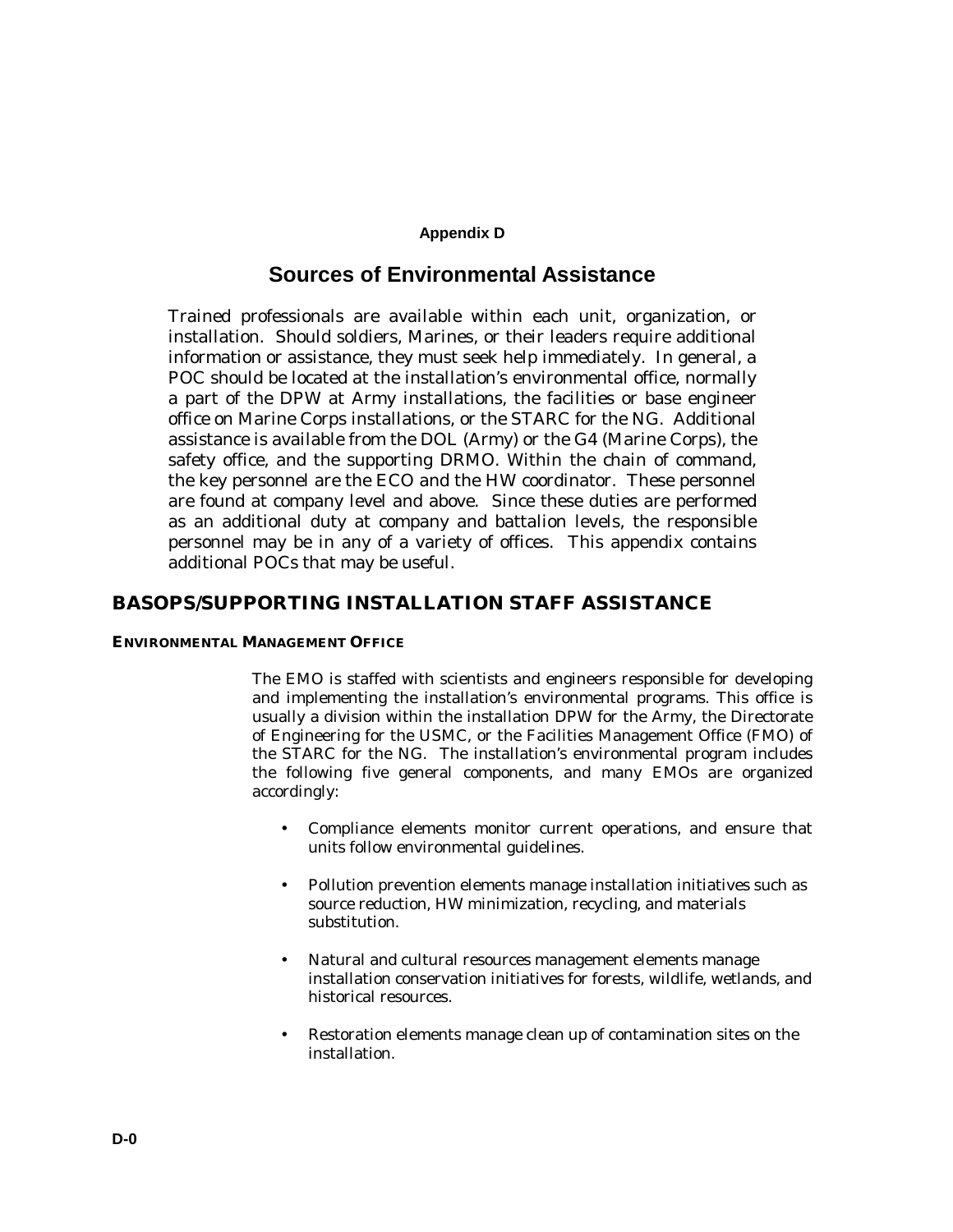# Appendix D

# Sources of Environmental Assistance

Trained professionals are available within each unit, organization, or installation. Should soldiers, Marines, or their leaders require additional information or assistance, they must seek help immediately. In general, a POC should be located at the installation's environmental office, normally a part of the DPW at Army installations, the facilities or base engineer office on Marine Corps installations, or the STARC for the NG. Additional assistance is available from the DOL (Army) or the G4 (Marine Corps), the safety office, and the supporting DRMO. Within the chain of command, the key personnel are the ECO and the HW coordinator. These personnel are found at company level and above. Since these duties are performed as an additional duty at company and battalion levels, the responsible personnel may be in any of a variety of offices. This appendix contains additional POCs that may be useful.

## BASOPS/SUPPORTING INSTALLATION STAFF ASSISTANCE

### ENVIRONMENTAL MANAGEMENT OFFICE

The EMO is staffed with scientists and engineers responsible for developing and implementing the installation's environmental programs. This office is usually a division within the installation DPW for the Army, the Directorate of Engineering for the USMC, or the Facilities Management Office (FMO) of the STARC for the NG. The installation's environmental program includes the following five general components, and many EMOs are organized accordingly:

- Compliance elements monitor current operations, and ensure that units follow environmental guidelines.
- Pollution prevention elements manage installation initiatives such as source reduction, HW minimization, recycling, and materials substitution.
- Natural and cultural resources management elements manage installation conservation initiatives for forests, wildlife, wetlands, and historical resources.
- Restoration elements manage clean up of contamination sites on the installation.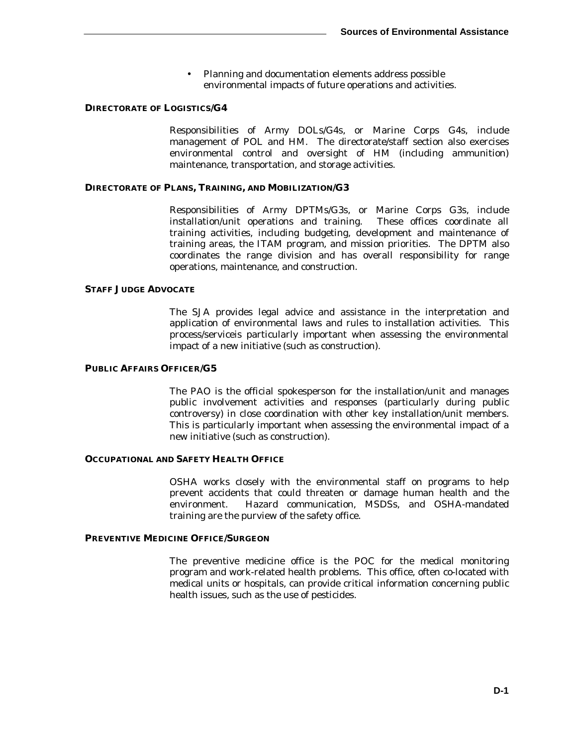- Planning and documentation elements address possible environmental impacts of future operations and activities.

### DIRECTORATE OF LOGISTICS/G4

Responsibilities of Army DOLs/G4s, or Marine Corps G4s, include management of POL and HM. The directorate/staff section also exercises environmental control and oversight of HM (including ammunition) maintenance, transportation, and storage activities.

### DIRECTORATE OF PLANS, TRAINING, AND MOBILIZATION/G3

Responsibilities of Army DPTMs/G3s, or Marine Corps G3s, include installation/unit operations and training. These offices coordinate all training activities, including budgeting, development and maintenance of training areas, the ITAM program, and mission priorities. The DPTM also coordinates the range division and has overall responsibility for range operations, maintenance, and construction.

### STAFF JUDGE ADVOCATE

The SJA provides legal advice and assistance in the interpretation and application of environmental laws and rules to installation activities. This process/serviceis particularly important when assessing the environmental impact of a new initiative (such as construction).

### PUBLIC AFFAIRS OFFICER/G5

The PAO is the official spokesperson for the installation/unit and manages public involvement activities and responses (particularly during public controversy) in close coordination with other key installation/unit members. This is particularly important when assessing the environmental impact of a new initiative (such as construction).

### OCCUPATIONAL AND SAFETY HEALTH OFFICE

OSHA works closely with the environmental staff on programs to help prevent accidents that could threaten or damage human health and the environment. Hazard communication, MSDSs, and OSHA-mandated training are the purview of the safety office.

### PREVENTIVE MEDICINE OFFICE/SURGEON

The preventive medicine office is the POC for the medical monitoring program and work-related health problems. This office, often co-located with medical units or hospitals, can provide critical information concerning public health issues, such as the use of pesticides.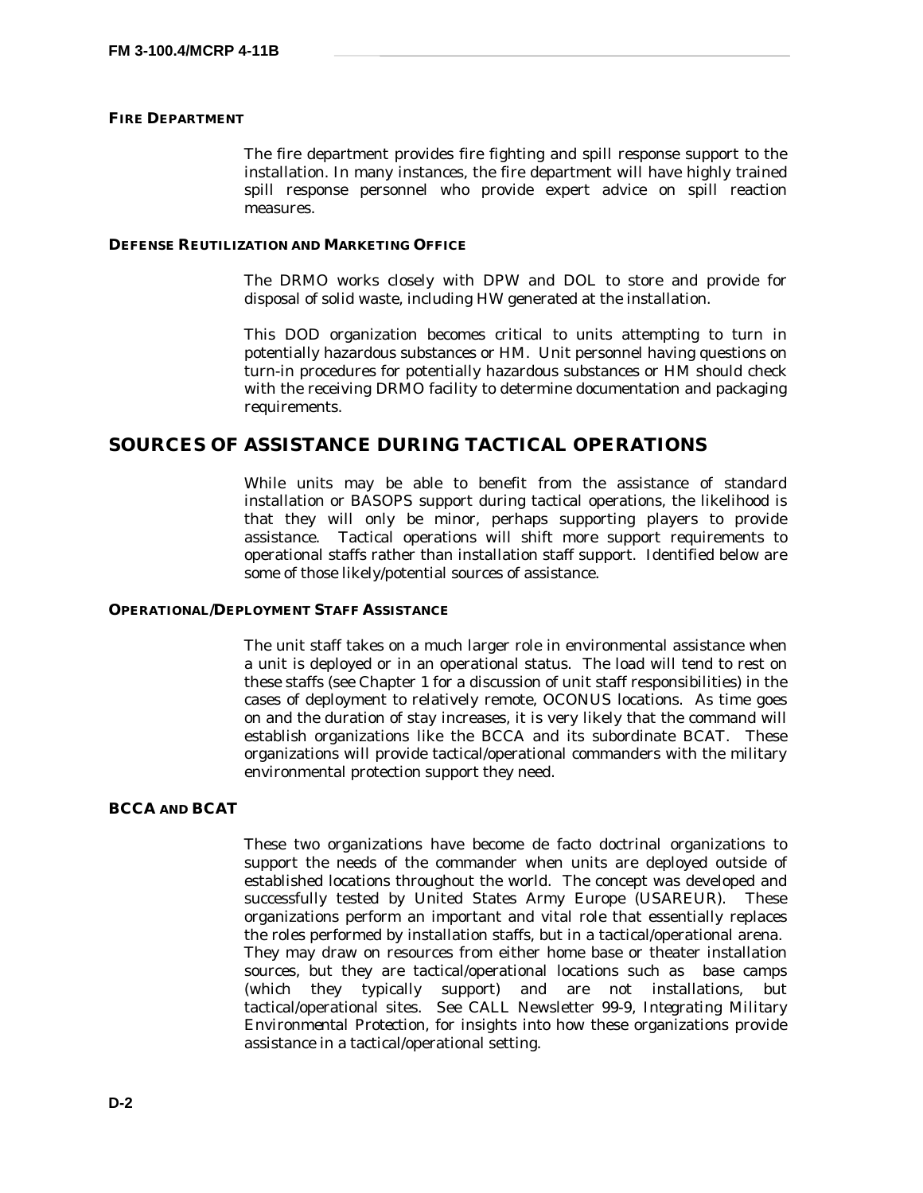### FIRE DEPARTMENT

The fire department provides fire fighting and spill response support to the installation. In many instances, the fire department will have highly trained spill response personnel who provide expert advice on spill reaction measures.

### DEFENSE REUTILIZATION AND MARKETING OFFICE

The DRMO works closely with DPW and DOL to store and provide for disposal of solid waste, including HW generated at the installation.

This DOD organization becomes critical to units attempting to turn in potentially hazardous substances or HM. Unit personnel having questions on turn-in procedures for potentially hazardous substances or HM should check with the receiving DRMO facility to determine documentation and packaging requirements.

## SOURCES OF ASSISTANCE DURING TACTICAL OPERATIONS

While units may be able to benefit from the assistance of standard installation or BASOPS support during tactical operations, the likelihood is that they will only be minor, perhaps supporting players to provide assistance. Tactical operations will shift more support requirements to operational staffs rather than installation staff support. Identified below are some of those likely/potential sources of assistance.

### OPERATIONAL/DEPLOYMENT STAFF ASSISTANCE

The unit staff takes on a much larger role in environmental assistance when a unit is deployed or in an operational status. The load will tend to rest on these staffs (see Chapter 1 for a discussion of unit staff responsibilities) in the cases of deployment to relatively remote, OCONUS locations. As time goes on and the duration of stay increases, it is very likely that the command will establish organizations like the BCCA and its subordinate BCAT. These organizations will provide tactical/operational commanders with the military environmental protection support they need.

### BCCA AND BCAT

These two organizations have become de facto doctrinal organizations to support the needs of the commander when units are deployed outside of established locations throughout the world. The concept was developed and successfully tested by United States Army Europe (USAREUR). These organizations perform an important and vital role that essentially replaces the roles performed by installation staffs, but in a tactical/operational arena. They may draw on resources from either home base or theater installation sources, but they are tactical/operational locations such as base camps (which they typically support) and are not installations, but tactical/operational sites. See CALL Newsletter 99-9, *Integrating Military Environmental Protection*, for insights into how these organizations provide assistance in a tactical/operational setting.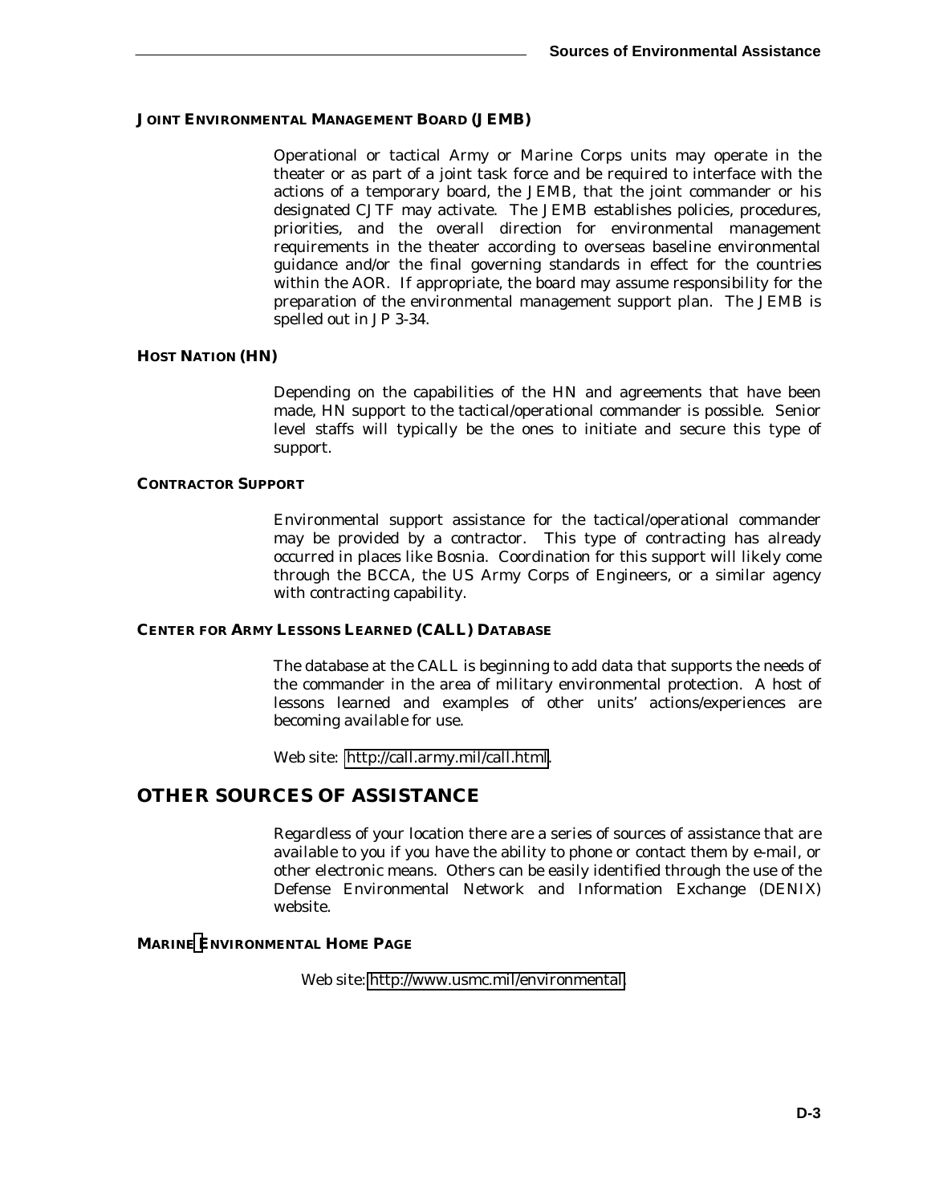### JOINT ENVIRONMENTAL MANAGEMENT BOARD (JEMB)

Operational or tactical Army or Marine Corps units may operate in the theater or as part of a joint task force and be required to interface with the actions of a temporary board, the JEMB, that the joint commander or his designated CJTF may activate. The JEMB establishes policies, procedures, priorities, and the overall direction for environmental management requirements in the theater according to overseas baseline environmental guidance and/or the final governing standards in effect for the countries within the AOR. If appropriate, the board may assume responsibility for the preparation of the environmental management support plan. The JEMB is spelled out in JP 3-34.

### HOST NATION (HN)

Depending on the capabilities of the HN and agreements that have been made, HN support to the tactical/operational commander is possible. Senior level staffs will typically be the ones to initiate and secure this type of support.

### CONTRACTOR SUPPORT

Environmental support assistance for the tactical/operational commander may be provided by a contractor. This type of contracting has already occurred in places like Bosnia. Coordination for this support will likely come through the BCCA, the US Army Corps of Engineers, or a similar agency with contracting capability.

### CENTER FOR ARMY LESSONS LEARNED (CALL) DATABASE

The database at the CALL is beginning to add data that supports the needs of the commander in the area of military environmental protection. A host of lessons learned and examples of other units' actions/experiences are becoming available for use.

Web site: http://call.army.mil/call.html.

## OTHER SOURCES OF ASSISTANCE

Regardless of your location there are a series of sources of assistance that are available to you if you have the ability to phone or contact them by e-mail, or other electronic means. Others can be easily identified through the use of the Defense Environmental Network and Information Exchange (DENIX) website.

### MARINE ENVIRONMENTAL HOME PAGE

Web site: http://www.usmc.mil/environmental.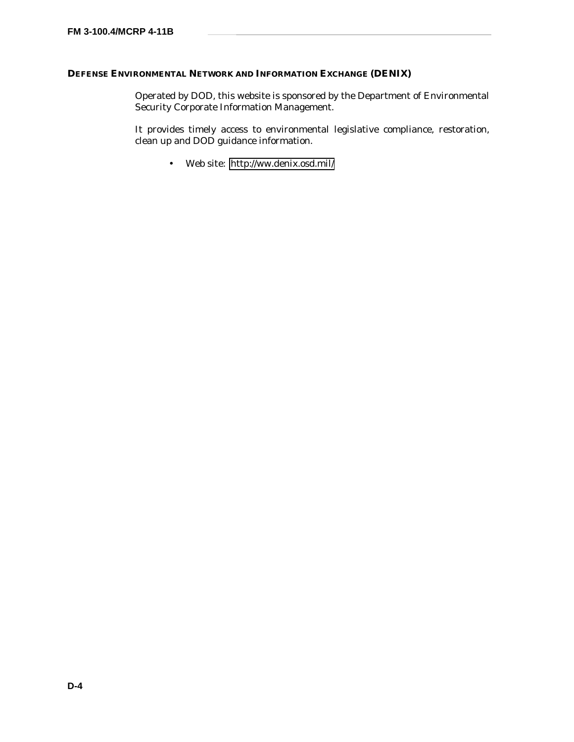### DEFENSE ENVIRONMENTAL NETWORK AND INFORMATION EXCHANGE (DENIX)

Operated by DOD, this website is sponsored by the Department of Environmental Security Corporate Information Management.

It provides timely access to environmental legislative compliance, restoration, clean up and DOD guidance information.

- Web site: http://ww.denix.osd.mil/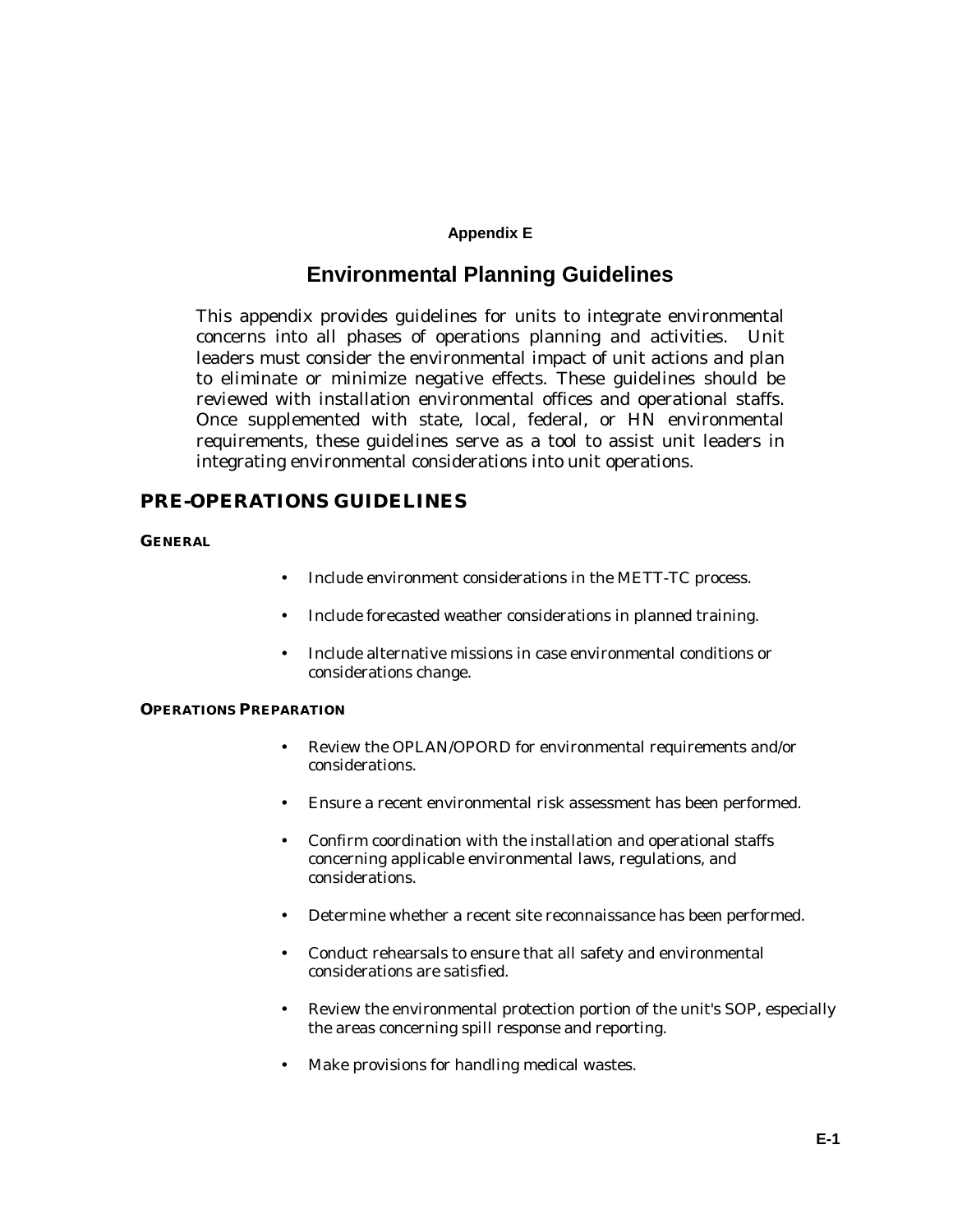## Appendix E

# Environmental Planning Guidelines

This appendix provides guidelines for units to integrate environmental concerns into all phases of operations planning and activities. Unit leaders must consider the environmental impact of unit actions and plan to eliminate or minimize negative effects. These guidelines should be reviewed with installation environmental offices and operational staffs. Once supplemented with state, local, federal, or HN environmental requirements, these guidelines serve as a tool to assist unit leaders in integrating environmental considerations into unit operations.

## PRE-OPERATIONS GUIDELINES

### GENERAL

- Include environment considerations in the METT-TC process.
- Include forecasted weather considerations in planned training.
- Include alternative missions in case environmental conditions or considerations change.

### OPERATIONS PREPARATION

- Review the OPLAN/OPORD for environmental requirements and/or considerations.
- Ensure a recent environmental risk assessment has been performed.
- Confirm coordination with the installation and operational staffs concerning applicable environmental laws, regulations, and considerations.
- Determine whether a recent site reconnaissance has been performed.
- Conduct rehearsals to ensure that all safety and environmental considerations are satisfied.
- Review the environmental protection portion of the unit's SOP, especially the areas concerning spill response and reporting.
- Make provisions for handling medical wastes.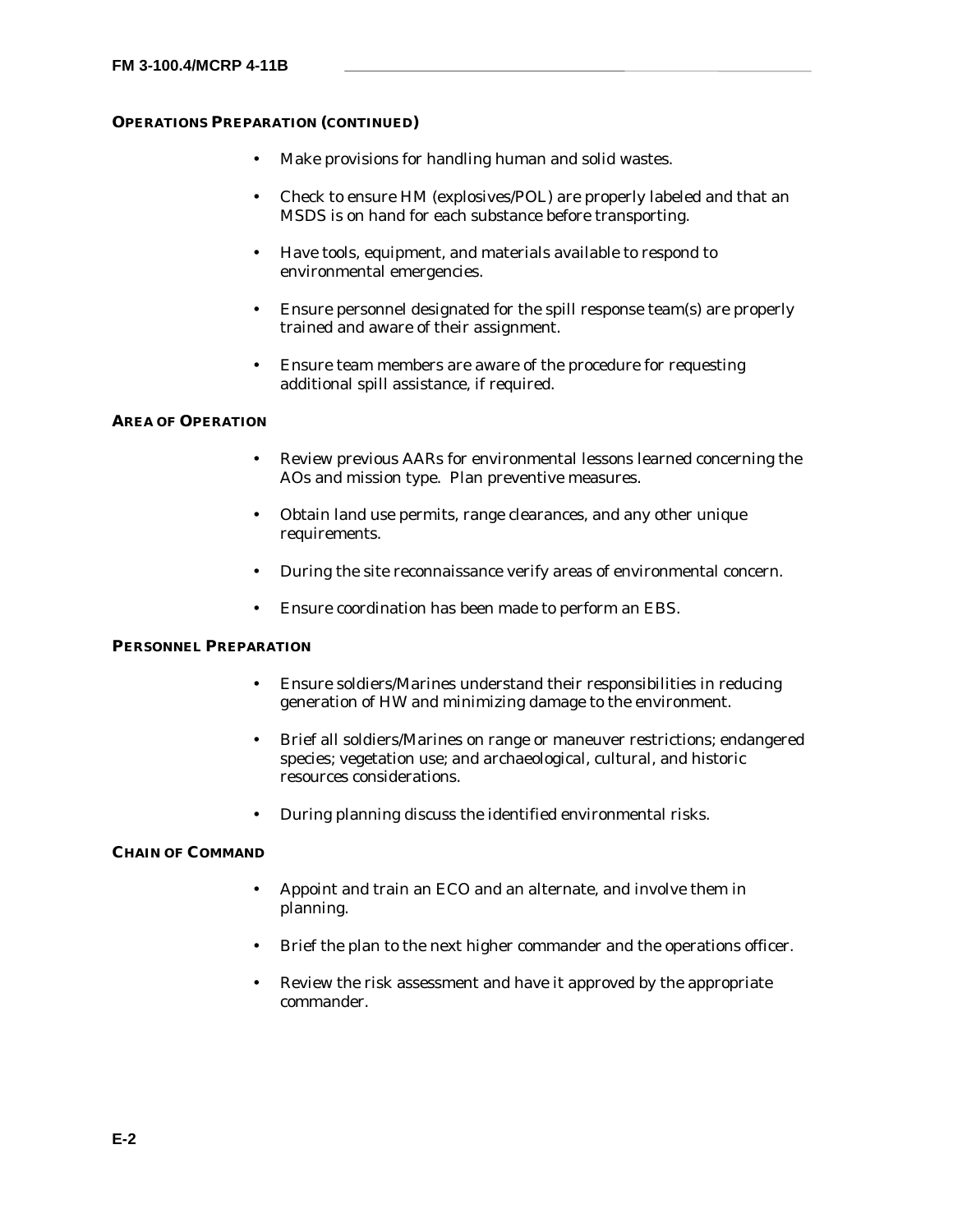**OPERATIONS PREPARATION (CONTINUED)**

- Make provisions for handling human and solid wastes.
- Check to ensure HM (explosives/POL) are properly labeled and that an MSDS is on hand for each substance before transporting.
- Have tools, equipment, and materials available to respond to environmental emergencies.
- Ensure personnel designated for the spill response team(s) are properly trained and aware of their assignment.
- Ensure team members are aware of the procedure for requesting additional spill assistance, if required.

**AREA OF OPERATION**

- Review previous AARs for environmental lessons learned concerning the AOs and mission type. Plan preventive measures.
- Obtain land use permits, range clearances, and any other unique requirements.
- During the site reconnaissance verify areas of environmental concern.
- Ensure coordination has been made to perform an EBS.

**PERSONNEL PREPARATION**

- Ensure soldiers/Marines understand their responsibilities in reducing generation of HW and minimizing damage to the environment.
- Brief all soldiers/Marines on range or maneuver restrictions; endangered species; vegetation use; and archaeological, cultural, and historic resources considerations.
- During planning discuss the identified environmental risks.

**CHAIN OF COMMAND**

- Appoint and train an ECO and an alternate, and involve them in planning.
- Brief the plan to the next higher commander and the operations officer.
- Review the risk assessment and have it approved by the appropriate commander.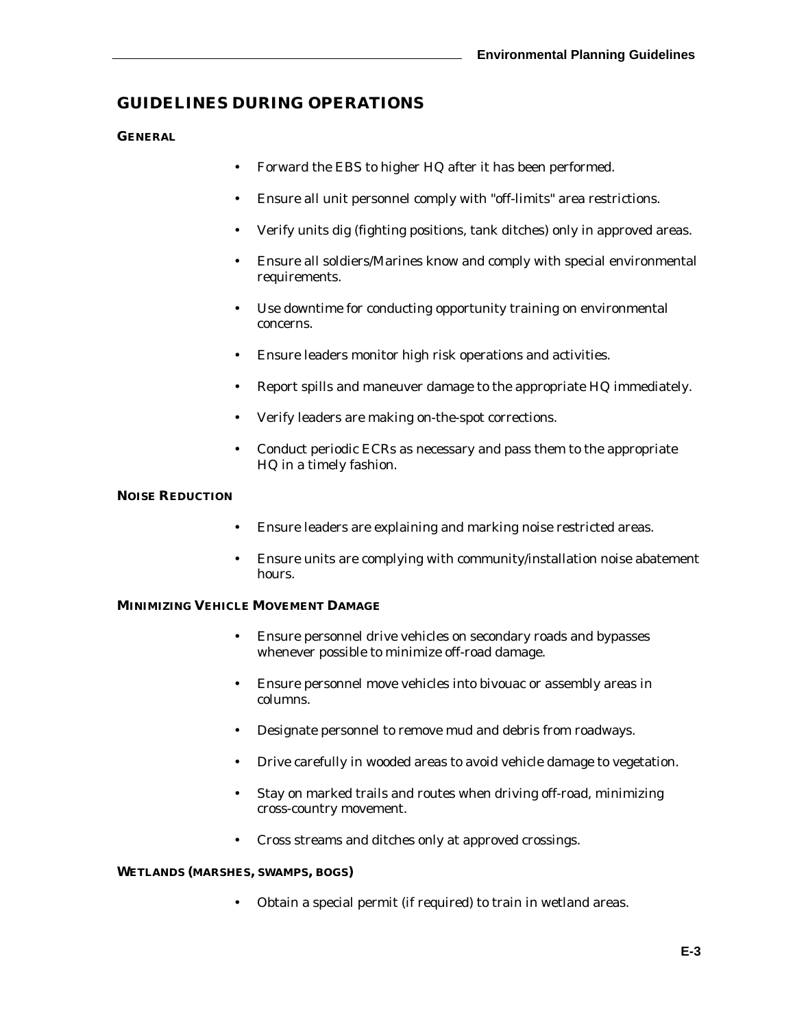## GUIDELINES DURING OPERATIONS

### GENERAL

- Forward the EBS to higher HQ after it has been performed.
- Ensure all unit personnel comply with "off-limits" area restrictions.
- Verify units dig (fighting positions, tank ditches) only in approved areas.
- Ensure all soldiers/Marines know and comply with special environmental requirements.
- Use downtime for conducting opportunity training on environmental concerns.
- Ensure leaders monitor high risk operations and activities.
- Report spills and maneuver damage to the appropriate HQ immediately.
- Verify leaders are making on-the-spot corrections.
- Conduct periodic ECRs as necessary and pass them to the appropriate HQ in a timely fashion.

### NOISE REDUCTION

- Ensure leaders are explaining and marking noise restricted areas.
- Ensure units are complying with community/installation noise abatement hours.

### MINIMIZING VEHICLE MOVEMENT DAMAGE

- Ensure personnel drive vehicles on secondary roads and bypasses whenever possible to minimize off-road damage.
- Ensure personnel move vehicles into bivouac or assembly areas in columns.
- Designate personnel to remove mud and debris from roadways.
- Drive carefully in wooded areas to avoid vehicle damage to vegetation.
- Stay on marked trails and routes when driving off-road, minimizing cross-country movement.
- Cross streams and ditches only at approved crossings.

### WETLANDS (MARSHES, SWAMPS, BOGS)

- Obtain a special permit (if required) to train in wetland areas.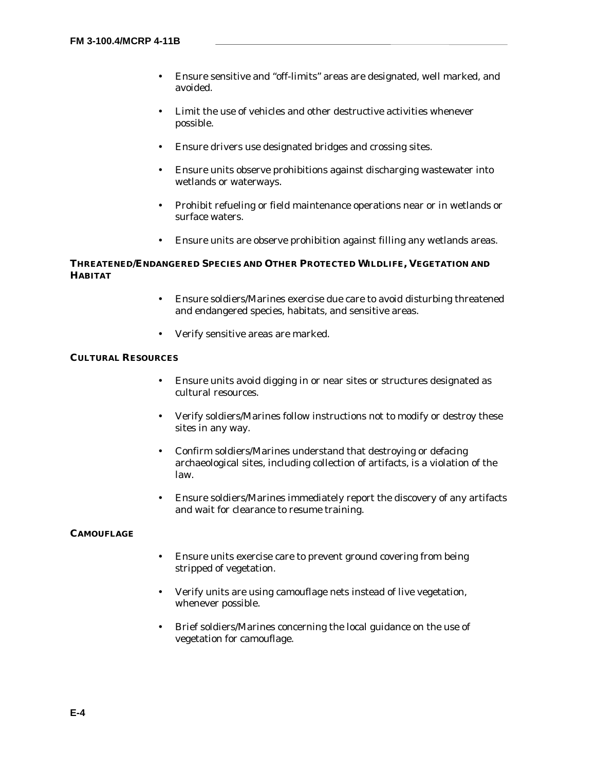- Ensure sensitive and "off-limits" areas are designated, well marked, and avoided.
- Limit the use of vehicles and other destructive activities whenever possible.
- Ensure drivers use designated bridges and crossing sites.
- Ensure units observe prohibitions against discharging wastewater into wetlands or waterways.
- Prohibit refueling or field maintenance operations near or in wetlands or surface waters.
- Ensure units are observe prohibition against filling any wetlands areas.

### THREATENED/ENDANGERED SPECIES AND OTHER PROTECTED WILDLIFE, VEGETATION AND HABITAT

- Ensure soldiers/Marines exercise due care to avoid disturbing threatened and endangered species, habitats, and sensitive areas.
- Verify sensitive areas are marked.

### CULTURAL RESOURCES

- Ensure units avoid digging in or near sites or structures designated as cultural resources.
- Verify soldiers/Marines follow instructions not to modify or destroy these sites in any way.
- Confirm soldiers/Marines understand that destroying or defacing archaeological sites, including collection of artifacts, is a violation of the law.
- Ensure soldiers/Marines immediately report the discovery of any artifacts and wait for clearance to resume training.

### CAMOUFLAGE

- Ensure units exercise care to prevent ground covering from being stripped of vegetation.
- Verify units are using camouflage nets instead of live vegetation, whenever possible.
- Brief soldiers/Marines concerning the local guidance on the use of vegetation for camouflage.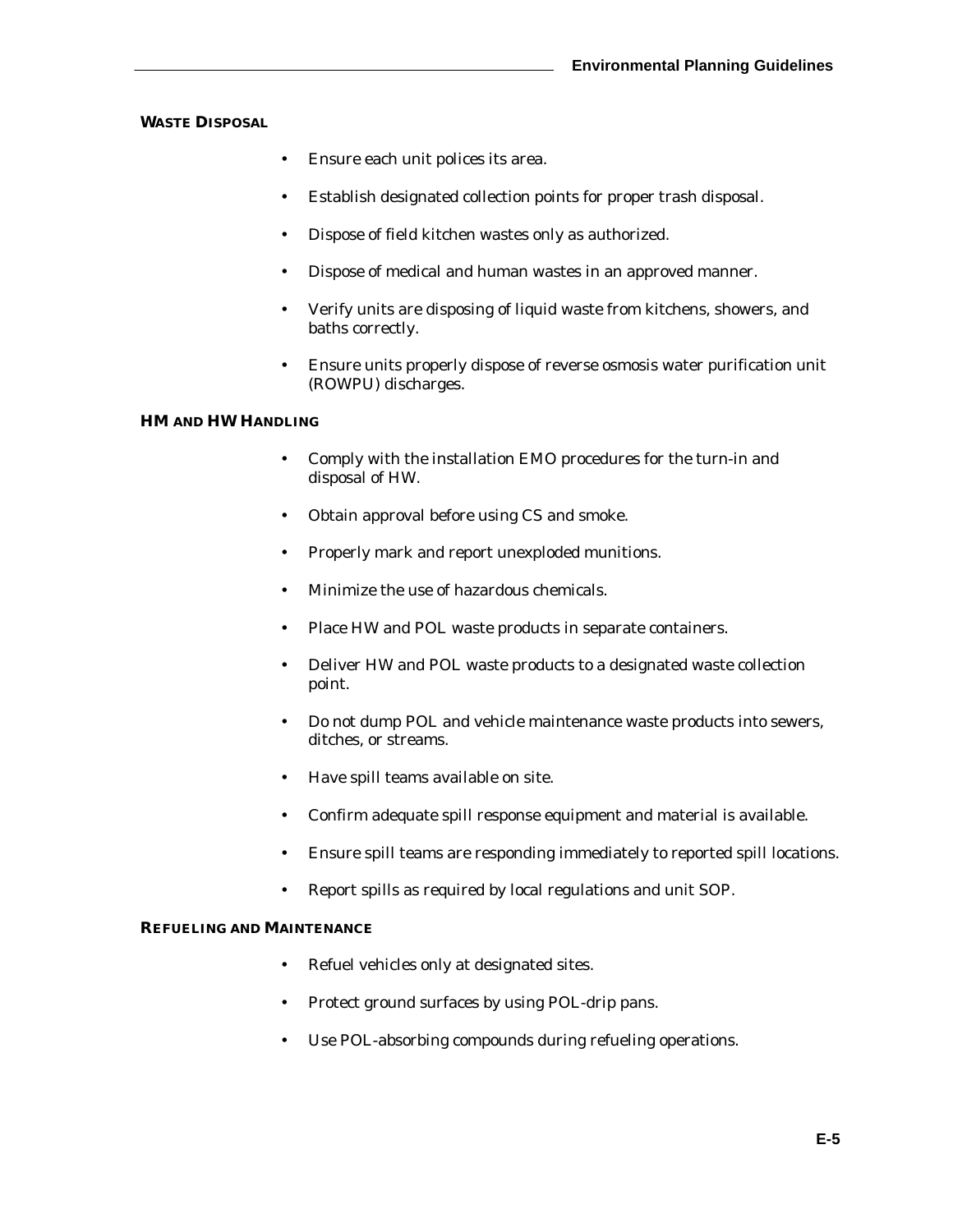### WASTE DISPOSAL

- Ensure each unit polices its area.
- Establish designated collection points for proper trash disposal.
- Dispose of field kitchen wastes only as authorized.
- Dispose of medical and human wastes in an approved manner.
- Verify units are disposing of liquid waste from kitchens, showers, and baths correctly.
- Ensure units properly dispose of reverse osmosis water purification unit (ROWPU) discharges.

### HM AND HW HANDLING

- Comply with the installation EMO procedures for the turn-in and disposal of HW.
- Obtain approval before using CS and smoke.
- Properly mark and report unexploded munitions.
- Minimize the use of hazardous chemicals.
- Place HW and POL waste products in separate containers.
- Deliver HW and POL waste products to a designated waste collection point.
- Do not dump POL and vehicle maintenance waste products into sewers, ditches, or streams.
- Have spill teams available on site.
- Confirm adequate spill response equipment and material is available.
- Ensure spill teams are responding immediately to reported spill locations.
- Report spills as required by local regulations and unit SOP.

### REFUELING AND MAINTENANCE

- Refuel vehicles only at designated sites.
- Protect ground surfaces by using POL-drip pans.
- Use POL-absorbing compounds during refueling operations.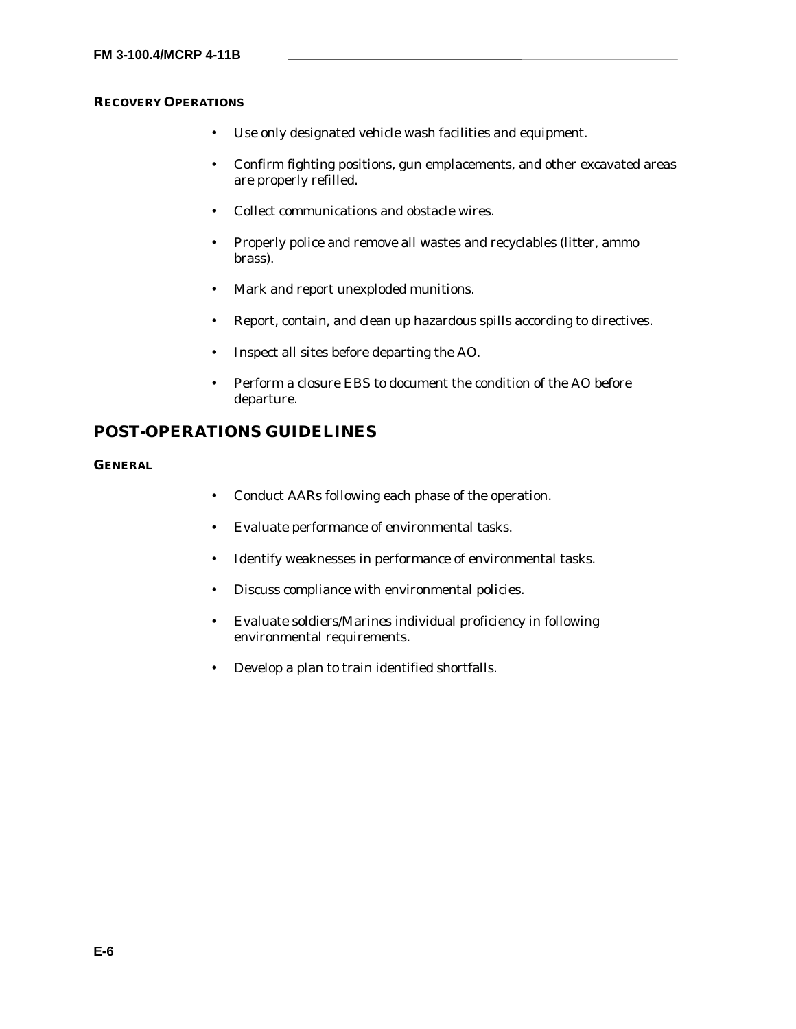#### RECOVERY OPERATIONS

- Use only designated vehicle wash facilities and equipment.
- Confirm fighting positions, gun emplacements, and other excavated areas are properly refilled.
- Collect communications and obstacle wires.
- Properly police and remove all wastes and recyclables (litter, ammo brass).
- Mark and report unexploded munitions.
- Report, contain, and clean up hazardous spills according to directives.
- Inspect all sites before departing the AO.
- Perform a closure EBS to document the condition of the AO before departure.

## POST-OPERATIONS GUIDELINES

#### GENERAL

- Conduct AARs following each phase of the operation.
- Evaluate performance of environmental tasks.
- Identify weaknesses in performance of environmental tasks.
- Discuss compliance with environmental policies.
- Evaluate soldiers/Marines individual proficiency in following environmental requirements.
- Develop a plan to train identified shortfalls.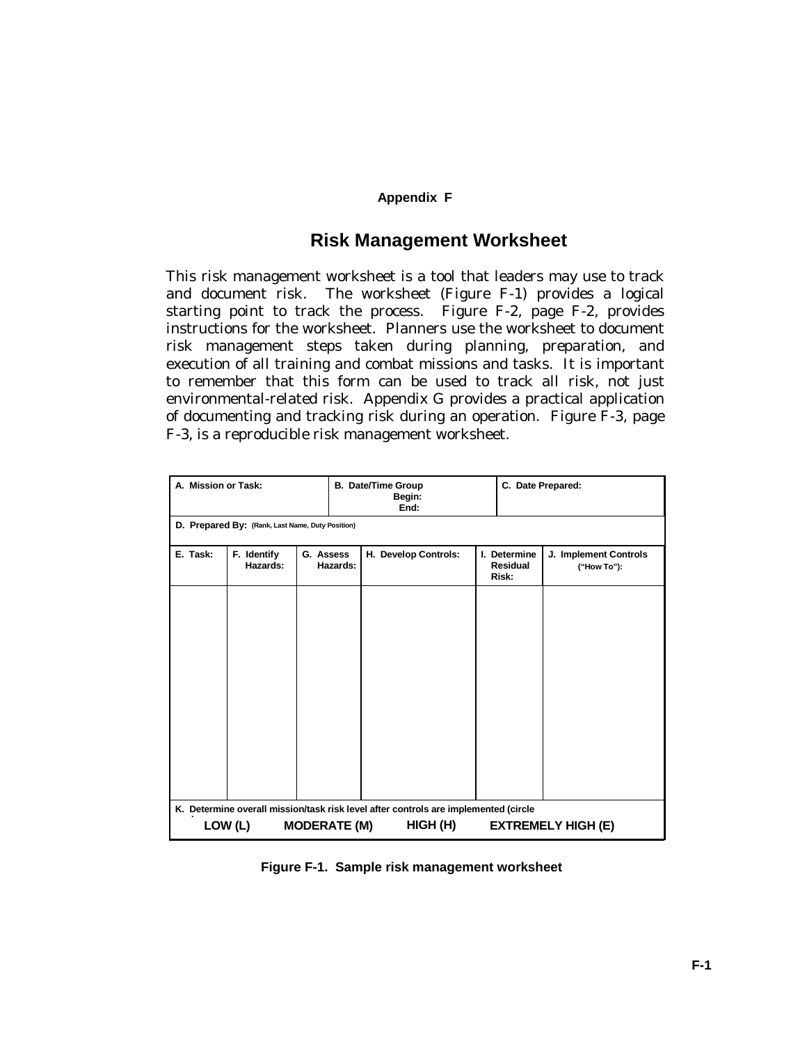# Appendix F

## Risk Management Worksheet

This risk management worksheet is a tool that leaders may use to track and document risk. The worksheet (Figure F-1) provides a logical starting point to track the process. Figure F-2, page F-2, provides instructions for the worksheet. Planners use the worksheet to document risk management steps taken during planning, preparation, and execution of all training and combat missions and tasks. It is important to remember that this form can be used to track all risk, not just environmental-related risk. Appendix G provides a practical application of documenting and tracking risk during an operation. Figure F-3, page F-3, is a reproducible risk management worksheet.

| A. Mission or Task: | | | B. Date/Time Group Begin: End: | | C. Date Prepared: |
|---|---|---|---|---|---|
| **D. Prepared By:** (Rank, Last Name, Duty Position) | | | | | |
| **E. Task:** | **F. Identify Hazards:** | **G. Assess Hazards:** | **H. Develop Controls:** | **I. Determine Residual Risk:** | **J. Implement Controls ("How To"):** |
| | | | | | |
| **K. Determine overall mission/task risk level after controls are implemented (circle** LOW (L) MODERATE (M) HIGH (H) EXTREMELY HIGH (E) | | | | | |

**Figure F-1. Sample risk management worksheet**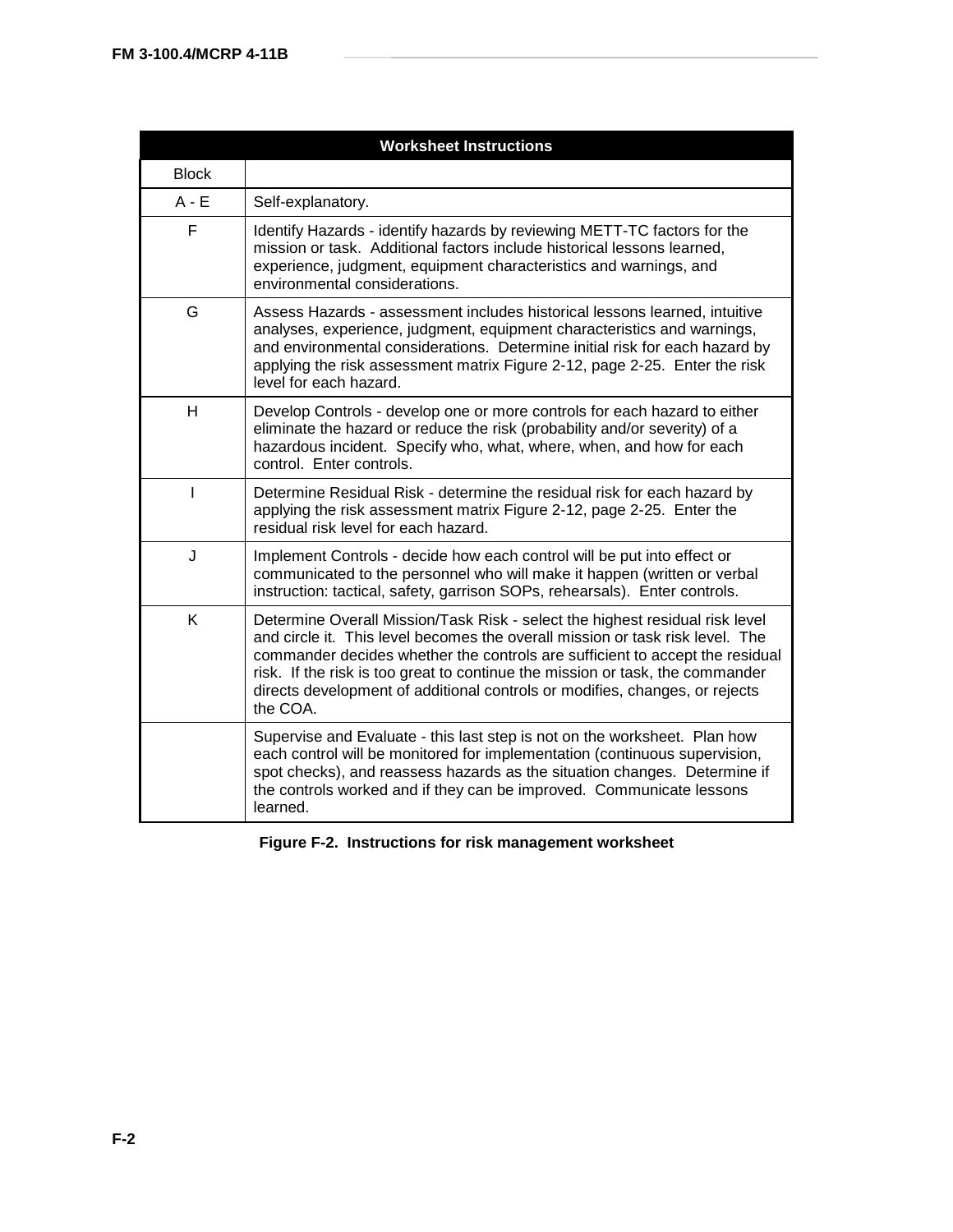| Worksheet Instructions | |
|---|---|
| Block | |
| A - E | Self-explanatory. |
| F | Identify Hazards - identify hazards by reviewing METT-TC factors for the mission or task. Additional factors include historical lessons learned, experience, judgment, equipment characteristics and warnings, and environmental considerations. |
| G | Assess Hazards - assessment includes historical lessons learned, intuitive analyses, experience, judgment, equipment characteristics and warnings, and environmental considerations. Determine initial risk for each hazard by applying the risk assessment matrix Figure 2-12, page 2-25. Enter the risk level for each hazard. |
| H | Develop Controls - develop one or more controls for each hazard to either eliminate the hazard or reduce the risk (probability and/or severity) of a hazardous incident. Specify who, what, where, when, and how for each control. Enter controls. |
| I | Determine Residual Risk - determine the residual risk for each hazard by applying the risk assessment matrix Figure 2-12, page 2-25. Enter the residual risk level for each hazard. |
| J | Implement Controls - decide how each control will be put into effect or communicated to the personnel who will make it happen (written or verbal instruction: tactical, safety, garrison SOPs, rehearsals). Enter controls. |
| K | Determine Overall Mission/Task Risk - select the highest residual risk level and circle it. This level becomes the overall mission or task risk level. The commander decides whether the controls are sufficient to accept the residual risk. If the risk is too great to continue the mission or task, the commander directs development of additional controls or modifies, changes, or rejects the COA. |
| | Supervise and Evaluate - this last step is not on the worksheet. Plan how each control will be monitored for implementation (continuous supervision, spot checks), and reassess hazards as the situation changes. Determine if the controls worked and if they can be improved. Communicate lessons learned. |

**Figure F-2. Instructions for risk management worksheet**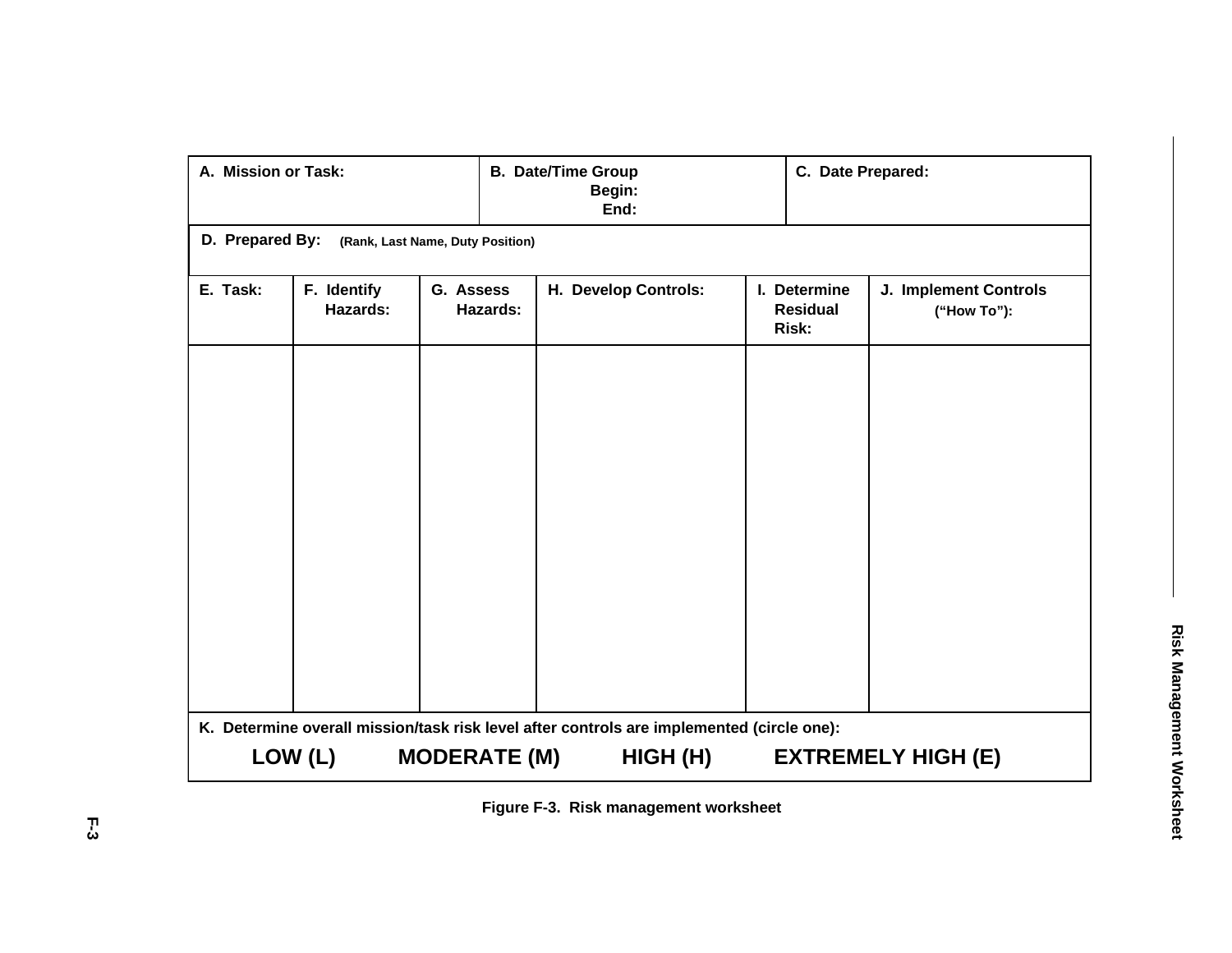| A. Mission or Task: | B. Date/Time Group Begin: End: | C. Date Prepared: |
|---|---|---|
| D. Prepared By: (Rank, Last Name, Duty Position) | | |

| E. Task: | F. Identify Hazards: | G. Assess Hazards: | H. Develop Controls: | I. Determine Residual Risk: | J. Implement Controls ("How To"): |
|---|---|---|---|---|---|
| | | | | | |

**K. Determine overall mission/task risk level after controls are implemented (circle one):**

**LOW (L) MODERATE (M) HIGH (H) EXTREMELY HIGH (E)**

**Figure F-3. Risk management worksheet**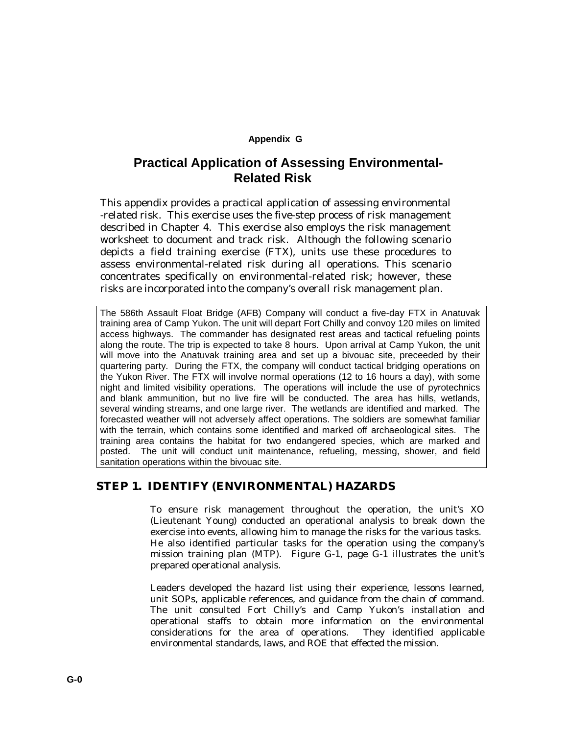Appendix G

# Practical Application of Assessing Environmental-Related Risk

This appendix provides a practical application of assessing environmental -related risk. This exercise uses the five-step process of risk management described in Chapter 4. This exercise also employs the risk management worksheet to document and track risk. Although the following scenario depicts a field training exercise (FTX), units use these procedures to assess environmental-related risk during all operations. This scenario concentrates specifically on environmental-related risk; however, these risks are incorporated into the company's overall risk management plan.

> The 586th Assault Float Bridge (AFB) Company will conduct a five-day FTX in Anatuvak training area of Camp Yukon. The unit will depart Fort Chilly and convoy 120 miles on limited access highways. The commander has designated rest areas and tactical refueling points along the route. The trip is expected to take 8 hours. Upon arrival at Camp Yukon, the unit will move into the Anatuvak training area and set up a bivouac site, preceeded by their quartering party. During the FTX, the company will conduct tactical bridging operations on the Yukon River. The FTX will involve normal operations (12 to 16 hours a day), with some night and limited visibility operations. The operations will include the use of pyrotechnics and blank ammunition, but no live fire will be conducted. The area has hills, wetlands, several winding streams, and one large river. The wetlands are identified and marked. The forecasted weather will not adversely affect operations. The soldiers are somewhat familiar with the terrain, which contains some identified and marked off archaeological sites. The training area contains the habitat for two endangered species, which are marked and posted. The unit will conduct unit maintenance, refueling, messing, shower, and field sanitation operations within the bivouac site.

## STEP 1. IDENTIFY (ENVIRONMENTAL) HAZARDS

To ensure risk management throughout the operation, the unit's XO (Lieutenant Young) conducted an operational analysis to break down the exercise into events, allowing him to manage the risks for the various tasks. He also identified particular tasks for the operation using the company's mission training plan (MTP). Figure G-1, page G-1 illustrates the unit's prepared operational analysis.

Leaders developed the hazard list using their experience, lessons learned, unit SOPs, applicable references, and guidance from the chain of command. The unit consulted Fort Chilly's and Camp Yukon's installation and operational staffs to obtain more information on the environmental considerations for the area of operations. They identified applicable environmental standards, laws, and ROE that effected the mission.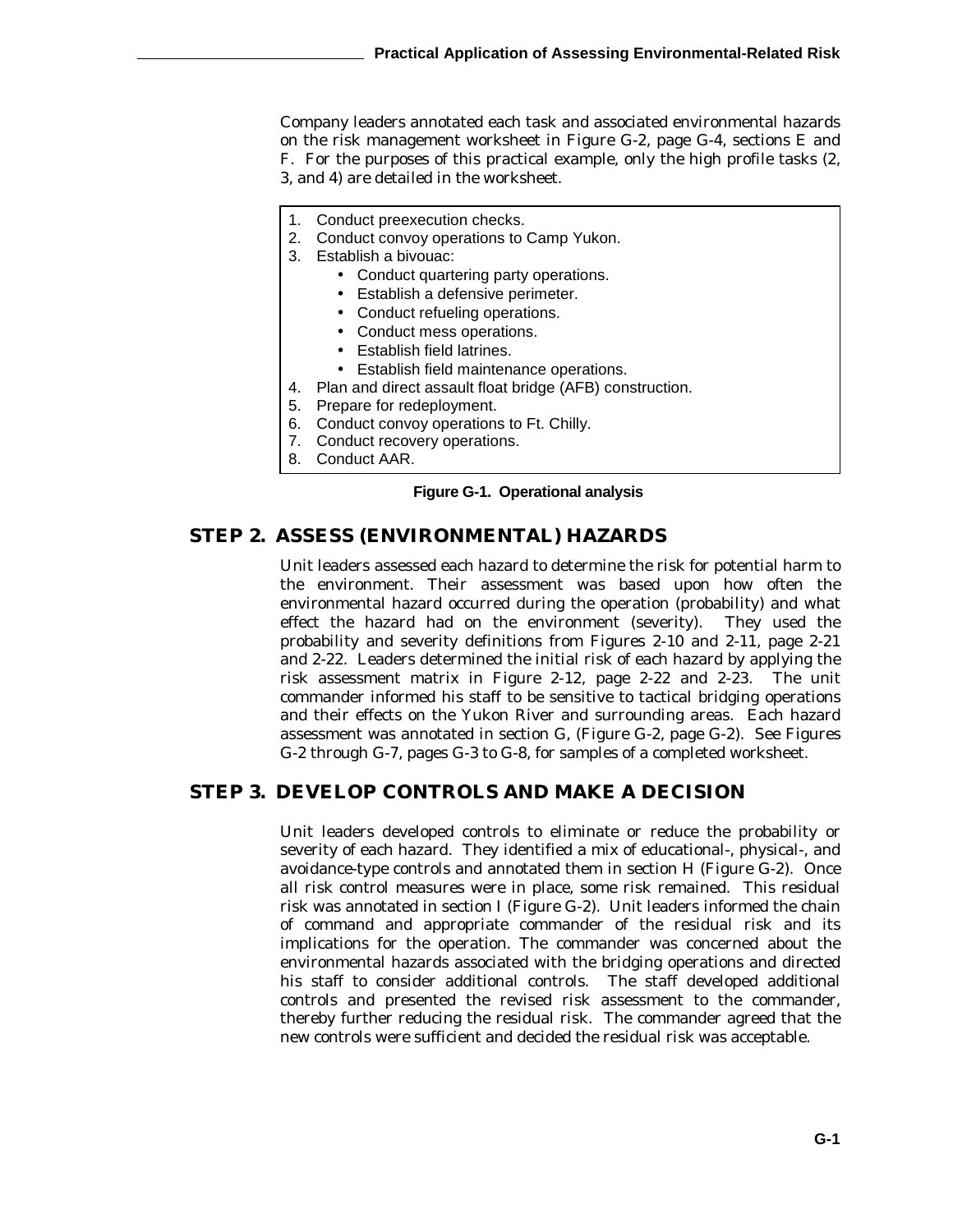Company leaders annotated each task and associated environmental hazards on the risk management worksheet in Figure G-2, page G-4, sections E and F. For the purposes of this practical example, only the high profile tasks (2, 3, and 4) are detailed in the worksheet.

1. Conduct preexecution checks.
2. Conduct convoy operations to Camp Yukon.
3. Establish a bivouac:
   - Conduct quartering party operations.
   - Establish a defensive perimeter.
   - Conduct refueling operations.
   - Conduct mess operations.
   - Establish field latrines.
   - Establish field maintenance operations.
4. Plan and direct assault float bridge (AFB) construction.
5. Prepare for redeployment.
6. Conduct convoy operations to Ft. Chilly.
7. Conduct recovery operations.
8. Conduct AAR.

**Figure G-1. Operational analysis**

## STEP 2. ASSESS (ENVIRONMENTAL) HAZARDS

Unit leaders assessed each hazard to determine the risk for potential harm to the environment. Their assessment was based upon how often the environmental hazard occurred during the operation (probability) and what effect the hazard had on the environment (severity). They used the probability and severity definitions from Figures 2-10 and 2-11, page 2-21 and 2-22. Leaders determined the initial risk of each hazard by applying the risk assessment matrix in Figure 2-12, page 2-22 and 2-23. The unit commander informed his staff to be sensitive to tactical bridging operations and their effects on the Yukon River and surrounding areas. Each hazard assessment was annotated in section G, (Figure G-2, page G-2). See Figures G-2 through G-7, pages G-3 to G-8, for samples of a completed worksheet.

## STEP 3. DEVELOP CONTROLS AND MAKE A DECISION

Unit leaders developed controls to eliminate or reduce the probability or severity of each hazard. They identified a mix of educational-, physical-, and avoidance-type controls and annotated them in section H (Figure G-2). Once all risk control measures were in place, some risk remained. This residual risk was annotated in section I (Figure G-2). Unit leaders informed the chain of command and appropriate commander of the residual risk and its implications for the operation. The commander was concerned about the environmental hazards associated with the bridging operations and directed his staff to consider additional controls. The staff developed additional controls and presented the revised risk assessment to the commander, thereby further reducing the residual risk. The commander agreed that the new controls were sufficient and decided the residual risk was acceptable.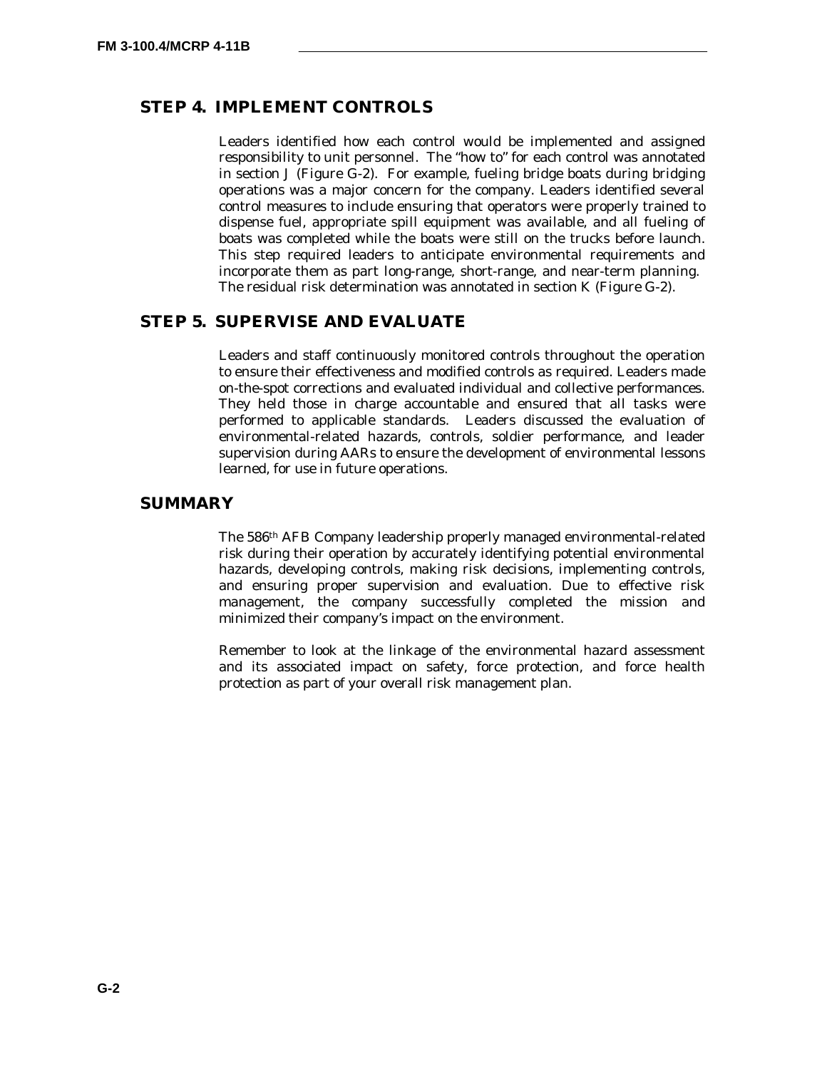## STEP 4. IMPLEMENT CONTROLS

Leaders identified how each control would be implemented and assigned responsibility to unit personnel. The "how to" for each control was annotated in section J (Figure G-2). For example, fueling bridge boats during bridging operations was a major concern for the company. Leaders identified several control measures to include ensuring that operators were properly trained to dispense fuel, appropriate spill equipment was available, and all fueling of boats was completed while the boats were still on the trucks before launch. This step required leaders to anticipate environmental requirements and incorporate them as part long-range, short-range, and near-term planning. The residual risk determination was annotated in section K (Figure G-2).

## STEP 5. SUPERVISE AND EVALUATE

Leaders and staff continuously monitored controls throughout the operation to ensure their effectiveness and modified controls as required. Leaders made on-the-spot corrections and evaluated individual and collective performances. They held those in charge accountable and ensured that all tasks were performed to applicable standards. Leaders discussed the evaluation of environmental-related hazards, controls, soldier performance, and leader supervision during AARs to ensure the development of environmental lessons learned, for use in future operations.

## SUMMARY

The 586th AFB Company leadership properly managed environmental-related risk during their operation by accurately identifying potential environmental hazards, developing controls, making risk decisions, implementing controls, and ensuring proper supervision and evaluation. Due to effective risk management, the company successfully completed the mission and minimized their company's impact on the environment.

Remember to look at the linkage of the environmental hazard assessment and its associated impact on safety, force protection, and force health protection as part of your overall risk management plan.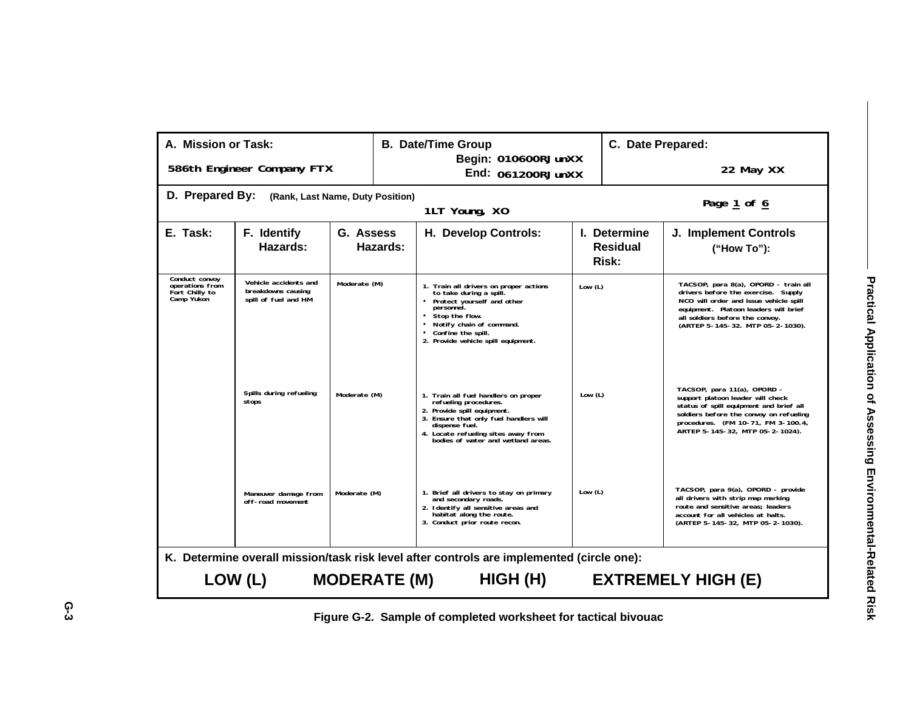| A. Mission or Task: | | B. Date/Time Group | | C. Date Prepared: | |
|---|---|---|---|---|---|
| 586th Engineer Company FTX | | Begin: 010600RJunXX End: 061200RJunXX | | 22 May XX | |
| D. Prepared By: (Rank, Last Name, Duty Position) 1LT Young, XO | | | | Page 1 of 6 | |
| **E. Task:** | **F. Identify Hazards:** | **G. Assess Hazards:** | **H. Develop Controls:** | **I. Determine Residual Risk:** | **J. Implement Controls ("How To"):** |
| Conduct convoy operations from Fort Chilly to Camp Yukon | Vehicle accidents and breakdowns causing spill of fuel and HM | Moderate (M) | 1. Train all drivers on proper actions to take during a spill.<br>• Protect yourself and other personnel.<br>• Stop the flow.<br>• Notify chain of command.<br>• Confine the spill.<br>2. Provide vehicle spill equipment. | Low (L) | TACSOP, para 8(a), OPORD - train all drivers before the exercise. Supply NCO will order and issue vehicle spill equipment. Platoon leaders will brief all soldiers before the convoy. (ARTEP 5-145-32. MTP 05-2-1030). |
| | Spills during refueling stops | Moderate (M) | 1. Train all fuel handlers on proper refueling procedures.<br>2. Provide spill equipment.<br>3. Ensure that only fuel handlers will dispense fuel.<br>4. Locate refueling sites away from bodies of water and wetland areas. | Low (L) | TACSOP, para 11(a), OPORD - support platoon leader will check status of spill equipment and brief all soldiers before the convoy on refueling procedures. (FM 10-71, FM 3-100.4, ARTEP 5-145-32, MTP 05-2-1024). |
| | Maneuver damage from off-road movement | Moderate (M) | 1. Brief all drivers to stay on primary and secondary roads.<br>2. Identify all sensitive areas and habitat along the route.<br>3. Conduct prior route recon. | Low (L) | TACSOP, para 9(a), OPORD - provide all drivers with strip map marking route and sensitive areas; leaders account for all vehicles at halts. (ARTEP 5-145-32, MTP 05-2-1030). |
| K. Determine overall mission/task risk level after controls are implemented (circle one): | | | | | |
| LOW (L) | | MODERATE (M) | HIGH (H) | EXTREMELY HIGH (E) | |

Figure G-2. Sample of completed worksheet for tactical bivouac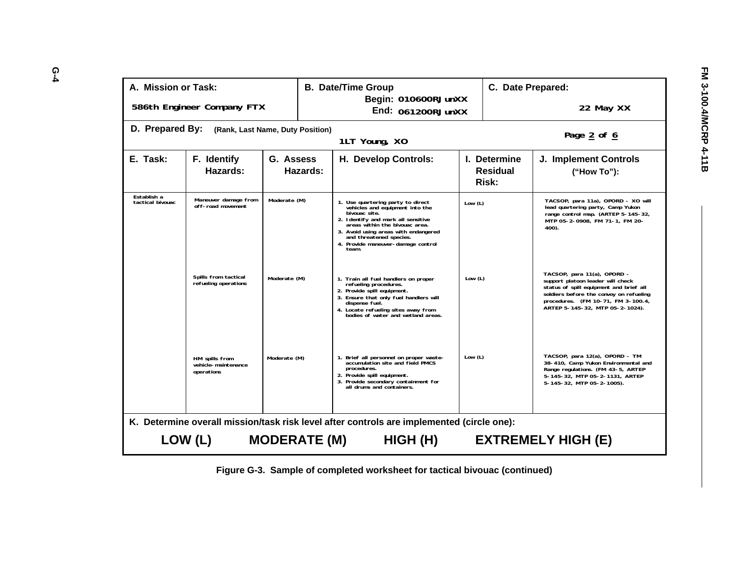| A. Mission or Task: 586th Engineer Company FTX | | B. Date/Time Group Begin: 010600RJunXX End: 061200RJunXX | | C. Date Prepared: 22 May XX | |
|---|---|---|---|---|---|
| D. Prepared By: (Rank, Last Name, Duty Position) 1LT Young, XO | | | | Page 2 of 6 | |
| **E. Task:** | **F. Identify Hazards:** | **G. Assess Hazards:** | **H. Develop Controls:** | **I. Determine Residual Risk:** | **J. Implement Controls ("How To"):** |
| Establish a tactical bivouac | Maneuver damage from off-road movement | Moderate (M) | 1. Use quartering party to direct vehicles and equipment into the bivouac site.<br>2. Identify and mark all sensitive areas within the bivouac area.<br>3. Avoid using areas with endangered and threatened species.<br>4. Provide maneuver-damage control team. | Low (L) | TACSOP, para 11a), OPORD - XO will lead quartering party, Camp Yukon range control map. (ARTEP 5-145-32, MTP 05-2-0908, FM 71-1, FM 20-400). |
| | Spills from tactical refueling operations | Moderate (M) | 1. Train all fuel handlers on proper refueling procedures.<br>2. Provide spill equipment.<br>3. Ensure that only fuel handlers will dispense fuel.<br>4. Locate refueling sites away from bodies of water and wetland areas. | Low (L) | TACSOP, para 11(a), OPORD - support platoon leader will check status of spill equipment and brief all soldiers before the convoy on refueling procedures. (FM 10-71, FM 3-100.4, ARTEP 5-145-32, MTP 05-2-1024). |
| | HM spills from vehicle-maintenance operations | Moderate (M) | 1. Brief all personnel on proper waste-accumulation site and field PMCS procedures.<br>2. Provide spill equipment.<br>3. Provide secondary containment for all drums and containers. | Low (L) | TACSOP, para 12(a), OPORD - TM 38-410, Camp Yukon Environmental and Range regulations. (FM 43-5, ARTEP 5-145-32, MTP 05-2-1131, ARTEP 5-145-32, MTP 05-2-1005). |
| K. Determine overall mission/task risk level after controls are implemented (circle one): | | | | | |
| LOW (L) | MODERATE (M) | | HIGH (H) | EXTREMELY HIGH (E) | |

Figure G-3. Sample of completed worksheet for tactical bivouac (continued)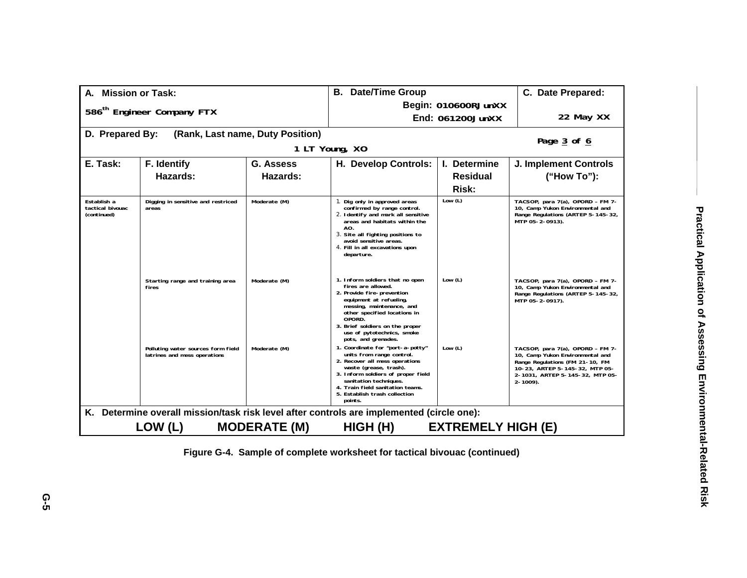| A. Mission or Task: 586th Engineer Company FTX | | | B. Date/Time Group Begin: 010600RJunXX End: 061200JunXX | | C. Date Prepared: 22 May XX |
|---|---|---|---|---|---|
| D. Prepared By: (Rank, Last name, Duty Position) 1 LT Young, XO | | | | | Page 3 of 6 |
| **E. Task:** | **F. Identify Hazards:** | **G. Assess Hazards:** | **H. Develop Controls:** | **I. Determine Residual Risk:** | **J. Implement Controls ("How To"):** |
| Establish a tactical bivouac (continued) | Digging in sensitive and restriced areas | Moderate (M) | 1. Dig only in approved areas confirmed by range control. 2. Identify and mark all sensitive areas and habitats within the AO. 3. Site all fighting positions to avoid sensitive areas. 4. Fill in all excavations upon departure. | Low (L) | TACSOP, para 7(a), OPORD – FM 7-10, Camp Yukon Environmental and Range Regulations (ARTEP 5-145-32, MTP 05-2-0913). |
| | Starting range and training area fires | Moderate (M) | 1. Inform soldiers that no open fires are allowed. 2. Provide fire-prevention equipment at refueling, messing, maintenance, and other specified locations in OPORD. 3. Brief soldiers on the proper use of pytotechnics, smoke pots, and grenades. | Low (L) | TACSOP, para 7(a), OPORD – FM 7-10, Camp Yukon Environmental and Range Regulations (ARTEP 5-145-32, MTP 05-2-0917). |
| | Polluting water sources form field latrines and mess operations | Moderate (M) | 1. Coordinate for "port-a-potty" units from range control. 2. Recover all mess operations waste (grease, trash). 3. Inform soldiers of proper field sanitation techniques. 4. Train field sanitation teams. 5. Establish trash collection points. | Low (L) | TACSOP, para 7(a), OPORD – FM 7-10, Camp Yukon Environmental and Range Regulations (FM 21-10, FM 10-23, ARTEP 5-145-32, MTP 05-2-1031, ARTEP 5-145-32, MTP 05-2-1009). |
| K. Determine overall mission/task risk level after controls are implemented (circle one): LOW (L) MODERATE (M) HIGH (H) EXTREMELY HIGH (E) | | | | | |

**Figure G-4. Sample of complete worksheet for tactical bivouac (continued)**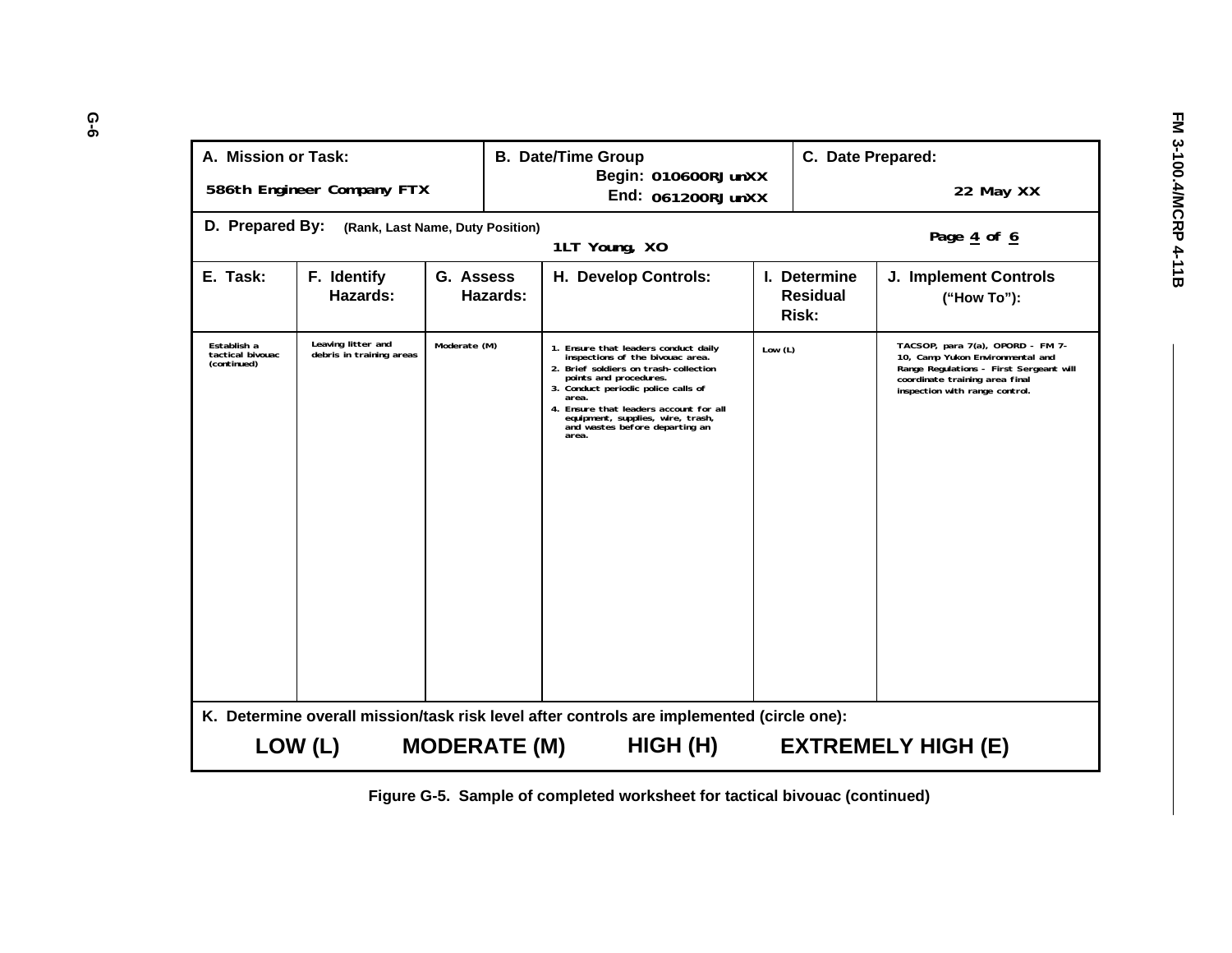| A. Mission or Task: | | | B. Date/Time Group | | C. Date Prepared: |
|---|---|---|---|---|---|
| 586th Engineer Company FTX | | | Begin: 010600RJunXX<br>End: 061200RJunXX | | 22 May XX |
| D. Prepared By: (Rank, Last Name, Duty Position) | | | 1LT Young, XO | | Page 4 of 6 |
| **E. Task:** | **F. Identify Hazards:** | **G. Assess Hazards:** | **H. Develop Controls:** | **I. Determine Residual Risk:** | **J. Implement Controls ("How To"):** |
| Establish a tactical bivouac (continued) | Leaving litter and debris in training areas | Moderate (M) | 1. Ensure that leaders conduct daily inspections of the bivouac area.<br>2. Brief soldiers on trash-collection points and procedures.<br>3. Conduct periodic police calls of area.<br>4. Ensure that leaders account for all equipment, supplies, wire, trash, and wastes before departing an area. | Low (L) | TACSOP, para 7(a), OPORD - FM 7-10, Camp Yukon Environmental and Range Regulations - First Sergeant will coordinate training area final inspection with range control. |

**K. Determine overall mission/task risk level after controls are implemented (circle one):**

**LOW (L)  MODERATE (M)  HIGH (H)  EXTREMELY HIGH (E)**

**Figure G-5. Sample of completed worksheet for tactical bivouac (continued)**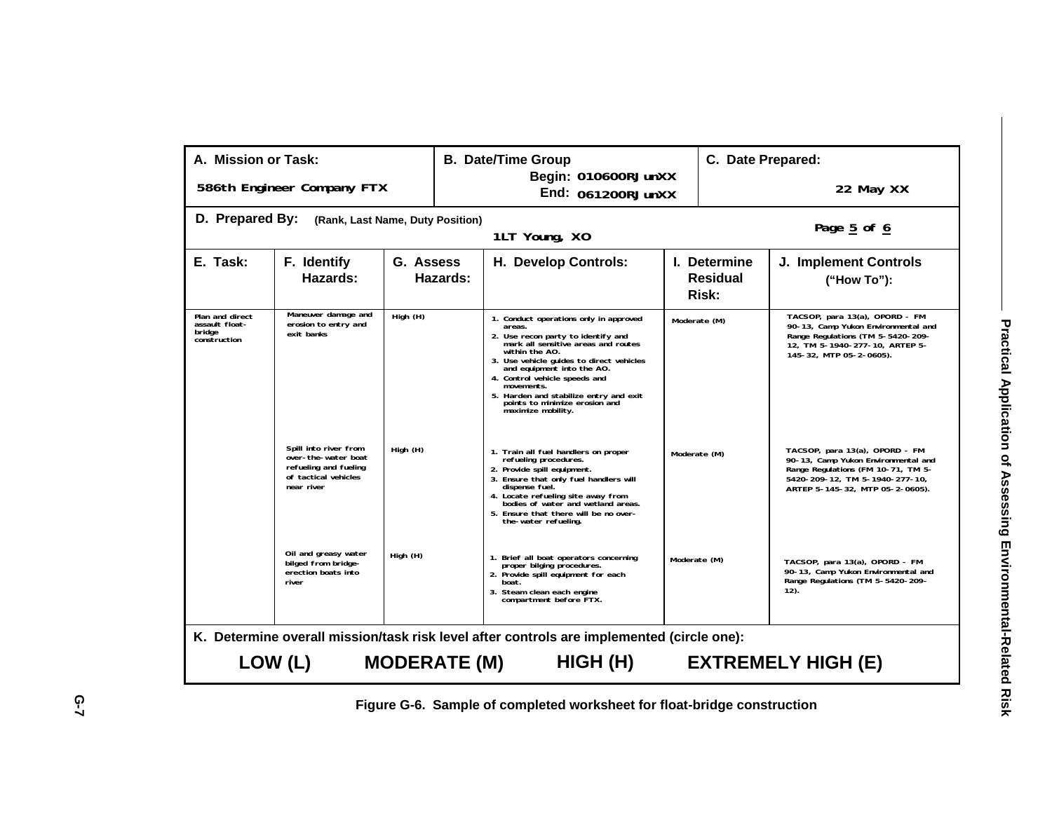| A. Mission or Task: 586th Engineer Company FTX | | B. Date/Time Group Begin: 010600RJunXX End: 061200RJunXX | | C. Date Prepared: 22 May XX | |
|---|---|---|---|---|---|
| D. Prepared By: (Rank, Last Name, Duty Position) 1LT Young, XO | | | | Page 5 of 6 | |
| **E. Task:** | **F. Identify Hazards:** | **G. Assess Hazards:** | **H. Develop Controls:** | **I. Determine Residual Risk:** | **J. Implement Controls ("How To"):** |
| Plan and direct assault float-bridge construction | Maneuver damage and erosion to entry and exit banks | High (H) | 1. Conduct operations only in approved areas. 2. Use recon party to identify and mark all sensitive areas and routes within the AO. 3. Use vehicle guides to direct vehicles and equipment into the AO. 4. Control vehicle speeds and movements. 5. Harden and stabilize entry and exit points to minimize erosion and maximize mobility. | Moderate (M) | TACSOP, para 13(a), OPORD - FM 90-13, Camp Yukon Environmental and Range Regulations (TM 5-5420-209-12, TM 5-1940-277-10, ARTEP 5-145-32, MTP 05-2-0605). |
| | Spill into river from over-the-water boat refueling and fueling of tactical vehicles near river | High (H) | 1. Train all fuel handlers on proper refueling procedures. 2. Provide spill equipment. 3. Ensure that only fuel handlers will dispense fuel. 4. Locate refueling site away from bodies of water and wetland areas. 5. Ensure that there will be no over-the-water refueling. | Moderate (M) | TACSOP, para 13(a), OPORD - FM 90-13, Camp Yukon Environmental and Range Regulations (FM 10-71, TM 5-5420-209-12, TM 5-1940-277-10, ARTEP 5-145-32, MTP 05-2-0605). |
| | Oil and greasy water bilged from bridge-erection boats into river | High (H) | 1. Brief all boat operators concerning proper bilging procedures. 2. Provide spill equipment for each boat. 3. Steam clean each engine compartment before FTX. | Moderate (M) | TACSOP, para 13(a), OPORD - FM 90-13, Camp Yukon Environmental and Range Regulations (TM 5-5420-209-12). |

**K. Determine overall mission/task risk level after controls are implemented (circle one):**

**LOW (L) MODERATE (M) HIGH (H) EXTREMELY HIGH (E)**

Figure G-6. Sample of completed worksheet for float-bridge construction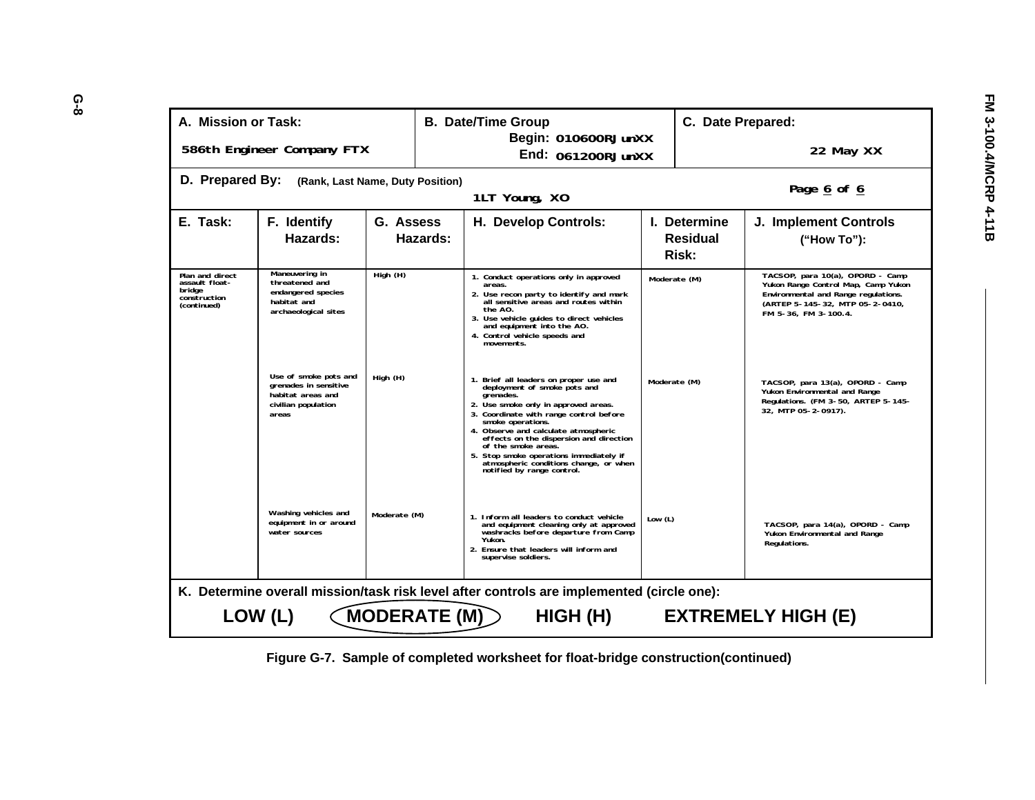| A. Mission or Task: | | B. Date/Time Group | | C. Date Prepared: | |
|---|---|---|---|---|---|
| 586th Engineer Company FTX | | Begin: 010600RJunXX<br>End: 061200RJunXX | | 22 May XX | |
| D. Prepared By: (Rank, Last Name, Duty Position) 1LT Young, XO | | | | Page 6 of 6 | |
| **E. Task:** | **F. Identify Hazards:** | **G. Assess Hazards:** | **H. Develop Controls:** | **I. Determine Residual Risk:** | **J. Implement Controls ("How To"):** |
| Plan and direct assault float-bridge construction (continued) | Maneuvering in threatened and endangered species habitat and archaeological sites | High (H) | 1. Conduct operations only in approved areas.<br>2. Use recon party to identify and mark all sensitive areas and routes within the AO.<br>3. Use vehicle guides to direct vehicles and equipment into the AO.<br>4. Control vehicle speeds and movements. | Moderate (M) | TACSOP, para 10(a), OPORD - Camp Yukon Range Control Map, Camp Yukon Environmental and Range regulations. (ARTEP 5-145-32, MTP 05-2-0410, FM 5-36, FM 3-100.4. |
| | Use of smoke pots and grenades in sensitive habitat areas and civilian population areas | High (H) | 1. Brief all leaders on proper use and deployment of smoke pots and grenades.<br>2. Use smoke only in approved areas.<br>3. Coordinate with range control before smoke operations.<br>4. Observe and calculate atmospheric effects on the dispersion and direction of the smoke areas.<br>5. Stop smoke operations immediately if atmospheric conditions change, or when notified by range control. | Moderate (M) | TACSOP, para 13(a), OPORD - Camp Yukon Environmental and Range Regulations. (FM 3-50, ARTEP 5-145-32, MTP 05-2-0917). |
| | Washing vehicles and equipment in or around water sources | Moderate (M) | 1. Inform all leaders to conduct vehicle and equipment cleaning only at approved washracks before departure from Camp Yukon.<br>2. Ensure that leaders will inform and supervise soldiers. | Low (L) | TACSOP, para 14(a), OPORD - Camp Yukon Environmental and Range Regulations. |
| K. Determine overall mission/task risk level after controls are implemented (circle one): | | | | | |
| LOW (L) | **MODERATE (M)** (circled) | HIGH (H) | EXTREMELY HIGH (E) | | |

**Figure G-7. Sample of completed worksheet for float-bridge construction(continued)**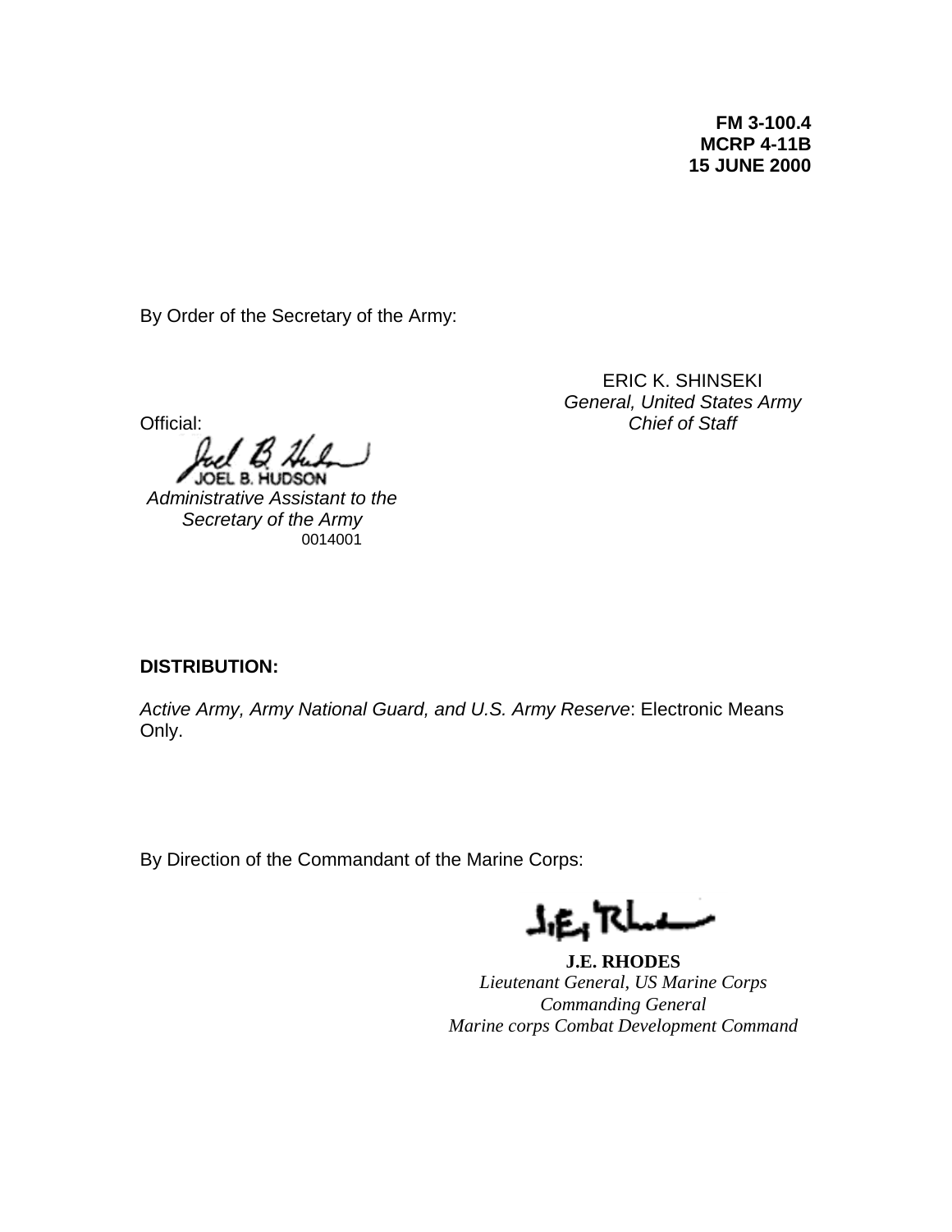**FM 3-100.4**
**MCRP 4-11B**
**15 JUNE 2000**

By Order of the Secretary of the Army:

ERIC K. SHINSEKI
*General, United States Army*
*Chief of Staff*

Official:

JOEL B. HUDSON
*Administrative Assistant to the Secretary of the Army*
0014001

**DISTRIBUTION:**

*Active Army, Army National Guard, and U.S. Army Reserve*: Electronic Means Only.

By Direction of the Commandant of the Marine Corps:

**J.E. RHODES**
*Lieutenant General, US Marine Corps*
*Commanding General*
*Marine corps Combat Development Command*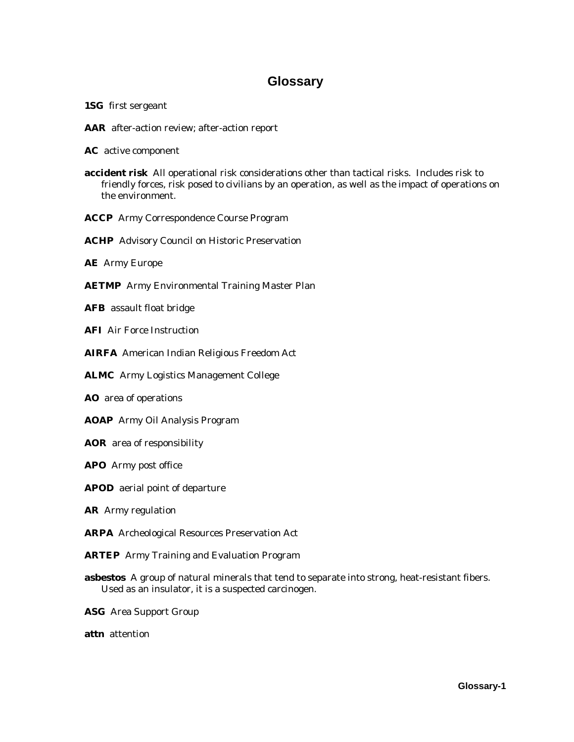# Glossary

**1SG** first sergeant

**AAR** after-action review; after-action report

**AC** active component

**accident risk** All operational risk considerations other than tactical risks. Includes risk to friendly forces, risk posed to civilians by an operation, as well as the impact of operations on the environment.

**ACCP** Army Correspondence Course Program

**ACHP** Advisory Council on Historic Preservation

**AE** Army Europe

**AETMP** Army Environmental Training Master Plan

**AFB** assault float bridge

**AFI** Air Force Instruction

**AIRFA** American Indian Religious Freedom Act

**ALMC** Army Logistics Management College

**AO** area of operations

**AOAP** Army Oil Analysis Program

**AOR** area of responsibility

**APO** Army post office

**APOD** aerial point of departure

**AR** Army regulation

**ARPA** Archeological Resources Preservation Act

**ARTEP** Army Training and Evaluation Program

**asbestos** A group of natural minerals that tend to separate into strong, heat-resistant fibers. Used as an insulator, it is a suspected carcinogen.

**ASG** Area Support Group

**attn** attention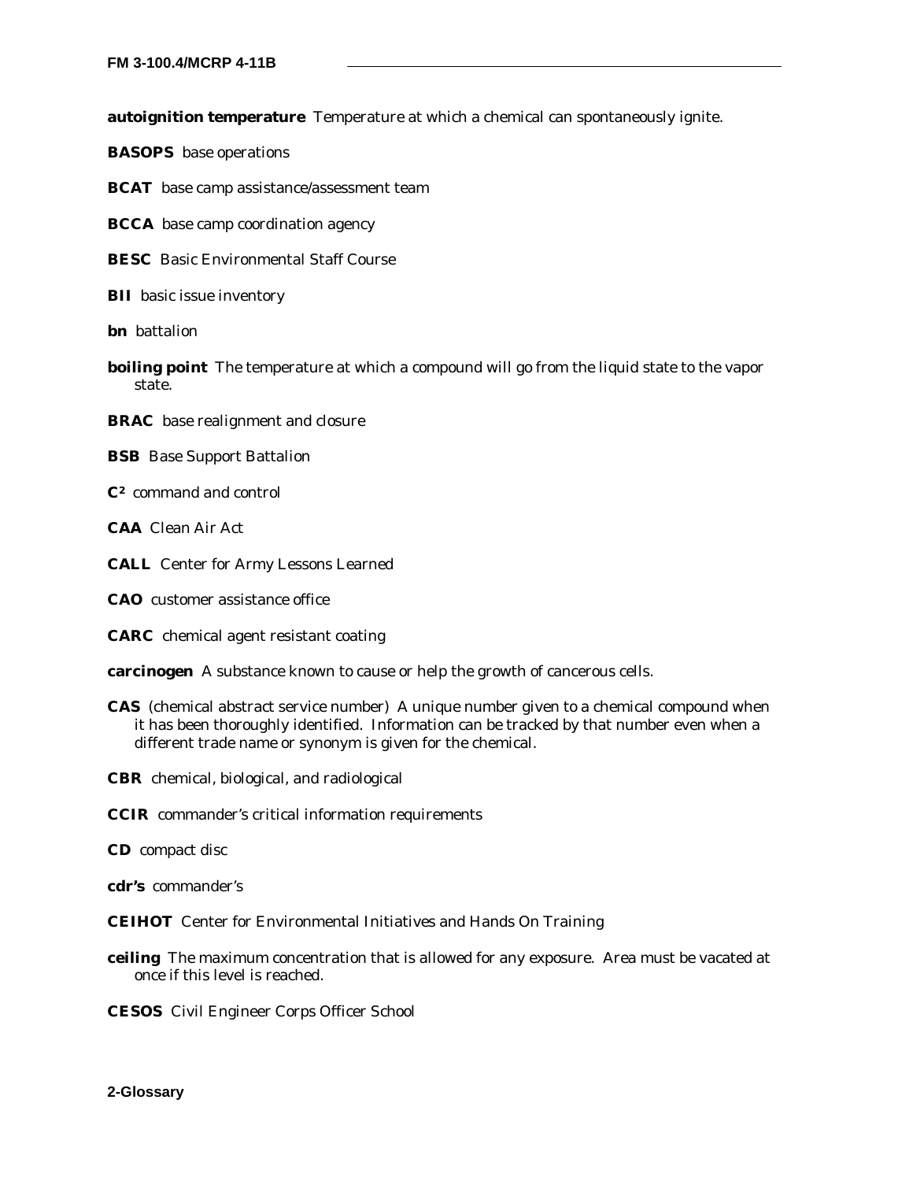**autoignition temperature** Temperature at which a chemical can spontaneously ignite.

**BASOPS** base operations

**BCAT** base camp assistance/assessment team

**BCCA** base camp coordination agency

**BESC** Basic Environmental Staff Course

**BII** basic issue inventory

**bn** battalion

**boiling point** The temperature at which a compound will go from the liquid state to the vapor state.

**BRAC** base realignment and closure

**BSB** Base Support Battalion

**C²** command and control

**CAA** Clean Air Act

**CALL** Center for Army Lessons Learned

**CAO** customer assistance office

**CARC** chemical agent resistant coating

**carcinogen** A substance known to cause or help the growth of cancerous cells.

**CAS** (chemical abstract service number) A unique number given to a chemical compound when it has been thoroughly identified. Information can be tracked by that number even when a different trade name or synonym is given for the chemical.

**CBR** chemical, biological, and radiological

**CCIR** commander's critical information requirements

**CD** compact disc

**cdr's** commander's

**CEIHOT** Center for Environmental Initiatives and Hands On Training

**ceiling** The maximum concentration that is allowed for any exposure. Area must be vacated at once if this level is reached.

**CESOS** Civil Engineer Corps Officer School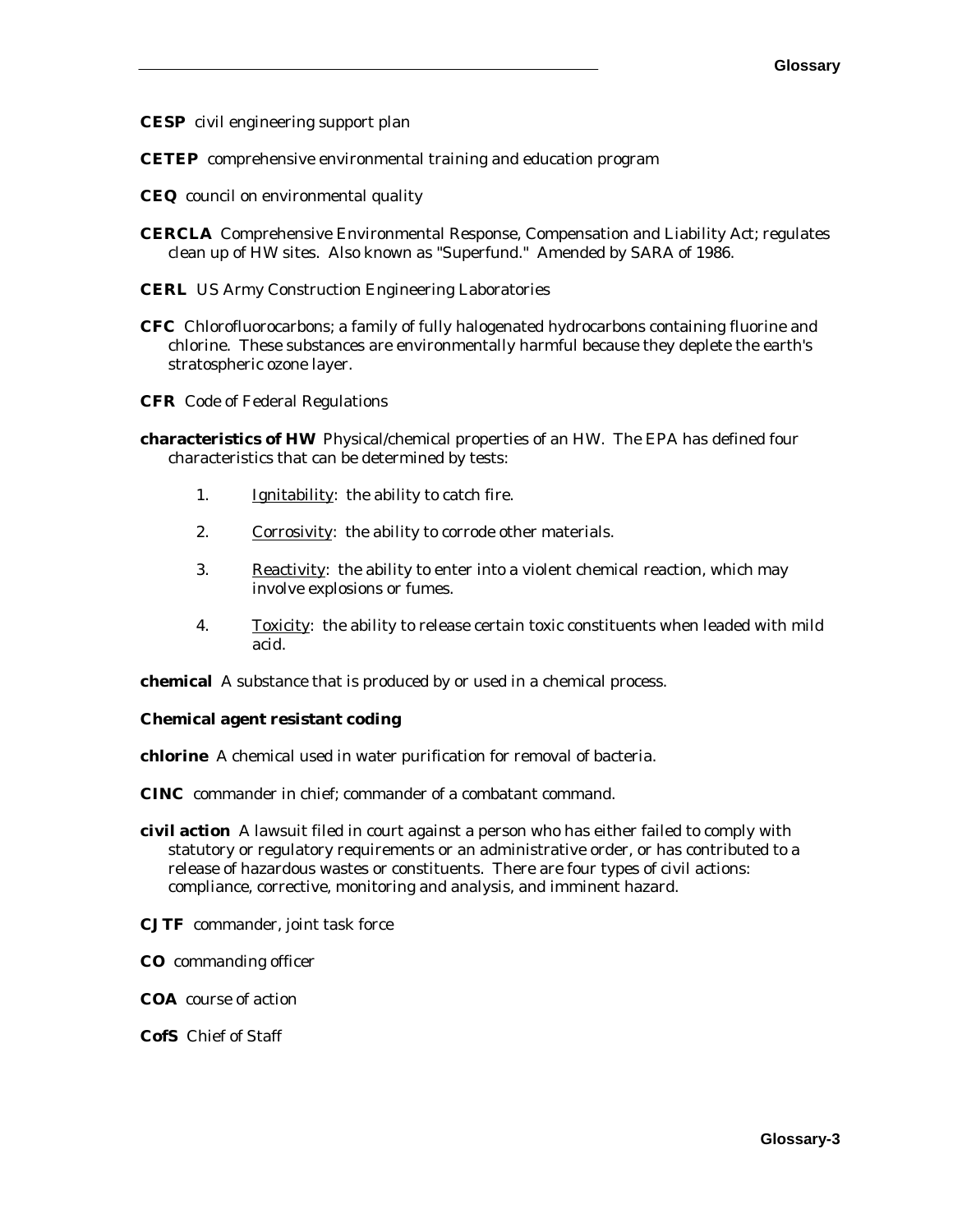**CESP** civil engineering support plan

**CETEP** comprehensive environmental training and education program

**CEQ** council on environmental quality

**CERCLA** Comprehensive Environmental Response, Compensation and Liability Act; regulates clean up of HW sites. Also known as "Superfund." Amended by SARA of 1986.

**CERL** US Army Construction Engineering Laboratories

**CFC** Chlorofluorocarbons; a family of fully halogenated hydrocarbons containing fluorine and chlorine. These substances are environmentally harmful because they deplete the earth's stratospheric ozone layer.

**CFR** Code of Federal Regulations

**characteristics of HW** Physical/chemical properties of an HW. The EPA has defined four characteristics that can be determined by tests:

1. Ignitability: the ability to catch fire.
2. Corrosivity: the ability to corrode other materials.
3. Reactivity: the ability to enter into a violent chemical reaction, which may involve explosions or fumes.
4. Toxicity: the ability to release certain toxic constituents when leaded with mild acid.

**chemical** A substance that is produced by or used in a chemical process.

**Chemical agent resistant coding**

**chlorine** A chemical used in water purification for removal of bacteria.

**CINC** commander in chief; commander of a combatant command.

**civil action** A lawsuit filed in court against a person who has either failed to comply with statutory or regulatory requirements or an administrative order, or has contributed to a release of hazardous wastes or constituents. There are four types of civil actions: compliance, corrective, monitoring and analysis, and imminent hazard.

**CJTF** commander, joint task force

**CO** commanding officer

**COA** course of action

**CofS** Chief of Staff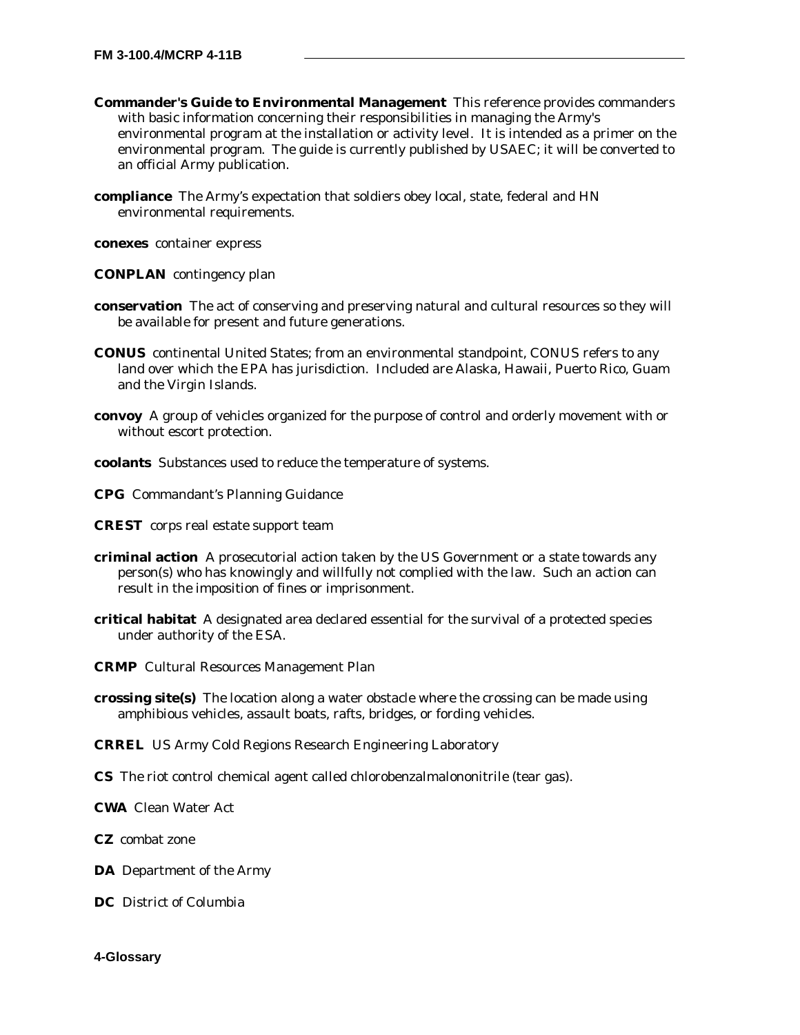**Commander's Guide to Environmental Management** This reference provides commanders with basic information concerning their responsibilities in managing the Army's environmental program at the installation or activity level. It is intended as a primer on the environmental program. The guide is currently published by USAEC; it will be converted to an official Army publication.

**compliance** The Army's expectation that soldiers obey local, state, federal and HN environmental requirements.

**conexes** container express

**CONPLAN** contingency plan

**conservation** The act of conserving and preserving natural and cultural resources so they will be available for present and future generations.

**CONUS** continental United States; from an environmental standpoint, CONUS refers to any land over which the EPA has jurisdiction. Included are Alaska, Hawaii, Puerto Rico, Guam and the Virgin Islands.

**convoy** A group of vehicles organized for the purpose of control and orderly movement with or without escort protection.

**coolants** Substances used to reduce the temperature of systems.

**CPG** Commandant's Planning Guidance

**CREST** corps real estate support team

**criminal action** A prosecutorial action taken by the US Government or a state towards any person(s) who has knowingly and willfully not complied with the law. Such an action can result in the imposition of fines or imprisonment.

**critical habitat** A designated area declared essential for the survival of a protected species under authority of the ESA.

**CRMP** Cultural Resources Management Plan

**crossing site(s)** The location along a water obstacle where the crossing can be made using amphibious vehicles, assault boats, rafts, bridges, or fording vehicles.

**CRREL** US Army Cold Regions Research Engineering Laboratory

**CS** The riot control chemical agent called chlorobenzalmalononitrile (tear gas).

**CWA** Clean Water Act

**CZ** combat zone

**DA** Department of the Army

**DC** District of Columbia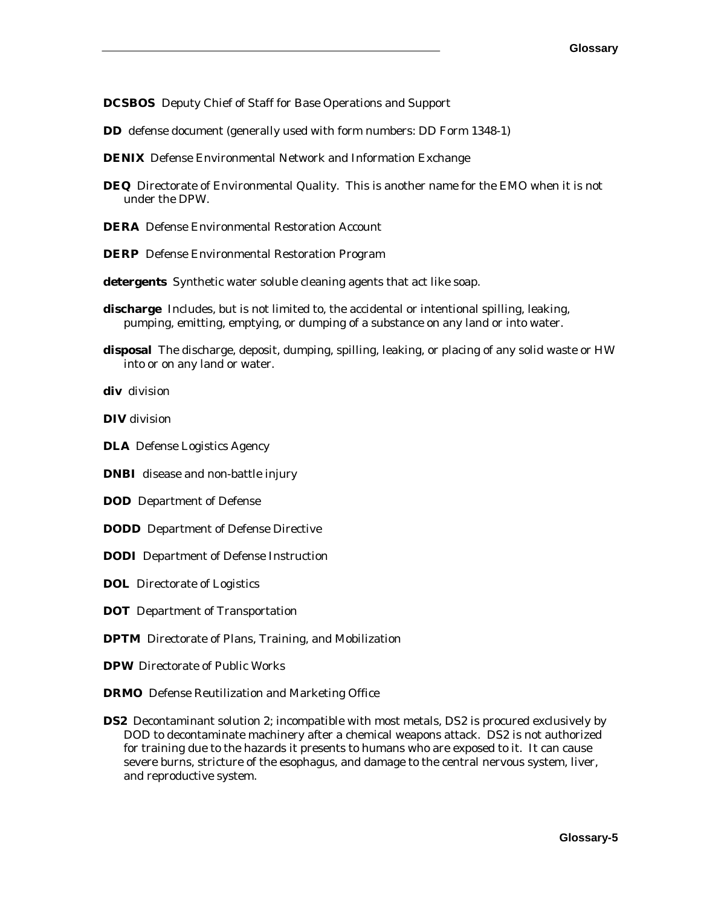**DCSBOS** Deputy Chief of Staff for Base Operations and Support

**DD** defense document (generally used with form numbers: DD Form 1348-1)

**DENIX** Defense Environmental Network and Information Exchange

**DEQ** Directorate of Environmental Quality. This is another name for the EMO when it is not under the DPW.

**DERA** Defense Environmental Restoration Account

**DERP** Defense Environmental Restoration Program

**detergents** Synthetic water soluble cleaning agents that act like soap.

**discharge** Includes, but is not limited to, the accidental or intentional spilling, leaking, pumping, emitting, emptying, or dumping of a substance on any land or into water.

**disposal** The discharge, deposit, dumping, spilling, leaking, or placing of any solid waste or HW into or on any land or water.

**div** division

**DIV** division

**DLA** Defense Logistics Agency

**DNBI** disease and non-battle injury

**DOD** Department of Defense

**DODD** Department of Defense Directive

**DODI** Department of Defense Instruction

**DOL** Directorate of Logistics

**DOT** Department of Transportation

**DPTM** Directorate of Plans, Training, and Mobilization

**DPW** Directorate of Public Works

**DRMO** Defense Reutilization and Marketing Office

**DS2** Decontaminant solution 2; incompatible with most metals, DS2 is procured exclusively by DOD to decontaminate machinery after a chemical weapons attack. DS2 is not authorized for training due to the hazards it presents to humans who are exposed to it. It can cause severe burns, stricture of the esophagus, and damage to the central nervous system, liver, and reproductive system.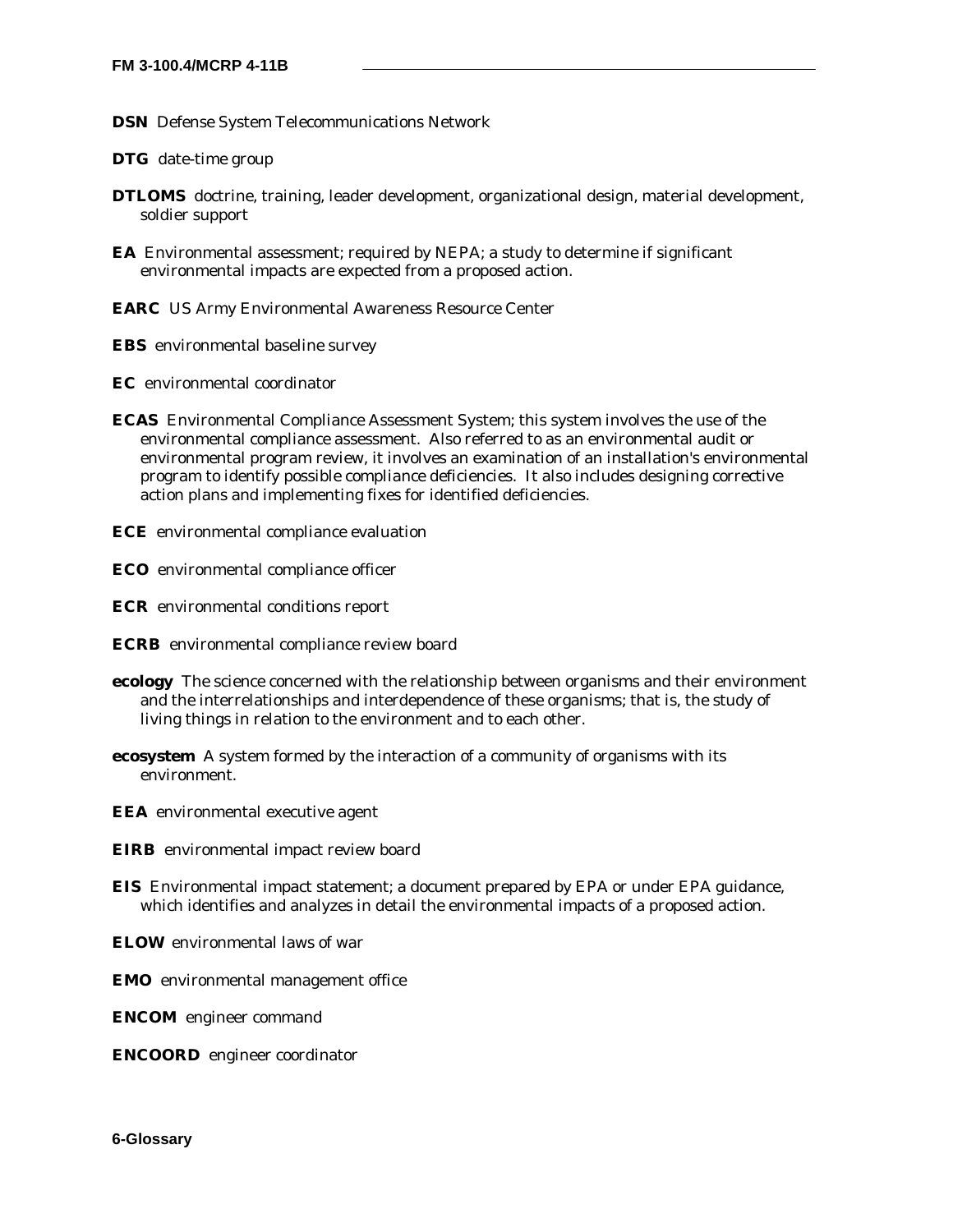**DSN** Defense System Telecommunications Network

**DTG** date-time group

**DTLOMS** doctrine, training, leader development, organizational design, material development, soldier support

**EA** Environmental assessment; required by NEPA; a study to determine if significant environmental impacts are expected from a proposed action.

**EARC** US Army Environmental Awareness Resource Center

**EBS** environmental baseline survey

**EC** environmental coordinator

**ECAS** Environmental Compliance Assessment System; this system involves the use of the environmental compliance assessment. Also referred to as an environmental audit or environmental program review, it involves an examination of an installation's environmental program to identify possible compliance deficiencies. It also includes designing corrective action plans and implementing fixes for identified deficiencies.

**ECE** environmental compliance evaluation

**ECO** environmental compliance officer

**ECR** environmental conditions report

**ECRB** environmental compliance review board

**ecology** The science concerned with the relationship between organisms and their environment and the interrelationships and interdependence of these organisms; that is, the study of living things in relation to the environment and to each other.

**ecosystem** A system formed by the interaction of a community of organisms with its environment.

**EEA** environmental executive agent

**EIRB** environmental impact review board

**EIS** Environmental impact statement; a document prepared by EPA or under EPA guidance, which identifies and analyzes in detail the environmental impacts of a proposed action.

**ELOW** environmental laws of war

**EMO** environmental management office

**ENCOM** engineer command

**ENCOORD** engineer coordinator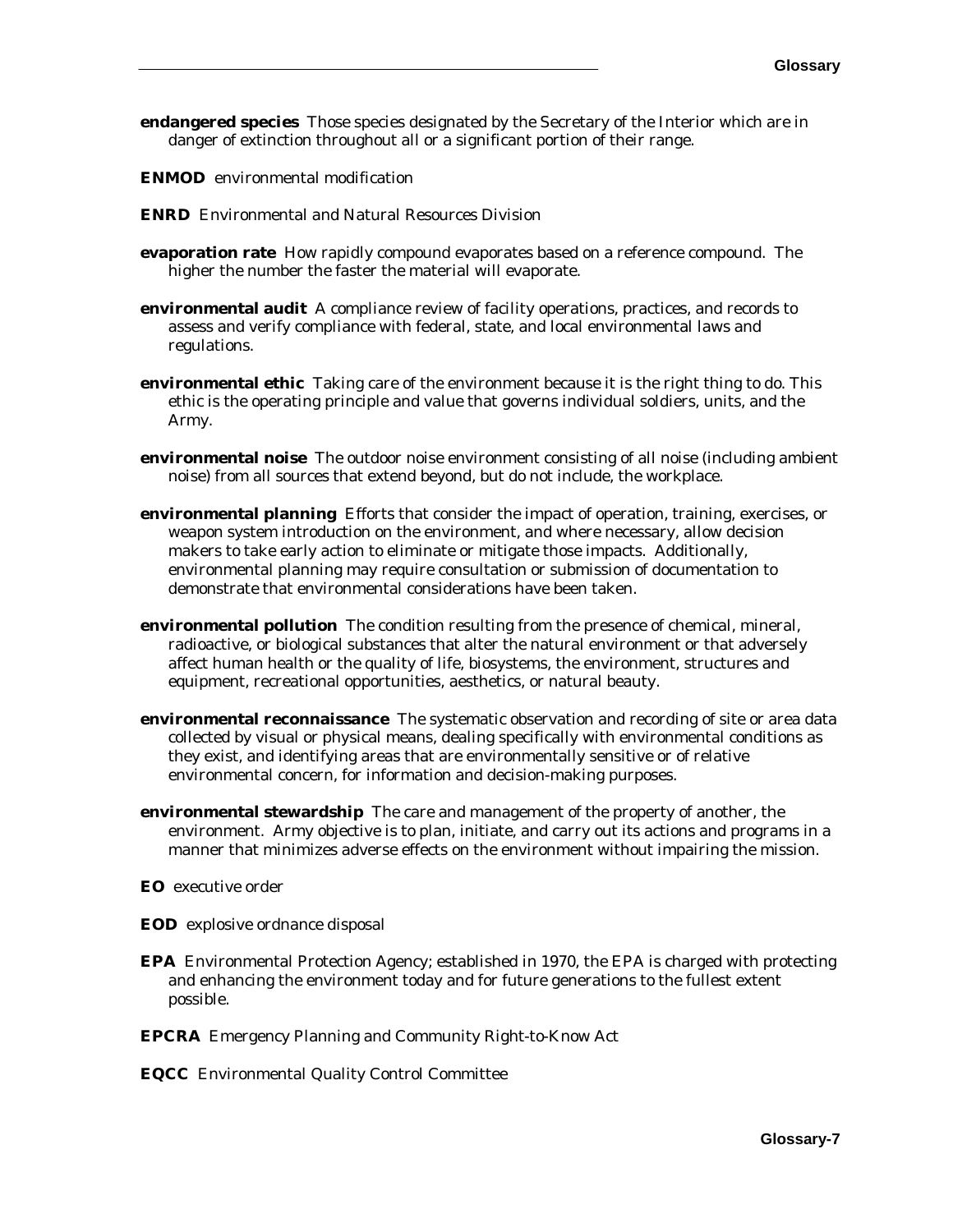**endangered species** Those species designated by the Secretary of the Interior which are in danger of extinction throughout all or a significant portion of their range.

**ENMOD** environmental modification

**ENRD** Environmental and Natural Resources Division

**evaporation rate** How rapidly compound evaporates based on a reference compound. The higher the number the faster the material will evaporate.

**environmental audit** A compliance review of facility operations, practices, and records to assess and verify compliance with federal, state, and local environmental laws and regulations.

**environmental ethic** Taking care of the environment because it is the right thing to do. This ethic is the operating principle and value that governs individual soldiers, units, and the Army.

**environmental noise** The outdoor noise environment consisting of all noise (including ambient noise) from all sources that extend beyond, but do not include, the workplace.

**environmental planning** Efforts that consider the impact of operation, training, exercises, or weapon system introduction on the environment, and where necessary, allow decision makers to take early action to eliminate or mitigate those impacts. Additionally, environmental planning may require consultation or submission of documentation to demonstrate that environmental considerations have been taken.

**environmental pollution** The condition resulting from the presence of chemical, mineral, radioactive, or biological substances that alter the natural environment or that adversely affect human health or the quality of life, biosystems, the environment, structures and equipment, recreational opportunities, aesthetics, or natural beauty.

**environmental reconnaissance** The systematic observation and recording of site or area data collected by visual or physical means, dealing specifically with environmental conditions as they exist, and identifying areas that are environmentally sensitive or of relative environmental concern, for information and decision-making purposes.

**environmental stewardship** The care and management of the property of another, the environment. Army objective is to plan, initiate, and carry out its actions and programs in a manner that minimizes adverse effects on the environment without impairing the mission.

**EO** executive order

**EOD** explosive ordnance disposal

**EPA** Environmental Protection Agency; established in 1970, the EPA is charged with protecting and enhancing the environment today and for future generations to the fullest extent possible.

**EPCRA** Emergency Planning and Community Right-to-Know Act

**EQCC** Environmental Quality Control Committee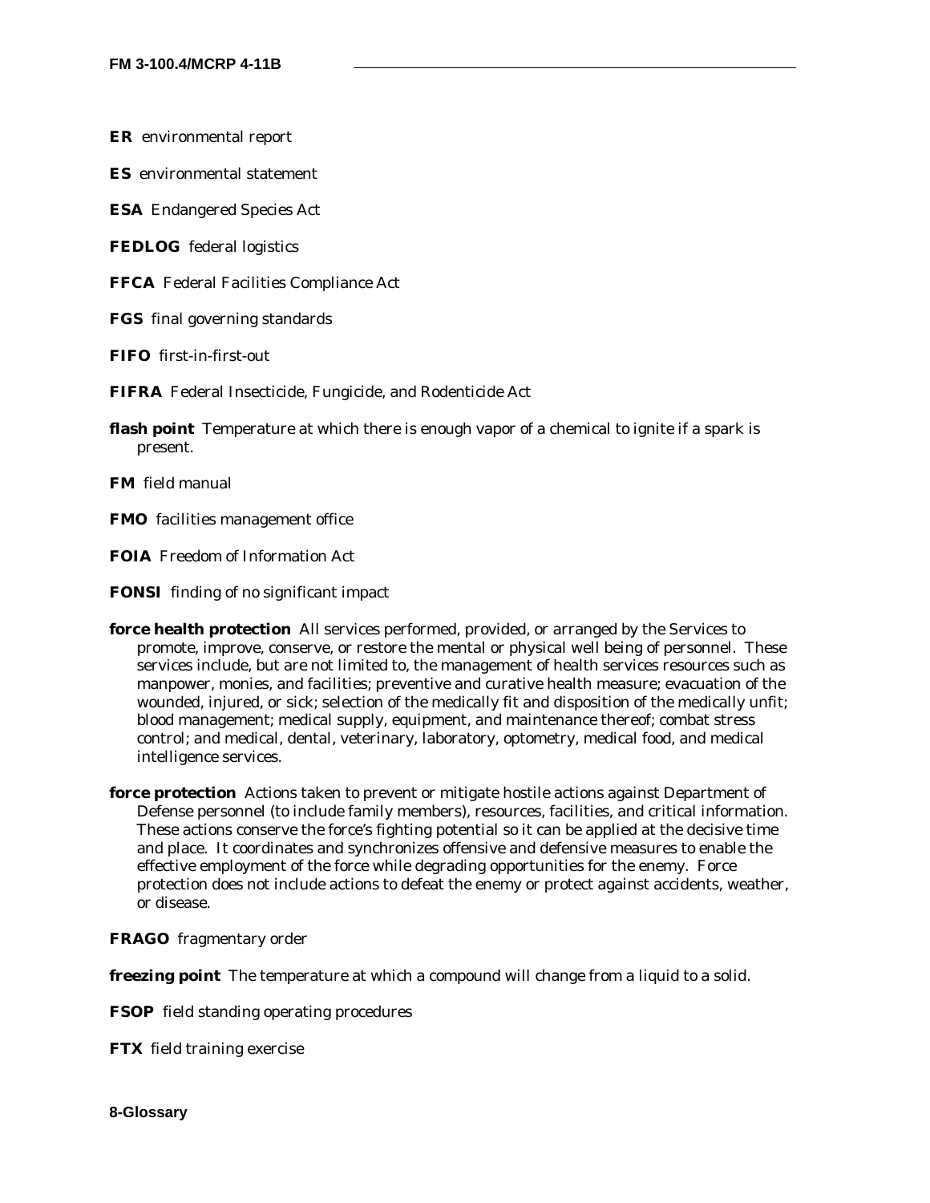**ER** environmental report

**ES** environmental statement

**ESA** Endangered Species Act

**FEDLOG** federal logistics

**FFCA** Federal Facilities Compliance Act

**FGS** final governing standards

**FIFO** first-in-first-out

**FIFRA** Federal Insecticide, Fungicide, and Rodenticide Act

**flash point** Temperature at which there is enough vapor of a chemical to ignite if a spark is present.

**FM** field manual

**FMO** facilities management office

**FOIA** Freedom of Information Act

**FONSI** finding of no significant impact

**force health protection** All services performed, provided, or arranged by the Services to promote, improve, conserve, or restore the mental or physical well being of personnel. These services include, but are not limited to, the management of health services resources such as manpower, monies, and facilities; preventive and curative health measure; evacuation of the wounded, injured, or sick; selection of the medically fit and disposition of the medically unfit; blood management; medical supply, equipment, and maintenance thereof; combat stress control; and medical, dental, veterinary, laboratory, optometry, medical food, and medical intelligence services.

**force protection** Actions taken to prevent or mitigate hostile actions against Department of Defense personnel (to include family members), resources, facilities, and critical information. These actions conserve the force's fighting potential so it can be applied at the decisive time and place. It coordinates and synchronizes offensive and defensive measures to enable the effective employment of the force while degrading opportunities for the enemy. Force protection does not include actions to defeat the enemy or protect against accidents, weather, or disease.

**FRAGO** fragmentary order

**freezing point** The temperature at which a compound will change from a liquid to a solid.

**FSOP** field standing operating procedures

**FTX** field training exercise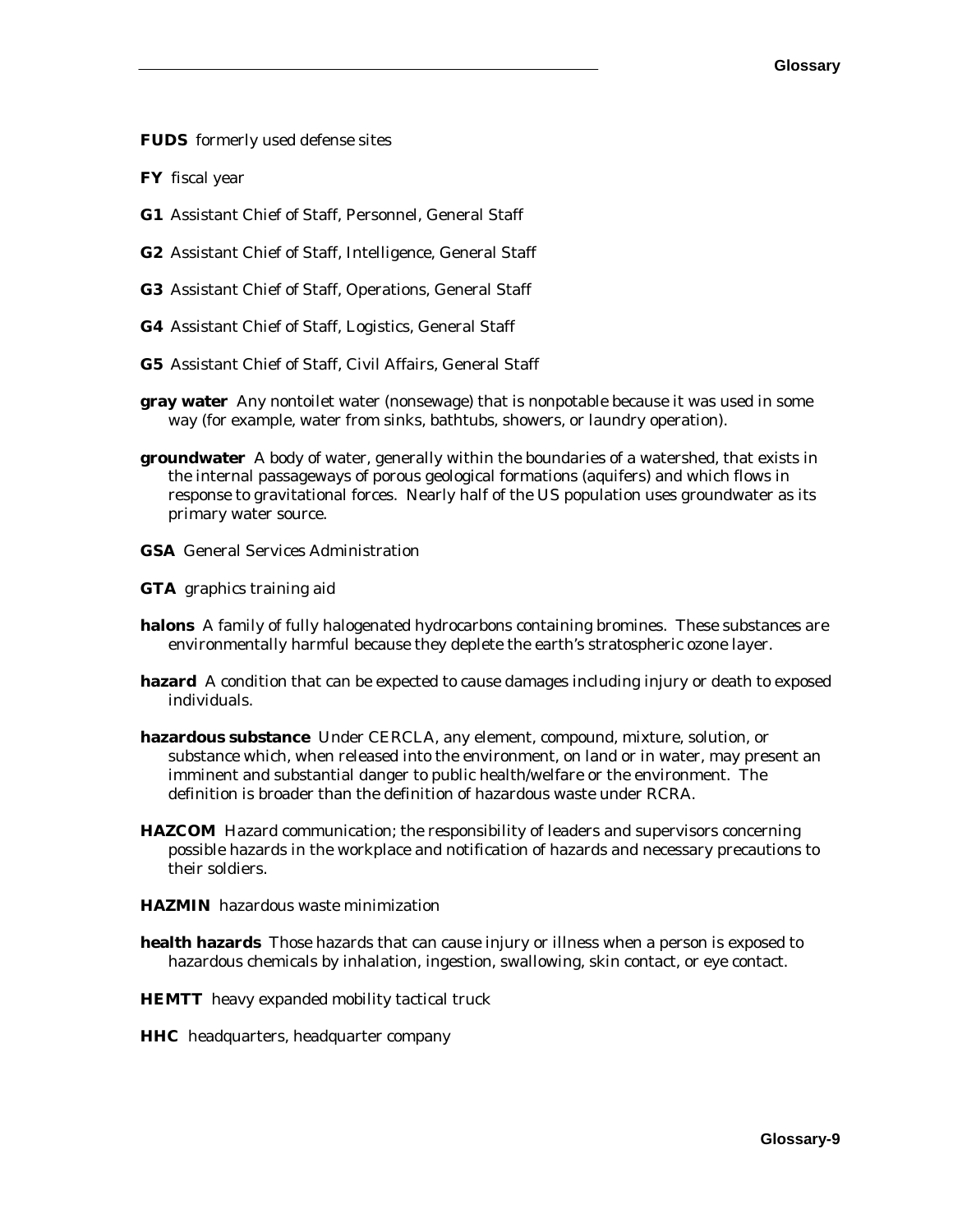**FUDS** formerly used defense sites

**FY** fiscal year

**G1** Assistant Chief of Staff, Personnel, General Staff

**G2** Assistant Chief of Staff, Intelligence, General Staff

**G3** Assistant Chief of Staff, Operations, General Staff

**G4** Assistant Chief of Staff, Logistics, General Staff

**G5** Assistant Chief of Staff, Civil Affairs, General Staff

**gray water** Any nontoilet water (nonsewage) that is nonpotable because it was used in some way (for example, water from sinks, bathtubs, showers, or laundry operation).

**groundwater** A body of water, generally within the boundaries of a watershed, that exists in the internal passageways of porous geological formations (aquifers) and which flows in response to gravitational forces. Nearly half of the US population uses groundwater as its primary water source.

**GSA** General Services Administration

**GTA** graphics training aid

**halons** A family of fully halogenated hydrocarbons containing bromines. These substances are environmentally harmful because they deplete the earth's stratospheric ozone layer.

**hazard** A condition that can be expected to cause damages including injury or death to exposed individuals.

**hazardous substance** Under CERCLA, any element, compound, mixture, solution, or substance which, when released into the environment, on land or in water, may present an imminent and substantial danger to public health/welfare or the environment. The definition is broader than the definition of hazardous waste under RCRA.

**HAZCOM** Hazard communication; the responsibility of leaders and supervisors concerning possible hazards in the workplace and notification of hazards and necessary precautions to their soldiers.

**HAZMIN** hazardous waste minimization

**health hazards** Those hazards that can cause injury or illness when a person is exposed to hazardous chemicals by inhalation, ingestion, swallowing, skin contact, or eye contact.

**HEMTT** heavy expanded mobility tactical truck

**HHC** headquarters, headquarter company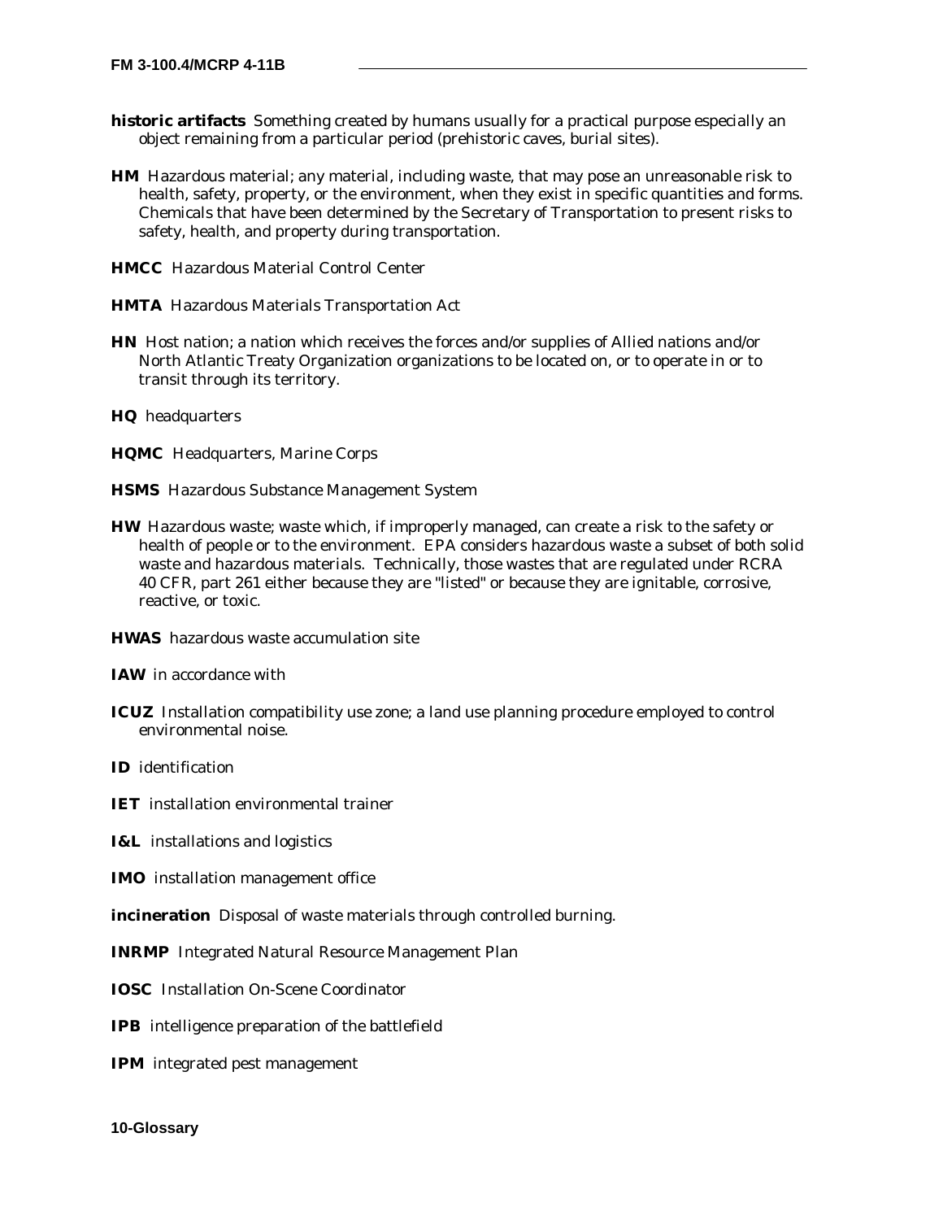**historic artifacts** Something created by humans usually for a practical purpose especially an object remaining from a particular period (prehistoric caves, burial sites).

**HM** Hazardous material; any material, including waste, that may pose an unreasonable risk to health, safety, property, or the environment, when they exist in specific quantities and forms. Chemicals that have been determined by the Secretary of Transportation to present risks to safety, health, and property during transportation.

**HMCC** Hazardous Material Control Center

**HMTA** Hazardous Materials Transportation Act

**HN** Host nation; a nation which receives the forces and/or supplies of Allied nations and/or North Atlantic Treaty Organization organizations to be located on, or to operate in or to transit through its territory.

**HQ** headquarters

**HQMC** Headquarters, Marine Corps

**HSMS** Hazardous Substance Management System

**HW** Hazardous waste; waste which, if improperly managed, can create a risk to the safety or health of people or to the environment. EPA considers hazardous waste a subset of both solid waste and hazardous materials. Technically, those wastes that are regulated under RCRA 40 CFR, part 261 either because they are "listed" or because they are ignitable, corrosive, reactive, or toxic.

**HWAS** hazardous waste accumulation site

**IAW** in accordance with

**ICUZ** Installation compatibility use zone; a land use planning procedure employed to control environmental noise.

**ID** identification

**IET** installation environmental trainer

**I&L** installations and logistics

**IMO** installation management office

**incineration** Disposal of waste materials through controlled burning.

**INRMP** Integrated Natural Resource Management Plan

**IOSC** Installation On-Scene Coordinator

**IPB** intelligence preparation of the battlefield

**IPM** integrated pest management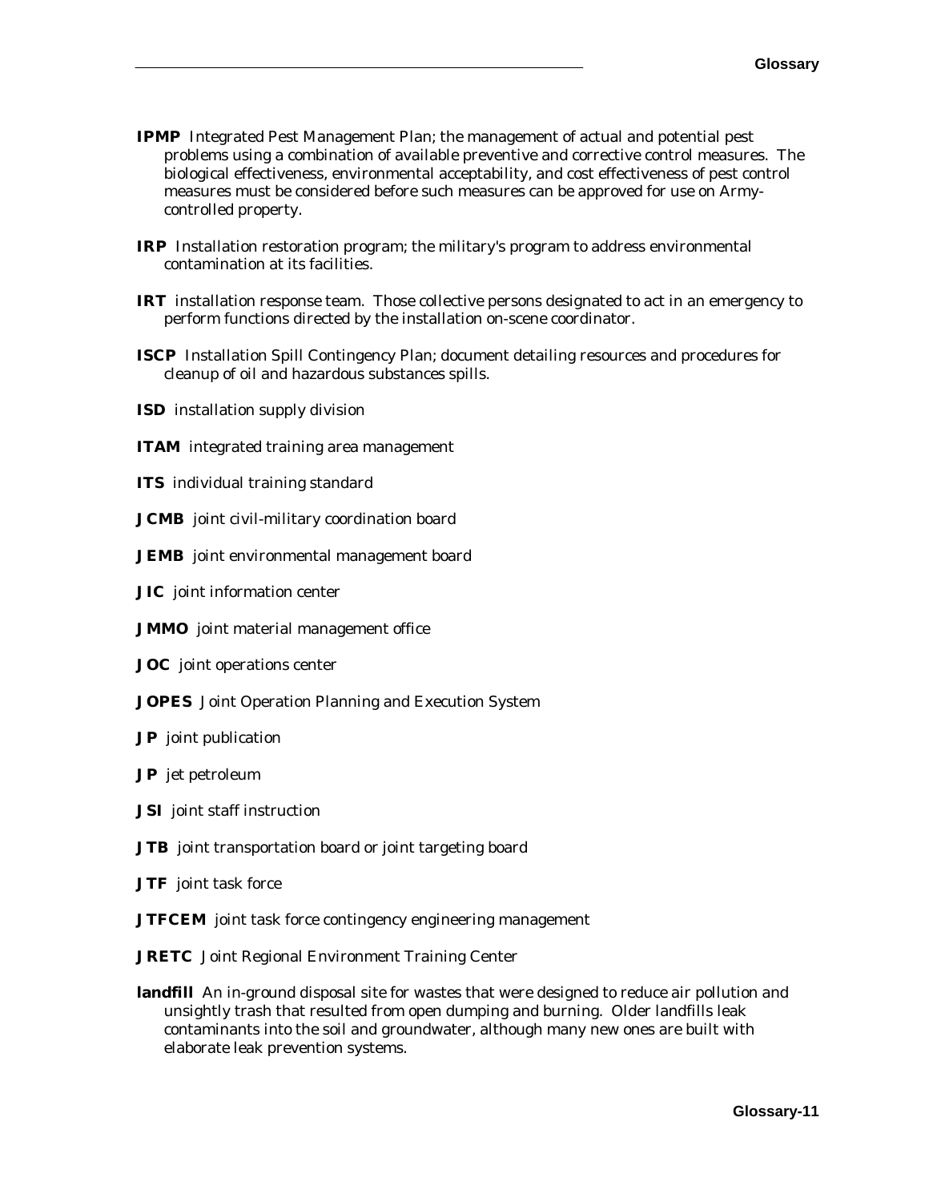**IPMP** Integrated Pest Management Plan; the management of actual and potential pest problems using a combination of available preventive and corrective control measures. The biological effectiveness, environmental acceptability, and cost effectiveness of pest control measures must be considered before such measures can be approved for use on Army-controlled property.

**IRP** Installation restoration program; the military's program to address environmental contamination at its facilities.

**IRT** installation response team. Those collective persons designated to act in an emergency to perform functions directed by the installation on-scene coordinator.

**ISCP** Installation Spill Contingency Plan; document detailing resources and procedures for cleanup of oil and hazardous substances spills.

**ISD** installation supply division

**ITAM** integrated training area management

**ITS** individual training standard

**JCMB** joint civil-military coordination board

**JEMB** joint environmental management board

**JIC** joint information center

**JMMO** joint material management office

**JOC** joint operations center

**JOPES** Joint Operation Planning and Execution System

**JP** joint publication

**JP** jet petroleum

**JSI** joint staff instruction

**JTB** joint transportation board or joint targeting board

**JTF** joint task force

**JTFCEM** joint task force contingency engineering management

**JRETC** Joint Regional Environment Training Center

**landfill** An in-ground disposal site for wastes that were designed to reduce air pollution and unsightly trash that resulted from open dumping and burning. Older landfills leak contaminants into the soil and groundwater, although many new ones are built with elaborate leak prevention systems.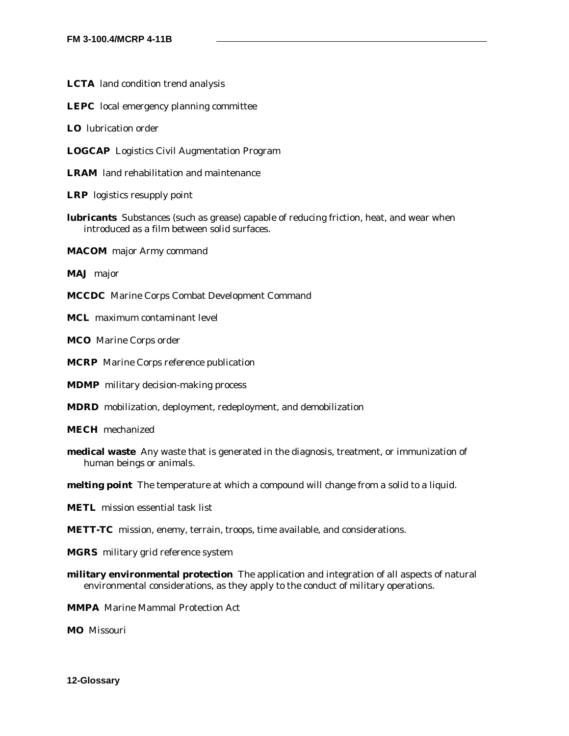**LCTA** land condition trend analysis

**LEPC** local emergency planning committee

**LO** lubrication order

**LOGCAP** Logistics Civil Augmentation Program

**LRAM** land rehabilitation and maintenance

**LRP** logistics resupply point

**lubricants** Substances (such as grease) capable of reducing friction, heat, and wear when introduced as a film between solid surfaces.

**MACOM** major Army command

**MAJ** major

**MCCDC** Marine Corps Combat Development Command

**MCL** maximum contaminant level

**MCO** Marine Corps order

**MCRP** Marine Corps reference publication

**MDMP** military decision-making process

**MDRD** mobilization, deployment, redeployment, and demobilization

**MECH** mechanized

**medical waste** Any waste that is generated in the diagnosis, treatment, or immunization of human beings or animals.

**melting point** The temperature at which a compound will change from a solid to a liquid.

**METL** mission essential task list

**METT-TC** mission, enemy, terrain, troops, time available, and considerations.

**MGRS** military grid reference system

**military environmental protection** The application and integration of all aspects of natural environmental considerations, as they apply to the conduct of military operations.

**MMPA** Marine Mammal Protection Act

**MO** Missouri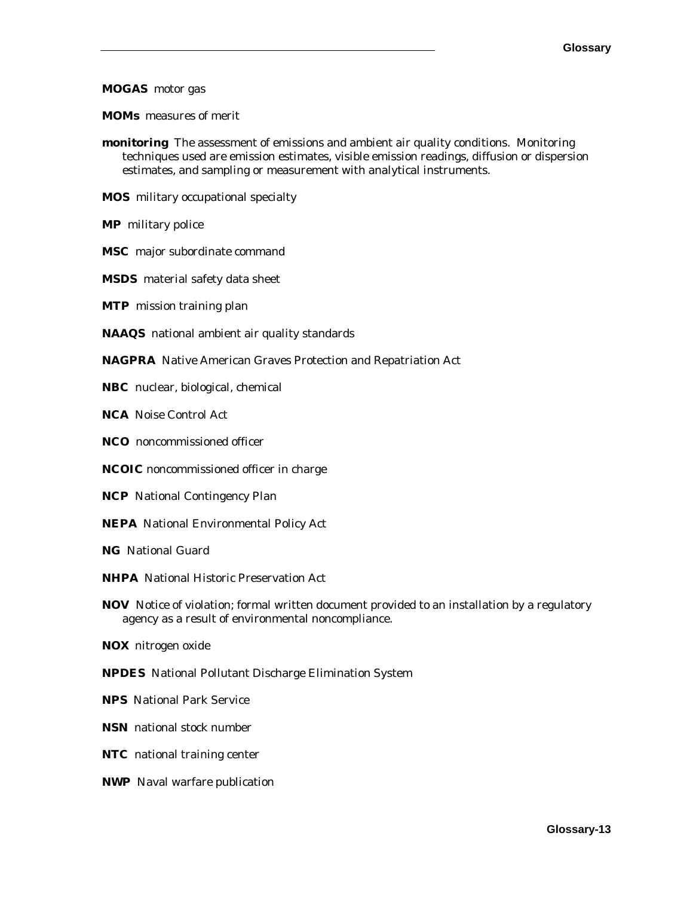**MOGAS** motor gas

**MOMs** measures of merit

**monitoring** The assessment of emissions and ambient air quality conditions. Monitoring techniques used are emission estimates, visible emission readings, diffusion or dispersion estimates, and sampling or measurement with analytical instruments.

**MOS** military occupational specialty

**MP** military police

**MSC** major subordinate command

**MSDS** material safety data sheet

**MTP** mission training plan

**NAAQS** national ambient air quality standards

**NAGPRA** Native American Graves Protection and Repatriation Act

**NBC** nuclear, biological, chemical

**NCA** Noise Control Act

**NCO** noncommissioned officer

**NCOIC** noncommissioned officer in charge

**NCP** National Contingency Plan

**NEPA** National Environmental Policy Act

**NG** National Guard

**NHPA** National Historic Preservation Act

**NOV** Notice of violation; formal written document provided to an installation by a regulatory agency as a result of environmental noncompliance.

**NOX** nitrogen oxide

**NPDES** National Pollutant Discharge Elimination System

**NPS** National Park Service

**NSN** national stock number

**NTC** national training center

**NWP** Naval warfare publication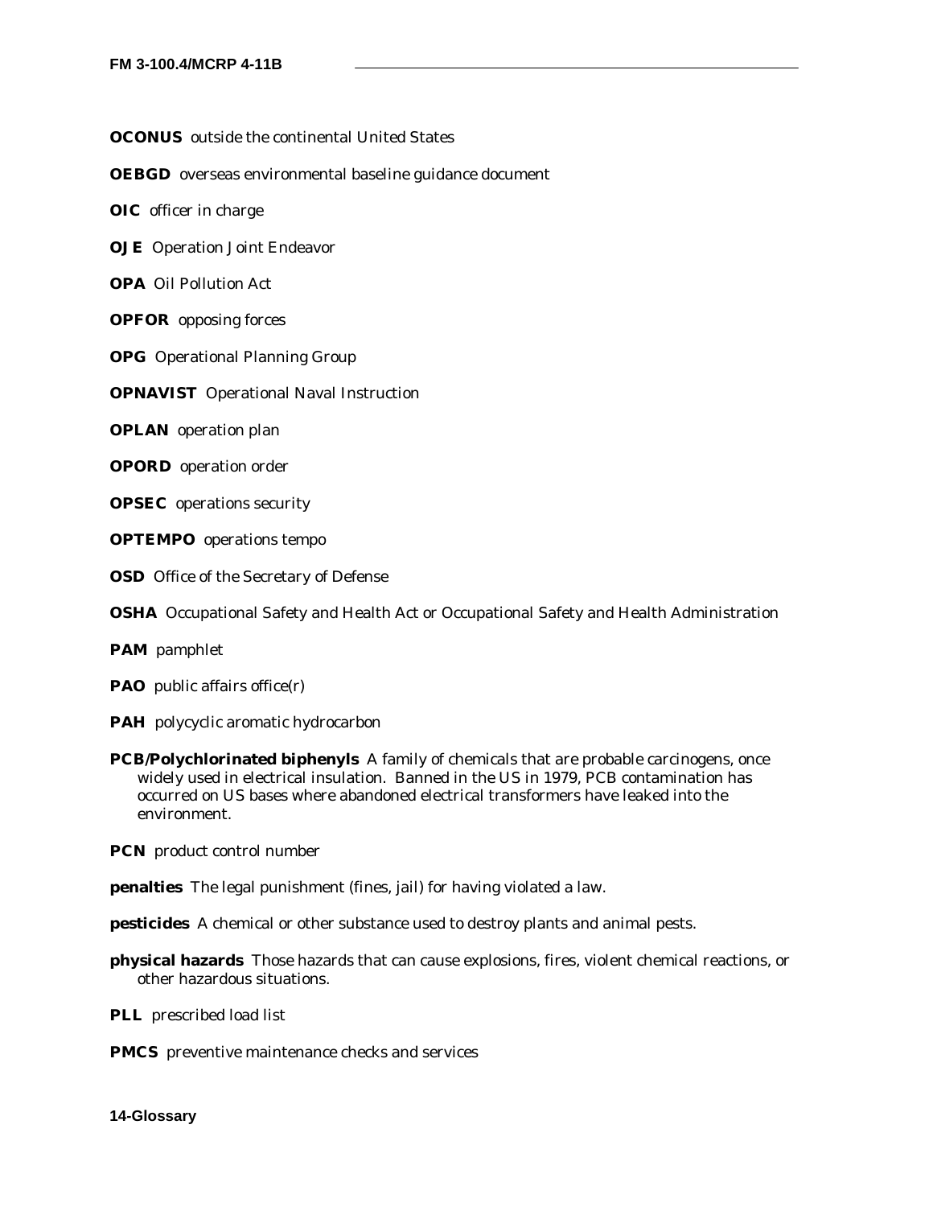**OCONUS** outside the continental United States

**OEBGD** overseas environmental baseline guidance document

**OIC** officer in charge

**OJE** Operation Joint Endeavor

**OPA** Oil Pollution Act

**OPFOR** opposing forces

**OPG** Operational Planning Group

**OPNAVIST** Operational Naval Instruction

**OPLAN** operation plan

**OPORD** operation order

**OPSEC** operations security

**OPTEMPO** operations tempo

**OSD** Office of the Secretary of Defense

**OSHA** Occupational Safety and Health Act or Occupational Safety and Health Administration

**PAM** pamphlet

**PAO** public affairs office(r)

**PAH** polycyclic aromatic hydrocarbon

**PCB/Polychlorinated biphenyls** A family of chemicals that are probable carcinogens, once widely used in electrical insulation. Banned in the US in 1979, PCB contamination has occurred on US bases where abandoned electrical transformers have leaked into the environment.

**PCN** product control number

**penalties** The legal punishment (fines, jail) for having violated a law.

**pesticides** A chemical or other substance used to destroy plants and animal pests.

**physical hazards** Those hazards that can cause explosions, fires, violent chemical reactions, or other hazardous situations.

**PLL** prescribed load list

**PMCS** preventive maintenance checks and services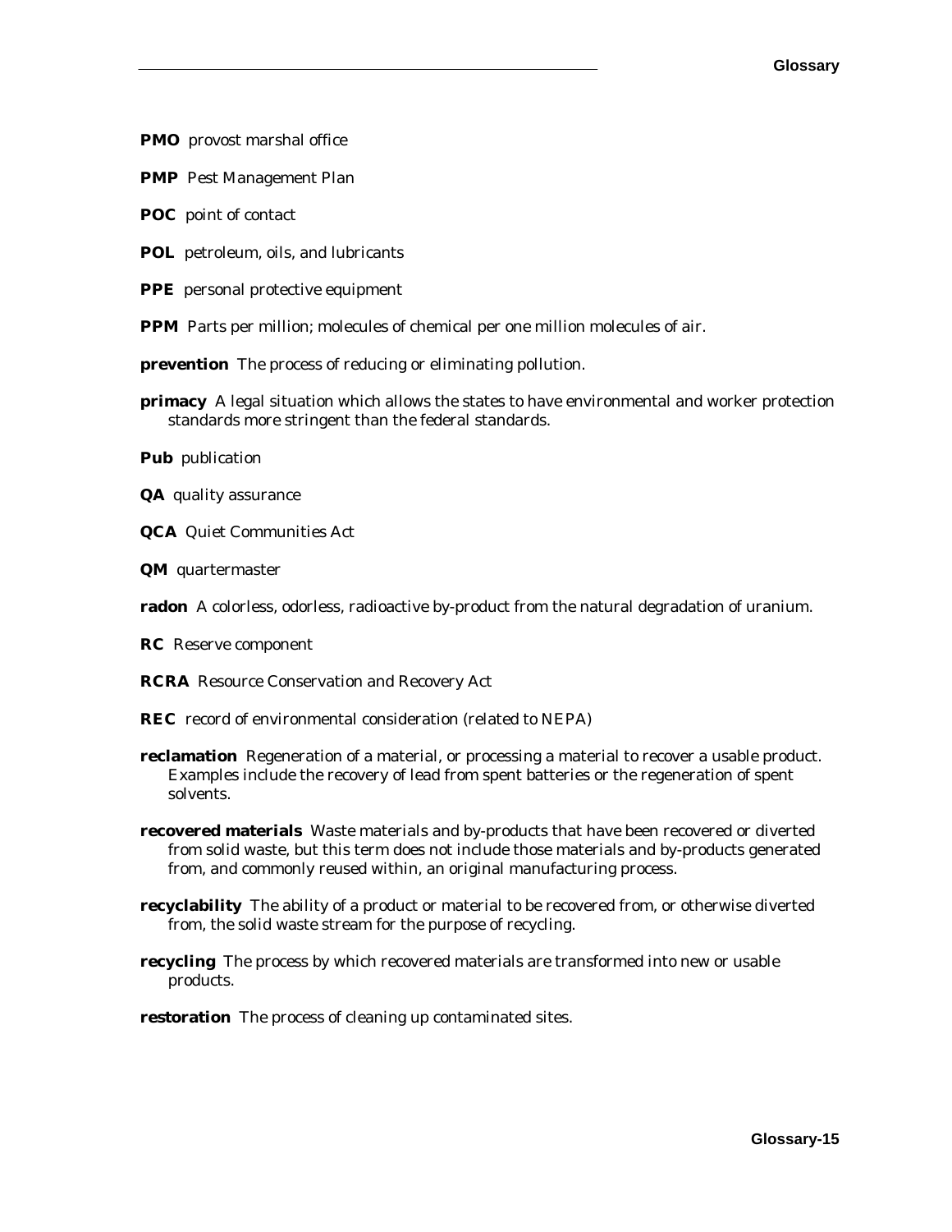**PMO** provost marshal office

**PMP** Pest Management Plan

**POC** point of contact

**POL** petroleum, oils, and lubricants

**PPE** personal protective equipment

**PPM** Parts per million; molecules of chemical per one million molecules of air.

**prevention** The process of reducing or eliminating pollution.

**primacy** A legal situation which allows the states to have environmental and worker protection standards more stringent than the federal standards.

**Pub** publication

**QA** quality assurance

**QCA** Quiet Communities Act

**QM** quartermaster

**radon** A colorless, odorless, radioactive by-product from the natural degradation of uranium.

**RC** Reserve component

**RCRA** Resource Conservation and Recovery Act

**REC** record of environmental consideration (related to NEPA)

**reclamation** Regeneration of a material, or processing a material to recover a usable product. Examples include the recovery of lead from spent batteries or the regeneration of spent solvents.

**recovered materials** Waste materials and by-products that have been recovered or diverted from solid waste, but this term does not include those materials and by-products generated from, and commonly reused within, an original manufacturing process.

**recyclability** The ability of a product or material to be recovered from, or otherwise diverted from, the solid waste stream for the purpose of recycling.

**recycling** The process by which recovered materials are transformed into new or usable products.

**restoration** The process of cleaning up contaminated sites.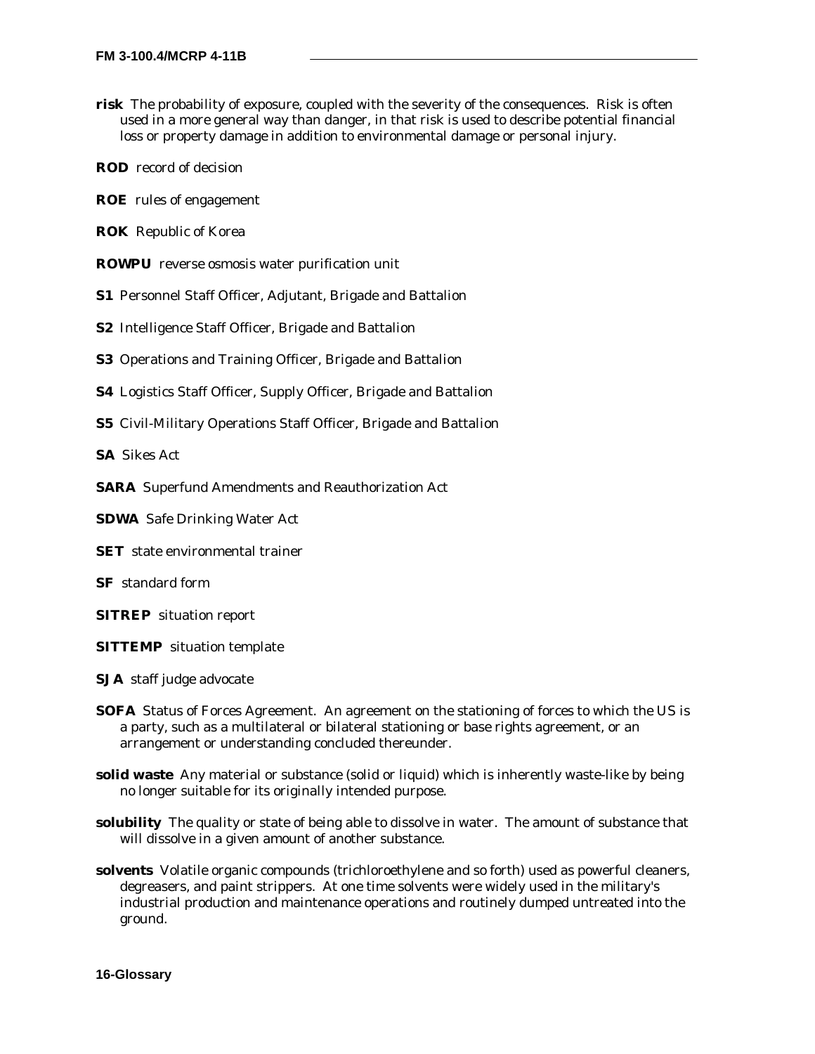**risk** The probability of exposure, coupled with the severity of the consequences. Risk is often used in a more general way than danger, in that risk is used to describe potential financial loss or property damage in addition to environmental damage or personal injury.

**ROD** record of decision

**ROE** rules of engagement

**ROK** Republic of Korea

**ROWPU** reverse osmosis water purification unit

**S1** Personnel Staff Officer, Adjutant, Brigade and Battalion

**S2** Intelligence Staff Officer, Brigade and Battalion

**S3** Operations and Training Officer, Brigade and Battalion

**S4** Logistics Staff Officer, Supply Officer, Brigade and Battalion

**S5** Civil-Military Operations Staff Officer, Brigade and Battalion

**SA** Sikes Act

**SARA** Superfund Amendments and Reauthorization Act

**SDWA** Safe Drinking Water Act

**SET** state environmental trainer

**SF** standard form

**SITREP** situation report

**SITTEMP** situation template

**SJA** staff judge advocate

**SOFA** Status of Forces Agreement. An agreement on the stationing of forces to which the US is a party, such as a multilateral or bilateral stationing or base rights agreement, or an arrangement or understanding concluded thereunder.

**solid waste** Any material or substance (solid or liquid) which is inherently waste-like by being no longer suitable for its originally intended purpose.

**solubility** The quality or state of being able to dissolve in water. The amount of substance that will dissolve in a given amount of another substance.

**solvents** Volatile organic compounds (trichloroethylene and so forth) used as powerful cleaners, degreasers, and paint strippers. At one time solvents were widely used in the military's industrial production and maintenance operations and routinely dumped untreated into the ground.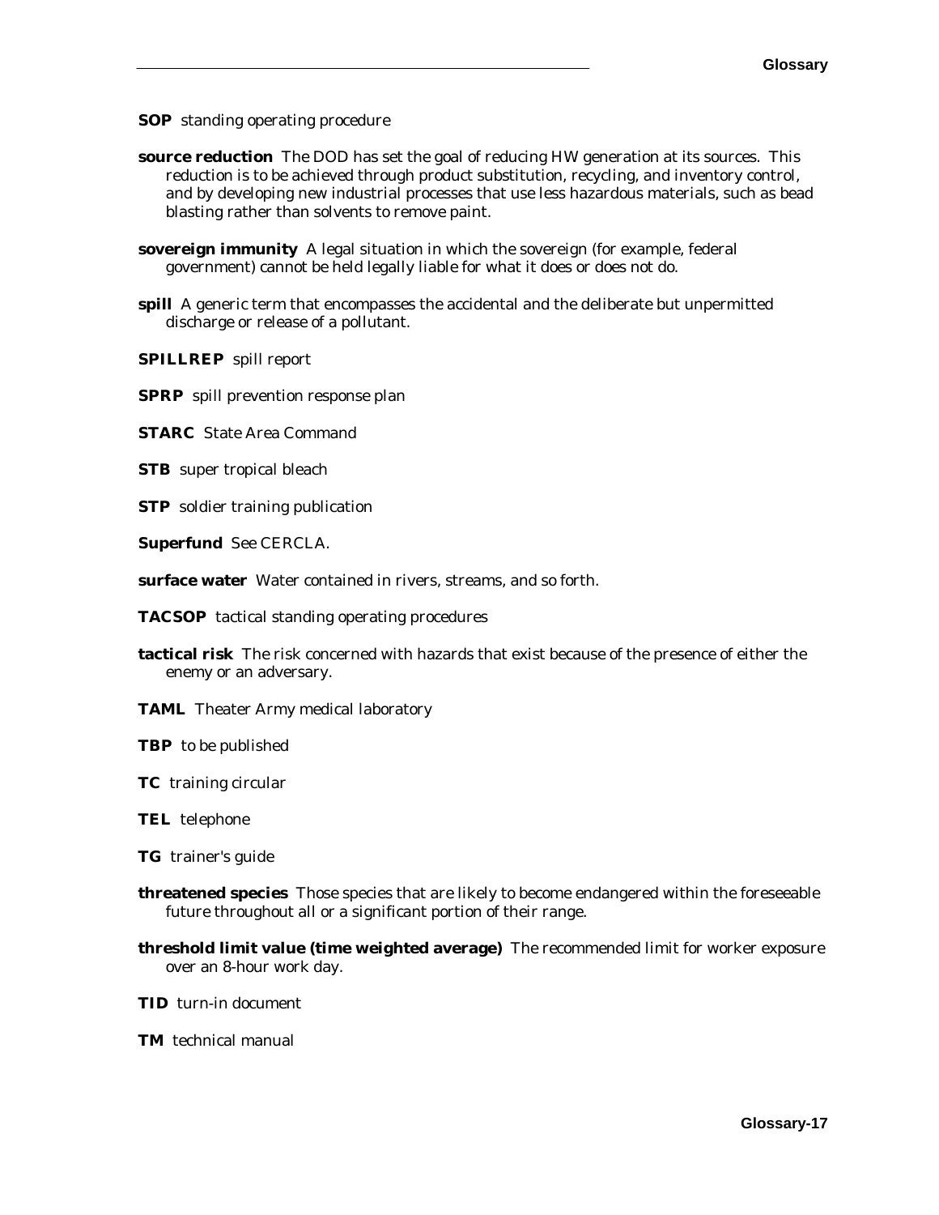**SOP** standing operating procedure

**source reduction** The DOD has set the goal of reducing HW generation at its sources. This reduction is to be achieved through product substitution, recycling, and inventory control, and by developing new industrial processes that use less hazardous materials, such as bead blasting rather than solvents to remove paint.

**sovereign immunity** A legal situation in which the sovereign (for example, federal government) cannot be held legally liable for what it does or does not do.

**spill** A generic term that encompasses the accidental and the deliberate but unpermitted discharge or release of a pollutant.

**SPILLREP** spill report

**SPRP** spill prevention response plan

**STARC** State Area Command

**STB** super tropical bleach

**STP** soldier training publication

**Superfund** See CERCLA.

**surface water** Water contained in rivers, streams, and so forth.

**TACSOP** tactical standing operating procedures

**tactical risk** The risk concerned with hazards that exist because of the presence of either the enemy or an adversary.

**TAML** Theater Army medical laboratory

**TBP** to be published

**TC** training circular

**TEL** telephone

**TG** trainer's guide

**threatened species** Those species that are likely to become endangered within the foreseeable future throughout all or a significant portion of their range.

**threshold limit value (time weighted average)** The recommended limit for worker exposure over an 8-hour work day.

**TID** turn-in document

**TM** technical manual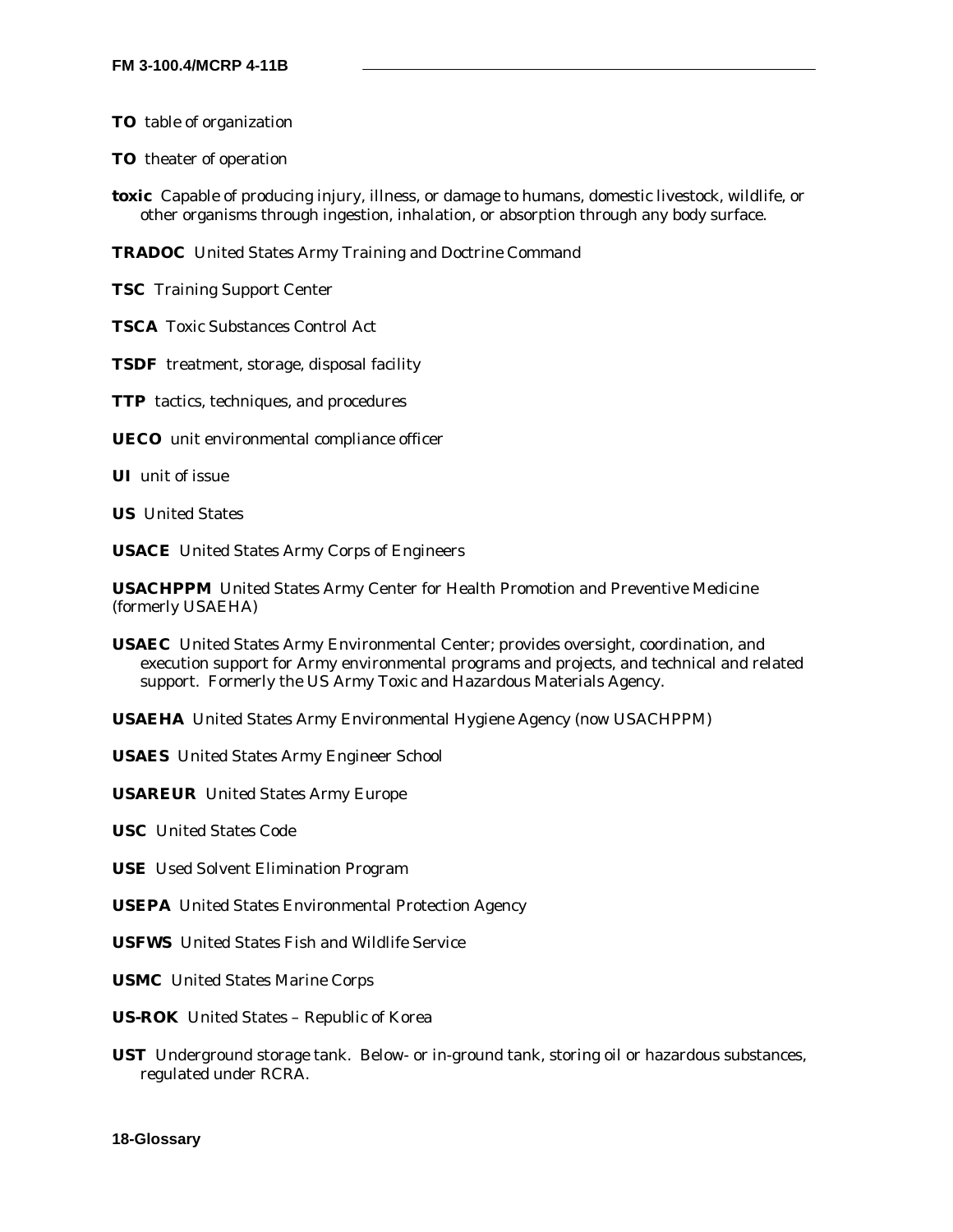**TO** table of organization

**TO** theater of operation

**toxic** Capable of producing injury, illness, or damage to humans, domestic livestock, wildlife, or other organisms through ingestion, inhalation, or absorption through any body surface.

**TRADOC** United States Army Training and Doctrine Command

**TSC** Training Support Center

**TSCA** Toxic Substances Control Act

**TSDF** treatment, storage, disposal facility

**TTP** tactics, techniques, and procedures

**UECO** unit environmental compliance officer

**UI** unit of issue

**US** United States

**USACE** United States Army Corps of Engineers

**USACHPPM** United States Army Center for Health Promotion and Preventive Medicine (formerly USAEHA)

**USAEC** United States Army Environmental Center; provides oversight, coordination, and execution support for Army environmental programs and projects, and technical and related support. Formerly the US Army Toxic and Hazardous Materials Agency.

**USAEHA** United States Army Environmental Hygiene Agency (now USACHPPM)

**USAES** United States Army Engineer School

**USAREUR** United States Army Europe

**USC** United States Code

**USE** Used Solvent Elimination Program

**USEPA** United States Environmental Protection Agency

**USFWS** United States Fish and Wildlife Service

**USMC** United States Marine Corps

**US-ROK** United States – Republic of Korea

**UST** Underground storage tank. Below- or in-ground tank, storing oil or hazardous substances, regulated under RCRA.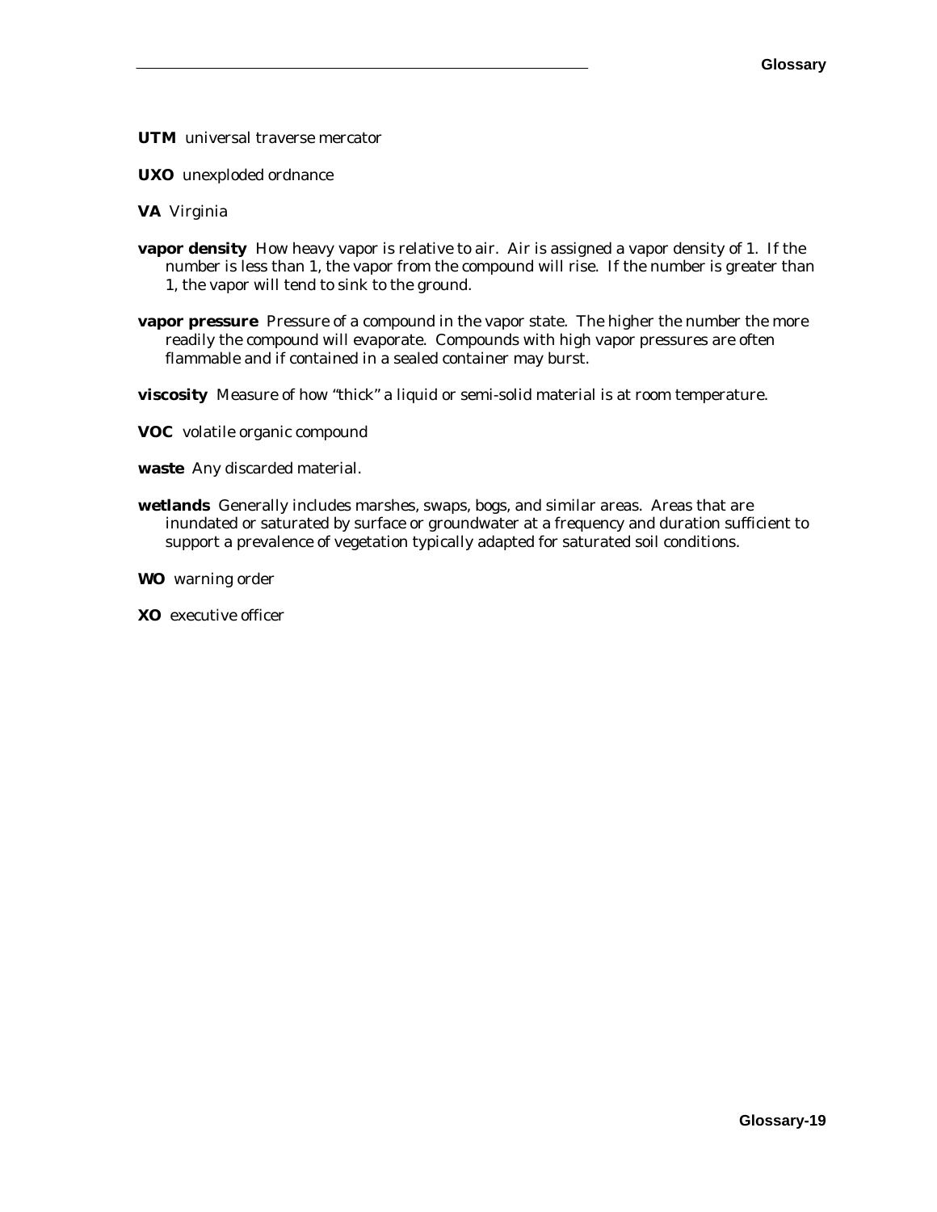**UTM** universal traverse mercator

**UXO** unexploded ordnance

**VA** Virginia

**vapor density** How heavy vapor is relative to air. Air is assigned a vapor density of 1. If the number is less than 1, the vapor from the compound will rise. If the number is greater than 1, the vapor will tend to sink to the ground.

**vapor pressure** Pressure of a compound in the vapor state. The higher the number the more readily the compound will evaporate. Compounds with high vapor pressures are often flammable and if contained in a sealed container may burst.

**viscosity** Measure of how "thick" a liquid or semi-solid material is at room temperature.

**VOC** volatile organic compound

**waste** Any discarded material.

**wetlands** Generally includes marshes, swaps, bogs, and similar areas. Areas that are inundated or saturated by surface or groundwater at a frequency and duration sufficient to support a prevalence of vegetation typically adapted for saturated soil conditions.

**WO** warning order

**XO** executive officer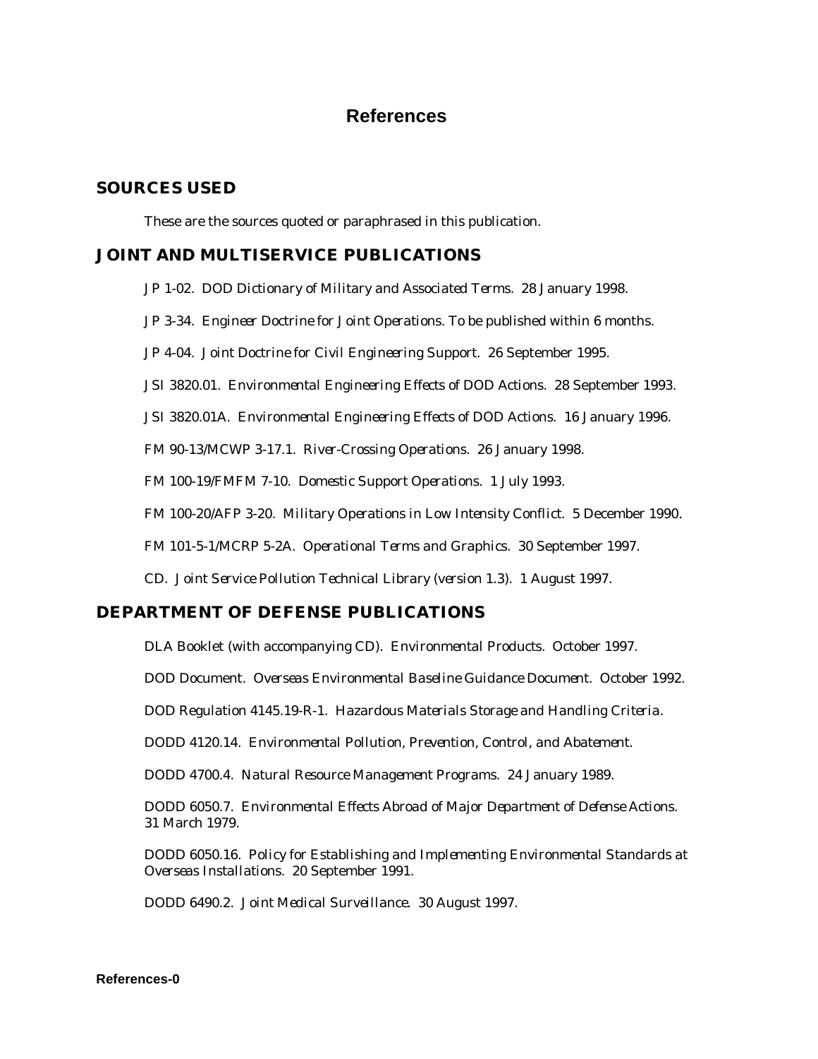# References

## SOURCES USED

These are the sources quoted or paraphrased in this publication.

## JOINT AND MULTISERVICE PUBLICATIONS

JP 1-02. *DOD Dictionary of Military and Associated Terms*. 28 January 1998.

JP 3-34. *Engineer Doctrine for Joint Operations*. To be published within 6 months.

JP 4-04. *Joint Doctrine for Civil Engineering Support*. 26 September 1995.

JSI 3820.01. *Environmental Engineering Effects of DOD Actions*. 28 September 1993.

JSI 3820.01A. *Environmental Engineering Effects of DOD Actions*. 16 January 1996.

FM 90-13/MCWP 3-17.1. *River-Crossing Operations*. 26 January 1998.

FM 100-19/FMFM 7-10. *Domestic Support Operations*. 1 July 1993.

FM 100-20/AFP 3-20. *Military Operations in Low Intensity Conflict*. 5 December 1990.

FM 101-5-1/MCRP 5-2A. *Operational Terms and Graphics*. 30 September 1997.

CD. *Joint Service Pollution Technical Library (version 1.3)*. 1 August 1997.

## DEPARTMENT OF DEFENSE PUBLICATIONS

DLA Booklet (with accompanying CD). *Environmental Products*. October 1997.

DOD Document. *Overseas Environmental Baseline Guidance Document*. October 1992.

DOD Regulation 4145.19-R-1. *Hazardous Materials Storage and Handling Criteria*.

DODD 4120.14. *Environmental Pollution, Prevention, Control, and Abatement*.

DODD 4700.4. *Natural Resource Management Programs*. 24 January 1989.

DODD 6050.7. *Environmental Effects Abroad of Major Department of Defense Actions*. 31 March 1979.

DODD 6050.16. *Policy for Establishing and Implementing Environmental Standards at Overseas Installations*. 20 September 1991.

DODD 6490.2. *Joint Medical Surveillance*. 30 August 1997.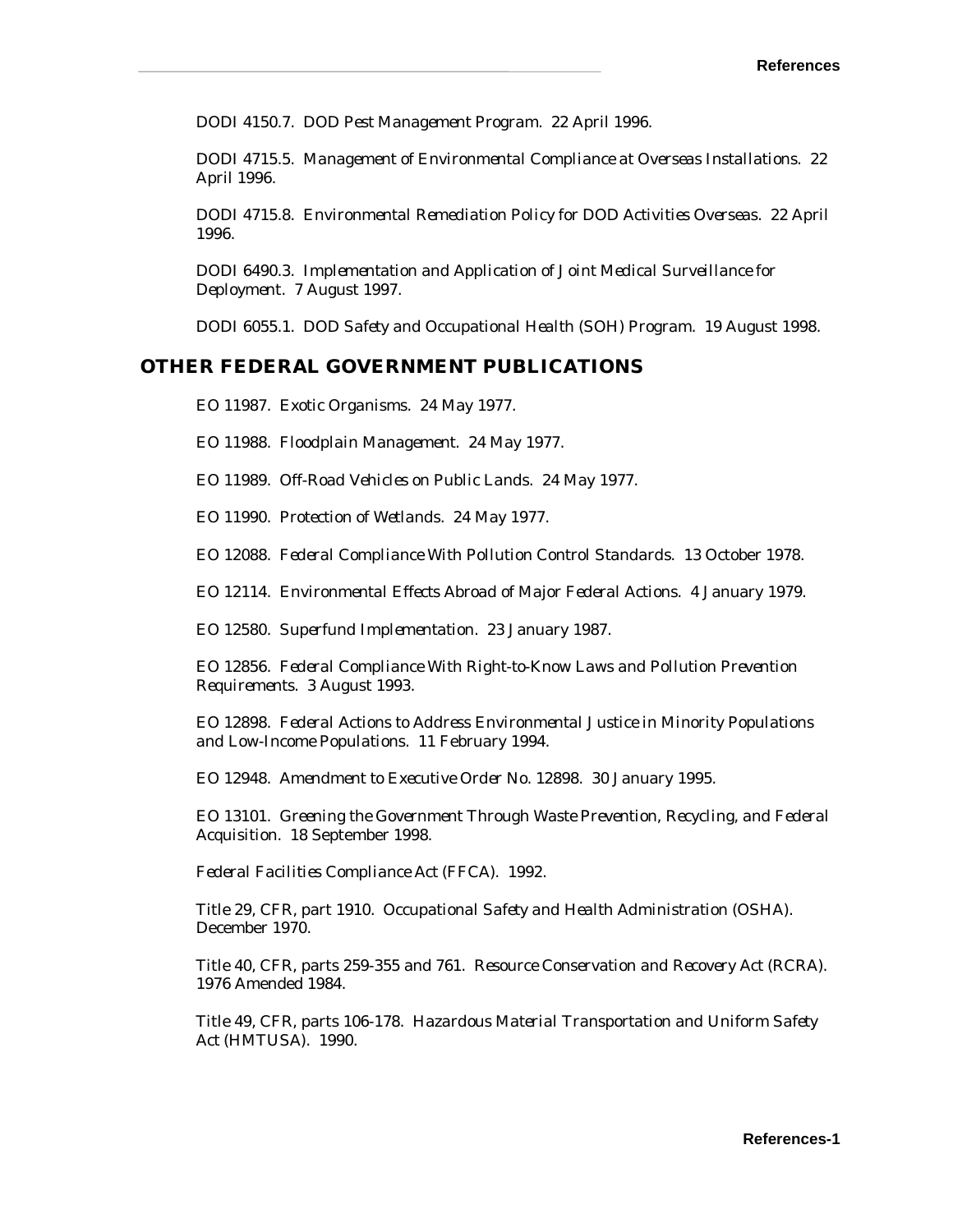DODI 4150.7. *DOD Pest Management Program*. 22 April 1996.

DODI 4715.5. *Management of Environmental Compliance at Overseas Installations*. 22 April 1996.

DODI 4715.8. *Environmental Remediation Policy for DOD Activities Overseas*. 22 April 1996.

DODI 6490.3. *Implementation and Application of Joint Medical Surveillance for Deployment*. 7 August 1997.

DODI 6055.1. *DOD Safety and Occupational Health (SOH) Program*. 19 August 1998.

## OTHER FEDERAL GOVERNMENT PUBLICATIONS

EO 11987. *Exotic Organisms*. 24 May 1977.

EO 11988. *Floodplain Management*. 24 May 1977.

EO 11989. *Off-Road Vehicles on Public Lands*. 24 May 1977.

EO 11990. *Protection of Wetlands*. 24 May 1977.

EO 12088. *Federal Compliance With Pollution Control Standards*. 13 October 1978.

EO 12114. *Environmental Effects Abroad of Major Federal Actions*. 4 January 1979.

EO 12580. *Superfund Implementation*. 23 January 1987.

EO 12856. *Federal Compliance With Right-to-Know Laws and Pollution Prevention Requirements*. 3 August 1993.

EO 12898. *Federal Actions to Address Environmental Justice in Minority Populations and Low-Income Populations*. 11 February 1994.

EO 12948. *Amendment to Executive Order No. 12898*. 30 January 1995.

EO 13101. *Greening the Government Through Waste Prevention, Recycling, and Federal Acquisition*. 18 September 1998.

*Federal Facilities Compliance Act (FFCA)*. 1992.

Title 29, CFR, part 1910. *Occupational Safety and Health Administration (OSHA)*. December 1970.

Title 40, CFR, parts 259-355 and 761. *Resource Conservation and Recovery Act (RCRA)*. 1976 Amended 1984.

Title 49, CFR, parts 106-178. *Hazardous Material Transportation and Uniform Safety Act (HMTUSA)*. 1990.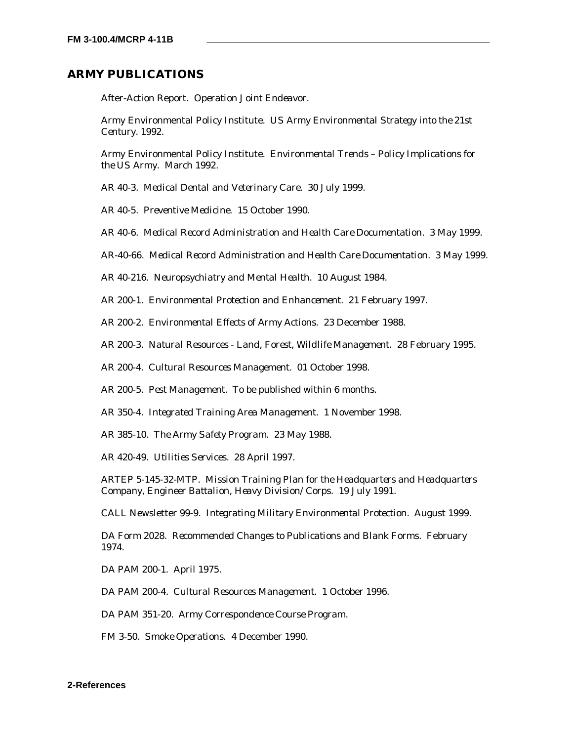## ARMY PUBLICATIONS

After-Action Report. Operation Joint Endeavor.

Army Environmental Policy Institute. *US Army Environmental Strategy into the 21st Century*. 1992.

Army Environmental Policy Institute. *Environmental Trends – Policy Implications for the US Army*. March 1992.

AR 40-3. *Medical Dental and Veterinary Care*. 30 July 1999.

AR 40-5. *Preventive Medicine*. 15 October 1990.

AR 40-6. *Medical Record Administration and Health Care Documentation*. 3 May 1999.

AR-40-66. *Medical Record Administration and Health Care Documentation*. 3 May 1999.

AR 40-216. *Neuropsychiatry and Mental Health*. 10 August 1984.

AR 200-1. *Environmental Protection and Enhancement*. 21 February 1997.

AR 200-2. *Environmental Effects of Army Actions*. 23 December 1988.

AR 200-3. *Natural Resources - Land, Forest, Wildlife Management*. 28 February 1995.

AR 200-4. *Cultural Resources Management*. 01 October 1998.

AR 200-5. *Pest Management*. To be published within 6 months.

AR 350-4. *Integrated Training Area Management*. 1 November 1998.

AR 385-10. *The Army Safety Program*. 23 May 1988.

AR 420-49. *Utilities Services*. 28 April 1997.

ARTEP 5-145-32-MTP. *Mission Training Plan for the Headquarters and Headquarters Company, Engineer Battalion, Heavy Division/Corps*. 19 July 1991.

CALL Newsletter 99-9. *Integrating Military Environmental Protection*. August 1999.

DA Form 2028. *Recommended Changes to Publications and Blank Forms*. February 1974.

DA PAM 200-1. April 1975.

DA PAM 200-4. *Cultural Resources Management*. 1 October 1996.

DA PAM 351-20. *Army Correspondence Course Program*.

FM 3-50. *Smoke Operations*. 4 December 1990.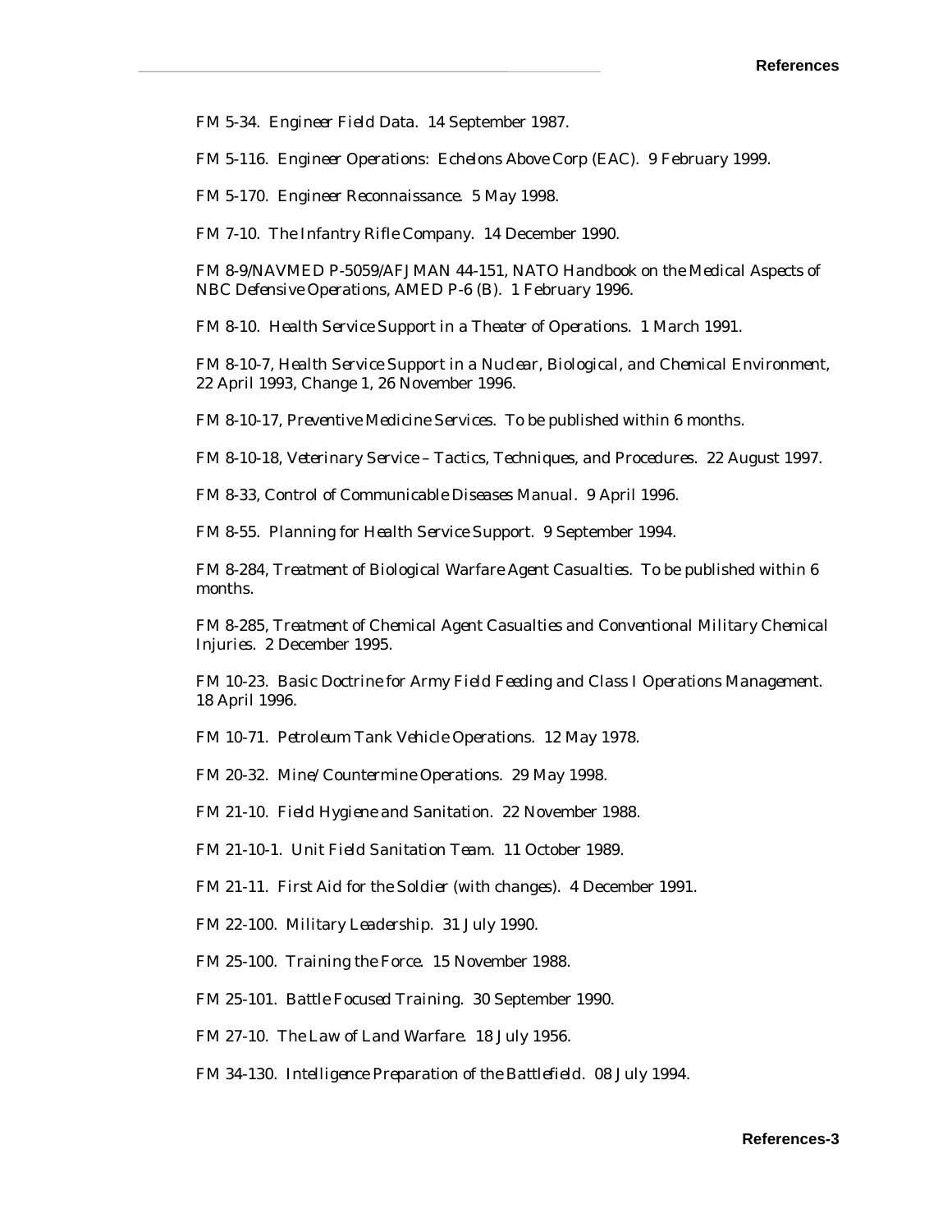FM 5-34. *Engineer Field Data*. 14 September 1987.

FM 5-116. *Engineer Operations: Echelons Above Corp (EAC)*. 9 February 1999.

FM 5-170. *Engineer Reconnaissance*. 5 May 1998.

FM 7-10. *The Infantry Rifle Company*. 14 December 1990.

FM 8-9/NAVMED P-5059/AFJMAN 44-151, *NATO Handbook on the Medical Aspects of NBC Defensive Operations, AMED P-6 (B)*. 1 February 1996.

FM 8-10. *Health Service Support in a Theater of Operations*. 1 March 1991.

FM 8-10-7, *Health Service Support in a Nuclear, Biological, and Chemical Environment*, 22 April 1993, Change 1, 26 November 1996.

FM 8-10-17, *Preventive Medicine Services*. To be published within 6 months.

FM 8-10-18, *Veterinary Service – Tactics, Techniques, and Procedures*. 22 August 1997.

FM 8-33, *Control of Communicable Diseases Manual*. 9 April 1996.

FM 8-55. *Planning for Health Service Support*. 9 September 1994.

FM 8-284, *Treatment of Biological Warfare Agent Casualties*. To be published within 6 months.

FM 8-285, *Treatment of Chemical Agent Casualties and Conventional Military Chemical Injuries*. 2 December 1995.

FM 10-23. *Basic Doctrine for Army Field Feeding and Class I Operations Management*. 18 April 1996.

FM 10-71. *Petroleum Tank Vehicle Operations*. 12 May 1978.

FM 20-32. *Mine/Countermine Operations*. 29 May 1998.

FM 21-10. *Field Hygiene and Sanitation*. 22 November 1988.

FM 21-10-1. *Unit Field Sanitation Team*. 11 October 1989.

FM 21-11. *First Aid for the Soldier (with changes)*. 4 December 1991.

FM 22-100. *Military Leadership*. 31 July 1990.

FM 25-100. *Training the Force*. 15 November 1988.

FM 25-101. *Battle Focused Training*. 30 September 1990.

FM 27-10. *The Law of Land Warfare*. 18 July 1956.

FM 34-130. *Intelligence Preparation of the Battlefield*. 08 July 1994.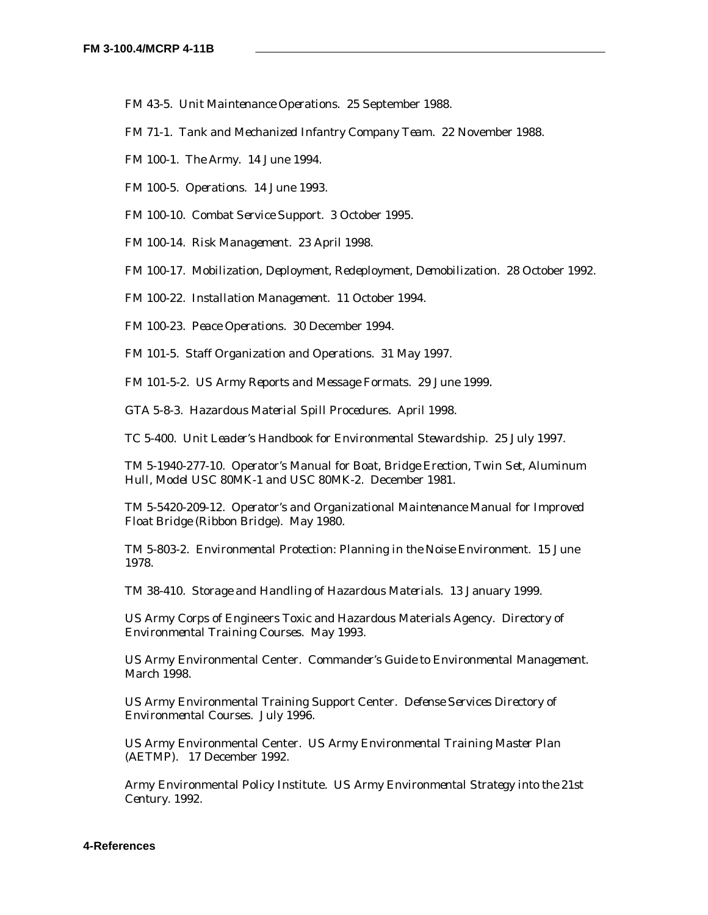FM 43-5. *Unit Maintenance Operations*. 25 September 1988.

FM 71-1. *Tank and Mechanized Infantry Company Team*. 22 November 1988.

FM 100-1. *The Army*. 14 June 1994.

FM 100-5. *Operations*. 14 June 1993.

FM 100-10. *Combat Service Support*. 3 October 1995.

FM 100-14. *Risk Management*. 23 April 1998.

FM 100-17. *Mobilization, Deployment, Redeployment, Demobilization*. 28 October 1992.

FM 100-22. *Installation Management*. 11 October 1994.

FM 100-23. *Peace Operations*. 30 December 1994.

FM 101-5. *Staff Organization and Operations*. 31 May 1997.

FM 101-5-2. *US Army Reports and Message Formats*. 29 June 1999.

GTA 5-8-3. *Hazardous Material Spill Procedures*. April 1998.

TC 5-400. *Unit Leader's Handbook for Environmental Stewardship*. 25 July 1997.

TM 5-1940-277-10. *Operator's Manual for Boat, Bridge Erection, Twin Set, Aluminum Hull, Model USC 80MK-1 and USC 80MK-2*. December 1981.

TM 5-5420-209-12. *Operator's and Organizational Maintenance Manual for Improved Float Bridge (Ribbon Bridge)*. May 1980.

TM 5-803-2. *Environmental Protection: Planning in the Noise Environment*. 15 June 1978.

TM 38-410. *Storage and Handling of Hazardous Materials*. 13 January 1999.

US Army Corps of Engineers Toxic and Hazardous Materials Agency. *Directory of Environmental Training Courses*. May 1993.

US Army Environmental Center. *Commander's Guide to Environmental Management*. March 1998.

US Army Environmental Training Support Center. *Defense Services Directory of Environmental Courses*. July 1996.

US Army Environmental Center. *US Army Environmental Training Master Plan (AETMP)*. 17 December 1992.

Army Environmental Policy Institute. *US Army Environmental Strategy into the 21st Century*. 1992.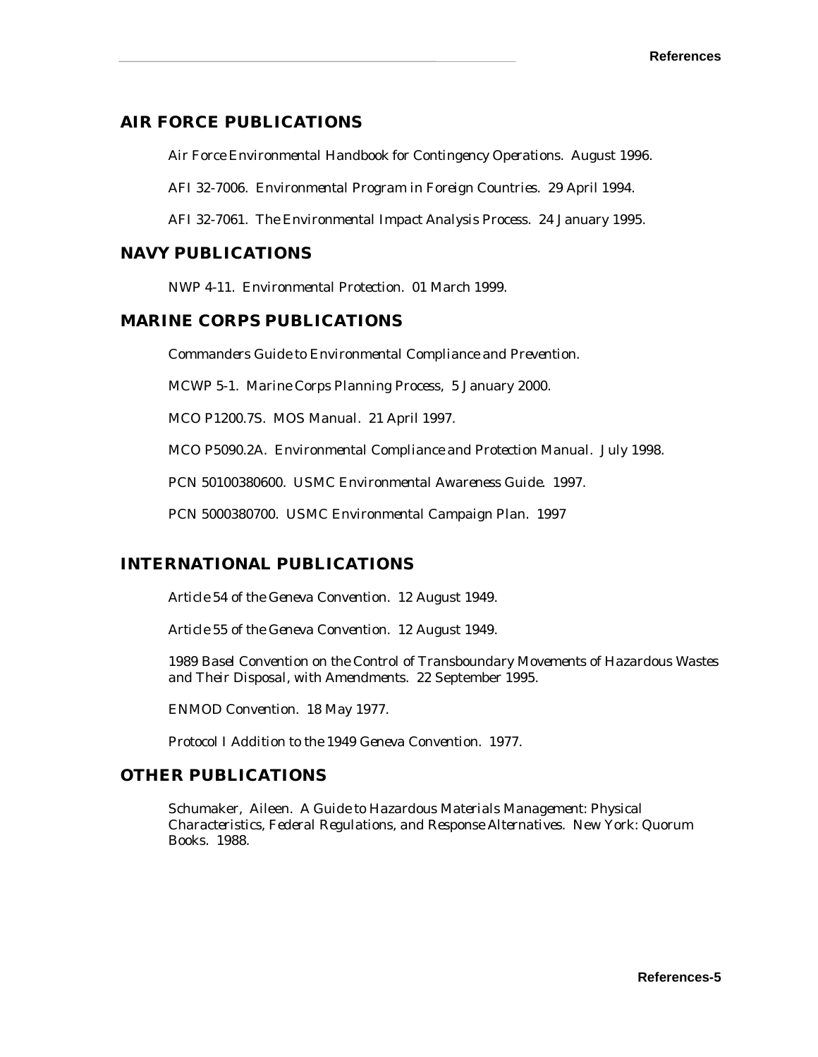## AIR FORCE PUBLICATIONS

Air Force Environmental Handbook for Contingency Operations. August 1996.

AFI 32-7006. Environmental Program in Foreign Countries. 29 April 1994.

AFI 32-7061. The Environmental Impact Analysis Process. 24 January 1995.

## NAVY PUBLICATIONS

NWP 4-11. Environmental Protection. 01 March 1999.

## MARINE CORPS PUBLICATIONS

Commanders Guide to Environmental Compliance and Prevention.

MCWP 5-1. Marine Corps Planning Process, 5 January 2000.

MCO P1200.7S. MOS Manual. 21 April 1997.

MCO P5090.2A. Environmental Compliance and Protection Manual. July 1998.

PCN 50100380600. USMC Environmental Awareness Guide. 1997.

PCN 5000380700. USMC Environmental Campaign Plan. 1997

## INTERNATIONAL PUBLICATIONS

Article 54 of the Geneva Convention. 12 August 1949.

Article 55 of the Geneva Convention. 12 August 1949.

1989 Basel Convention on the Control of Transboundary Movements of Hazardous Wastes and Their Disposal, with Amendments. 22 September 1995.

ENMOD Convention. 18 May 1977.

Protocol I Addition to the 1949 Geneva Convention. 1977.

## OTHER PUBLICATIONS

Schumaker, Aileen. A Guide to Hazardous Materials Management: Physical Characteristics, Federal Regulations, and Response Alternatives. New York: Quorum Books. 1988.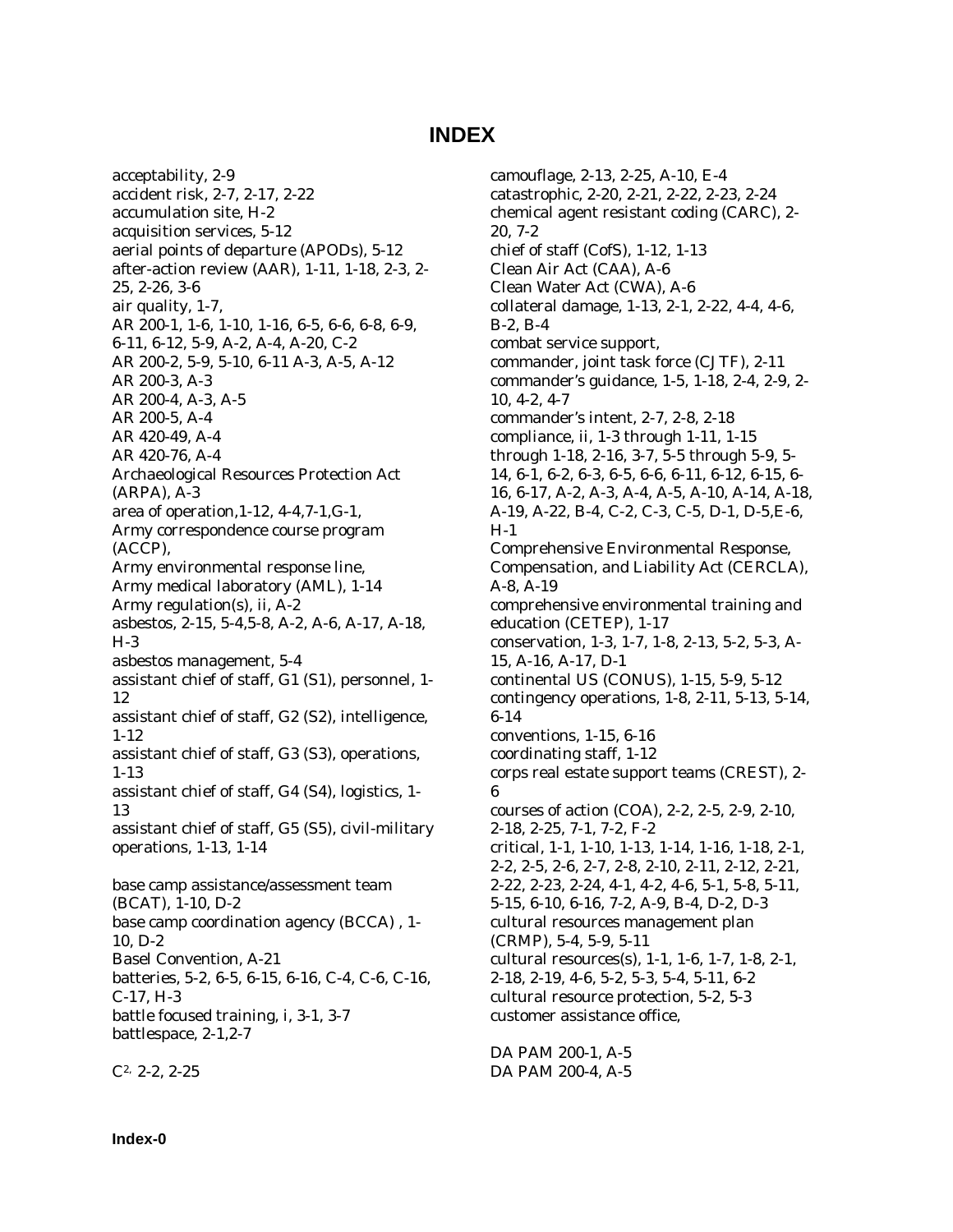# INDEX

acceptability, 2-9
accident risk, 2-7, 2-17, 2-22
accumulation site, H-2
acquisition services, 5-12
aerial points of departure (APODs), 5-12
after-action review (AAR), 1-11, 1-18, 2-3, 2-25, 2-26, 3-6
air quality, 1-7,
AR 200-1, 1-6, 1-10, 1-16, 6-5, 6-6, 6-8, 6-9, 6-11, 6-12, 5-9, A-2, A-4, A-20, C-2
AR 200-2, 5-9, 5-10, 6-11 A-3, A-5, A-12
AR 200-3, A-3
AR 200-4, A-3, A-5
AR 200-5, A-4
AR 420-49, A-4
AR 420-76, A-4
Archaeological Resources Protection Act (ARPA), A-3
area of operation,1-12, 4-4,7-1,G-1,
Army correspondence course program (ACCP),
Army environmental response line,
Army medical laboratory (AML), 1-14
Army regulation(s), ii, A-2
asbestos, 2-15, 5-4,5-8, A-2, A-6, A-17, A-18, H-3
asbestos management, 5-4
assistant chief of staff, G1 (S1), personnel, 1-12
assistant chief of staff, G2 (S2), intelligence, 1-12
assistant chief of staff, G3 (S3), operations, 1-13
assistant chief of staff, G4 (S4), logistics, 1-13
assistant chief of staff, G5 (S5), civil-military operations, 1-13, 1-14

base camp assistance/assessment team (BCAT), 1-10, D-2
base camp coordination agency (BCCA) , 1-10, D-2
Basel Convention, A-21
batteries, 5-2, 6-5, 6-15, 6-16, C-4, C-6, C-16, C-17, H-3
battle focused training, i, 3-1, 3-7
battlespace, 2-1,2-7

$C^2$, 2-2, 2-25

camouflage, 2-13, 2-25, A-10, E-4
catastrophic, 2-20, 2-21, 2-22, 2-23, 2-24
chemical agent resistant coding (CARC), 2-20, 7-2
chief of staff (CofS), 1-12, 1-13
Clean Air Act (CAA), A-6
Clean Water Act (CWA), A-6
collateral damage, 1-13, 2-1, 2-22, 4-4, 4-6, B-2, B-4
combat service support,
commander, joint task force (CJTF), 2-11
commander's guidance, 1-5, 1-18, 2-4, 2-9, 2-10, 4-2, 4-7
commander's intent, 2-7, 2-8, 2-18
compliance, ii, 1-3 through 1-11, 1-15 through 1-18, 2-16, 3-7, 5-5 through 5-9, 5-14, 6-1, 6-2, 6-3, 6-5, 6-6, 6-11, 6-12, 6-15, 6-16, 6-17, A-2, A-3, A-4, A-5, A-10, A-14, A-18, A-19, A-22, B-4, C-2, C-3, C-5, D-1, D-5,E-6, H-1
Comprehensive Environmental Response, Compensation, and Liability Act (CERCLA), A-8, A-19
comprehensive environmental training and education (CETEP), 1-17
conservation, 1-3, 1-7, 1-8, 2-13, 5-2, 5-3, A-15, A-16, A-17, D-1
continental US (CONUS), 1-15, 5-9, 5-12
contingency operations, 1-8, 2-11, 5-13, 5-14, 6-14
conventions, 1-15, 6-16
coordinating staff, 1-12
corps real estate support teams (CREST), 2-6
courses of action (COA), 2-2, 2-5, 2-9, 2-10, 2-18, 2-25, 7-1, 7-2, F-2
critical, 1-1, 1-10, 1-13, 1-14, 1-16, 1-18, 2-1, 2-2, 2-5, 2-6, 2-7, 2-8, 2-10, 2-11, 2-12, 2-21, 2-22, 2-23, 2-24, 4-1, 4-2, 4-6, 5-1, 5-8, 5-11, 5-15, 6-10, 6-16, 7-2, A-9, B-4, D-2, D-3
cultural resources management plan (CRMP), 5-4, 5-9, 5-11
cultural resources(s), 1-1, 1-6, 1-7, 1-8, 2-1, 2-18, 2-19, 4-6, 5-2, 5-3, 5-4, 5-11, 6-2
cultural resource protection, 5-2, 5-3
customer assistance office,

DA PAM 200-1, A-5
DA PAM 200-4, A-5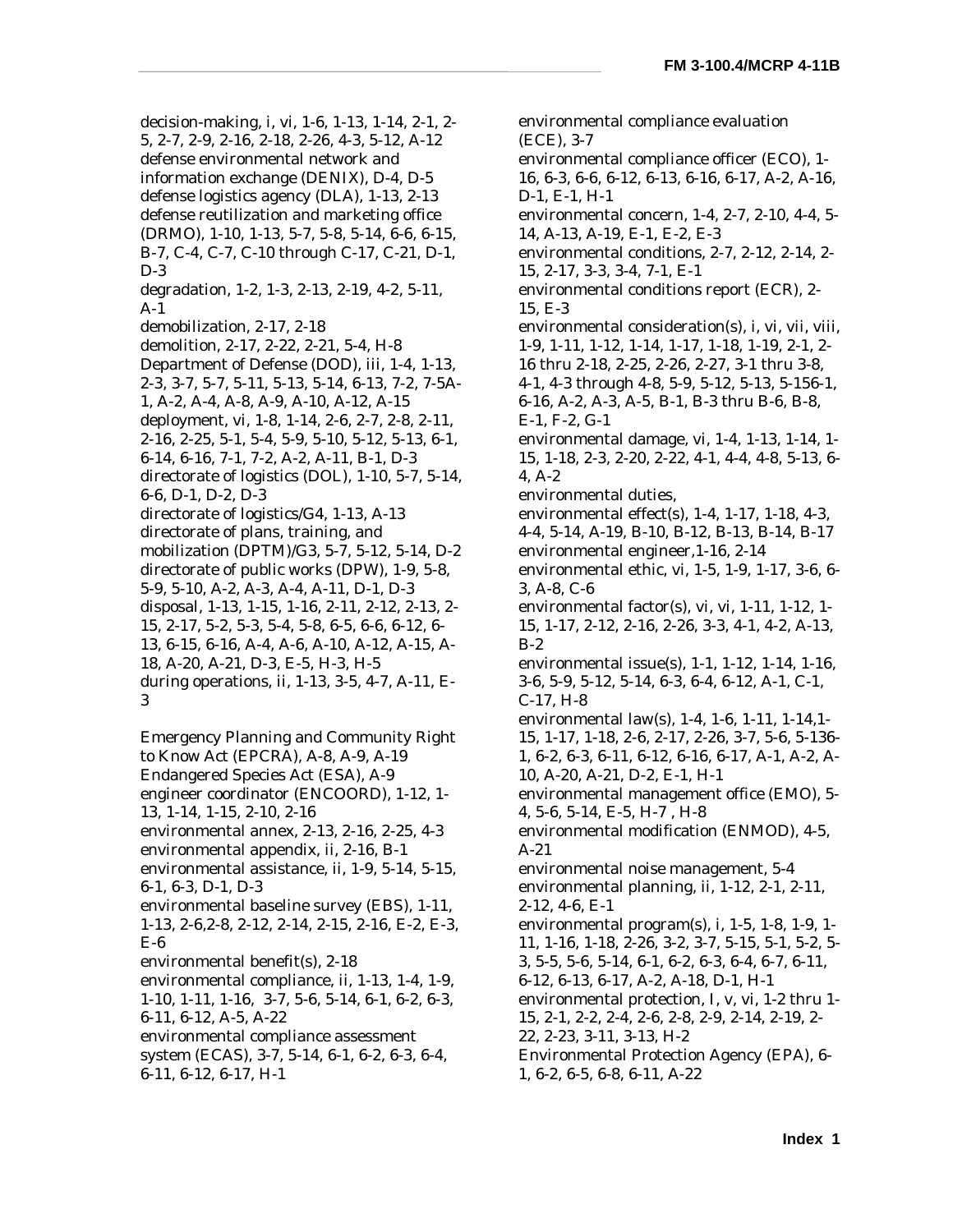decision-making, i, vi, 1-6, 1-13, 1-14, 2-1, 2-5, 2-7, 2-9, 2-16, 2-18, 2-26, 4-3, 5-12, A-12
defense environmental network and information exchange (DENIX), D-4, D-5
defense logistics agency (DLA), 1-13, 2-13
defense reutilization and marketing office (DRMO), 1-10, 1-13, 5-7, 5-8, 5-14, 6-6, 6-15, B-7, C-4, C-7, C-10 through C-17, C-21, D-1, D-3
degradation, 1-2, 1-3, 2-13, 2-19, 4-2, 5-11, A-1
demobilization, 2-17, 2-18
demolition, 2-17, 2-22, 2-21, 5-4, H-8
Department of Defense (DOD), iii, 1-4, 1-13, 2-3, 3-7, 5-7, 5-11, 5-13, 5-14, 6-13, 7-2, 7-5A-1, A-2, A-4, A-8, A-9, A-10, A-12, A-15
deployment, vi, 1-8, 1-14, 2-6, 2-7, 2-8, 2-11, 2-16, 2-25, 5-1, 5-4, 5-9, 5-10, 5-12, 5-13, 6-1, 6-14, 6-16, 7-1, 7-2, A-2, A-11, B-1, D-3
directorate of logistics (DOL), 1-10, 5-7, 5-14, 6-6, D-1, D-2, D-3
directorate of logistics/G4, 1-13, A-13
directorate of plans, training, and mobilization (DPTM)/G3, 5-7, 5-12, 5-14, D-2
directorate of public works (DPW), 1-9, 5-8, 5-9, 5-10, A-2, A-3, A-4, A-11, D-1, D-3
disposal, 1-13, 1-15, 1-16, 2-11, 2-12, 2-13, 2-15, 2-17, 5-2, 5-3, 5-4, 5-8, 6-5, 6-6, 6-12, 6-13, 6-15, 6-16, A-4, A-6, A-10, A-12, A-15, A-18, A-20, A-21, D-3, E-5, H-3, H-5
during operations, ii, 1-13, 3-5, 4-7, A-11, E-3

Emergency Planning and Community Right to Know Act (EPCRA), A-8, A-9, A-19
Endangered Species Act (ESA), A-9
engineer coordinator (ENCOORD), 1-12, 1-13, 1-14, 1-15, 2-10, 2-16
environmental annex, 2-13, 2-16, 2-25, 4-3
environmental appendix, ii, 2-16, B-1
environmental assistance, ii, 1-9, 5-14, 5-15, 6-1, 6-3, D-1, D-3
environmental baseline survey (EBS), 1-11, 1-13, 2-6,2-8, 2-12, 2-14, 2-15, 2-16, E-2, E-3, E-6
environmental benefit(s), 2-18
environmental compliance, ii, 1-13, 1-4, 1-9, 1-10, 1-11, 1-16, 3-7, 5-6, 5-14, 6-1, 6-2, 6-3, 6-11, 6-12, A-5, A-22
environmental compliance assessment system (ECAS), 3-7, 5-14, 6-1, 6-2, 6-3, 6-4, 6-11, 6-12, 6-17, H-1
environmental compliance evaluation (ECE), 3-7
environmental compliance officer (ECO), 1-16, 6-3, 6-6, 6-12, 6-13, 6-16, 6-17, A-2, A-16, D-1, E-1, H-1
environmental concern, 1-4, 2-7, 2-10, 4-4, 5-14, A-13, A-19, E-1, E-2, E-3
environmental conditions, 2-7, 2-12, 2-14, 2-15, 2-17, 3-3, 3-4, 7-1, E-1
environmental conditions report (ECR), 2-15, E-3
environmental consideration(s), i, vi, vii, viii, 1-9, 1-11, 1-12, 1-14, 1-17, 1-18, 1-19, 2-1, 2-16 thru 2-18, 2-25, 2-26, 2-27, 3-1 thru 3-8, 4-1, 4-3 through 4-8, 5-9, 5-12, 5-13, 5-156-1, 6-16, A-2, A-3, A-5, B-1, B-3 thru B-6, B-8, E-1, F-2, G-1
environmental damage, vi, 1-4, 1-13, 1-14, 1-15, 1-18, 2-3, 2-20, 2-22, 4-1, 4-4, 4-8, 5-13, 6-4, A-2
environmental duties,
environmental effect(s), 1-4, 1-17, 1-18, 4-3, 4-4, 5-14, A-19, B-10, B-12, B-13, B-14, B-17
environmental engineer,1-16, 2-14
environmental ethic, vi, 1-5, 1-9, 1-17, 3-6, 6-3, A-8, C-6
environmental factor(s), vi, vi, 1-11, 1-12, 1-15, 1-17, 2-12, 2-16, 2-26, 3-3, 4-1, 4-2, A-13, B-2
environmental issue(s), 1-1, 1-12, 1-14, 1-16, 3-6, 5-9, 5-12, 5-14, 6-3, 6-4, 6-12, A-1, C-1, C-17, H-8
environmental law(s), 1-4, 1-6, 1-11, 1-14,1-15, 1-17, 1-18, 2-6, 2-17, 2-26, 3-7, 5-6, 5-136-1, 6-2, 6-3, 6-11, 6-12, 6-16, 6-17, A-1, A-2, A-10, A-20, A-21, D-2, E-1, H-1
environmental management office (EMO), 5-4, 5-6, 5-14, E-5, H-7 , H-8
environmental modification (ENMOD), 4-5, A-21
environmental noise management, 5-4
environmental planning, ii, 1-12, 2-1, 2-11, 2-12, 4-6, E-1
environmental program(s), i, 1-5, 1-8, 1-9, 1-11, 1-16, 1-18, 2-26, 3-2, 3-7, 5-15, 5-1, 5-2, 5-3, 5-5, 5-6, 5-14, 6-1, 6-2, 6-3, 6-4, 6-7, 6-11, 6-12, 6-13, 6-17, A-2, A-18, D-1, H-1
environmental protection, I, v, vi, 1-2 thru 1-15, 2-1, 2-2, 2-4, 2-6, 2-8, 2-9, 2-14, 2-19, 2-22, 2-23, 3-11, 3-13, H-2
Environmental Protection Agency (EPA), 6-1, 6-2, 6-5, 6-8, 6-11, A-22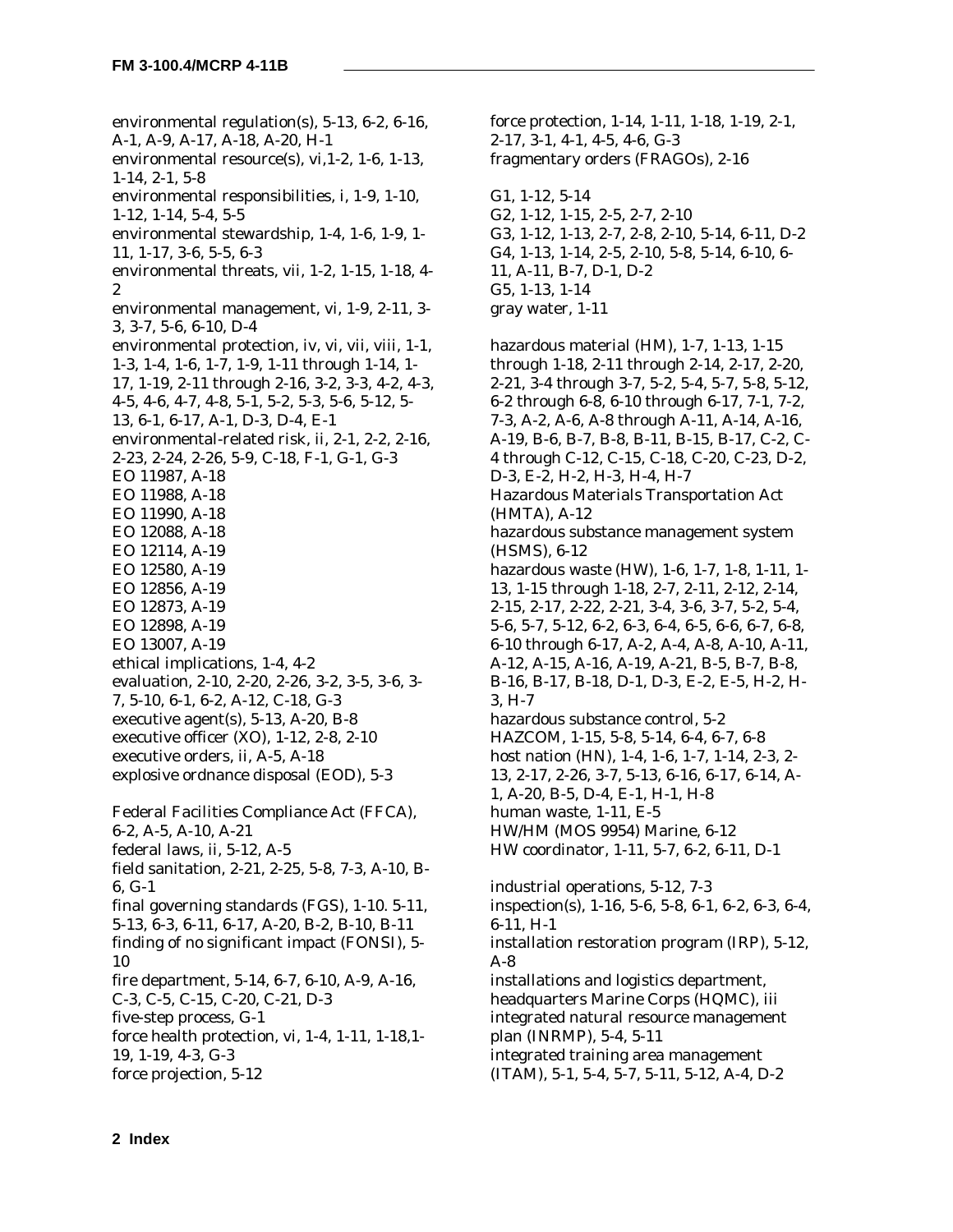environmental regulation(s), 5-13, 6-2, 6-16, A-1, A-9, A-17, A-18, A-20, H-1
environmental resource(s), vi,1-2, 1-6, 1-13, 1-14, 2-1, 5-8
environmental responsibilities, i, 1-9, 1-10, 1-12, 1-14, 5-4, 5-5
environmental stewardship, 1-4, 1-6, 1-9, 1-11, 1-17, 3-6, 5-5, 6-3
environmental threats, vii, 1-2, 1-15, 1-18, 4-2
environmental management, vi, 1-9, 2-11, 3-3, 3-7, 5-6, 6-10, D-4
environmental protection, iv, vi, vii, viii, 1-1, 1-3, 1-4, 1-6, 1-7, 1-9, 1-11 through 1-14, 1-17, 1-19, 2-11 through 2-16, 3-2, 3-3, 4-2, 4-3, 4-5, 4-6, 4-7, 4-8, 5-1, 5-2, 5-3, 5-6, 5-12, 5-13, 6-1, 6-17, A-1, D-3, D-4, E-1
environmental-related risk, ii, 2-1, 2-2, 2-16, 2-23, 2-24, 2-26, 5-9, C-18, F-1, G-1, G-3
EO 11987, A-18
EO 11988, A-18
EO 11990, A-18
EO 12088, A-18
EO 12114, A-19
EO 12580, A-19
EO 12856, A-19
EO 12873, A-19
EO 12898, A-19
EO 13007, A-19
ethical implications, 1-4, 4-2
evaluation, 2-10, 2-20, 2-26, 3-2, 3-5, 3-6, 3-7, 5-10, 6-1, 6-2, A-12, C-18, G-3
executive agent(s), 5-13, A-20, B-8
executive officer (XO), 1-12, 2-8, 2-10
executive orders, ii, A-5, A-18
explosive ordnance disposal (EOD), 5-3

Federal Facilities Compliance Act (FFCA), 6-2, A-5, A-10, A-21
federal laws, ii, 5-12, A-5
field sanitation, 2-21, 2-25, 5-8, 7-3, A-10, B-6, G-1
final governing standards (FGS), 1-10. 5-11, 5-13, 6-3, 6-11, 6-17, A-20, B-2, B-10, B-11
finding of no significant impact (FONSI), 5-10
fire department, 5-14, 6-7, 6-10, A-9, A-16, C-3, C-5, C-15, C-20, C-21, D-3
five-step process, G-1
force health protection, vi, 1-4, 1-11, 1-18,1-19, 1-19, 4-3, G-3
force projection, 5-12
force protection, 1-14, 1-11, 1-18, 1-19, 2-1, 2-17, 3-1, 4-1, 4-5, 4-6, G-3
fragmentary orders (FRAGOs), 2-16

G1, 1-12, 5-14
G2, 1-12, 1-15, 2-5, 2-7, 2-10
G3, 1-12, 1-13, 2-7, 2-8, 2-10, 5-14, 6-11, D-2
G4, 1-13, 1-14, 2-5, 2-10, 5-8, 5-14, 6-10, 6-11, A-11, B-7, D-1, D-2
G5, 1-13, 1-14
gray water, 1-11

hazardous material (HM), 1-7, 1-13, 1-15 through 1-18, 2-11 through 2-14, 2-17, 2-20, 2-21, 3-4 through 3-7, 5-2, 5-4, 5-7, 5-8, 5-12, 6-2 through 6-8, 6-10 through 6-17, 7-1, 7-2, 7-3, A-2, A-6, A-8 through A-11, A-14, A-16, A-19, B-6, B-7, B-8, B-11, B-15, B-17, C-2, C-4 through C-12, C-15, C-18, C-20, C-23, D-2, D-3, E-2, H-2, H-3, H-4, H-7
Hazardous Materials Transportation Act (HMTA), A-12
hazardous substance management system (HSMS), 6-12
hazardous waste (HW), 1-6, 1-7, 1-8, 1-11, 1-13, 1-15 through 1-18, 2-7, 2-11, 2-12, 2-14, 2-15, 2-17, 2-22, 2-21, 3-4, 3-6, 3-7, 5-2, 5-4, 5-6, 5-7, 5-12, 6-2, 6-3, 6-4, 6-5, 6-6, 6-7, 6-8, 6-10 through 6-17, A-2, A-4, A-8, A-10, A-11, A-12, A-15, A-16, A-19, A-21, B-5, B-7, B-8, B-16, B-17, B-18, D-1, D-3, E-2, E-5, H-2, H-3, H-7
hazardous substance control, 5-2
HAZCOM, 1-15, 5-8, 5-14, 6-4, 6-7, 6-8
host nation (HN), 1-4, 1-6, 1-7, 1-14, 2-3, 2-13, 2-17, 2-26, 3-7, 5-13, 6-16, 6-17, 6-14, A-1, A-20, B-5, D-4, E-1, H-1, H-8
human waste, 1-11, E-5
HW/HM (MOS 9954) Marine, 6-12
HW coordinator, 1-11, 5-7, 6-2, 6-11, D-1

industrial operations, 5-12, 7-3
inspection(s), 1-16, 5-6, 5-8, 6-1, 6-2, 6-3, 6-4, 6-11, H-1
installation restoration program (IRP), 5-12, A-8
installations and logistics department, headquarters Marine Corps (HQMC), iii
integrated natural resource management plan (INRMP), 5-4, 5-11
integrated training area management (ITAM), 5-1, 5-4, 5-7, 5-11, 5-12, A-4, D-2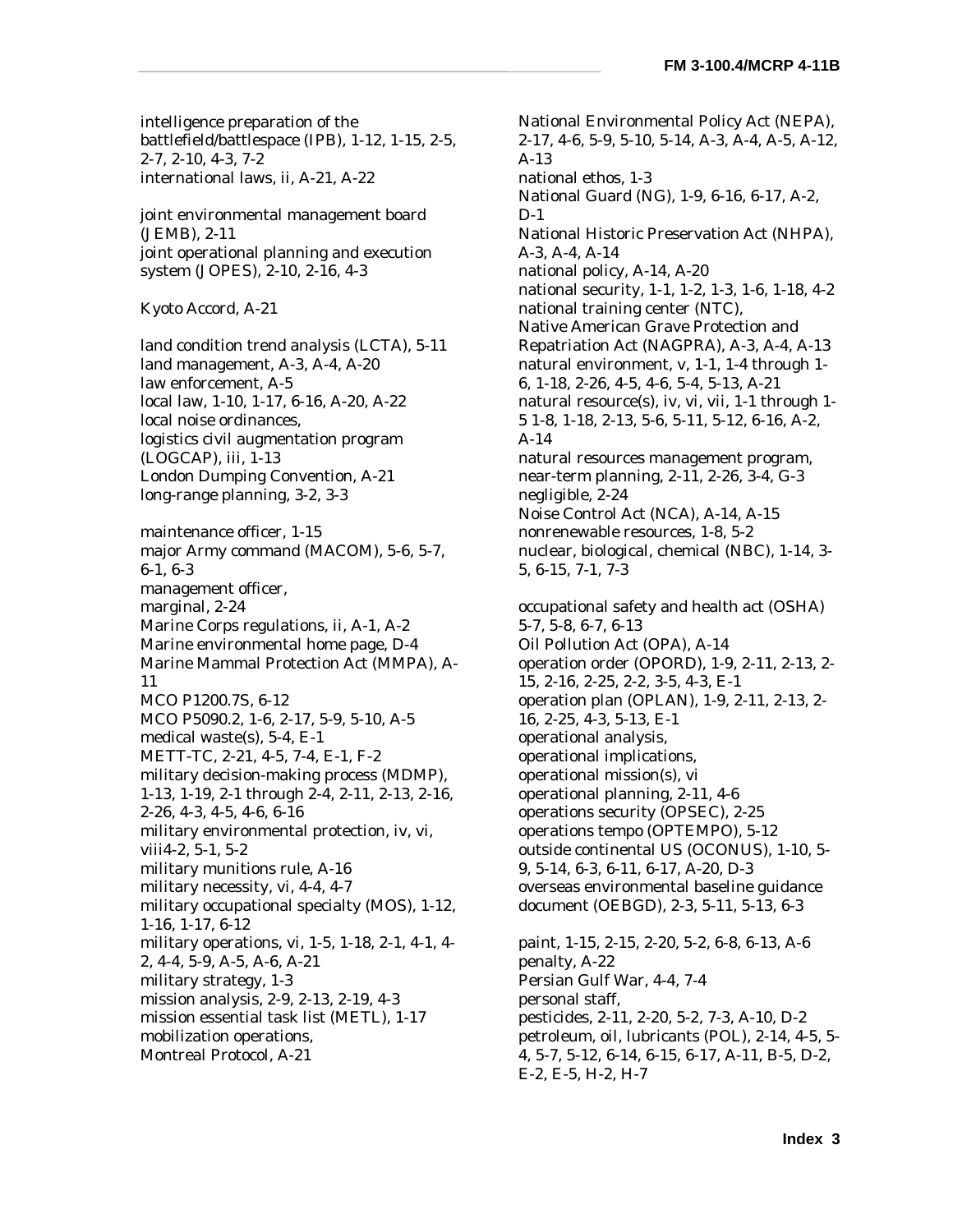intelligence preparation of the battlefield/battlespace (IPB), 1-12, 1-15, 2-5, 2-7, 2-10, 4-3, 7-2
international laws, ii, A-21, A-22

joint environmental management board (JEMB), 2-11
joint operational planning and execution system (JOPES), 2-10, 2-16, 4-3

Kyoto Accord, A-21

land condition trend analysis (LCTA), 5-11
land management, A-3, A-4, A-20
law enforcement, A-5
local law, 1-10, 1-17, 6-16, A-20, A-22
local noise ordinances,
logistics civil augmentation program (LOGCAP), iii, 1-13
London Dumping Convention, A-21
long-range planning, 3-2, 3-3

maintenance officer, 1-15
major Army command (MACOM), 5-6, 5-7, 6-1, 6-3
management officer,
marginal, 2-24
Marine Corps regulations, ii, A-1, A-2
Marine environmental home page, D-4
Marine Mammal Protection Act (MMPA), A-11
MCO P1200.7S, 6-12
MCO P5090.2, 1-6, 2-17, 5-9, 5-10, A-5
medical waste(s), 5-4, E-1
METT-TC, 2-21, 4-5, 7-4, E-1, F-2
military decision-making process (MDMP), 1-13, 1-19, 2-1 through 2-4, 2-11, 2-13, 2-16, 2-26, 4-3, 4-5, 4-6, 6-16
military environmental protection, iv, vi, viii4-2, 5-1, 5-2
military munitions rule, A-16
military necessity, vi, 4-4, 4-7
military occupational specialty (MOS), 1-12, 1-16, 1-17, 6-12
military operations, vi, 1-5, 1-18, 2-1, 4-1, 4-2, 4-4, 5-9, A-5, A-6, A-21
military strategy, 1-3
mission analysis, 2-9, 2-13, 2-19, 4-3
mission essential task list (METL), 1-17
mobilization operations,
Montreal Protocol, A-21

National Environmental Policy Act (NEPA), 2-17, 4-6, 5-9, 5-10, 5-14, A-3, A-4, A-5, A-12, A-13
national ethos, 1-3
National Guard (NG), 1-9, 6-16, 6-17, A-2, D-1
National Historic Preservation Act (NHPA), A-3, A-4, A-14
national policy, A-14, A-20
national security, 1-1, 1-2, 1-3, 1-6, 1-18, 4-2
national training center (NTC),
Native American Grave Protection and Repatriation Act (NAGPRA), A-3, A-4, A-13
natural environment, v, 1-1, 1-4 through 1-6, 1-18, 2-26, 4-5, 4-6, 5-4, 5-13, A-21
natural resource(s), iv, vi, vii, 1-1 through 1-5 1-8, 1-18, 2-13, 5-6, 5-11, 5-12, 6-16, A-2, A-14
natural resources management program,
near-term planning, 2-11, 2-26, 3-4, G-3
negligible, 2-24
Noise Control Act (NCA), A-14, A-15
nonrenewable resources, 1-8, 5-2
nuclear, biological, chemical (NBC), 1-14, 3-5, 6-15, 7-1, 7-3

occupational safety and health act (OSHA) 5-7, 5-8, 6-7, 6-13
Oil Pollution Act (OPA), A-14
operation order (OPORD), 1-9, 2-11, 2-13, 2-15, 2-16, 2-25, 2-2, 3-5, 4-3, E-1
operation plan (OPLAN), 1-9, 2-11, 2-13, 2-16, 2-25, 4-3, 5-13, E-1
operational analysis,
operational implications,
operational mission(s), vi
operational planning, 2-11, 4-6
operations security (OPSEC), 2-25
operations tempo (OPTEMPO), 5-12
outside continental US (OCONUS), 1-10, 5-9, 5-14, 6-3, 6-11, 6-17, A-20, D-3
overseas environmental baseline guidance document (OEBGD), 2-3, 5-11, 5-13, 6-3

paint, 1-15, 2-15, 2-20, 5-2, 6-8, 6-13, A-6
penalty, A-22
Persian Gulf War, 4-4, 7-4
personal staff,
pesticides, 2-11, 2-20, 5-2, 7-3, A-10, D-2
petroleum, oil, lubricants (POL), 2-14, 4-5, 5-4, 5-7, 5-12, 6-14, 6-15, 6-17, A-11, B-5, D-2, E-2, E-5, H-2, H-7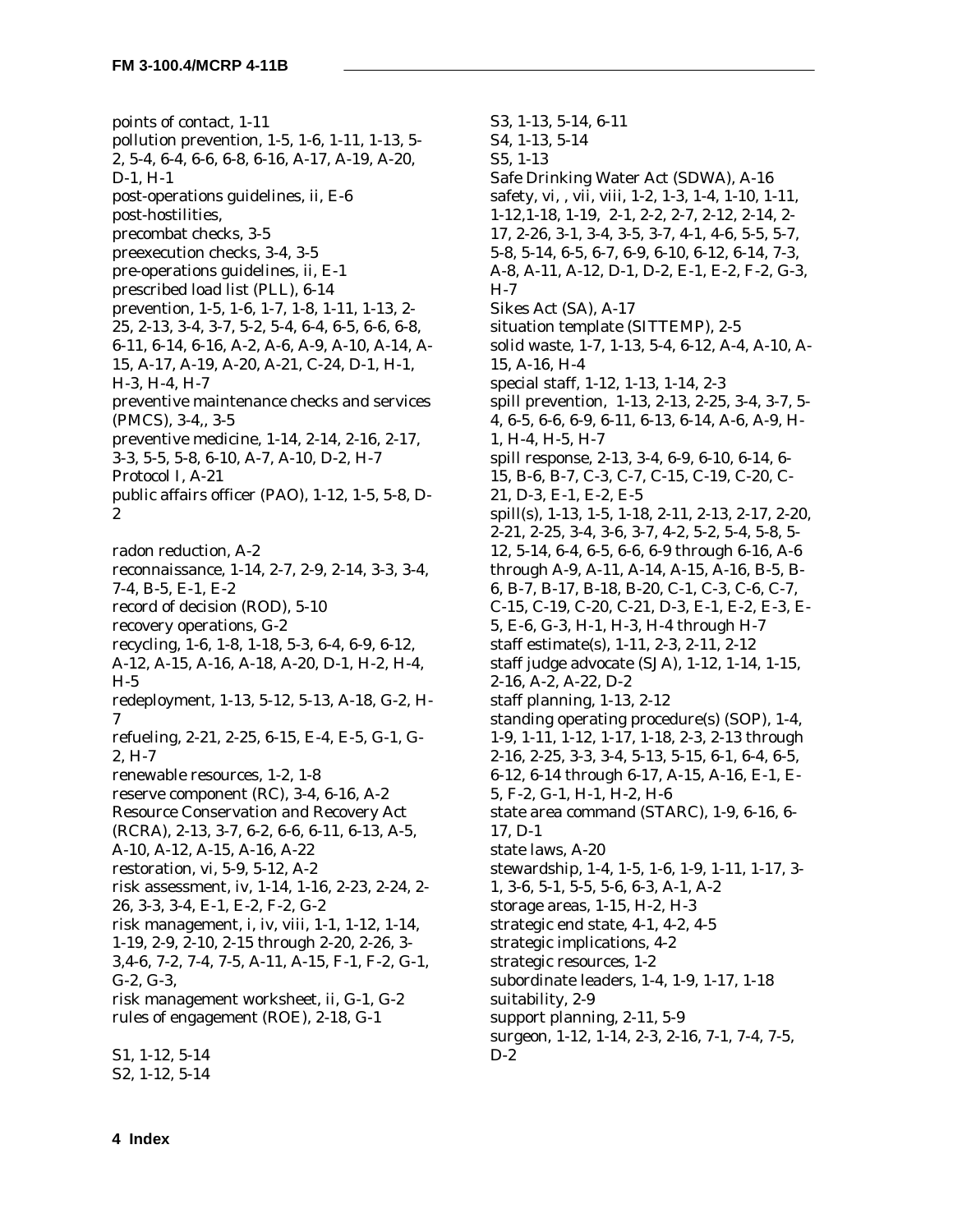points of contact, 1-11
pollution prevention, 1-5, 1-6, 1-11, 1-13, 5-2, 5-4, 6-4, 6-6, 6-8, 6-16, A-17, A-19, A-20, D-1, H-1
post-operations guidelines, ii, E-6
post-hostilities,
precombat checks, 3-5
preexecution checks, 3-4, 3-5
pre-operations guidelines, ii, E-1
prescribed load list (PLL), 6-14
prevention, 1-5, 1-6, 1-7, 1-8, 1-11, 1-13, 2-25, 2-13, 3-4, 3-7, 5-2, 5-4, 6-4, 6-5, 6-6, 6-8, 6-11, 6-14, 6-16, A-2, A-6, A-9, A-10, A-14, A-15, A-17, A-19, A-20, A-21, C-24, D-1, H-1, H-3, H-4, H-7
preventive maintenance checks and services (PMCS), 3-4,, 3-5
preventive medicine, 1-14, 2-14, 2-16, 2-17, 3-3, 5-5, 5-8, 6-10, A-7, A-10, D-2, H-7
Protocol I, A-21
public affairs officer (PAO), 1-12, 1-5, 5-8, D-2

radon reduction, A-2
reconnaissance, 1-14, 2-7, 2-9, 2-14, 3-3, 3-4, 7-4, B-5, E-1, E-2
record of decision (ROD), 5-10
recovery operations, G-2
recycling, 1-6, 1-8, 1-18, 5-3, 6-4, 6-9, 6-12, A-12, A-15, A-16, A-18, A-20, D-1, H-2, H-4, H-5
redeployment, 1-13, 5-12, 5-13, A-18, G-2, H-7
refueling, 2-21, 2-25, 6-15, E-4, E-5, G-1, G-2, H-7
renewable resources, 1-2, 1-8
reserve component (RC), 3-4, 6-16, A-2
Resource Conservation and Recovery Act (RCRA), 2-13, 3-7, 6-2, 6-6, 6-11, 6-13, A-5, A-10, A-12, A-15, A-16, A-22
restoration, vi, 5-9, 5-12, A-2
risk assessment, iv, 1-14, 1-16, 2-23, 2-24, 2-26, 3-3, 3-4, E-1, E-2, F-2, G-2
risk management, i, iv, viii, 1-1, 1-12, 1-14, 1-19, 2-9, 2-10, 2-15 through 2-20, 2-26, 3-3,4-6, 7-2, 7-4, 7-5, A-11, A-15, F-1, F-2, G-1, G-2, G-3,
risk management worksheet, ii, G-1, G-2
rules of engagement (ROE), 2-18, G-1

S1, 1-12, 5-14
S2, 1-12, 5-14
S3, 1-13, 5-14, 6-11
S4, 1-13, 5-14
S5, 1-13
Safe Drinking Water Act (SDWA), A-16
safety, vi, , vii, viii, 1-2, 1-3, 1-4, 1-10, 1-11, 1-12,1-18, 1-19, 2-1, 2-2, 2-7, 2-12, 2-14, 2-17, 2-26, 3-1, 3-4, 3-5, 3-7, 4-1, 4-6, 5-5, 5-7, 5-8, 5-14, 6-5, 6-7, 6-9, 6-10, 6-12, 6-14, 7-3, A-8, A-11, A-12, D-1, D-2, E-1, E-2, F-2, G-3, H-7
Sikes Act (SA), A-17
situation template (SITTEMP), 2-5
solid waste, 1-7, 1-13, 5-4, 6-12, A-4, A-10, A-15, A-16, H-4
special staff, 1-12, 1-13, 1-14, 2-3
spill prevention, 1-13, 2-13, 2-25, 3-4, 3-7, 5-4, 6-5, 6-6, 6-9, 6-11, 6-13, 6-14, A-6, A-9, H-1, H-4, H-5, H-7
spill response, 2-13, 3-4, 6-9, 6-10, 6-14, 6-15, B-6, B-7, C-3, C-7, C-15, C-19, C-20, C-21, D-3, E-1, E-2, E-5
spill(s), 1-13, 1-5, 1-18, 2-11, 2-13, 2-17, 2-20, 2-21, 2-25, 3-4, 3-6, 3-7, 4-2, 5-2, 5-4, 5-8, 5-12, 5-14, 6-4, 6-5, 6-6, 6-9 through 6-16, A-6 through A-9, A-11, A-14, A-15, A-16, B-5, B-6, B-7, B-17, B-18, B-20, C-1, C-3, C-6, C-7, C-15, C-19, C-20, C-21, D-3, E-1, E-2, E-3, E-5, E-6, G-3, H-1, H-3, H-4 through H-7
staff estimate(s), 1-11, 2-3, 2-11, 2-12
staff judge advocate (SJA), 1-12, 1-14, 1-15, 2-16, A-2, A-22, D-2
staff planning, 1-13, 2-12
standing operating procedure(s) (SOP), 1-4, 1-9, 1-11, 1-12, 1-17, 1-18, 2-3, 2-13 through 2-16, 2-25, 3-3, 3-4, 5-13, 5-15, 6-1, 6-4, 6-5, 6-12, 6-14 through 6-17, A-15, A-16, E-1, E-5, F-2, G-1, H-1, H-2, H-6
state area command (STARC), 1-9, 6-16, 6-17, D-1
state laws, A-20
stewardship, 1-4, 1-5, 1-6, 1-9, 1-11, 1-17, 3-1, 3-6, 5-1, 5-5, 5-6, 6-3, A-1, A-2
storage areas, 1-15, H-2, H-3
strategic end state, 4-1, 4-2, 4-5
strategic implications, 4-2
strategic resources, 1-2
subordinate leaders, 1-4, 1-9, 1-17, 1-18
suitability, 2-9
support planning, 2-11, 5-9
surgeon, 1-12, 1-14, 2-3, 2-16, 7-1, 7-4, 7-5, D-2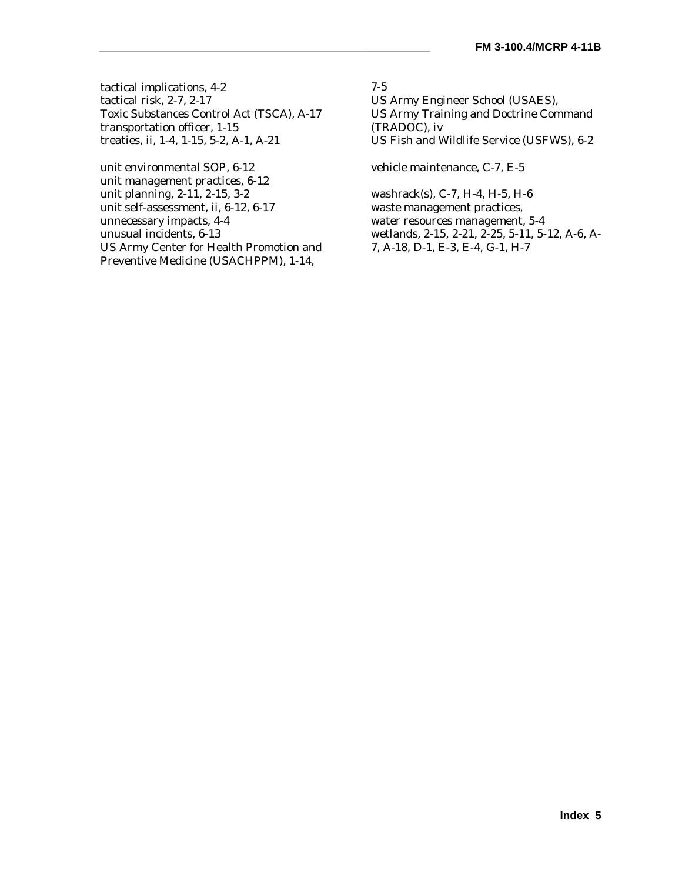tactical implications, 4-2
tactical risk, 2-7, 2-17
Toxic Substances Control Act (TSCA), A-17
transportation officer, 1-15
treaties, ii, 1-4, 1-15, 5-2, A-1, A-21

unit environmental SOP, 6-12
unit management practices, 6-12
unit planning, 2-11, 2-15, 3-2
unit self-assessment, ii, 6-12, 6-17
unnecessary impacts, 4-4
unusual incidents, 6-13
US Army Center for Health Promotion and Preventive Medicine (USACHPPM), 1-14, 7-5
US Army Engineer School (USAES),
US Army Training and Doctrine Command (TRADOC), iv
US Fish and Wildlife Service (USFWS), 6-2

vehicle maintenance, C-7, E-5

washrack(s), C-7, H-4, H-5, H-6
waste management practices,
water resources management, 5-4
wetlands, 2-15, 2-21, 2-25, 5-11, 5-12, A-6, A-7, A-18, D-1, E-3, E-4, G-1, H-7